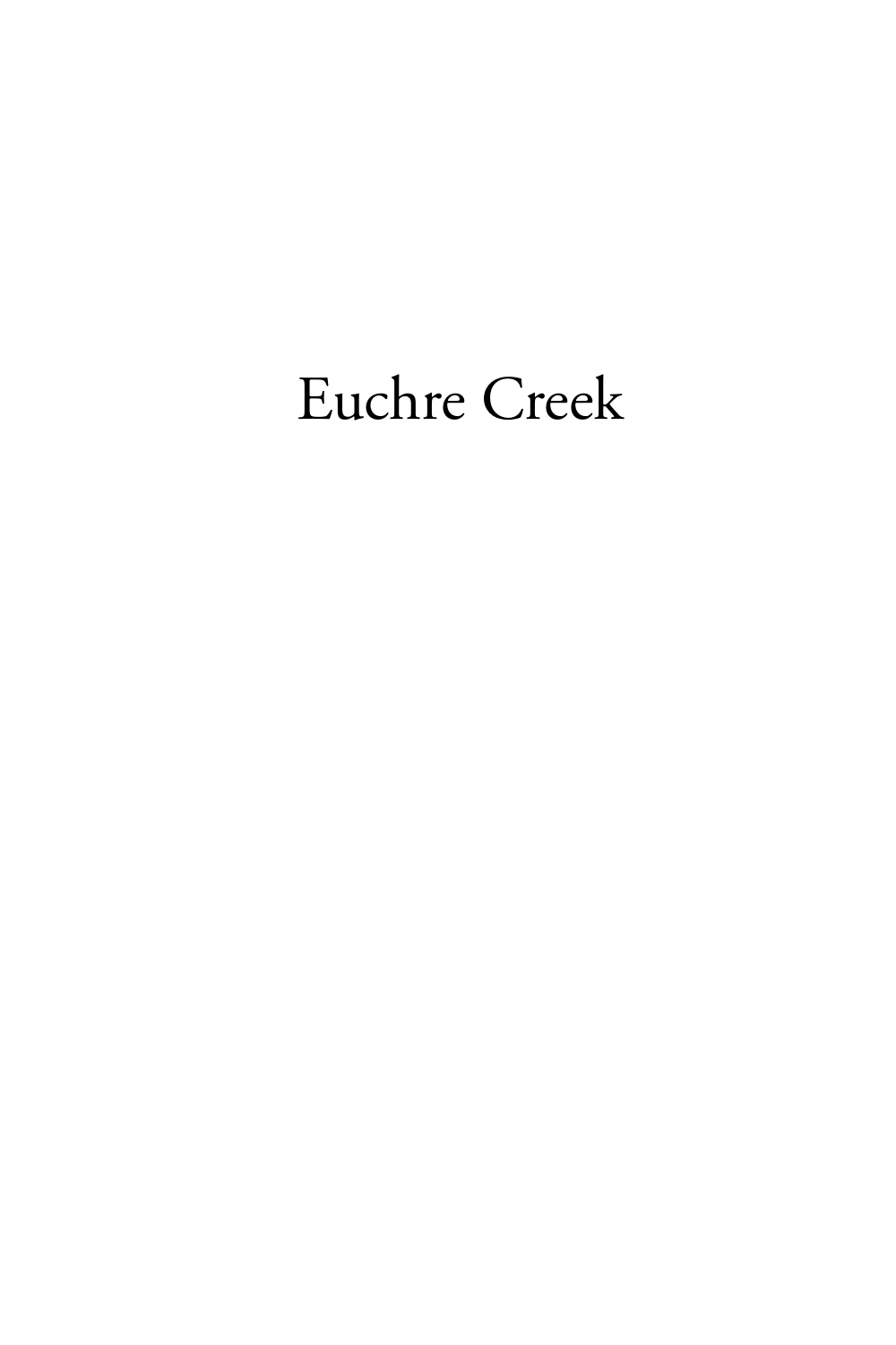# Euchre Creek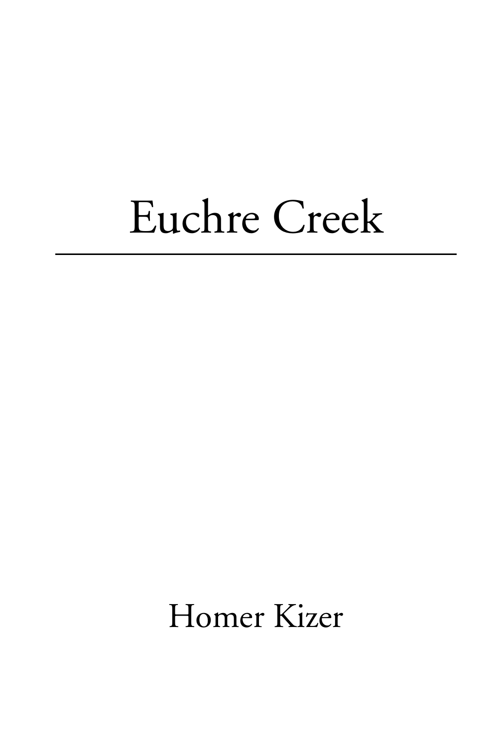# Euchre Creek

---

Homer Kizer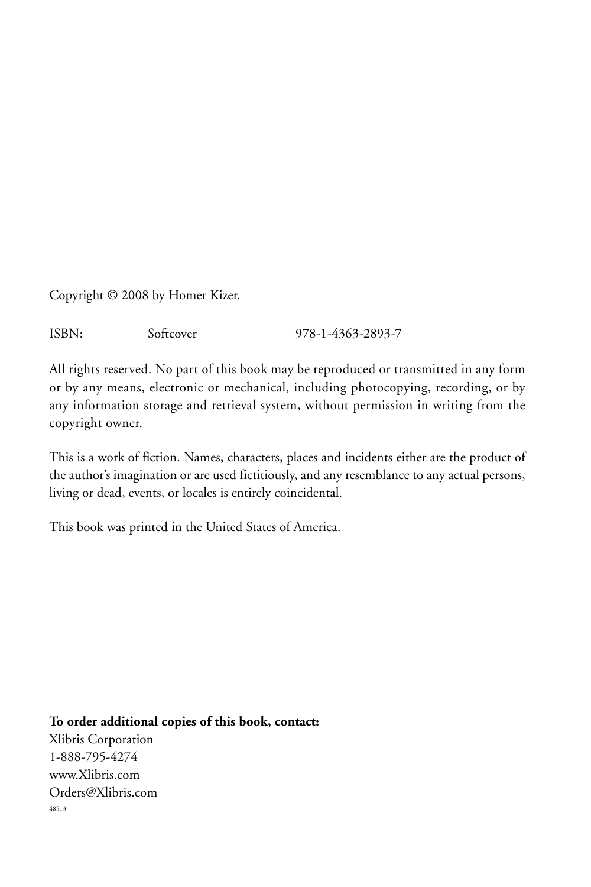Copyright © 2008 by Homer Kizer.

ISBN: Softcover 978-1-4363-2893-7

All rights reserved. No part of this book may be reproduced or transmitted in any form or by any means, electronic or mechanical, including photocopying, recording, or by any information storage and retrieval system, without permission in writing from the copyright owner.

This is a work of fiction. Names, characters, places and incidents either are the product of the author's imagination or are used fictitiously, and any resemblance to any actual persons, living or dead, events, or locales is entirely coincidental.

This book was printed in the United States of America.

**To order additional copies of this book, contact:**
Xlibris Corporation
1-888-795-4274
www.Xlibris.com
Orders@Xlibris.com
48513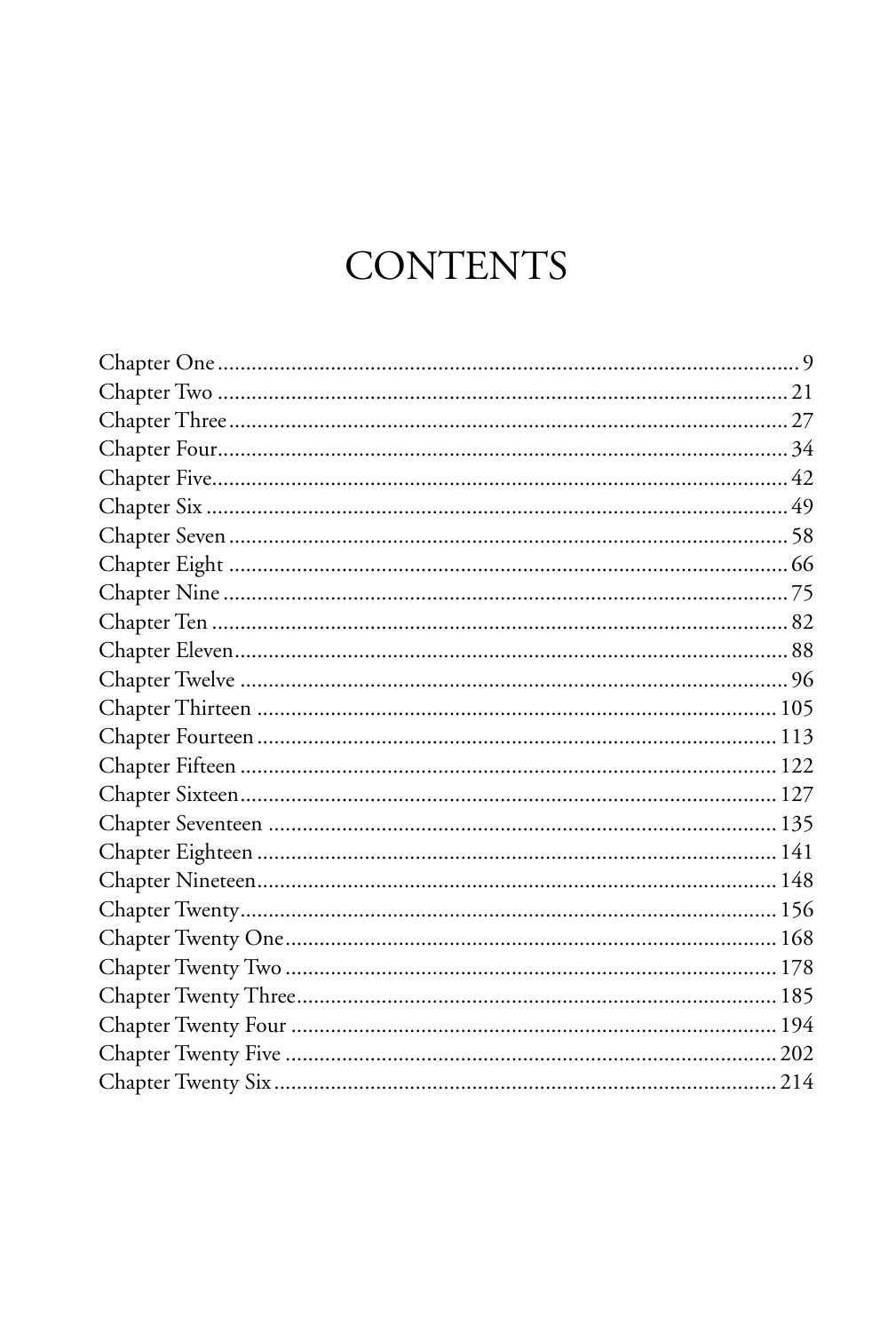# CONTENTS

Chapter One .......... 9
Chapter Two .......... 21
Chapter Three .......... 27
Chapter Four .......... 34
Chapter Five .......... 42
Chapter Six .......... 49
Chapter Seven .......... 58
Chapter Eight .......... 66
Chapter Nine .......... 75
Chapter Ten .......... 82
Chapter Eleven .......... 88
Chapter Twelve .......... 96
Chapter Thirteen .......... 105
Chapter Fourteen .......... 113
Chapter Fifteen .......... 122
Chapter Sixteen .......... 127
Chapter Seventeen .......... 135
Chapter Eighteen .......... 141
Chapter Nineteen .......... 148
Chapter Twenty .......... 156
Chapter Twenty One .......... 168
Chapter Twenty Two .......... 178
Chapter Twenty Three .......... 185
Chapter Twenty Four .......... 194
Chapter Twenty Five .......... 202
Chapter Twenty Six .......... 214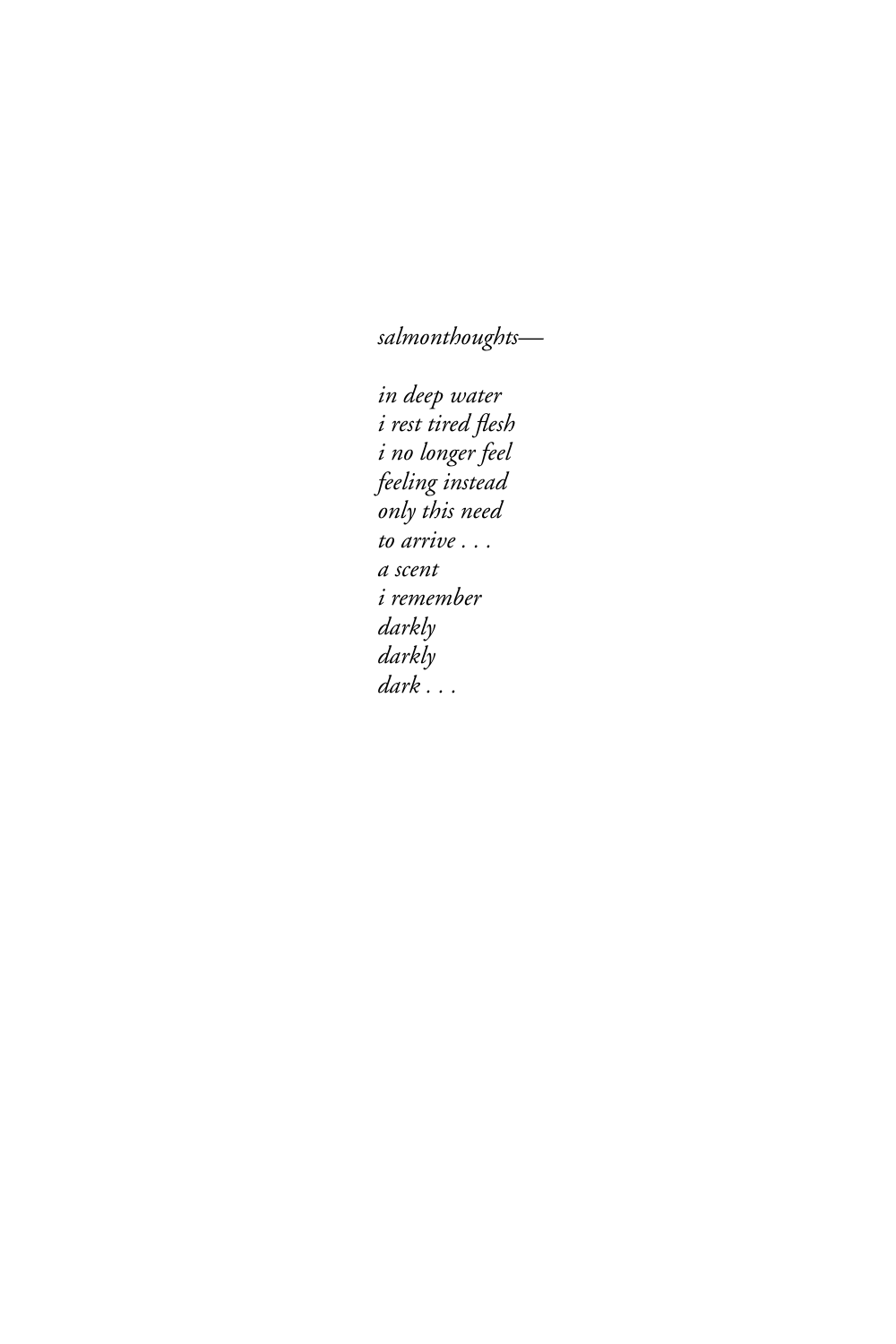*salmonthoughts—*

*in deep water*
*i rest tired flesh*
*i no longer feel*
*feeling instead*
*only this need*
*to arrive . . .*
*a scent*
*i remember*
*darkly*
*darkly*
*dark . . .*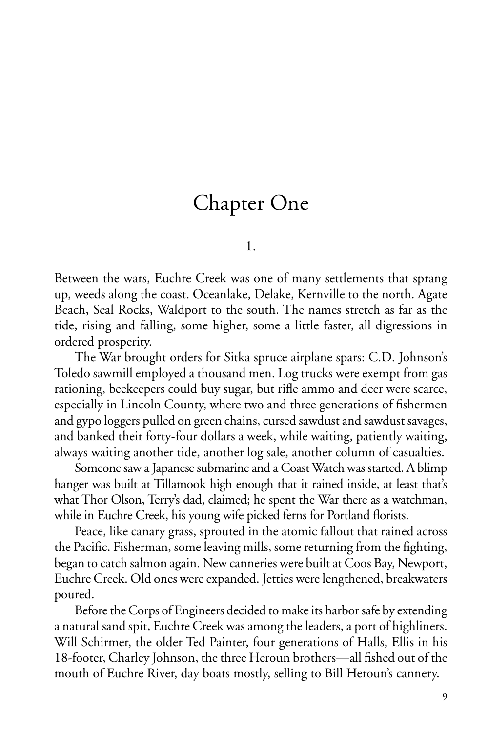# Chapter One

## 1.

Between the wars, Euchre Creek was one of many settlements that sprang up, weeds along the coast. Oceanlake, Delake, Kernville to the north. Agate Beach, Seal Rocks, Waldport to the south. The names stretch as far as the tide, rising and falling, some higher, some a little faster, all digressions in ordered prosperity.

The War brought orders for Sitka spruce airplane spars: C.D. Johnson's Toledo sawmill employed a thousand men. Log trucks were exempt from gas rationing, beekeepers could buy sugar, but rifle ammo and deer were scarce, especially in Lincoln County, where two and three generations of fishermen and gypo loggers pulled on green chains, cursed sawdust and sawdust savages, and banked their forty-four dollars a week, while waiting, patiently waiting, always waiting another tide, another log sale, another column of casualties.

Someone saw a Japanese submarine and a Coast Watch was started. A blimp hanger was built at Tillamook high enough that it rained inside, at least that's what Thor Olson, Terry's dad, claimed; he spent the War there as a watchman, while in Euchre Creek, his young wife picked ferns for Portland florists.

Peace, like canary grass, sprouted in the atomic fallout that rained across the Pacific. Fisherman, some leaving mills, some returning from the fighting, began to catch salmon again. New canneries were built at Coos Bay, Newport, Euchre Creek. Old ones were expanded. Jetties were lengthened, breakwaters poured.

Before the Corps of Engineers decided to make its harbor safe by extending a natural sand spit, Euchre Creek was among the leaders, a port of highliners. Will Schirmer, the older Ted Painter, four generations of Halls, Ellis in his 18-footer, Charley Johnson, the three Heroun brothers—all fished out of the mouth of Euchre River, day boats mostly, selling to Bill Heroun's cannery.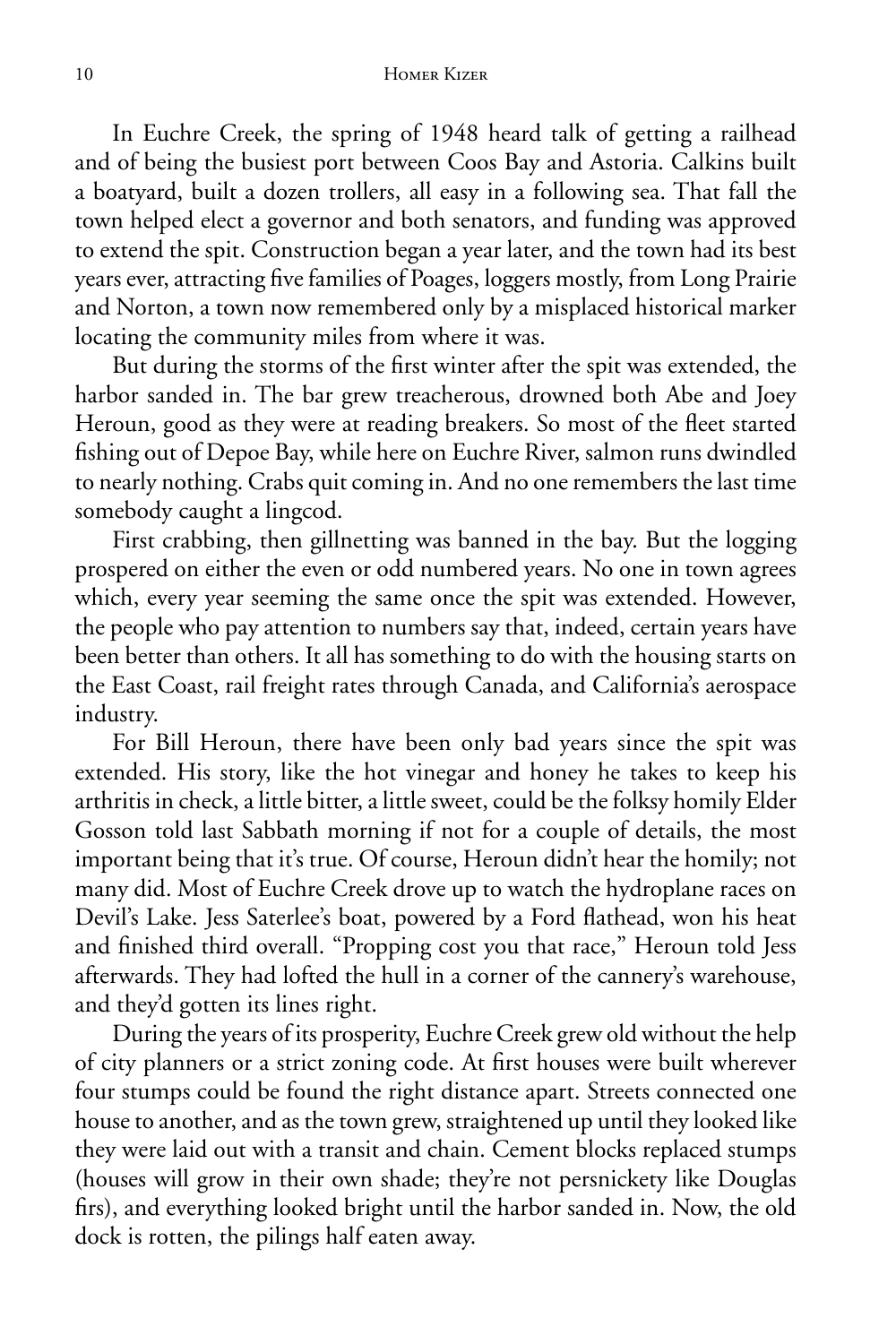In Euchre Creek, the spring of 1948 heard talk of getting a railhead and of being the busiest port between Coos Bay and Astoria. Calkins built a boatyard, built a dozen trollers, all easy in a following sea. That fall the town helped elect a governor and both senators, and funding was approved to extend the spit. Construction began a year later, and the town had its best years ever, attracting five families of Poages, loggers mostly, from Long Prairie and Norton, a town now remembered only by a misplaced historical marker locating the community miles from where it was.

But during the storms of the first winter after the spit was extended, the harbor sanded in. The bar grew treacherous, drowned both Abe and Joey Heroun, good as they were at reading breakers. So most of the fleet started fishing out of Depoe Bay, while here on Euchre River, salmon runs dwindled to nearly nothing. Crabs quit coming in. And no one remembers the last time somebody caught a lingcod.

First crabbing, then gillnetting was banned in the bay. But the logging prospered on either the even or odd numbered years. No one in town agrees which, every year seeming the same once the spit was extended. However, the people who pay attention to numbers say that, indeed, certain years have been better than others. It all has something to do with the housing starts on the East Coast, rail freight rates through Canada, and California's aerospace industry.

For Bill Heroun, there have been only bad years since the spit was extended. His story, like the hot vinegar and honey he takes to keep his arthritis in check, a little bitter, a little sweet, could be the folksy homily Elder Gosson told last Sabbath morning if not for a couple of details, the most important being that it's true. Of course, Heroun didn't hear the homily; not many did. Most of Euchre Creek drove up to watch the hydroplane races on Devil's Lake. Jess Saterlee's boat, powered by a Ford flathead, won his heat and finished third overall. "Propping cost you that race," Heroun told Jess afterwards. They had lofted the hull in a corner of the cannery's warehouse, and they'd gotten its lines right.

During the years of its prosperity, Euchre Creek grew old without the help of city planners or a strict zoning code. At first houses were built wherever four stumps could be found the right distance apart. Streets connected one house to another, and as the town grew, straightened up until they looked like they were laid out with a transit and chain. Cement blocks replaced stumps (houses will grow in their own shade; they're not persnickety like Douglas firs), and everything looked bright until the harbor sanded in. Now, the old dock is rotten, the pilings half eaten away.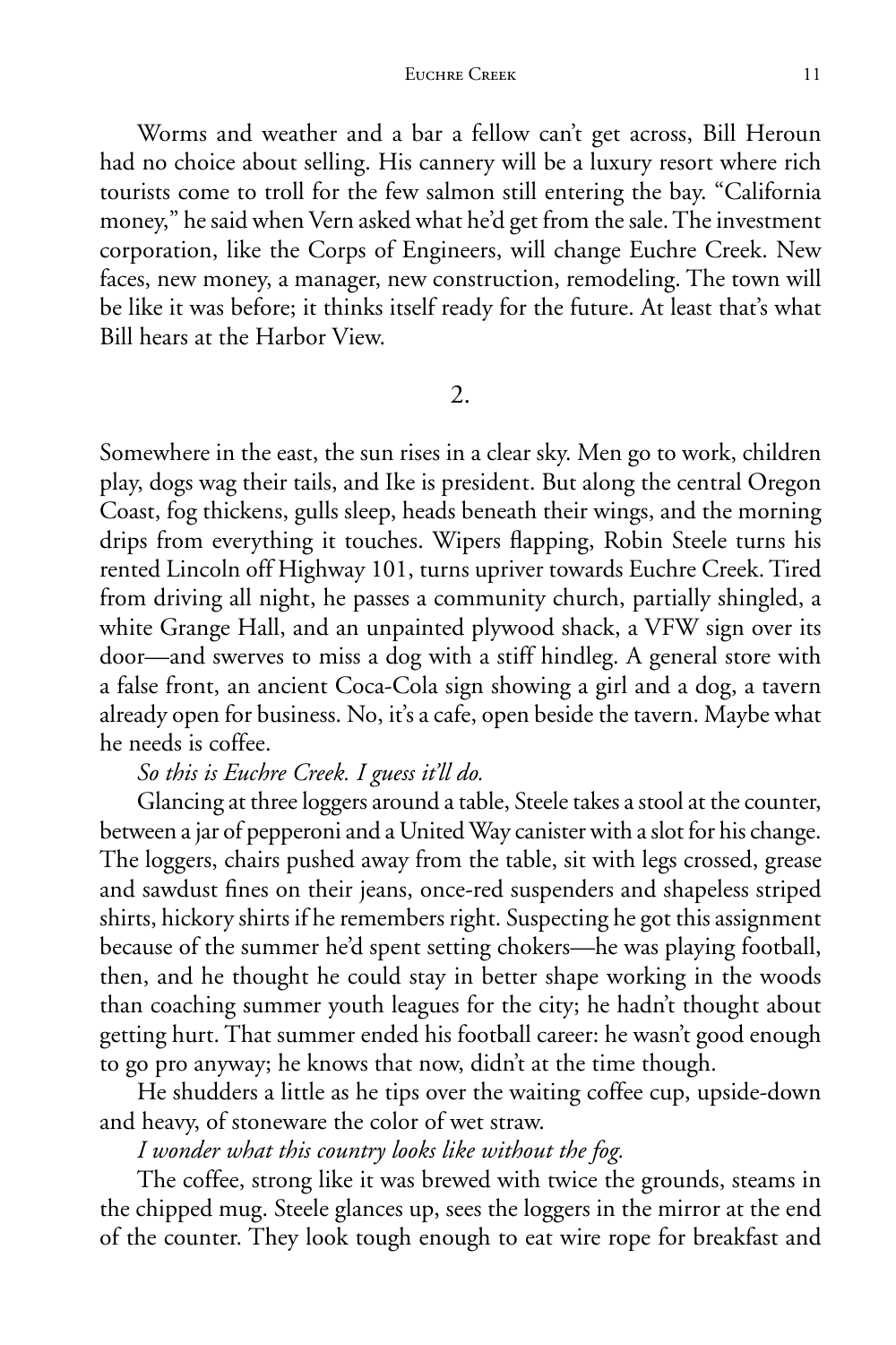Worms and weather and a bar a fellow can't get across, Bill Heroun had no choice about selling. His cannery will be a luxury resort where rich tourists come to troll for the few salmon still entering the bay. "California money," he said when Vern asked what he'd get from the sale. The investment corporation, like the Corps of Engineers, will change Euchre Creek. New faces, new money, a manager, new construction, remodeling. The town will be like it was before; it thinks itself ready for the future. At least that's what Bill hears at the Harbor View.

## 2.

Somewhere in the east, the sun rises in a clear sky. Men go to work, children play, dogs wag their tails, and Ike is president. But along the central Oregon Coast, fog thickens, gulls sleep, heads beneath their wings, and the morning drips from everything it touches. Wipers flapping, Robin Steele turns his rented Lincoln off Highway 101, turns upriver towards Euchre Creek. Tired from driving all night, he passes a community church, partially shingled, a white Grange Hall, and an unpainted plywood shack, a VFW sign over its door—and swerves to miss a dog with a stiff hindleg. A general store with a false front, an ancient Coca-Cola sign showing a girl and a dog, a tavern already open for business. No, it's a cafe, open beside the tavern. Maybe what he needs is coffee.

*So this is Euchre Creek. I guess it'll do.*

Glancing at three loggers around a table, Steele takes a stool at the counter, between a jar of pepperoni and a United Way canister with a slot for his change. The loggers, chairs pushed away from the table, sit with legs crossed, grease and sawdust fines on their jeans, once-red suspenders and shapeless striped shirts, hickory shirts if he remembers right. Suspecting he got this assignment because of the summer he'd spent setting chokers—he was playing football, then, and he thought he could stay in better shape working in the woods than coaching summer youth leagues for the city; he hadn't thought about getting hurt. That summer ended his football career: he wasn't good enough to go pro anyway; he knows that now, didn't at the time though.

He shudders a little as he tips over the waiting coffee cup, upside-down and heavy, of stoneware the color of wet straw.

*I wonder what this country looks like without the fog.*

The coffee, strong like it was brewed with twice the grounds, steams in the chipped mug. Steele glances up, sees the loggers in the mirror at the end of the counter. They look tough enough to eat wire rope for breakfast and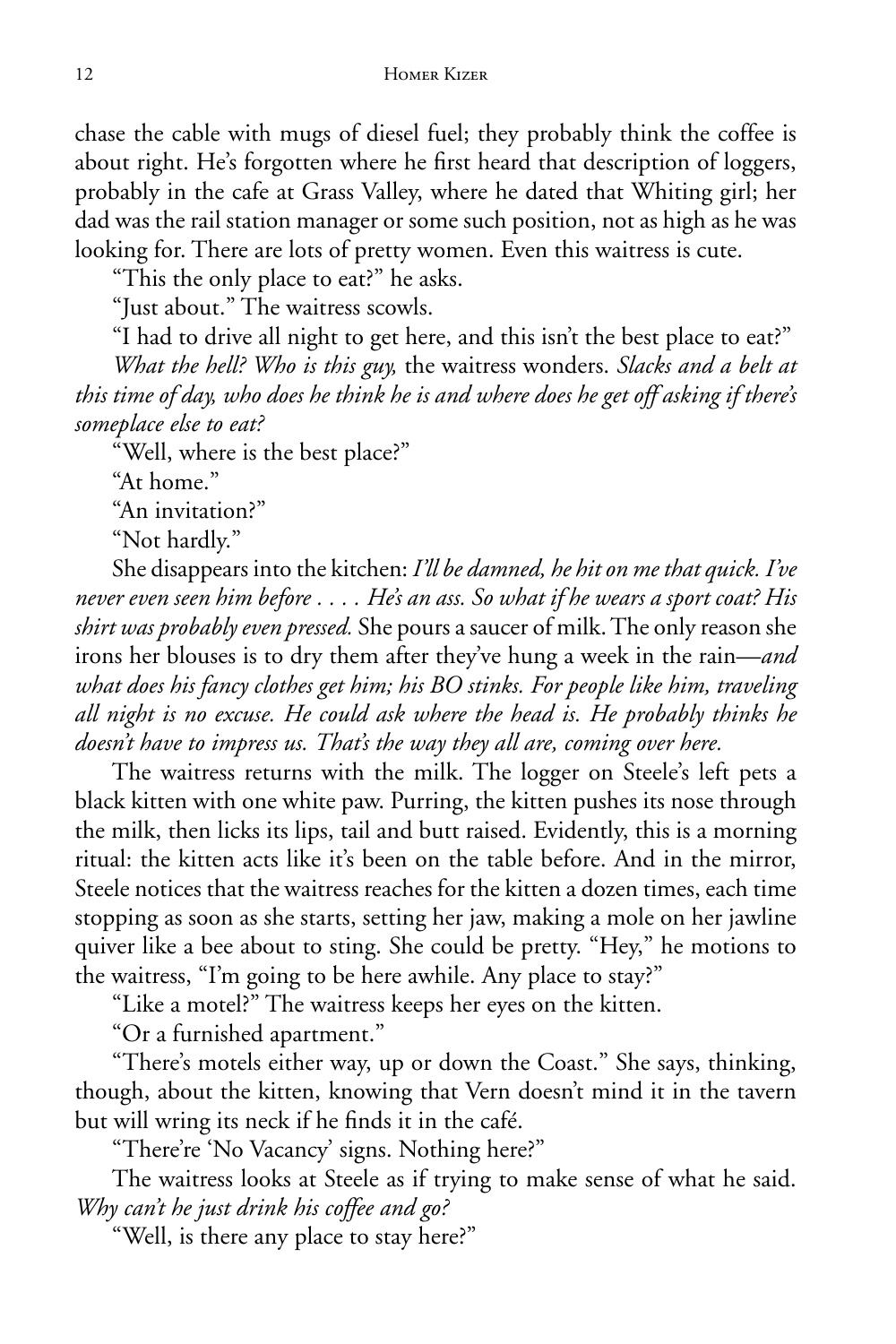chase the cable with mugs of diesel fuel; they probably think the coffee is about right. He's forgotten where he first heard that description of loggers, probably in the cafe at Grass Valley, where he dated that Whiting girl; her dad was the rail station manager or some such position, not as high as he was looking for. There are lots of pretty women. Even this waitress is cute.

"This the only place to eat?" he asks.

"Just about." The waitress scowls.

"I had to drive all night to get here, and this isn't the best place to eat?"

*What the hell? Who is this guy,* the waitress wonders. *Slacks and a belt at this time of day, who does he think he is and where does he get off asking if there's someplace else to eat?*

"Well, where is the best place?"

"At home."

"An invitation?"

"Not hardly."

She disappears into the kitchen: *I'll be damned, he hit on me that quick. I've never even seen him before . . . . He's an ass. So what if he wears a sport coat? His shirt was probably even pressed.* She pours a saucer of milk. The only reason she irons her blouses is to dry them after they've hung a week in the rain—*and what does his fancy clothes get him; his BO stinks. For people like him, traveling all night is no excuse. He could ask where the head is. He probably thinks he doesn't have to impress us. That's the way they all are, coming over here.*

The waitress returns with the milk. The logger on Steele's left pets a black kitten with one white paw. Purring, the kitten pushes its nose through the milk, then licks its lips, tail and butt raised. Evidently, this is a morning ritual: the kitten acts like it's been on the table before. And in the mirror, Steele notices that the waitress reaches for the kitten a dozen times, each time stopping as soon as she starts, setting her jaw, making a mole on her jawline quiver like a bee about to sting. She could be pretty. "Hey," he motions to the waitress, "I'm going to be here awhile. Any place to stay?"

"Like a motel?" The waitress keeps her eyes on the kitten.

"Or a furnished apartment."

"There's motels either way, up or down the Coast." She says, thinking, though, about the kitten, knowing that Vern doesn't mind it in the tavern but will wring its neck if he finds it in the café.

"There're 'No Vacancy' signs. Nothing here?"

The waitress looks at Steele as if trying to make sense of what he said. *Why can't he just drink his coffee and go?*

"Well, is there any place to stay here?"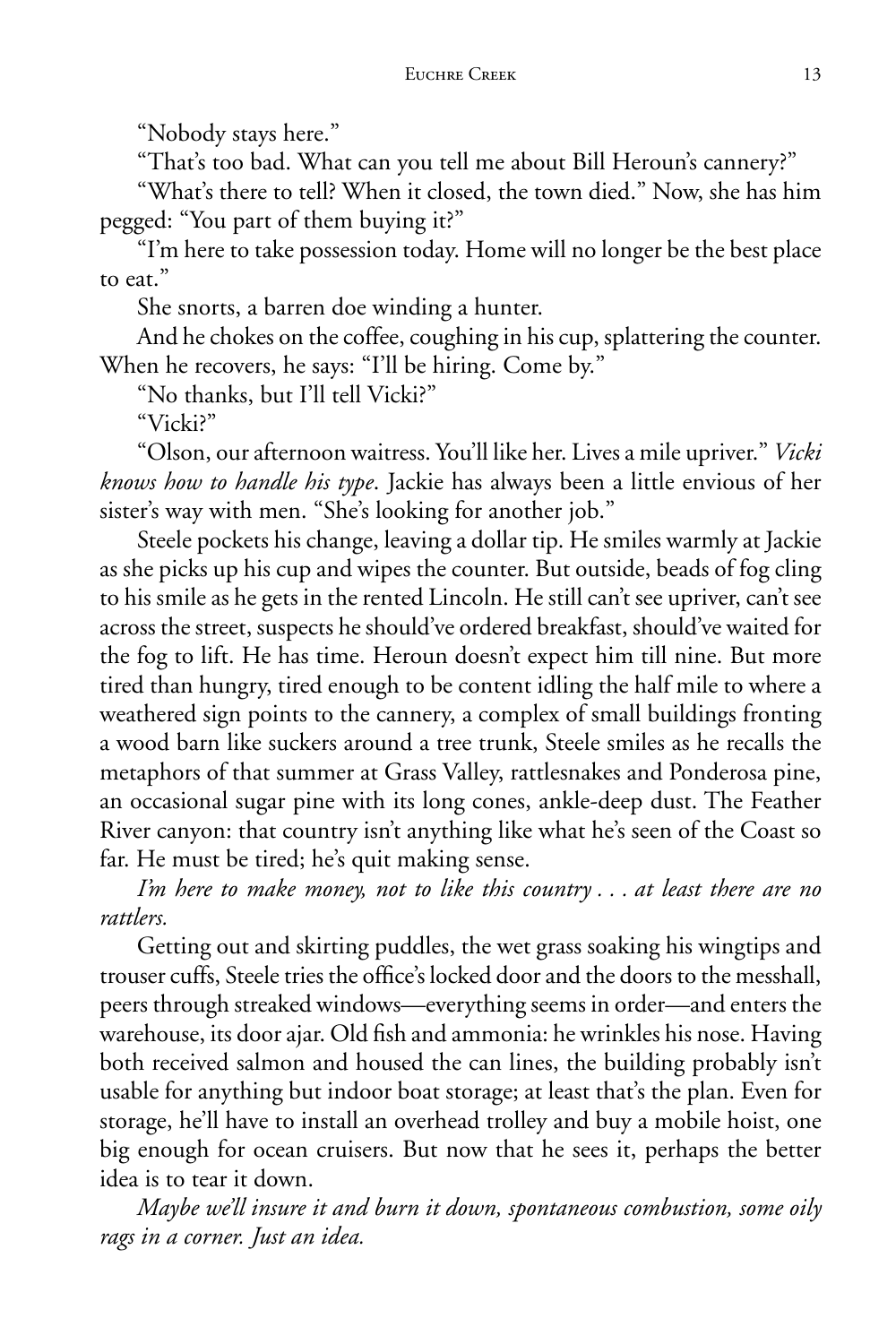"Nobody stays here."

"That's too bad. What can you tell me about Bill Heroun's cannery?"

"What's there to tell? When it closed, the town died." Now, she has him pegged: "You part of them buying it?"

"I'm here to take possession today. Home will no longer be the best place to eat."

She snorts, a barren doe winding a hunter.

And he chokes on the coffee, coughing in his cup, splattering the counter. When he recovers, he says: "I'll be hiring. Come by."

"No thanks, but I'll tell Vicki?"

"Vicki?"

"Olson, our afternoon waitress. You'll like her. Lives a mile upriver." *Vicki knows how to handle his type*. Jackie has always been a little envious of her sister's way with men. "She's looking for another job."

Steele pockets his change, leaving a dollar tip. He smiles warmly at Jackie as she picks up his cup and wipes the counter. But outside, beads of fog cling to his smile as he gets in the rented Lincoln. He still can't see upriver, can't see across the street, suspects he should've ordered breakfast, should've waited for the fog to lift. He has time. Heroun doesn't expect him till nine. But more tired than hungry, tired enough to be content idling the half mile to where a weathered sign points to the cannery, a complex of small buildings fronting a wood barn like suckers around a tree trunk, Steele smiles as he recalls the metaphors of that summer at Grass Valley, rattlesnakes and Ponderosa pine, an occasional sugar pine with its long cones, ankle-deep dust. The Feather River canyon: that country isn't anything like what he's seen of the Coast so far. He must be tired; he's quit making sense.

*I'm here to make money, not to like this country . . . at least there are no rattlers.*

Getting out and skirting puddles, the wet grass soaking his wingtips and trouser cuffs, Steele tries the office's locked door and the doors to the messhall, peers through streaked windows—everything seems in order—and enters the warehouse, its door ajar. Old fish and ammonia: he wrinkles his nose. Having both received salmon and housed the can lines, the building probably isn't usable for anything but indoor boat storage; at least that's the plan. Even for storage, he'll have to install an overhead trolley and buy a mobile hoist, one big enough for ocean cruisers. But now that he sees it, perhaps the better idea is to tear it down.

*Maybe we'll insure it and burn it down, spontaneous combustion, some oily rags in a corner. Just an idea.*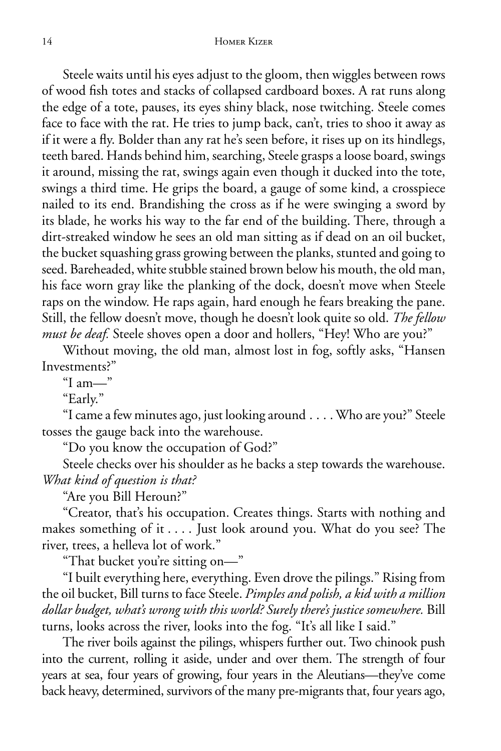Steele waits until his eyes adjust to the gloom, then wiggles between rows of wood fish totes and stacks of collapsed cardboard boxes. A rat runs along the edge of a tote, pauses, its eyes shiny black, nose twitching. Steele comes face to face with the rat. He tries to jump back, can't, tries to shoo it away as if it were a fly. Bolder than any rat he's seen before, it rises up on its hindlegs, teeth bared. Hands behind him, searching, Steele grasps a loose board, swings it around, missing the rat, swings again even though it ducked into the tote, swings a third time. He grips the board, a gauge of some kind, a crosspiece nailed to its end. Brandishing the cross as if he were swinging a sword by its blade, he works his way to the far end of the building. There, through a dirt-streaked window he sees an old man sitting as if dead on an oil bucket, the bucket squashing grass growing between the planks, stunted and going to seed. Bareheaded, white stubble stained brown below his mouth, the old man, his face worn gray like the planking of the dock, doesn't move when Steele raps on the window. He raps again, hard enough he fears breaking the pane. Still, the fellow doesn't move, though he doesn't look quite so old. *The fellow must be deaf.* Steele shoves open a door and hollers, "Hey! Who are you?"

Without moving, the old man, almost lost in fog, softly asks, "Hansen Investments?"

"I am—"

"Early."

"I came a few minutes ago, just looking around . . . . Who are you?" Steele tosses the gauge back into the warehouse.

"Do you know the occupation of God?"

Steele checks over his shoulder as he backs a step towards the warehouse. *What kind of question is that?*

"Are you Bill Heroun?"

"Creator, that's his occupation. Creates things. Starts with nothing and makes something of it . . . . Just look around you. What do you see? The river, trees, a helleva lot of work."

"That bucket you're sitting on—"

"I built everything here, everything. Even drove the pilings." Rising from the oil bucket, Bill turns to face Steele. *Pimples and polish, a kid with a million dollar budget, what's wrong with this world? Surely there's justice somewhere.* Bill turns, looks across the river, looks into the fog. "It's all like I said."

The river boils against the pilings, whispers further out. Two chinook push into the current, rolling it aside, under and over them. The strength of four years at sea, four years of growing, four years in the Aleutians—they've come back heavy, determined, survivors of the many pre-migrants that, four years ago,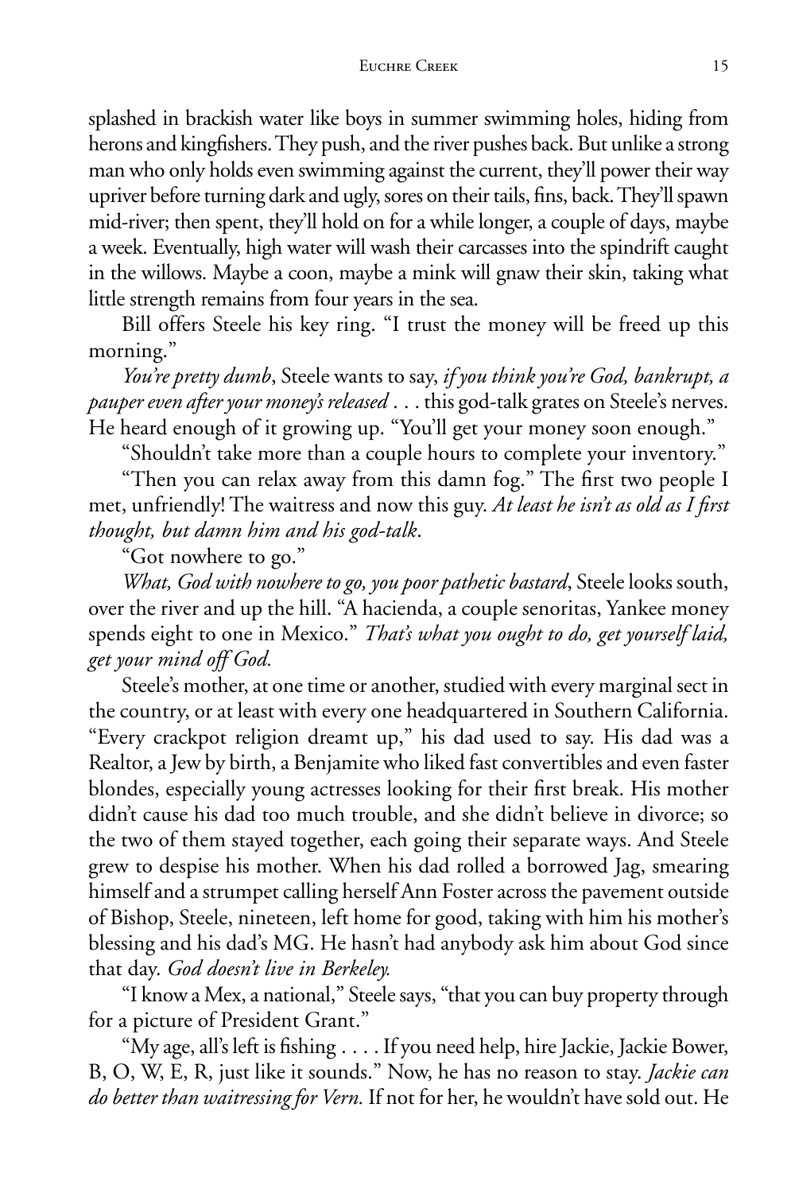splashed in brackish water like boys in summer swimming holes, hiding from herons and kingfishers. They push, and the river pushes back. But unlike a strong man who only holds even swimming against the current, they'll power their way upriver before turning dark and ugly, sores on their tails, fins, back. They'll spawn mid-river; then spent, they'll hold on for a while longer, a couple of days, maybe a week. Eventually, high water will wash their carcasses into the spindrift caught in the willows. Maybe a coon, maybe a mink will gnaw their skin, taking what little strength remains from four years in the sea.

Bill offers Steele his key ring. "I trust the money will be freed up this morning."

*You're pretty dumb*, Steele wants to say, *if you think you're God, bankrupt, a pauper even after your money's released* . . . this god-talk grates on Steele's nerves. He heard enough of it growing up. "You'll get your money soon enough."

"Shouldn't take more than a couple hours to complete your inventory."

"Then you can relax away from this damn fog." The first two people I met, unfriendly! The waitress and now this guy. *At least he isn't as old as I first thought, but damn him and his god-talk*.

"Got nowhere to go."

*What, God with nowhere to go, you poor pathetic bastard*, Steele looks south, over the river and up the hill. "A hacienda, a couple senoritas, Yankee money spends eight to one in Mexico." *That's what you ought to do, get yourself laid, get your mind off God.*

Steele's mother, at one time or another, studied with every marginal sect in the country, or at least with every one headquartered in Southern California. "Every crackpot religion dreamt up," his dad used to say. His dad was a Realtor, a Jew by birth, a Benjamite who liked fast convertibles and even faster blondes, especially young actresses looking for their first break. His mother didn't cause his dad too much trouble, and she didn't believe in divorce; so the two of them stayed together, each going their separate ways. And Steele grew to despise his mother. When his dad rolled a borrowed Jag, smearing himself and a strumpet calling herself Ann Foster across the pavement outside of Bishop, Steele, nineteen, left home for good, taking with him his mother's blessing and his dad's MG. He hasn't had anybody ask him about God since that day. *God doesn't live in Berkeley.*

"I know a Mex, a national," Steele says, "that you can buy property through for a picture of President Grant."

"My age, all's left is fishing . . . . If you need help, hire Jackie, Jackie Bower, B, O, W, E, R, just like it sounds." Now, he has no reason to stay. *Jackie can do better than waitressing for Vern.* If not for her, he wouldn't have sold out. He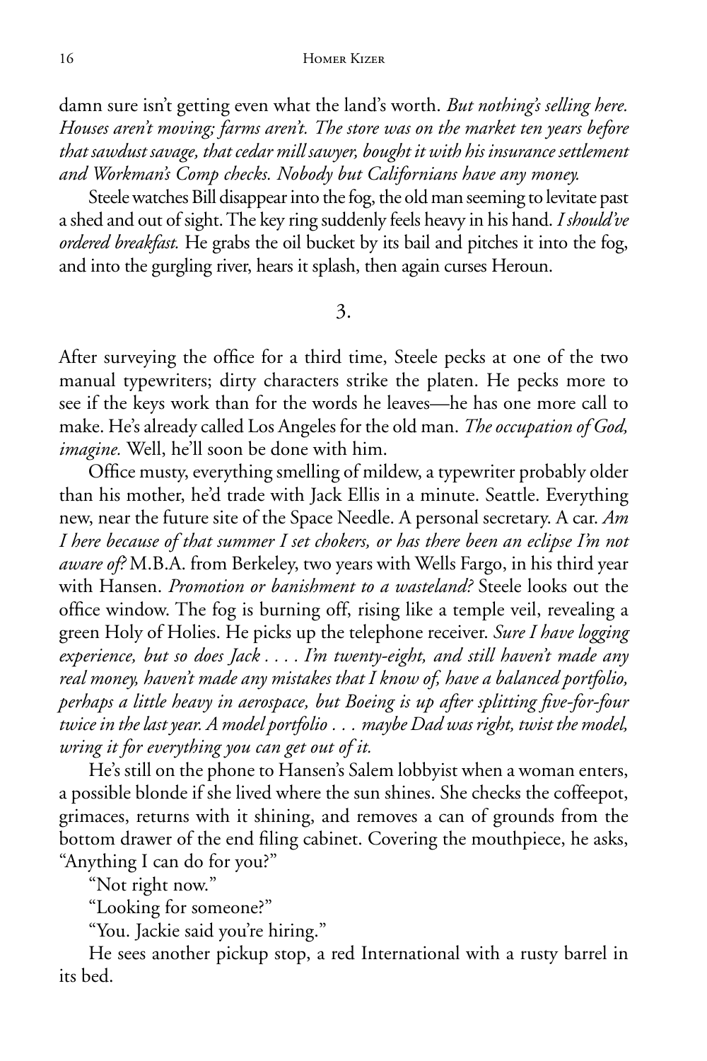damn sure isn't getting even what the land's worth. *But nothing's selling here. Houses aren't moving; farms aren't. The store was on the market ten years before that sawdust savage, that cedar mill sawyer, bought it with his insurance settlement and Workman's Comp checks. Nobody but Californians have any money.*

Steele watches Bill disappear into the fog, the old man seeming to levitate past a shed and out of sight. The key ring suddenly feels heavy in his hand. *I should've ordered breakfast.* He grabs the oil bucket by its bail and pitches it into the fog, and into the gurgling river, hears it splash, then again curses Heroun.

3.

After surveying the office for a third time, Steele pecks at one of the two manual typewriters; dirty characters strike the platen. He pecks more to see if the keys work than for the words he leaves—he has one more call to make. He's already called Los Angeles for the old man. *The occupation of God, imagine.* Well, he'll soon be done with him.

Office musty, everything smelling of mildew, a typewriter probably older than his mother, he'd trade with Jack Ellis in a minute. Seattle. Everything new, near the future site of the Space Needle. A personal secretary. A car. *Am I here because of that summer I set chokers, or has there been an eclipse I'm not aware of?* M.B.A. from Berkeley, two years with Wells Fargo, in his third year with Hansen. *Promotion or banishment to a wasteland?* Steele looks out the office window. The fog is burning off, rising like a temple veil, revealing a green Holy of Holies. He picks up the telephone receiver. *Sure I have logging experience, but so does Jack . . . . I'm twenty-eight, and still haven't made any real money, haven't made any mistakes that I know of, have a balanced portfolio, perhaps a little heavy in aerospace, but Boeing is up after splitting five-for-four twice in the last year. A model portfolio . . . maybe Dad was right, twist the model, wring it for everything you can get out of it.*

He's still on the phone to Hansen's Salem lobbyist when a woman enters, a possible blonde if she lived where the sun shines. She checks the coffeepot, grimaces, returns with it shining, and removes a can of grounds from the bottom drawer of the end filing cabinet. Covering the mouthpiece, he asks, "Anything I can do for you?"

"Not right now."

"Looking for someone?"

"You. Jackie said you're hiring."

He sees another pickup stop, a red International with a rusty barrel in its bed.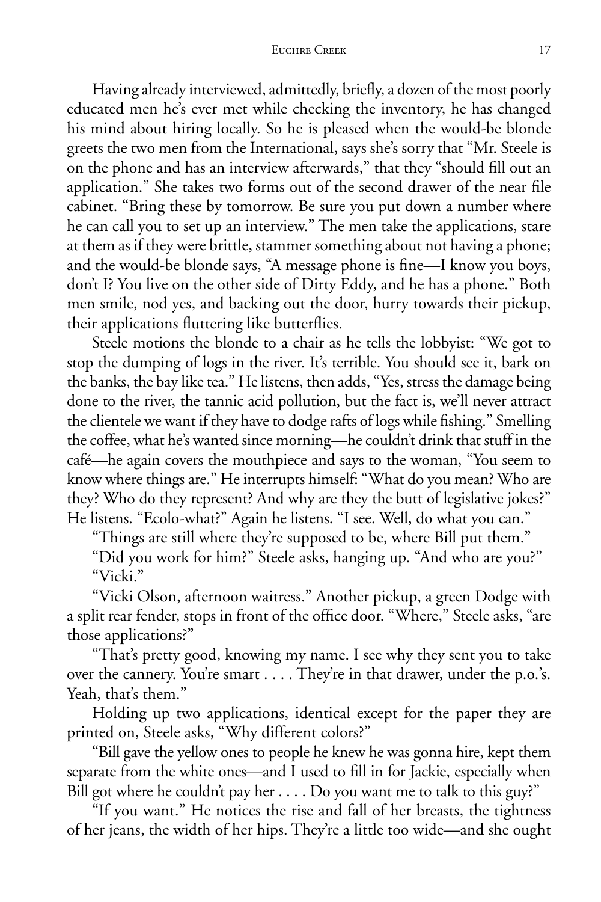Having already interviewed, admittedly, briefly, a dozen of the most poorly educated men he's ever met while checking the inventory, he has changed his mind about hiring locally. So he is pleased when the would-be blonde greets the two men from the International, says she's sorry that "Mr. Steele is on the phone and has an interview afterwards," that they "should fill out an application." She takes two forms out of the second drawer of the near file cabinet. "Bring these by tomorrow. Be sure you put down a number where he can call you to set up an interview." The men take the applications, stare at them as if they were brittle, stammer something about not having a phone; and the would-be blonde says, "A message phone is fine—I know you boys, don't I? You live on the other side of Dirty Eddy, and he has a phone." Both men smile, nod yes, and backing out the door, hurry towards their pickup, their applications fluttering like butterflies.

Steele motions the blonde to a chair as he tells the lobbyist: "We got to stop the dumping of logs in the river. It's terrible. You should see it, bark on the banks, the bay like tea." He listens, then adds, "Yes, stress the damage being done to the river, the tannic acid pollution, but the fact is, we'll never attract the clientele we want if they have to dodge rafts of logs while fishing." Smelling the coffee, what he's wanted since morning—he couldn't drink that stuff in the café—he again covers the mouthpiece and says to the woman, "You seem to know where things are." He interrupts himself: "What do you mean? Who are they? Who do they represent? And why are they the butt of legislative jokes?" He listens. "Ecolo-what?" Again he listens. "I see. Well, do what you can."

"Things are still where they're supposed to be, where Bill put them."

"Did you work for him?" Steele asks, hanging up. "And who are you?"

"Vicki."

"Vicki Olson, afternoon waitress." Another pickup, a green Dodge with a split rear fender, stops in front of the office door. "Where," Steele asks, "are those applications?"

"That's pretty good, knowing my name. I see why they sent you to take over the cannery. You're smart . . . . They're in that drawer, under the p.o.'s. Yeah, that's them."

Holding up two applications, identical except for the paper they are printed on, Steele asks, "Why different colors?"

"Bill gave the yellow ones to people he knew he was gonna hire, kept them separate from the white ones—and I used to fill in for Jackie, especially when Bill got where he couldn't pay her . . . . Do you want me to talk to this guy?"

"If you want." He notices the rise and fall of her breasts, the tightness of her jeans, the width of her hips. They're a little too wide—and she ought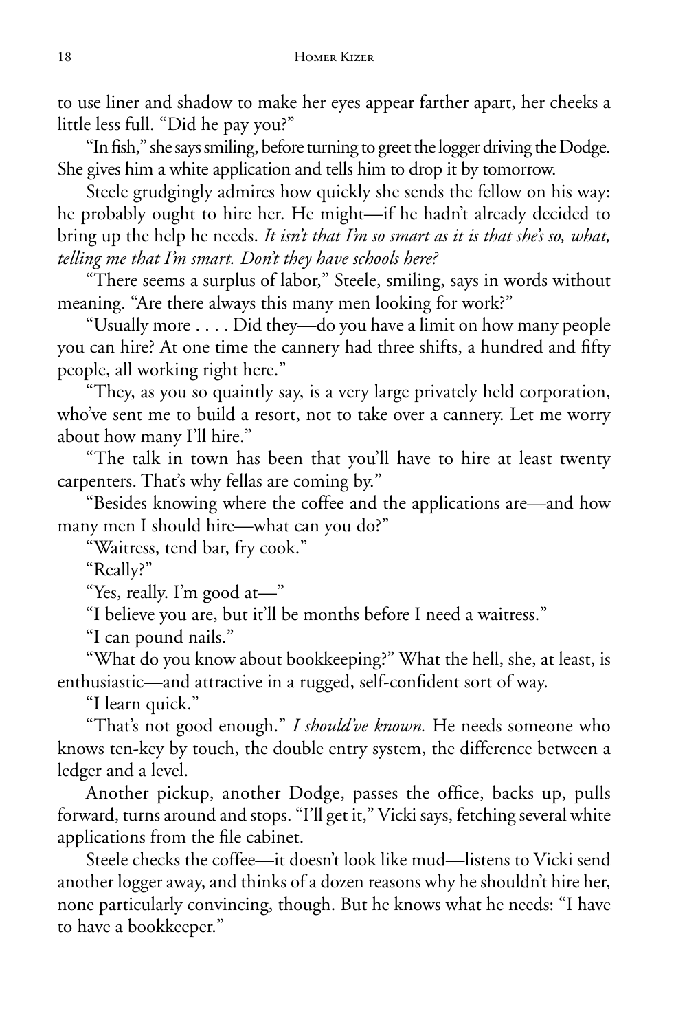to use liner and shadow to make her eyes appear farther apart, her cheeks a little less full. "Did he pay you?"

"In fish," she says smiling, before turning to greet the logger driving the Dodge. She gives him a white application and tells him to drop it by tomorrow.

Steele grudgingly admires how quickly she sends the fellow on his way: he probably ought to hire her. He might—if he hadn't already decided to bring up the help he needs. *It isn't that I'm so smart as it is that she's so, what, telling me that I'm smart. Don't they have schools here?*

"There seems a surplus of labor," Steele, smiling, says in words without meaning. "Are there always this many men looking for work?"

"Usually more . . . . Did they—do you have a limit on how many people you can hire? At one time the cannery had three shifts, a hundred and fifty people, all working right here."

"They, as you so quaintly say, is a very large privately held corporation, who've sent me to build a resort, not to take over a cannery. Let me worry about how many I'll hire."

"The talk in town has been that you'll have to hire at least twenty carpenters. That's why fellas are coming by."

"Besides knowing where the coffee and the applications are—and how many men I should hire—what can you do?"

"Waitress, tend bar, fry cook."

"Really?"

"Yes, really. I'm good at—"

"I believe you are, but it'll be months before I need a waitress."

"I can pound nails."

"What do you know about bookkeeping?" What the hell, she, at least, is enthusiastic—and attractive in a rugged, self-confident sort of way.

"I learn quick."

"That's not good enough." *I should've known.* He needs someone who knows ten-key by touch, the double entry system, the difference between a ledger and a level.

Another pickup, another Dodge, passes the office, backs up, pulls forward, turns around and stops. "I'll get it," Vicki says, fetching several white applications from the file cabinet.

Steele checks the coffee—it doesn't look like mud—listens to Vicki send another logger away, and thinks of a dozen reasons why he shouldn't hire her, none particularly convincing, though. But he knows what he needs: "I have to have a bookkeeper."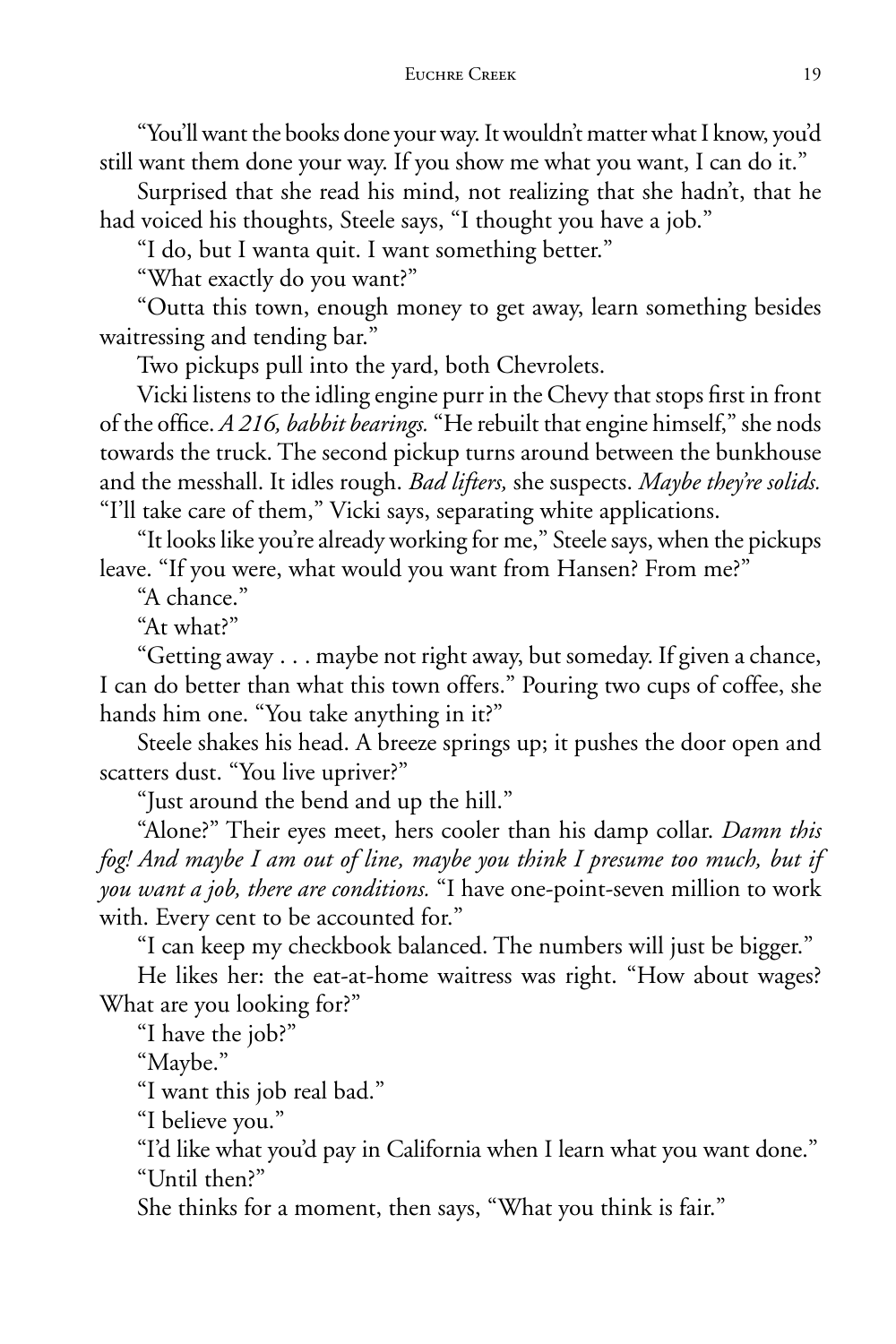"You'll want the books done your way. It wouldn't matter what I know, you'd still want them done your way. If you show me what you want, I can do it."

Surprised that she read his mind, not realizing that she hadn't, that he had voiced his thoughts, Steele says, "I thought you have a job."

"I do, but I wanta quit. I want something better."

"What exactly do you want?"

"Outta this town, enough money to get away, learn something besides waitressing and tending bar."

Two pickups pull into the yard, both Chevrolets.

Vicki listens to the idling engine purr in the Chevy that stops first in front of the office. *A 216, babbit bearings.* "He rebuilt that engine himself," she nods towards the truck. The second pickup turns around between the bunkhouse and the messhall. It idles rough. *Bad lifters,* she suspects. *Maybe they're solids.* "I'll take care of them," Vicki says, separating white applications.

"It looks like you're already working for me," Steele says, when the pickups leave. "If you were, what would you want from Hansen? From me?"

"A chance."

"At what?"

"Getting away . . . maybe not right away, but someday. If given a chance, I can do better than what this town offers." Pouring two cups of coffee, she hands him one. "You take anything in it?"

Steele shakes his head. A breeze springs up; it pushes the door open and scatters dust. "You live upriver?"

"Just around the bend and up the hill."

"Alone?" Their eyes meet, hers cooler than his damp collar. *Damn this fog! And maybe I am out of line, maybe you think I presume too much, but if you want a job, there are conditions.* "I have one-point-seven million to work with. Every cent to be accounted for."

"I can keep my checkbook balanced. The numbers will just be bigger."

He likes her: the eat-at-home waitress was right. "How about wages? What are you looking for?"

"I have the job?"

"Maybe."

"I want this job real bad."

"I believe you."

"I'd like what you'd pay in California when I learn what you want done."

"Until then?"

She thinks for a moment, then says, "What you think is fair."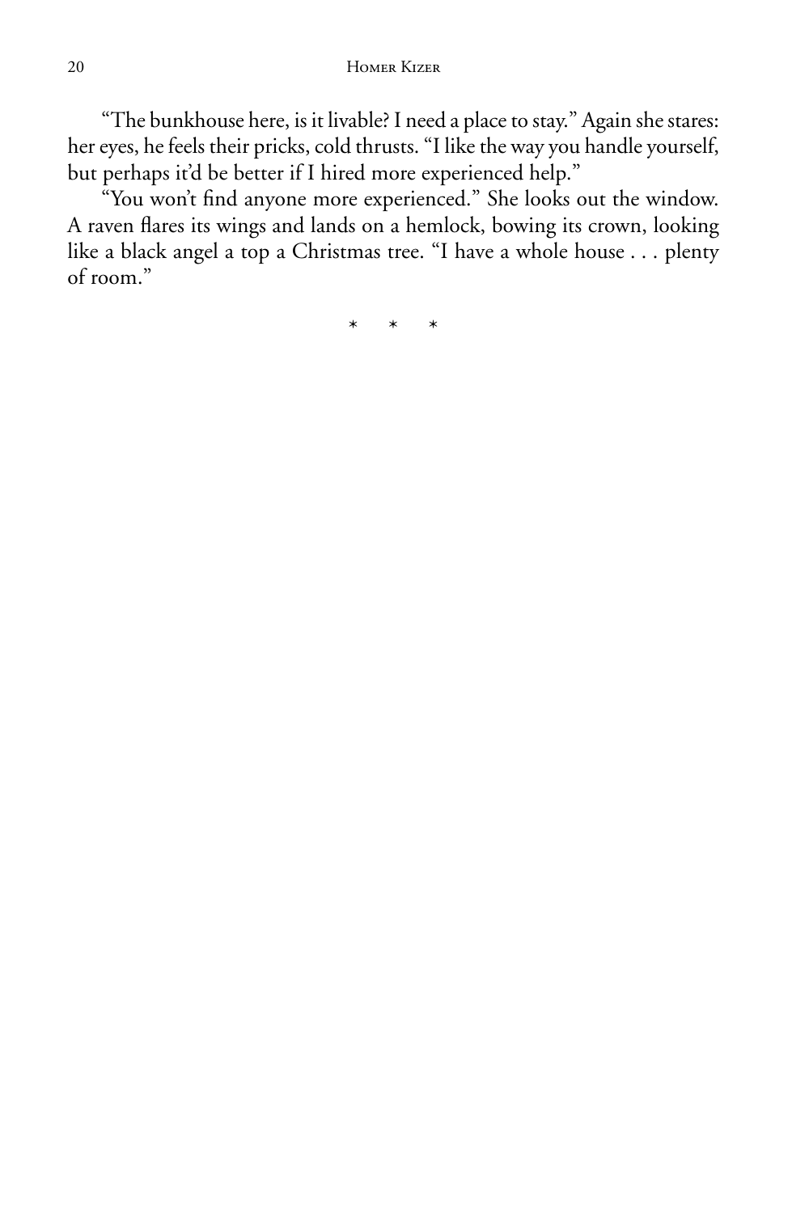"The bunkhouse here, is it livable? I need a place to stay." Again she stares: her eyes, he feels their pricks, cold thrusts. "I like the way you handle yourself, but perhaps it'd be better if I hired more experienced help."

"You won't find anyone more experienced." She looks out the window. A raven flares its wings and lands on a hemlock, bowing its crown, looking like a black angel a top a Christmas tree. "I have a whole house . . . plenty of room."

\* \* \*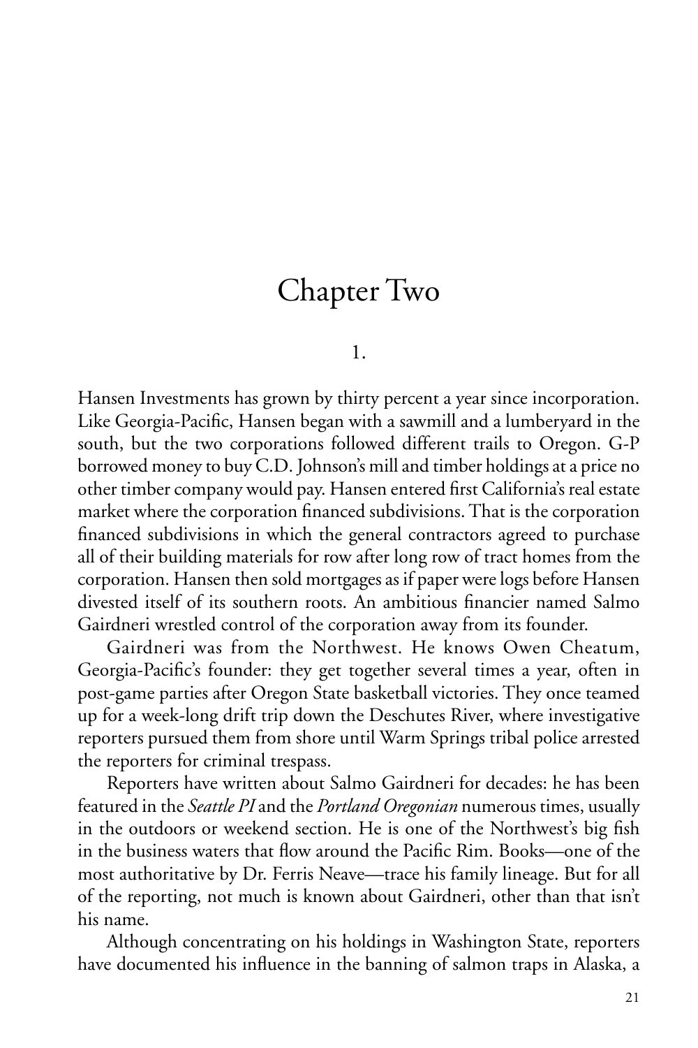# Chapter Two

## 1.

Hansen Investments has grown by thirty percent a year since incorporation. Like Georgia-Pacific, Hansen began with a sawmill and a lumberyard in the south, but the two corporations followed different trails to Oregon. G-P borrowed money to buy C.D. Johnson's mill and timber holdings at a price no other timber company would pay. Hansen entered first California's real estate market where the corporation financed subdivisions. That is the corporation financed subdivisions in which the general contractors agreed to purchase all of their building materials for row after long row of tract homes from the corporation. Hansen then sold mortgages as if paper were logs before Hansen divested itself of its southern roots. An ambitious financier named Salmo Gairdneri wrestled control of the corporation away from its founder.

Gairdneri was from the Northwest. He knows Owen Cheatum, Georgia-Pacific's founder: they get together several times a year, often in post-game parties after Oregon State basketball victories. They once teamed up for a week-long drift trip down the Deschutes River, where investigative reporters pursued them from shore until Warm Springs tribal police arrested the reporters for criminal trespass.

Reporters have written about Salmo Gairdneri for decades: he has been featured in the *Seattle PI* and the *Portland Oregonian* numerous times, usually in the outdoors or weekend section. He is one of the Northwest's big fish in the business waters that flow around the Pacific Rim. Books—one of the most authoritative by Dr. Ferris Neave—trace his family lineage. But for all of the reporting, not much is known about Gairdneri, other than that isn't his name.

Although concentrating on his holdings in Washington State, reporters have documented his influence in the banning of salmon traps in Alaska, a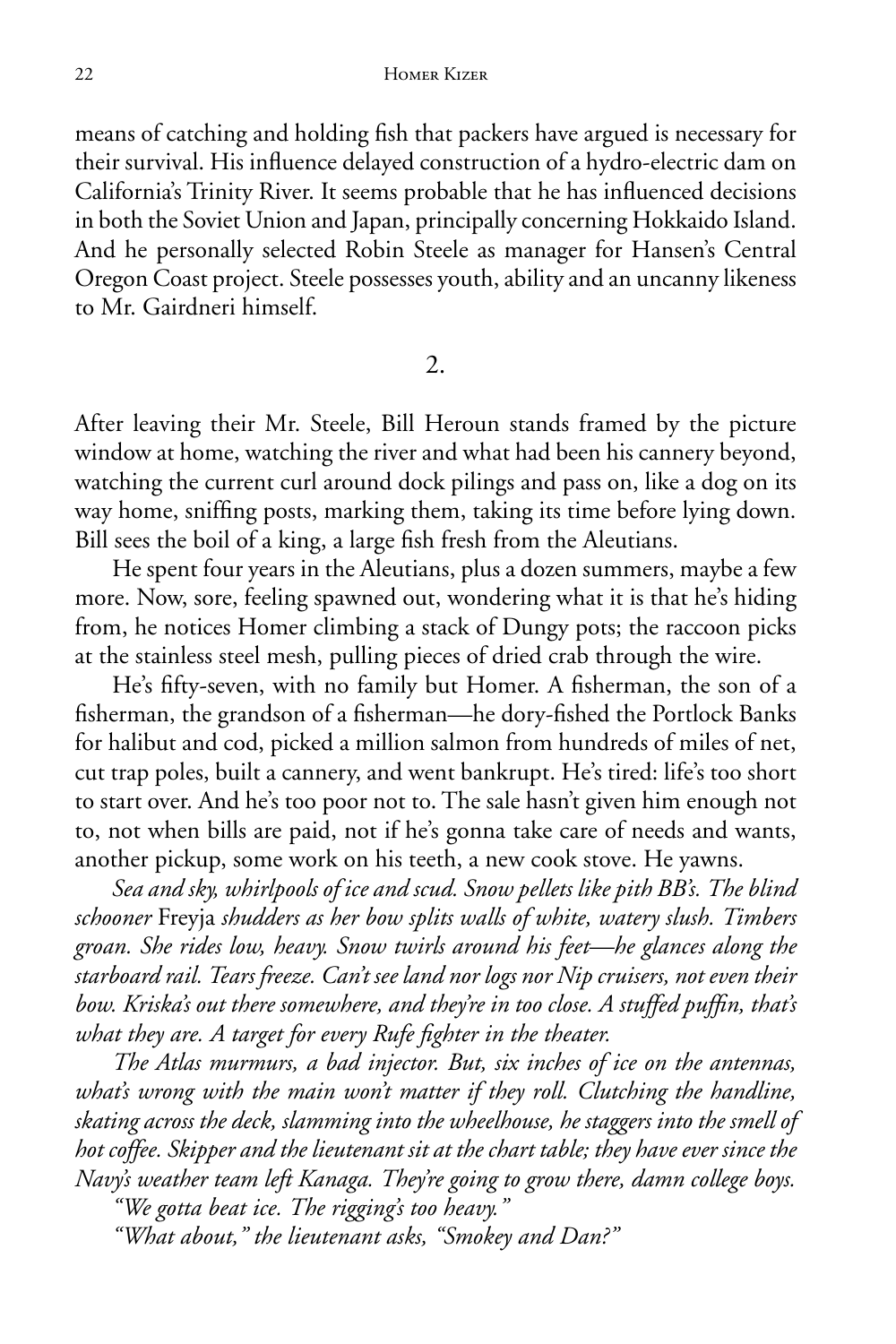means of catching and holding fish that packers have argued is necessary for their survival. His influence delayed construction of a hydro-electric dam on California's Trinity River. It seems probable that he has influenced decisions in both the Soviet Union and Japan, principally concerning Hokkaido Island. And he personally selected Robin Steele as manager for Hansen's Central Oregon Coast project. Steele possesses youth, ability and an uncanny likeness to Mr. Gairdneri himself.

## 2.

After leaving their Mr. Steele, Bill Heroun stands framed by the picture window at home, watching the river and what had been his cannery beyond, watching the current curl around dock pilings and pass on, like a dog on its way home, sniffing posts, marking them, taking its time before lying down. Bill sees the boil of a king, a large fish fresh from the Aleutians.

He spent four years in the Aleutians, plus a dozen summers, maybe a few more. Now, sore, feeling spawned out, wondering what it is that he's hiding from, he notices Homer climbing a stack of Dungy pots; the raccoon picks at the stainless steel mesh, pulling pieces of dried crab through the wire.

He's fifty-seven, with no family but Homer. A fisherman, the son of a fisherman, the grandson of a fisherman—he dory-fished the Portlock Banks for halibut and cod, picked a million salmon from hundreds of miles of net, cut trap poles, built a cannery, and went bankrupt. He's tired: life's too short to start over. And he's too poor not to. The sale hasn't given him enough not to, not when bills are paid, not if he's gonna take care of needs and wants, another pickup, some work on his teeth, a new cook stove. He yawns.

*Sea and sky, whirlpools of ice and scud. Snow pellets like pith BB's. The blind schooner* Freyja *shudders as her bow splits walls of white, watery slush. Timbers groan. She rides low, heavy. Snow twirls around his feet—he glances along the starboard rail. Tears freeze. Can't see land nor logs nor Nip cruisers, not even their bow. Kriska's out there somewhere, and they're in too close. A stuffed puffin, that's what they are. A target for every Rufe fighter in the theater.*

*The Atlas murmurs, a bad injector. But, six inches of ice on the antennas, what's wrong with the main won't matter if they roll. Clutching the handline, skating across the deck, slamming into the wheelhouse, he staggers into the smell of hot coffee. Skipper and the lieutenant sit at the chart table; they have ever since the Navy's weather team left Kanaga. They're going to grow there, damn college boys.*

*"We gotta beat ice. The rigging's too heavy."*

*"What about," the lieutenant asks, "Smokey and Dan?"*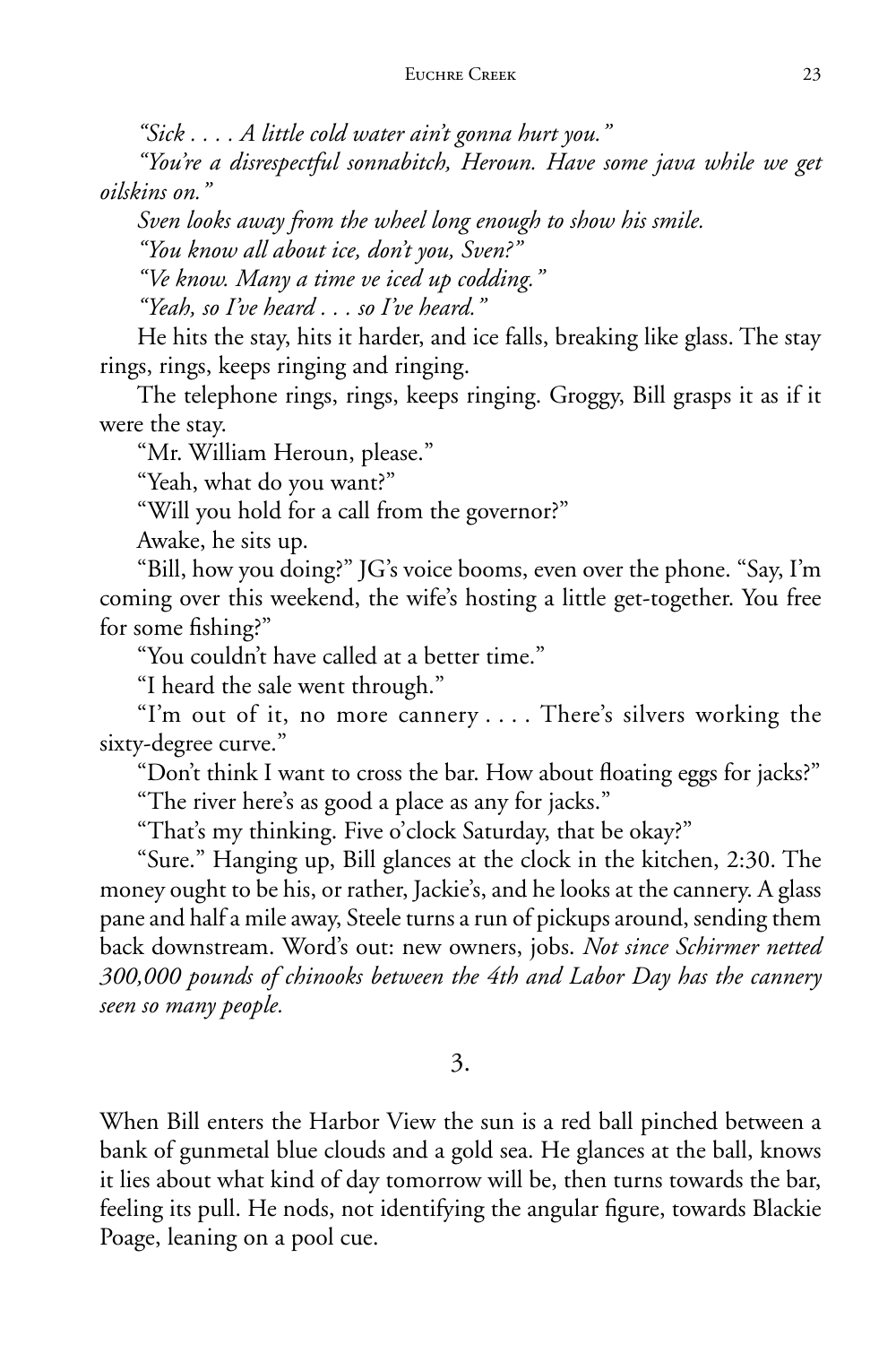*"Sick . . . . A little cold water ain't gonna hurt you."*

*"You're a disrespectful sonnabitch, Heroun. Have some java while we get oilskins on."*

*Sven looks away from the wheel long enough to show his smile.*

*"You know all about ice, don't you, Sven?"*

*"Ve know. Many a time ve iced up codding."*

*"Yeah, so I've heard . . . so I've heard."*

He hits the stay, hits it harder, and ice falls, breaking like glass. The stay rings, rings, keeps ringing and ringing.

The telephone rings, rings, keeps ringing. Groggy, Bill grasps it as if it were the stay.

"Mr. William Heroun, please."

"Yeah, what do you want?"

"Will you hold for a call from the governor?"

Awake, he sits up.

"Bill, how you doing?" JG's voice booms, even over the phone. "Say, I'm coming over this weekend, the wife's hosting a little get-together. You free for some fishing?"

"You couldn't have called at a better time."

"I heard the sale went through."

"I'm out of it, no more cannery . . . . There's silvers working the sixty-degree curve."

"Don't think I want to cross the bar. How about floating eggs for jacks?"

"The river here's as good a place as any for jacks."

"That's my thinking. Five o'clock Saturday, that be okay?"

"Sure." Hanging up, Bill glances at the clock in the kitchen, 2:30. The money ought to be his, or rather, Jackie's, and he looks at the cannery. A glass pane and half a mile away, Steele turns a run of pickups around, sending them back downstream. Word's out: new owners, jobs. *Not since Schirmer netted 300,000 pounds of chinooks between the 4th and Labor Day has the cannery seen so many people.*

## 3.

When Bill enters the Harbor View the sun is a red ball pinched between a bank of gunmetal blue clouds and a gold sea. He glances at the ball, knows it lies about what kind of day tomorrow will be, then turns towards the bar, feeling its pull. He nods, not identifying the angular figure, towards Blackie Poage, leaning on a pool cue.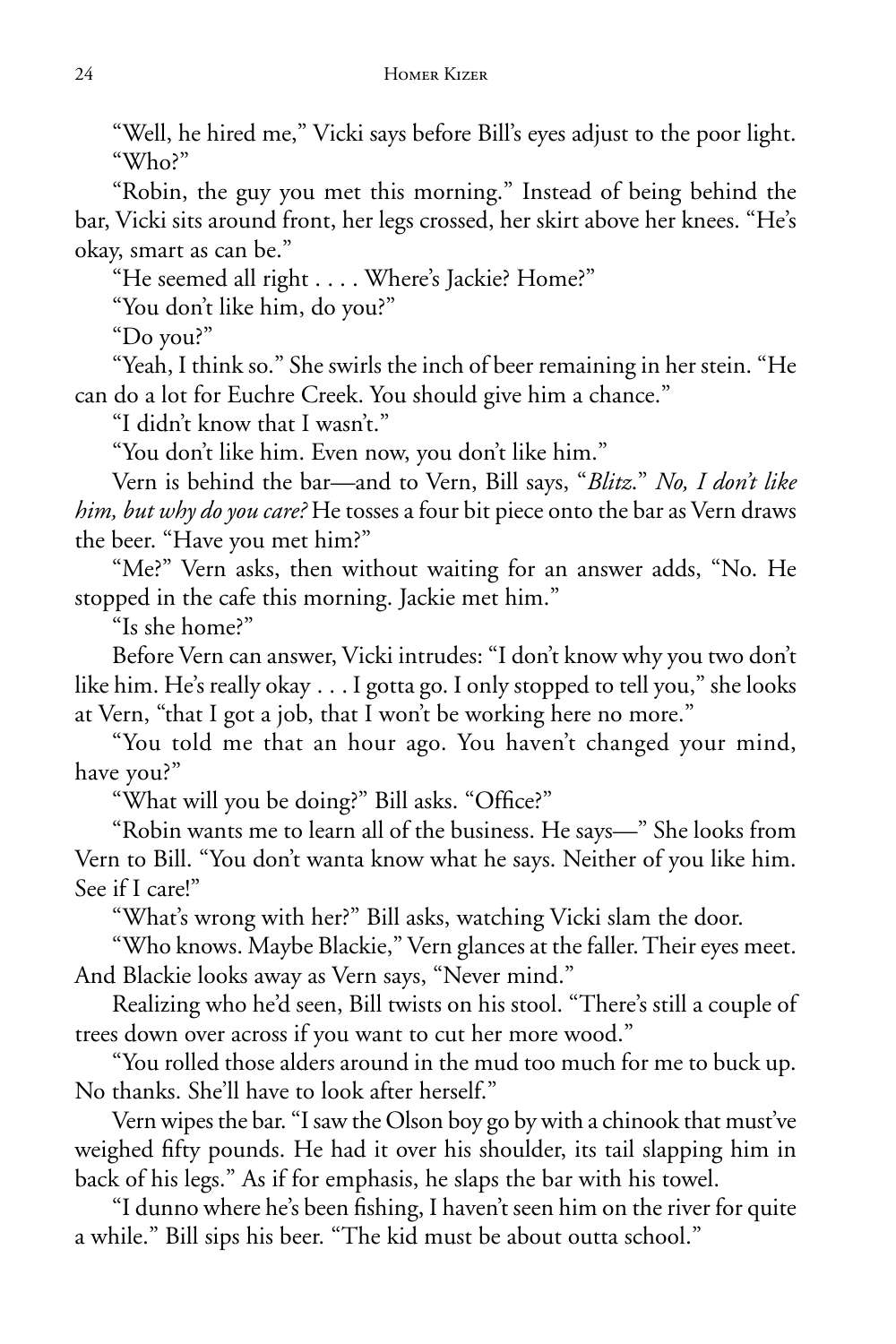"Well, he hired me," Vicki says before Bill's eyes adjust to the poor light.

"Who?"

"Robin, the guy you met this morning." Instead of being behind the bar, Vicki sits around front, her legs crossed, her skirt above her knees. "He's okay, smart as can be."

"He seemed all right . . . . Where's Jackie? Home?"

"You don't like him, do you?"

"Do you?"

"Yeah, I think so." She swirls the inch of beer remaining in her stein. "He can do a lot for Euchre Creek. You should give him a chance."

"I didn't know that I wasn't."

"You don't like him. Even now, you don't like him."

Vern is behind the bar—and to Vern, Bill says, "*Blitz*." *No, I don't like him, but why do you care?* He tosses a four bit piece onto the bar as Vern draws the beer. "Have you met him?"

"Me?" Vern asks, then without waiting for an answer adds, "No. He stopped in the cafe this morning. Jackie met him."

"Is she home?"

Before Vern can answer, Vicki intrudes: "I don't know why you two don't like him. He's really okay . . . I gotta go. I only stopped to tell you," she looks at Vern, "that I got a job, that I won't be working here no more."

"You told me that an hour ago. You haven't changed your mind, have you?"

"What will you be doing?" Bill asks. "Office?"

"Robin wants me to learn all of the business. He says—" She looks from Vern to Bill. "You don't wanta know what he says. Neither of you like him. See if I care!"

"What's wrong with her?" Bill asks, watching Vicki slam the door.

"Who knows. Maybe Blackie," Vern glances at the faller. Their eyes meet. And Blackie looks away as Vern says, "Never mind."

Realizing who he'd seen, Bill twists on his stool. "There's still a couple of trees down over across if you want to cut her more wood."

"You rolled those alders around in the mud too much for me to buck up. No thanks. She'll have to look after herself."

Vern wipes the bar. "I saw the Olson boy go by with a chinook that must've weighed fifty pounds. He had it over his shoulder, its tail slapping him in back of his legs." As if for emphasis, he slaps the bar with his towel.

"I dunno where he's been fishing, I haven't seen him on the river for quite a while." Bill sips his beer. "The kid must be about outta school."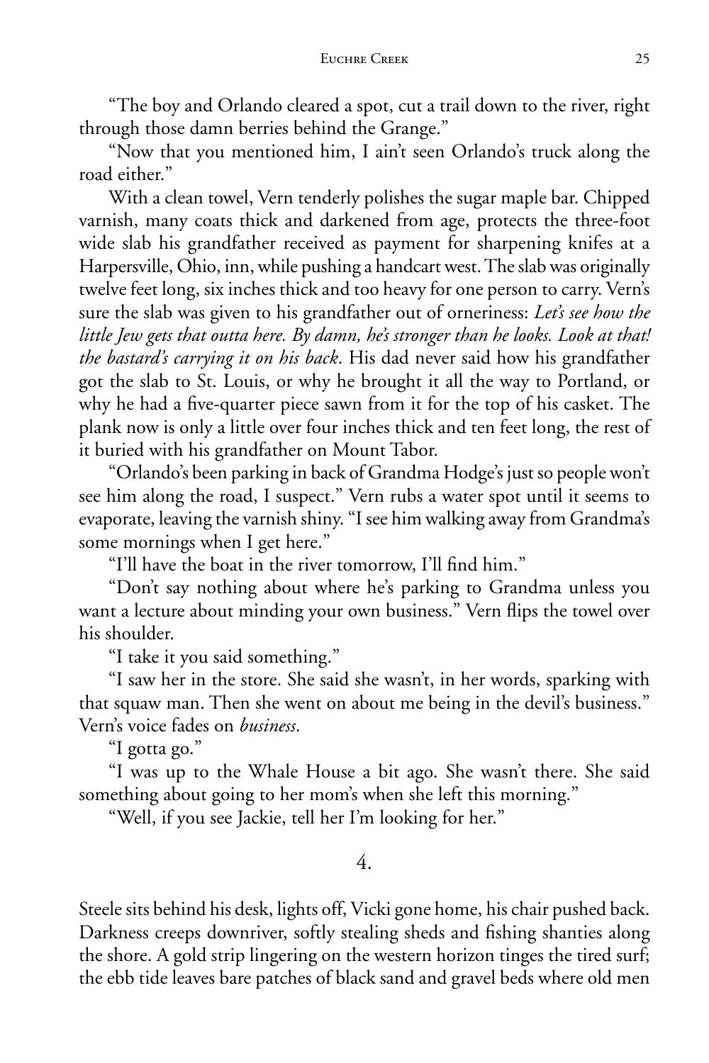"The boy and Orlando cleared a spot, cut a trail down to the river, right through those damn berries behind the Grange."

"Now that you mentioned him, I ain't seen Orlando's truck along the road either."

With a clean towel, Vern tenderly polishes the sugar maple bar. Chipped varnish, many coats thick and darkened from age, protects the three-foot wide slab his grandfather received as payment for sharpening knifes at a Harpersville, Ohio, inn, while pushing a handcart west. The slab was originally twelve feet long, six inches thick and too heavy for one person to carry. Vern's sure the slab was given to his grandfather out of orneriness: *Let's see how the little Jew gets that outta here. By damn, he's stronger than he looks. Look at that! the bastard's carrying it on his back*. His dad never said how his grandfather got the slab to St. Louis, or why he brought it all the way to Portland, or why he had a five-quarter piece sawn from it for the top of his casket. The plank now is only a little over four inches thick and ten feet long, the rest of it buried with his grandfather on Mount Tabor.

"Orlando's been parking in back of Grandma Hodge's just so people won't see him along the road, I suspect." Vern rubs a water spot until it seems to evaporate, leaving the varnish shiny. "I see him walking away from Grandma's some mornings when I get here."

"I'll have the boat in the river tomorrow, I'll find him."

"Don't say nothing about where he's parking to Grandma unless you want a lecture about minding your own business." Vern flips the towel over his shoulder.

"I take it you said something."

"I saw her in the store. She said she wasn't, in her words, sparking with that squaw man. Then she went on about me being in the devil's business." Vern's voice fades on *business*.

"I gotta go."

"I was up to the Whale House a bit ago. She wasn't there. She said something about going to her mom's when she left this morning."

"Well, if you see Jackie, tell her I'm looking for her."

## 4.

Steele sits behind his desk, lights off, Vicki gone home, his chair pushed back. Darkness creeps downriver, softly stealing sheds and fishing shanties along the shore. A gold strip lingering on the western horizon tinges the tired surf; the ebb tide leaves bare patches of black sand and gravel beds where old men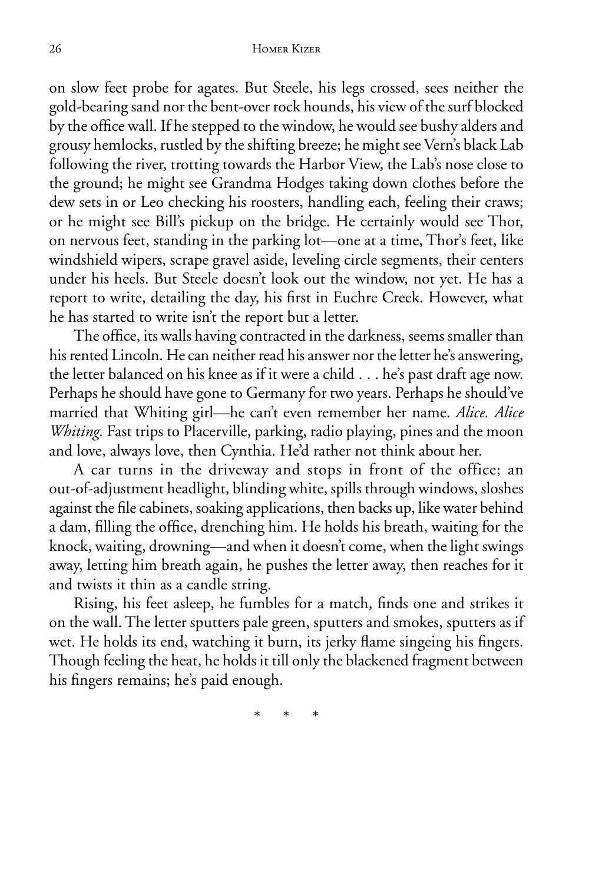on slow feet probe for agates. But Steele, his legs crossed, sees neither the gold-bearing sand nor the bent-over rock hounds, his view of the surf blocked by the office wall. If he stepped to the window, he would see bushy alders and grousy hemlocks, rustled by the shifting breeze; he might see Vern's black Lab following the river, trotting towards the Harbor View, the Lab's nose close to the ground; he might see Grandma Hodges taking down clothes before the dew sets in or Leo checking his roosters, handling each, feeling their craws; or he might see Bill's pickup on the bridge. He certainly would see Thor, on nervous feet, standing in the parking lot—one at a time, Thor's feet, like windshield wipers, scrape gravel aside, leveling circle segments, their centers under his heels. But Steele doesn't look out the window, not yet. He has a report to write, detailing the day, his first in Euchre Creek. However, what he has started to write isn't the report but a letter.

The office, its walls having contracted in the darkness, seems smaller than his rented Lincoln. He can neither read his answer nor the letter he's answering, the letter balanced on his knee as if it were a child . . . he's past draft age now. Perhaps he should have gone to Germany for two years. Perhaps he should've married that Whiting girl—he can't even remember her name. *Alice. Alice Whiting.* Fast trips to Placerville, parking, radio playing, pines and the moon and love, always love, then Cynthia. He'd rather not think about her.

A car turns in the driveway and stops in front of the office; an out-of-adjustment headlight, blinding white, spills through windows, sloshes against the file cabinets, soaking applications, then backs up, like water behind a dam, filling the office, drenching him. He holds his breath, waiting for the knock, waiting, drowning—and when it doesn't come, when the light swings away, letting him breath again, he pushes the letter away, then reaches for it and twists it thin as a candle string.

Rising, his feet asleep, he fumbles for a match, finds one and strikes it on the wall. The letter sputters pale green, sputters and smokes, sputters as if wet. He holds its end, watching it burn, its jerky flame singeing his fingers. Though feeling the heat, he holds it till only the blackened fragment between his fingers remains; he's paid enough.

\* \* \*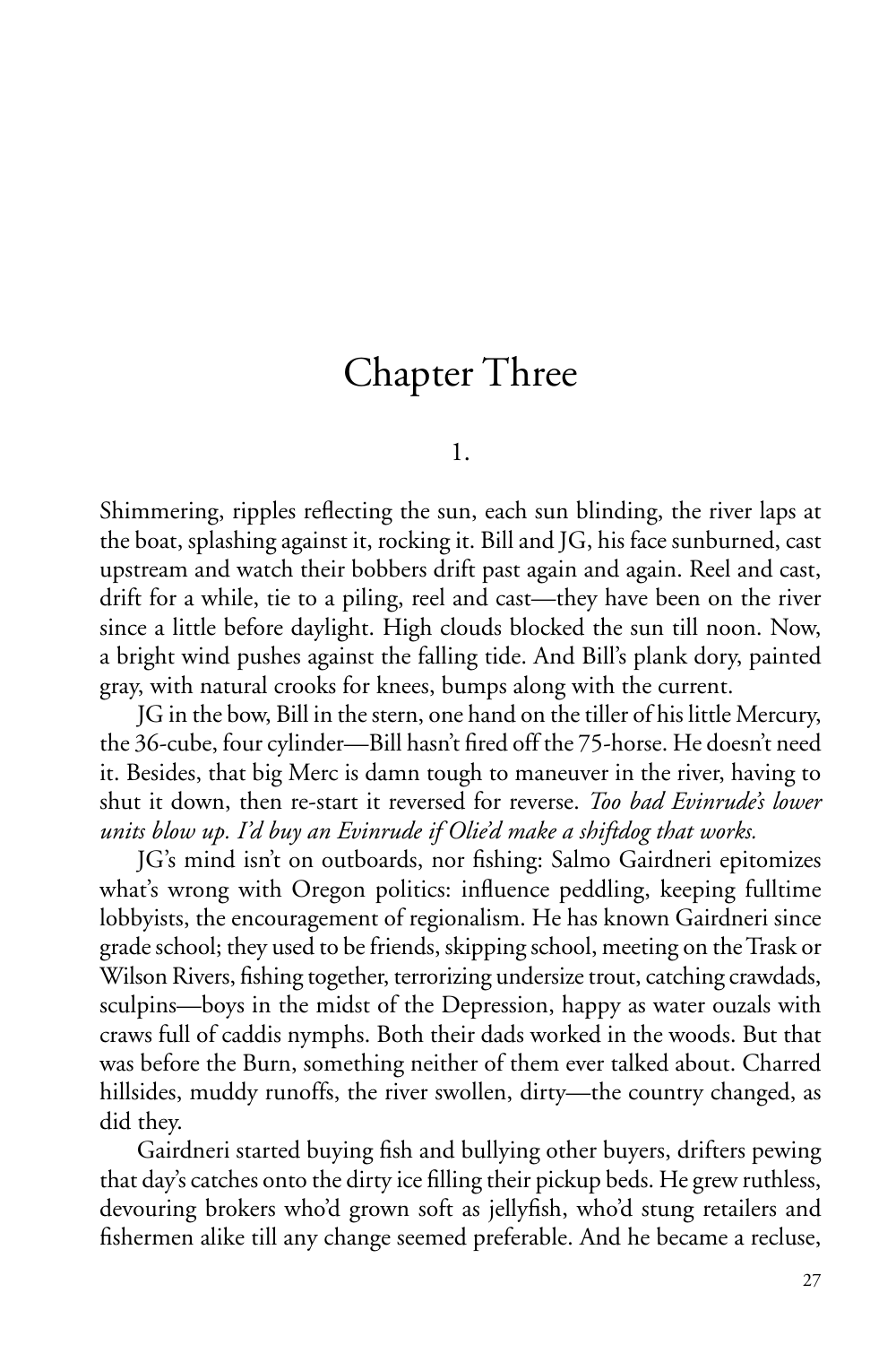# Chapter Three

## 1.

Shimmering, ripples reflecting the sun, each sun blinding, the river laps at the boat, splashing against it, rocking it. Bill and JG, his face sunburned, cast upstream and watch their bobbers drift past again and again. Reel and cast, drift for a while, tie to a piling, reel and cast—they have been on the river since a little before daylight. High clouds blocked the sun till noon. Now, a bright wind pushes against the falling tide. And Bill's plank dory, painted gray, with natural crooks for knees, bumps along with the current.

JG in the bow, Bill in the stern, one hand on the tiller of his little Mercury, the 36-cube, four cylinder—Bill hasn't fired off the 75-horse. He doesn't need it. Besides, that big Merc is damn tough to maneuver in the river, having to shut it down, then re-start it reversed for reverse. *Too bad Evinrude's lower units blow up. I'd buy an Evinrude if Olie'd make a shiftdog that works.*

JG's mind isn't on outboards, nor fishing: Salmo Gairdneri epitomizes what's wrong with Oregon politics: influence peddling, keeping fulltime lobbyists, the encouragement of regionalism. He has known Gairdneri since grade school; they used to be friends, skipping school, meeting on the Trask or Wilson Rivers, fishing together, terrorizing undersize trout, catching crawdads, sculpins—boys in the midst of the Depression, happy as water ouzals with craws full of caddis nymphs. Both their dads worked in the woods. But that was before the Burn, something neither of them ever talked about. Charred hillsides, muddy runoffs, the river swollen, dirty—the country changed, as did they.

Gairdneri started buying fish and bullying other buyers, drifters pewing that day's catches onto the dirty ice filling their pickup beds. He grew ruthless, devouring brokers who'd grown soft as jellyfish, who'd stung retailers and fishermen alike till any change seemed preferable. And he became a recluse,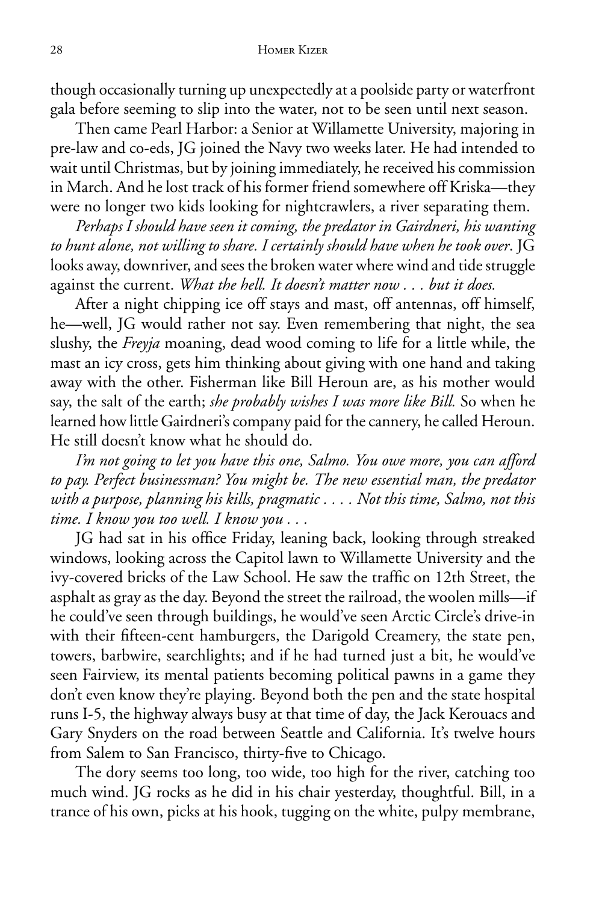though occasionally turning up unexpectedly at a poolside party or waterfront gala before seeming to slip into the water, not to be seen until next season.

Then came Pearl Harbor: a Senior at Willamette University, majoring in pre-law and co-eds, JG joined the Navy two weeks later. He had intended to wait until Christmas, but by joining immediately, he received his commission in March. And he lost track of his former friend somewhere off Kriska—they were no longer two kids looking for nightcrawlers, a river separating them.

*Perhaps I should have seen it coming, the predator in Gairdneri, his wanting to hunt alone, not willing to share. I certainly should have when he took over*. JG looks away, downriver, and sees the broken water where wind and tide struggle against the current. *What the hell. It doesn't matter now . . . but it does.*

After a night chipping ice off stays and mast, off antennas, off himself, he—well, JG would rather not say. Even remembering that night, the sea slushy, the *Freyja* moaning, dead wood coming to life for a little while, the mast an icy cross, gets him thinking about giving with one hand and taking away with the other. Fisherman like Bill Heroun are, as his mother would say, the salt of the earth; *she probably wishes I was more like Bill.* So when he learned how little Gairdneri's company paid for the cannery, he called Heroun. He still doesn't know what he should do.

*I'm not going to let you have this one, Salmo. You owe more, you can afford to pay. Perfect businessman? You might be. The new essential man, the predator with a purpose, planning his kills, pragmatic . . . . Not this time, Salmo, not this time. I know you too well. I know you . . .*

JG had sat in his office Friday, leaning back, looking through streaked windows, looking across the Capitol lawn to Willamette University and the ivy-covered bricks of the Law School. He saw the traffic on 12th Street, the asphalt as gray as the day. Beyond the street the railroad, the woolen mills—if he could've seen through buildings, he would've seen Arctic Circle's drive-in with their fifteen-cent hamburgers, the Darigold Creamery, the state pen, towers, barbwire, searchlights; and if he had turned just a bit, he would've seen Fairview, its mental patients becoming political pawns in a game they don't even know they're playing. Beyond both the pen and the state hospital runs I-5, the highway always busy at that time of day, the Jack Kerouacs and Gary Snyders on the road between Seattle and California. It's twelve hours from Salem to San Francisco, thirty-five to Chicago.

The dory seems too long, too wide, too high for the river, catching too much wind. JG rocks as he did in his chair yesterday, thoughtful. Bill, in a trance of his own, picks at his hook, tugging on the white, pulpy membrane,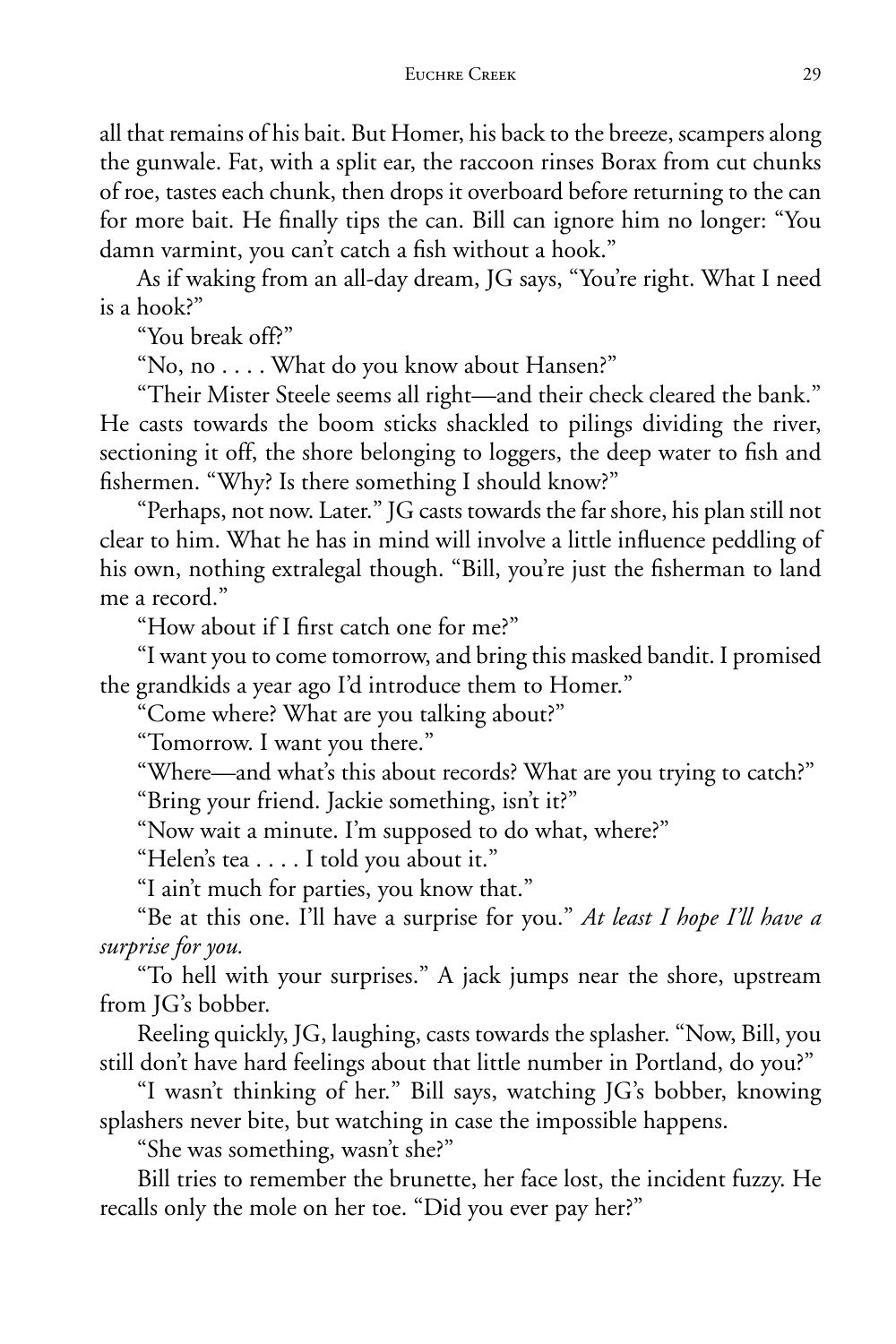all that remains of his bait. But Homer, his back to the breeze, scampers along the gunwale. Fat, with a split ear, the raccoon rinses Borax from cut chunks of roe, tastes each chunk, then drops it overboard before returning to the can for more bait. He finally tips the can. Bill can ignore him no longer: "You damn varmint, you can't catch a fish without a hook."

As if waking from an all-day dream, JG says, "You're right. What I need is a hook?"

"You break off?"

"No, no . . . . What do you know about Hansen?"

"Their Mister Steele seems all right—and their check cleared the bank." He casts towards the boom sticks shackled to pilings dividing the river, sectioning it off, the shore belonging to loggers, the deep water to fish and fishermen. "Why? Is there something I should know?"

"Perhaps, not now. Later." JG casts towards the far shore, his plan still not clear to him. What he has in mind will involve a little influence peddling of his own, nothing extralegal though. "Bill, you're just the fisherman to land me a record."

"How about if I first catch one for me?"

"I want you to come tomorrow, and bring this masked bandit. I promised the grandkids a year ago I'd introduce them to Homer."

"Come where? What are you talking about?"

"Tomorrow. I want you there."

"Where—and what's this about records? What are you trying to catch?"

"Bring your friend. Jackie something, isn't it?"

"Now wait a minute. I'm supposed to do what, where?"

"Helen's tea . . . . I told you about it."

"I ain't much for parties, you know that."

"Be at this one. I'll have a surprise for you." *At least I hope I'll have a surprise for you.*

"To hell with your surprises." A jack jumps near the shore, upstream from JG's bobber.

Reeling quickly, JG, laughing, casts towards the splasher. "Now, Bill, you still don't have hard feelings about that little number in Portland, do you?"

"I wasn't thinking of her." Bill says, watching JG's bobber, knowing splashers never bite, but watching in case the impossible happens.

"She was something, wasn't she?"

Bill tries to remember the brunette, her face lost, the incident fuzzy. He recalls only the mole on her toe. "Did you ever pay her?"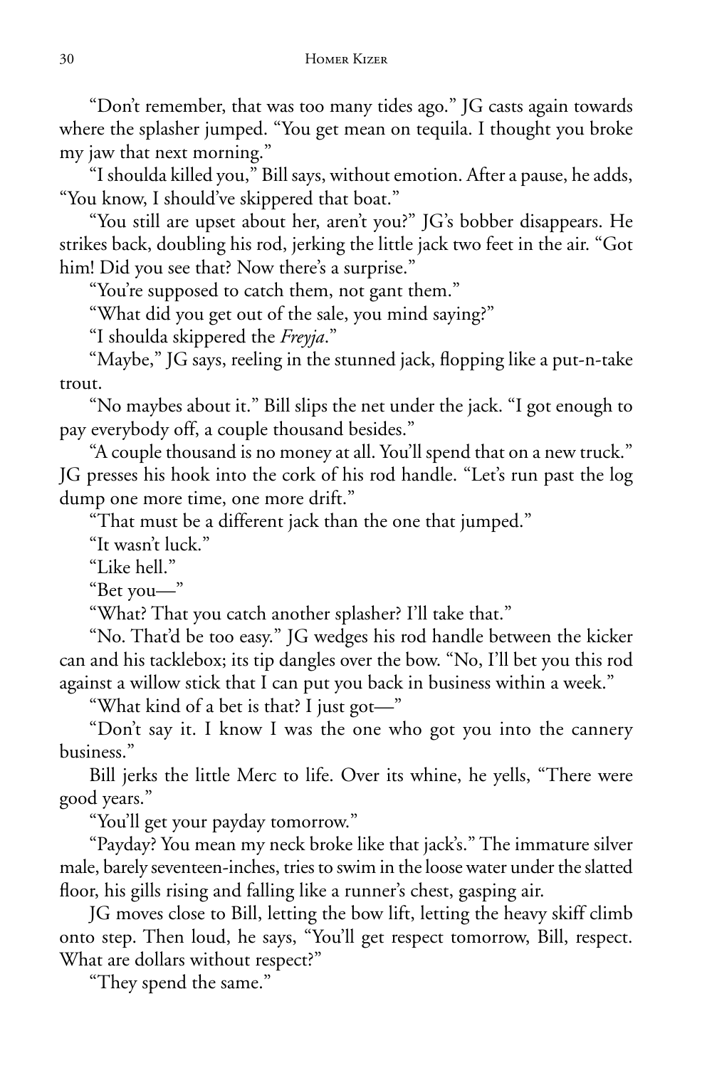"Don't remember, that was too many tides ago." JG casts again towards where the splasher jumped. "You get mean on tequila. I thought you broke my jaw that next morning."

"I shoulda killed you," Bill says, without emotion. After a pause, he adds, "You know, I should've skippered that boat."

"You still are upset about her, aren't you?" JG's bobber disappears. He strikes back, doubling his rod, jerking the little jack two feet in the air. "Got him! Did you see that? Now there's a surprise."

"You're supposed to catch them, not gant them."

"What did you get out of the sale, you mind saying?"

"I shoulda skippered the *Freyja*."

"Maybe," JG says, reeling in the stunned jack, flopping like a put-n-take trout.

"No maybes about it." Bill slips the net under the jack. "I got enough to pay everybody off, a couple thousand besides."

"A couple thousand is no money at all. You'll spend that on a new truck." JG presses his hook into the cork of his rod handle. "Let's run past the log dump one more time, one more drift."

"That must be a different jack than the one that jumped."

"It wasn't luck."

"Like hell."

"Bet you—"

"What? That you catch another splasher? I'll take that."

"No. That'd be too easy." JG wedges his rod handle between the kicker can and his tacklebox; its tip dangles over the bow. "No, I'll bet you this rod against a willow stick that I can put you back in business within a week."

"What kind of a bet is that? I just got—"

"Don't say it. I know I was the one who got you into the cannery business."

Bill jerks the little Merc to life. Over its whine, he yells, "There were good years."

"You'll get your payday tomorrow."

"Payday? You mean my neck broke like that jack's." The immature silver male, barely seventeen-inches, tries to swim in the loose water under the slatted floor, his gills rising and falling like a runner's chest, gasping air.

JG moves close to Bill, letting the bow lift, letting the heavy skiff climb onto step. Then loud, he says, "You'll get respect tomorrow, Bill, respect. What are dollars without respect?"

"They spend the same."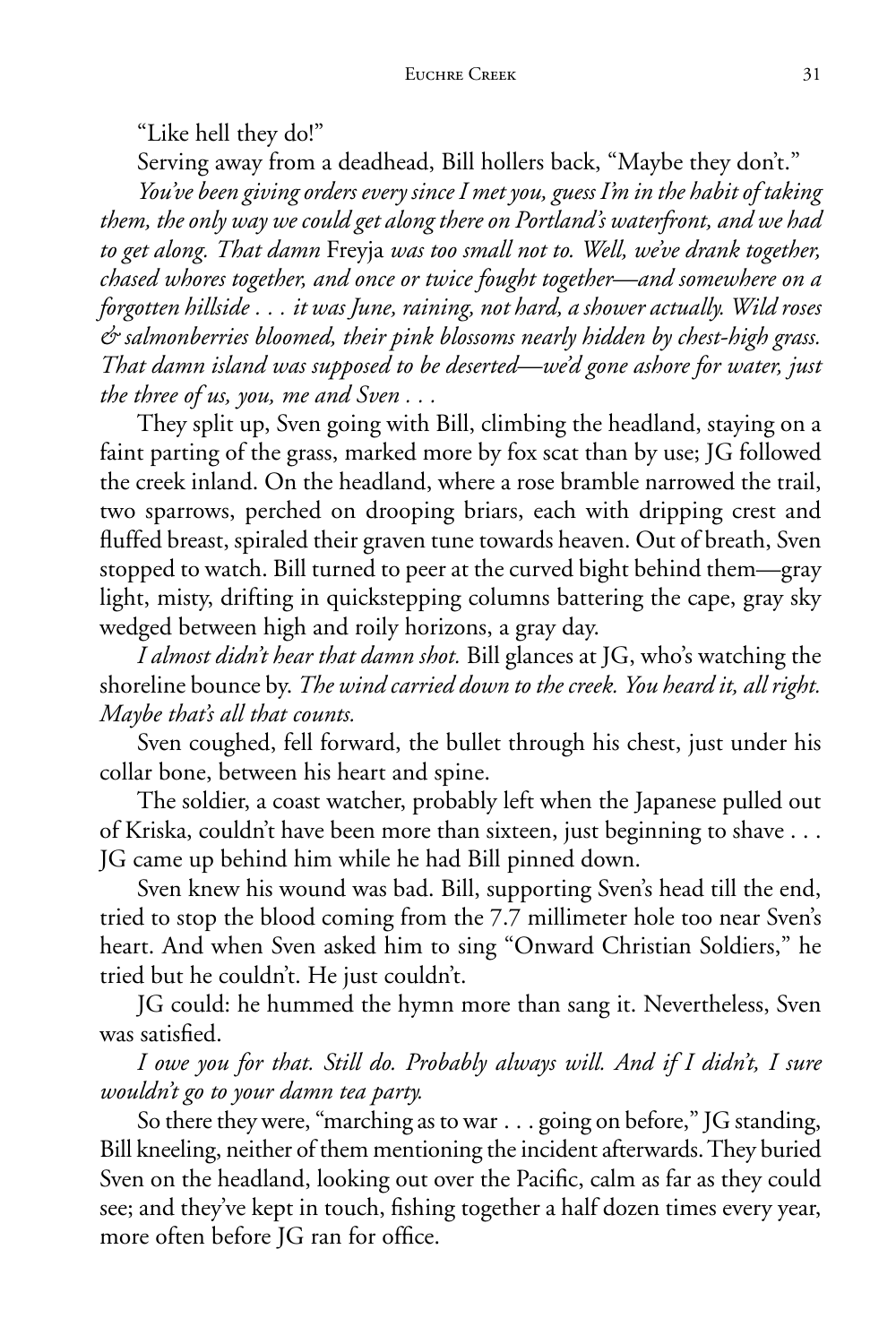"Like hell they do!"

Serving away from a deadhead, Bill hollers back, "Maybe they don't."

*You've been giving orders every since I met you, guess I'm in the habit of taking them, the only way we could get along there on Portland's waterfront, and we had to get along. That damn* Freyja *was too small not to. Well, we've drank together, chased whores together, and once or twice fought together—and somewhere on a forgotten hillside . . . it was June, raining, not hard, a shower actually. Wild roses & salmonberries bloomed, their pink blossoms nearly hidden by chest-high grass. That damn island was supposed to be deserted—we'd gone ashore for water, just the three of us, you, me and Sven . . .*

They split up, Sven going with Bill, climbing the headland, staying on a faint parting of the grass, marked more by fox scat than by use; JG followed the creek inland. On the headland, where a rose bramble narrowed the trail, two sparrows, perched on drooping briars, each with dripping crest and fluffed breast, spiraled their graven tune towards heaven. Out of breath, Sven stopped to watch. Bill turned to peer at the curved bight behind them—gray light, misty, drifting in quickstepping columns battering the cape, gray sky wedged between high and roily horizons, a gray day.

*I almost didn't hear that damn shot.* Bill glances at JG, who's watching the shoreline bounce by. *The wind carried down to the creek. You heard it, all right. Maybe that's all that counts.*

Sven coughed, fell forward, the bullet through his chest, just under his collar bone, between his heart and spine.

The soldier, a coast watcher, probably left when the Japanese pulled out of Kriska, couldn't have been more than sixteen, just beginning to shave . . . JG came up behind him while he had Bill pinned down.

Sven knew his wound was bad. Bill, supporting Sven's head till the end, tried to stop the blood coming from the 7.7 millimeter hole too near Sven's heart. And when Sven asked him to sing "Onward Christian Soldiers," he tried but he couldn't. He just couldn't.

JG could: he hummed the hymn more than sang it. Nevertheless, Sven was satisfied.

*I owe you for that. Still do. Probably always will. And if I didn't, I sure wouldn't go to your damn tea party.*

So there they were, "marching as to war . . . going on before," JG standing, Bill kneeling, neither of them mentioning the incident afterwards. They buried Sven on the headland, looking out over the Pacific, calm as far as they could see; and they've kept in touch, fishing together a half dozen times every year, more often before JG ran for office.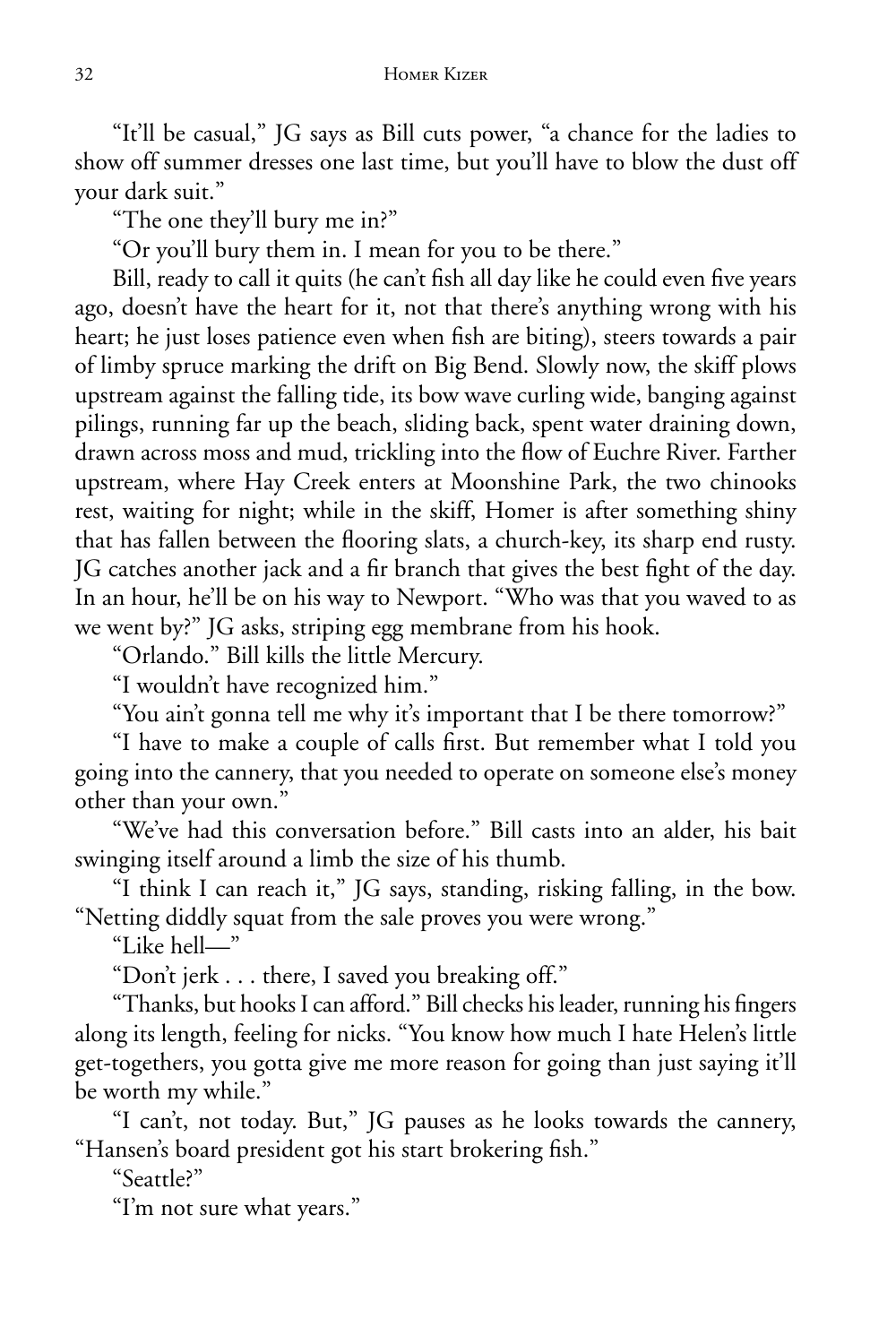"It'll be casual," JG says as Bill cuts power, "a chance for the ladies to show off summer dresses one last time, but you'll have to blow the dust off your dark suit."

"The one they'll bury me in?"

"Or you'll bury them in. I mean for you to be there."

Bill, ready to call it quits (he can't fish all day like he could even five years ago, doesn't have the heart for it, not that there's anything wrong with his heart; he just loses patience even when fish are biting), steers towards a pair of limby spruce marking the drift on Big Bend. Slowly now, the skiff plows upstream against the falling tide, its bow wave curling wide, banging against pilings, running far up the beach, sliding back, spent water draining down, drawn across moss and mud, trickling into the flow of Euchre River. Farther upstream, where Hay Creek enters at Moonshine Park, the two chinooks rest, waiting for night; while in the skiff, Homer is after something shiny that has fallen between the flooring slats, a church-key, its sharp end rusty. JG catches another jack and a fir branch that gives the best fight of the day. In an hour, he'll be on his way to Newport. "Who was that you waved to as we went by?" JG asks, striping egg membrane from his hook.

"Orlando." Bill kills the little Mercury.

"I wouldn't have recognized him."

"You ain't gonna tell me why it's important that I be there tomorrow?"

"I have to make a couple of calls first. But remember what I told you going into the cannery, that you needed to operate on someone else's money other than your own."

"We've had this conversation before." Bill casts into an alder, his bait swinging itself around a limb the size of his thumb.

"I think I can reach it," JG says, standing, risking falling, in the bow. "Netting diddly squat from the sale proves you were wrong."

"Like hell—"

"Don't jerk . . . there, I saved you breaking off."

"Thanks, but hooks I can afford." Bill checks his leader, running his fingers along its length, feeling for nicks. "You know how much I hate Helen's little get-togethers, you gotta give me more reason for going than just saying it'll be worth my while."

"I can't, not today. But," JG pauses as he looks towards the cannery, "Hansen's board president got his start brokering fish."

"Seattle?"

"I'm not sure what years."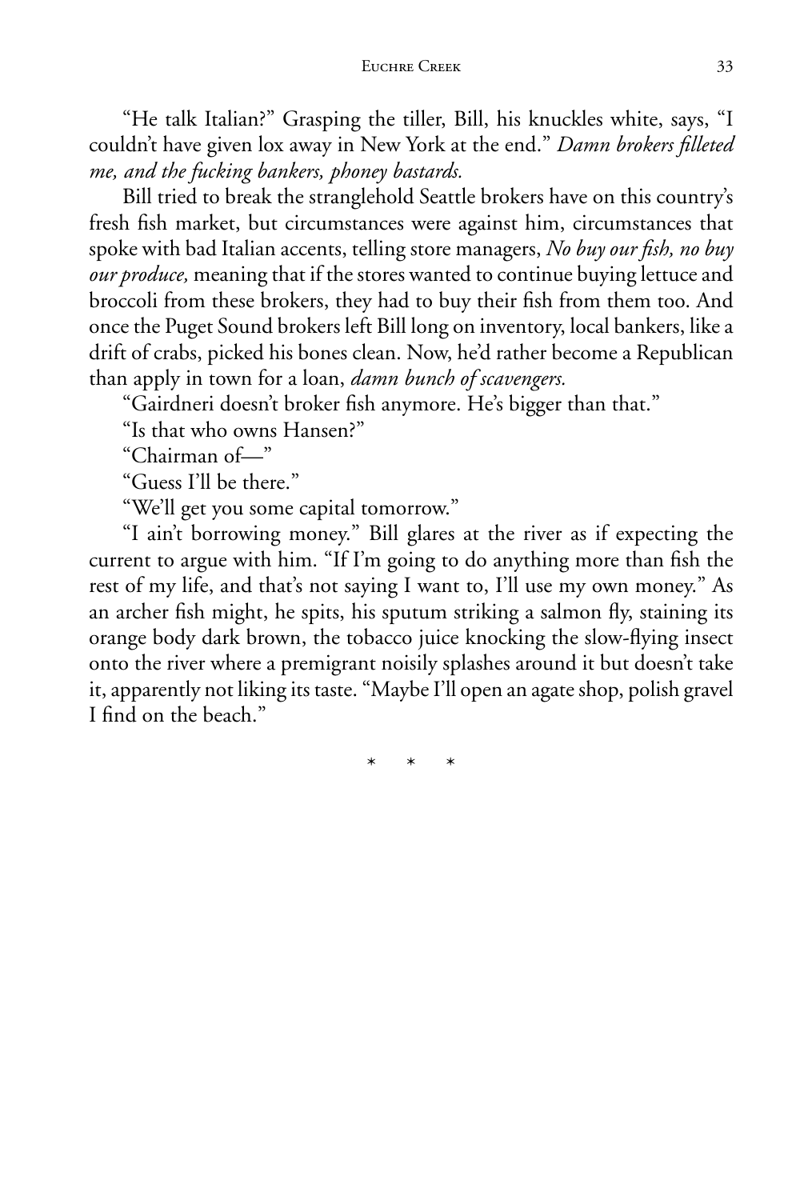"He talk Italian?" Grasping the tiller, Bill, his knuckles white, says, "I couldn't have given lox away in New York at the end." *Damn brokers filleted me, and the fucking bankers, phoney bastards.*

Bill tried to break the stranglehold Seattle brokers have on this country's fresh fish market, but circumstances were against him, circumstances that spoke with bad Italian accents, telling store managers, *No buy our fish, no buy our produce,* meaning that if the stores wanted to continue buying lettuce and broccoli from these brokers, they had to buy their fish from them too. And once the Puget Sound brokers left Bill long on inventory, local bankers, like a drift of crabs, picked his bones clean. Now, he'd rather become a Republican than apply in town for a loan, *damn bunch of scavengers.*

"Gairdneri doesn't broker fish anymore. He's bigger than that."

"Is that who owns Hansen?"

"Chairman of—"

"Guess I'll be there."

"We'll get you some capital tomorrow."

"I ain't borrowing money." Bill glares at the river as if expecting the current to argue with him. "If I'm going to do anything more than fish the rest of my life, and that's not saying I want to, I'll use my own money." As an archer fish might, he spits, his sputum striking a salmon fly, staining its orange body dark brown, the tobacco juice knocking the slow-flying insect onto the river where a premigrant noisily splashes around it but doesn't take it, apparently not liking its taste. "Maybe I'll open an agate shop, polish gravel I find on the beach."

\* \* \*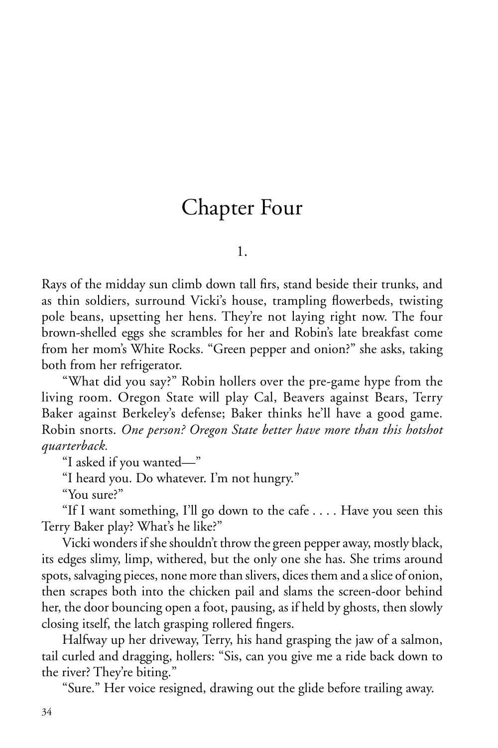# Chapter Four

## 1.

Rays of the midday sun climb down tall firs, stand beside their trunks, and as thin soldiers, surround Vicki's house, trampling flowerbeds, twisting pole beans, upsetting her hens. They're not laying right now. The four brown-shelled eggs she scrambles for her and Robin's late breakfast come from her mom's White Rocks. "Green pepper and onion?" she asks, taking both from her refrigerator.

"What did you say?" Robin hollers over the pre-game hype from the living room. Oregon State will play Cal, Beavers against Bears, Terry Baker against Berkeley's defense; Baker thinks he'll have a good game. Robin snorts. *One person? Oregon State better have more than this hotshot quarterback.*

"I asked if you wanted—"

"I heard you. Do whatever. I'm not hungry."

"You sure?"

"If I want something, I'll go down to the cafe . . . . Have you seen this Terry Baker play? What's he like?"

Vicki wonders if she shouldn't throw the green pepper away, mostly black, its edges slimy, limp, withered, but the only one she has. She trims around spots, salvaging pieces, none more than slivers, dices them and a slice of onion, then scrapes both into the chicken pail and slams the screen-door behind her, the door bouncing open a foot, pausing, as if held by ghosts, then slowly closing itself, the latch grasping rollered fingers.

Halfway up her driveway, Terry, his hand grasping the jaw of a salmon, tail curled and dragging, hollers: "Sis, can you give me a ride back down to the river? They're biting."

"Sure." Her voice resigned, drawing out the glide before trailing away.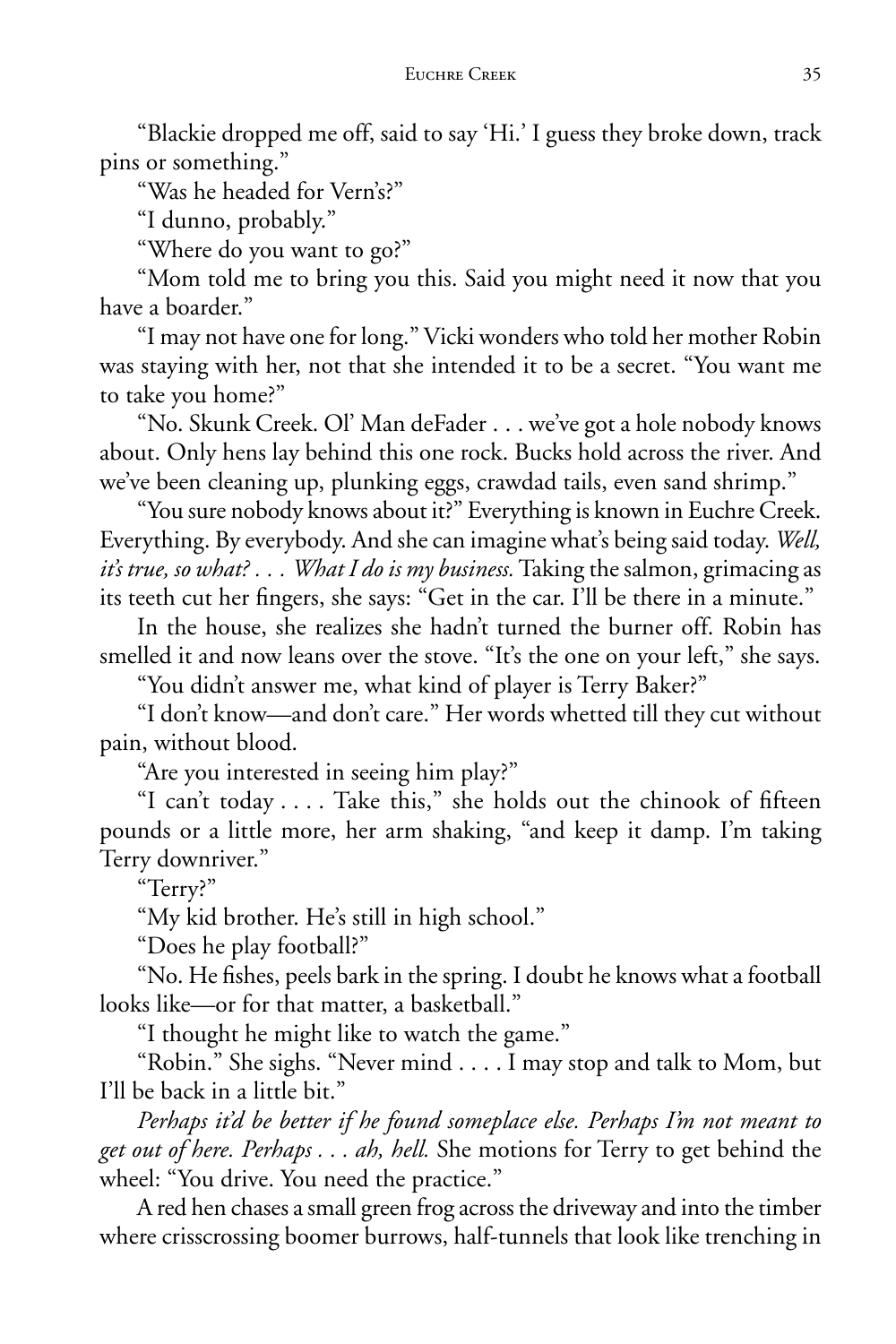"Blackie dropped me off, said to say 'Hi.' I guess they broke down, track pins or something."

"Was he headed for Vern's?"

"I dunno, probably."

"Where do you want to go?"

"Mom told me to bring you this. Said you might need it now that you have a boarder."

"I may not have one for long." Vicki wonders who told her mother Robin was staying with her, not that she intended it to be a secret. "You want me to take you home?"

"No. Skunk Creek. Ol' Man deFader . . . we've got a hole nobody knows about. Only hens lay behind this one rock. Bucks hold across the river. And we've been cleaning up, plunking eggs, crawdad tails, even sand shrimp."

"You sure nobody knows about it?" Everything is known in Euchre Creek. Everything. By everybody. And she can imagine what's being said today. *Well, it's true, so what? . . . What I do is my business.* Taking the salmon, grimacing as its teeth cut her fingers, she says: "Get in the car. I'll be there in a minute."

In the house, she realizes she hadn't turned the burner off. Robin has smelled it and now leans over the stove. "It's the one on your left," she says.

"You didn't answer me, what kind of player is Terry Baker?"

"I don't know—and don't care." Her words whetted till they cut without pain, without blood.

"Are you interested in seeing him play?"

"I can't today . . . . Take this," she holds out the chinook of fifteen pounds or a little more, her arm shaking, "and keep it damp. I'm taking Terry downriver."

"Terry?"

"My kid brother. He's still in high school."

"Does he play football?"

"No. He fishes, peels bark in the spring. I doubt he knows what a football looks like—or for that matter, a basketball."

"I thought he might like to watch the game."

"Robin." She sighs. "Never mind . . . . I may stop and talk to Mom, but I'll be back in a little bit."

*Perhaps it'd be better if he found someplace else. Perhaps I'm not meant to get out of here. Perhaps . . . ah, hell.* She motions for Terry to get behind the wheel: "You drive. You need the practice."

A red hen chases a small green frog across the driveway and into the timber where crisscrossing boomer burrows, half-tunnels that look like trenching in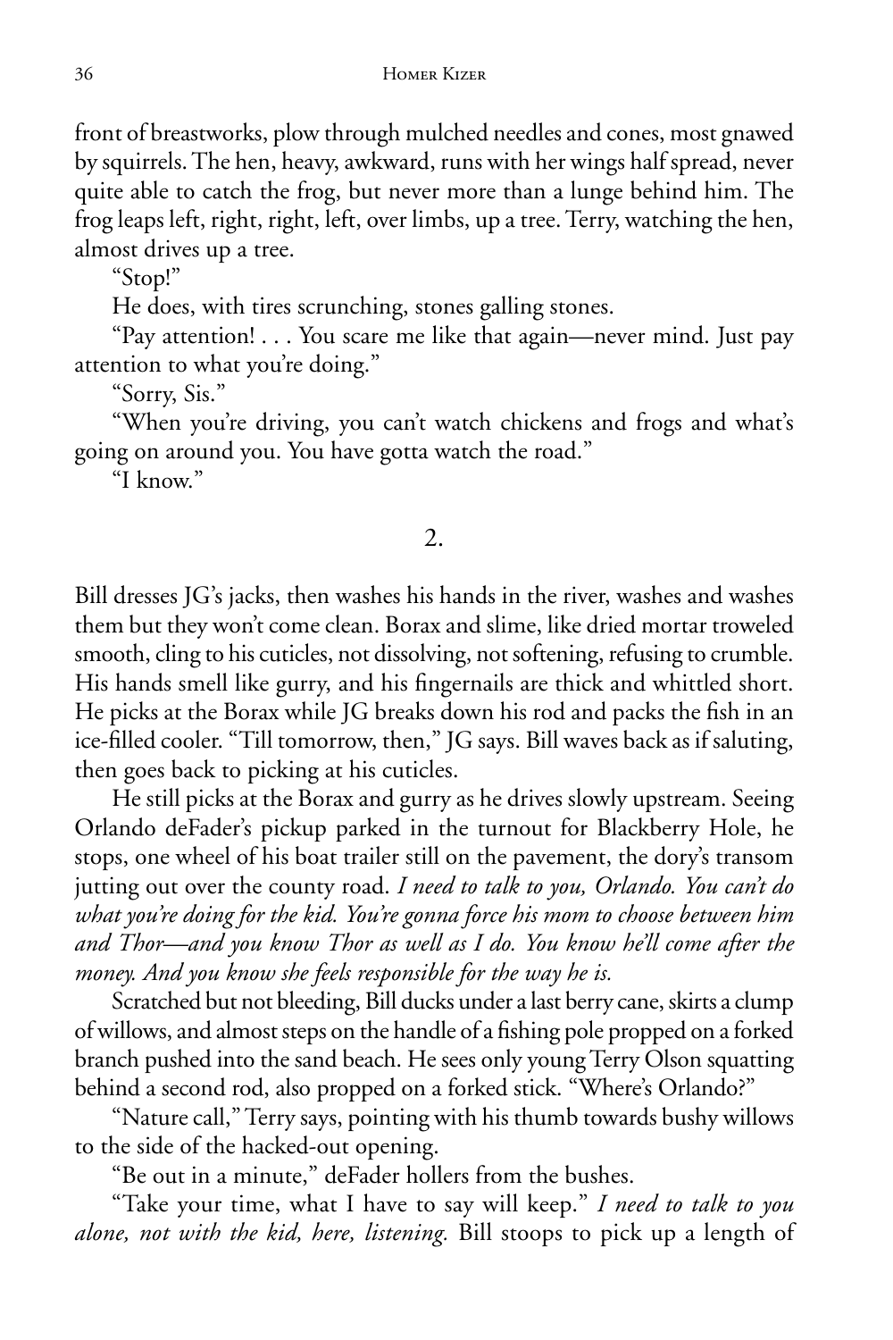front of breastworks, plow through mulched needles and cones, most gnawed by squirrels. The hen, heavy, awkward, runs with her wings half spread, never quite able to catch the frog, but never more than a lunge behind him. The frog leaps left, right, right, left, over limbs, up a tree. Terry, watching the hen, almost drives up a tree.

"Stop!"

He does, with tires scrunching, stones galling stones.

"Pay attention! . . . You scare me like that again—never mind. Just pay attention to what you're doing."

"Sorry, Sis."

"When you're driving, you can't watch chickens and frogs and what's going on around you. You have gotta watch the road."

"I know."

## 2.

Bill dresses JG's jacks, then washes his hands in the river, washes and washes them but they won't come clean. Borax and slime, like dried mortar troweled smooth, cling to his cuticles, not dissolving, not softening, refusing to crumble. His hands smell like gurry, and his fingernails are thick and whittled short. He picks at the Borax while JG breaks down his rod and packs the fish in an ice-filled cooler. "Till tomorrow, then," JG says. Bill waves back as if saluting, then goes back to picking at his cuticles.

He still picks at the Borax and gurry as he drives slowly upstream. Seeing Orlando deFader's pickup parked in the turnout for Blackberry Hole, he stops, one wheel of his boat trailer still on the pavement, the dory's transom jutting out over the county road. *I need to talk to you, Orlando. You can't do what you're doing for the kid. You're gonna force his mom to choose between him and Thor—and you know Thor as well as I do. You know he'll come after the money. And you know she feels responsible for the way he is.*

Scratched but not bleeding, Bill ducks under a last berry cane, skirts a clump of willows, and almost steps on the handle of a fishing pole propped on a forked branch pushed into the sand beach. He sees only young Terry Olson squatting behind a second rod, also propped on a forked stick. "Where's Orlando?"

"Nature call," Terry says, pointing with his thumb towards bushy willows to the side of the hacked-out opening.

"Be out in a minute," deFader hollers from the bushes.

"Take your time, what I have to say will keep." *I need to talk to you alone, not with the kid, here, listening.* Bill stoops to pick up a length of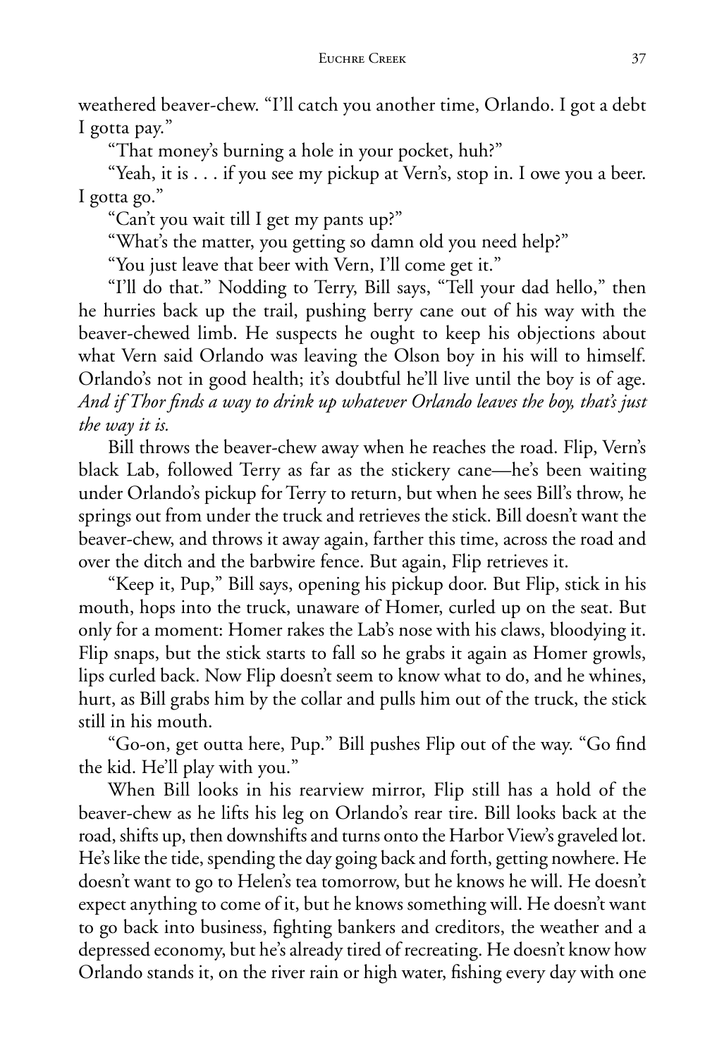weathered beaver-chew. "I'll catch you another time, Orlando. I got a debt I gotta pay."

"That money's burning a hole in your pocket, huh?"

"Yeah, it is . . . if you see my pickup at Vern's, stop in. I owe you a beer. I gotta go."

"Can't you wait till I get my pants up?"

"What's the matter, you getting so damn old you need help?"

"You just leave that beer with Vern, I'll come get it."

"I'll do that." Nodding to Terry, Bill says, "Tell your dad hello," then he hurries back up the trail, pushing berry cane out of his way with the beaver-chewed limb. He suspects he ought to keep his objections about what Vern said Orlando was leaving the Olson boy in his will to himself. Orlando's not in good health; it's doubtful he'll live until the boy is of age. *And if Thor finds a way to drink up whatever Orlando leaves the boy, that's just the way it is.*

Bill throws the beaver-chew away when he reaches the road. Flip, Vern's black Lab, followed Terry as far as the stickery cane—he's been waiting under Orlando's pickup for Terry to return, but when he sees Bill's throw, he springs out from under the truck and retrieves the stick. Bill doesn't want the beaver-chew, and throws it away again, farther this time, across the road and over the ditch and the barbwire fence. But again, Flip retrieves it.

"Keep it, Pup," Bill says, opening his pickup door. But Flip, stick in his mouth, hops into the truck, unaware of Homer, curled up on the seat. But only for a moment: Homer rakes the Lab's nose with his claws, bloodying it. Flip snaps, but the stick starts to fall so he grabs it again as Homer growls, lips curled back. Now Flip doesn't seem to know what to do, and he whines, hurt, as Bill grabs him by the collar and pulls him out of the truck, the stick still in his mouth.

"Go-on, get outta here, Pup." Bill pushes Flip out of the way. "Go find the kid. He'll play with you."

When Bill looks in his rearview mirror, Flip still has a hold of the beaver-chew as he lifts his leg on Orlando's rear tire. Bill looks back at the road, shifts up, then downshifts and turns onto the Harbor View's graveled lot. He's like the tide, spending the day going back and forth, getting nowhere. He doesn't want to go to Helen's tea tomorrow, but he knows he will. He doesn't expect anything to come of it, but he knows something will. He doesn't want to go back into business, fighting bankers and creditors, the weather and a depressed economy, but he's already tired of recreating. He doesn't know how Orlando stands it, on the river rain or high water, fishing every day with one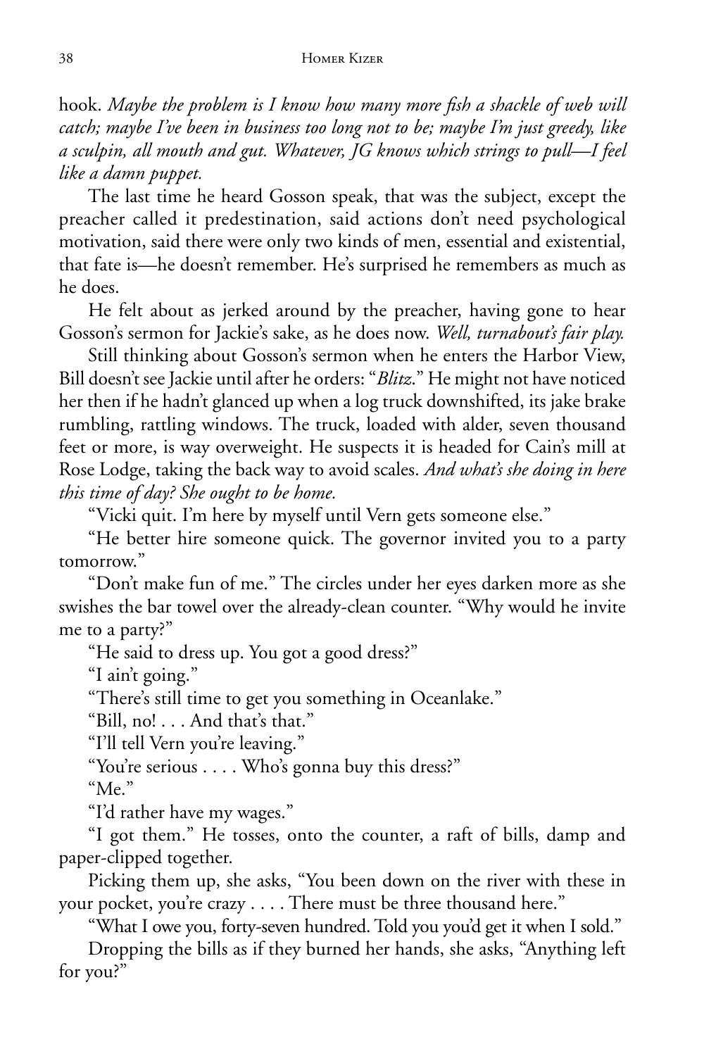hook. *Maybe the problem is I know how many more fish a shackle of web will catch; maybe I've been in business too long not to be; maybe I'm just greedy, like a sculpin, all mouth and gut. Whatever, JG knows which strings to pull—I feel like a damn puppet.*

The last time he heard Gosson speak, that was the subject, except the preacher called it predestination, said actions don't need psychological motivation, said there were only two kinds of men, essential and existential, that fate is—he doesn't remember. He's surprised he remembers as much as he does.

He felt about as jerked around by the preacher, having gone to hear Gosson's sermon for Jackie's sake, as he does now. *Well, turnabout's fair play.*

Still thinking about Gosson's sermon when he enters the Harbor View, Bill doesn't see Jackie until after he orders: "*Blitz.*" He might not have noticed her then if he hadn't glanced up when a log truck downshifted, its jake brake rumbling, rattling windows. The truck, loaded with alder, seven thousand feet or more, is way overweight. He suspects it is headed for Cain's mill at Rose Lodge, taking the back way to avoid scales. *And what's she doing in here this time of day? She ought to be home.*

"Vicki quit. I'm here by myself until Vern gets someone else."

"He better hire someone quick. The governor invited you to a party tomorrow."

"Don't make fun of me." The circles under her eyes darken more as she swishes the bar towel over the already-clean counter. "Why would he invite me to a party?"

"He said to dress up. You got a good dress?"

"I ain't going."

"There's still time to get you something in Oceanlake."

"Bill, no! . . . And that's that."

"I'll tell Vern you're leaving."

"You're serious . . . . Who's gonna buy this dress?"

"Me."

"I'd rather have my wages."

"I got them." He tosses, onto the counter, a raft of bills, damp and paper-clipped together.

Picking them up, she asks, "You been down on the river with these in your pocket, you're crazy . . . . There must be three thousand here."

"What I owe you, forty-seven hundred. Told you you'd get it when I sold."

Dropping the bills as if they burned her hands, she asks, "Anything left for you?"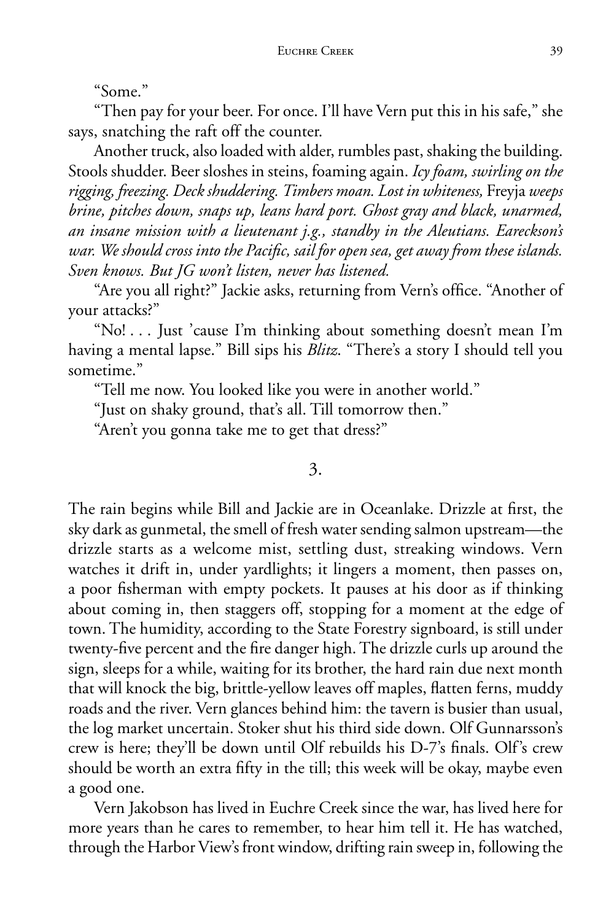"Some."

"Then pay for your beer. For once. I'll have Vern put this in his safe," she says, snatching the raft off the counter.

Another truck, also loaded with alder, rumbles past, shaking the building. Stools shudder. Beer sloshes in steins, foaming again. *Icy foam, swirling on the rigging, freezing. Deck shuddering. Timbers moan. Lost in whiteness,* Freyja *weeps brine, pitches down, snaps up, leans hard port. Ghost gray and black, unarmed, an insane mission with a lieutenant j.g., standby in the Aleutians. Eareckson's war. We should cross into the Pacific, sail for open sea, get away from these islands. Sven knows. But JG won't listen, never has listened.*

"Are you all right?" Jackie asks, returning from Vern's office. "Another of your attacks?"

"No! . . . Just 'cause I'm thinking about something doesn't mean I'm having a mental lapse." Bill sips his *Blitz.* "There's a story I should tell you sometime."

"Tell me now. You looked like you were in another world."

"Just on shaky ground, that's all. Till tomorrow then."

"Aren't you gonna take me to get that dress?"

## 3.

The rain begins while Bill and Jackie are in Oceanlake. Drizzle at first, the sky dark as gunmetal, the smell of fresh water sending salmon upstream—the drizzle starts as a welcome mist, settling dust, streaking windows. Vern watches it drift in, under yardlights; it lingers a moment, then passes on, a poor fisherman with empty pockets. It pauses at his door as if thinking about coming in, then staggers off, stopping for a moment at the edge of town. The humidity, according to the State Forestry signboard, is still under twenty-five percent and the fire danger high. The drizzle curls up around the sign, sleeps for a while, waiting for its brother, the hard rain due next month that will knock the big, brittle-yellow leaves off maples, flatten ferns, muddy roads and the river. Vern glances behind him: the tavern is busier than usual, the log market uncertain. Stoker shut his third side down. Olf Gunnarsson's crew is here; they'll be down until Olf rebuilds his D-7's finals. Olf's crew should be worth an extra fifty in the till; this week will be okay, maybe even a good one.

Vern Jakobson has lived in Euchre Creek since the war, has lived here for more years than he cares to remember, to hear him tell it. He has watched, through the Harbor View's front window, drifting rain sweep in, following the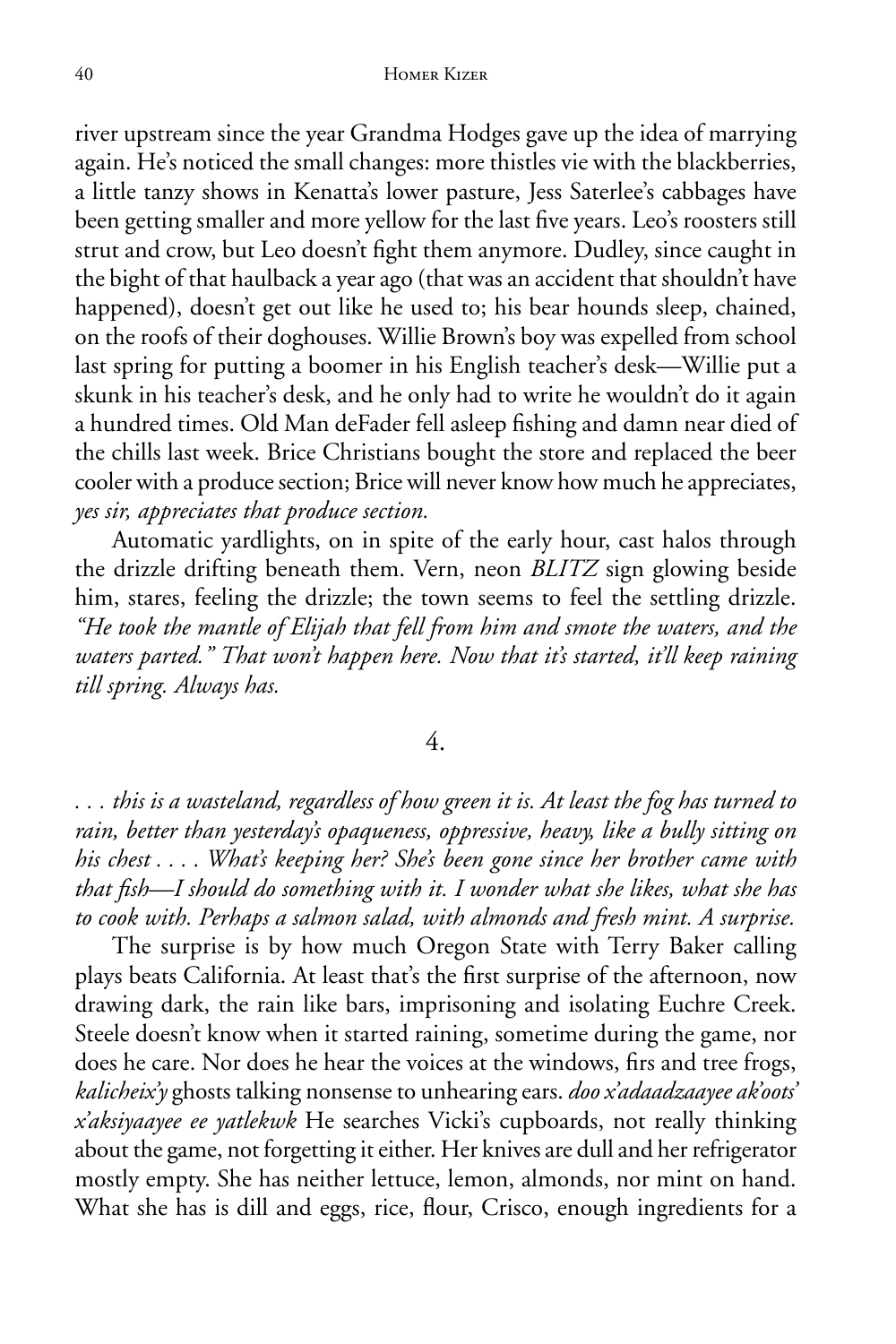river upstream since the year Grandma Hodges gave up the idea of marrying again. He's noticed the small changes: more thistles vie with the blackberries, a little tanzy shows in Kenatta's lower pasture, Jess Saterlee's cabbages have been getting smaller and more yellow for the last five years. Leo's roosters still strut and crow, but Leo doesn't fight them anymore. Dudley, since caught in the bight of that haulback a year ago (that was an accident that shouldn't have happened), doesn't get out like he used to; his bear hounds sleep, chained, on the roofs of their doghouses. Willie Brown's boy was expelled from school last spring for putting a boomer in his English teacher's desk—Willie put a skunk in his teacher's desk, and he only had to write he wouldn't do it again a hundred times. Old Man deFader fell asleep fishing and damn near died of the chills last week. Brice Christians bought the store and replaced the beer cooler with a produce section; Brice will never know how much he appreciates, *yes sir, appreciates that produce section.*

Automatic yardlights, on in spite of the early hour, cast halos through the drizzle drifting beneath them. Vern, neon *BLITZ* sign glowing beside him, stares, feeling the drizzle; the town seems to feel the settling drizzle. *"He took the mantle of Elijah that fell from him and smote the waters, and the waters parted." That won't happen here. Now that it's started, it'll keep raining till spring. Always has.*

4.

*. . . this is a wasteland, regardless of how green it is. At least the fog has turned to rain, better than yesterday's opaqueness, oppressive, heavy, like a bully sitting on his chest . . . . What's keeping her? She's been gone since her brother came with that fish—I should do something with it. I wonder what she likes, what she has to cook with. Perhaps a salmon salad, with almonds and fresh mint. A surprise.*

The surprise is by how much Oregon State with Terry Baker calling plays beats California. At least that's the first surprise of the afternoon, now drawing dark, the rain like bars, imprisoning and isolating Euchre Creek. Steele doesn't know when it started raining, sometime during the game, nor does he care. Nor does he hear the voices at the windows, firs and tree frogs, *kalicheix'y* ghosts talking nonsense to unhearing ears. *doo x'adaadzaayee ak'oots' x'aksiyaayee ee yatlekwk* He searches Vicki's cupboards, not really thinking about the game, not forgetting it either. Her knives are dull and her refrigerator mostly empty. She has neither lettuce, lemon, almonds, nor mint on hand. What she has is dill and eggs, rice, flour, Crisco, enough ingredients for a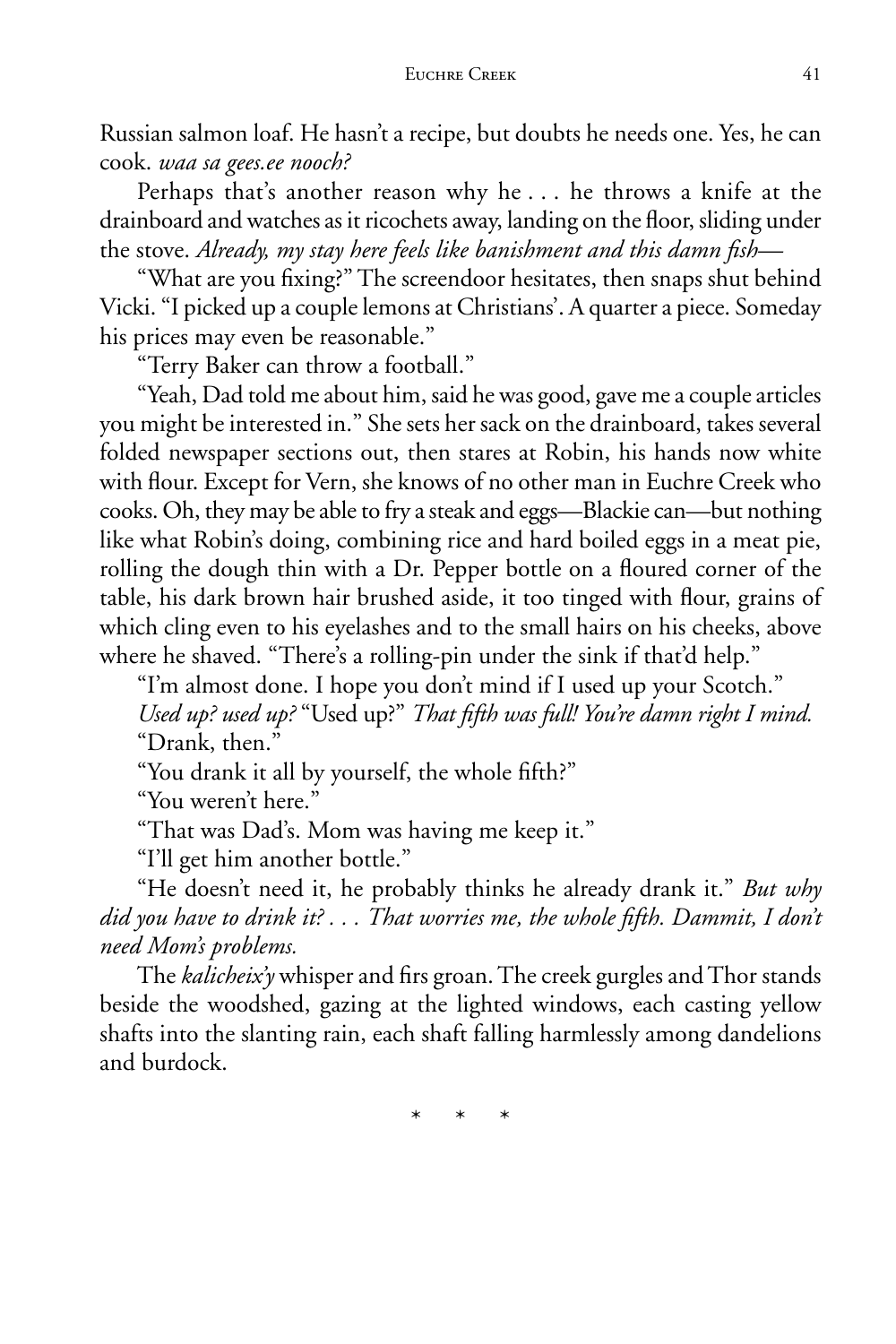Russian salmon loaf. He hasn't a recipe, but doubts he needs one. Yes, he can cook. *waa sa gees.ee nooch?*

Perhaps that's another reason why he . . . he throws a knife at the drainboard and watches as it ricochets away, landing on the floor, sliding under the stove. *Already, my stay here feels like banishment and this damn fish*—

"What are you fixing?" The screendoor hesitates, then snaps shut behind Vicki. "I picked up a couple lemons at Christians'. A quarter a piece. Someday his prices may even be reasonable."

"Terry Baker can throw a football."

"Yeah, Dad told me about him, said he was good, gave me a couple articles you might be interested in." She sets her sack on the drainboard, takes several folded newspaper sections out, then stares at Robin, his hands now white with flour. Except for Vern, she knows of no other man in Euchre Creek who cooks. Oh, they may be able to fry a steak and eggs—Blackie can—but nothing like what Robin's doing, combining rice and hard boiled eggs in a meat pie, rolling the dough thin with a Dr. Pepper bottle on a floured corner of the table, his dark brown hair brushed aside, it too tinged with flour, grains of which cling even to his eyelashes and to the small hairs on his cheeks, above where he shaved. "There's a rolling-pin under the sink if that'd help."

"I'm almost done. I hope you don't mind if I used up your Scotch."

*Used up? used up?* "Used up?" *That fifth was full! You're damn right I mind.*

"Drank, then."

"You drank it all by yourself, the whole fifth?"

"You weren't here."

"That was Dad's. Mom was having me keep it."

"I'll get him another bottle."

"He doesn't need it, he probably thinks he already drank it." *But why did you have to drink it? . . . That worries me, the whole fifth. Dammit, I don't need Mom's problems.*

The *kalicheix'y* whisper and firs groan. The creek gurgles and Thor stands beside the woodshed, gazing at the lighted windows, each casting yellow shafts into the slanting rain, each shaft falling harmlessly among dandelions and burdock.

\* \* \*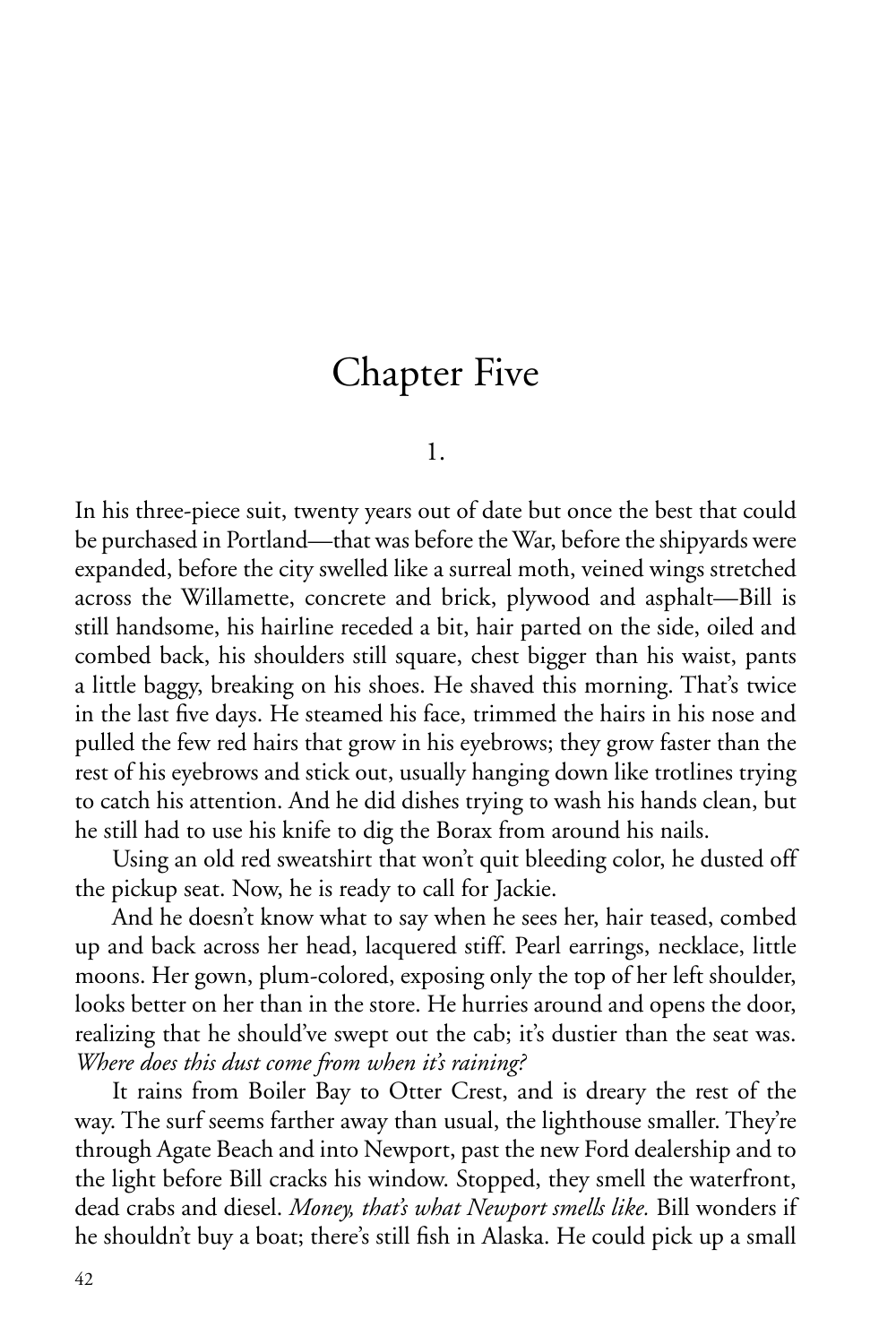# Chapter Five

1.

In his three-piece suit, twenty years out of date but once the best that could be purchased in Portland—that was before the War, before the shipyards were expanded, before the city swelled like a surreal moth, veined wings stretched across the Willamette, concrete and brick, plywood and asphalt—Bill is still handsome, his hairline receded a bit, hair parted on the side, oiled and combed back, his shoulders still square, chest bigger than his waist, pants a little baggy, breaking on his shoes. He shaved this morning. That's twice in the last five days. He steamed his face, trimmed the hairs in his nose and pulled the few red hairs that grow in his eyebrows; they grow faster than the rest of his eyebrows and stick out, usually hanging down like trotlines trying to catch his attention. And he did dishes trying to wash his hands clean, but he still had to use his knife to dig the Borax from around his nails.

Using an old red sweatshirt that won't quit bleeding color, he dusted off the pickup seat. Now, he is ready to call for Jackie.

And he doesn't know what to say when he sees her, hair teased, combed up and back across her head, lacquered stiff. Pearl earrings, necklace, little moons. Her gown, plum-colored, exposing only the top of her left shoulder, looks better on her than in the store. He hurries around and opens the door, realizing that he should've swept out the cab; it's dustier than the seat was. *Where does this dust come from when it's raining?*

It rains from Boiler Bay to Otter Crest, and is dreary the rest of the way. The surf seems farther away than usual, the lighthouse smaller. They're through Agate Beach and into Newport, past the new Ford dealership and to the light before Bill cracks his window. Stopped, they smell the waterfront, dead crabs and diesel. *Money, that's what Newport smells like.* Bill wonders if he shouldn't buy a boat; there's still fish in Alaska. He could pick up a small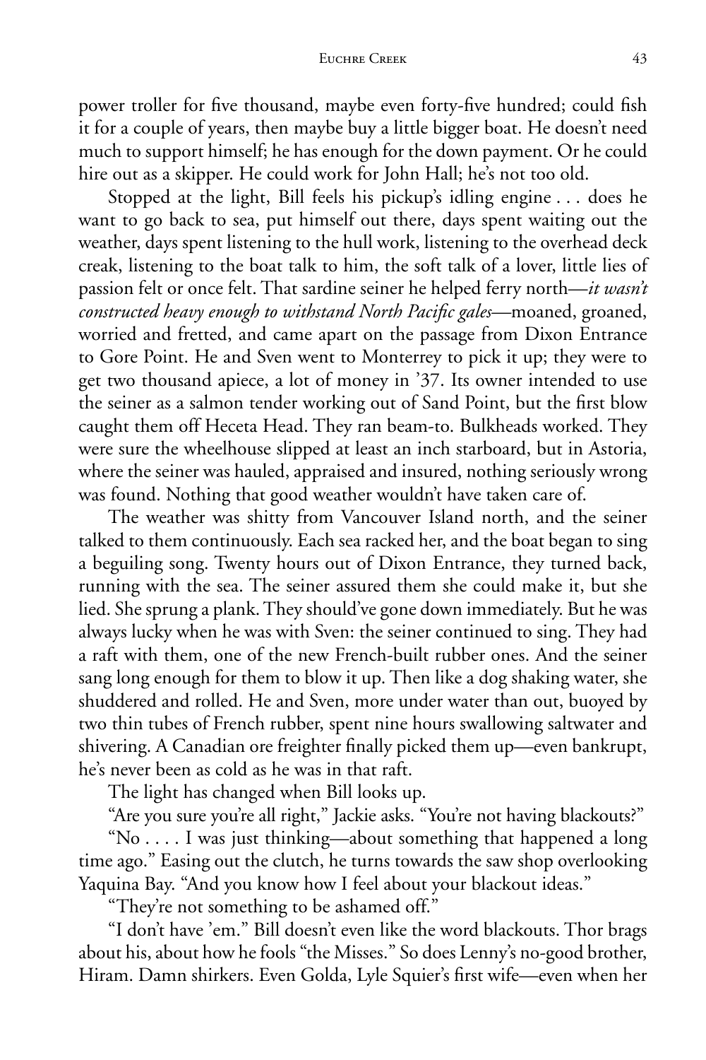power troller for five thousand, maybe even forty-five hundred; could fish it for a couple of years, then maybe buy a little bigger boat. He doesn't need much to support himself; he has enough for the down payment. Or he could hire out as a skipper. He could work for John Hall; he's not too old.

Stopped at the light, Bill feels his pickup's idling engine . . . does he want to go back to sea, put himself out there, days spent waiting out the weather, days spent listening to the hull work, listening to the overhead deck creak, listening to the boat talk to him, the soft talk of a lover, little lies of passion felt or once felt. That sardine seiner he helped ferry north—*it wasn't constructed heavy enough to withstand North Pacific gales*—moaned, groaned, worried and fretted, and came apart on the passage from Dixon Entrance to Gore Point. He and Sven went to Monterrey to pick it up; they were to get two thousand apiece, a lot of money in '37. Its owner intended to use the seiner as a salmon tender working out of Sand Point, but the first blow caught them off Heceta Head. They ran beam-to. Bulkheads worked. They were sure the wheelhouse slipped at least an inch starboard, but in Astoria, where the seiner was hauled, appraised and insured, nothing seriously wrong was found. Nothing that good weather wouldn't have taken care of.

The weather was shitty from Vancouver Island north, and the seiner talked to them continuously. Each sea racked her, and the boat began to sing a beguiling song. Twenty hours out of Dixon Entrance, they turned back, running with the sea. The seiner assured them she could make it, but she lied. She sprung a plank. They should've gone down immediately. But he was always lucky when he was with Sven: the seiner continued to sing. They had a raft with them, one of the new French-built rubber ones. And the seiner sang long enough for them to blow it up. Then like a dog shaking water, she shuddered and rolled. He and Sven, more under water than out, buoyed by two thin tubes of French rubber, spent nine hours swallowing saltwater and shivering. A Canadian ore freighter finally picked them up—even bankrupt, he's never been as cold as he was in that raft.

The light has changed when Bill looks up.

"Are you sure you're all right," Jackie asks. "You're not having blackouts?"

"No . . . . I was just thinking—about something that happened a long time ago." Easing out the clutch, he turns towards the saw shop overlooking Yaquina Bay. "And you know how I feel about your blackout ideas."

"They're not something to be ashamed off."

"I don't have 'em." Bill doesn't even like the word blackouts. Thor brags about his, about how he fools "the Misses." So does Lenny's no-good brother, Hiram. Damn shirkers. Even Golda, Lyle Squier's first wife—even when her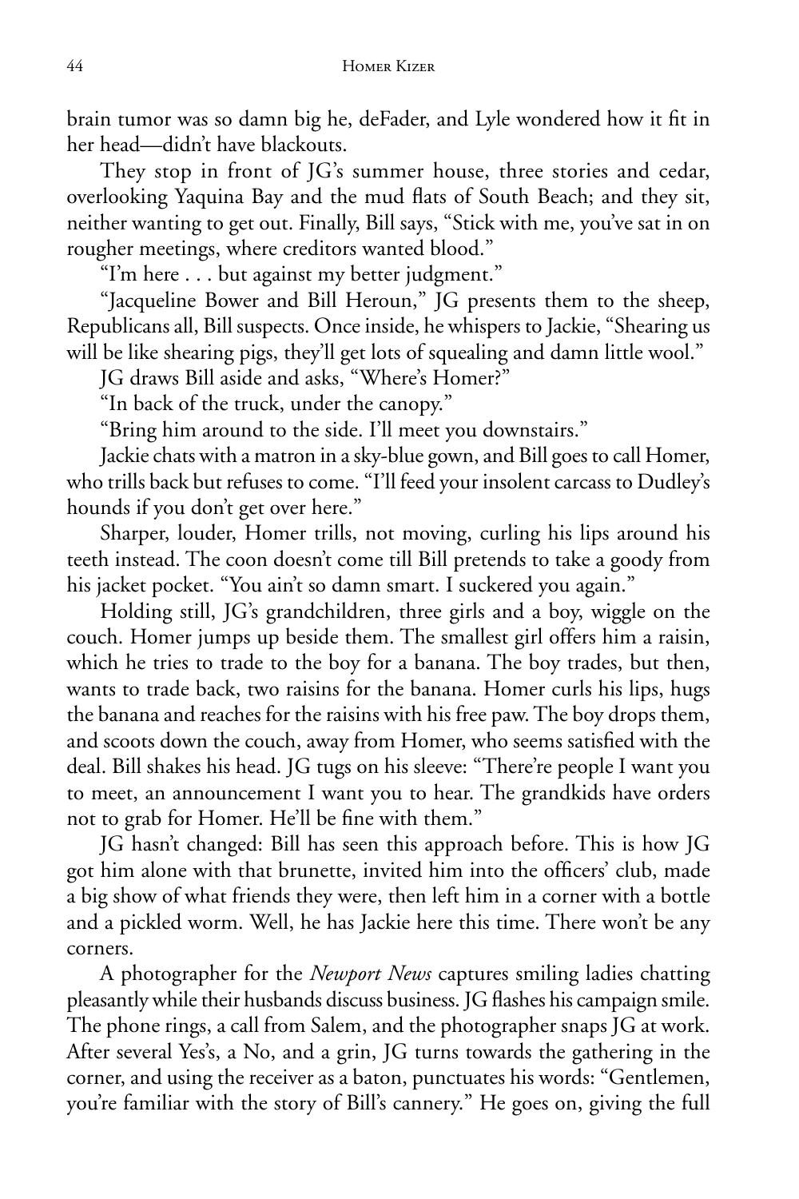brain tumor was so damn big he, deFader, and Lyle wondered how it fit in her head—didn't have blackouts.

They stop in front of JG's summer house, three stories and cedar, overlooking Yaquina Bay and the mud flats of South Beach; and they sit, neither wanting to get out. Finally, Bill says, "Stick with me, you've sat in on rougher meetings, where creditors wanted blood."

"I'm here . . . but against my better judgment."

"Jacqueline Bower and Bill Heroun," JG presents them to the sheep, Republicans all, Bill suspects. Once inside, he whispers to Jackie, "Shearing us will be like shearing pigs, they'll get lots of squealing and damn little wool."

JG draws Bill aside and asks, "Where's Homer?"

"In back of the truck, under the canopy."

"Bring him around to the side. I'll meet you downstairs."

Jackie chats with a matron in a sky-blue gown, and Bill goes to call Homer, who trills back but refuses to come. "I'll feed your insolent carcass to Dudley's hounds if you don't get over here."

Sharper, louder, Homer trills, not moving, curling his lips around his teeth instead. The coon doesn't come till Bill pretends to take a goody from his jacket pocket. "You ain't so damn smart. I suckered you again."

Holding still, JG's grandchildren, three girls and a boy, wiggle on the couch. Homer jumps up beside them. The smallest girl offers him a raisin, which he tries to trade to the boy for a banana. The boy trades, but then, wants to trade back, two raisins for the banana. Homer curls his lips, hugs the banana and reaches for the raisins with his free paw. The boy drops them, and scoots down the couch, away from Homer, who seems satisfied with the deal. Bill shakes his head. JG tugs on his sleeve: "There're people I want you to meet, an announcement I want you to hear. The grandkids have orders not to grab for Homer. He'll be fine with them."

JG hasn't changed: Bill has seen this approach before. This is how JG got him alone with that brunette, invited him into the officers' club, made a big show of what friends they were, then left him in a corner with a bottle and a pickled worm. Well, he has Jackie here this time. There won't be any corners.

A photographer for the *Newport News* captures smiling ladies chatting pleasantly while their husbands discuss business. JG flashes his campaign smile. The phone rings, a call from Salem, and the photographer snaps JG at work. After several Yes's, a No, and a grin, JG turns towards the gathering in the corner, and using the receiver as a baton, punctuates his words: "Gentlemen, you're familiar with the story of Bill's cannery." He goes on, giving the full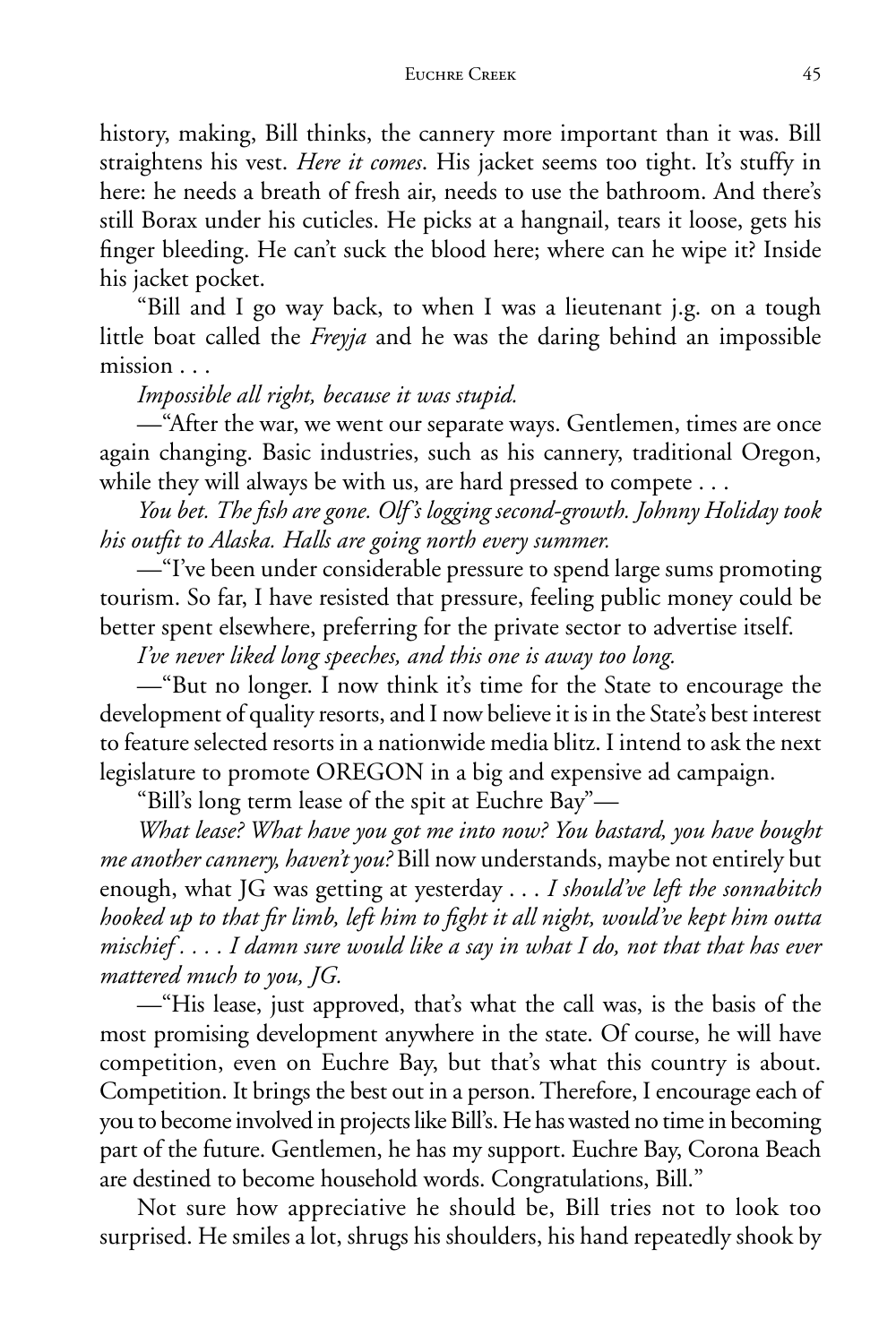history, making, Bill thinks, the cannery more important than it was. Bill straightens his vest. *Here it comes*. His jacket seems too tight. It's stuffy in here: he needs a breath of fresh air, needs to use the bathroom. And there's still Borax under his cuticles. He picks at a hangnail, tears it loose, gets his finger bleeding. He can't suck the blood here; where can he wipe it? Inside his jacket pocket.

"Bill and I go way back, to when I was a lieutenant j.g. on a tough little boat called the *Freyja* and he was the daring behind an impossible mission . . .

*Impossible all right, because it was stupid.*

—"After the war, we went our separate ways. Gentlemen, times are once again changing. Basic industries, such as his cannery, traditional Oregon, while they will always be with us, are hard pressed to compete . . .

*You bet. The fish are gone. Olf's logging second-growth. Johnny Holiday took his outfit to Alaska. Halls are going north every summer.*

—"I've been under considerable pressure to spend large sums promoting tourism. So far, I have resisted that pressure, feeling public money could be better spent elsewhere, preferring for the private sector to advertise itself.

*I've never liked long speeches, and this one is away too long.*

—"But no longer. I now think it's time for the State to encourage the development of quality resorts, and I now believe it is in the State's best interest to feature selected resorts in a nationwide media blitz. I intend to ask the next legislature to promote OREGON in a big and expensive ad campaign.

"Bill's long term lease of the spit at Euchre Bay"—

*What lease? What have you got me into now? You bastard, you have bought me another cannery, haven't you?* Bill now understands, maybe not entirely but enough, what JG was getting at yesterday . . . *I should've left the sonnabitch hooked up to that fir limb, left him to fight it all night, would've kept him outta mischief . . . . I damn sure would like a say in what I do, not that that has ever mattered much to you, JG.*

—"His lease, just approved, that's what the call was, is the basis of the most promising development anywhere in the state. Of course, he will have competition, even on Euchre Bay, but that's what this country is about. Competition. It brings the best out in a person. Therefore, I encourage each of you to become involved in projects like Bill's. He has wasted no time in becoming part of the future. Gentlemen, he has my support. Euchre Bay, Corona Beach are destined to become household words. Congratulations, Bill."

Not sure how appreciative he should be, Bill tries not to look too surprised. He smiles a lot, shrugs his shoulders, his hand repeatedly shook by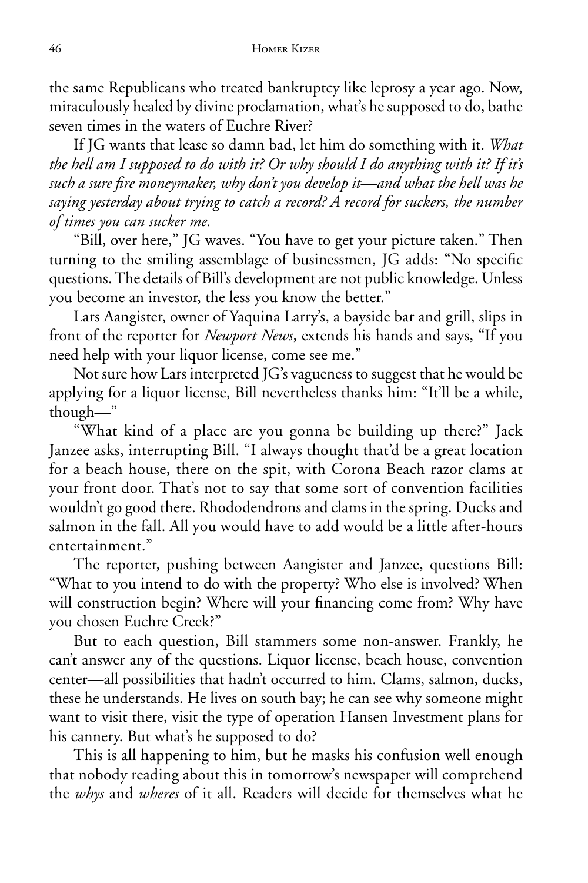the same Republicans who treated bankruptcy like leprosy a year ago. Now, miraculously healed by divine proclamation, what's he supposed to do, bathe seven times in the waters of Euchre River?

If JG wants that lease so damn bad, let him do something with it. *What the hell am I supposed to do with it? Or why should I do anything with it? If it's such a sure fire moneymaker, why don't you develop it—and what the hell was he saying yesterday about trying to catch a record? A record for suckers, the number of times you can sucker me.*

"Bill, over here," JG waves. "You have to get your picture taken." Then turning to the smiling assemblage of businessmen, JG adds: "No specific questions. The details of Bill's development are not public knowledge. Unless you become an investor, the less you know the better."

Lars Aangister, owner of Yaquina Larry's, a bayside bar and grill, slips in front of the reporter for *Newport News*, extends his hands and says, "If you need help with your liquor license, come see me."

Not sure how Lars interpreted JG's vagueness to suggest that he would be applying for a liquor license, Bill nevertheless thanks him: "It'll be a while, though—"

"What kind of a place are you gonna be building up there?" Jack Janzee asks, interrupting Bill. "I always thought that'd be a great location for a beach house, there on the spit, with Corona Beach razor clams at your front door. That's not to say that some sort of convention facilities wouldn't go good there. Rhododendrons and clams in the spring. Ducks and salmon in the fall. All you would have to add would be a little after-hours entertainment."

The reporter, pushing between Aangister and Janzee, questions Bill: "What to you intend to do with the property? Who else is involved? When will construction begin? Where will your financing come from? Why have you chosen Euchre Creek?"

But to each question, Bill stammers some non-answer. Frankly, he can't answer any of the questions. Liquor license, beach house, convention center—all possibilities that hadn't occurred to him. Clams, salmon, ducks, these he understands. He lives on south bay; he can see why someone might want to visit there, visit the type of operation Hansen Investment plans for his cannery. But what's he supposed to do?

This is all happening to him, but he masks his confusion well enough that nobody reading about this in tomorrow's newspaper will comprehend the *whys* and *wheres* of it all. Readers will decide for themselves what he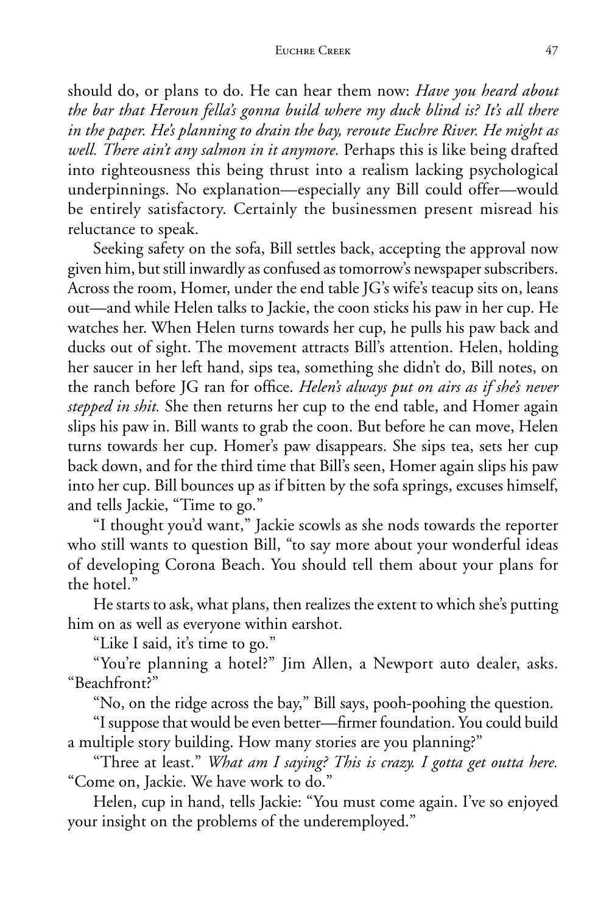should do, or plans to do. He can hear them now: *Have you heard about the bar that Heroun fella's gonna build where my duck blind is? It's all there in the paper. He's planning to drain the bay, reroute Euchre River. He might as well. There ain't any salmon in it anymore.* Perhaps this is like being drafted into righteousness this being thrust into a realism lacking psychological underpinnings. No explanation—especially any Bill could offer—would be entirely satisfactory. Certainly the businessmen present misread his reluctance to speak.

Seeking safety on the sofa, Bill settles back, accepting the approval now given him, but still inwardly as confused as tomorrow's newspaper subscribers. Across the room, Homer, under the end table JG's wife's teacup sits on, leans out—and while Helen talks to Jackie, the coon sticks his paw in her cup. He watches her. When Helen turns towards her cup, he pulls his paw back and ducks out of sight. The movement attracts Bill's attention. Helen, holding her saucer in her left hand, sips tea, something she didn't do, Bill notes, on the ranch before JG ran for office. *Helen's always put on airs as if she's never stepped in shit.* She then returns her cup to the end table, and Homer again slips his paw in. Bill wants to grab the coon. But before he can move, Helen turns towards her cup. Homer's paw disappears. She sips tea, sets her cup back down, and for the third time that Bill's seen, Homer again slips his paw into her cup. Bill bounces up as if bitten by the sofa springs, excuses himself, and tells Jackie, "Time to go."

"I thought you'd want," Jackie scowls as she nods towards the reporter who still wants to question Bill, "to say more about your wonderful ideas of developing Corona Beach. You should tell them about your plans for the hotel."

He starts to ask, what plans, then realizes the extent to which she's putting him on as well as everyone within earshot.

"Like I said, it's time to go."

"You're planning a hotel?" Jim Allen, a Newport auto dealer, asks. "Beachfront?"

"No, on the ridge across the bay," Bill says, pooh-poohing the question.

"I suppose that would be even better—firmer foundation. You could build a multiple story building. How many stories are you planning?"

"Three at least." *What am I saying? This is crazy. I gotta get outta here.* "Come on, Jackie. We have work to do."

Helen, cup in hand, tells Jackie: "You must come again. I've so enjoyed your insight on the problems of the underemployed."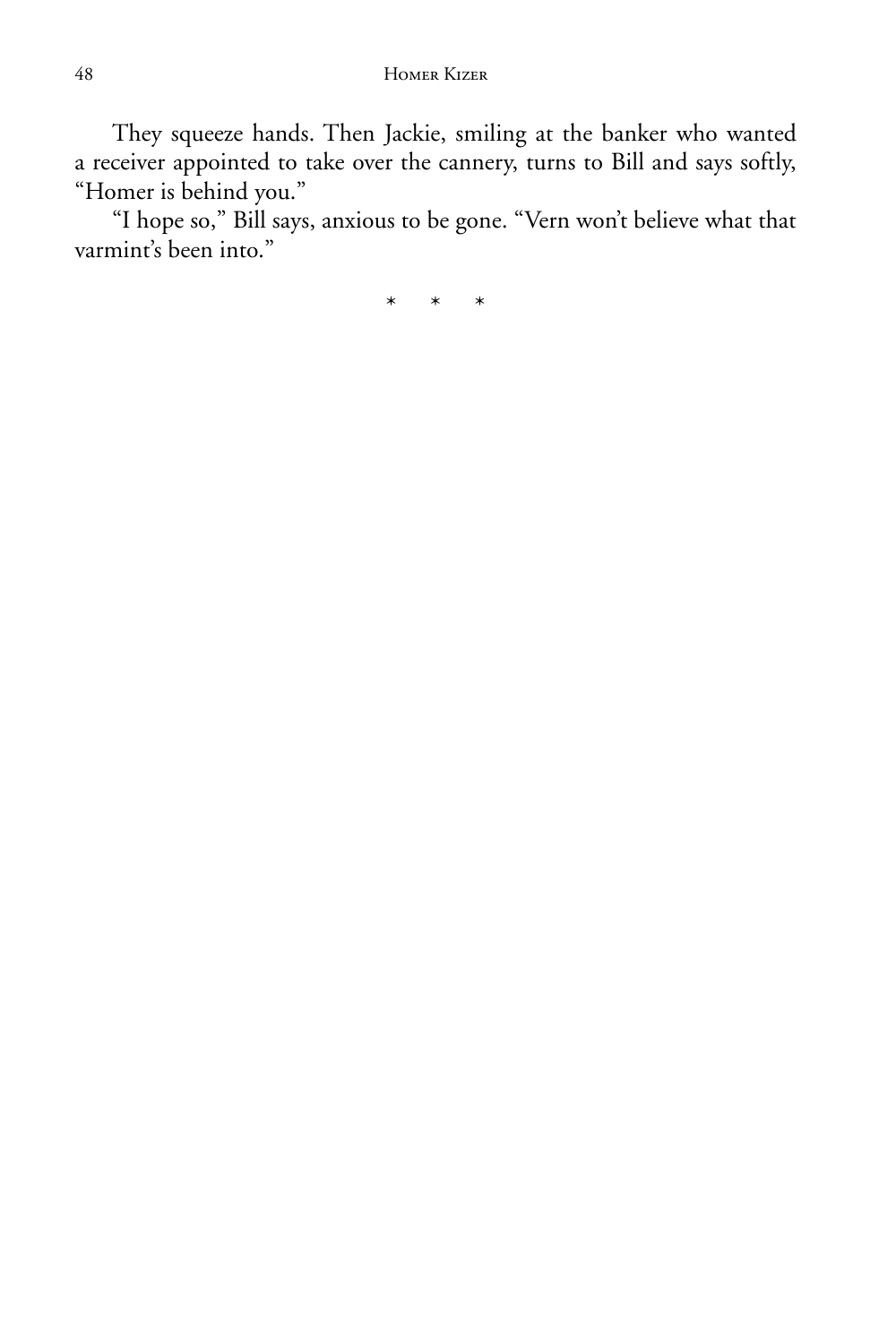They squeeze hands. Then Jackie, smiling at the banker who wanted a receiver appointed to take over the cannery, turns to Bill and says softly, “Homer is behind you.”

“I hope so,” Bill says, anxious to be gone. “Vern won’t believe what that varmint’s been into.”

\*   \*   \*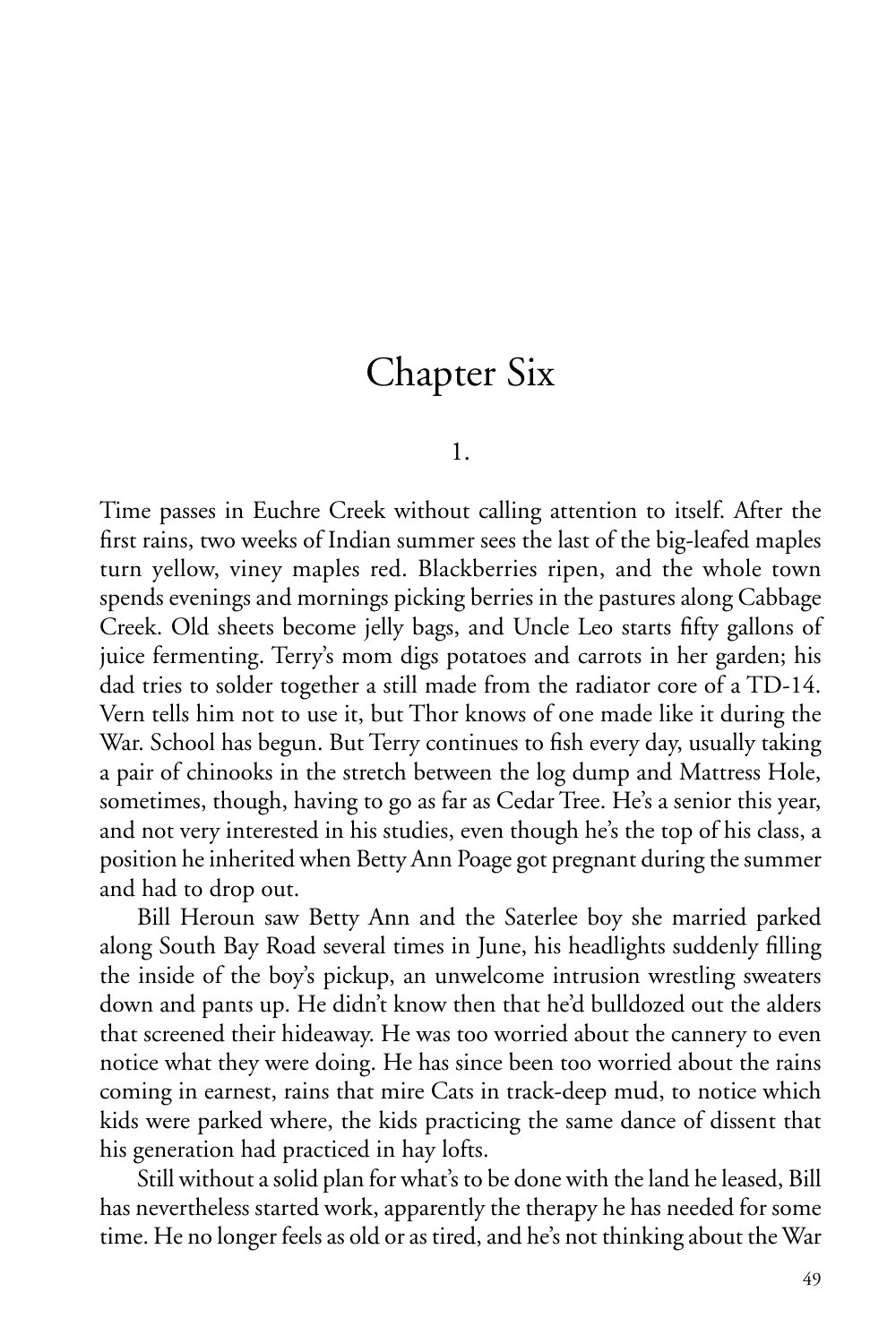# Chapter Six

## 1.

Time passes in Euchre Creek without calling attention to itself. After the first rains, two weeks of Indian summer sees the last of the big-leafed maples turn yellow, viney maples red. Blackberries ripen, and the whole town spends evenings and mornings picking berries in the pastures along Cabbage Creek. Old sheets become jelly bags, and Uncle Leo starts fifty gallons of juice fermenting. Terry's mom digs potatoes and carrots in her garden; his dad tries to solder together a still made from the radiator core of a TD-14. Vern tells him not to use it, but Thor knows of one made like it during the War. School has begun. But Terry continues to fish every day, usually taking a pair of chinooks in the stretch between the log dump and Mattress Hole, sometimes, though, having to go as far as Cedar Tree. He's a senior this year, and not very interested in his studies, even though he's the top of his class, a position he inherited when Betty Ann Poage got pregnant during the summer and had to drop out.

Bill Heroun saw Betty Ann and the Saterlee boy she married parked along South Bay Road several times in June, his headlights suddenly filling the inside of the boy's pickup, an unwelcome intrusion wrestling sweaters down and pants up. He didn't know then that he'd bulldozed out the alders that screened their hideaway. He was too worried about the cannery to even notice what they were doing. He has since been too worried about the rains coming in earnest, rains that mire Cats in track-deep mud, to notice which kids were parked where, the kids practicing the same dance of dissent that his generation had practiced in hay lofts.

Still without a solid plan for what's to be done with the land he leased, Bill has nevertheless started work, apparently the therapy he has needed for some time. He no longer feels as old or as tired, and he's not thinking about the War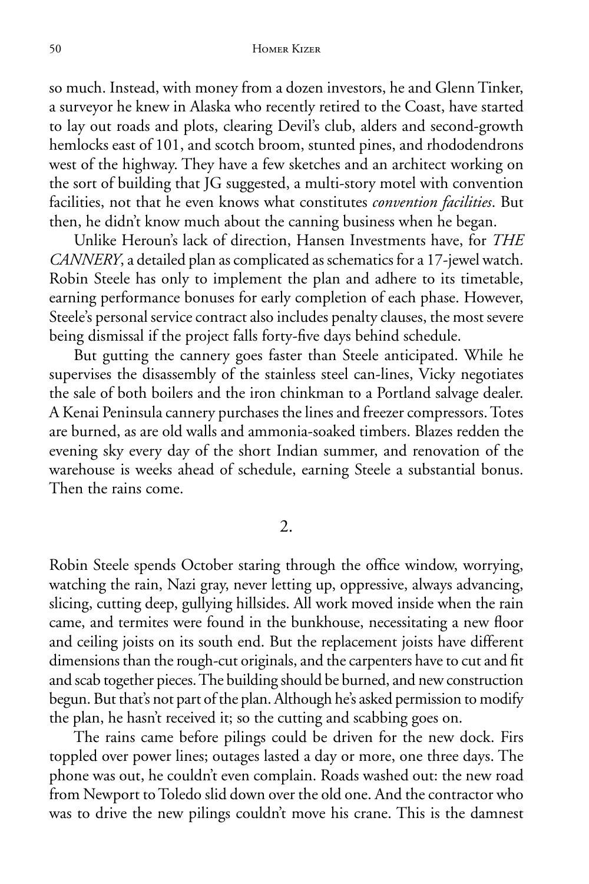so much. Instead, with money from a dozen investors, he and Glenn Tinker, a surveyor he knew in Alaska who recently retired to the Coast, have started to lay out roads and plots, clearing Devil's club, alders and second-growth hemlocks east of 101, and scotch broom, stunted pines, and rhododendrons west of the highway. They have a few sketches and an architect working on the sort of building that JG suggested, a multi-story motel with convention facilities, not that he even knows what constitutes *convention facilities*. But then, he didn't know much about the canning business when he began.

Unlike Heroun's lack of direction, Hansen Investments have, for *THE CANNERY*, a detailed plan as complicated as schematics for a 17-jewel watch. Robin Steele has only to implement the plan and adhere to its timetable, earning performance bonuses for early completion of each phase. However, Steele's personal service contract also includes penalty clauses, the most severe being dismissal if the project falls forty-five days behind schedule.

But gutting the cannery goes faster than Steele anticipated. While he supervises the disassembly of the stainless steel can-lines, Vicky negotiates the sale of both boilers and the iron chinkman to a Portland salvage dealer. A Kenai Peninsula cannery purchases the lines and freezer compressors. Totes are burned, as are old walls and ammonia-soaked timbers. Blazes redden the evening sky every day of the short Indian summer, and renovation of the warehouse is weeks ahead of schedule, earning Steele a substantial bonus. Then the rains come.

## 2.

Robin Steele spends October staring through the office window, worrying, watching the rain, Nazi gray, never letting up, oppressive, always advancing, slicing, cutting deep, gullying hillsides. All work moved inside when the rain came, and termites were found in the bunkhouse, necessitating a new floor and ceiling joists on its south end. But the replacement joists have different dimensions than the rough-cut originals, and the carpenters have to cut and fit and scab together pieces. The building should be burned, and new construction begun. But that's not part of the plan. Although he's asked permission to modify the plan, he hasn't received it; so the cutting and scabbing goes on.

The rains came before pilings could be driven for the new dock. Firs toppled over power lines; outages lasted a day or more, one three days. The phone was out, he couldn't even complain. Roads washed out: the new road from Newport to Toledo slid down over the old one. And the contractor who was to drive the new pilings couldn't move his crane. This is the damnest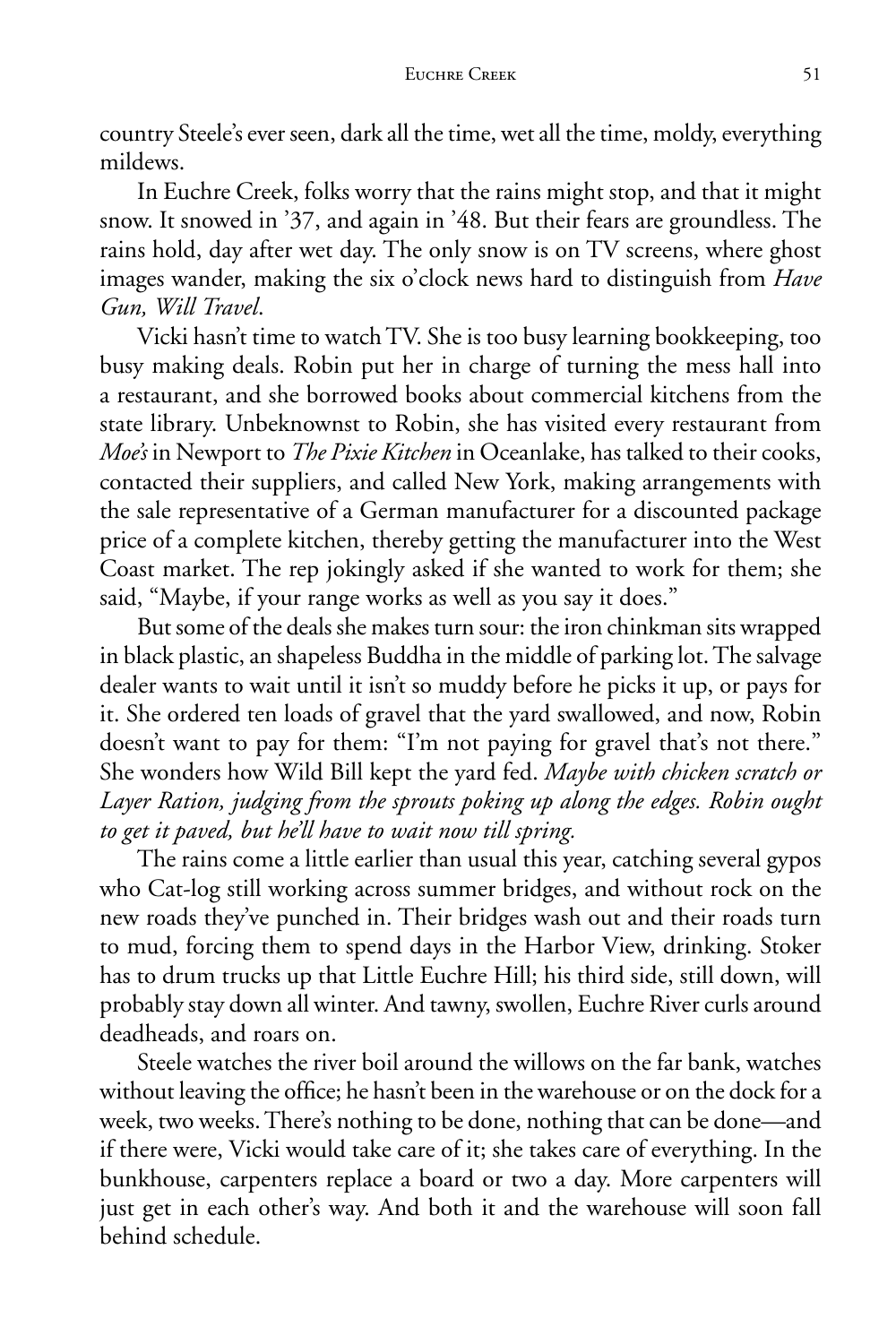country Steele's ever seen, dark all the time, wet all the time, moldy, everything mildews.

In Euchre Creek, folks worry that the rains might stop, and that it might snow. It snowed in '37, and again in '48. But their fears are groundless. The rains hold, day after wet day. The only snow is on TV screens, where ghost images wander, making the six o'clock news hard to distinguish from *Have Gun, Will Travel*.

Vicki hasn't time to watch TV. She is too busy learning bookkeeping, too busy making deals. Robin put her in charge of turning the mess hall into a restaurant, and she borrowed books about commercial kitchens from the state library. Unbeknownst to Robin, she has visited every restaurant from *Moe's* in Newport to *The Pixie Kitchen* in Oceanlake, has talked to their cooks, contacted their suppliers, and called New York, making arrangements with the sale representative of a German manufacturer for a discounted package price of a complete kitchen, thereby getting the manufacturer into the West Coast market. The rep jokingly asked if she wanted to work for them; she said, "Maybe, if your range works as well as you say it does."

But some of the deals she makes turn sour: the iron chinkman sits wrapped in black plastic, an shapeless Buddha in the middle of parking lot. The salvage dealer wants to wait until it isn't so muddy before he picks it up, or pays for it. She ordered ten loads of gravel that the yard swallowed, and now, Robin doesn't want to pay for them: "I'm not paying for gravel that's not there." She wonders how Wild Bill kept the yard fed. *Maybe with chicken scratch or Layer Ration, judging from the sprouts poking up along the edges. Robin ought to get it paved, but he'll have to wait now till spring.*

The rains come a little earlier than usual this year, catching several gypos who Cat-log still working across summer bridges, and without rock on the new roads they've punched in. Their bridges wash out and their roads turn to mud, forcing them to spend days in the Harbor View, drinking. Stoker has to drum trucks up that Little Euchre Hill; his third side, still down, will probably stay down all winter. And tawny, swollen, Euchre River curls around deadheads, and roars on.

Steele watches the river boil around the willows on the far bank, watches without leaving the office; he hasn't been in the warehouse or on the dock for a week, two weeks. There's nothing to be done, nothing that can be done—and if there were, Vicki would take care of it; she takes care of everything. In the bunkhouse, carpenters replace a board or two a day. More carpenters will just get in each other's way. And both it and the warehouse will soon fall behind schedule.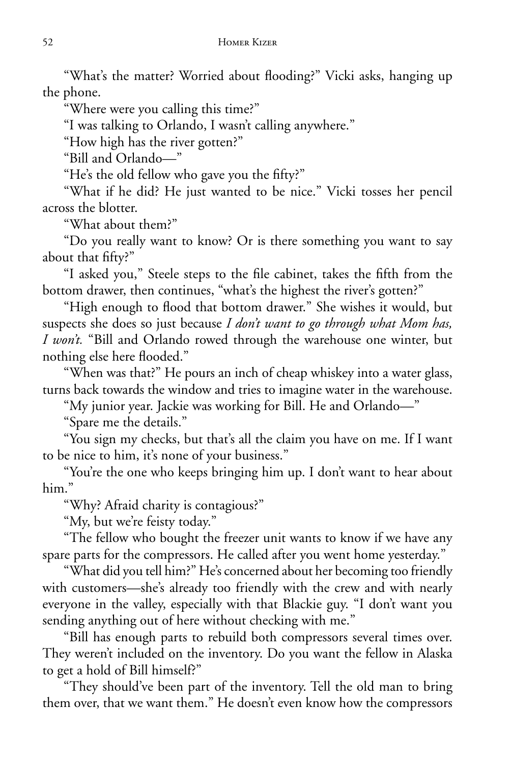"What's the matter? Worried about flooding?" Vicki asks, hanging up the phone.

"Where were you calling this time?"

"I was talking to Orlando, I wasn't calling anywhere."

"How high has the river gotten?"

"Bill and Orlando—"

"He's the old fellow who gave you the fifty?"

"What if he did? He just wanted to be nice." Vicki tosses her pencil across the blotter.

"What about them?"

"Do you really want to know? Or is there something you want to say about that fifty?"

"I asked you," Steele steps to the file cabinet, takes the fifth from the bottom drawer, then continues, "what's the highest the river's gotten?"

"High enough to flood that bottom drawer." She wishes it would, but suspects she does so just because *I don't want to go through what Mom has, I won't.* "Bill and Orlando rowed through the warehouse one winter, but nothing else here flooded."

"When was that?" He pours an inch of cheap whiskey into a water glass, turns back towards the window and tries to imagine water in the warehouse.

"My junior year. Jackie was working for Bill. He and Orlando—"

"Spare me the details."

"You sign my checks, but that's all the claim you have on me. If I want to be nice to him, it's none of your business."

"You're the one who keeps bringing him up. I don't want to hear about him."

"Why? Afraid charity is contagious?"

"My, but we're feisty today."

"The fellow who bought the freezer unit wants to know if we have any spare parts for the compressors. He called after you went home yesterday."

"What did you tell him?" He's concerned about her becoming too friendly with customers—she's already too friendly with the crew and with nearly everyone in the valley, especially with that Blackie guy. "I don't want you sending anything out of here without checking with me."

"Bill has enough parts to rebuild both compressors several times over. They weren't included on the inventory. Do you want the fellow in Alaska to get a hold of Bill himself?"

"They should've been part of the inventory. Tell the old man to bring them over, that we want them." He doesn't even know how the compressors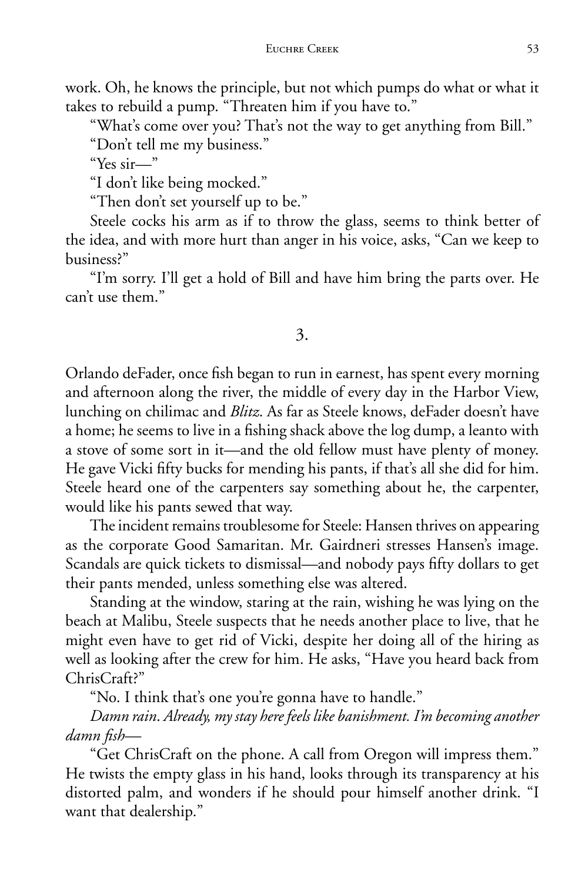work. Oh, he knows the principle, but not which pumps do what or what it takes to rebuild a pump. "Threaten him if you have to."

"What's come over you? That's not the way to get anything from Bill."

"Don't tell me my business."

"Yes sir—"

"I don't like being mocked."

"Then don't set yourself up to be."

Steele cocks his arm as if to throw the glass, seems to think better of the idea, and with more hurt than anger in his voice, asks, "Can we keep to business?"

"I'm sorry. I'll get a hold of Bill and have him bring the parts over. He can't use them."

## 3.

Orlando deFader, once fish began to run in earnest, has spent every morning and afternoon along the river, the middle of every day in the Harbor View, lunching on chilimac and *Blitz*. As far as Steele knows, deFader doesn't have a home; he seems to live in a fishing shack above the log dump, a leanto with a stove of some sort in it—and the old fellow must have plenty of money. He gave Vicki fifty bucks for mending his pants, if that's all she did for him. Steele heard one of the carpenters say something about he, the carpenter, would like his pants sewed that way.

The incident remains troublesome for Steele: Hansen thrives on appearing as the corporate Good Samaritan. Mr. Gairdneri stresses Hansen's image. Scandals are quick tickets to dismissal—and nobody pays fifty dollars to get their pants mended, unless something else was altered.

Standing at the window, staring at the rain, wishing he was lying on the beach at Malibu, Steele suspects that he needs another place to live, that he might even have to get rid of Vicki, despite her doing all of the hiring as well as looking after the crew for him. He asks, "Have you heard back from ChrisCraft?"

"No. I think that's one you're gonna have to handle."

*Damn rain. Already, my stay here feels like banishment. I'm becoming another damn fish—*

"Get ChrisCraft on the phone. A call from Oregon will impress them." He twists the empty glass in his hand, looks through its transparency at his distorted palm, and wonders if he should pour himself another drink. "I want that dealership."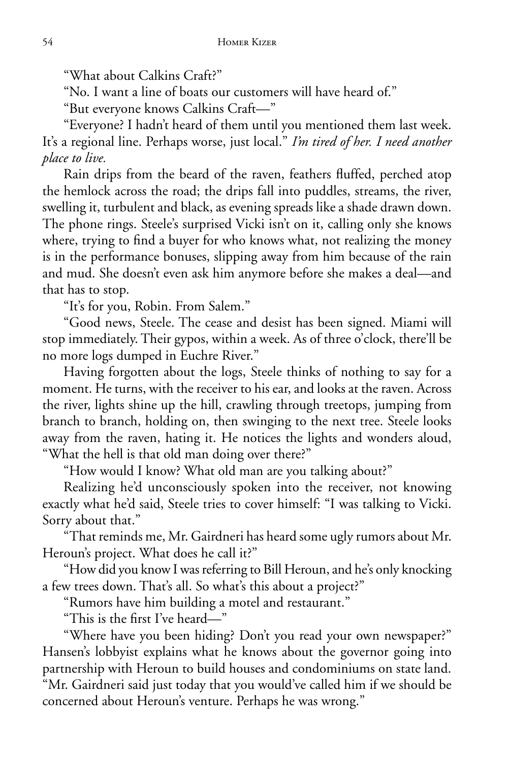"What about Calkins Craft?"

"No. I want a line of boats our customers will have heard of."

"But everyone knows Calkins Craft—"

"Everyone? I hadn't heard of them until you mentioned them last week. It's a regional line. Perhaps worse, just local." *I'm tired of her. I need another place to live.*

Rain drips from the beard of the raven, feathers fluffed, perched atop the hemlock across the road; the drips fall into puddles, streams, the river, swelling it, turbulent and black, as evening spreads like a shade drawn down. The phone rings. Steele's surprised Vicki isn't on it, calling only she knows where, trying to find a buyer for who knows what, not realizing the money is in the performance bonuses, slipping away from him because of the rain and mud. She doesn't even ask him anymore before she makes a deal—and that has to stop.

"It's for you, Robin. From Salem."

"Good news, Steele. The cease and desist has been signed. Miami will stop immediately. Their gypos, within a week. As of three o'clock, there'll be no more logs dumped in Euchre River."

Having forgotten about the logs, Steele thinks of nothing to say for a moment. He turns, with the receiver to his ear, and looks at the raven. Across the river, lights shine up the hill, crawling through treetops, jumping from branch to branch, holding on, then swinging to the next tree. Steele looks away from the raven, hating it. He notices the lights and wonders aloud, "What the hell is that old man doing over there?"

"How would I know? What old man are you talking about?"

Realizing he'd unconsciously spoken into the receiver, not knowing exactly what he'd said, Steele tries to cover himself: "I was talking to Vicki. Sorry about that."

"That reminds me, Mr. Gairdneri has heard some ugly rumors about Mr. Heroun's project. What does he call it?"

"How did you know I was referring to Bill Heroun, and he's only knocking a few trees down. That's all. So what's this about a project?"

"Rumors have him building a motel and restaurant."

"This is the first I've heard—"

"Where have you been hiding? Don't you read your own newspaper?" Hansen's lobbyist explains what he knows about the governor going into partnership with Heroun to build houses and condominiums on state land. "Mr. Gairdneri said just today that you would've called him if we should be concerned about Heroun's venture. Perhaps he was wrong."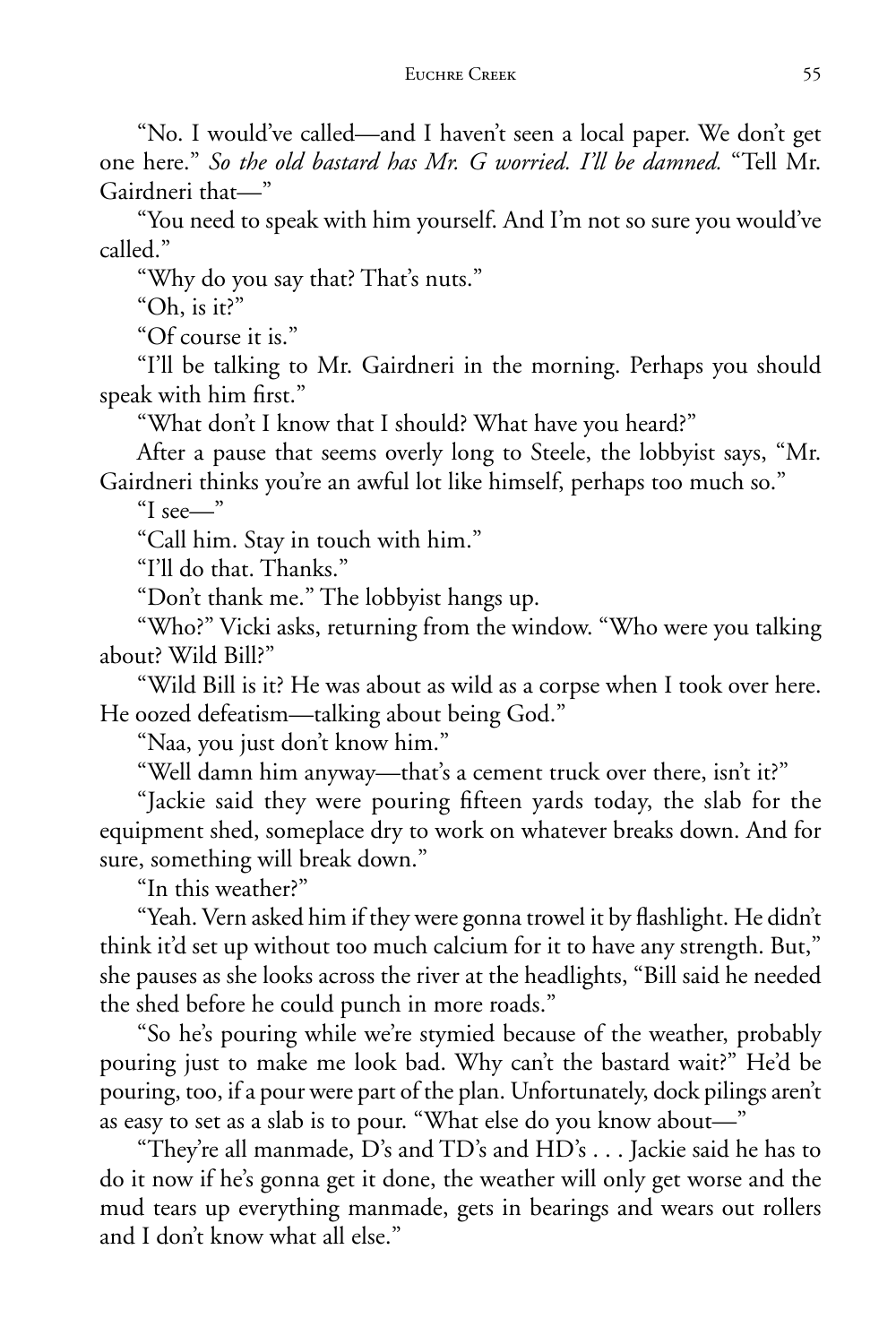"No. I would've called—and I haven't seen a local paper. We don't get one here." *So the old bastard has Mr. G worried. I'll be damned.* "Tell Mr. Gairdneri that—"

"You need to speak with him yourself. And I'm not so sure you would've called."

"Why do you say that? That's nuts."

"Oh, is it?"

"Of course it is."

"I'll be talking to Mr. Gairdneri in the morning. Perhaps you should speak with him first."

"What don't I know that I should? What have you heard?"

After a pause that seems overly long to Steele, the lobbyist says, "Mr. Gairdneri thinks you're an awful lot like himself, perhaps too much so."

"I see—"

"Call him. Stay in touch with him."

"I'll do that. Thanks."

"Don't thank me." The lobbyist hangs up.

"Who?" Vicki asks, returning from the window. "Who were you talking about? Wild Bill?"

"Wild Bill is it? He was about as wild as a corpse when I took over here. He oozed defeatism—talking about being God."

"Naa, you just don't know him."

"Well damn him anyway—that's a cement truck over there, isn't it?"

"Jackie said they were pouring fifteen yards today, the slab for the equipment shed, someplace dry to work on whatever breaks down. And for sure, something will break down."

"In this weather?"

"Yeah. Vern asked him if they were gonna trowel it by flashlight. He didn't think it'd set up without too much calcium for it to have any strength. But," she pauses as she looks across the river at the headlights, "Bill said he needed the shed before he could punch in more roads."

"So he's pouring while we're stymied because of the weather, probably pouring just to make me look bad. Why can't the bastard wait?" He'd be pouring, too, if a pour were part of the plan. Unfortunately, dock pilings aren't as easy to set as a slab is to pour. "What else do you know about—"

"They're all manmade, D's and TD's and HD's . . . Jackie said he has to do it now if he's gonna get it done, the weather will only get worse and the mud tears up everything manmade, gets in bearings and wears out rollers and I don't know what all else."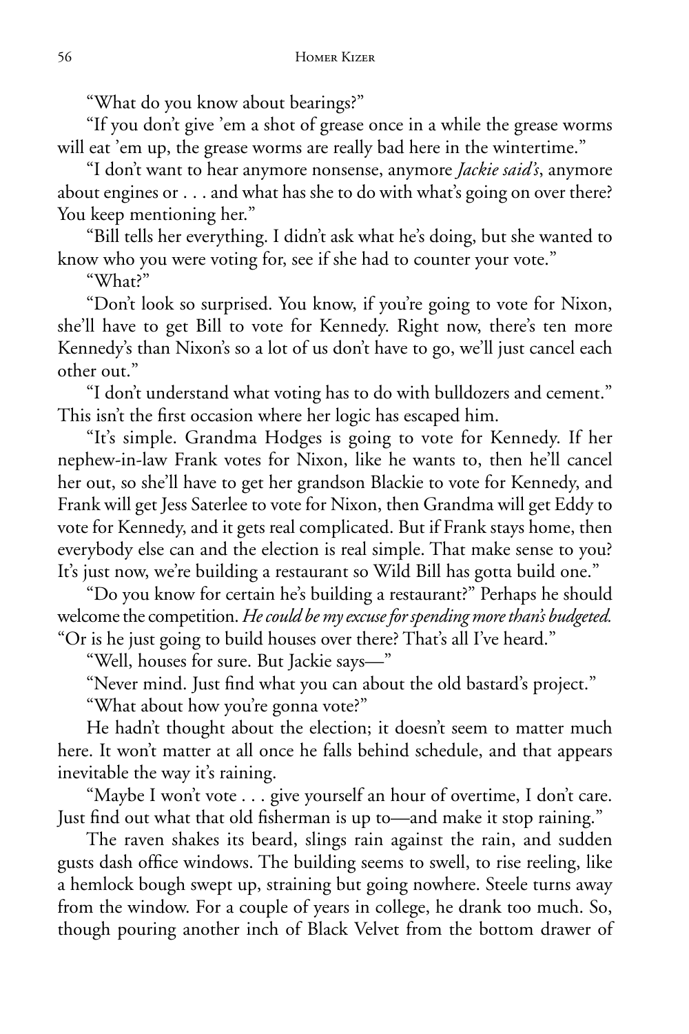"What do you know about bearings?"

"If you don't give 'em a shot of grease once in a while the grease worms will eat 'em up, the grease worms are really bad here in the wintertime."

"I don't want to hear anymore nonsense, anymore *Jackie said's*, anymore about engines or . . . and what has she to do with what's going on over there? You keep mentioning her."

"Bill tells her everything. I didn't ask what he's doing, but she wanted to know who you were voting for, see if she had to counter your vote."

"What?"

"Don't look so surprised. You know, if you're going to vote for Nixon, she'll have to get Bill to vote for Kennedy. Right now, there's ten more Kennedy's than Nixon's so a lot of us don't have to go, we'll just cancel each other out."

"I don't understand what voting has to do with bulldozers and cement." This isn't the first occasion where her logic has escaped him.

"It's simple. Grandma Hodges is going to vote for Kennedy. If her nephew-in-law Frank votes for Nixon, like he wants to, then he'll cancel her out, so she'll have to get her grandson Blackie to vote for Kennedy, and Frank will get Jess Saterlee to vote for Nixon, then Grandma will get Eddy to vote for Kennedy, and it gets real complicated. But if Frank stays home, then everybody else can and the election is real simple. That make sense to you? It's just now, we're building a restaurant so Wild Bill has gotta build one."

"Do you know for certain he's building a restaurant?" Perhaps he should welcome the competition. *He could be my excuse for spending more than's budgeted.* "Or is he just going to build houses over there? That's all I've heard."

"Well, houses for sure. But Jackie says—"

"Never mind. Just find what you can about the old bastard's project."

"What about how you're gonna vote?"

He hadn't thought about the election; it doesn't seem to matter much here. It won't matter at all once he falls behind schedule, and that appears inevitable the way it's raining.

"Maybe I won't vote . . . give yourself an hour of overtime, I don't care. Just find out what that old fisherman is up to—and make it stop raining."

The raven shakes its beard, slings rain against the rain, and sudden gusts dash office windows. The building seems to swell, to rise reeling, like a hemlock bough swept up, straining but going nowhere. Steele turns away from the window. For a couple of years in college, he drank too much. So, though pouring another inch of Black Velvet from the bottom drawer of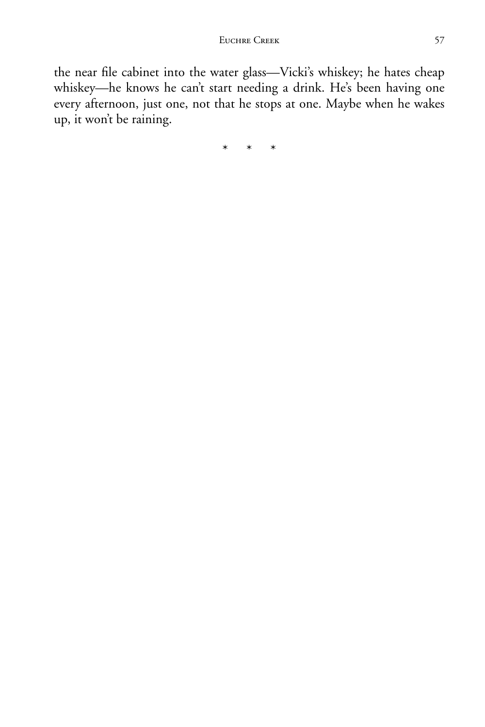the near file cabinet into the water glass—Vicki's whiskey; he hates cheap whiskey—he knows he can't start needing a drink. He's been having one every afternoon, just one, not that he stops at one. Maybe when he wakes up, it won't be raining.

\*     \*     \*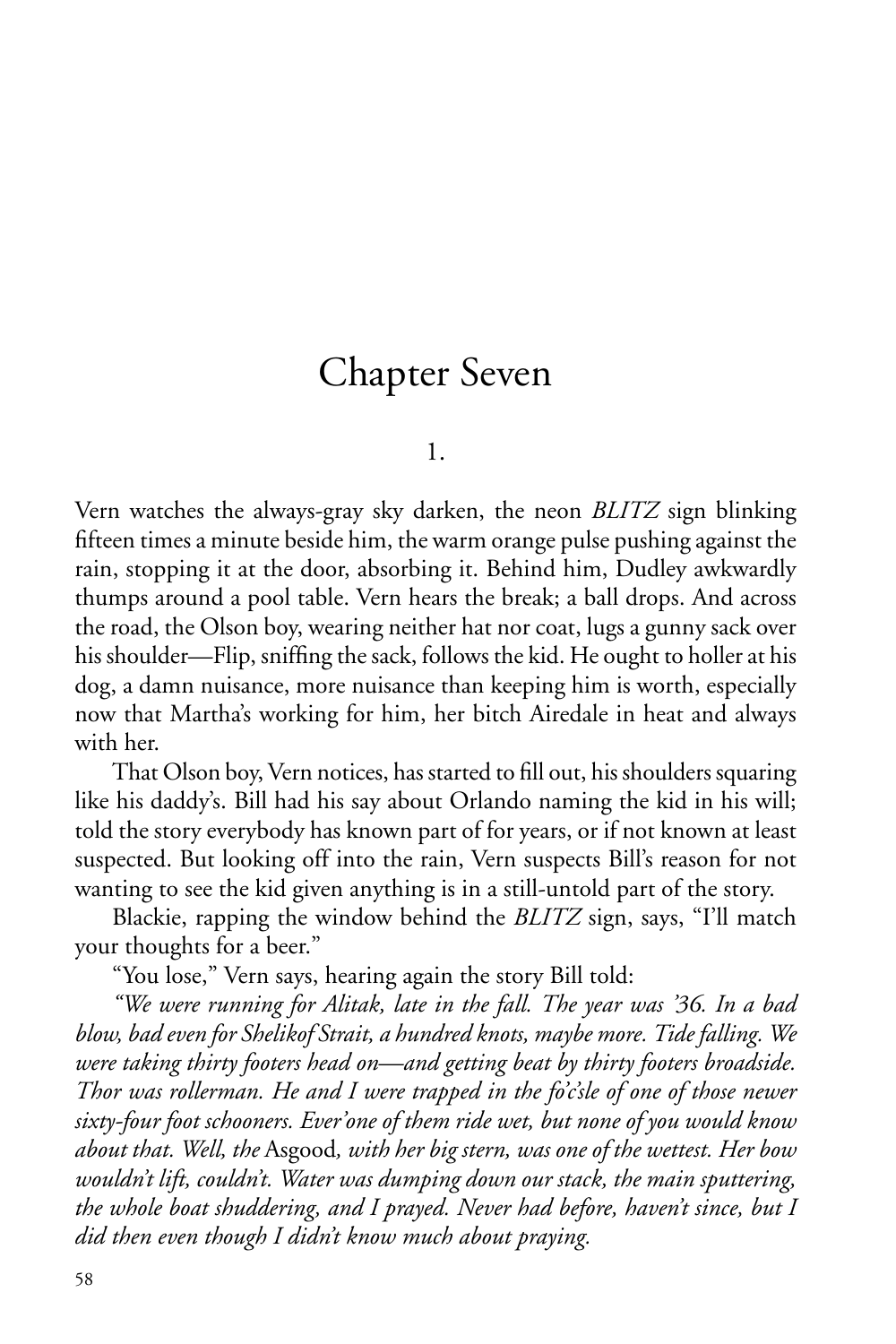# Chapter Seven

## 1.

Vern watches the always-gray sky darken, the neon *BLITZ* sign blinking fifteen times a minute beside him, the warm orange pulse pushing against the rain, stopping it at the door, absorbing it. Behind him, Dudley awkwardly thumps around a pool table. Vern hears the break; a ball drops. And across the road, the Olson boy, wearing neither hat nor coat, lugs a gunny sack over his shoulder—Flip, sniffing the sack, follows the kid. He ought to holler at his dog, a damn nuisance, more nuisance than keeping him is worth, especially now that Martha's working for him, her bitch Airedale in heat and always with her.

That Olson boy, Vern notices, has started to fill out, his shoulders squaring like his daddy's. Bill had his say about Orlando naming the kid in his will; told the story everybody has known part of for years, or if not known at least suspected. But looking off into the rain, Vern suspects Bill's reason for not wanting to see the kid given anything is in a still-untold part of the story.

Blackie, rapping the window behind the *BLITZ* sign, says, "I'll match your thoughts for a beer."

"You lose," Vern says, hearing again the story Bill told:

*"We were running for Alitak, late in the fall. The year was '36. In a bad blow, bad even for Shelikof Strait, a hundred knots, maybe more. Tide falling. We were taking thirty footers head on—and getting beat by thirty footers broadside. Thor was rollerman. He and I were trapped in the fo'c'sle of one of those newer sixty-four foot schooners. Ever'one of them ride wet, but none of you would know about that. Well, the* Asgood*, with her big stern, was one of the wettest. Her bow wouldn't lift, couldn't. Water was dumping down our stack, the main sputtering, the whole boat shuddering, and I prayed. Never had before, haven't since, but I did then even though I didn't know much about praying.*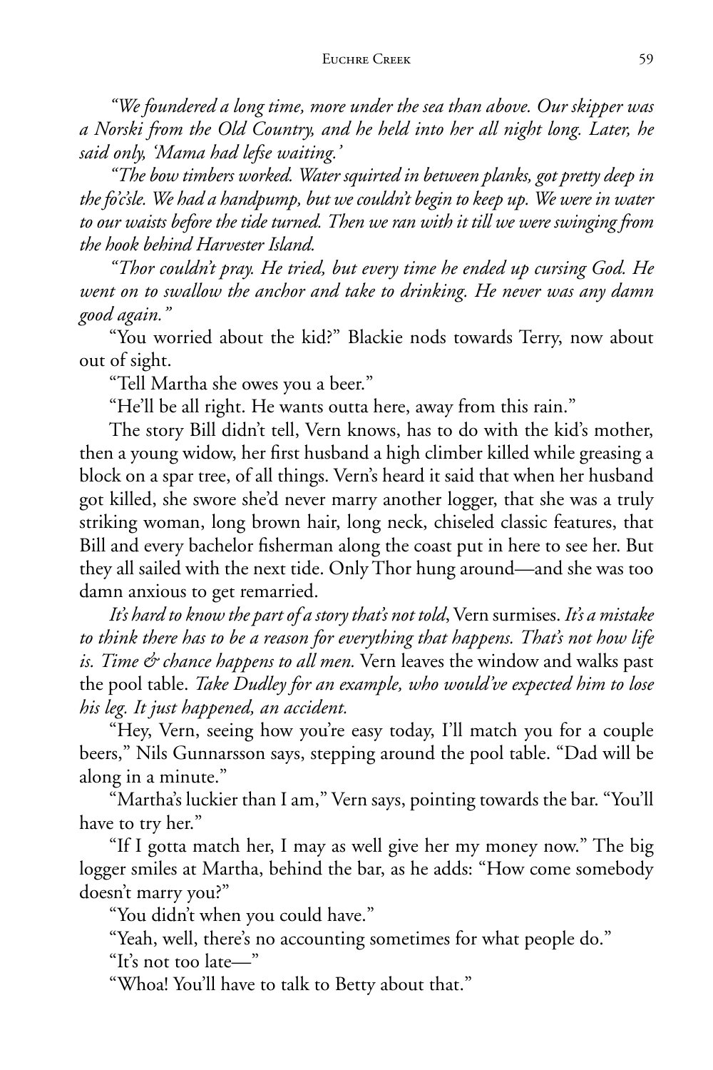*"We foundered a long time, more under the sea than above. Our skipper was a Norski from the Old Country, and he held into her all night long. Later, he said only, 'Mama had lefse waiting.'*

*"The bow timbers worked. Water squirted in between planks, got pretty deep in the fo'c'sle. We had a handpump, but we couldn't begin to keep up. We were in water to our waists before the tide turned. Then we ran with it till we were swinging from the hook behind Harvester Island.*

*"Thor couldn't pray. He tried, but every time he ended up cursing God. He went on to swallow the anchor and take to drinking. He never was any damn good again."*

"You worried about the kid?" Blackie nods towards Terry, now about out of sight.

"Tell Martha she owes you a beer."

"He'll be all right. He wants outta here, away from this rain."

The story Bill didn't tell, Vern knows, has to do with the kid's mother, then a young widow, her first husband a high climber killed while greasing a block on a spar tree, of all things. Vern's heard it said that when her husband got killed, she swore she'd never marry another logger, that she was a truly striking woman, long brown hair, long neck, chiseled classic features, that Bill and every bachelor fisherman along the coast put in here to see her. But they all sailed with the next tide. Only Thor hung around—and she was too damn anxious to get remarried.

*It's hard to know the part of a story that's not told*, Vern surmises. *It's a mistake to think there has to be a reason for everything that happens. That's not how life is. Time & chance happens to all men.* Vern leaves the window and walks past the pool table. *Take Dudley for an example, who would've expected him to lose his leg. It just happened, an accident.*

"Hey, Vern, seeing how you're easy today, I'll match you for a couple beers," Nils Gunnarsson says, stepping around the pool table. "Dad will be along in a minute."

"Martha's luckier than I am," Vern says, pointing towards the bar. "You'll have to try her."

"If I gotta match her, I may as well give her my money now." The big logger smiles at Martha, behind the bar, as he adds: "How come somebody doesn't marry you?"

"You didn't when you could have."

"Yeah, well, there's no accounting sometimes for what people do."

"It's not too late—"

"Whoa! You'll have to talk to Betty about that."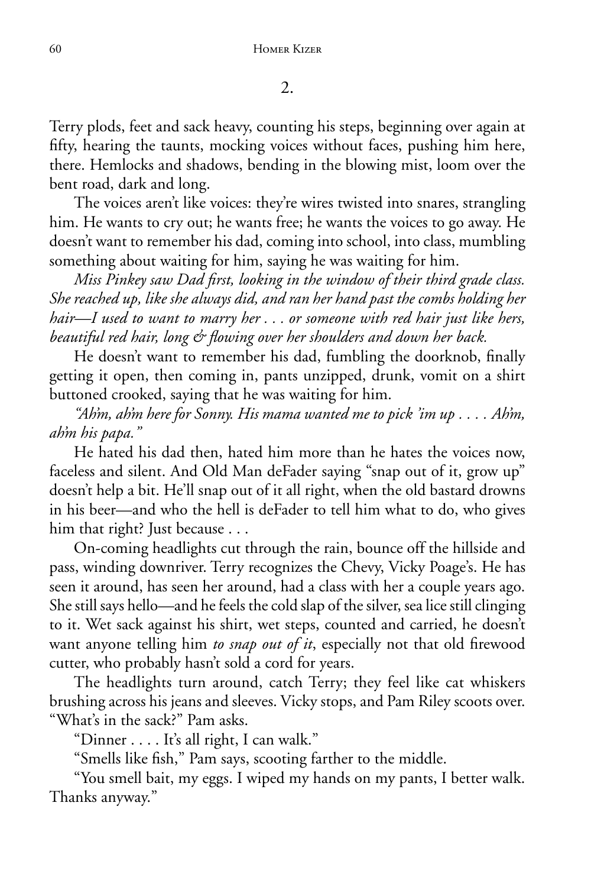2.

Terry plods, feet and sack heavy, counting his steps, beginning over again at fifty, hearing the taunts, mocking voices without faces, pushing him here, there. Hemlocks and shadows, bending in the blowing mist, loom over the bent road, dark and long.

The voices aren't like voices: they're wires twisted into snares, strangling him. He wants to cry out; he wants free; he wants the voices to go away. He doesn't want to remember his dad, coming into school, into class, mumbling something about waiting for him, saying he was waiting for him.

*Miss Pinkey saw Dad first, looking in the window of their third grade class. She reached up, like she always did, and ran her hand past the combs holding her hair—I used to want to marry her . . . or someone with red hair just like hers, beautiful red hair, long & flowing over her shoulders and down her back.*

He doesn't want to remember his dad, fumbling the doorknob, finally getting it open, then coming in, pants unzipped, drunk, vomit on a shirt buttoned crooked, saying that he was waiting for him.

*"Ah'm, ah'm here for Sonny. His mama wanted me to pick 'im up . . . . Ah'm, ah'm his papa."*

He hated his dad then, hated him more than he hates the voices now, faceless and silent. And Old Man deFader saying "snap out of it, grow up" doesn't help a bit. He'll snap out of it all right, when the old bastard drowns in his beer—and who the hell is deFader to tell him what to do, who gives him that right? Just because . . .

On-coming headlights cut through the rain, bounce off the hillside and pass, winding downriver. Terry recognizes the Chevy, Vicky Poage's. He has seen it around, has seen her around, had a class with her a couple years ago. She still says hello—and he feels the cold slap of the silver, sea lice still clinging to it. Wet sack against his shirt, wet steps, counted and carried, he doesn't want anyone telling him *to snap out of it*, especially not that old firewood cutter, who probably hasn't sold a cord for years.

The headlights turn around, catch Terry; they feel like cat whiskers brushing across his jeans and sleeves. Vicky stops, and Pam Riley scoots over. "What's in the sack?" Pam asks.

"Dinner . . . . It's all right, I can walk."

"Smells like fish," Pam says, scooting farther to the middle.

"You smell bait, my eggs. I wiped my hands on my pants, I better walk. Thanks anyway."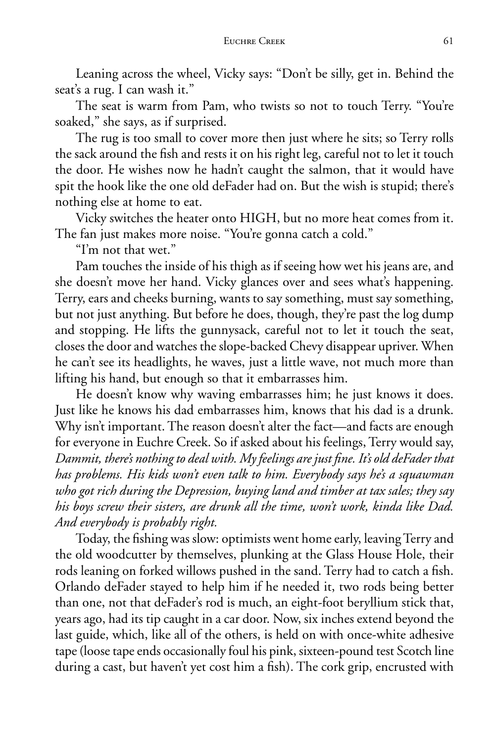Leaning across the wheel, Vicky says: "Don't be silly, get in. Behind the seat's a rug. I can wash it."

The seat is warm from Pam, who twists so not to touch Terry. "You're soaked," she says, as if surprised.

The rug is too small to cover more then just where he sits; so Terry rolls the sack around the fish and rests it on his right leg, careful not to let it touch the door. He wishes now he hadn't caught the salmon, that it would have spit the hook like the one old deFader had on. But the wish is stupid; there's nothing else at home to eat.

Vicky switches the heater onto HIGH, but no more heat comes from it. The fan just makes more noise. "You're gonna catch a cold."

"I'm not that wet."

Pam touches the inside of his thigh as if seeing how wet his jeans are, and she doesn't move her hand. Vicky glances over and sees what's happening. Terry, ears and cheeks burning, wants to say something, must say something, but not just anything. But before he does, though, they're past the log dump and stopping. He lifts the gunnysack, careful not to let it touch the seat, closes the door and watches the slope-backed Chevy disappear upriver. When he can't see its headlights, he waves, just a little wave, not much more than lifting his hand, but enough so that it embarrasses him.

He doesn't know why waving embarrasses him; he just knows it does. Just like he knows his dad embarrasses him, knows that his dad is a drunk. Why isn't important. The reason doesn't alter the fact—and facts are enough for everyone in Euchre Creek. So if asked about his feelings, Terry would say, *Dammit, there's nothing to deal with. My feelings are just fine. It's old deFader that has problems. His kids won't even talk to him. Everybody says he's a squawman who got rich during the Depression, buying land and timber at tax sales; they say his boys screw their sisters, are drunk all the time, won't work, kinda like Dad. And everybody is probably right.*

Today, the fishing was slow: optimists went home early, leaving Terry and the old woodcutter by themselves, plunking at the Glass House Hole, their rods leaning on forked willows pushed in the sand. Terry had to catch a fish. Orlando deFader stayed to help him if he needed it, two rods being better than one, not that deFader's rod is much, an eight-foot beryllium stick that, years ago, had its tip caught in a car door. Now, six inches extend beyond the last guide, which, like all of the others, is held on with once-white adhesive tape (loose tape ends occasionally foul his pink, sixteen-pound test Scotch line during a cast, but haven't yet cost him a fish). The cork grip, encrusted with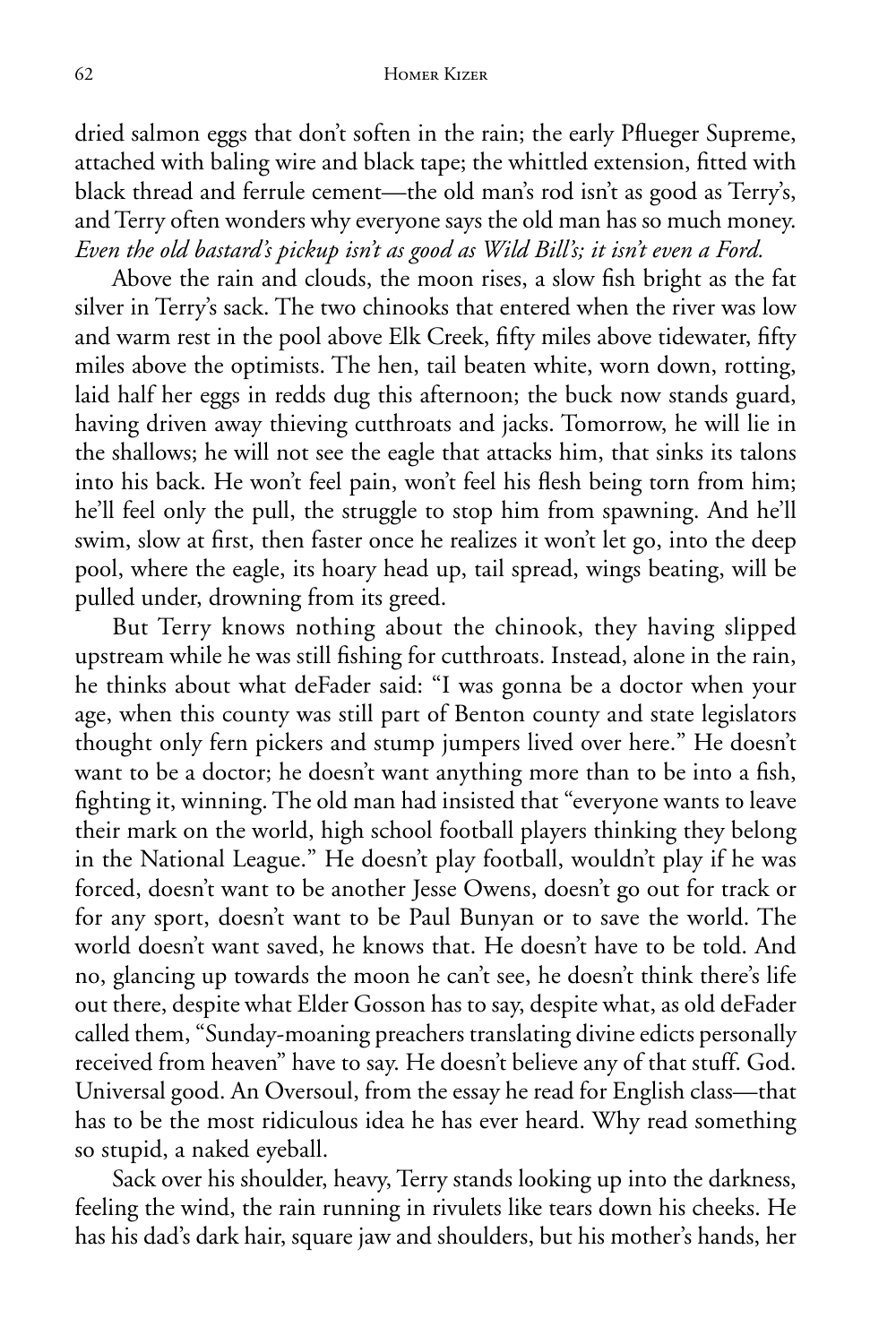dried salmon eggs that don't soften in the rain; the early Pflueger Supreme, attached with baling wire and black tape; the whittled extension, fitted with black thread and ferrule cement—the old man's rod isn't as good as Terry's, and Terry often wonders why everyone says the old man has so much money. *Even the old bastard's pickup isn't as good as Wild Bill's; it isn't even a Ford.*

Above the rain and clouds, the moon rises, a slow fish bright as the fat silver in Terry's sack. The two chinooks that entered when the river was low and warm rest in the pool above Elk Creek, fifty miles above tidewater, fifty miles above the optimists. The hen, tail beaten white, worn down, rotting, laid half her eggs in redds dug this afternoon; the buck now stands guard, having driven away thieving cutthroats and jacks. Tomorrow, he will lie in the shallows; he will not see the eagle that attacks him, that sinks its talons into his back. He won't feel pain, won't feel his flesh being torn from him; he'll feel only the pull, the struggle to stop him from spawning. And he'll swim, slow at first, then faster once he realizes it won't let go, into the deep pool, where the eagle, its hoary head up, tail spread, wings beating, will be pulled under, drowning from its greed.

But Terry knows nothing about the chinook, they having slipped upstream while he was still fishing for cutthroats. Instead, alone in the rain, he thinks about what deFader said: "I was gonna be a doctor when your age, when this county was still part of Benton county and state legislators thought only fern pickers and stump jumpers lived over here." He doesn't want to be a doctor; he doesn't want anything more than to be into a fish, fighting it, winning. The old man had insisted that "everyone wants to leave their mark on the world, high school football players thinking they belong in the National League." He doesn't play football, wouldn't play if he was forced, doesn't want to be another Jesse Owens, doesn't go out for track or for any sport, doesn't want to be Paul Bunyan or to save the world. The world doesn't want saved, he knows that. He doesn't have to be told. And no, glancing up towards the moon he can't see, he doesn't think there's life out there, despite what Elder Gosson has to say, despite what, as old deFader called them, "Sunday-moaning preachers translating divine edicts personally received from heaven" have to say. He doesn't believe any of that stuff. God. Universal good. An Oversoul, from the essay he read for English class—that has to be the most ridiculous idea he has ever heard. Why read something so stupid, a naked eyeball.

Sack over his shoulder, heavy, Terry stands looking up into the darkness, feeling the wind, the rain running in rivulets like tears down his cheeks. He has his dad's dark hair, square jaw and shoulders, but his mother's hands, her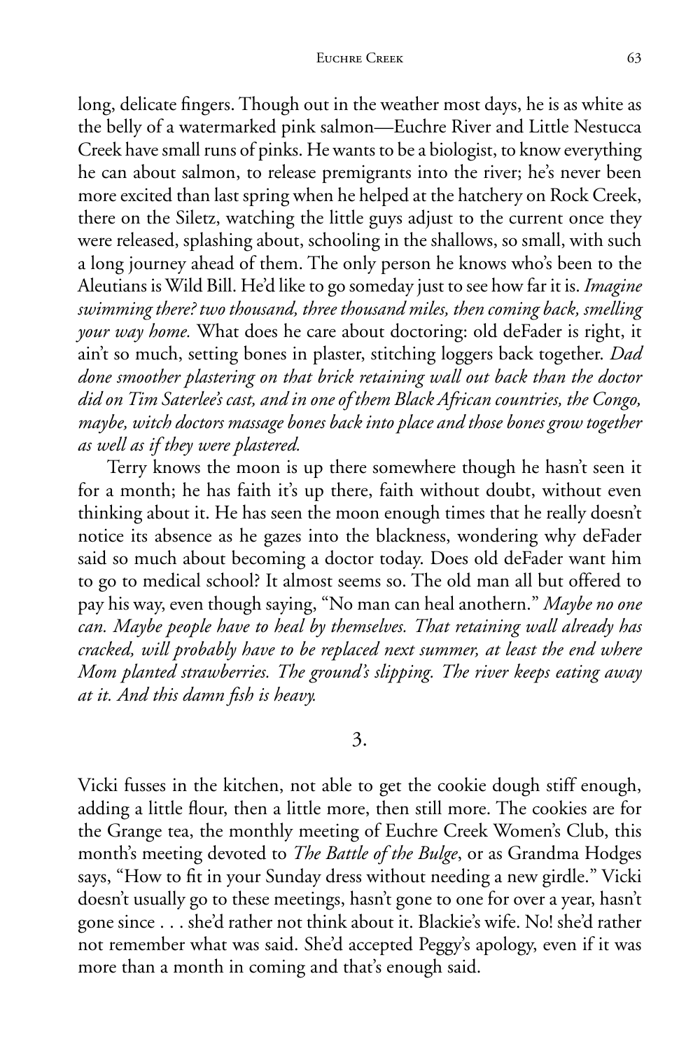long, delicate fingers. Though out in the weather most days, he is as white as the belly of a watermarked pink salmon—Euchre River and Little Nestucca Creek have small runs of pinks. He wants to be a biologist, to know everything he can about salmon, to release premigrants into the river; he's never been more excited than last spring when he helped at the hatchery on Rock Creek, there on the Siletz, watching the little guys adjust to the current once they were released, splashing about, schooling in the shallows, so small, with such a long journey ahead of them. The only person he knows who's been to the Aleutians is Wild Bill. He'd like to go someday just to see how far it is. *Imagine swimming there? two thousand, three thousand miles, then coming back, smelling your way home.* What does he care about doctoring: old deFader is right, it ain't so much, setting bones in plaster, stitching loggers back together. *Dad done smoother plastering on that brick retaining wall out back than the doctor did on Tim Saterlee's cast, and in one of them Black African countries, the Congo, maybe, witch doctors massage bones back into place and those bones grow together as well as if they were plastered.*

Terry knows the moon is up there somewhere though he hasn't seen it for a month; he has faith it's up there, faith without doubt, without even thinking about it. He has seen the moon enough times that he really doesn't notice its absence as he gazes into the blackness, wondering why deFader said so much about becoming a doctor today. Does old deFader want him to go to medical school? It almost seems so. The old man all but offered to pay his way, even though saying, "No man can heal anothern." *Maybe no one can. Maybe people have to heal by themselves. That retaining wall already has cracked, will probably have to be replaced next summer, at least the end where Mom planted strawberries. The ground's slipping. The river keeps eating away at it. And this damn fish is heavy.*

## 3.

Vicki fusses in the kitchen, not able to get the cookie dough stiff enough, adding a little flour, then a little more, then still more. The cookies are for the Grange tea, the monthly meeting of Euchre Creek Women's Club, this month's meeting devoted to *The Battle of the Bulge*, or as Grandma Hodges says, "How to fit in your Sunday dress without needing a new girdle." Vicki doesn't usually go to these meetings, hasn't gone to one for over a year, hasn't gone since . . . she'd rather not think about it. Blackie's wife. No! she'd rather not remember what was said. She'd accepted Peggy's apology, even if it was more than a month in coming and that's enough said.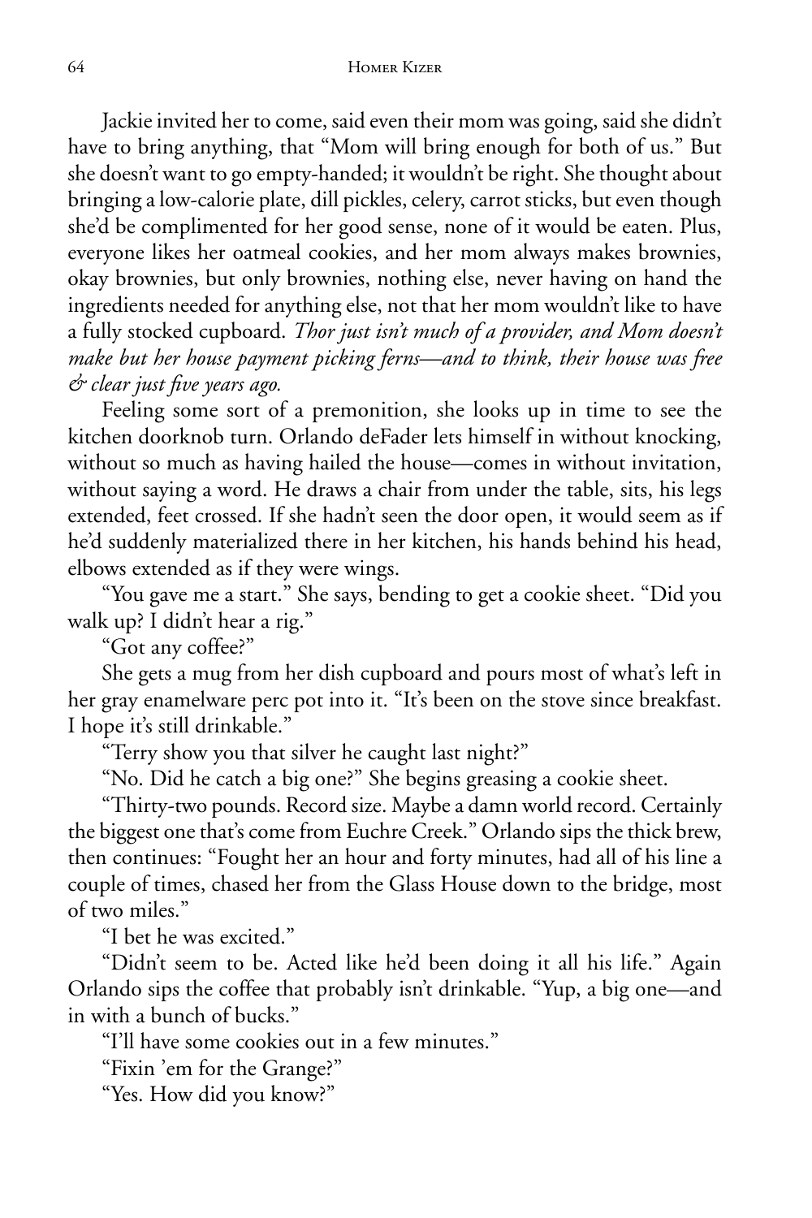Jackie invited her to come, said even their mom was going, said she didn't have to bring anything, that "Mom will bring enough for both of us." But she doesn't want to go empty-handed; it wouldn't be right. She thought about bringing a low-calorie plate, dill pickles, celery, carrot sticks, but even though she'd be complimented for her good sense, none of it would be eaten. Plus, everyone likes her oatmeal cookies, and her mom always makes brownies, okay brownies, but only brownies, nothing else, never having on hand the ingredients needed for anything else, not that her mom wouldn't like to have a fully stocked cupboard. *Thor just isn't much of a provider, and Mom doesn't make but her house payment picking ferns—and to think, their house was free & clear just five years ago.*

Feeling some sort of a premonition, she looks up in time to see the kitchen doorknob turn. Orlando deFader lets himself in without knocking, without so much as having hailed the house—comes in without invitation, without saying a word. He draws a chair from under the table, sits, his legs extended, feet crossed. If she hadn't seen the door open, it would seem as if he'd suddenly materialized there in her kitchen, his hands behind his head, elbows extended as if they were wings.

"You gave me a start." She says, bending to get a cookie sheet. "Did you walk up? I didn't hear a rig."

"Got any coffee?"

She gets a mug from her dish cupboard and pours most of what's left in her gray enamelware perc pot into it. "It's been on the stove since breakfast. I hope it's still drinkable."

"Terry show you that silver he caught last night?"

"No. Did he catch a big one?" She begins greasing a cookie sheet.

"Thirty-two pounds. Record size. Maybe a damn world record. Certainly the biggest one that's come from Euchre Creek." Orlando sips the thick brew, then continues: "Fought her an hour and forty minutes, had all of his line a couple of times, chased her from the Glass House down to the bridge, most of two miles."

"I bet he was excited."

"Didn't seem to be. Acted like he'd been doing it all his life." Again Orlando sips the coffee that probably isn't drinkable. "Yup, a big one—and in with a bunch of bucks."

"I'll have some cookies out in a few minutes."

"Fixin 'em for the Grange?"

"Yes. How did you know?"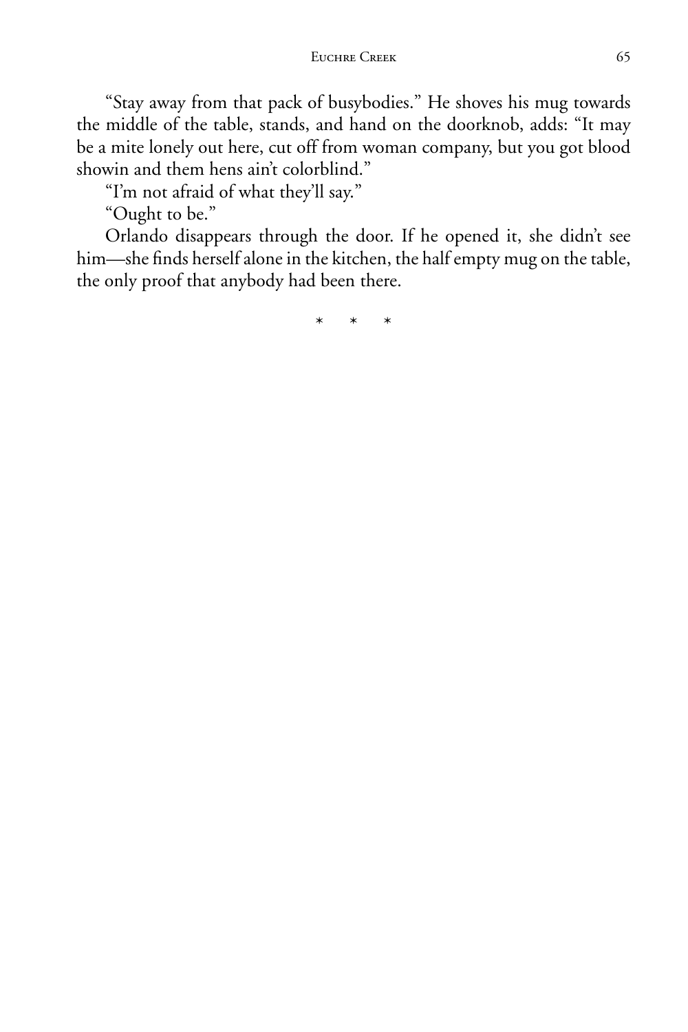"Stay away from that pack of busybodies." He shoves his mug towards the middle of the table, stands, and hand on the doorknob, adds: "It may be a mite lonely out here, cut off from woman company, but you got blood showin and them hens ain't colorblind."

"I'm not afraid of what they'll say."

"Ought to be."

Orlando disappears through the door. If he opened it, she didn't see him—she finds herself alone in the kitchen, the half empty mug on the table, the only proof that anybody had been there.

\* \* \*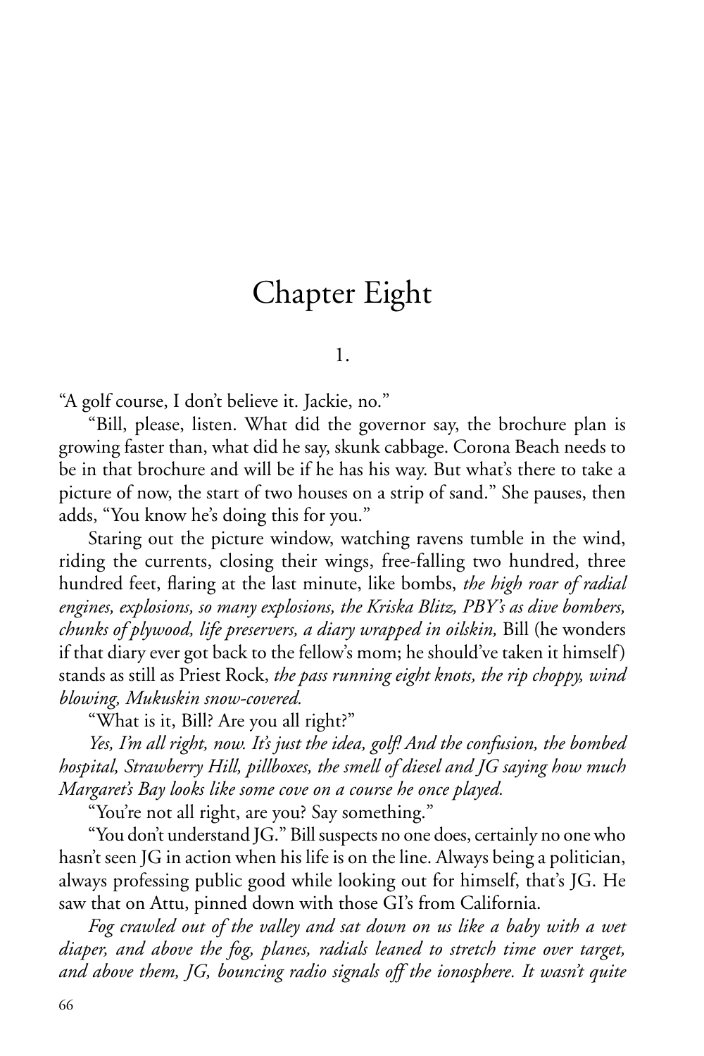# Chapter Eight

## 1.

"A golf course, I don't believe it. Jackie, no."

"Bill, please, listen. What did the governor say, the brochure plan is growing faster than, what did he say, skunk cabbage. Corona Beach needs to be in that brochure and will be if he has his way. But what's there to take a picture of now, the start of two houses on a strip of sand." She pauses, then adds, "You know he's doing this for you."

Staring out the picture window, watching ravens tumble in the wind, riding the currents, closing their wings, free-falling two hundred, three hundred feet, flaring at the last minute, like bombs, *the high roar of radial engines, explosions, so many explosions, the Kriska Blitz, PBY's as dive bombers, chunks of plywood, life preservers, a diary wrapped in oilskin,* Bill (he wonders if that diary ever got back to the fellow's mom; he should've taken it himself) stands as still as Priest Rock, *the pass running eight knots, the rip choppy, wind blowing, Mukuskin snow-covered.*

"What is it, Bill? Are you all right?"

*Yes, I'm all right, now. It's just the idea, golf! And the confusion, the bombed hospital, Strawberry Hill, pillboxes, the smell of diesel and JG saying how much Margaret's Bay looks like some cove on a course he once played.*

"You're not all right, are you? Say something."

"You don't understand JG." Bill suspects no one does, certainly no one who hasn't seen JG in action when his life is on the line. Always being a politician, always professing public good while looking out for himself, that's JG. He saw that on Attu, pinned down with those GI's from California.

*Fog crawled out of the valley and sat down on us like a baby with a wet diaper, and above the fog, planes, radials leaned to stretch time over target, and above them, JG, bouncing radio signals off the ionosphere. It wasn't quite*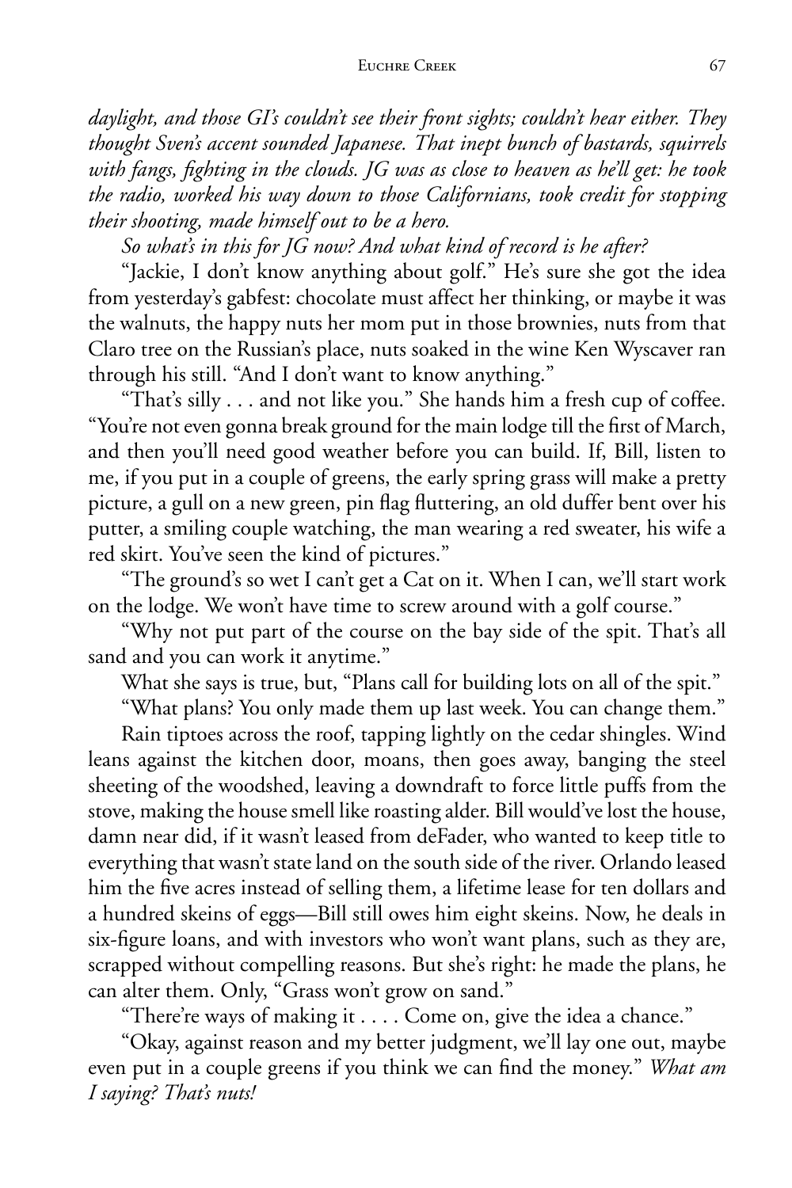*daylight, and those GI's couldn't see their front sights; couldn't hear either. They thought Sven's accent sounded Japanese. That inept bunch of bastards, squirrels with fangs, fighting in the clouds. JG was as close to heaven as he'll get: he took the radio, worked his way down to those Californians, took credit for stopping their shooting, made himself out to be a hero.*

*So what's in this for JG now? And what kind of record is he after?*

"Jackie, I don't know anything about golf." He's sure she got the idea from yesterday's gabfest: chocolate must affect her thinking, or maybe it was the walnuts, the happy nuts her mom put in those brownies, nuts from that Claro tree on the Russian's place, nuts soaked in the wine Ken Wyscaver ran through his still. "And I don't want to know anything."

"That's silly . . . and not like you." She hands him a fresh cup of coffee. "You're not even gonna break ground for the main lodge till the first of March, and then you'll need good weather before you can build. If, Bill, listen to me, if you put in a couple of greens, the early spring grass will make a pretty picture, a gull on a new green, pin flag fluttering, an old duffer bent over his putter, a smiling couple watching, the man wearing a red sweater, his wife a red skirt. You've seen the kind of pictures."

"The ground's so wet I can't get a Cat on it. When I can, we'll start work on the lodge. We won't have time to screw around with a golf course."

"Why not put part of the course on the bay side of the spit. That's all sand and you can work it anytime."

What she says is true, but, "Plans call for building lots on all of the spit."

"What plans? You only made them up last week. You can change them."

Rain tiptoes across the roof, tapping lightly on the cedar shingles. Wind leans against the kitchen door, moans, then goes away, banging the steel sheeting of the woodshed, leaving a downdraft to force little puffs from the stove, making the house smell like roasting alder. Bill would've lost the house, damn near did, if it wasn't leased from deFader, who wanted to keep title to everything that wasn't state land on the south side of the river. Orlando leased him the five acres instead of selling them, a lifetime lease for ten dollars and a hundred skeins of eggs—Bill still owes him eight skeins. Now, he deals in six-figure loans, and with investors who won't want plans, such as they are, scrapped without compelling reasons. But she's right: he made the plans, he can alter them. Only, "Grass won't grow on sand."

"There're ways of making it . . . . Come on, give the idea a chance."

"Okay, against reason and my better judgment, we'll lay one out, maybe even put in a couple greens if you think we can find the money." *What am I saying? That's nuts!*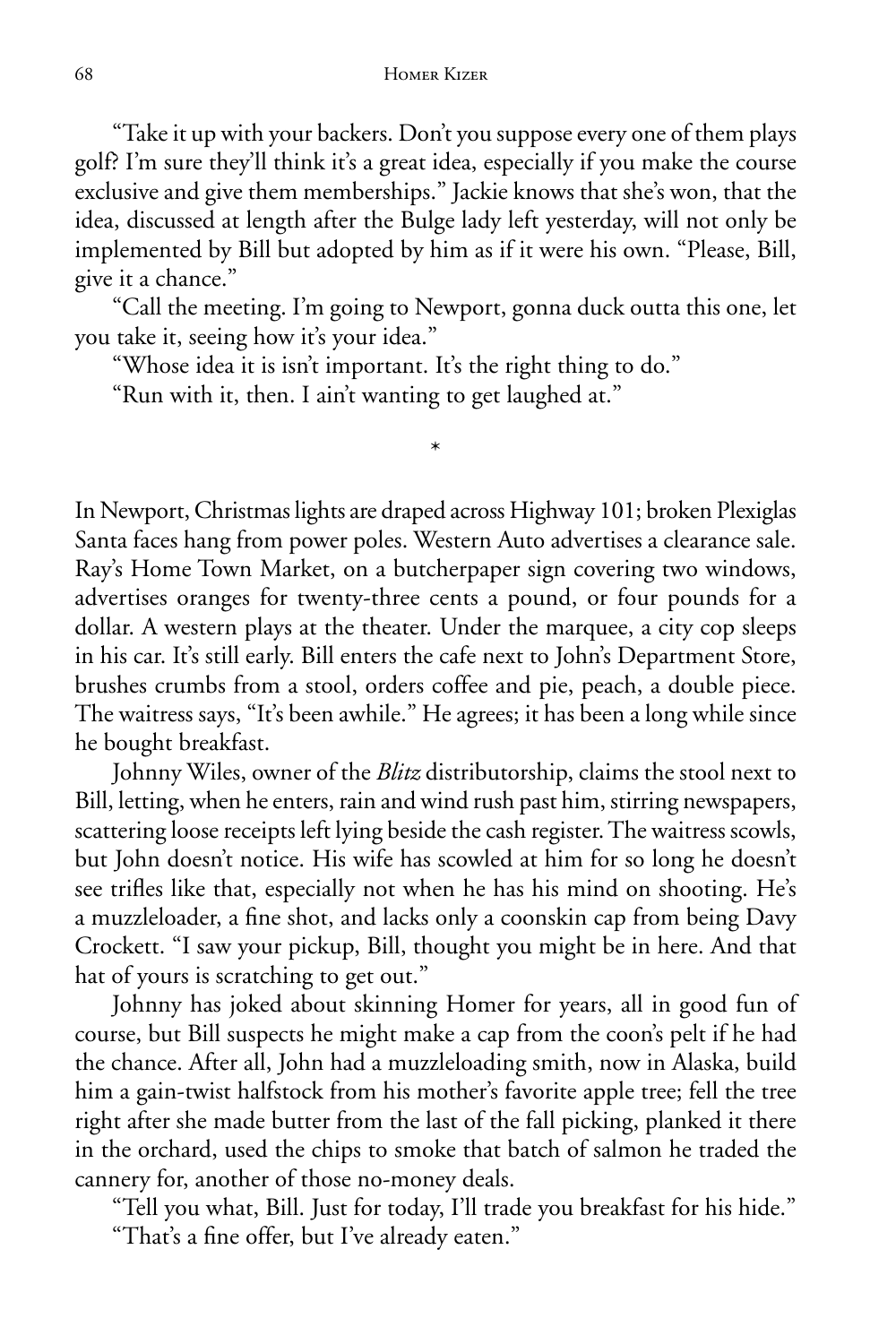"Take it up with your backers. Don't you suppose every one of them plays golf? I'm sure they'll think it's a great idea, especially if you make the course exclusive and give them memberships." Jackie knows that she's won, that the idea, discussed at length after the Bulge lady left yesterday, will not only be implemented by Bill but adopted by him as if it were his own. "Please, Bill, give it a chance."

"Call the meeting. I'm going to Newport, gonna duck outta this one, let you take it, seeing how it's your idea."

"Whose idea it is isn't important. It's the right thing to do."

"Run with it, then. I ain't wanting to get laughed at."

\*

In Newport, Christmas lights are draped across Highway 101; broken Plexiglas Santa faces hang from power poles. Western Auto advertises a clearance sale. Ray's Home Town Market, on a butcherpaper sign covering two windows, advertises oranges for twenty-three cents a pound, or four pounds for a dollar. A western plays at the theater. Under the marquee, a city cop sleeps in his car. It's still early. Bill enters the cafe next to John's Department Store, brushes crumbs from a stool, orders coffee and pie, peach, a double piece. The waitress says, "It's been awhile." He agrees; it has been a long while since he bought breakfast.

Johnny Wiles, owner of the *Blitz* distributorship, claims the stool next to Bill, letting, when he enters, rain and wind rush past him, stirring newspapers, scattering loose receipts left lying beside the cash register. The waitress scowls, but John doesn't notice. His wife has scowled at him for so long he doesn't see trifles like that, especially not when he has his mind on shooting. He's a muzzleloader, a fine shot, and lacks only a coonskin cap from being Davy Crockett. "I saw your pickup, Bill, thought you might be in here. And that hat of yours is scratching to get out."

Johnny has joked about skinning Homer for years, all in good fun of course, but Bill suspects he might make a cap from the coon's pelt if he had the chance. After all, John had a muzzleloading smith, now in Alaska, build him a gain-twist halfstock from his mother's favorite apple tree; fell the tree right after she made butter from the last of the fall picking, planked it there in the orchard, used the chips to smoke that batch of salmon he traded the cannery for, another of those no-money deals.

"Tell you what, Bill. Just for today, I'll trade you breakfast for his hide."

"That's a fine offer, but I've already eaten."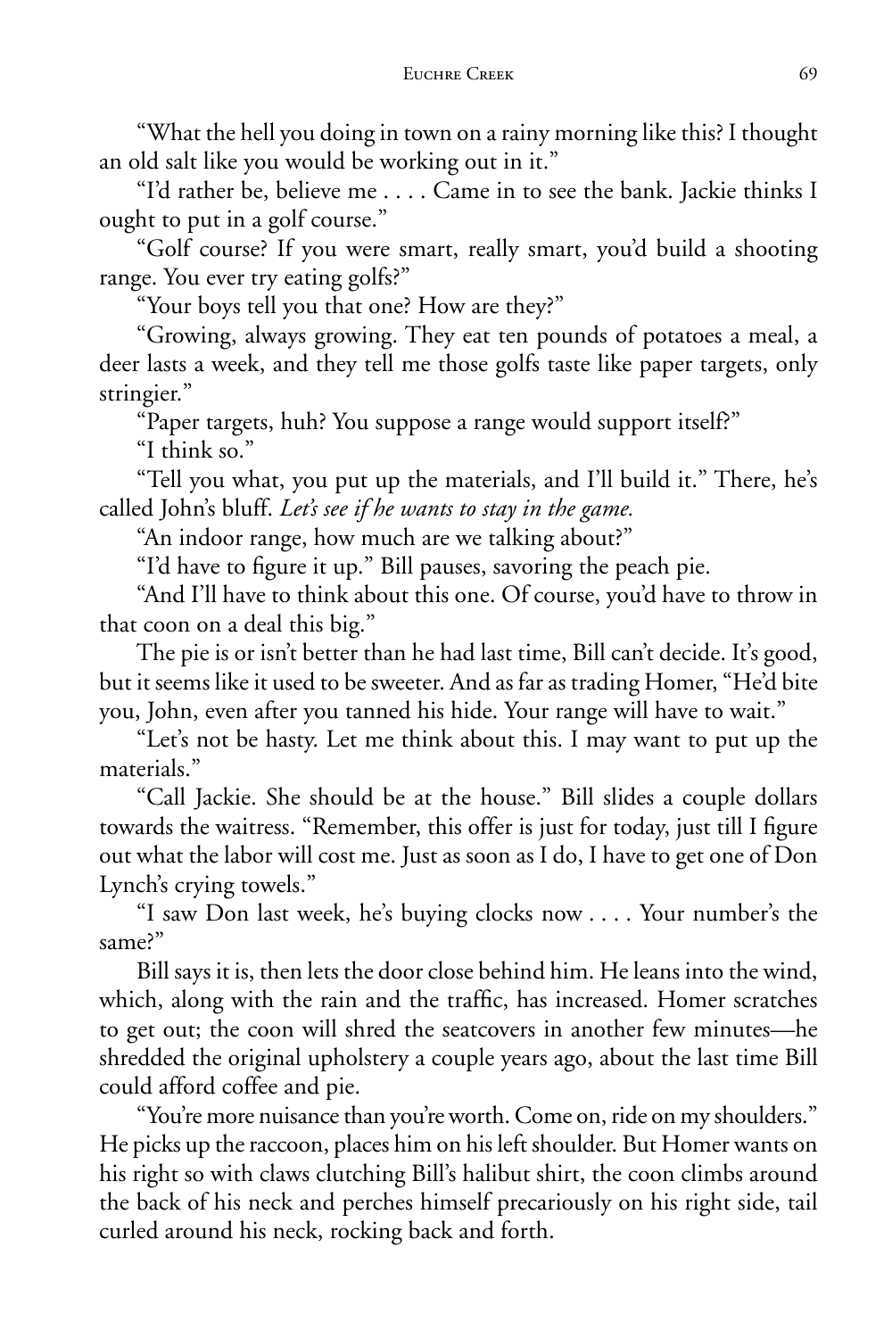"What the hell you doing in town on a rainy morning like this? I thought an old salt like you would be working out in it."

"I'd rather be, believe me . . . . Came in to see the bank. Jackie thinks I ought to put in a golf course."

"Golf course? If you were smart, really smart, you'd build a shooting range. You ever try eating golfs?"

"Your boys tell you that one? How are they?"

"Growing, always growing. They eat ten pounds of potatoes a meal, a deer lasts a week, and they tell me those golfs taste like paper targets, only stringier."

"Paper targets, huh? You suppose a range would support itself?"

"I think so."

"Tell you what, you put up the materials, and I'll build it." There, he's called John's bluff. *Let's see if he wants to stay in the game.*

"An indoor range, how much are we talking about?"

"I'd have to figure it up." Bill pauses, savoring the peach pie.

"And I'll have to think about this one. Of course, you'd have to throw in that coon on a deal this big."

The pie is or isn't better than he had last time, Bill can't decide. It's good, but it seems like it used to be sweeter. And as far as trading Homer, "He'd bite you, John, even after you tanned his hide. Your range will have to wait."

"Let's not be hasty. Let me think about this. I may want to put up the materials."

"Call Jackie. She should be at the house." Bill slides a couple dollars towards the waitress. "Remember, this offer is just for today, just till I figure out what the labor will cost me. Just as soon as I do, I have to get one of Don Lynch's crying towels."

"I saw Don last week, he's buying clocks now . . . . Your number's the same?"

Bill says it is, then lets the door close behind him. He leans into the wind, which, along with the rain and the traffic, has increased. Homer scratches to get out; the coon will shred the seatcovers in another few minutes—he shredded the original upholstery a couple years ago, about the last time Bill could afford coffee and pie.

"You're more nuisance than you're worth. Come on, ride on my shoulders." He picks up the raccoon, places him on his left shoulder. But Homer wants on his right so with claws clutching Bill's halibut shirt, the coon climbs around the back of his neck and perches himself precariously on his right side, tail curled around his neck, rocking back and forth.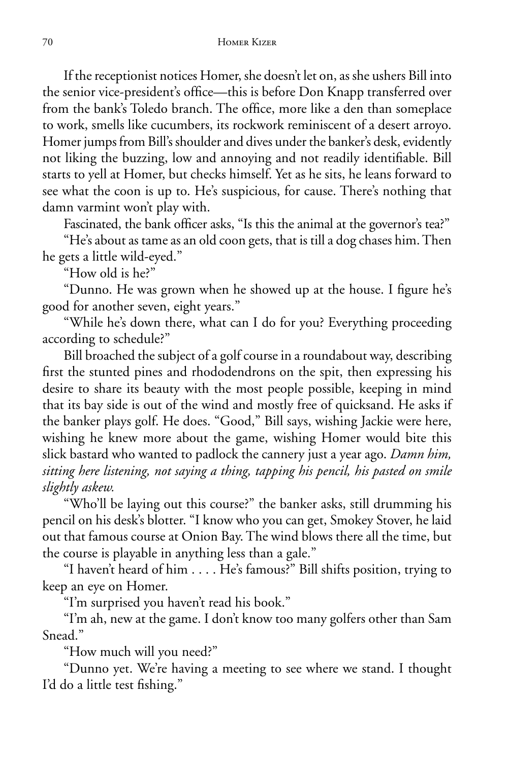If the receptionist notices Homer, she doesn't let on, as she ushers Bill into the senior vice-president's office—this is before Don Knapp transferred over from the bank's Toledo branch. The office, more like a den than someplace to work, smells like cucumbers, its rockwork reminiscent of a desert arroyo. Homer jumps from Bill's shoulder and dives under the banker's desk, evidently not liking the buzzing, low and annoying and not readily identifiable. Bill starts to yell at Homer, but checks himself. Yet as he sits, he leans forward to see what the coon is up to. He's suspicious, for cause. There's nothing that damn varmint won't play with.

Fascinated, the bank officer asks, "Is this the animal at the governor's tea?"

"He's about as tame as an old coon gets, that is till a dog chases him. Then he gets a little wild-eyed."

"How old is he?"

"Dunno. He was grown when he showed up at the house. I figure he's good for another seven, eight years."

"While he's down there, what can I do for you? Everything proceeding according to schedule?"

Bill broached the subject of a golf course in a roundabout way, describing first the stunted pines and rhododendrons on the spit, then expressing his desire to share its beauty with the most people possible, keeping in mind that its bay side is out of the wind and mostly free of quicksand. He asks if the banker plays golf. He does. "Good," Bill says, wishing Jackie were here, wishing he knew more about the game, wishing Homer would bite this slick bastard who wanted to padlock the cannery just a year ago. *Damn him, sitting here listening, not saying a thing, tapping his pencil, his pasted on smile slightly askew.*

"Who'll be laying out this course?" the banker asks, still drumming his pencil on his desk's blotter. "I know who you can get, Smokey Stover, he laid out that famous course at Onion Bay. The wind blows there all the time, but the course is playable in anything less than a gale."

"I haven't heard of him . . . . He's famous?" Bill shifts position, trying to keep an eye on Homer.

"I'm surprised you haven't read his book."

"I'm ah, new at the game. I don't know too many golfers other than Sam Snead."

"How much will you need?"

"Dunno yet. We're having a meeting to see where we stand. I thought I'd do a little test fishing."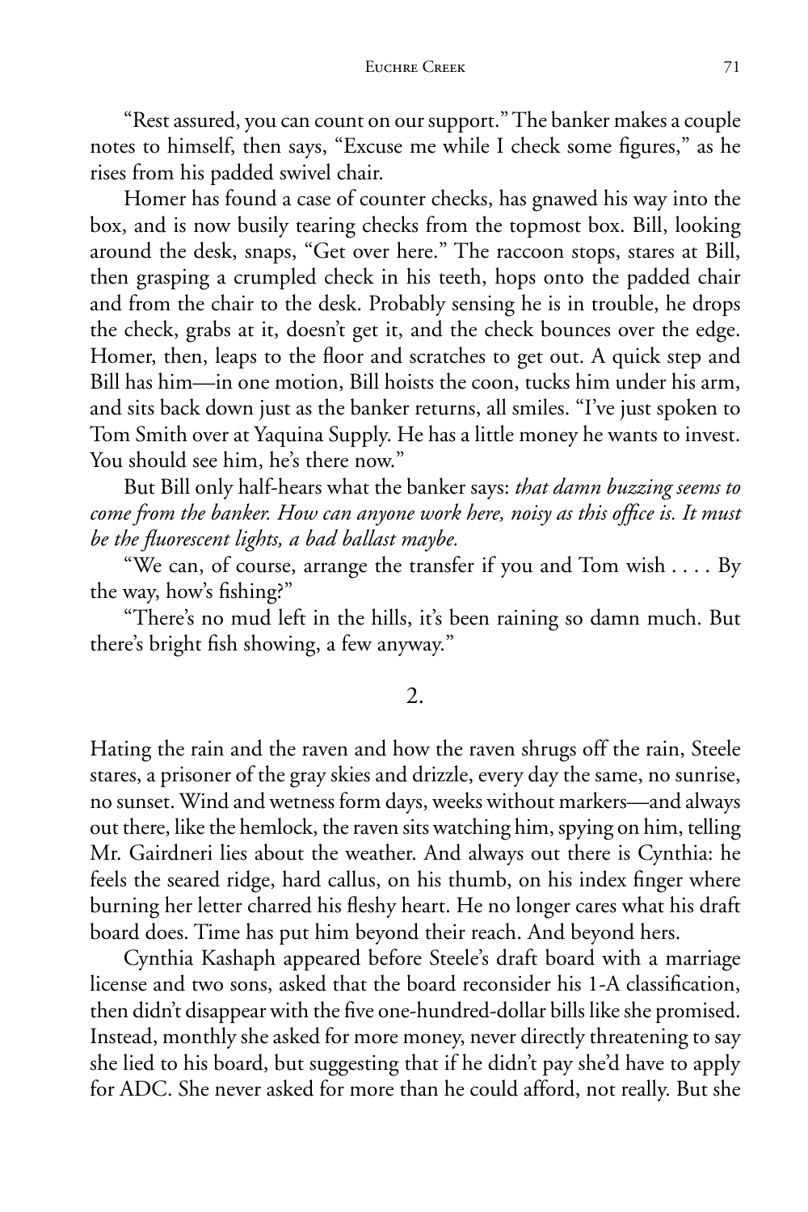"Rest assured, you can count on our support." The banker makes a couple notes to himself, then says, "Excuse me while I check some figures," as he rises from his padded swivel chair.

Homer has found a case of counter checks, has gnawed his way into the box, and is now busily tearing checks from the topmost box. Bill, looking around the desk, snaps, "Get over here." The raccoon stops, stares at Bill, then grasping a crumpled check in his teeth, hops onto the padded chair and from the chair to the desk. Probably sensing he is in trouble, he drops the check, grabs at it, doesn't get it, and the check bounces over the edge. Homer, then, leaps to the floor and scratches to get out. A quick step and Bill has him—in one motion, Bill hoists the coon, tucks him under his arm, and sits back down just as the banker returns, all smiles. "I've just spoken to Tom Smith over at Yaquina Supply. He has a little money he wants to invest. You should see him, he's there now."

But Bill only half-hears what the banker says: *that damn buzzing seems to come from the banker. How can anyone work here, noisy as this office is. It must be the fluorescent lights, a bad ballast maybe.*

"We can, of course, arrange the transfer if you and Tom wish . . . . By the way, how's fishing?"

"There's no mud left in the hills, it's been raining so damn much. But there's bright fish showing, a few anyway."

## 2.

Hating the rain and the raven and how the raven shrugs off the rain, Steele stares, a prisoner of the gray skies and drizzle, every day the same, no sunrise, no sunset. Wind and wetness form days, weeks without markers—and always out there, like the hemlock, the raven sits watching him, spying on him, telling Mr. Gairdneri lies about the weather. And always out there is Cynthia: he feels the seared ridge, hard callus, on his thumb, on his index finger where burning her letter charred his fleshy heart. He no longer cares what his draft board does. Time has put him beyond their reach. And beyond hers.

Cynthia Kashaph appeared before Steele's draft board with a marriage license and two sons, asked that the board reconsider his 1-A classification, then didn't disappear with the five one-hundred-dollar bills like she promised. Instead, monthly she asked for more money, never directly threatening to say she lied to his board, but suggesting that if he didn't pay she'd have to apply for ADC. She never asked for more than he could afford, not really. But she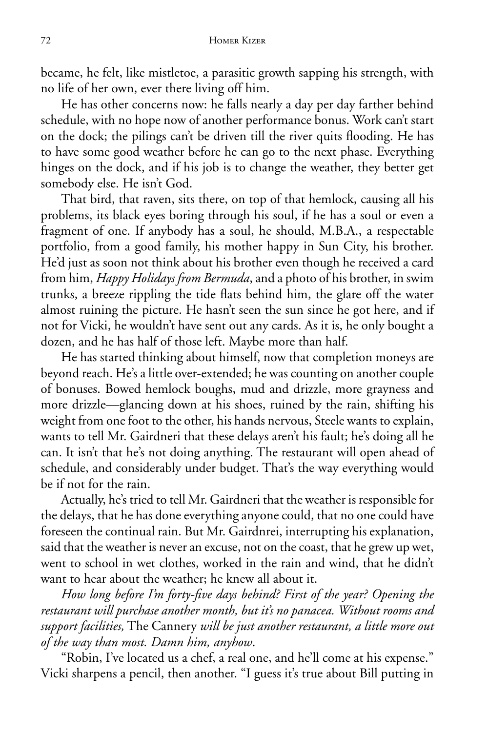became, he felt, like mistletoe, a parasitic growth sapping his strength, with no life of her own, ever there living off him.

He has other concerns now: he falls nearly a day per day farther behind schedule, with no hope now of another performance bonus. Work can't start on the dock; the pilings can't be driven till the river quits flooding. He has to have some good weather before he can go to the next phase. Everything hinges on the dock, and if his job is to change the weather, they better get somebody else. He isn't God.

That bird, that raven, sits there, on top of that hemlock, causing all his problems, its black eyes boring through his soul, if he has a soul or even a fragment of one. If anybody has a soul, he should, M.B.A., a respectable portfolio, from a good family, his mother happy in Sun City, his brother. He'd just as soon not think about his brother even though he received a card from him, *Happy Holidays from Bermuda*, and a photo of his brother, in swim trunks, a breeze rippling the tide flats behind him, the glare off the water almost ruining the picture. He hasn't seen the sun since he got here, and if not for Vicki, he wouldn't have sent out any cards. As it is, he only bought a dozen, and he has half of those left. Maybe more than half.

He has started thinking about himself, now that completion moneys are beyond reach. He's a little over-extended; he was counting on another couple of bonuses. Bowed hemlock boughs, mud and drizzle, more grayness and more drizzle—glancing down at his shoes, ruined by the rain, shifting his weight from one foot to the other, his hands nervous, Steele wants to explain, wants to tell Mr. Gairdneri that these delays aren't his fault; he's doing all he can. It isn't that he's not doing anything. The restaurant will open ahead of schedule, and considerably under budget. That's the way everything would be if not for the rain.

Actually, he's tried to tell Mr. Gairdneri that the weather is responsible for the delays, that he has done everything anyone could, that no one could have foreseen the continual rain. But Mr. Gairdnrei, interrupting his explanation, said that the weather is never an excuse, not on the coast, that he grew up wet, went to school in wet clothes, worked in the rain and wind, that he didn't want to hear about the weather; he knew all about it.

*How long before I'm forty-five days behind? First of the year? Opening the restaurant will purchase another month, but it's no panacea. Without rooms and support facilities,* The Cannery *will be just another restaurant, a little more out of the way than most. Damn him, anyhow.*

"Robin, I've located us a chef, a real one, and he'll come at his expense." Vicki sharpens a pencil, then another. "I guess it's true about Bill putting in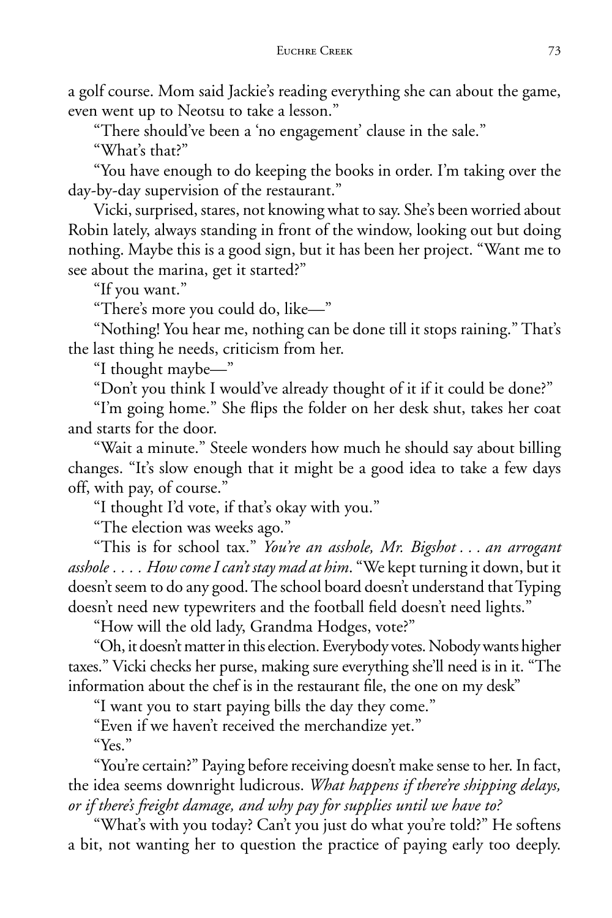a golf course. Mom said Jackie's reading everything she can about the game, even went up to Neotsu to take a lesson."

"There should've been a 'no engagement' clause in the sale."

"What's that?"

"You have enough to do keeping the books in order. I'm taking over the day-by-day supervision of the restaurant."

Vicki, surprised, stares, not knowing what to say. She's been worried about Robin lately, always standing in front of the window, looking out but doing nothing. Maybe this is a good sign, but it has been her project. "Want me to see about the marina, get it started?"

"If you want."

"There's more you could do, like—"

"Nothing! You hear me, nothing can be done till it stops raining." That's the last thing he needs, criticism from her.

"I thought maybe—"

"Don't you think I would've already thought of it if it could be done?"

"I'm going home." She flips the folder on her desk shut, takes her coat and starts for the door.

"Wait a minute." Steele wonders how much he should say about billing changes. "It's slow enough that it might be a good idea to take a few days off, with pay, of course."

"I thought I'd vote, if that's okay with you."

"The election was weeks ago."

"This is for school tax." *You're an asshole, Mr. Bigshot . . . an arrogant asshole . . . . How come I can't stay mad at him.* "We kept turning it down, but it doesn't seem to do any good. The school board doesn't understand that Typing doesn't need new typewriters and the football field doesn't need lights."

"How will the old lady, Grandma Hodges, vote?"

"Oh, it doesn't matter in this election. Everybody votes. Nobody wants higher taxes." Vicki checks her purse, making sure everything she'll need is in it. "The information about the chef is in the restaurant file, the one on my desk"

"I want you to start paying bills the day they come."

"Even if we haven't received the merchandize yet."

"Yes."

"You're certain?" Paying before receiving doesn't make sense to her. In fact, the idea seems downright ludicrous. *What happens if there're shipping delays, or if there's freight damage, and why pay for supplies until we have to?*

"What's with you today? Can't you just do what you're told?" He softens a bit, not wanting her to question the practice of paying early too deeply.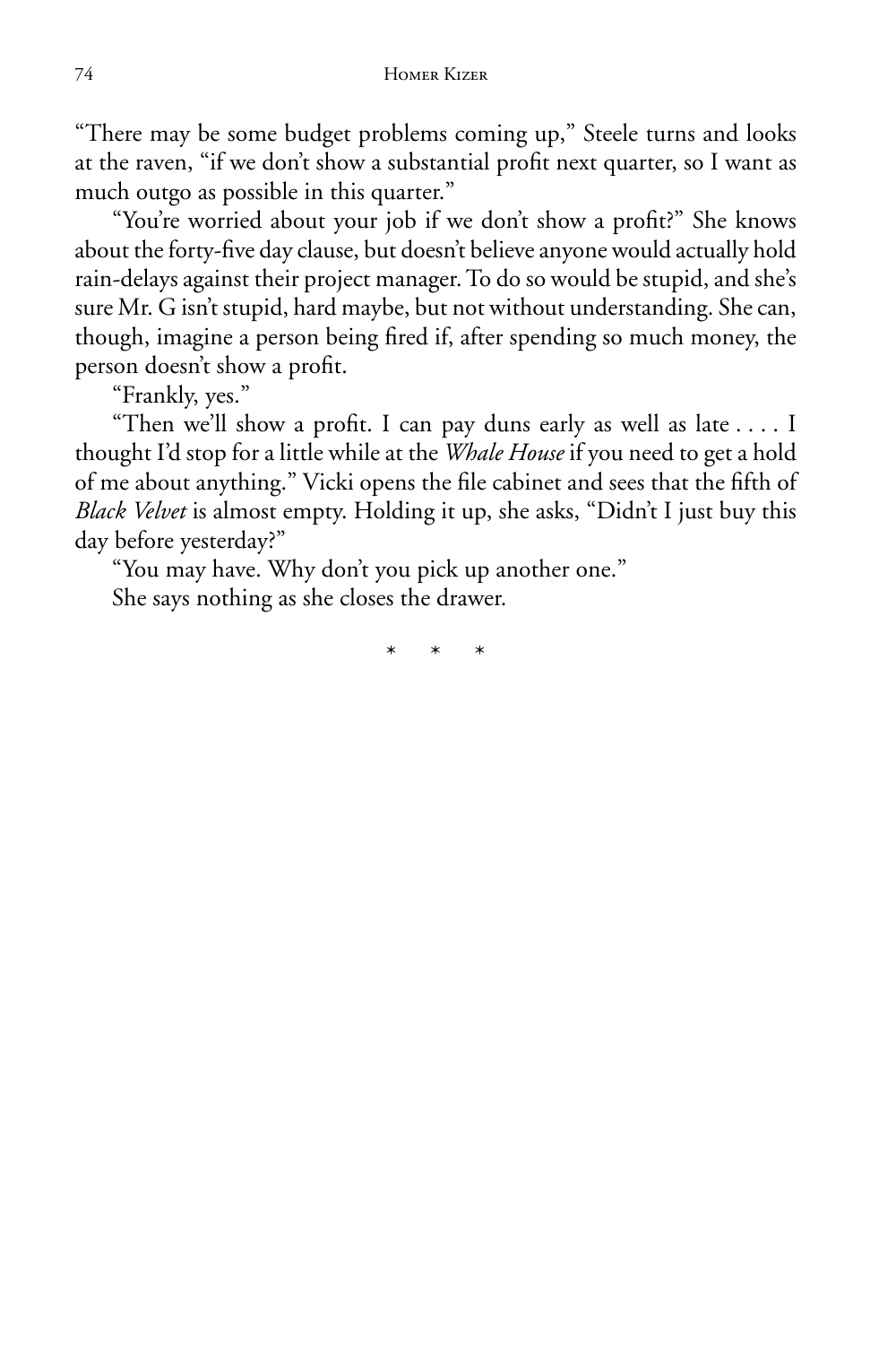"There may be some budget problems coming up," Steele turns and looks at the raven, "if we don't show a substantial profit next quarter, so I want as much outgo as possible in this quarter."

"You're worried about your job if we don't show a profit?" She knows about the forty-five day clause, but doesn't believe anyone would actually hold rain-delays against their project manager. To do so would be stupid, and she's sure Mr. G isn't stupid, hard maybe, but not without understanding. She can, though, imagine a person being fired if, after spending so much money, the person doesn't show a profit.

"Frankly, yes."

"Then we'll show a profit. I can pay duns early as well as late . . . . I thought I'd stop for a little while at the *Whale House* if you need to get a hold of me about anything." Vicki opens the file cabinet and sees that the fifth of *Black Velvet* is almost empty. Holding it up, she asks, "Didn't I just buy this day before yesterday?"

"You may have. Why don't you pick up another one."

She says nothing as she closes the drawer.

\* \* \*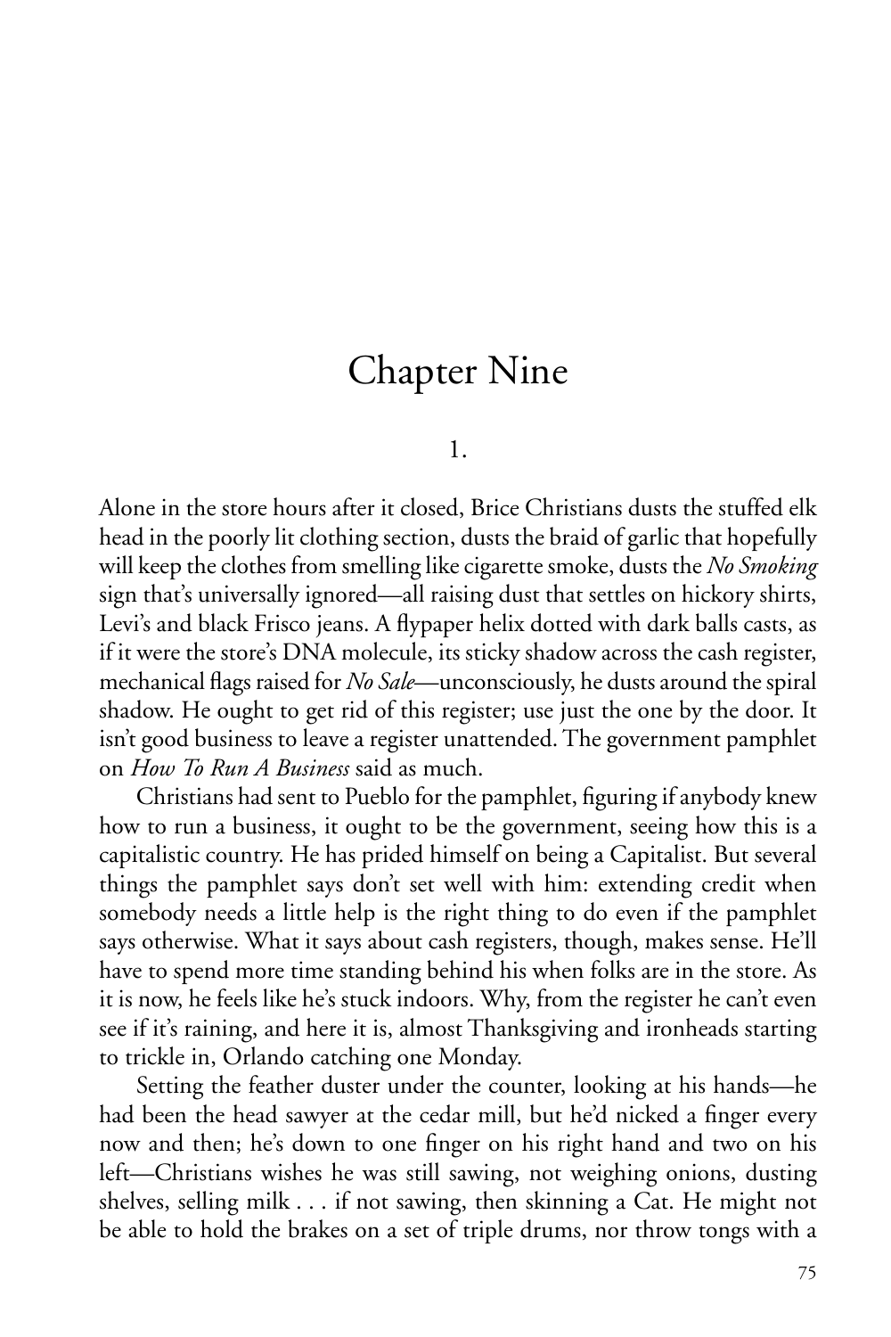# Chapter Nine

## 1.

Alone in the store hours after it closed, Brice Christians dusts the stuffed elk head in the poorly lit clothing section, dusts the braid of garlic that hopefully will keep the clothes from smelling like cigarette smoke, dusts the *No Smoking* sign that's universally ignored—all raising dust that settles on hickory shirts, Levi's and black Frisco jeans. A flypaper helix dotted with dark balls casts, as if it were the store's DNA molecule, its sticky shadow across the cash register, mechanical flags raised for *No Sale*—unconsciously, he dusts around the spiral shadow. He ought to get rid of this register; use just the one by the door. It isn't good business to leave a register unattended. The government pamphlet on *How To Run A Business* said as much.

Christians had sent to Pueblo for the pamphlet, figuring if anybody knew how to run a business, it ought to be the government, seeing how this is a capitalistic country. He has prided himself on being a Capitalist. But several things the pamphlet says don't set well with him: extending credit when somebody needs a little help is the right thing to do even if the pamphlet says otherwise. What it says about cash registers, though, makes sense. He'll have to spend more time standing behind his when folks are in the store. As it is now, he feels like he's stuck indoors. Why, from the register he can't even see if it's raining, and here it is, almost Thanksgiving and ironheads starting to trickle in, Orlando catching one Monday.

Setting the feather duster under the counter, looking at his hands—he had been the head sawyer at the cedar mill, but he'd nicked a finger every now and then; he's down to one finger on his right hand and two on his left—Christians wishes he was still sawing, not weighing onions, dusting shelves, selling milk . . . if not sawing, then skinning a Cat. He might not be able to hold the brakes on a set of triple drums, nor throw tongs with a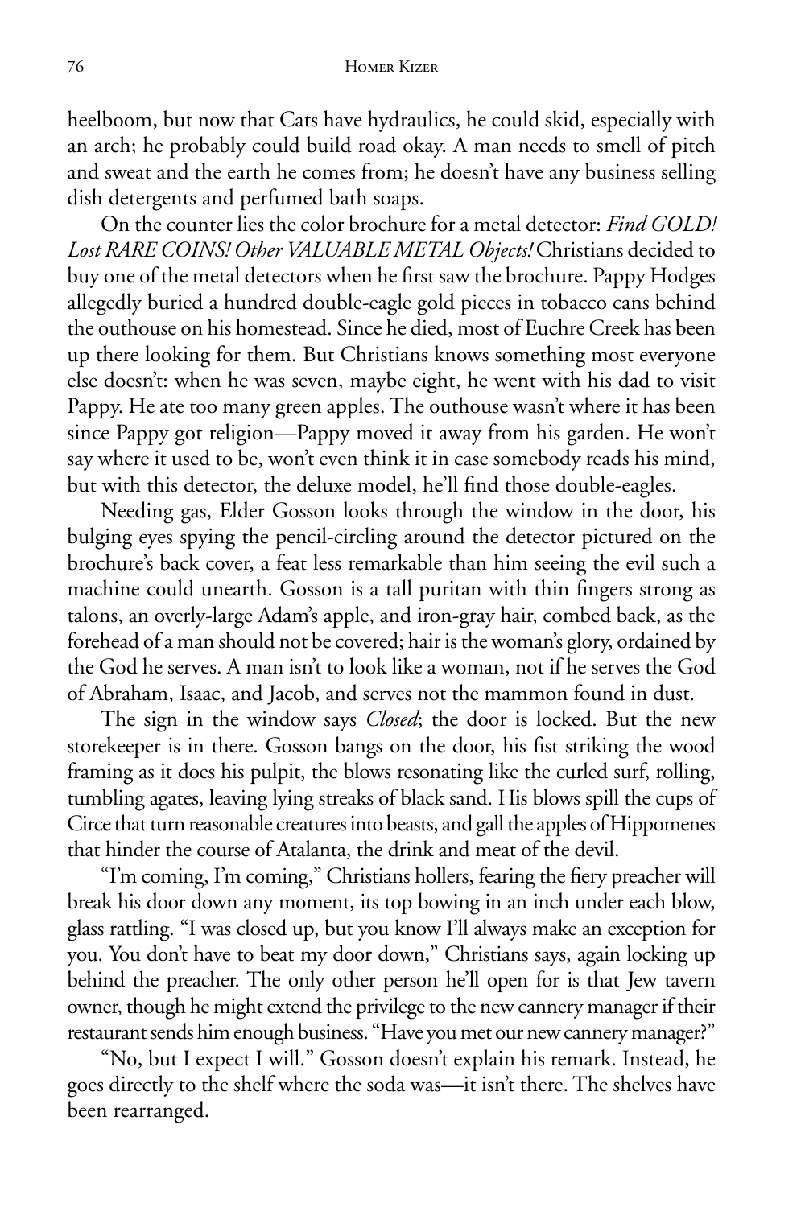heelboom, but now that Cats have hydraulics, he could skid, especially with an arch; he probably could build road okay. A man needs to smell of pitch and sweat and the earth he comes from; he doesn't have any business selling dish detergents and perfumed bath soaps.

On the counter lies the color brochure for a metal detector: *Find GOLD! Lost RARE COINS! Other VALUABLE METAL Objects!* Christians decided to buy one of the metal detectors when he first saw the brochure. Pappy Hodges allegedly buried a hundred double-eagle gold pieces in tobacco cans behind the outhouse on his homestead. Since he died, most of Euchre Creek has been up there looking for them. But Christians knows something most everyone else doesn't: when he was seven, maybe eight, he went with his dad to visit Pappy. He ate too many green apples. The outhouse wasn't where it has been since Pappy got religion—Pappy moved it away from his garden. He won't say where it used to be, won't even think it in case somebody reads his mind, but with this detector, the deluxe model, he'll find those double-eagles.

Needing gas, Elder Gosson looks through the window in the door, his bulging eyes spying the pencil-circling around the detector pictured on the brochure's back cover, a feat less remarkable than him seeing the evil such a machine could unearth. Gosson is a tall puritan with thin fingers strong as talons, an overly-large Adam's apple, and iron-gray hair, combed back, as the forehead of a man should not be covered; hair is the woman's glory, ordained by the God he serves. A man isn't to look like a woman, not if he serves the God of Abraham, Isaac, and Jacob, and serves not the mammon found in dust.

The sign in the window says *Closed*; the door is locked. But the new storekeeper is in there. Gosson bangs on the door, his fist striking the wood framing as it does his pulpit, the blows resonating like the curled surf, rolling, tumbling agates, leaving lying streaks of black sand. His blows spill the cups of Circe that turn reasonable creatures into beasts, and gall the apples of Hippomenes that hinder the course of Atalanta, the drink and meat of the devil.

"I'm coming, I'm coming," Christians hollers, fearing the fiery preacher will break his door down any moment, its top bowing in an inch under each blow, glass rattling. "I was closed up, but you know I'll always make an exception for you. You don't have to beat my door down," Christians says, again locking up behind the preacher. The only other person he'll open for is that Jew tavern owner, though he might extend the privilege to the new cannery manager if their restaurant sends him enough business. "Have you met our new cannery manager?"

"No, but I expect I will." Gosson doesn't explain his remark. Instead, he goes directly to the shelf where the soda was—it isn't there. The shelves have been rearranged.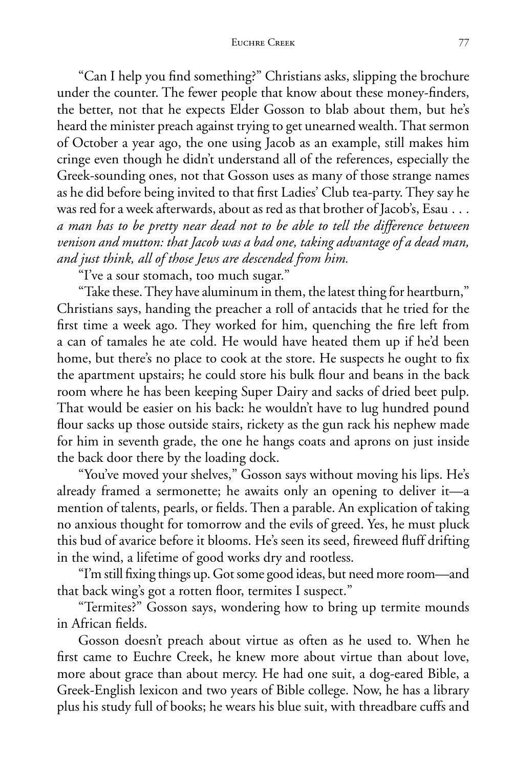"Can I help you find something?" Christians asks, slipping the brochure under the counter. The fewer people that know about these money-finders, the better, not that he expects Elder Gosson to blab about them, but he's heard the minister preach against trying to get unearned wealth. That sermon of October a year ago, the one using Jacob as an example, still makes him cringe even though he didn't understand all of the references, especially the Greek-sounding ones, not that Gosson uses as many of those strange names as he did before being invited to that first Ladies' Club tea-party. They say he was red for a week afterwards, about as red as that brother of Jacob's, Esau . . . *a man has to be pretty near dead not to be able to tell the difference between venison and mutton: that Jacob was a bad one, taking advantage of a dead man, and just think, all of those Jews are descended from him.*

"I've a sour stomach, too much sugar."

"Take these. They have aluminum in them, the latest thing for heartburn," Christians says, handing the preacher a roll of antacids that he tried for the first time a week ago. They worked for him, quenching the fire left from a can of tamales he ate cold. He would have heated them up if he'd been home, but there's no place to cook at the store. He suspects he ought to fix the apartment upstairs; he could store his bulk flour and beans in the back room where he has been keeping Super Dairy and sacks of dried beet pulp. That would be easier on his back: he wouldn't have to lug hundred pound flour sacks up those outside stairs, rickety as the gun rack his nephew made for him in seventh grade, the one he hangs coats and aprons on just inside the back door there by the loading dock.

"You've moved your shelves," Gosson says without moving his lips. He's already framed a sermonette; he awaits only an opening to deliver it—a mention of talents, pearls, or fields. Then a parable. An explication of taking no anxious thought for tomorrow and the evils of greed. Yes, he must pluck this bud of avarice before it blooms. He's seen its seed, fireweed fluff drifting in the wind, a lifetime of good works dry and rootless.

"I'm still fixing things up. Got some good ideas, but need more room—and that back wing's got a rotten floor, termites I suspect."

"Termites?" Gosson says, wondering how to bring up termite mounds in African fields.

Gosson doesn't preach about virtue as often as he used to. When he first came to Euchre Creek, he knew more about virtue than about love, more about grace than about mercy. He had one suit, a dog-eared Bible, a Greek-English lexicon and two years of Bible college. Now, he has a library plus his study full of books; he wears his blue suit, with threadbare cuffs and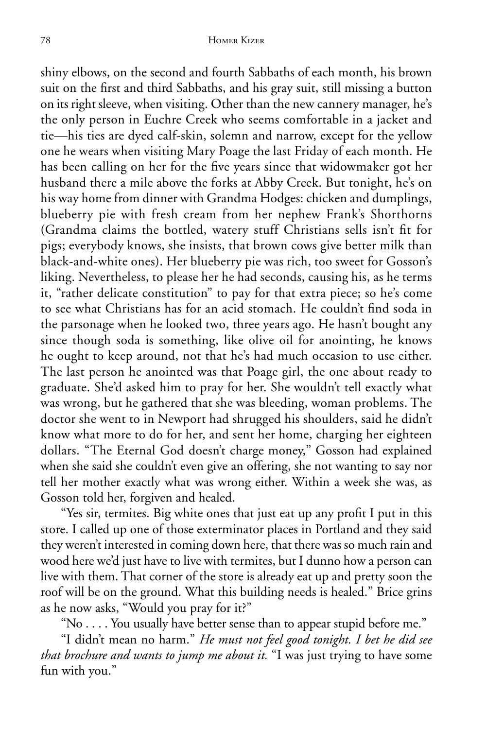shiny elbows, on the second and fourth Sabbaths of each month, his brown suit on the first and third Sabbaths, and his gray suit, still missing a button on its right sleeve, when visiting. Other than the new cannery manager, he's the only person in Euchre Creek who seems comfortable in a jacket and tie—his ties are dyed calf-skin, solemn and narrow, except for the yellow one he wears when visiting Mary Poage the last Friday of each month. He has been calling on her for the five years since that widowmaker got her husband there a mile above the forks at Abby Creek. But tonight, he's on his way home from dinner with Grandma Hodges: chicken and dumplings, blueberry pie with fresh cream from her nephew Frank's Shorthorns (Grandma claims the bottled, watery stuff Christians sells isn't fit for pigs; everybody knows, she insists, that brown cows give better milk than black-and-white ones). Her blueberry pie was rich, too sweet for Gosson's liking. Nevertheless, to please her he had seconds, causing his, as he terms it, "rather delicate constitution" to pay for that extra piece; so he's come to see what Christians has for an acid stomach. He couldn't find soda in the parsonage when he looked two, three years ago. He hasn't bought any since though soda is something, like olive oil for anointing, he knows he ought to keep around, not that he's had much occasion to use either. The last person he anointed was that Poage girl, the one about ready to graduate. She'd asked him to pray for her. She wouldn't tell exactly what was wrong, but he gathered that she was bleeding, woman problems. The doctor she went to in Newport had shrugged his shoulders, said he didn't know what more to do for her, and sent her home, charging her eighteen dollars. "The Eternal God doesn't charge money," Gosson had explained when she said she couldn't even give an offering, she not wanting to say nor tell her mother exactly what was wrong either. Within a week she was, as Gosson told her, forgiven and healed.

"Yes sir, termites. Big white ones that just eat up any profit I put in this store. I called up one of those exterminator places in Portland and they said they weren't interested in coming down here, that there was so much rain and wood here we'd just have to live with termites, but I dunno how a person can live with them. That corner of the store is already eat up and pretty soon the roof will be on the ground. What this building needs is healed." Brice grins as he now asks, "Would you pray for it?"

"No . . . . You usually have better sense than to appear stupid before me."

"I didn't mean no harm." *He must not feel good tonight. I bet he did see that brochure and wants to jump me about it.* "I was just trying to have some fun with you."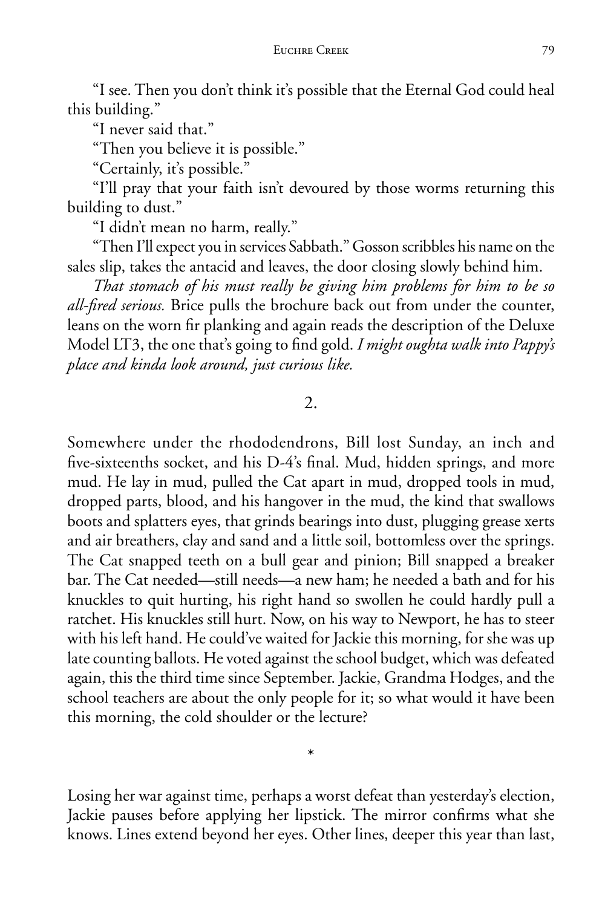"I see. Then you don't think it's possible that the Eternal God could heal this building."

"I never said that."

"Then you believe it is possible."

"Certainly, it's possible."

"I'll pray that your faith isn't devoured by those worms returning this building to dust."

"I didn't mean no harm, really."

"Then I'll expect you in services Sabbath." Gosson scribbles his name on the sales slip, takes the antacid and leaves, the door closing slowly behind him.

*That stomach of his must really be giving him problems for him to be so all-fired serious.* Brice pulls the brochure back out from under the counter, leans on the worn fir planking and again reads the description of the Deluxe Model LT3, the one that's going to find gold. *I might oughta walk into Pappy's place and kinda look around, just curious like.*

## 2.

Somewhere under the rhododendrons, Bill lost Sunday, an inch and five-sixteenths socket, and his D-4's final. Mud, hidden springs, and more mud. He lay in mud, pulled the Cat apart in mud, dropped tools in mud, dropped parts, blood, and his hangover in the mud, the kind that swallows boots and splatters eyes, that grinds bearings into dust, plugging grease xerts and air breathers, clay and sand and a little soil, bottomless over the springs. The Cat snapped teeth on a bull gear and pinion; Bill snapped a breaker bar. The Cat needed—still needs—a new ham; he needed a bath and for his knuckles to quit hurting, his right hand so swollen he could hardly pull a ratchet. His knuckles still hurt. Now, on his way to Newport, he has to steer with his left hand. He could've waited for Jackie this morning, for she was up late counting ballots. He voted against the school budget, which was defeated again, this the third time since September. Jackie, Grandma Hodges, and the school teachers are about the only people for it; so what would it have been this morning, the cold shoulder or the lecture?

*

Losing her war against time, perhaps a worst defeat than yesterday's election, Jackie pauses before applying her lipstick. The mirror confirms what she knows. Lines extend beyond her eyes. Other lines, deeper this year than last,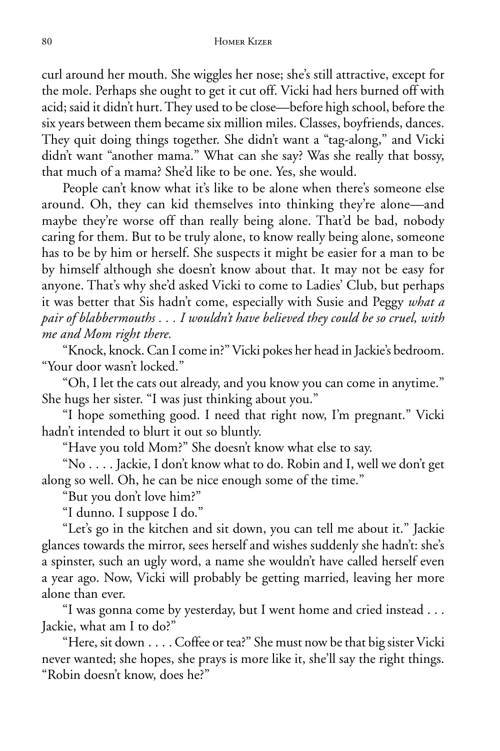curl around her mouth. She wiggles her nose; she's still attractive, except for the mole. Perhaps she ought to get it cut off. Vicki had hers burned off with acid; said it didn't hurt. They used to be close—before high school, before the six years between them became six million miles. Classes, boyfriends, dances. They quit doing things together. She didn't want a "tag-along," and Vicki didn't want "another mama." What can she say? Was she really that bossy, that much of a mama? She'd like to be one. Yes, she would.

People can't know what it's like to be alone when there's someone else around. Oh, they can kid themselves into thinking they're alone—and maybe they're worse off than really being alone. That'd be bad, nobody caring for them. But to be truly alone, to know really being alone, someone has to be by him or herself. She suspects it might be easier for a man to be by himself although she doesn't know about that. It may not be easy for anyone. That's why she'd asked Vicki to come to Ladies' Club, but perhaps it was better that Sis hadn't come, especially with Susie and Peggy *what a pair of blabbermouths . . . I wouldn't have believed they could be so cruel, with me and Mom right there.*

"Knock, knock. Can I come in?" Vicki pokes her head in Jackie's bedroom. "Your door wasn't locked."

"Oh, I let the cats out already, and you know you can come in anytime." She hugs her sister. "I was just thinking about you."

"I hope something good. I need that right now, I'm pregnant." Vicki hadn't intended to blurt it out so bluntly.

"Have you told Mom?" She doesn't know what else to say.

"No . . . . Jackie, I don't know what to do. Robin and I, well we don't get along so well. Oh, he can be nice enough some of the time."

"But you don't love him?"

"I dunno. I suppose I do."

"Let's go in the kitchen and sit down, you can tell me about it." Jackie glances towards the mirror, sees herself and wishes suddenly she hadn't: she's a spinster, such an ugly word, a name she wouldn't have called herself even a year ago. Now, Vicki will probably be getting married, leaving her more alone than ever.

"I was gonna come by yesterday, but I went home and cried instead . . . Jackie, what am I to do?"

"Here, sit down . . . . Coffee or tea?" She must now be that big sister Vicki never wanted; she hopes, she prays is more like it, she'll say the right things. "Robin doesn't know, does he?"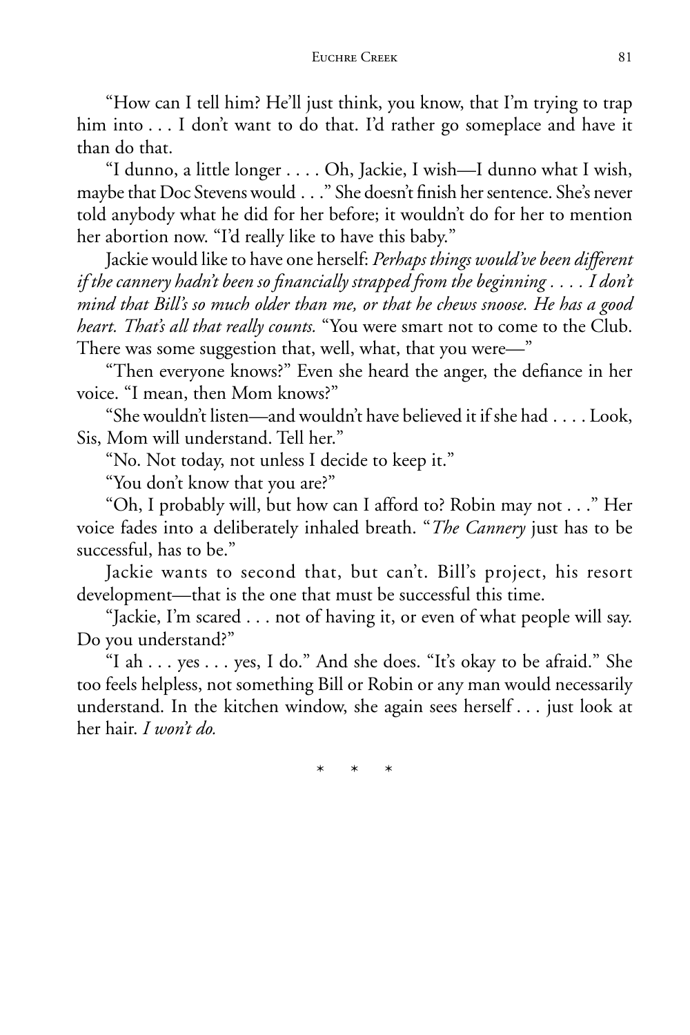"How can I tell him? He'll just think, you know, that I'm trying to trap him into . . . I don't want to do that. I'd rather go someplace and have it than do that.

"I dunno, a little longer . . . . Oh, Jackie, I wish—I dunno what I wish, maybe that Doc Stevens would . . ." She doesn't finish her sentence. She's never told anybody what he did for her before; it wouldn't do for her to mention her abortion now. "I'd really like to have this baby."

Jackie would like to have one herself: *Perhaps things would've been different if the cannery hadn't been so financially strapped from the beginning . . . . I don't mind that Bill's so much older than me, or that he chews snoose. He has a good heart. That's all that really counts.* "You were smart not to come to the Club. There was some suggestion that, well, what, that you were—"

"Then everyone knows?" Even she heard the anger, the defiance in her voice. "I mean, then Mom knows?"

"She wouldn't listen—and wouldn't have believed it if she had . . . . Look, Sis, Mom will understand. Tell her."

"No. Not today, not unless I decide to keep it."

"You don't know that you are?"

"Oh, I probably will, but how can I afford to? Robin may not . . ." Her voice fades into a deliberately inhaled breath. "*The Cannery* just has to be successful, has to be."

Jackie wants to second that, but can't. Bill's project, his resort development—that is the one that must be successful this time.

"Jackie, I'm scared . . . not of having it, or even of what people will say. Do you understand?"

"I ah . . . yes . . . yes, I do." And she does. "It's okay to be afraid." She too feels helpless, not something Bill or Robin or any man would necessarily understand. In the kitchen window, she again sees herself . . . just look at her hair. *I won't do.*

\* \* \*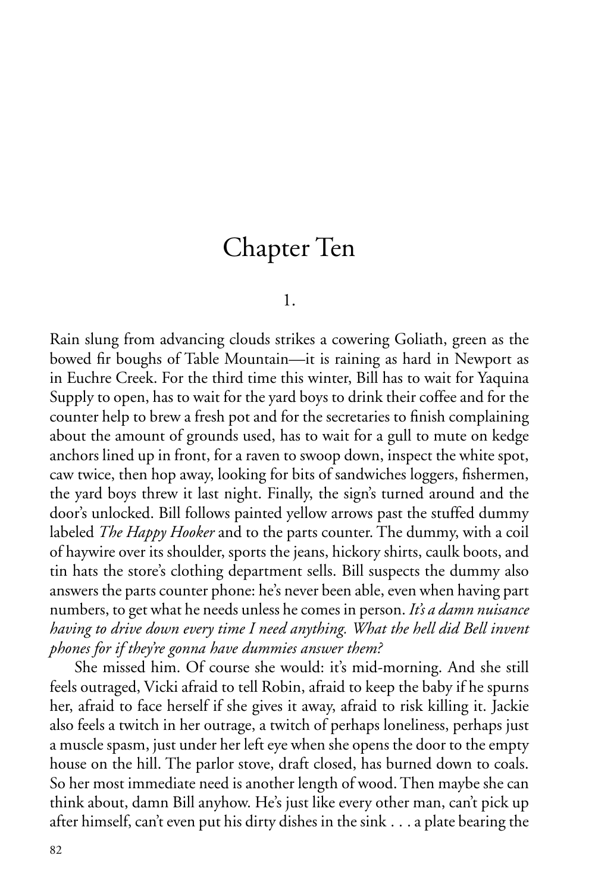# Chapter Ten

## 1.

Rain slung from advancing clouds strikes a cowering Goliath, green as the bowed fir boughs of Table Mountain—it is raining as hard in Newport as in Euchre Creek. For the third time this winter, Bill has to wait for Yaquina Supply to open, has to wait for the yard boys to drink their coffee and for the counter help to brew a fresh pot and for the secretaries to finish complaining about the amount of grounds used, has to wait for a gull to mute on kedge anchors lined up in front, for a raven to swoop down, inspect the white spot, caw twice, then hop away, looking for bits of sandwiches loggers, fishermen, the yard boys threw it last night. Finally, the sign's turned around and the door's unlocked. Bill follows painted yellow arrows past the stuffed dummy labeled *The Happy Hooker* and to the parts counter. The dummy, with a coil of haywire over its shoulder, sports the jeans, hickory shirts, caulk boots, and tin hats the store's clothing department sells. Bill suspects the dummy also answers the parts counter phone: he's never been able, even when having part numbers, to get what he needs unless he comes in person. *It's a damn nuisance having to drive down every time I need anything. What the hell did Bell invent phones for if they're gonna have dummies answer them?*

She missed him. Of course she would: it's mid-morning. And she still feels outraged, Vicki afraid to tell Robin, afraid to keep the baby if he spurns her, afraid to face herself if she gives it away, afraid to risk killing it. Jackie also feels a twitch in her outrage, a twitch of perhaps loneliness, perhaps just a muscle spasm, just under her left eye when she opens the door to the empty house on the hill. The parlor stove, draft closed, has burned down to coals. So her most immediate need is another length of wood. Then maybe she can think about, damn Bill anyhow. He's just like every other man, can't pick up after himself, can't even put his dirty dishes in the sink . . . a plate bearing the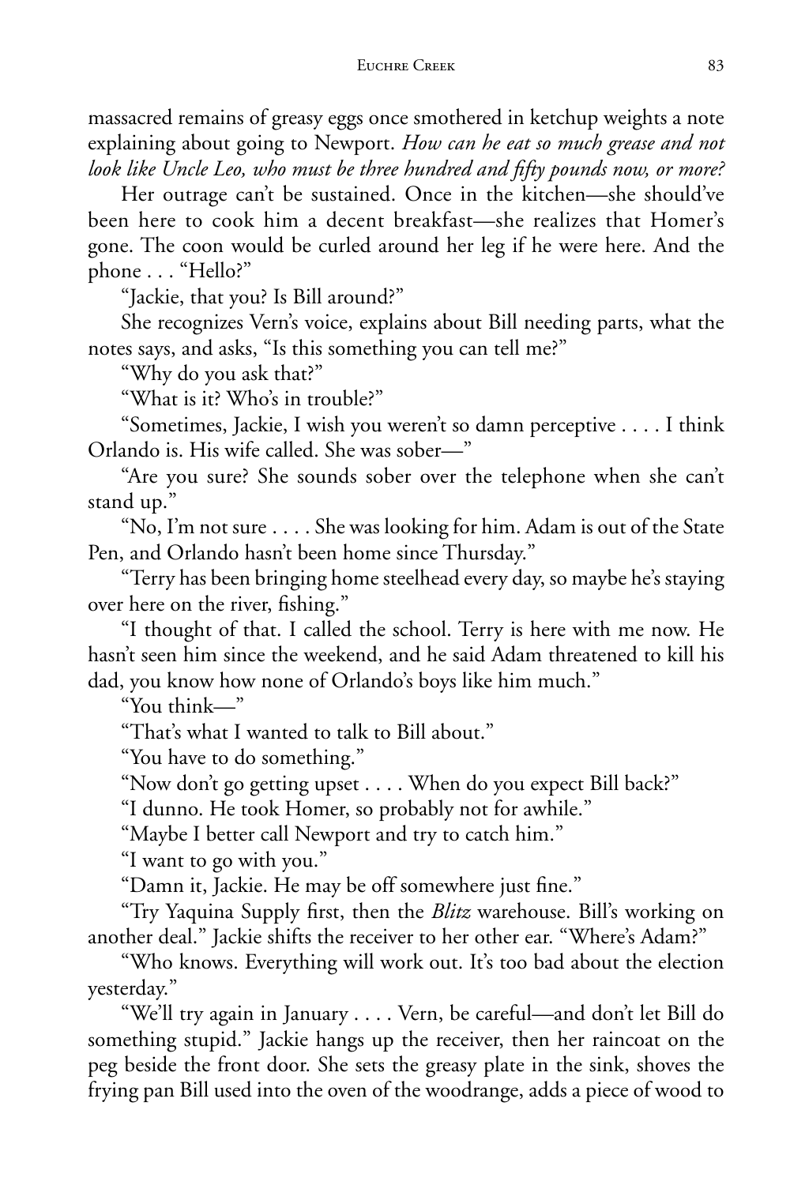massacred remains of greasy eggs once smothered in ketchup weights a note explaining about going to Newport. *How can he eat so much grease and not look like Uncle Leo, who must be three hundred and fifty pounds now, or more?*

Her outrage can't be sustained. Once in the kitchen—she should've been here to cook him a decent breakfast—she realizes that Homer's gone. The coon would be curled around her leg if he were here. And the phone . . . "Hello?"

"Jackie, that you? Is Bill around?"

She recognizes Vern's voice, explains about Bill needing parts, what the notes says, and asks, "Is this something you can tell me?"

"Why do you ask that?"

"What is it? Who's in trouble?"

"Sometimes, Jackie, I wish you weren't so damn perceptive . . . . I think Orlando is. His wife called. She was sober—"

"Are you sure? She sounds sober over the telephone when she can't stand up."

"No, I'm not sure . . . . She was looking for him. Adam is out of the State Pen, and Orlando hasn't been home since Thursday."

"Terry has been bringing home steelhead every day, so maybe he's staying over here on the river, fishing."

"I thought of that. I called the school. Terry is here with me now. He hasn't seen him since the weekend, and he said Adam threatened to kill his dad, you know how none of Orlando's boys like him much."

"You think—"

"That's what I wanted to talk to Bill about."

"You have to do something."

"Now don't go getting upset . . . . When do you expect Bill back?"

"I dunno. He took Homer, so probably not for awhile."

"Maybe I better call Newport and try to catch him."

"I want to go with you."

"Damn it, Jackie. He may be off somewhere just fine."

"Try Yaquina Supply first, then the *Blitz* warehouse. Bill's working on another deal." Jackie shifts the receiver to her other ear. "Where's Adam?"

"Who knows. Everything will work out. It's too bad about the election yesterday."

"We'll try again in January . . . . Vern, be careful—and don't let Bill do something stupid." Jackie hangs up the receiver, then her raincoat on the peg beside the front door. She sets the greasy plate in the sink, shoves the frying pan Bill used into the oven of the woodrange, adds a piece of wood to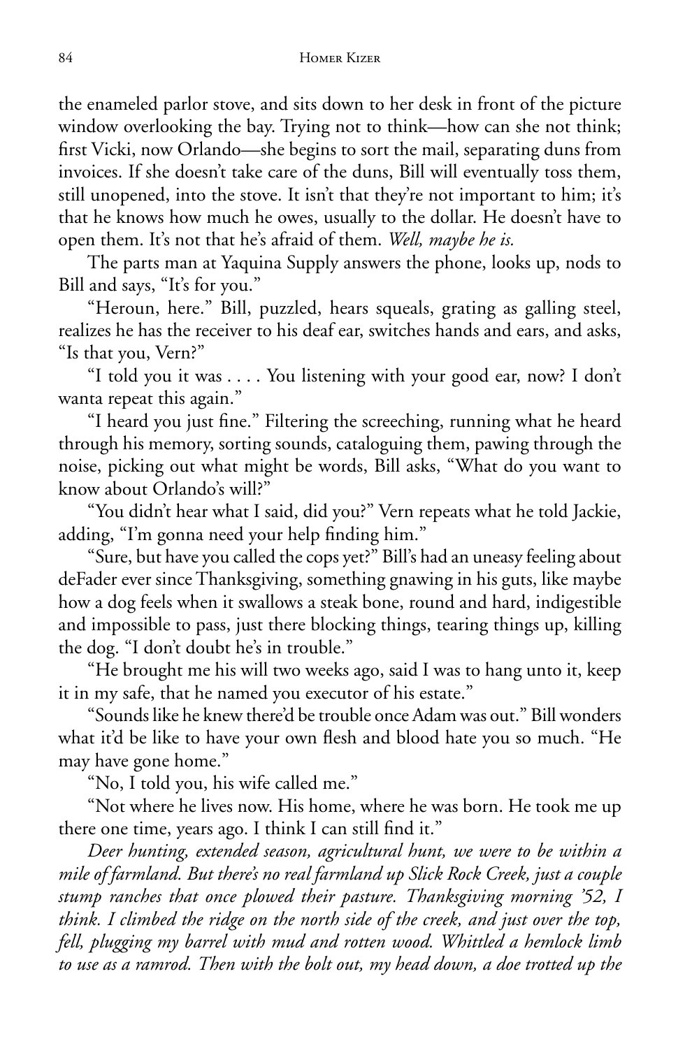the enameled parlor stove, and sits down to her desk in front of the picture window overlooking the bay. Trying not to think—how can she not think; first Vicki, now Orlando—she begins to sort the mail, separating duns from invoices. If she doesn't take care of the duns, Bill will eventually toss them, still unopened, into the stove. It isn't that they're not important to him; it's that he knows how much he owes, usually to the dollar. He doesn't have to open them. It's not that he's afraid of them. *Well, maybe he is.*

The parts man at Yaquina Supply answers the phone, looks up, nods to Bill and says, "It's for you."

"Heroun, here." Bill, puzzled, hears squeals, grating as galling steel, realizes he has the receiver to his deaf ear, switches hands and ears, and asks, "Is that you, Vern?"

"I told you it was . . . . You listening with your good ear, now? I don't wanta repeat this again."

"I heard you just fine." Filtering the screeching, running what he heard through his memory, sorting sounds, cataloguing them, pawing through the noise, picking out what might be words, Bill asks, "What do you want to know about Orlando's will?"

"You didn't hear what I said, did you?" Vern repeats what he told Jackie, adding, "I'm gonna need your help finding him."

"Sure, but have you called the cops yet?" Bill's had an uneasy feeling about deFader ever since Thanksgiving, something gnawing in his guts, like maybe how a dog feels when it swallows a steak bone, round and hard, indigestible and impossible to pass, just there blocking things, tearing things up, killing the dog. "I don't doubt he's in trouble."

"He brought me his will two weeks ago, said I was to hang unto it, keep it in my safe, that he named you executor of his estate."

"Sounds like he knew there'd be trouble once Adam was out." Bill wonders what it'd be like to have your own flesh and blood hate you so much. "He may have gone home."

"No, I told you, his wife called me."

"Not where he lives now. His home, where he was born. He took me up there one time, years ago. I think I can still find it."

*Deer hunting, extended season, agricultural hunt, we were to be within a mile of farmland. But there's no real farmland up Slick Rock Creek, just a couple stump ranches that once plowed their pasture. Thanksgiving morning '52, I think. I climbed the ridge on the north side of the creek, and just over the top, fell, plugging my barrel with mud and rotten wood. Whittled a hemlock limb to use as a ramrod. Then with the bolt out, my head down, a doe trotted up the*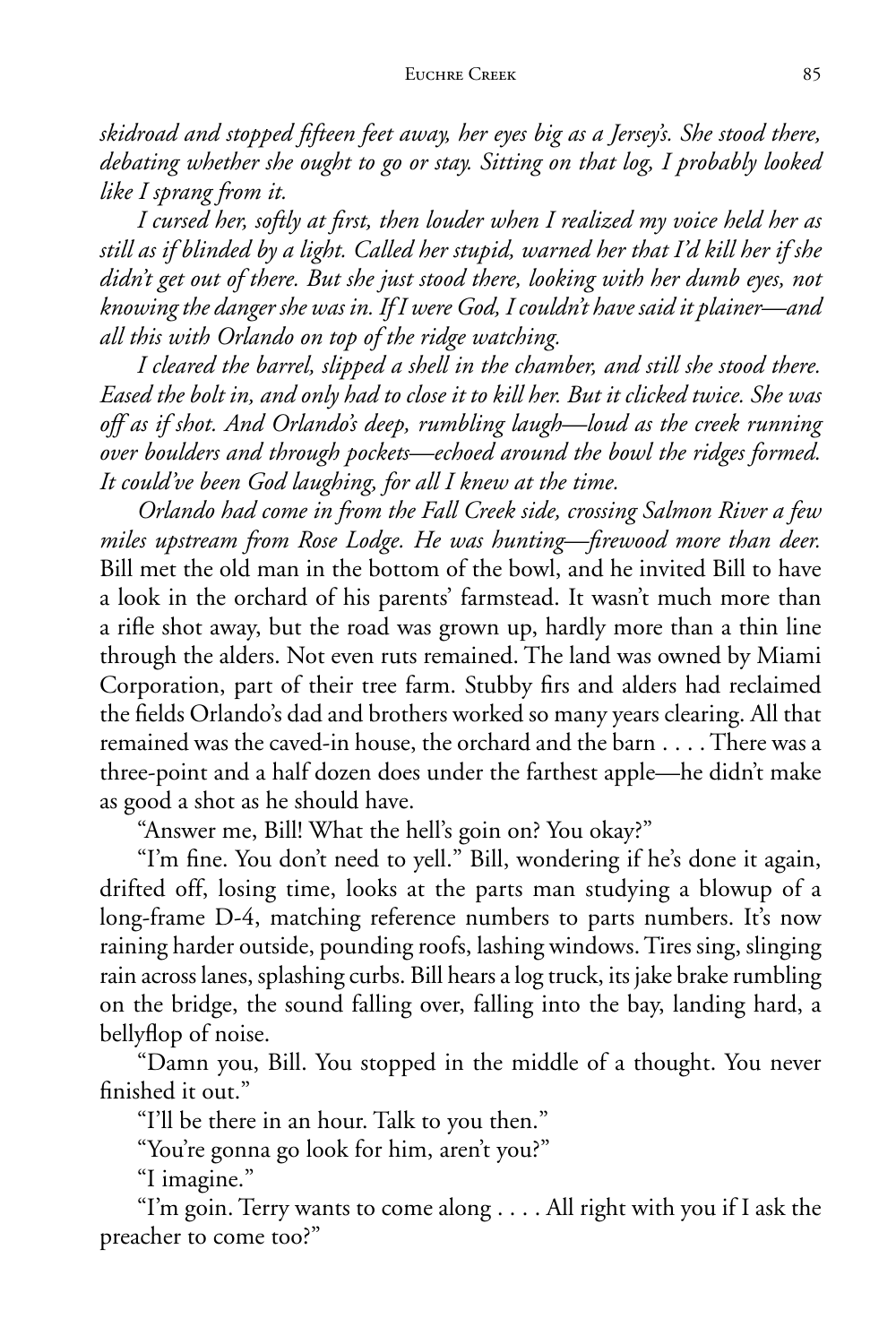*skidroad and stopped fifteen feet away, her eyes big as a Jersey's. She stood there, debating whether she ought to go or stay. Sitting on that log, I probably looked like I sprang from it.*

*I cursed her, softly at first, then louder when I realized my voice held her as still as if blinded by a light. Called her stupid, warned her that I'd kill her if she didn't get out of there. But she just stood there, looking with her dumb eyes, not knowing the danger she was in. If I were God, I couldn't have said it plainer—and all this with Orlando on top of the ridge watching.*

*I cleared the barrel, slipped a shell in the chamber, and still she stood there. Eased the bolt in, and only had to close it to kill her. But it clicked twice. She was off as if shot. And Orlando's deep, rumbling laugh—loud as the creek running over boulders and through pockets—echoed around the bowl the ridges formed. It could've been God laughing, for all I knew at the time.*

*Orlando had come in from the Fall Creek side, crossing Salmon River a few miles upstream from Rose Lodge. He was hunting—firewood more than deer.* Bill met the old man in the bottom of the bowl, and he invited Bill to have a look in the orchard of his parents' farmstead. It wasn't much more than a rifle shot away, but the road was grown up, hardly more than a thin line through the alders. Not even ruts remained. The land was owned by Miami Corporation, part of their tree farm. Stubby firs and alders had reclaimed the fields Orlando's dad and brothers worked so many years clearing. All that remained was the caved-in house, the orchard and the barn . . . . There was a three-point and a half dozen does under the farthest apple—he didn't make as good a shot as he should have.

"Answer me, Bill! What the hell's goin on? You okay?"

"I'm fine. You don't need to yell." Bill, wondering if he's done it again, drifted off, losing time, looks at the parts man studying a blowup of a long-frame D-4, matching reference numbers to parts numbers. It's now raining harder outside, pounding roofs, lashing windows. Tires sing, slinging rain across lanes, splashing curbs. Bill hears a log truck, its jake brake rumbling on the bridge, the sound falling over, falling into the bay, landing hard, a bellyflop of noise.

"Damn you, Bill. You stopped in the middle of a thought. You never finished it out."

"I'll be there in an hour. Talk to you then."

"You're gonna go look for him, aren't you?"

"I imagine."

"I'm goin. Terry wants to come along . . . . All right with you if I ask the preacher to come too?"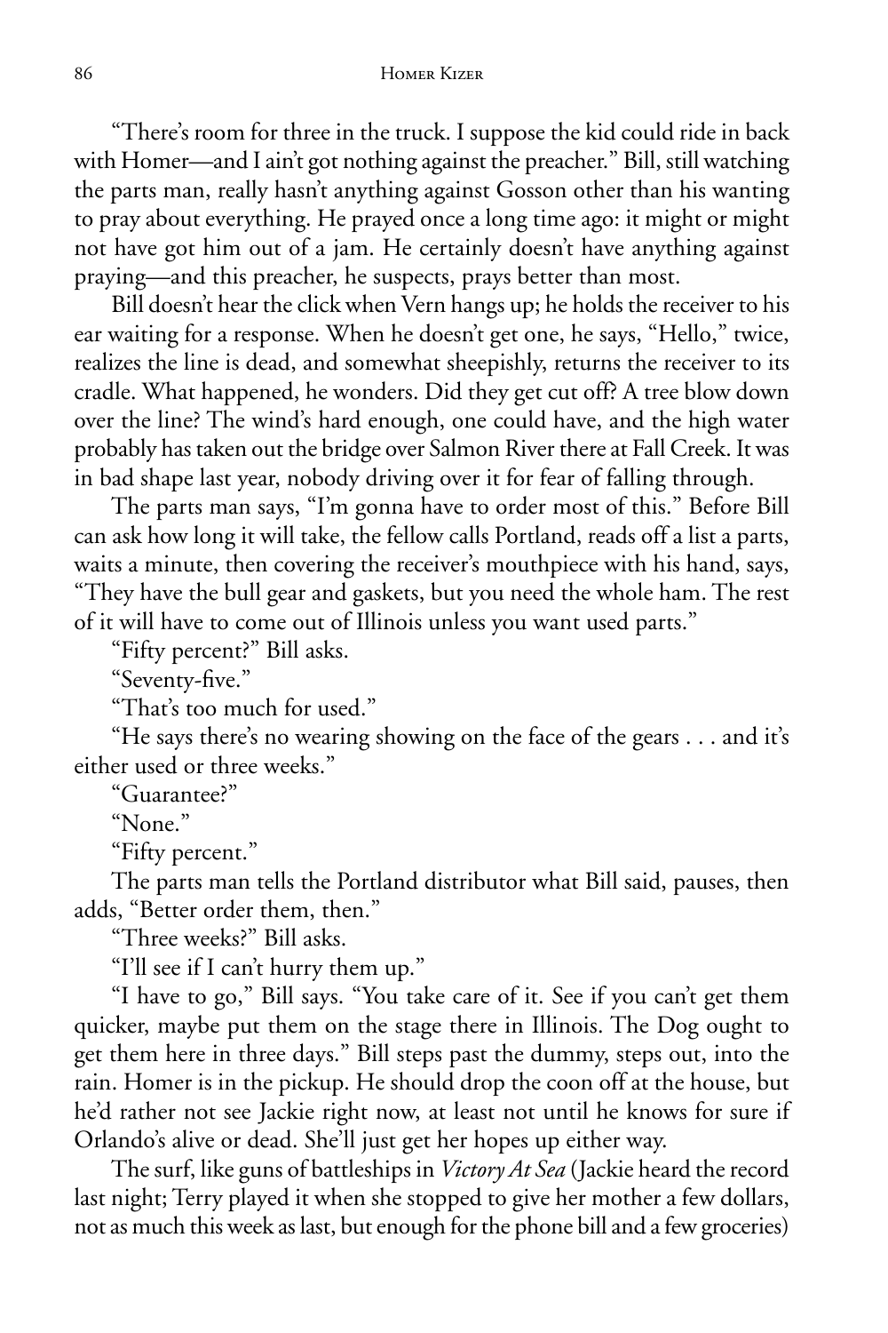"There's room for three in the truck. I suppose the kid could ride in back with Homer—and I ain't got nothing against the preacher." Bill, still watching the parts man, really hasn't anything against Gosson other than his wanting to pray about everything. He prayed once a long time ago: it might or might not have got him out of a jam. He certainly doesn't have anything against praying—and this preacher, he suspects, prays better than most.

Bill doesn't hear the click when Vern hangs up; he holds the receiver to his ear waiting for a response. When he doesn't get one, he says, "Hello," twice, realizes the line is dead, and somewhat sheepishly, returns the receiver to its cradle. What happened, he wonders. Did they get cut off? A tree blow down over the line? The wind's hard enough, one could have, and the high water probably has taken out the bridge over Salmon River there at Fall Creek. It was in bad shape last year, nobody driving over it for fear of falling through.

The parts man says, "I'm gonna have to order most of this." Before Bill can ask how long it will take, the fellow calls Portland, reads off a list a parts, waits a minute, then covering the receiver's mouthpiece with his hand, says, "They have the bull gear and gaskets, but you need the whole ham. The rest of it will have to come out of Illinois unless you want used parts."

"Fifty percent?" Bill asks.

"Seventy-five."

"That's too much for used."

"He says there's no wearing showing on the face of the gears . . . and it's either used or three weeks."

"Guarantee?"

"None."

"Fifty percent."

The parts man tells the Portland distributor what Bill said, pauses, then adds, "Better order them, then."

"Three weeks?" Bill asks.

"I'll see if I can't hurry them up."

"I have to go," Bill says. "You take care of it. See if you can't get them quicker, maybe put them on the stage there in Illinois. The Dog ought to get them here in three days." Bill steps past the dummy, steps out, into the rain. Homer is in the pickup. He should drop the coon off at the house, but he'd rather not see Jackie right now, at least not until he knows for sure if Orlando's alive or dead. She'll just get her hopes up either way.

The surf, like guns of battleships in *Victory At Sea* (Jackie heard the record last night; Terry played it when she stopped to give her mother a few dollars, not as much this week as last, but enough for the phone bill and a few groceries)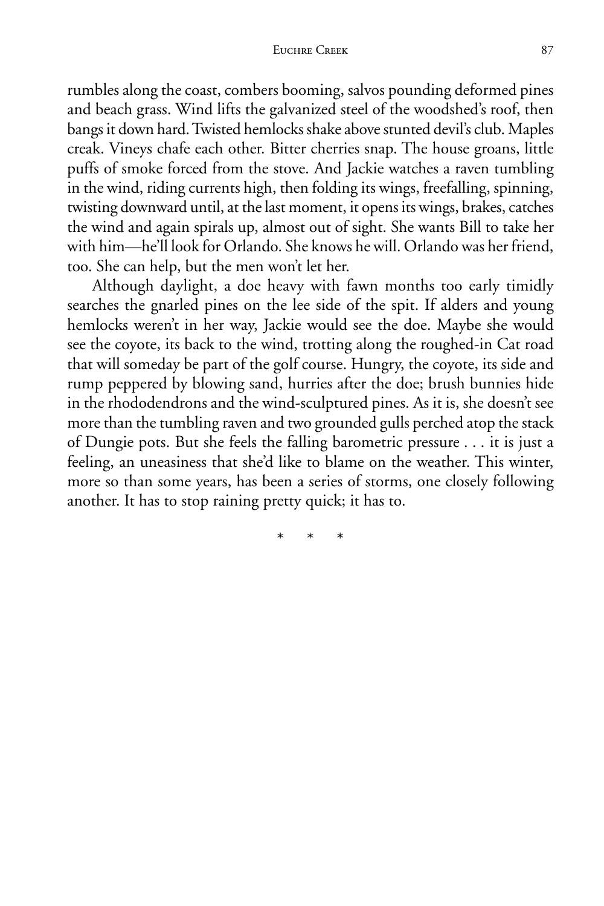rumbles along the coast, combers booming, salvos pounding deformed pines and beach grass. Wind lifts the galvanized steel of the woodshed's roof, then bangs it down hard. Twisted hemlocks shake above stunted devil's club. Maples creak. Vineys chafe each other. Bitter cherries snap. The house groans, little puffs of smoke forced from the stove. And Jackie watches a raven tumbling in the wind, riding currents high, then folding its wings, freefalling, spinning, twisting downward until, at the last moment, it opens its wings, brakes, catches the wind and again spirals up, almost out of sight. She wants Bill to take her with him—he'll look for Orlando. She knows he will. Orlando was her friend, too. She can help, but the men won't let her.

Although daylight, a doe heavy with fawn months too early timidly searches the gnarled pines on the lee side of the spit. If alders and young hemlocks weren't in her way, Jackie would see the doe. Maybe she would see the coyote, its back to the wind, trotting along the roughed-in Cat road that will someday be part of the golf course. Hungry, the coyote, its side and rump peppered by blowing sand, hurries after the doe; brush bunnies hide in the rhododendrons and the wind-sculptured pines. As it is, she doesn't see more than the tumbling raven and two grounded gulls perched atop the stack of Dungie pots. But she feels the falling barometric pressure . . . it is just a feeling, an uneasiness that she'd like to blame on the weather. This winter, more so than some years, has been a series of storms, one closely following another. It has to stop raining pretty quick; it has to.

\* \* \*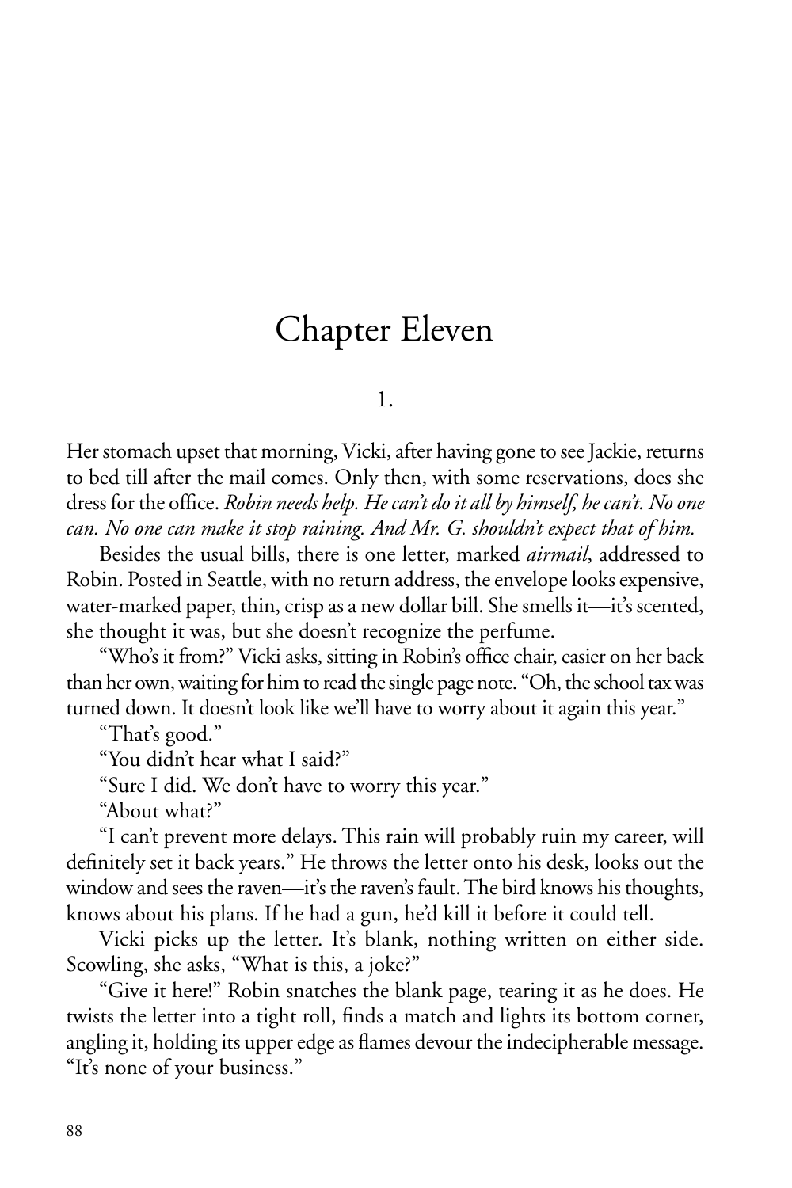# Chapter Eleven

## 1.

Her stomach upset that morning, Vicki, after having gone to see Jackie, returns to bed till after the mail comes. Only then, with some reservations, does she dress for the office. *Robin needs help. He can't do it all by himself, he can't. No one can. No one can make it stop raining. And Mr. G. shouldn't expect that of him.*

Besides the usual bills, there is one letter, marked *airmail*, addressed to Robin. Posted in Seattle, with no return address, the envelope looks expensive, water-marked paper, thin, crisp as a new dollar bill. She smells it—it's scented, she thought it was, but she doesn't recognize the perfume.

"Who's it from?" Vicki asks, sitting in Robin's office chair, easier on her back than her own, waiting for him to read the single page note. "Oh, the school tax was turned down. It doesn't look like we'll have to worry about it again this year."

"That's good."

"You didn't hear what I said?"

"Sure I did. We don't have to worry this year."

"About what?"

"I can't prevent more delays. This rain will probably ruin my career, will definitely set it back years." He throws the letter onto his desk, looks out the window and sees the raven—it's the raven's fault. The bird knows his thoughts, knows about his plans. If he had a gun, he'd kill it before it could tell.

Vicki picks up the letter. It's blank, nothing written on either side. Scowling, she asks, "What is this, a joke?"

"Give it here!" Robin snatches the blank page, tearing it as he does. He twists the letter into a tight roll, finds a match and lights its bottom corner, angling it, holding its upper edge as flames devour the indecipherable message. "It's none of your business."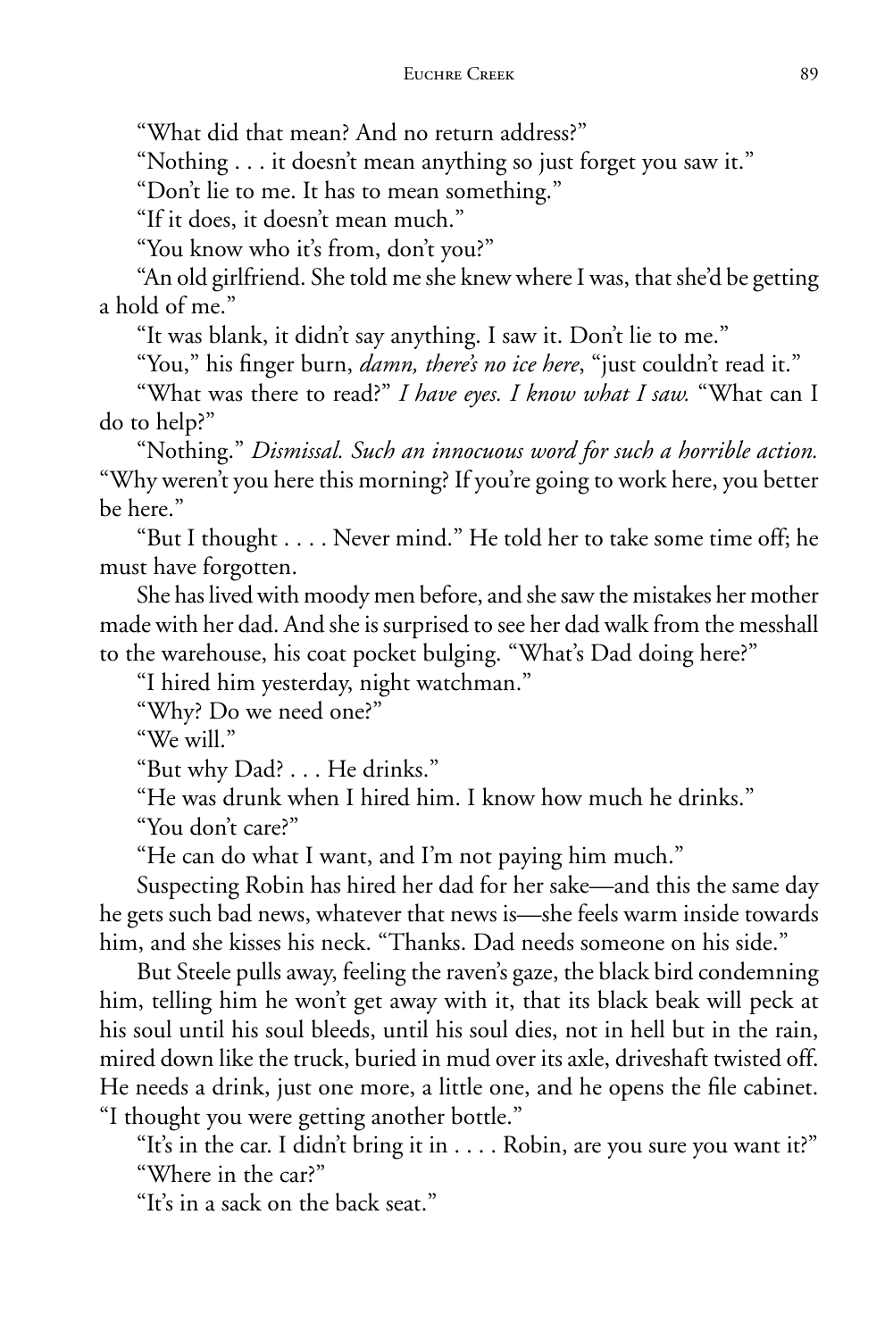"What did that mean? And no return address?"

"Nothing . . . it doesn't mean anything so just forget you saw it."

"Don't lie to me. It has to mean something."

"If it does, it doesn't mean much."

"You know who it's from, don't you?"

"An old girlfriend. She told me she knew where I was, that she'd be getting a hold of me."

"It was blank, it didn't say anything. I saw it. Don't lie to me."

"You," his finger burn, *damn, there's no ice here*, "just couldn't read it."

"What was there to read?" *I have eyes. I know what I saw.* "What can I do to help?"

"Nothing." *Dismissal. Such an innocuous word for such a horrible action.* "Why weren't you here this morning? If you're going to work here, you better be here."

"But I thought . . . . Never mind." He told her to take some time off; he must have forgotten.

She has lived with moody men before, and she saw the mistakes her mother made with her dad. And she is surprised to see her dad walk from the messhall to the warehouse, his coat pocket bulging. "What's Dad doing here?"

"I hired him yesterday, night watchman."

"Why? Do we need one?"

"We will."

"But why Dad? . . . He drinks."

"He was drunk when I hired him. I know how much he drinks."

"You don't care?"

"He can do what I want, and I'm not paying him much."

Suspecting Robin has hired her dad for her sake—and this the same day he gets such bad news, whatever that news is—she feels warm inside towards him, and she kisses his neck. "Thanks. Dad needs someone on his side."

But Steele pulls away, feeling the raven's gaze, the black bird condemning him, telling him he won't get away with it, that its black beak will peck at his soul until his soul bleeds, until his soul dies, not in hell but in the rain, mired down like the truck, buried in mud over its axle, driveshaft twisted off. He needs a drink, just one more, a little one, and he opens the file cabinet. "I thought you were getting another bottle."

"It's in the car. I didn't bring it in . . . . Robin, are you sure you want it?"

"Where in the car?"

"It's in a sack on the back seat."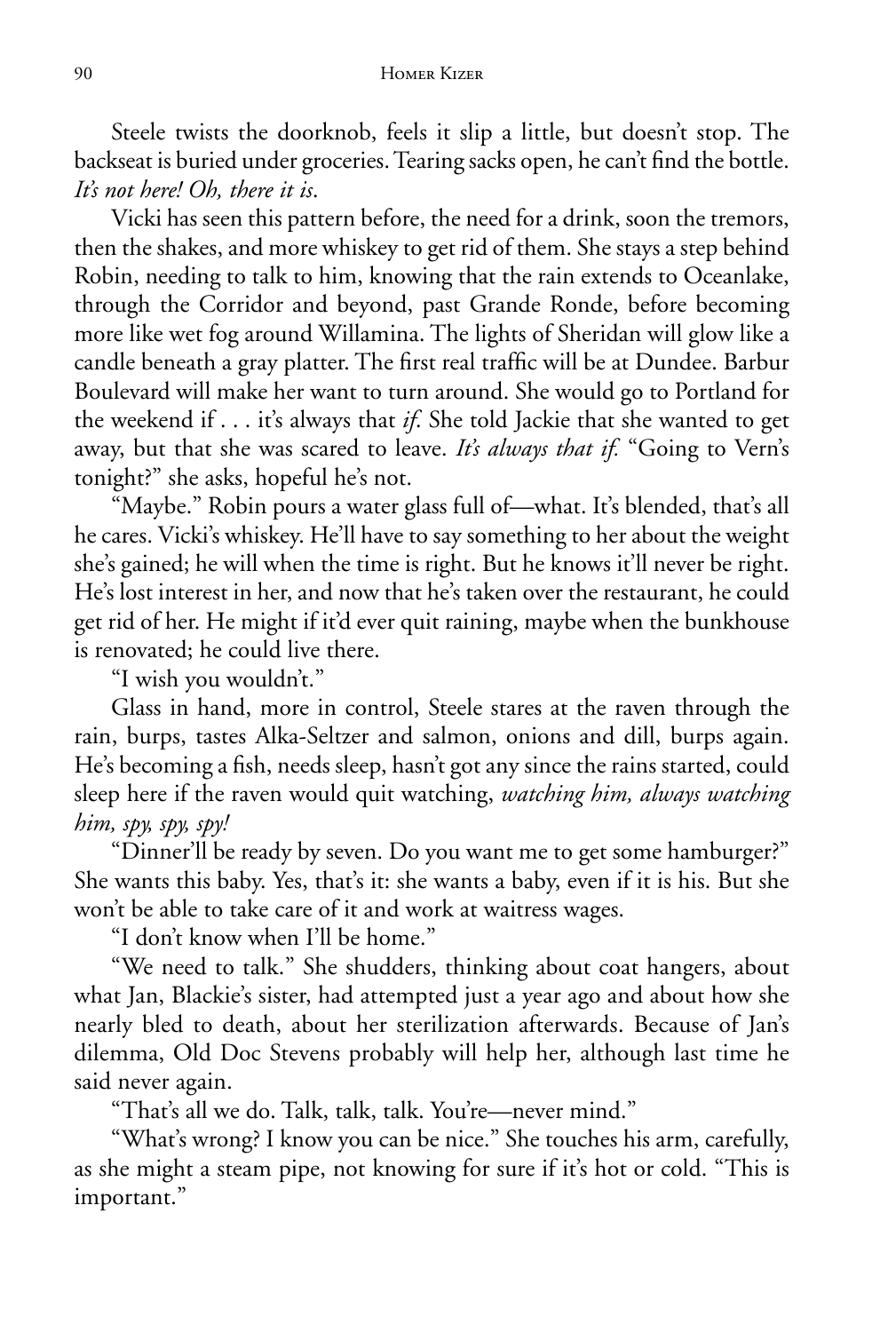Steele twists the doorknob, feels it slip a little, but doesn't stop. The backseat is buried under groceries. Tearing sacks open, he can't find the bottle. *It's not here! Oh, there it is.*

Vicki has seen this pattern before, the need for a drink, soon the tremors, then the shakes, and more whiskey to get rid of them. She stays a step behind Robin, needing to talk to him, knowing that the rain extends to Oceanlake, through the Corridor and beyond, past Grande Ronde, before becoming more like wet fog around Willamina. The lights of Sheridan will glow like a candle beneath a gray platter. The first real traffic will be at Dundee. Barbur Boulevard will make her want to turn around. She would go to Portland for the weekend if . . . it's always that *if*. She told Jackie that she wanted to get away, but that she was scared to leave. *It's always that if.* "Going to Vern's tonight?" she asks, hopeful he's not.

"Maybe." Robin pours a water glass full of—what. It's blended, that's all he cares. Vicki's whiskey. He'll have to say something to her about the weight she's gained; he will when the time is right. But he knows it'll never be right. He's lost interest in her, and now that he's taken over the restaurant, he could get rid of her. He might if it'd ever quit raining, maybe when the bunkhouse is renovated; he could live there.

"I wish you wouldn't."

Glass in hand, more in control, Steele stares at the raven through the rain, burps, tastes Alka-Seltzer and salmon, onions and dill, burps again. He's becoming a fish, needs sleep, hasn't got any since the rains started, could sleep here if the raven would quit watching, *watching him, always watching him, spy, spy, spy!*

"Dinner'll be ready by seven. Do you want me to get some hamburger?" She wants this baby. Yes, that's it: she wants a baby, even if it is his. But she won't be able to take care of it and work at waitress wages.

"I don't know when I'll be home."

"We need to talk." She shudders, thinking about coat hangers, about what Jan, Blackie's sister, had attempted just a year ago and about how she nearly bled to death, about her sterilization afterwards. Because of Jan's dilemma, Old Doc Stevens probably will help her, although last time he said never again.

"That's all we do. Talk, talk, talk. You're—never mind."

"What's wrong? I know you can be nice." She touches his arm, carefully, as she might a steam pipe, not knowing for sure if it's hot or cold. "This is important."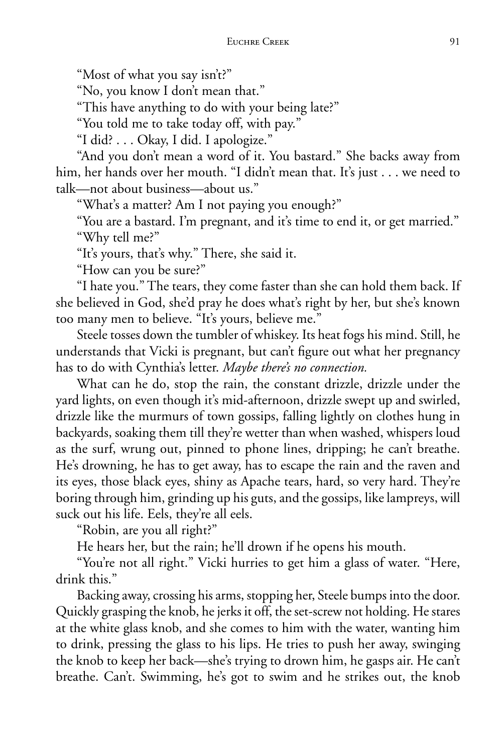"Most of what you say isn't?"

"No, you know I don't mean that."

"This have anything to do with your being late?"

"You told me to take today off, with pay."

"I did? . . . Okay, I did. I apologize."

"And you don't mean a word of it. You bastard." She backs away from him, her hands over her mouth. "I didn't mean that. It's just . . . we need to talk—not about business—about us."

"What's a matter? Am I not paying you enough?"

"You are a bastard. I'm pregnant, and it's time to end it, or get married."

"Why tell me?"

"It's yours, that's why." There, she said it.

"How can you be sure?"

"I hate you." The tears, they come faster than she can hold them back. If she believed in God, she'd pray he does what's right by her, but she's known too many men to believe. "It's yours, believe me."

Steele tosses down the tumbler of whiskey. Its heat fogs his mind. Still, he understands that Vicki is pregnant, but can't figure out what her pregnancy has to do with Cynthia's letter. *Maybe there's no connection.*

What can he do, stop the rain, the constant drizzle, drizzle under the yard lights, on even though it's mid-afternoon, drizzle swept up and swirled, drizzle like the murmurs of town gossips, falling lightly on clothes hung in backyards, soaking them till they're wetter than when washed, whispers loud as the surf, wrung out, pinned to phone lines, dripping; he can't breathe. He's drowning, he has to get away, has to escape the rain and the raven and its eyes, those black eyes, shiny as Apache tears, hard, so very hard. They're boring through him, grinding up his guts, and the gossips, like lampreys, will suck out his life. Eels, they're all eels.

"Robin, are you all right?"

He hears her, but the rain; he'll drown if he opens his mouth.

"You're not all right." Vicki hurries to get him a glass of water. "Here, drink this."

Backing away, crossing his arms, stopping her, Steele bumps into the door. Quickly grasping the knob, he jerks it off, the set-screw not holding. He stares at the white glass knob, and she comes to him with the water, wanting him to drink, pressing the glass to his lips. He tries to push her away, swinging the knob to keep her back—she's trying to drown him, he gasps air. He can't breathe. Can't. Swimming, he's got to swim and he strikes out, the knob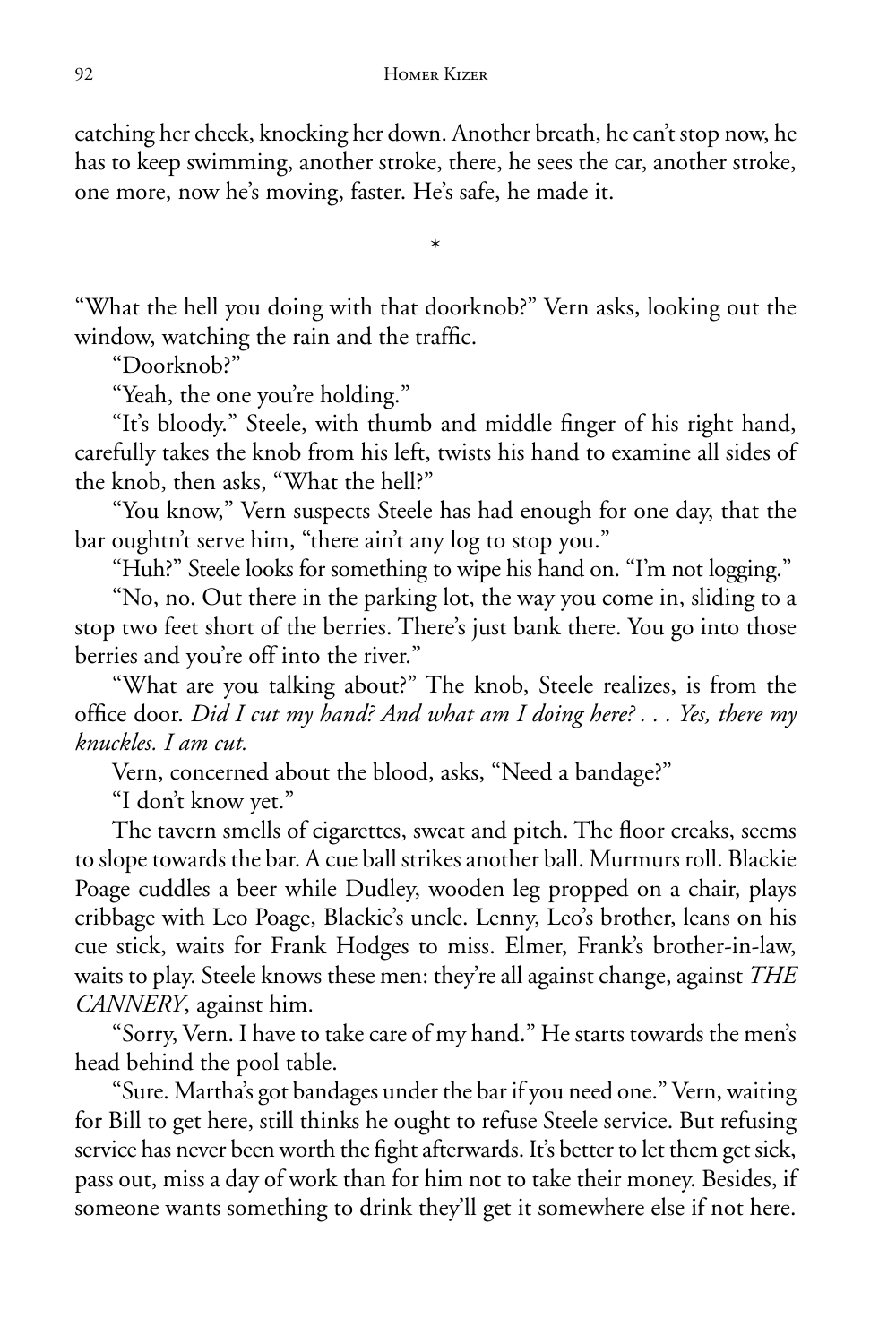catching her cheek, knocking her down. Another breath, he can't stop now, he has to keep swimming, another stroke, there, he sees the car, another stroke, one more, now he's moving, faster. He's safe, he made it.

*

"What the hell you doing with that doorknob?" Vern asks, looking out the window, watching the rain and the traffic.

"Doorknob?"

"Yeah, the one you're holding."

"It's bloody." Steele, with thumb and middle finger of his right hand, carefully takes the knob from his left, twists his hand to examine all sides of the knob, then asks, "What the hell?"

"You know," Vern suspects Steele has had enough for one day, that the bar oughtn't serve him, "there ain't any log to stop you."

"Huh?" Steele looks for something to wipe his hand on. "I'm not logging."

"No, no. Out there in the parking lot, the way you come in, sliding to a stop two feet short of the berries. There's just bank there. You go into those berries and you're off into the river."

"What are you talking about?" The knob, Steele realizes, is from the office door. *Did I cut my hand? And what am I doing here? . . . Yes, there my knuckles. I am cut.*

Vern, concerned about the blood, asks, "Need a bandage?"

"I don't know yet."

The tavern smells of cigarettes, sweat and pitch. The floor creaks, seems to slope towards the bar. A cue ball strikes another ball. Murmurs roll. Blackie Poage cuddles a beer while Dudley, wooden leg propped on a chair, plays cribbage with Leo Poage, Blackie's uncle. Lenny, Leo's brother, leans on his cue stick, waits for Frank Hodges to miss. Elmer, Frank's brother-in-law, waits to play. Steele knows these men: they're all against change, against *THE CANNERY*, against him.

"Sorry, Vern. I have to take care of my hand." He starts towards the men's head behind the pool table.

"Sure. Martha's got bandages under the bar if you need one." Vern, waiting for Bill to get here, still thinks he ought to refuse Steele service. But refusing service has never been worth the fight afterwards. It's better to let them get sick, pass out, miss a day of work than for him not to take their money. Besides, if someone wants something to drink they'll get it somewhere else if not here.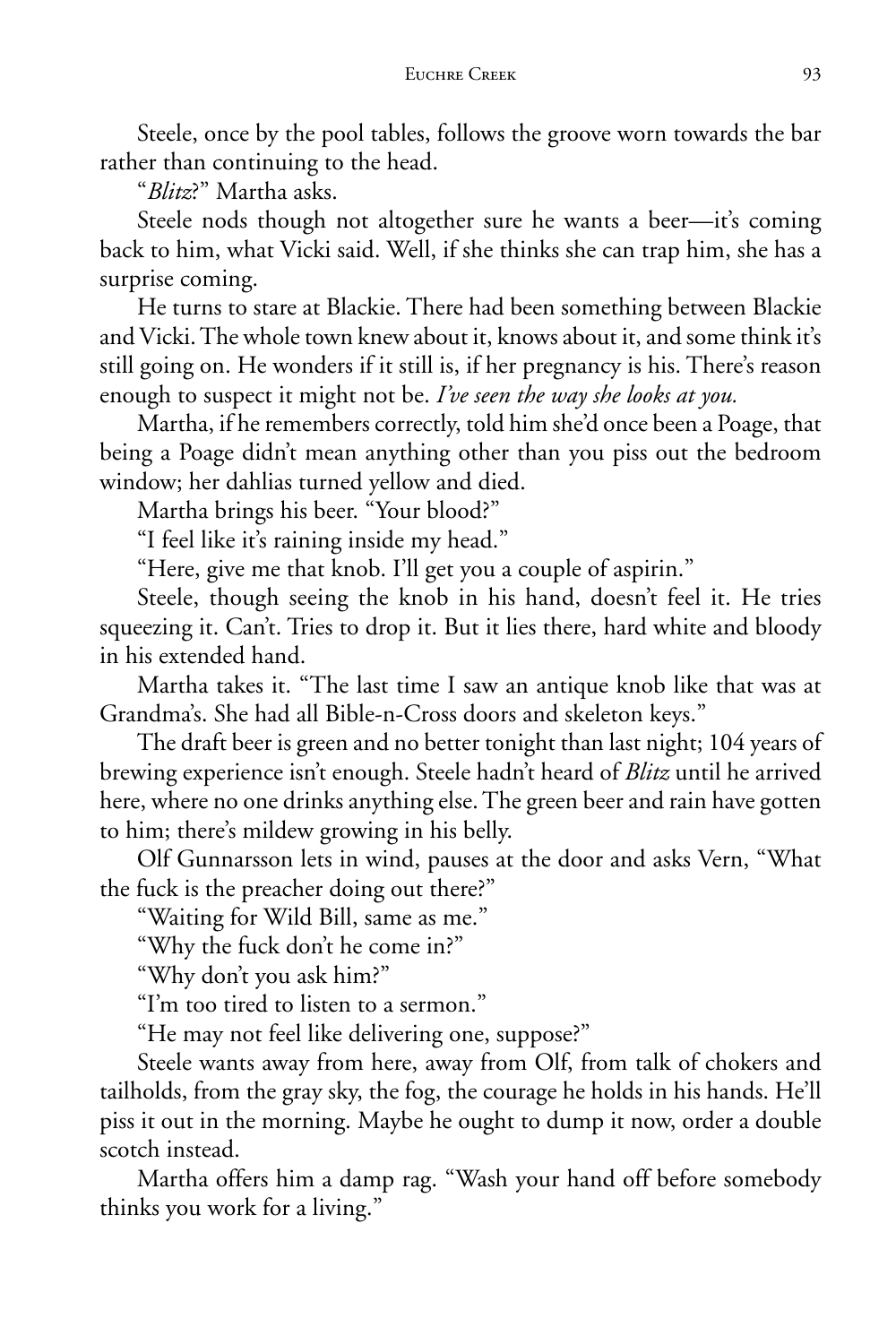Steele, once by the pool tables, follows the groove worn towards the bar rather than continuing to the head.

"*Blitz*?" Martha asks.

Steele nods though not altogether sure he wants a beer—it's coming back to him, what Vicki said. Well, if she thinks she can trap him, she has a surprise coming.

He turns to stare at Blackie. There had been something between Blackie and Vicki. The whole town knew about it, knows about it, and some think it's still going on. He wonders if it still is, if her pregnancy is his. There's reason enough to suspect it might not be. *I've seen the way she looks at you.*

Martha, if he remembers correctly, told him she'd once been a Poage, that being a Poage didn't mean anything other than you piss out the bedroom window; her dahlias turned yellow and died.

Martha brings his beer. "Your blood?"

"I feel like it's raining inside my head."

"Here, give me that knob. I'll get you a couple of aspirin."

Steele, though seeing the knob in his hand, doesn't feel it. He tries squeezing it. Can't. Tries to drop it. But it lies there, hard white and bloody in his extended hand.

Martha takes it. "The last time I saw an antique knob like that was at Grandma's. She had all Bible-n-Cross doors and skeleton keys."

The draft beer is green and no better tonight than last night; 104 years of brewing experience isn't enough. Steele hadn't heard of *Blitz* until he arrived here, where no one drinks anything else. The green beer and rain have gotten to him; there's mildew growing in his belly.

Olf Gunnarsson lets in wind, pauses at the door and asks Vern, "What the fuck is the preacher doing out there?"

"Waiting for Wild Bill, same as me."

"Why the fuck don't he come in?"

"Why don't you ask him?"

"I'm too tired to listen to a sermon."

"He may not feel like delivering one, suppose?"

Steele wants away from here, away from Olf, from talk of chokers and tailholds, from the gray sky, the fog, the courage he holds in his hands. He'll piss it out in the morning. Maybe he ought to dump it now, order a double scotch instead.

Martha offers him a damp rag. "Wash your hand off before somebody thinks you work for a living."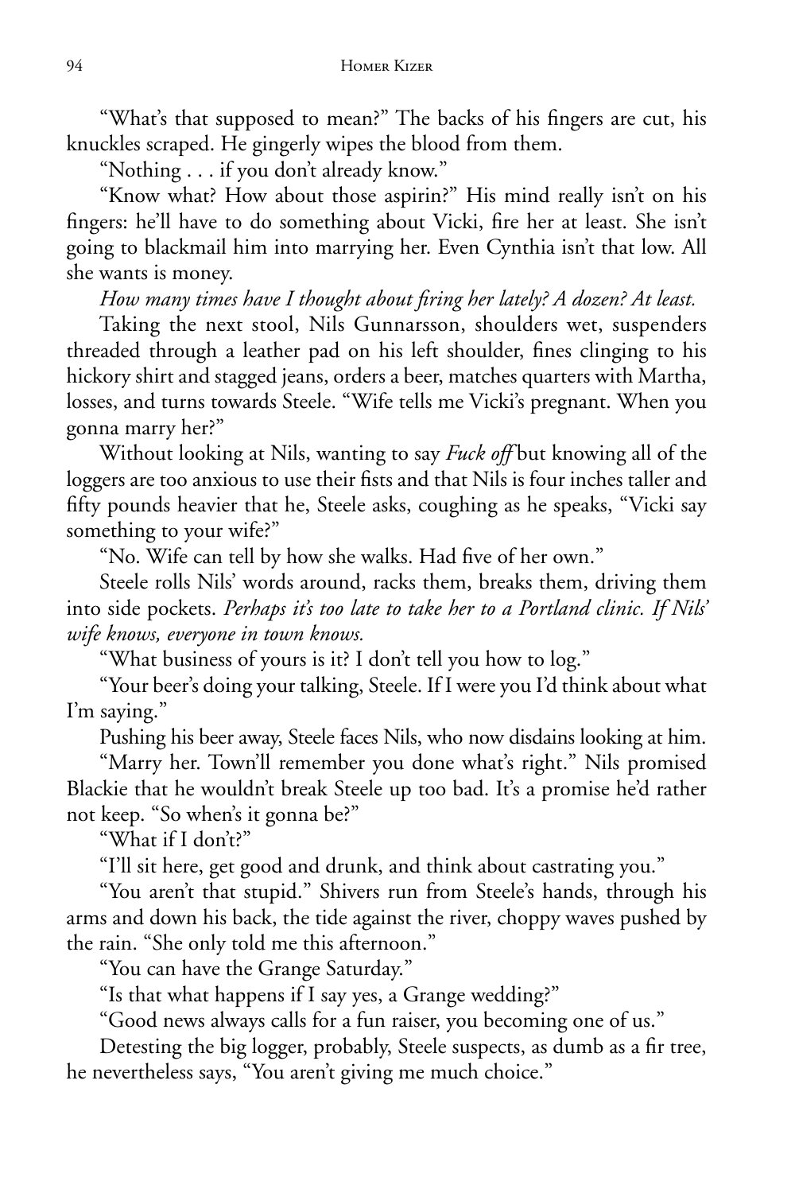"What's that supposed to mean?" The backs of his fingers are cut, his knuckles scraped. He gingerly wipes the blood from them.

"Nothing . . . if you don't already know."

"Know what? How about those aspirin?" His mind really isn't on his fingers: he'll have to do something about Vicki, fire her at least. She isn't going to blackmail him into marrying her. Even Cynthia isn't that low. All she wants is money.

*How many times have I thought about firing her lately? A dozen? At least.*

Taking the next stool, Nils Gunnarsson, shoulders wet, suspenders threaded through a leather pad on his left shoulder, fines clinging to his hickory shirt and stagged jeans, orders a beer, matches quarters with Martha, losses, and turns towards Steele. "Wife tells me Vicki's pregnant. When you gonna marry her?"

Without looking at Nils, wanting to say *Fuck off* but knowing all of the loggers are too anxious to use their fists and that Nils is four inches taller and fifty pounds heavier that he, Steele asks, coughing as he speaks, "Vicki say something to your wife?"

"No. Wife can tell by how she walks. Had five of her own."

Steele rolls Nils' words around, racks them, breaks them, driving them into side pockets. *Perhaps it's too late to take her to a Portland clinic. If Nils' wife knows, everyone in town knows.*

"What business of yours is it? I don't tell you how to log."

"Your beer's doing your talking, Steele. If I were you I'd think about what I'm saying."

Pushing his beer away, Steele faces Nils, who now disdains looking at him.

"Marry her. Town'll remember you done what's right." Nils promised Blackie that he wouldn't break Steele up too bad. It's a promise he'd rather not keep. "So when's it gonna be?"

"What if I don't?"

"I'll sit here, get good and drunk, and think about castrating you."

"You aren't that stupid." Shivers run from Steele's hands, through his arms and down his back, the tide against the river, choppy waves pushed by the rain. "She only told me this afternoon."

"You can have the Grange Saturday."

"Is that what happens if I say yes, a Grange wedding?"

"Good news always calls for a fun raiser, you becoming one of us."

Detesting the big logger, probably, Steele suspects, as dumb as a fir tree, he nevertheless says, "You aren't giving me much choice."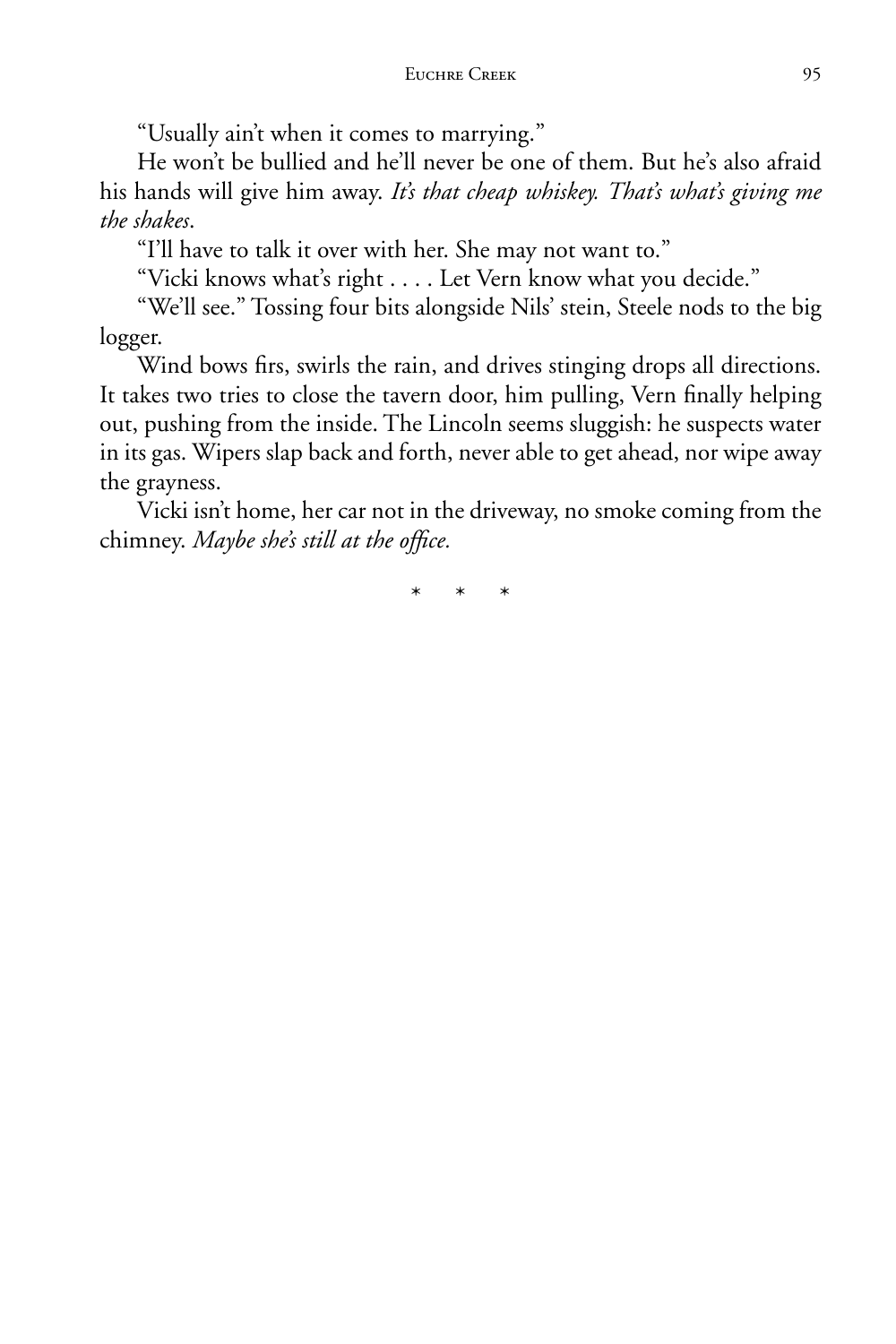"Usually ain't when it comes to marrying."

He won't be bullied and he'll never be one of them. But he's also afraid his hands will give him away. *It's that cheap whiskey. That's what's giving me the shakes*.

"I'll have to talk it over with her. She may not want to."

"Vicki knows what's right . . . . Let Vern know what you decide."

"We'll see." Tossing four bits alongside Nils' stein, Steele nods to the big logger.

Wind bows firs, swirls the rain, and drives stinging drops all directions. It takes two tries to close the tavern door, him pulling, Vern finally helping out, pushing from the inside. The Lincoln seems sluggish: he suspects water in its gas. Wipers slap back and forth, never able to get ahead, nor wipe away the grayness.

Vicki isn't home, her car not in the driveway, no smoke coming from the chimney. *Maybe she's still at the office.*

\* \* \*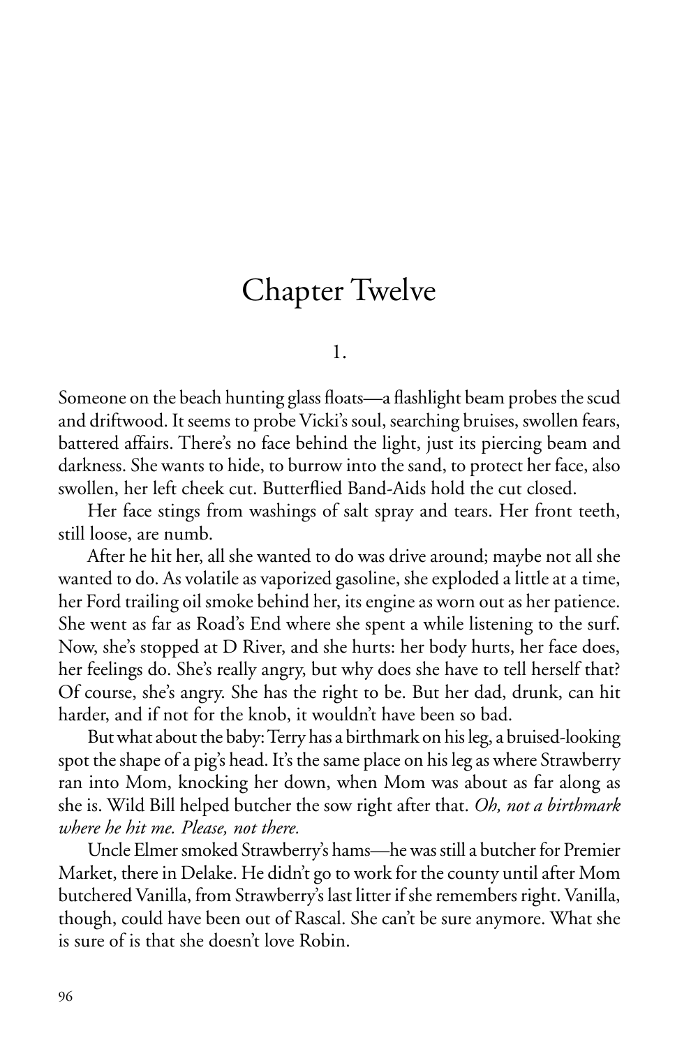# Chapter Twelve

1.

Someone on the beach hunting glass floats—a flashlight beam probes the scud and driftwood. It seems to probe Vicki's soul, searching bruises, swollen fears, battered affairs. There's no face behind the light, just its piercing beam and darkness. She wants to hide, to burrow into the sand, to protect her face, also swollen, her left cheek cut. Butterflied Band-Aids hold the cut closed.

Her face stings from washings of salt spray and tears. Her front teeth, still loose, are numb.

After he hit her, all she wanted to do was drive around; maybe not all she wanted to do. As volatile as vaporized gasoline, she exploded a little at a time, her Ford trailing oil smoke behind her, its engine as worn out as her patience. She went as far as Road's End where she spent a while listening to the surf. Now, she's stopped at D River, and she hurts: her body hurts, her face does, her feelings do. She's really angry, but why does she have to tell herself that? Of course, she's angry. She has the right to be. But her dad, drunk, can hit harder, and if not for the knob, it wouldn't have been so bad.

But what about the baby: Terry has a birthmark on his leg, a bruised-looking spot the shape of a pig's head. It's the same place on his leg as where Strawberry ran into Mom, knocking her down, when Mom was about as far along as she is. Wild Bill helped butcher the sow right after that. *Oh, not a birthmark where he hit me. Please, not there.*

Uncle Elmer smoked Strawberry's hams—he was still a butcher for Premier Market, there in Delake. He didn't go to work for the county until after Mom butchered Vanilla, from Strawberry's last litter if she remembers right. Vanilla, though, could have been out of Rascal. She can't be sure anymore. What she is sure of is that she doesn't love Robin.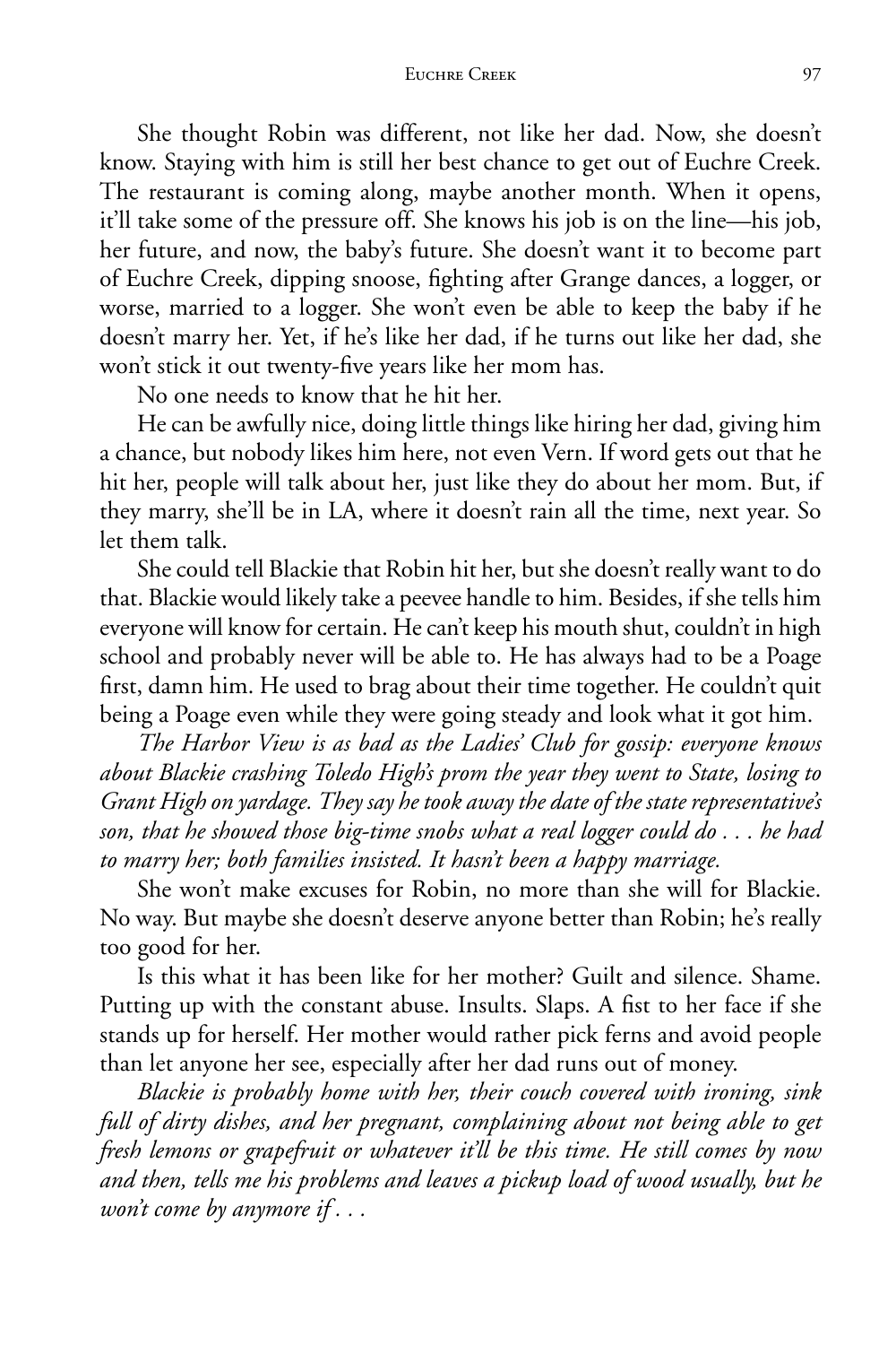She thought Robin was different, not like her dad. Now, she doesn't know. Staying with him is still her best chance to get out of Euchre Creek. The restaurant is coming along, maybe another month. When it opens, it'll take some of the pressure off. She knows his job is on the line—his job, her future, and now, the baby's future. She doesn't want it to become part of Euchre Creek, dipping snoose, fighting after Grange dances, a logger, or worse, married to a logger. She won't even be able to keep the baby if he doesn't marry her. Yet, if he's like her dad, if he turns out like her dad, she won't stick it out twenty-five years like her mom has.

No one needs to know that he hit her.

He can be awfully nice, doing little things like hiring her dad, giving him a chance, but nobody likes him here, not even Vern. If word gets out that he hit her, people will talk about her, just like they do about her mom. But, if they marry, she'll be in LA, where it doesn't rain all the time, next year. So let them talk.

She could tell Blackie that Robin hit her, but she doesn't really want to do that. Blackie would likely take a peevee handle to him. Besides, if she tells him everyone will know for certain. He can't keep his mouth shut, couldn't in high school and probably never will be able to. He has always had to be a Poage first, damn him. He used to brag about their time together. He couldn't quit being a Poage even while they were going steady and look what it got him.

*The Harbor View is as bad as the Ladies' Club for gossip: everyone knows about Blackie crashing Toledo High's prom the year they went to State, losing to Grant High on yardage. They say he took away the date of the state representative's son, that he showed those big-time snobs what a real logger could do . . . he had to marry her; both families insisted. It hasn't been a happy marriage.*

She won't make excuses for Robin, no more than she will for Blackie. No way. But maybe she doesn't deserve anyone better than Robin; he's really too good for her.

Is this what it has been like for her mother? Guilt and silence. Shame. Putting up with the constant abuse. Insults. Slaps. A fist to her face if she stands up for herself. Her mother would rather pick ferns and avoid people than let anyone her see, especially after her dad runs out of money.

*Blackie is probably home with her, their couch covered with ironing, sink full of dirty dishes, and her pregnant, complaining about not being able to get fresh lemons or grapefruit or whatever it'll be this time. He still comes by now and then, tells me his problems and leaves a pickup load of wood usually, but he won't come by anymore if . . .*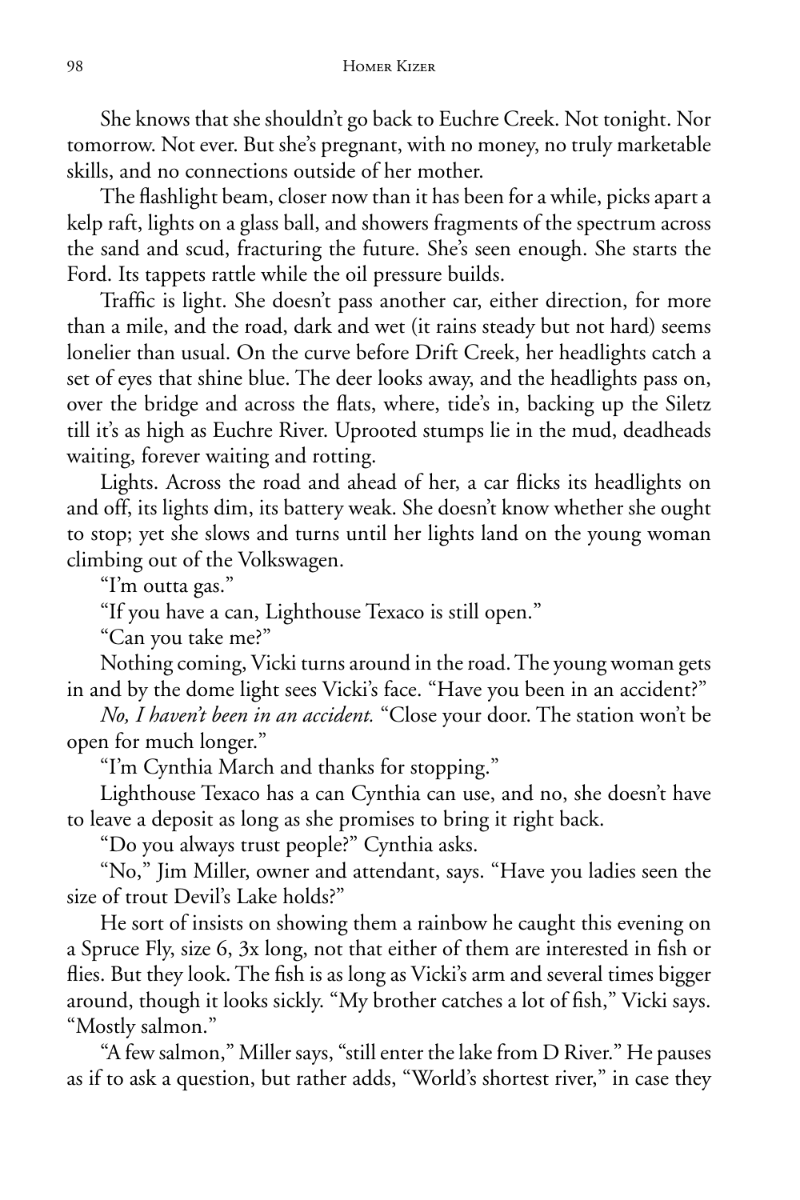She knows that she shouldn't go back to Euchre Creek. Not tonight. Nor tomorrow. Not ever. But she's pregnant, with no money, no truly marketable skills, and no connections outside of her mother.

The flashlight beam, closer now than it has been for a while, picks apart a kelp raft, lights on a glass ball, and showers fragments of the spectrum across the sand and scud, fracturing the future. She's seen enough. She starts the Ford. Its tappets rattle while the oil pressure builds.

Traffic is light. She doesn't pass another car, either direction, for more than a mile, and the road, dark and wet (it rains steady but not hard) seems lonelier than usual. On the curve before Drift Creek, her headlights catch a set of eyes that shine blue. The deer looks away, and the headlights pass on, over the bridge and across the flats, where, tide's in, backing up the Siletz till it's as high as Euchre River. Uprooted stumps lie in the mud, deadheads waiting, forever waiting and rotting.

Lights. Across the road and ahead of her, a car flicks its headlights on and off, its lights dim, its battery weak. She doesn't know whether she ought to stop; yet she slows and turns until her lights land on the young woman climbing out of the Volkswagen.

"I'm outta gas."

"If you have a can, Lighthouse Texaco is still open."

"Can you take me?"

Nothing coming, Vicki turns around in the road. The young woman gets in and by the dome light sees Vicki's face. "Have you been in an accident?"

*No, I haven't been in an accident.* "Close your door. The station won't be open for much longer."

"I'm Cynthia March and thanks for stopping."

Lighthouse Texaco has a can Cynthia can use, and no, she doesn't have to leave a deposit as long as she promises to bring it right back.

"Do you always trust people?" Cynthia asks.

"No," Jim Miller, owner and attendant, says. "Have you ladies seen the size of trout Devil's Lake holds?"

He sort of insists on showing them a rainbow he caught this evening on a Spruce Fly, size 6, 3x long, not that either of them are interested in fish or flies. But they look. The fish is as long as Vicki's arm and several times bigger around, though it looks sickly. "My brother catches a lot of fish," Vicki says. "Mostly salmon."

"A few salmon," Miller says, "still enter the lake from D River." He pauses as if to ask a question, but rather adds, "World's shortest river," in case they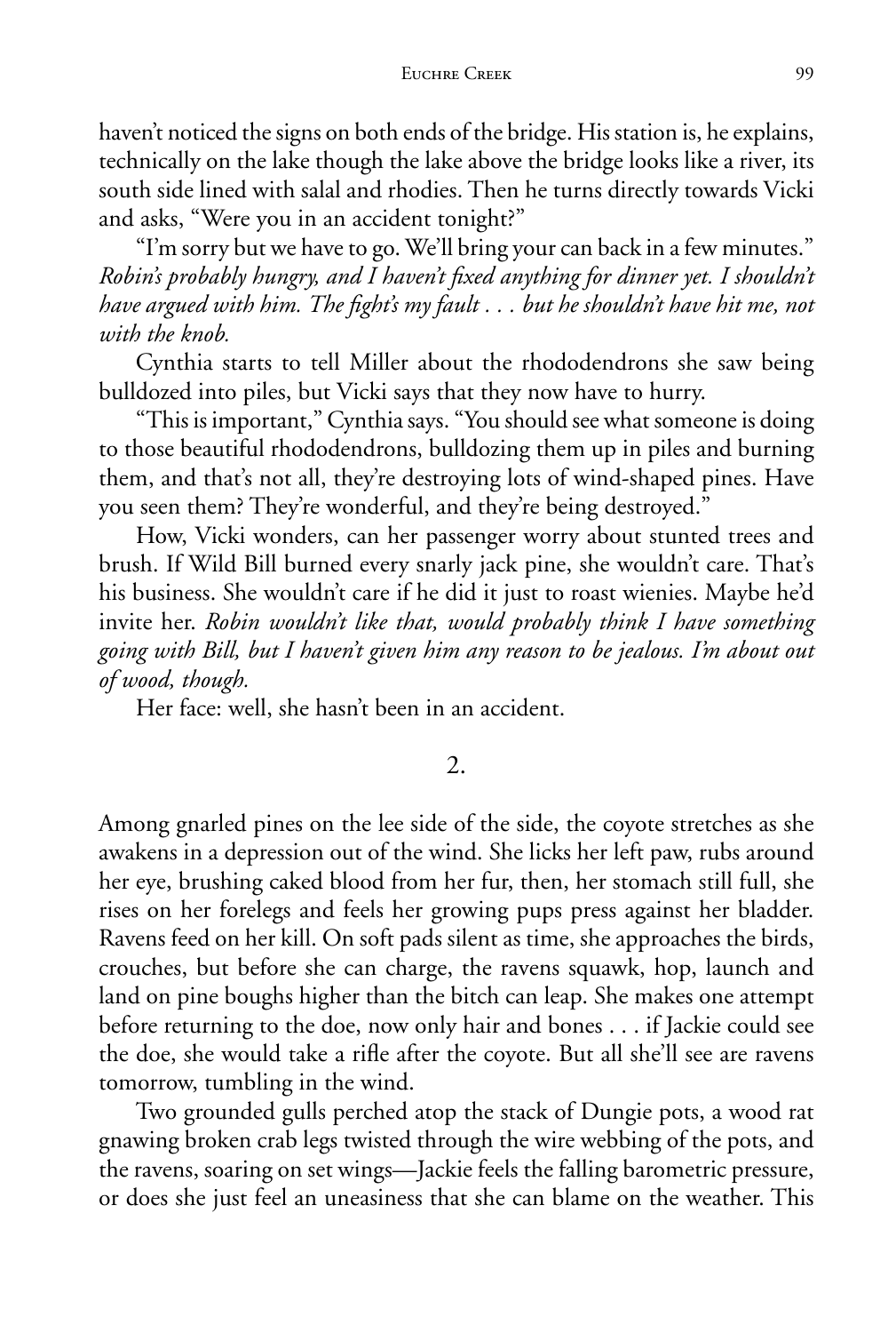haven't noticed the signs on both ends of the bridge. His station is, he explains, technically on the lake though the lake above the bridge looks like a river, its south side lined with salal and rhodies. Then he turns directly towards Vicki and asks, "Were you in an accident tonight?"

"I'm sorry but we have to go. We'll bring your can back in a few minutes." *Robin's probably hungry, and I haven't fixed anything for dinner yet. I shouldn't have argued with him. The fight's my fault . . . but he shouldn't have hit me, not with the knob.*

Cynthia starts to tell Miller about the rhododendrons she saw being bulldozed into piles, but Vicki says that they now have to hurry.

"This is important," Cynthia says. "You should see what someone is doing to those beautiful rhododendrons, bulldozing them up in piles and burning them, and that's not all, they're destroying lots of wind-shaped pines. Have you seen them? They're wonderful, and they're being destroyed."

How, Vicki wonders, can her passenger worry about stunted trees and brush. If Wild Bill burned every snarly jack pine, she wouldn't care. That's his business. She wouldn't care if he did it just to roast wienies. Maybe he'd invite her. *Robin wouldn't like that, would probably think I have something going with Bill, but I haven't given him any reason to be jealous. I'm about out of wood, though.*

Her face: well, she hasn't been in an accident.

## 2.

Among gnarled pines on the lee side of the side, the coyote stretches as she awakens in a depression out of the wind. She licks her left paw, rubs around her eye, brushing caked blood from her fur, then, her stomach still full, she rises on her forelegs and feels her growing pups press against her bladder. Ravens feed on her kill. On soft pads silent as time, she approaches the birds, crouches, but before she can charge, the ravens squawk, hop, launch and land on pine boughs higher than the bitch can leap. She makes one attempt before returning to the doe, now only hair and bones . . . if Jackie could see the doe, she would take a rifle after the coyote. But all she'll see are ravens tomorrow, tumbling in the wind.

Two grounded gulls perched atop the stack of Dungie pots, a wood rat gnawing broken crab legs twisted through the wire webbing of the pots, and the ravens, soaring on set wings—Jackie feels the falling barometric pressure, or does she just feel an uneasiness that she can blame on the weather. This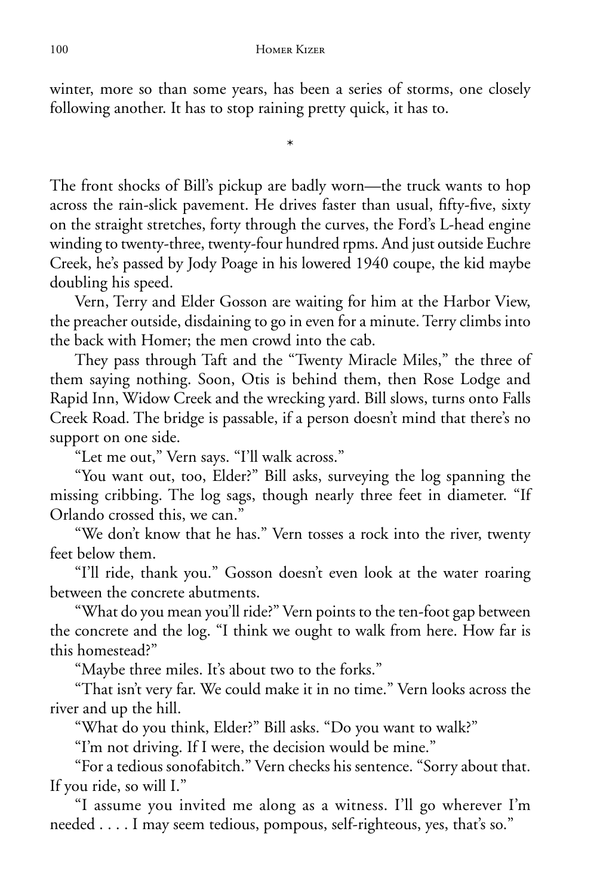winter, more so than some years, has been a series of storms, one closely following another. It has to stop raining pretty quick, it has to.

*

The front shocks of Bill's pickup are badly worn—the truck wants to hop across the rain-slick pavement. He drives faster than usual, fifty-five, sixty on the straight stretches, forty through the curves, the Ford's L-head engine winding to twenty-three, twenty-four hundred rpms. And just outside Euchre Creek, he's passed by Jody Poage in his lowered 1940 coupe, the kid maybe doubling his speed.

Vern, Terry and Elder Gosson are waiting for him at the Harbor View, the preacher outside, disdaining to go in even for a minute. Terry climbs into the back with Homer; the men crowd into the cab.

They pass through Taft and the "Twenty Miracle Miles," the three of them saying nothing. Soon, Otis is behind them, then Rose Lodge and Rapid Inn, Widow Creek and the wrecking yard. Bill slows, turns onto Falls Creek Road. The bridge is passable, if a person doesn't mind that there's no support on one side.

"Let me out," Vern says. "I'll walk across."

"You want out, too, Elder?" Bill asks, surveying the log spanning the missing cribbing. The log sags, though nearly three feet in diameter. "If Orlando crossed this, we can."

"We don't know that he has." Vern tosses a rock into the river, twenty feet below them.

"I'll ride, thank you." Gosson doesn't even look at the water roaring between the concrete abutments.

"What do you mean you'll ride?" Vern points to the ten-foot gap between the concrete and the log. "I think we ought to walk from here. How far is this homestead?"

"Maybe three miles. It's about two to the forks."

"That isn't very far. We could make it in no time." Vern looks across the river and up the hill.

"What do you think, Elder?" Bill asks. "Do you want to walk?"

"I'm not driving. If I were, the decision would be mine."

"For a tedious sonofabitch." Vern checks his sentence. "Sorry about that. If you ride, so will I."

"I assume you invited me along as a witness. I'll go wherever I'm needed . . . . I may seem tedious, pompous, self-righteous, yes, that's so."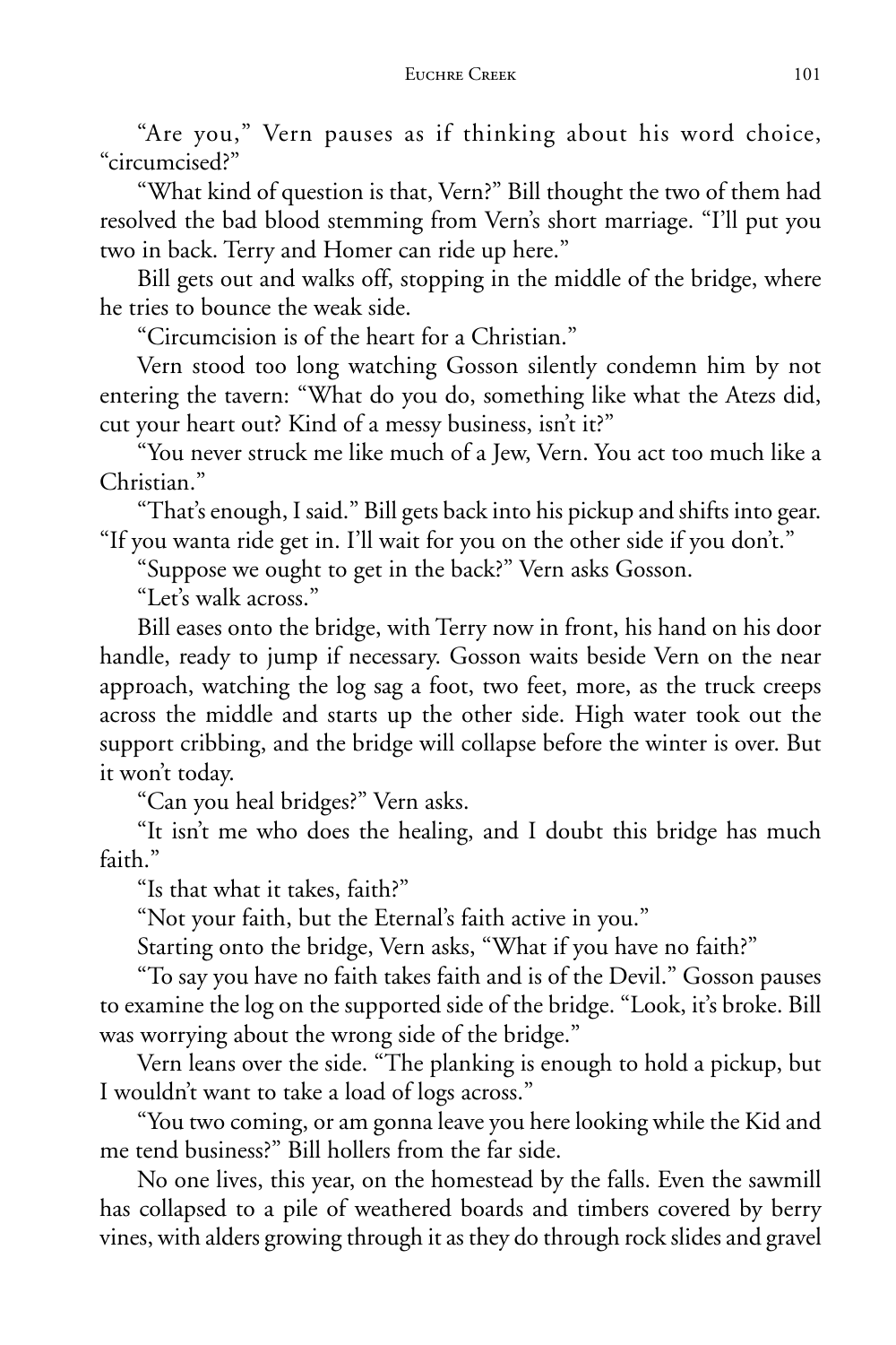"Are you," Vern pauses as if thinking about his word choice, "circumcised?"

"What kind of question is that, Vern?" Bill thought the two of them had resolved the bad blood stemming from Vern's short marriage. "I'll put you two in back. Terry and Homer can ride up here."

Bill gets out and walks off, stopping in the middle of the bridge, where he tries to bounce the weak side.

"Circumcision is of the heart for a Christian."

Vern stood too long watching Gosson silently condemn him by not entering the tavern: "What do you do, something like what the Atezs did, cut your heart out? Kind of a messy business, isn't it?"

"You never struck me like much of a Jew, Vern. You act too much like a Christian."

"That's enough, I said." Bill gets back into his pickup and shifts into gear. "If you wanta ride get in. I'll wait for you on the other side if you don't."

"Suppose we ought to get in the back?" Vern asks Gosson.

"Let's walk across."

Bill eases onto the bridge, with Terry now in front, his hand on his door handle, ready to jump if necessary. Gosson waits beside Vern on the near approach, watching the log sag a foot, two feet, more, as the truck creeps across the middle and starts up the other side. High water took out the support cribbing, and the bridge will collapse before the winter is over. But it won't today.

"Can you heal bridges?" Vern asks.

"It isn't me who does the healing, and I doubt this bridge has much faith."

"Is that what it takes, faith?"

"Not your faith, but the Eternal's faith active in you."

Starting onto the bridge, Vern asks, "What if you have no faith?"

"To say you have no faith takes faith and is of the Devil." Gosson pauses to examine the log on the supported side of the bridge. "Look, it's broke. Bill was worrying about the wrong side of the bridge."

Vern leans over the side. "The planking is enough to hold a pickup, but I wouldn't want to take a load of logs across."

"You two coming, or am gonna leave you here looking while the Kid and me tend business?" Bill hollers from the far side.

No one lives, this year, on the homestead by the falls. Even the sawmill has collapsed to a pile of weathered boards and timbers covered by berry vines, with alders growing through it as they do through rock slides and gravel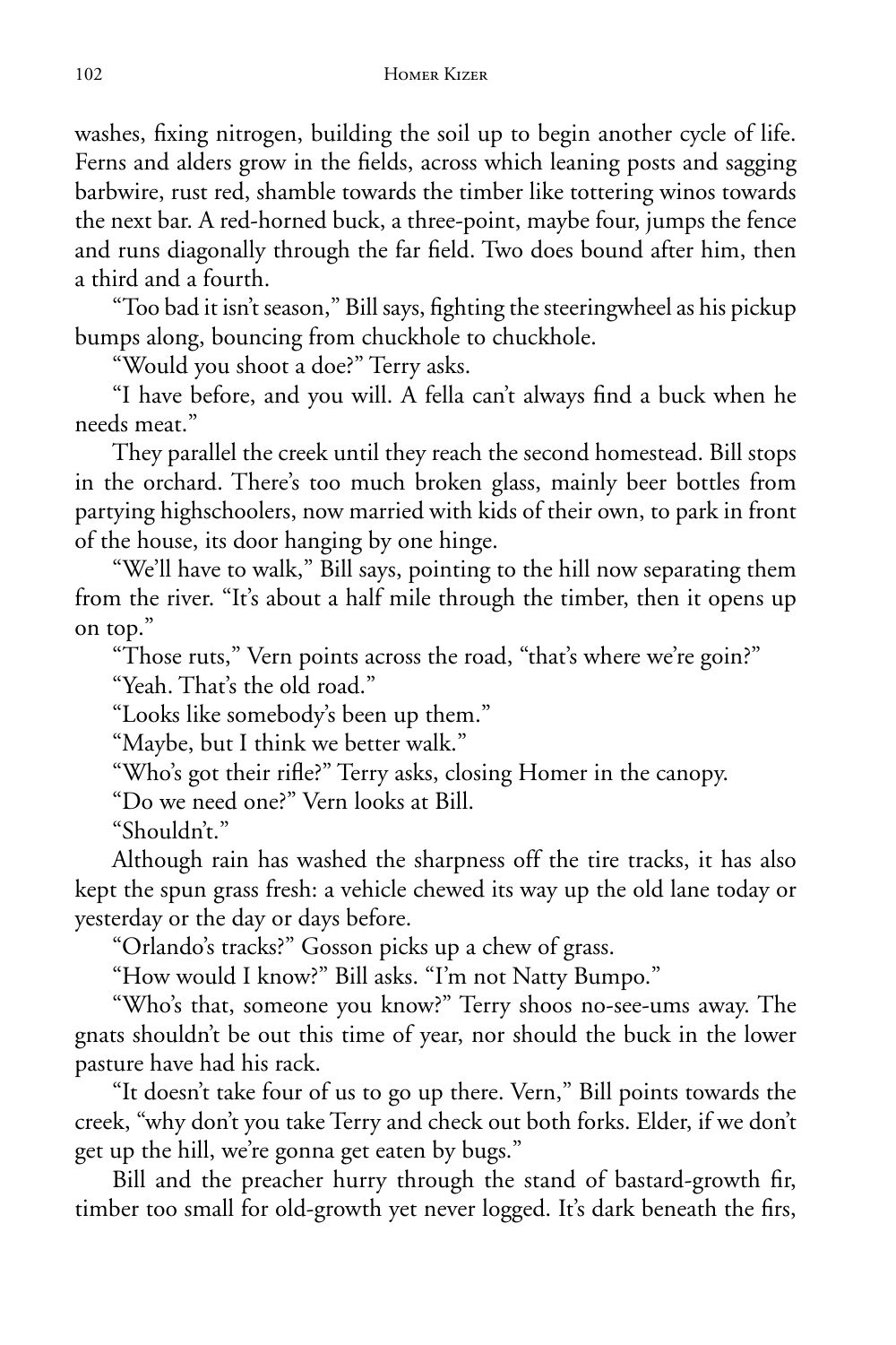washes, fixing nitrogen, building the soil up to begin another cycle of life. Ferns and alders grow in the fields, across which leaning posts and sagging barbwire, rust red, shamble towards the timber like tottering winos towards the next bar. A red-horned buck, a three-point, maybe four, jumps the fence and runs diagonally through the far field. Two does bound after him, then a third and a fourth.

"Too bad it isn't season," Bill says, fighting the steeringwheel as his pickup bumps along, bouncing from chuckhole to chuckhole.

"Would you shoot a doe?" Terry asks.

"I have before, and you will. A fella can't always find a buck when he needs meat."

They parallel the creek until they reach the second homestead. Bill stops in the orchard. There's too much broken glass, mainly beer bottles from partying highschoolers, now married with kids of their own, to park in front of the house, its door hanging by one hinge.

"We'll have to walk," Bill says, pointing to the hill now separating them from the river. "It's about a half mile through the timber, then it opens up on top."

"Those ruts," Vern points across the road, "that's where we're goin?"

"Yeah. That's the old road."

"Looks like somebody's been up them."

"Maybe, but I think we better walk."

"Who's got their rifle?" Terry asks, closing Homer in the canopy.

"Do we need one?" Vern looks at Bill.

"Shouldn't."

Although rain has washed the sharpness off the tire tracks, it has also kept the spun grass fresh: a vehicle chewed its way up the old lane today or yesterday or the day or days before.

"Orlando's tracks?" Gosson picks up a chew of grass.

"How would I know?" Bill asks. "I'm not Natty Bumpo."

"Who's that, someone you know?" Terry shoos no-see-ums away. The gnats shouldn't be out this time of year, nor should the buck in the lower pasture have had his rack.

"It doesn't take four of us to go up there. Vern," Bill points towards the creek, "why don't you take Terry and check out both forks. Elder, if we don't get up the hill, we're gonna get eaten by bugs."

Bill and the preacher hurry through the stand of bastard-growth fir, timber too small for old-growth yet never logged. It's dark beneath the firs,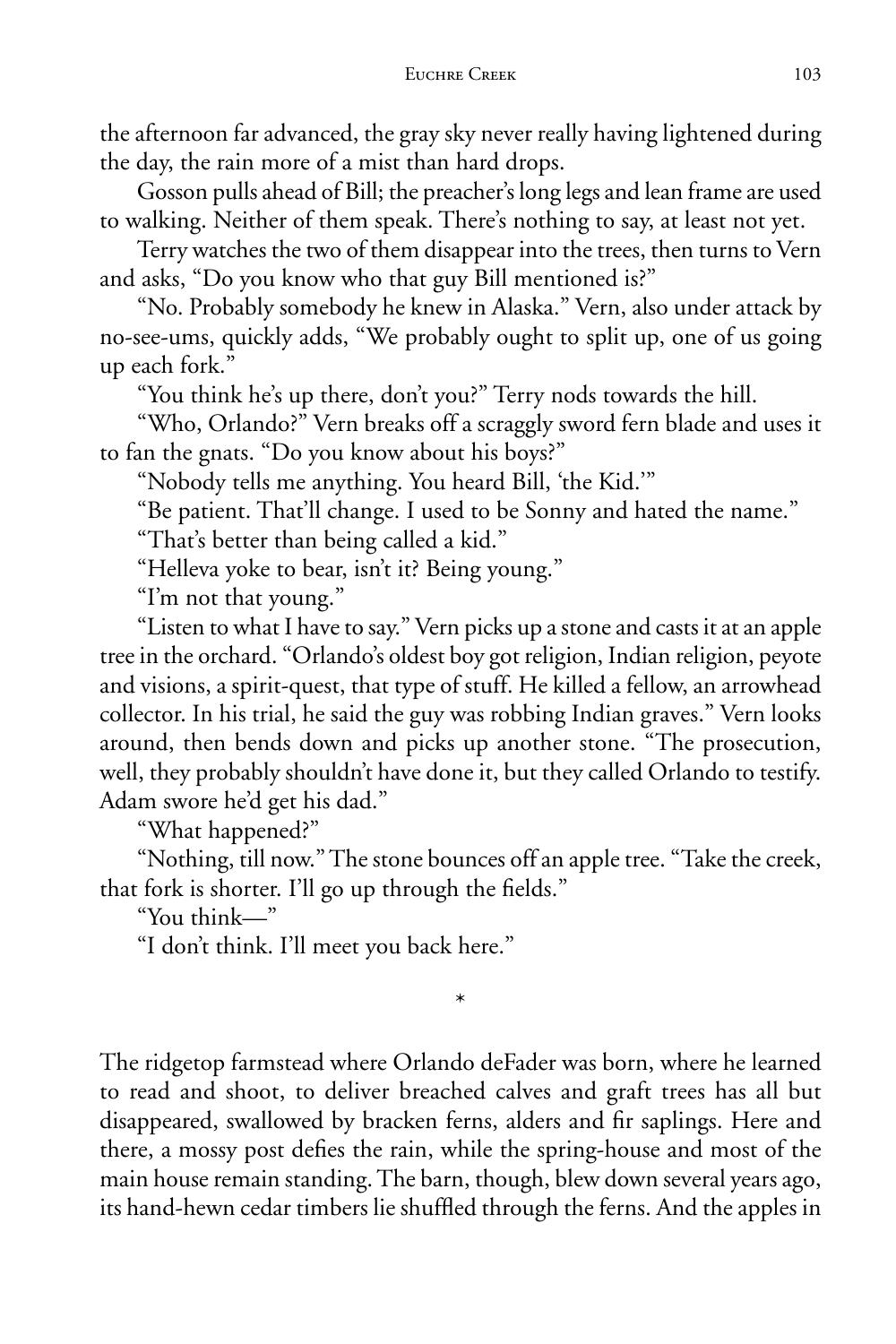the afternoon far advanced, the gray sky never really having lightened during the day, the rain more of a mist than hard drops.

Gosson pulls ahead of Bill; the preacher's long legs and lean frame are used to walking. Neither of them speak. There's nothing to say, at least not yet.

Terry watches the two of them disappear into the trees, then turns to Vern and asks, "Do you know who that guy Bill mentioned is?"

"No. Probably somebody he knew in Alaska." Vern, also under attack by no-see-ums, quickly adds, "We probably ought to split up, one of us going up each fork."

"You think he's up there, don't you?" Terry nods towards the hill.

"Who, Orlando?" Vern breaks off a scraggly sword fern blade and uses it to fan the gnats. "Do you know about his boys?"

"Nobody tells me anything. You heard Bill, 'the Kid.'"

"Be patient. That'll change. I used to be Sonny and hated the name."

"That's better than being called a kid."

"Helleva yoke to bear, isn't it? Being young."

"I'm not that young."

"Listen to what I have to say." Vern picks up a stone and casts it at an apple tree in the orchard. "Orlando's oldest boy got religion, Indian religion, peyote and visions, a spirit-quest, that type of stuff. He killed a fellow, an arrowhead collector. In his trial, he said the guy was robbing Indian graves." Vern looks around, then bends down and picks up another stone. "The prosecution, well, they probably shouldn't have done it, but they called Orlando to testify. Adam swore he'd get his dad."

"What happened?"

"Nothing, till now." The stone bounces off an apple tree. "Take the creek, that fork is shorter. I'll go up through the fields."

"You think—"

"I don't think. I'll meet you back here."

*

The ridgetop farmstead where Orlando deFader was born, where he learned to read and shoot, to deliver breached calves and graft trees has all but disappeared, swallowed by bracken ferns, alders and fir saplings. Here and there, a mossy post defies the rain, while the spring-house and most of the main house remain standing. The barn, though, blew down several years ago, its hand-hewn cedar timbers lie shuffled through the ferns. And the apples in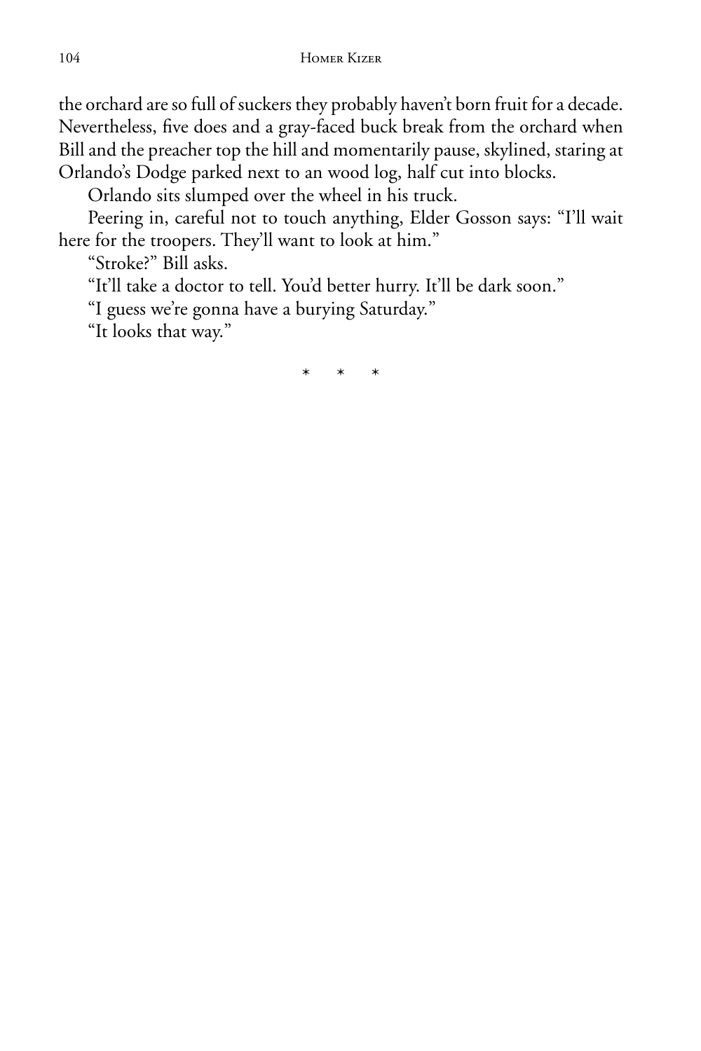the orchard are so full of suckers they probably haven't born fruit for a decade. Nevertheless, five does and a gray-faced buck break from the orchard when Bill and the preacher top the hill and momentarily pause, skylined, staring at Orlando's Dodge parked next to an wood log, half cut into blocks.

Orlando sits slumped over the wheel in his truck.

Peering in, careful not to touch anything, Elder Gosson says: "I'll wait here for the troopers. They'll want to look at him."

"Stroke?" Bill asks.

"It'll take a doctor to tell. You'd better hurry. It'll be dark soon."

"I guess we're gonna have a burying Saturday."

"It looks that way."

\* \* \*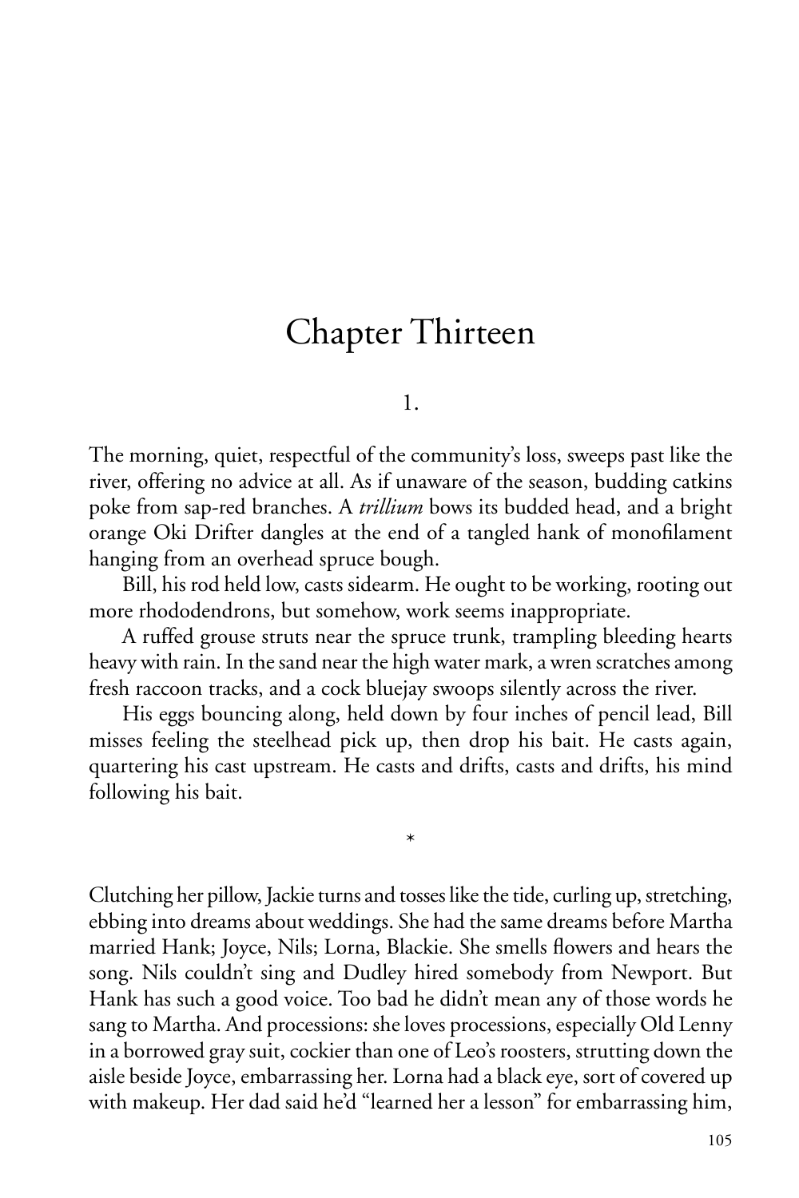# Chapter Thirteen

1.

The morning, quiet, respectful of the community's loss, sweeps past like the river, offering no advice at all. As if unaware of the season, budding catkins poke from sap-red branches. A *trillium* bows its budded head, and a bright orange Oki Drifter dangles at the end of a tangled hank of monofilament hanging from an overhead spruce bough.

Bill, his rod held low, casts sidearm. He ought to be working, rooting out more rhododendrons, but somehow, work seems inappropriate.

A ruffed grouse struts near the spruce trunk, trampling bleeding hearts heavy with rain. In the sand near the high water mark, a wren scratches among fresh raccoon tracks, and a cock bluejay swoops silently across the river.

His eggs bouncing along, held down by four inches of pencil lead, Bill misses feeling the steelhead pick up, then drop his bait. He casts again, quartering his cast upstream. He casts and drifts, casts and drifts, his mind following his bait.

*

Clutching her pillow, Jackie turns and tosses like the tide, curling up, stretching, ebbing into dreams about weddings. She had the same dreams before Martha married Hank; Joyce, Nils; Lorna, Blackie. She smells flowers and hears the song. Nils couldn't sing and Dudley hired somebody from Newport. But Hank has such a good voice. Too bad he didn't mean any of those words he sang to Martha. And processions: she loves processions, especially Old Lenny in a borrowed gray suit, cockier than one of Leo's roosters, strutting down the aisle beside Joyce, embarrassing her. Lorna had a black eye, sort of covered up with makeup. Her dad said he'd "learned her a lesson" for embarrassing him,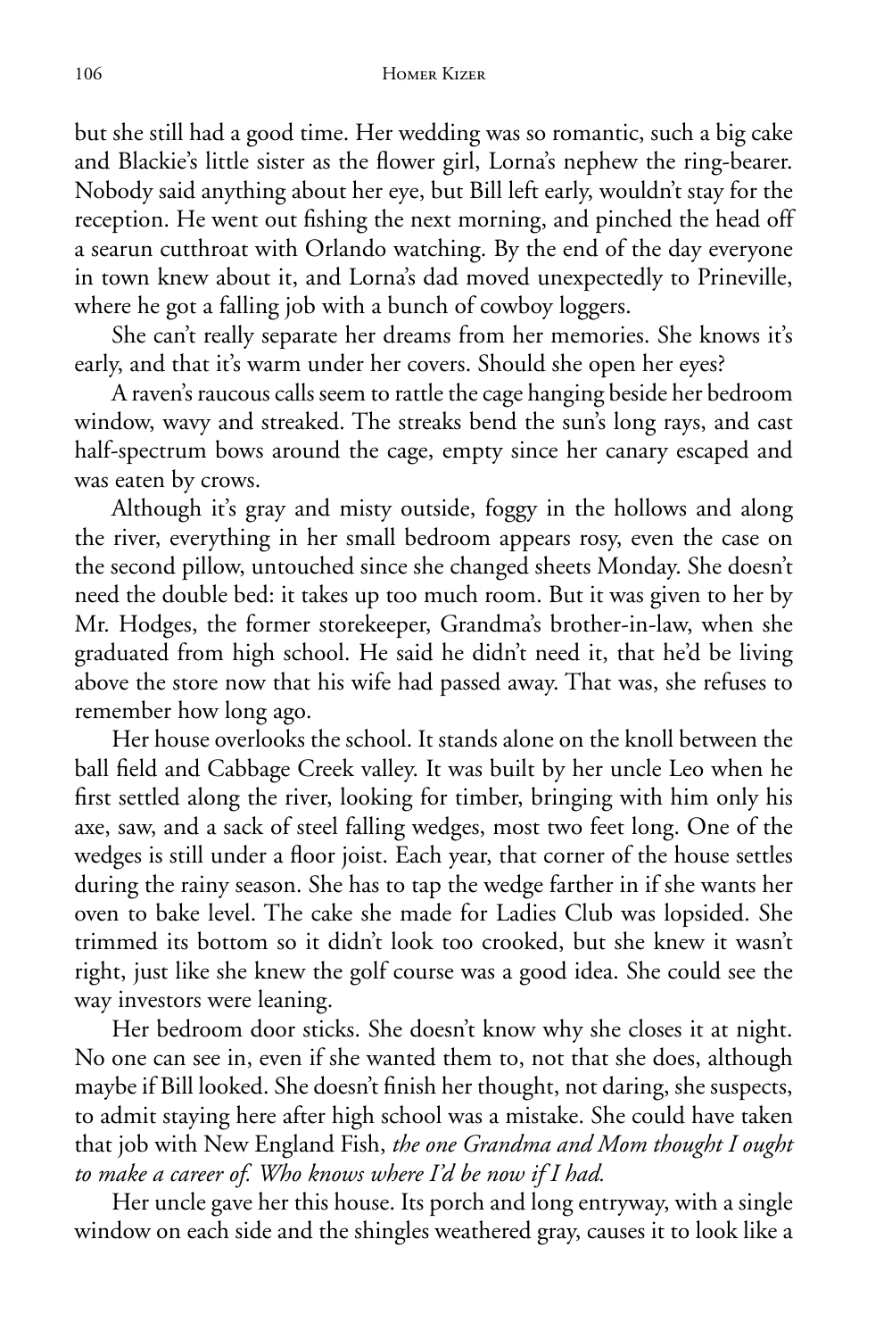but she still had a good time. Her wedding was so romantic, such a big cake and Blackie's little sister as the flower girl, Lorna's nephew the ring-bearer. Nobody said anything about her eye, but Bill left early, wouldn't stay for the reception. He went out fishing the next morning, and pinched the head off a searun cutthroat with Orlando watching. By the end of the day everyone in town knew about it, and Lorna's dad moved unexpectedly to Prineville, where he got a falling job with a bunch of cowboy loggers.

She can't really separate her dreams from her memories. She knows it's early, and that it's warm under her covers. Should she open her eyes?

A raven's raucous calls seem to rattle the cage hanging beside her bedroom window, wavy and streaked. The streaks bend the sun's long rays, and cast half-spectrum bows around the cage, empty since her canary escaped and was eaten by crows.

Although it's gray and misty outside, foggy in the hollows and along the river, everything in her small bedroom appears rosy, even the case on the second pillow, untouched since she changed sheets Monday. She doesn't need the double bed: it takes up too much room. But it was given to her by Mr. Hodges, the former storekeeper, Grandma's brother-in-law, when she graduated from high school. He said he didn't need it, that he'd be living above the store now that his wife had passed away. That was, she refuses to remember how long ago.

Her house overlooks the school. It stands alone on the knoll between the ball field and Cabbage Creek valley. It was built by her uncle Leo when he first settled along the river, looking for timber, bringing with him only his axe, saw, and a sack of steel falling wedges, most two feet long. One of the wedges is still under a floor joist. Each year, that corner of the house settles during the rainy season. She has to tap the wedge farther in if she wants her oven to bake level. The cake she made for Ladies Club was lopsided. She trimmed its bottom so it didn't look too crooked, but she knew it wasn't right, just like she knew the golf course was a good idea. She could see the way investors were leaning.

Her bedroom door sticks. She doesn't know why she closes it at night. No one can see in, even if she wanted them to, not that she does, although maybe if Bill looked. She doesn't finish her thought, not daring, she suspects, to admit staying here after high school was a mistake. She could have taken that job with New England Fish, *the one Grandma and Mom thought I ought to make a career of. Who knows where I'd be now if I had.*

Her uncle gave her this house. Its porch and long entryway, with a single window on each side and the shingles weathered gray, causes it to look like a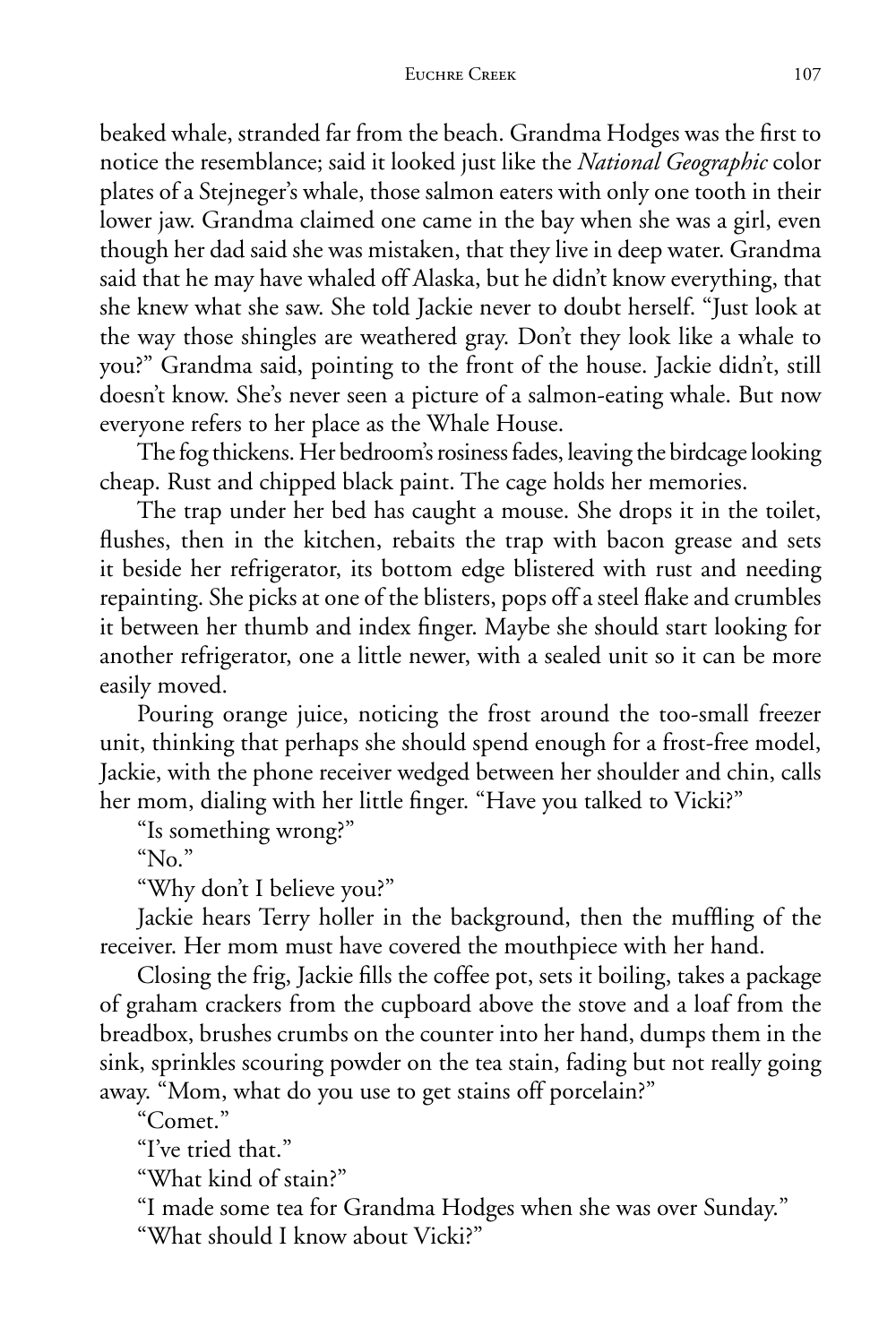beaked whale, stranded far from the beach. Grandma Hodges was the first to notice the resemblance; said it looked just like the *National Geographic* color plates of a Stejneger's whale, those salmon eaters with only one tooth in their lower jaw. Grandma claimed one came in the bay when she was a girl, even though her dad said she was mistaken, that they live in deep water. Grandma said that he may have whaled off Alaska, but he didn't know everything, that she knew what she saw. She told Jackie never to doubt herself. "Just look at the way those shingles are weathered gray. Don't they look like a whale to you?" Grandma said, pointing to the front of the house. Jackie didn't, still doesn't know. She's never seen a picture of a salmon-eating whale. But now everyone refers to her place as the Whale House.

The fog thickens. Her bedroom's rosiness fades, leaving the birdcage looking cheap. Rust and chipped black paint. The cage holds her memories.

The trap under her bed has caught a mouse. She drops it in the toilet, flushes, then in the kitchen, rebaits the trap with bacon grease and sets it beside her refrigerator, its bottom edge blistered with rust and needing repainting. She picks at one of the blisters, pops off a steel flake and crumbles it between her thumb and index finger. Maybe she should start looking for another refrigerator, one a little newer, with a sealed unit so it can be more easily moved.

Pouring orange juice, noticing the frost around the too-small freezer unit, thinking that perhaps she should spend enough for a frost-free model, Jackie, with the phone receiver wedged between her shoulder and chin, calls her mom, dialing with her little finger. "Have you talked to Vicki?"

"Is something wrong?"

"No."

"Why don't I believe you?"

Jackie hears Terry holler in the background, then the muffling of the receiver. Her mom must have covered the mouthpiece with her hand.

Closing the frig, Jackie fills the coffee pot, sets it boiling, takes a package of graham crackers from the cupboard above the stove and a loaf from the breadbox, brushes crumbs on the counter into her hand, dumps them in the sink, sprinkles scouring powder on the tea stain, fading but not really going away. "Mom, what do you use to get stains off porcelain?"

"Comet."

"I've tried that."

"What kind of stain?"

"I made some tea for Grandma Hodges when she was over Sunday."

"What should I know about Vicki?"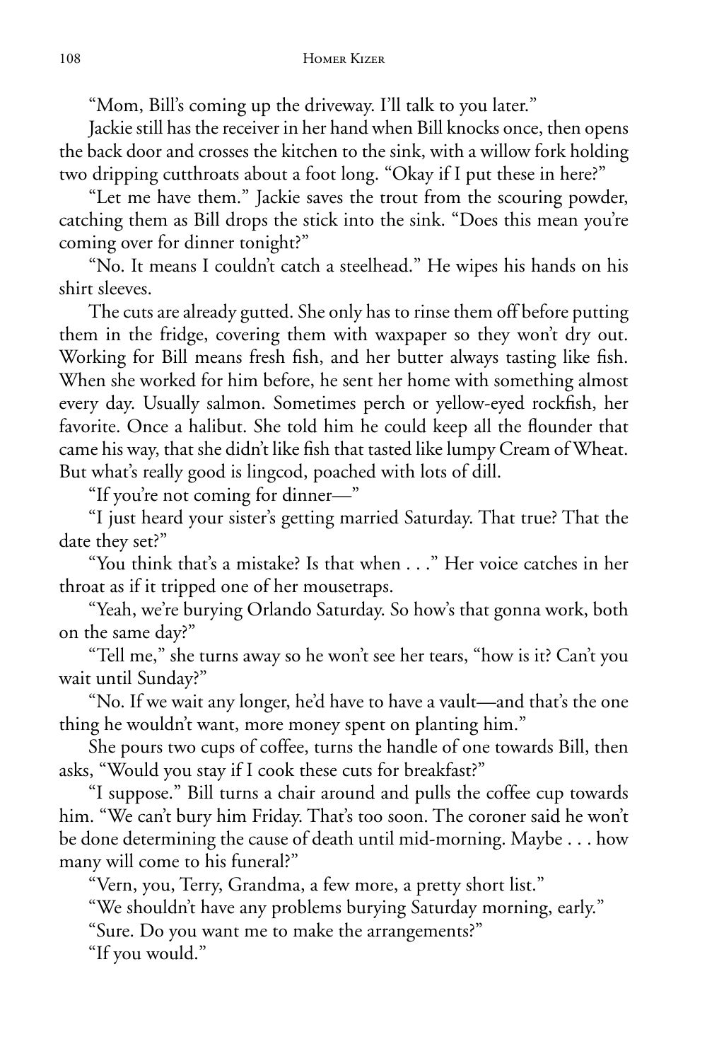"Mom, Bill's coming up the driveway. I'll talk to you later."

Jackie still has the receiver in her hand when Bill knocks once, then opens the back door and crosses the kitchen to the sink, with a willow fork holding two dripping cutthroats about a foot long. "Okay if I put these in here?"

"Let me have them." Jackie saves the trout from the scouring powder, catching them as Bill drops the stick into the sink. "Does this mean you're coming over for dinner tonight?"

"No. It means I couldn't catch a steelhead." He wipes his hands on his shirt sleeves.

The cuts are already gutted. She only has to rinse them off before putting them in the fridge, covering them with waxpaper so they won't dry out. Working for Bill means fresh fish, and her butter always tasting like fish. When she worked for him before, he sent her home with something almost every day. Usually salmon. Sometimes perch or yellow-eyed rockfish, her favorite. Once a halibut. She told him he could keep all the flounder that came his way, that she didn't like fish that tasted like lumpy Cream of Wheat. But what's really good is lingcod, poached with lots of dill.

"If you're not coming for dinner—"

"I just heard your sister's getting married Saturday. That true? That the date they set?"

"You think that's a mistake? Is that when . . ." Her voice catches in her throat as if it tripped one of her mousetraps.

"Yeah, we're burying Orlando Saturday. So how's that gonna work, both on the same day?"

"Tell me," she turns away so he won't see her tears, "how is it? Can't you wait until Sunday?"

"No. If we wait any longer, he'd have to have a vault—and that's the one thing he wouldn't want, more money spent on planting him."

She pours two cups of coffee, turns the handle of one towards Bill, then asks, "Would you stay if I cook these cuts for breakfast?"

"I suppose." Bill turns a chair around and pulls the coffee cup towards him. "We can't bury him Friday. That's too soon. The coroner said he won't be done determining the cause of death until mid-morning. Maybe . . . how many will come to his funeral?"

"Vern, you, Terry, Grandma, a few more, a pretty short list."

"We shouldn't have any problems burying Saturday morning, early."

"Sure. Do you want me to make the arrangements?"

"If you would."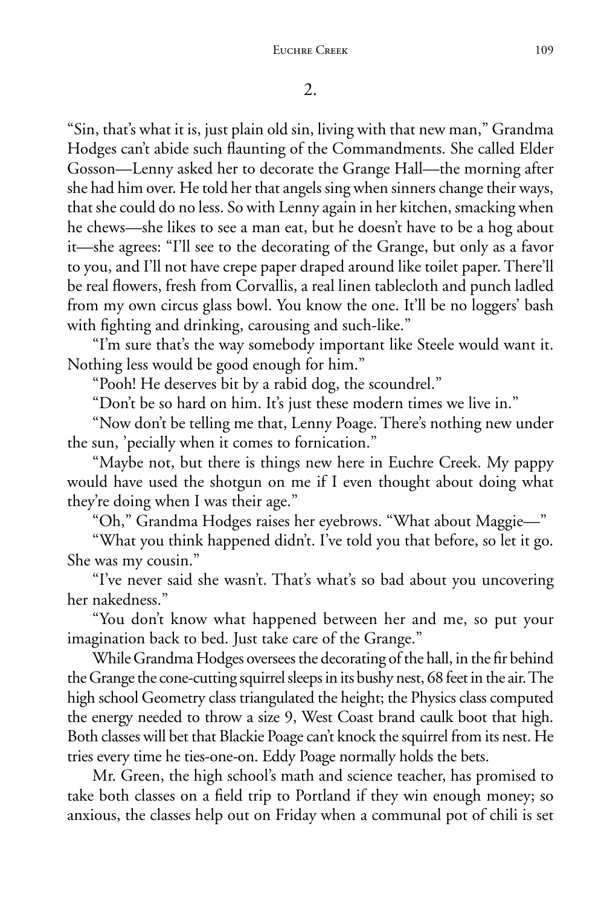## 2.

"Sin, that's what it is, just plain old sin, living with that new man," Grandma Hodges can't abide such flaunting of the Commandments. She called Elder Gosson—Lenny asked her to decorate the Grange Hall—the morning after she had him over. He told her that angels sing when sinners change their ways, that she could do no less. So with Lenny again in her kitchen, smacking when he chews—she likes to see a man eat, but he doesn't have to be a hog about it—she agrees: "I'll see to the decorating of the Grange, but only as a favor to you, and I'll not have crepe paper draped around like toilet paper. There'll be real flowers, fresh from Corvallis, a real linen tablecloth and punch ladled from my own circus glass bowl. You know the one. It'll be no loggers' bash with fighting and drinking, carousing and such-like."

"I'm sure that's the way somebody important like Steele would want it. Nothing less would be good enough for him."

"Pooh! He deserves bit by a rabid dog, the scoundrel."

"Don't be so hard on him. It's just these modern times we live in."

"Now don't be telling me that, Lenny Poage. There's nothing new under the sun, 'pecially when it comes to fornication."

"Maybe not, but there is things new here in Euchre Creek. My pappy would have used the shotgun on me if I even thought about doing what they're doing when I was their age."

"Oh," Grandma Hodges raises her eyebrows. "What about Maggie—"

"What you think happened didn't. I've told you that before, so let it go. She was my cousin."

"I've never said she wasn't. That's what's so bad about you uncovering her nakedness."

"You don't know what happened between her and me, so put your imagination back to bed. Just take care of the Grange."

While Grandma Hodges oversees the decorating of the hall, in the fir behind the Grange the cone-cutting squirrel sleeps in its bushy nest, 68 feet in the air. The high school Geometry class triangulated the height; the Physics class computed the energy needed to throw a size 9, West Coast brand caulk boot that high. Both classes will bet that Blackie Poage can't knock the squirrel from its nest. He tries every time he ties-one-on. Eddy Poage normally holds the bets.

Mr. Green, the high school's math and science teacher, has promised to take both classes on a field trip to Portland if they win enough money; so anxious, the classes help out on Friday when a communal pot of chili is set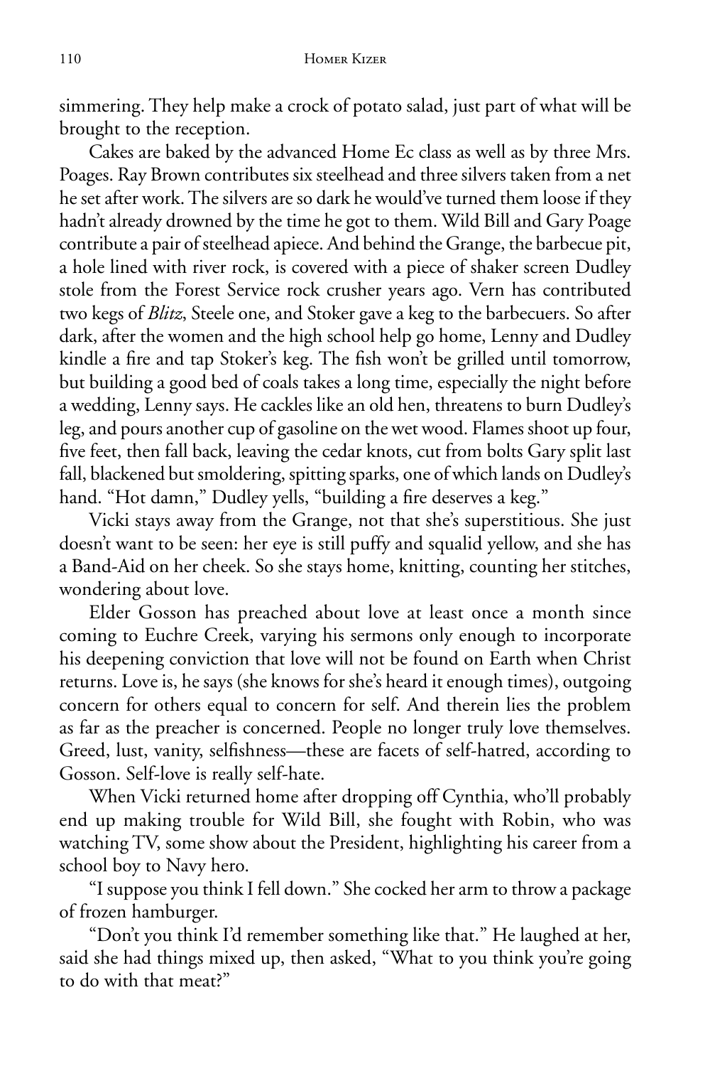simmering. They help make a crock of potato salad, just part of what will be brought to the reception.

Cakes are baked by the advanced Home Ec class as well as by three Mrs. Poages. Ray Brown contributes six steelhead and three silvers taken from a net he set after work. The silvers are so dark he would've turned them loose if they hadn't already drowned by the time he got to them. Wild Bill and Gary Poage contribute a pair of steelhead apiece. And behind the Grange, the barbecue pit, a hole lined with river rock, is covered with a piece of shaker screen Dudley stole from the Forest Service rock crusher years ago. Vern has contributed two kegs of *Blitz*, Steele one, and Stoker gave a keg to the barbecuers. So after dark, after the women and the high school help go home, Lenny and Dudley kindle a fire and tap Stoker's keg. The fish won't be grilled until tomorrow, but building a good bed of coals takes a long time, especially the night before a wedding, Lenny says. He cackles like an old hen, threatens to burn Dudley's leg, and pours another cup of gasoline on the wet wood. Flames shoot up four, five feet, then fall back, leaving the cedar knots, cut from bolts Gary split last fall, blackened but smoldering, spitting sparks, one of which lands on Dudley's hand. "Hot damn," Dudley yells, "building a fire deserves a keg."

Vicki stays away from the Grange, not that she's superstitious. She just doesn't want to be seen: her eye is still puffy and squalid yellow, and she has a Band-Aid on her cheek. So she stays home, knitting, counting her stitches, wondering about love.

Elder Gosson has preached about love at least once a month since coming to Euchre Creek, varying his sermons only enough to incorporate his deepening conviction that love will not be found on Earth when Christ returns. Love is, he says (she knows for she's heard it enough times), outgoing concern for others equal to concern for self. And therein lies the problem as far as the preacher is concerned. People no longer truly love themselves. Greed, lust, vanity, selfishness—these are facets of self-hatred, according to Gosson. Self-love is really self-hate.

When Vicki returned home after dropping off Cynthia, who'll probably end up making trouble for Wild Bill, she fought with Robin, who was watching TV, some show about the President, highlighting his career from a school boy to Navy hero.

"I suppose you think I fell down." She cocked her arm to throw a package of frozen hamburger.

"Don't you think I'd remember something like that." He laughed at her, said she had things mixed up, then asked, "What to you think you're going to do with that meat?"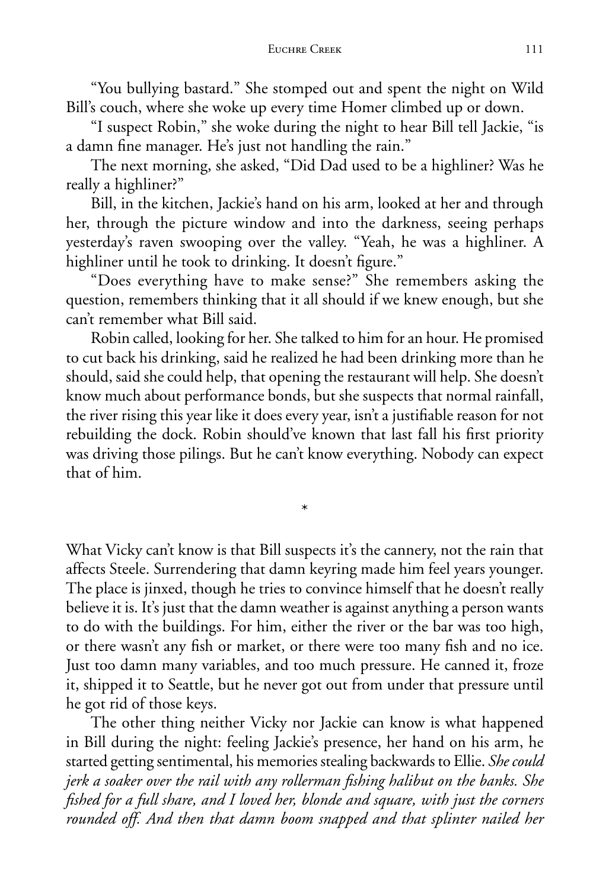"You bullying bastard." She stomped out and spent the night on Wild Bill's couch, where she woke up every time Homer climbed up or down.

"I suspect Robin," she woke during the night to hear Bill tell Jackie, "is a damn fine manager. He's just not handling the rain."

The next morning, she asked, "Did Dad used to be a highliner? Was he really a highliner?"

Bill, in the kitchen, Jackie's hand on his arm, looked at her and through her, through the picture window and into the darkness, seeing perhaps yesterday's raven swooping over the valley. "Yeah, he was a highliner. A highliner until he took to drinking. It doesn't figure."

"Does everything have to make sense?" She remembers asking the question, remembers thinking that it all should if we knew enough, but she can't remember what Bill said.

Robin called, looking for her. She talked to him for an hour. He promised to cut back his drinking, said he realized he had been drinking more than he should, said she could help, that opening the restaurant will help. She doesn't know much about performance bonds, but she suspects that normal rainfall, the river rising this year like it does every year, isn't a justifiable reason for not rebuilding the dock. Robin should've known that last fall his first priority was driving those pilings. But he can't know everything. Nobody can expect that of him.

*

What Vicky can't know is that Bill suspects it's the cannery, not the rain that affects Steele. Surrendering that damn keyring made him feel years younger. The place is jinxed, though he tries to convince himself that he doesn't really believe it is. It's just that the damn weather is against anything a person wants to do with the buildings. For him, either the river or the bar was too high, or there wasn't any fish or market, or there were too many fish and no ice. Just too damn many variables, and too much pressure. He canned it, froze it, shipped it to Seattle, but he never got out from under that pressure until he got rid of those keys.

The other thing neither Vicky nor Jackie can know is what happened in Bill during the night: feeling Jackie's presence, her hand on his arm, he started getting sentimental, his memories stealing backwards to Ellie. *She could jerk a soaker over the rail with any rollerman fishing halibut on the banks. She fished for a full share, and I loved her, blonde and square, with just the corners rounded off. And then that damn boom snapped and that splinter nailed her*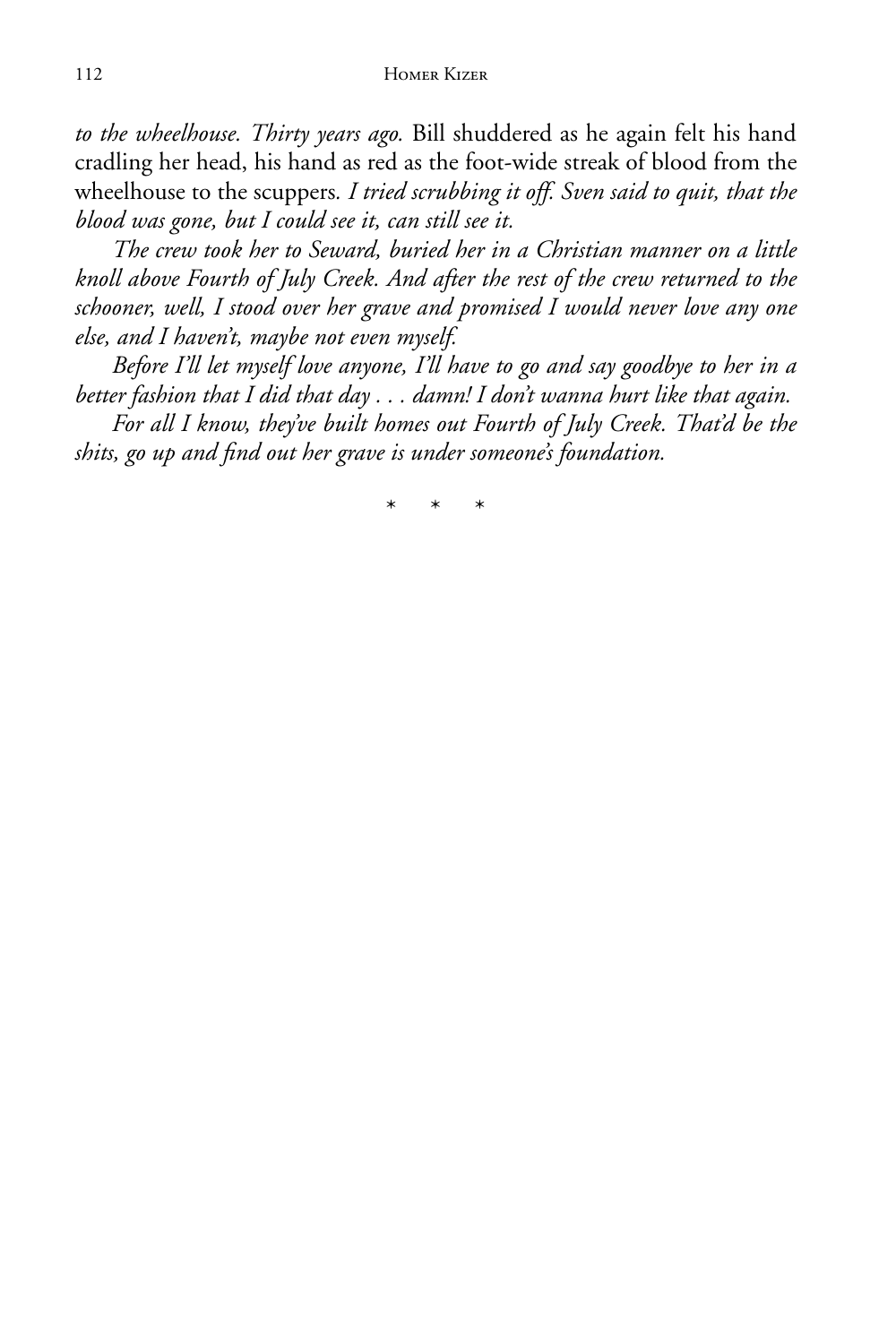*to the wheelhouse. Thirty years ago.* Bill shuddered as he again felt his hand cradling her head, his hand as red as the foot-wide streak of blood from the wheelhouse to the scuppers. *I tried scrubbing it off. Sven said to quit, that the blood was gone, but I could see it, can still see it.*

*The crew took her to Seward, buried her in a Christian manner on a little knoll above Fourth of July Creek. And after the rest of the crew returned to the schooner, well, I stood over her grave and promised I would never love any one else, and I haven't, maybe not even myself.*

*Before I'll let myself love anyone, I'll have to go and say goodbye to her in a better fashion that I did that day . . . damn! I don't wanna hurt like that again.*

*For all I know, they've built homes out Fourth of July Creek. That'd be the shits, go up and find out her grave is under someone's foundation.*

\* \* \*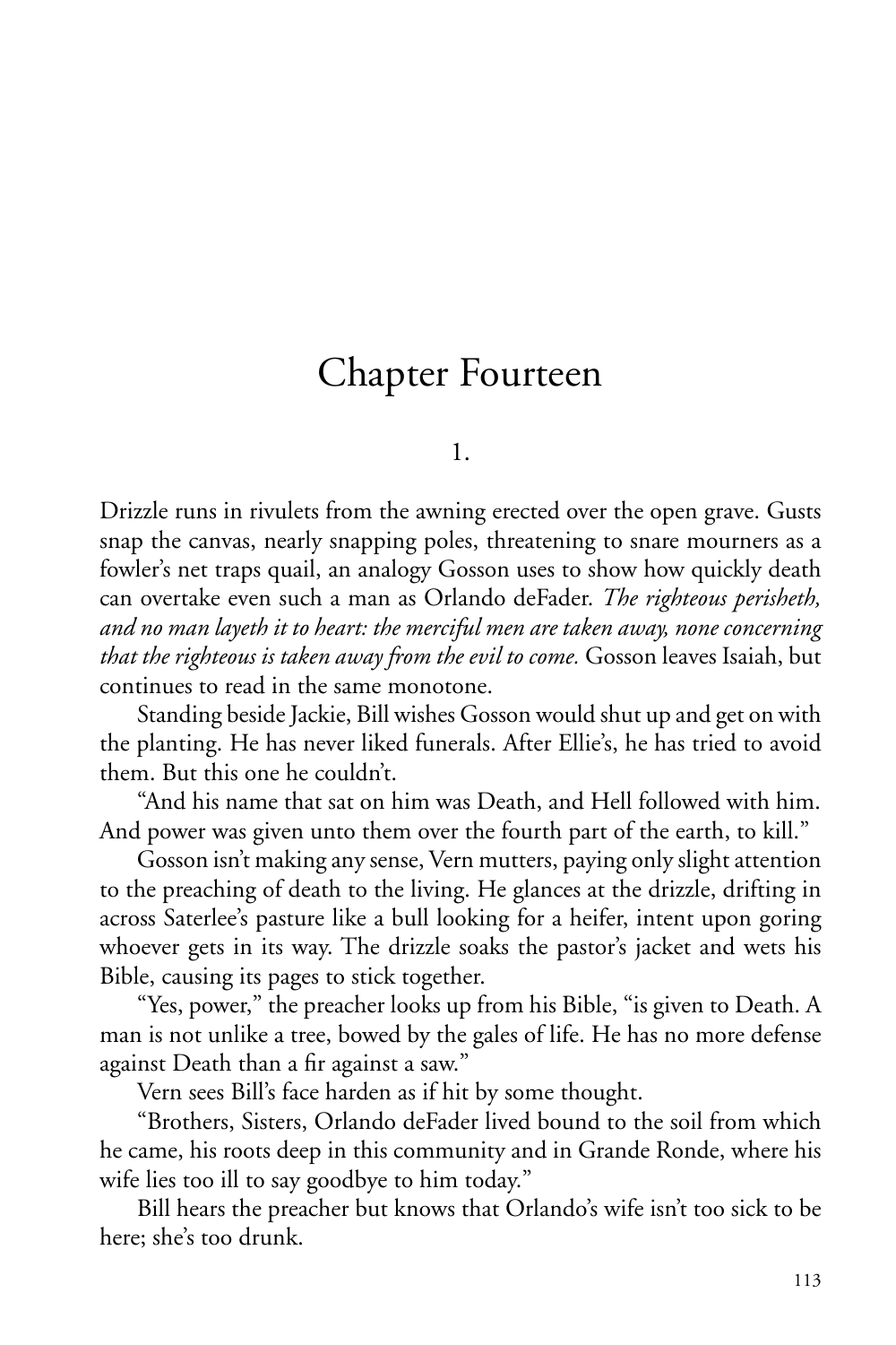# Chapter Fourteen

1.

Drizzle runs in rivulets from the awning erected over the open grave. Gusts snap the canvas, nearly snapping poles, threatening to snare mourners as a fowler's net traps quail, an analogy Gosson uses to show how quickly death can overtake even such a man as Orlando deFader. *The righteous perisheth, and no man layeth it to heart: the merciful men are taken away, none concerning that the righteous is taken away from the evil to come.* Gosson leaves Isaiah, but continues to read in the same monotone.

Standing beside Jackie, Bill wishes Gosson would shut up and get on with the planting. He has never liked funerals. After Ellie's, he has tried to avoid them. But this one he couldn't.

"And his name that sat on him was Death, and Hell followed with him. And power was given unto them over the fourth part of the earth, to kill."

Gosson isn't making any sense, Vern mutters, paying only slight attention to the preaching of death to the living. He glances at the drizzle, drifting in across Saterlee's pasture like a bull looking for a heifer, intent upon goring whoever gets in its way. The drizzle soaks the pastor's jacket and wets his Bible, causing its pages to stick together.

"Yes, power," the preacher looks up from his Bible, "is given to Death. A man is not unlike a tree, bowed by the gales of life. He has no more defense against Death than a fir against a saw."

Vern sees Bill's face harden as if hit by some thought.

"Brothers, Sisters, Orlando deFader lived bound to the soil from which he came, his roots deep in this community and in Grande Ronde, where his wife lies too ill to say goodbye to him today."

Bill hears the preacher but knows that Orlando's wife isn't too sick to be here; she's too drunk.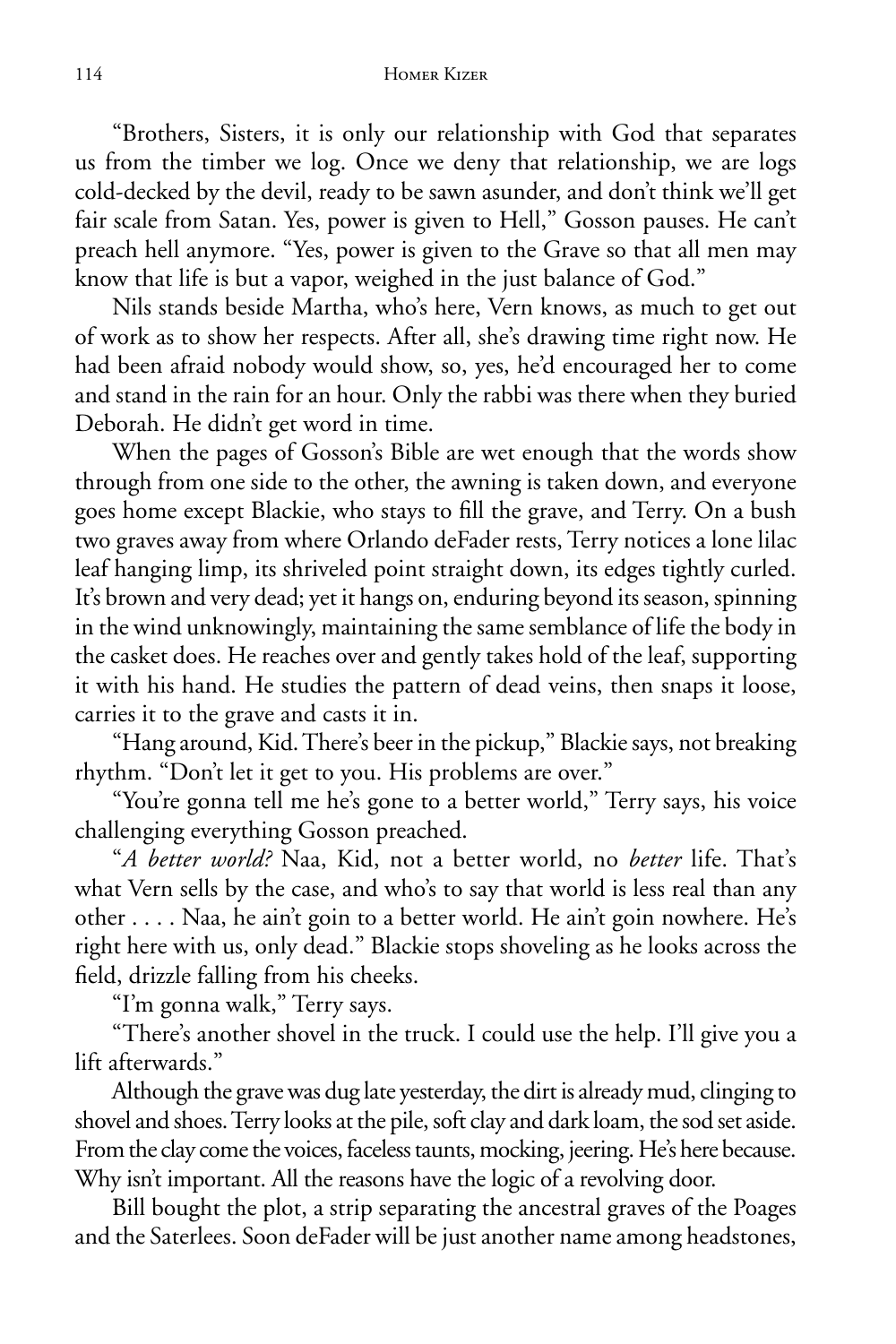"Brothers, Sisters, it is only our relationship with God that separates us from the timber we log. Once we deny that relationship, we are logs cold-decked by the devil, ready to be sawn asunder, and don't think we'll get fair scale from Satan. Yes, power is given to Hell," Gosson pauses. He can't preach hell anymore. "Yes, power is given to the Grave so that all men may know that life is but a vapor, weighed in the just balance of God."

Nils stands beside Martha, who's here, Vern knows, as much to get out of work as to show her respects. After all, she's drawing time right now. He had been afraid nobody would show, so, yes, he'd encouraged her to come and stand in the rain for an hour. Only the rabbi was there when they buried Deborah. He didn't get word in time.

When the pages of Gosson's Bible are wet enough that the words show through from one side to the other, the awning is taken down, and everyone goes home except Blackie, who stays to fill the grave, and Terry. On a bush two graves away from where Orlando deFader rests, Terry notices a lone lilac leaf hanging limp, its shriveled point straight down, its edges tightly curled. It's brown and very dead; yet it hangs on, enduring beyond its season, spinning in the wind unknowingly, maintaining the same semblance of life the body in the casket does. He reaches over and gently takes hold of the leaf, supporting it with his hand. He studies the pattern of dead veins, then snaps it loose, carries it to the grave and casts it in.

"Hang around, Kid. There's beer in the pickup," Blackie says, not breaking rhythm. "Don't let it get to you. His problems are over."

"You're gonna tell me he's gone to a better world," Terry says, his voice challenging everything Gosson preached.

"*A better world?* Naa, Kid, not a better world, no *better* life. That's what Vern sells by the case, and who's to say that world is less real than any other . . . . Naa, he ain't goin to a better world. He ain't goin nowhere. He's right here with us, only dead." Blackie stops shoveling as he looks across the field, drizzle falling from his cheeks.

"I'm gonna walk," Terry says.

"There's another shovel in the truck. I could use the help. I'll give you a lift afterwards."

Although the grave was dug late yesterday, the dirt is already mud, clinging to shovel and shoes. Terry looks at the pile, soft clay and dark loam, the sod set aside. From the clay come the voices, faceless taunts, mocking, jeering. He's here because. Why isn't important. All the reasons have the logic of a revolving door.

Bill bought the plot, a strip separating the ancestral graves of the Poages and the Saterlees. Soon deFader will be just another name among headstones,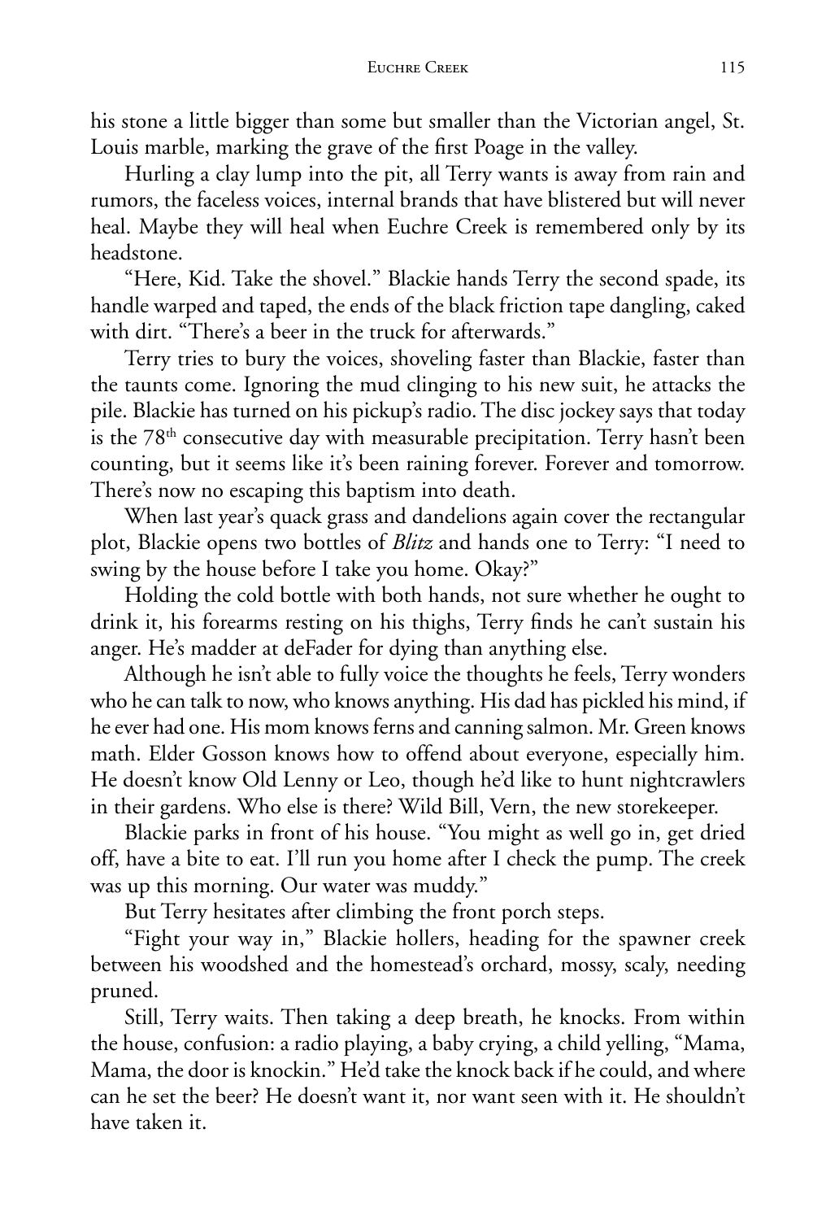his stone a little bigger than some but smaller than the Victorian angel, St. Louis marble, marking the grave of the first Poage in the valley.

Hurling a clay lump into the pit, all Terry wants is away from rain and rumors, the faceless voices, internal brands that have blistered but will never heal. Maybe they will heal when Euchre Creek is remembered only by its headstone.

"Here, Kid. Take the shovel." Blackie hands Terry the second spade, its handle warped and taped, the ends of the black friction tape dangling, caked with dirt. "There's a beer in the truck for afterwards."

Terry tries to bury the voices, shoveling faster than Blackie, faster than the taunts come. Ignoring the mud clinging to his new suit, he attacks the pile. Blackie has turned on his pickup's radio. The disc jockey says that today is the 78th consecutive day with measurable precipitation. Terry hasn't been counting, but it seems like it's been raining forever. Forever and tomorrow. There's now no escaping this baptism into death.

When last year's quack grass and dandelions again cover the rectangular plot, Blackie opens two bottles of *Blitz* and hands one to Terry: "I need to swing by the house before I take you home. Okay?"

Holding the cold bottle with both hands, not sure whether he ought to drink it, his forearms resting on his thighs, Terry finds he can't sustain his anger. He's madder at deFader for dying than anything else.

Although he isn't able to fully voice the thoughts he feels, Terry wonders who he can talk to now, who knows anything. His dad has pickled his mind, if he ever had one. His mom knows ferns and canning salmon. Mr. Green knows math. Elder Gosson knows how to offend about everyone, especially him. He doesn't know Old Lenny or Leo, though he'd like to hunt nightcrawlers in their gardens. Who else is there? Wild Bill, Vern, the new storekeeper.

Blackie parks in front of his house. "You might as well go in, get dried off, have a bite to eat. I'll run you home after I check the pump. The creek was up this morning. Our water was muddy."

But Terry hesitates after climbing the front porch steps.

"Fight your way in," Blackie hollers, heading for the spawner creek between his woodshed and the homestead's orchard, mossy, scaly, needing pruned.

Still, Terry waits. Then taking a deep breath, he knocks. From within the house, confusion: a radio playing, a baby crying, a child yelling, "Mama, Mama, the door is knockin." He'd take the knock back if he could, and where can he set the beer? He doesn't want it, nor want seen with it. He shouldn't have taken it.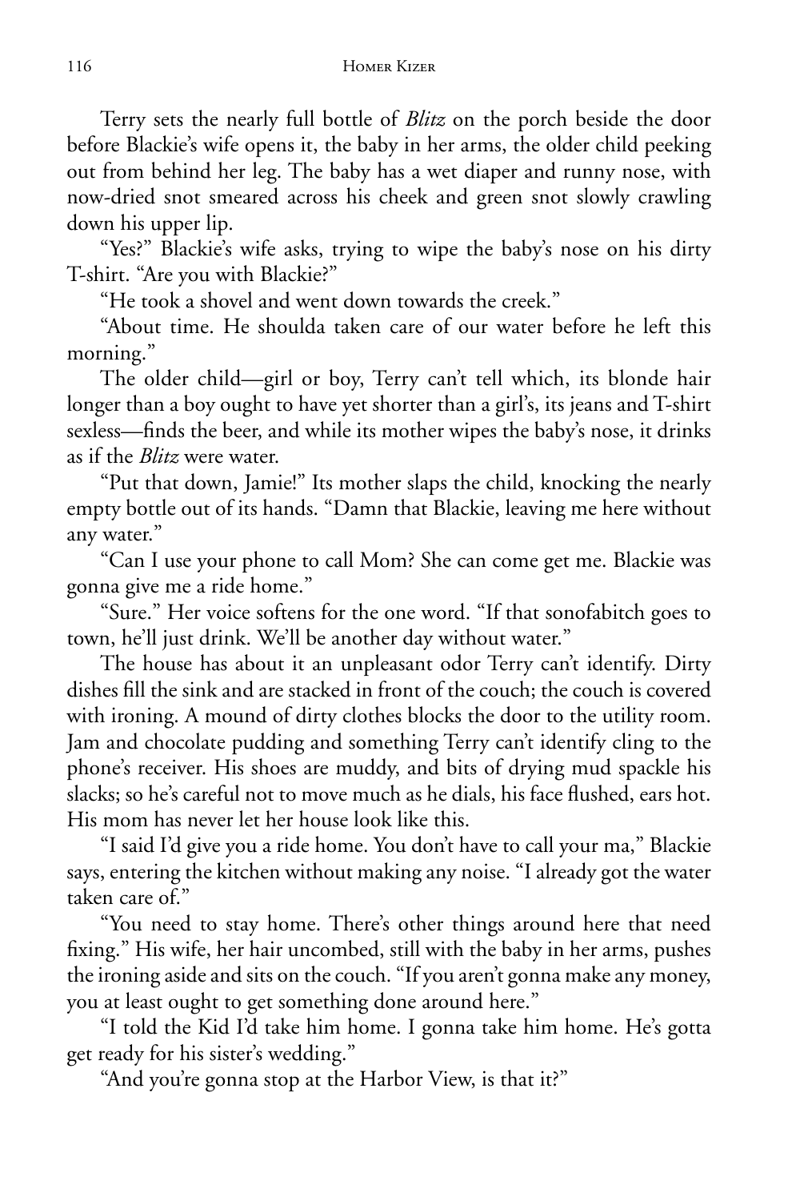Terry sets the nearly full bottle of *Blitz* on the porch beside the door before Blackie's wife opens it, the baby in her arms, the older child peeking out from behind her leg. The baby has a wet diaper and runny nose, with now-dried snot smeared across his cheek and green snot slowly crawling down his upper lip.

"Yes?" Blackie's wife asks, trying to wipe the baby's nose on his dirty T-shirt. "Are you with Blackie?"

"He took a shovel and went down towards the creek."

"About time. He shoulda taken care of our water before he left this morning."

The older child—girl or boy, Terry can't tell which, its blonde hair longer than a boy ought to have yet shorter than a girl's, its jeans and T-shirt sexless—finds the beer, and while its mother wipes the baby's nose, it drinks as if the *Blitz* were water.

"Put that down, Jamie!" Its mother slaps the child, knocking the nearly empty bottle out of its hands. "Damn that Blackie, leaving me here without any water."

"Can I use your phone to call Mom? She can come get me. Blackie was gonna give me a ride home."

"Sure." Her voice softens for the one word. "If that sonofabitch goes to town, he'll just drink. We'll be another day without water."

The house has about it an unpleasant odor Terry can't identify. Dirty dishes fill the sink and are stacked in front of the couch; the couch is covered with ironing. A mound of dirty clothes blocks the door to the utility room. Jam and chocolate pudding and something Terry can't identify cling to the phone's receiver. His shoes are muddy, and bits of drying mud spackle his slacks; so he's careful not to move much as he dials, his face flushed, ears hot. His mom has never let her house look like this.

"I said I'd give you a ride home. You don't have to call your ma," Blackie says, entering the kitchen without making any noise. "I already got the water taken care of."

"You need to stay home. There's other things around here that need fixing." His wife, her hair uncombed, still with the baby in her arms, pushes the ironing aside and sits on the couch. "If you aren't gonna make any money, you at least ought to get something done around here."

"I told the Kid I'd take him home. I gonna take him home. He's gotta get ready for his sister's wedding."

"And you're gonna stop at the Harbor View, is that it?"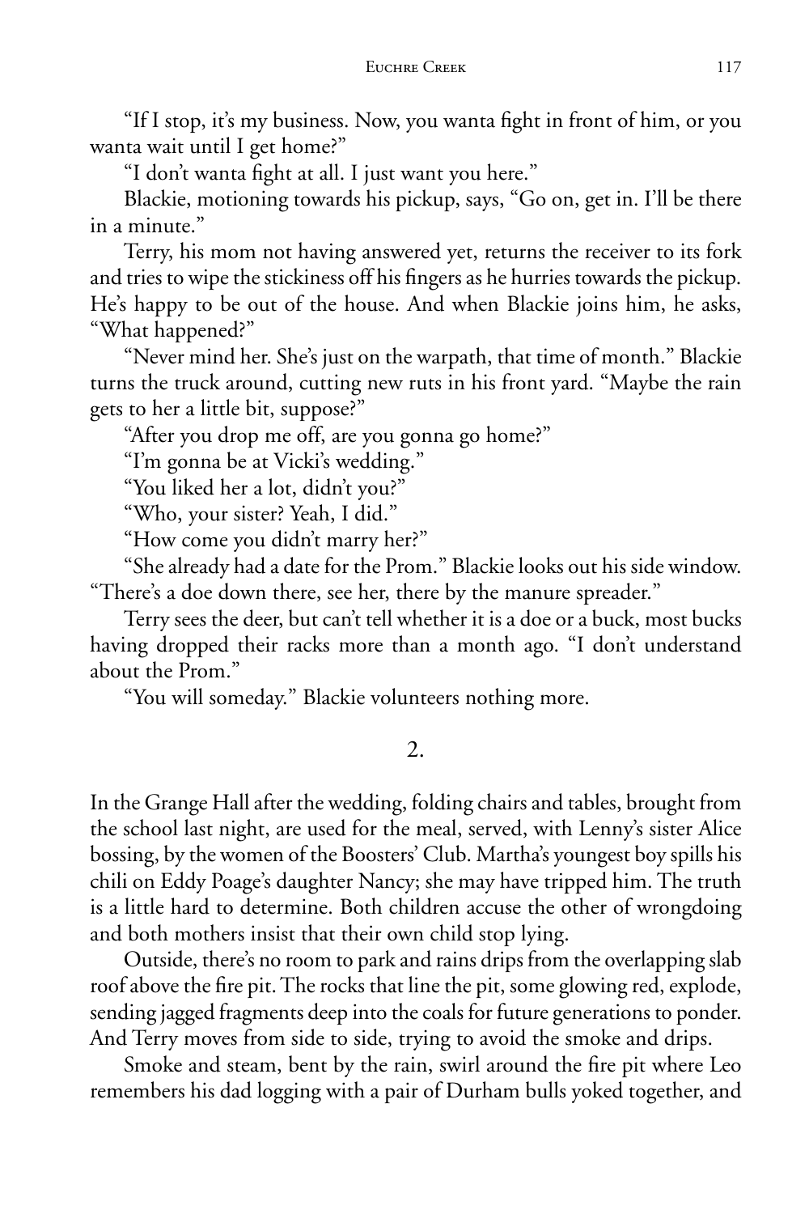"If I stop, it's my business. Now, you wanta fight in front of him, or you wanta wait until I get home?"

"I don't wanta fight at all. I just want you here."

Blackie, motioning towards his pickup, says, "Go on, get in. I'll be there in a minute."

Terry, his mom not having answered yet, returns the receiver to its fork and tries to wipe the stickiness off his fingers as he hurries towards the pickup. He's happy to be out of the house. And when Blackie joins him, he asks, "What happened?"

"Never mind her. She's just on the warpath, that time of month." Blackie turns the truck around, cutting new ruts in his front yard. "Maybe the rain gets to her a little bit, suppose?"

"After you drop me off, are you gonna go home?"

"I'm gonna be at Vicki's wedding."

"You liked her a lot, didn't you?"

"Who, your sister? Yeah, I did."

"How come you didn't marry her?"

"She already had a date for the Prom." Blackie looks out his side window. "There's a doe down there, see her, there by the manure spreader."

Terry sees the deer, but can't tell whether it is a doe or a buck, most bucks having dropped their racks more than a month ago. "I don't understand about the Prom."

"You will someday." Blackie volunteers nothing more.

## 2.

In the Grange Hall after the wedding, folding chairs and tables, brought from the school last night, are used for the meal, served, with Lenny's sister Alice bossing, by the women of the Boosters' Club. Martha's youngest boy spills his chili on Eddy Poage's daughter Nancy; she may have tripped him. The truth is a little hard to determine. Both children accuse the other of wrongdoing and both mothers insist that their own child stop lying.

Outside, there's no room to park and rains drips from the overlapping slab roof above the fire pit. The rocks that line the pit, some glowing red, explode, sending jagged fragments deep into the coals for future generations to ponder. And Terry moves from side to side, trying to avoid the smoke and drips.

Smoke and steam, bent by the rain, swirl around the fire pit where Leo remembers his dad logging with a pair of Durham bulls yoked together, and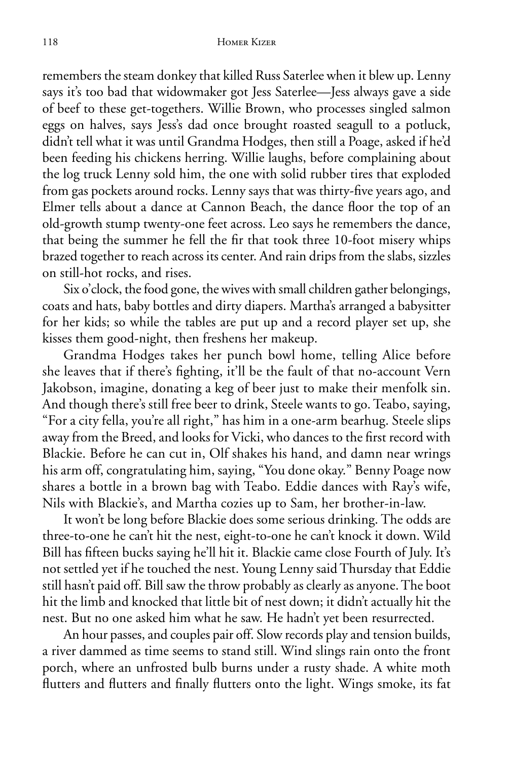remembers the steam donkey that killed Russ Saterlee when it blew up. Lenny says it's too bad that widowmaker got Jess Saterlee—Jess always gave a side of beef to these get-togethers. Willie Brown, who processes singled salmon eggs on halves, says Jess's dad once brought roasted seagull to a potluck, didn't tell what it was until Grandma Hodges, then still a Poage, asked if he'd been feeding his chickens herring. Willie laughs, before complaining about the log truck Lenny sold him, the one with solid rubber tires that exploded from gas pockets around rocks. Lenny says that was thirty-five years ago, and Elmer tells about a dance at Cannon Beach, the dance floor the top of an old-growth stump twenty-one feet across. Leo says he remembers the dance, that being the summer he fell the fir that took three 10-foot misery whips brazed together to reach across its center. And rain drips from the slabs, sizzles on still-hot rocks, and rises.

Six o'clock, the food gone, the wives with small children gather belongings, coats and hats, baby bottles and dirty diapers. Martha's arranged a babysitter for her kids; so while the tables are put up and a record player set up, she kisses them good-night, then freshens her makeup.

Grandma Hodges takes her punch bowl home, telling Alice before she leaves that if there's fighting, it'll be the fault of that no-account Vern Jakobson, imagine, donating a keg of beer just to make their menfolk sin. And though there's still free beer to drink, Steele wants to go. Teabo, saying, "For a city fella, you're all right," has him in a one-arm bearhug. Steele slips away from the Breed, and looks for Vicki, who dances to the first record with Blackie. Before he can cut in, Olf shakes his hand, and damn near wrings his arm off, congratulating him, saying, "You done okay." Benny Poage now shares a bottle in a brown bag with Teabo. Eddie dances with Ray's wife, Nils with Blackie's, and Martha cozies up to Sam, her brother-in-law.

It won't be long before Blackie does some serious drinking. The odds are three-to-one he can't hit the nest, eight-to-one he can't knock it down. Wild Bill has fifteen bucks saying he'll hit it. Blackie came close Fourth of July. It's not settled yet if he touched the nest. Young Lenny said Thursday that Eddie still hasn't paid off. Bill saw the throw probably as clearly as anyone. The boot hit the limb and knocked that little bit of nest down; it didn't actually hit the nest. But no one asked him what he saw. He hadn't yet been resurrected.

An hour passes, and couples pair off. Slow records play and tension builds, a river dammed as time seems to stand still. Wind slings rain onto the front porch, where an unfrosted bulb burns under a rusty shade. A white moth flutters and flutters and finally flutters onto the light. Wings smoke, its fat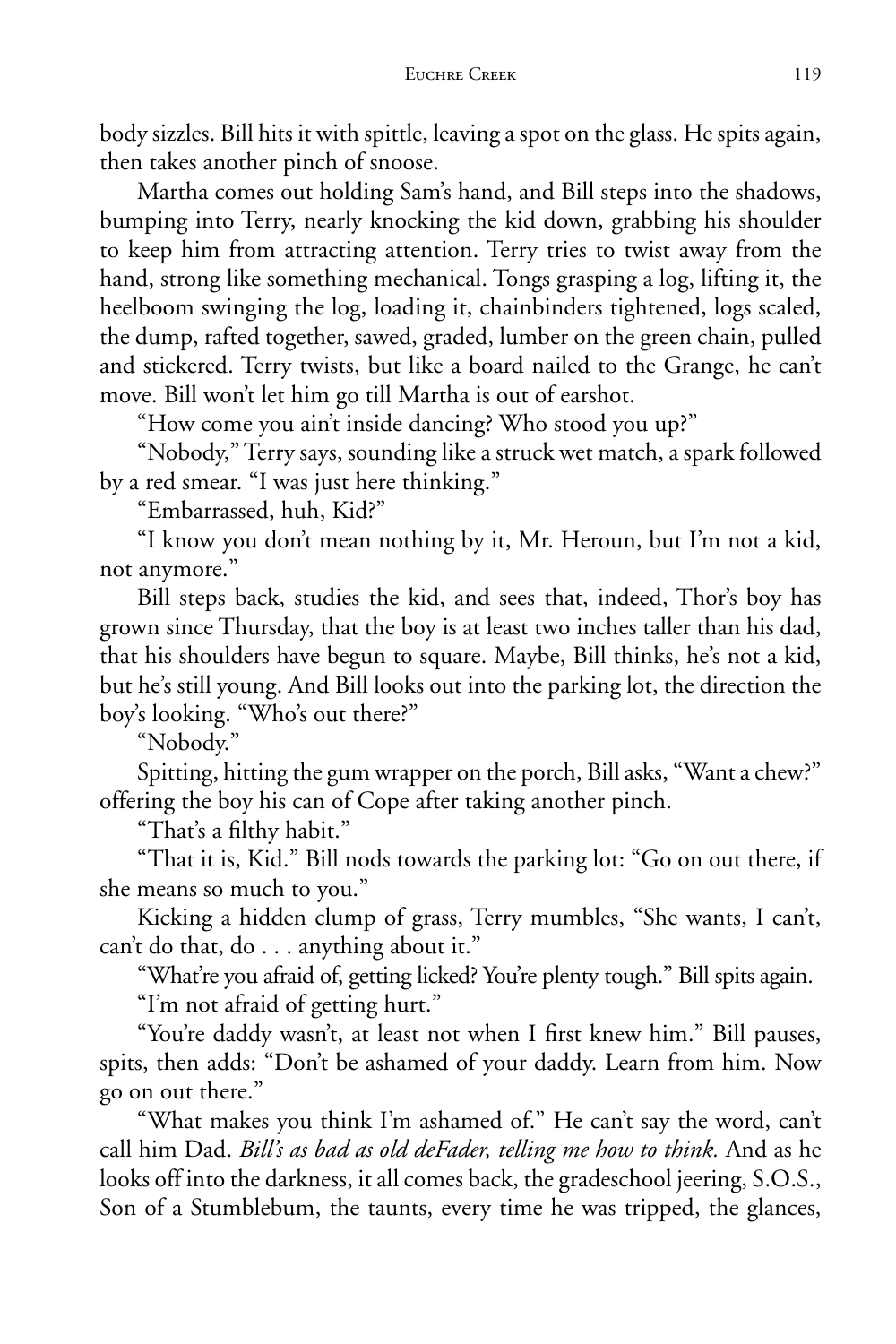body sizzles. Bill hits it with spittle, leaving a spot on the glass. He spits again, then takes another pinch of snoose.

Martha comes out holding Sam's hand, and Bill steps into the shadows, bumping into Terry, nearly knocking the kid down, grabbing his shoulder to keep him from attracting attention. Terry tries to twist away from the hand, strong like something mechanical. Tongs grasping a log, lifting it, the heelboom swinging the log, loading it, chainbinders tightened, logs scaled, the dump, rafted together, sawed, graded, lumber on the green chain, pulled and stickered. Terry twists, but like a board nailed to the Grange, he can't move. Bill won't let him go till Martha is out of earshot.

"How come you ain't inside dancing? Who stood you up?"

"Nobody," Terry says, sounding like a struck wet match, a spark followed by a red smear. "I was just here thinking."

"Embarrassed, huh, Kid?"

"I know you don't mean nothing by it, Mr. Heroun, but I'm not a kid, not anymore."

Bill steps back, studies the kid, and sees that, indeed, Thor's boy has grown since Thursday, that the boy is at least two inches taller than his dad, that his shoulders have begun to square. Maybe, Bill thinks, he's not a kid, but he's still young. And Bill looks out into the parking lot, the direction the boy's looking. "Who's out there?"

"Nobody."

Spitting, hitting the gum wrapper on the porch, Bill asks, "Want a chew?" offering the boy his can of Cope after taking another pinch.

"That's a filthy habit."

"That it is, Kid." Bill nods towards the parking lot: "Go on out there, if she means so much to you."

Kicking a hidden clump of grass, Terry mumbles, "She wants, I can't, can't do that, do . . . anything about it."

"What're you afraid of, getting licked? You're plenty tough." Bill spits again.

"I'm not afraid of getting hurt."

"You're daddy wasn't, at least not when I first knew him." Bill pauses, spits, then adds: "Don't be ashamed of your daddy. Learn from him. Now go on out there."

"What makes you think I'm ashamed of." He can't say the word, can't call him Dad. *Bill's as bad as old deFader, telling me how to think.* And as he looks off into the darkness, it all comes back, the gradeschool jeering, S.O.S., Son of a Stumblebum, the taunts, every time he was tripped, the glances,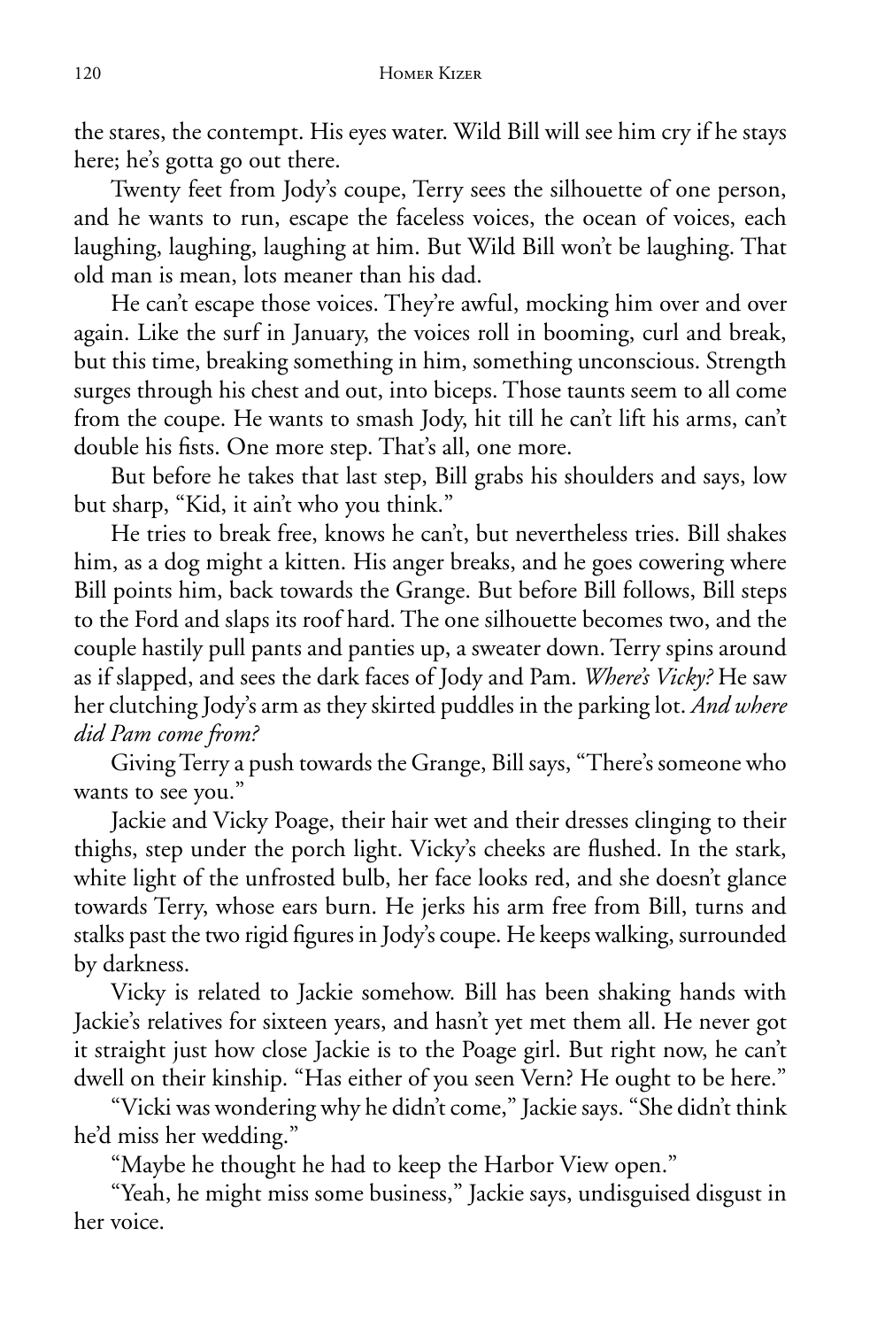the stares, the contempt. His eyes water. Wild Bill will see him cry if he stays here; he's gotta go out there.

Twenty feet from Jody's coupe, Terry sees the silhouette of one person, and he wants to run, escape the faceless voices, the ocean of voices, each laughing, laughing, laughing at him. But Wild Bill won't be laughing. That old man is mean, lots meaner than his dad.

He can't escape those voices. They're awful, mocking him over and over again. Like the surf in January, the voices roll in booming, curl and break, but this time, breaking something in him, something unconscious. Strength surges through his chest and out, into biceps. Those taunts seem to all come from the coupe. He wants to smash Jody, hit till he can't lift his arms, can't double his fists. One more step. That's all, one more.

But before he takes that last step, Bill grabs his shoulders and says, low but sharp, "Kid, it ain't who you think."

He tries to break free, knows he can't, but nevertheless tries. Bill shakes him, as a dog might a kitten. His anger breaks, and he goes cowering where Bill points him, back towards the Grange. But before Bill follows, Bill steps to the Ford and slaps its roof hard. The one silhouette becomes two, and the couple hastily pull pants and panties up, a sweater down. Terry spins around as if slapped, and sees the dark faces of Jody and Pam. *Where's Vicky?* He saw her clutching Jody's arm as they skirted puddles in the parking lot. *And where did Pam come from?*

Giving Terry a push towards the Grange, Bill says, "There's someone who wants to see you."

Jackie and Vicky Poage, their hair wet and their dresses clinging to their thighs, step under the porch light. Vicky's cheeks are flushed. In the stark, white light of the unfrosted bulb, her face looks red, and she doesn't glance towards Terry, whose ears burn. He jerks his arm free from Bill, turns and stalks past the two rigid figures in Jody's coupe. He keeps walking, surrounded by darkness.

Vicky is related to Jackie somehow. Bill has been shaking hands with Jackie's relatives for sixteen years, and hasn't yet met them all. He never got it straight just how close Jackie is to the Poage girl. But right now, he can't dwell on their kinship. "Has either of you seen Vern? He ought to be here."

"Vicki was wondering why he didn't come," Jackie says. "She didn't think he'd miss her wedding."

"Maybe he thought he had to keep the Harbor View open."

"Yeah, he might miss some business," Jackie says, undisguised disgust in her voice.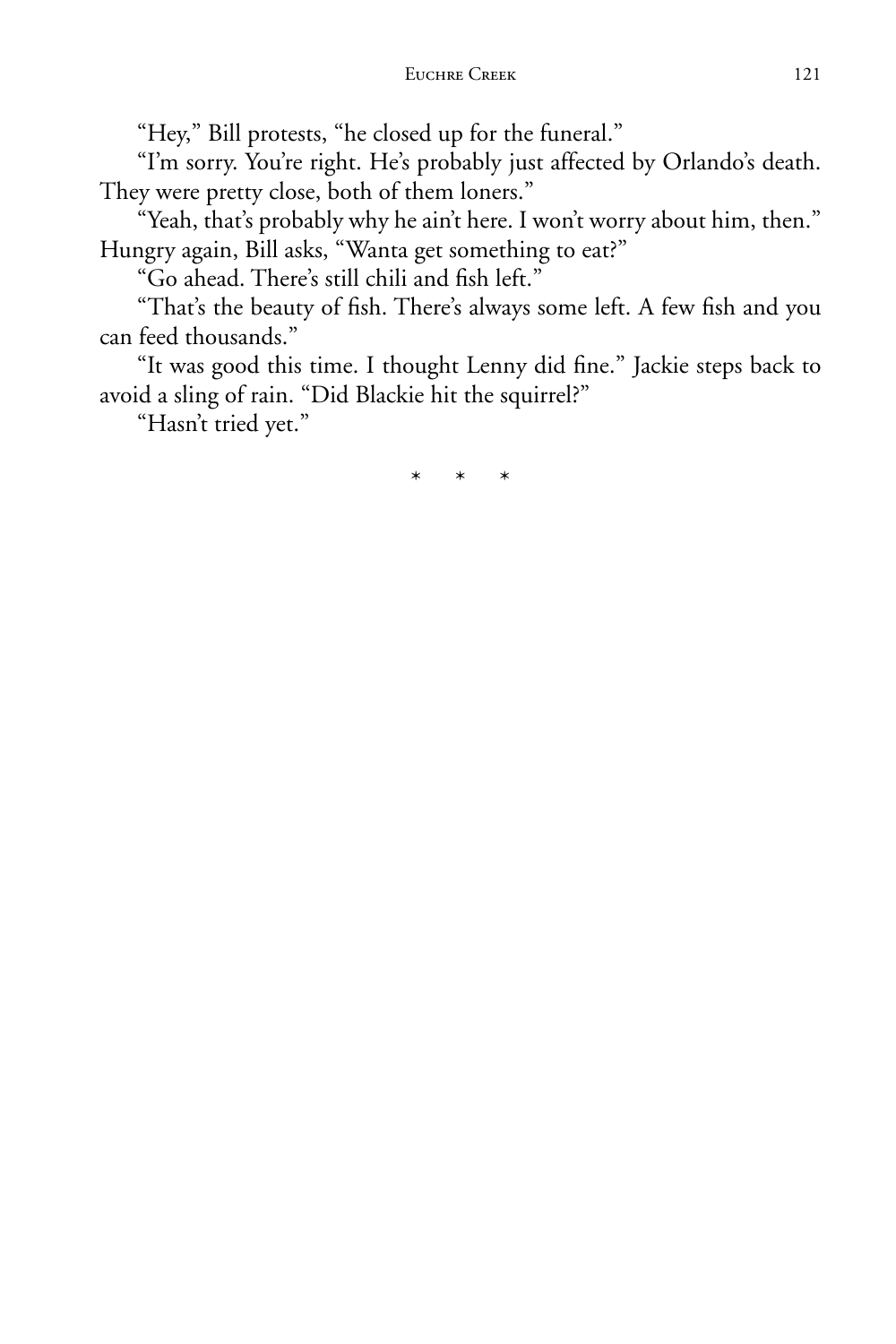"Hey," Bill protests, "he closed up for the funeral."

"I'm sorry. You're right. He's probably just affected by Orlando's death. They were pretty close, both of them loners."

"Yeah, that's probably why he ain't here. I won't worry about him, then." Hungry again, Bill asks, "Wanta get something to eat?"

"Go ahead. There's still chili and fish left."

"That's the beauty of fish. There's always some left. A few fish and you can feed thousands."

"It was good this time. I thought Lenny did fine." Jackie steps back to avoid a sling of rain. "Did Blackie hit the squirrel?"

"Hasn't tried yet."

\* \* \*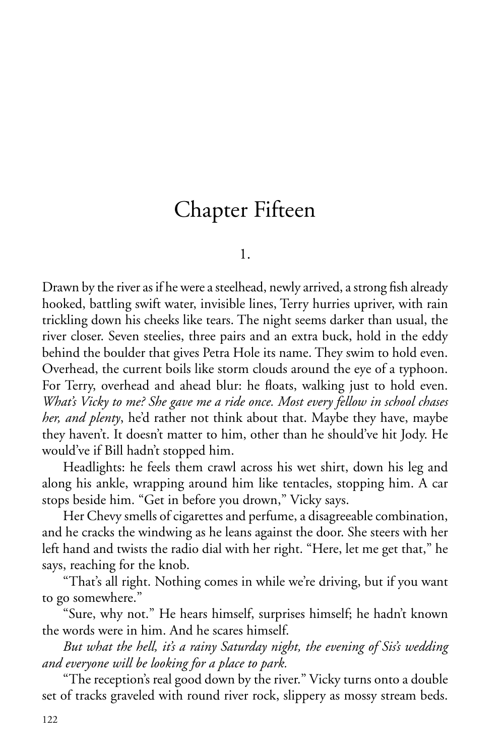# Chapter Fifteen

## 1.

Drawn by the river as if he were a steelhead, newly arrived, a strong fish already hooked, battling swift water, invisible lines, Terry hurries upriver, with rain trickling down his cheeks like tears. The night seems darker than usual, the river closer. Seven steelies, three pairs and an extra buck, hold in the eddy behind the boulder that gives Petra Hole its name. They swim to hold even. Overhead, the current boils like storm clouds around the eye of a typhoon. For Terry, overhead and ahead blur: he floats, walking just to hold even. *What's Vicky to me? She gave me a ride once. Most every fellow in school chases her, and plenty*, he'd rather not think about that. Maybe they have, maybe they haven't. It doesn't matter to him, other than he should've hit Jody. He would've if Bill hadn't stopped him.

Headlights: he feels them crawl across his wet shirt, down his leg and along his ankle, wrapping around him like tentacles, stopping him. A car stops beside him. "Get in before you drown," Vicky says.

Her Chevy smells of cigarettes and perfume, a disagreeable combination, and he cracks the windwing as he leans against the door. She steers with her left hand and twists the radio dial with her right. "Here, let me get that," he says, reaching for the knob.

"That's all right. Nothing comes in while we're driving, but if you want to go somewhere."

"Sure, why not." He hears himself, surprises himself; he hadn't known the words were in him. And he scares himself.

*But what the hell, it's a rainy Saturday night, the evening of Sis's wedding and everyone will be looking for a place to park.*

"The reception's real good down by the river." Vicky turns onto a double set of tracks graveled with round river rock, slippery as mossy stream beds.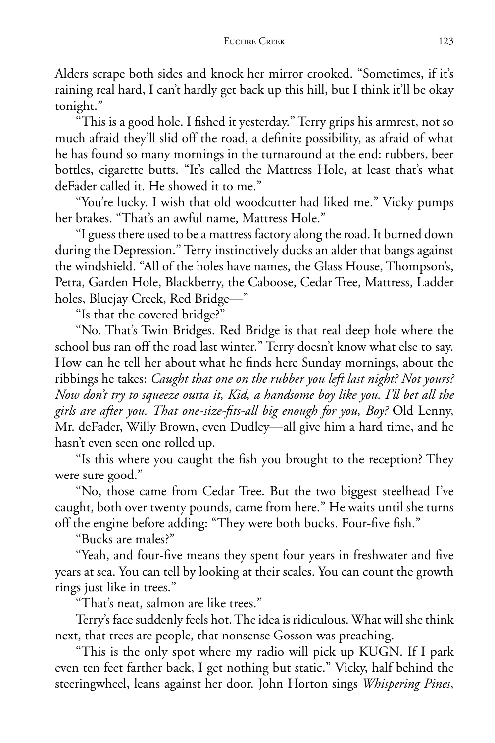Alders scrape both sides and knock her mirror crooked. "Sometimes, if it's raining real hard, I can't hardly get back up this hill, but I think it'll be okay tonight."

"This is a good hole. I fished it yesterday." Terry grips his armrest, not so much afraid they'll slid off the road, a definite possibility, as afraid of what he has found so many mornings in the turnaround at the end: rubbers, beer bottles, cigarette butts. "It's called the Mattress Hole, at least that's what deFader called it. He showed it to me."

"You're lucky. I wish that old woodcutter had liked me." Vicky pumps her brakes. "That's an awful name, Mattress Hole."

"I guess there used to be a mattress factory along the road. It burned down during the Depression." Terry instinctively ducks an alder that bangs against the windshield. "All of the holes have names, the Glass House, Thompson's, Petra, Garden Hole, Blackberry, the Caboose, Cedar Tree, Mattress, Ladder holes, Bluejay Creek, Red Bridge—"

"Is that the covered bridge?"

"No. That's Twin Bridges. Red Bridge is that real deep hole where the school bus ran off the road last winter." Terry doesn't know what else to say. How can he tell her about what he finds here Sunday mornings, about the ribbings he takes: *Caught that one on the rubber you left last night? Not yours? Now don't try to squeeze outta it, Kid, a handsome boy like you. I'll bet all the girls are after you. That one-size-fits-all big enough for you, Boy?* Old Lenny, Mr. deFader, Willy Brown, even Dudley—all give him a hard time, and he hasn't even seen one rolled up.

"Is this where you caught the fish you brought to the reception? They were sure good."

"No, those came from Cedar Tree. But the two biggest steelhead I've caught, both over twenty pounds, came from here." He waits until she turns off the engine before adding: "They were both bucks. Four-five fish."

"Bucks are males?"

"Yeah, and four-five means they spent four years in freshwater and five years at sea. You can tell by looking at their scales. You can count the growth rings just like in trees."

"That's neat, salmon are like trees."

Terry's face suddenly feels hot. The idea is ridiculous. What will she think next, that trees are people, that nonsense Gosson was preaching.

"This is the only spot where my radio will pick up KUGN. If I park even ten feet farther back, I get nothing but static." Vicky, half behind the steeringwheel, leans against her door. John Horton sings *Whispering Pines*,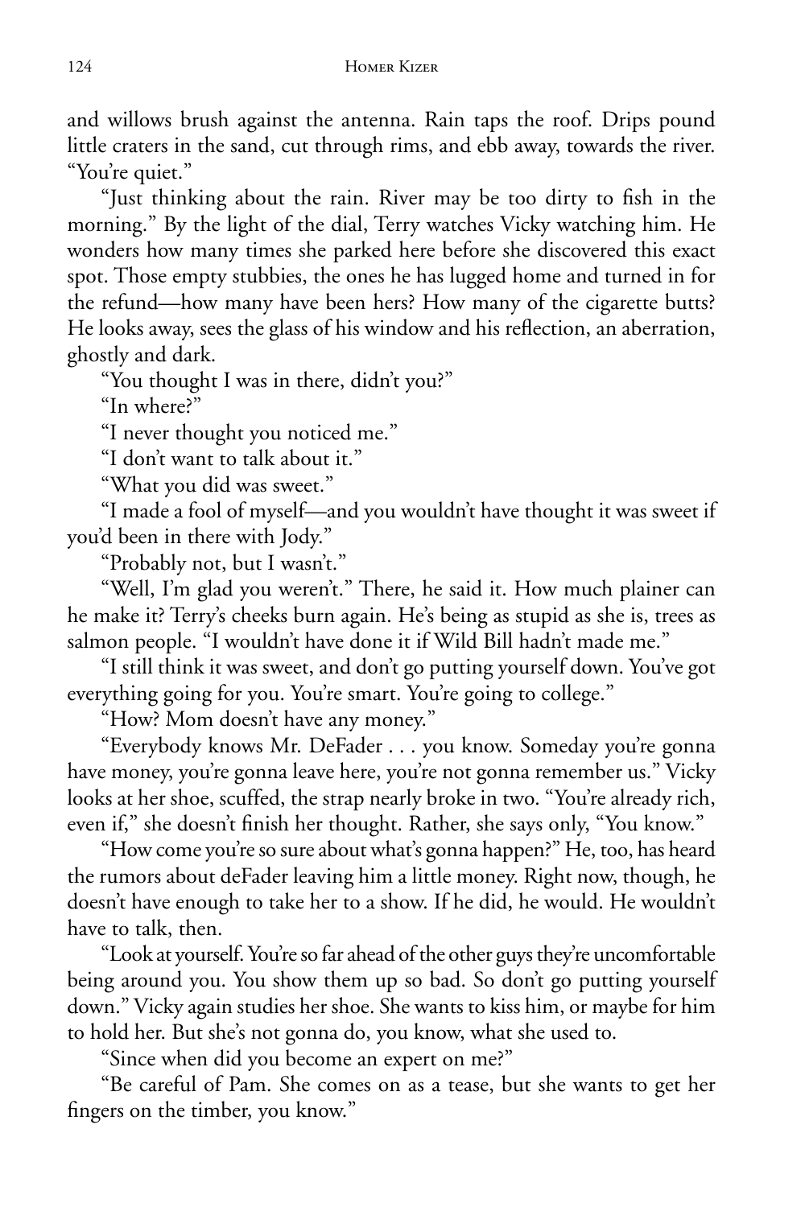and willows brush against the antenna. Rain taps the roof. Drips pound little craters in the sand, cut through rims, and ebb away, towards the river. "You're quiet."

"Just thinking about the rain. River may be too dirty to fish in the morning." By the light of the dial, Terry watches Vicky watching him. He wonders how many times she parked here before she discovered this exact spot. Those empty stubbies, the ones he has lugged home and turned in for the refund—how many have been hers? How many of the cigarette butts? He looks away, sees the glass of his window and his reflection, an aberration, ghostly and dark.

"You thought I was in there, didn't you?"

"In where?"

"I never thought you noticed me."

"I don't want to talk about it."

"What you did was sweet."

"I made a fool of myself—and you wouldn't have thought it was sweet if you'd been in there with Jody."

"Probably not, but I wasn't."

"Well, I'm glad you weren't." There, he said it. How much plainer can he make it? Terry's cheeks burn again. He's being as stupid as she is, trees as salmon people. "I wouldn't have done it if Wild Bill hadn't made me."

"I still think it was sweet, and don't go putting yourself down. You've got everything going for you. You're smart. You're going to college."

"How? Mom doesn't have any money."

"Everybody knows Mr. DeFader . . . you know. Someday you're gonna have money, you're gonna leave here, you're not gonna remember us." Vicky looks at her shoe, scuffed, the strap nearly broke in two. "You're already rich, even if," she doesn't finish her thought. Rather, she says only, "You know."

"How come you're so sure about what's gonna happen?" He, too, has heard the rumors about deFader leaving him a little money. Right now, though, he doesn't have enough to take her to a show. If he did, he would. He wouldn't have to talk, then.

"Look at yourself. You're so far ahead of the other guys they're uncomfortable being around you. You show them up so bad. So don't go putting yourself down." Vicky again studies her shoe. She wants to kiss him, or maybe for him to hold her. But she's not gonna do, you know, what she used to.

"Since when did you become an expert on me?"

"Be careful of Pam. She comes on as a tease, but she wants to get her fingers on the timber, you know."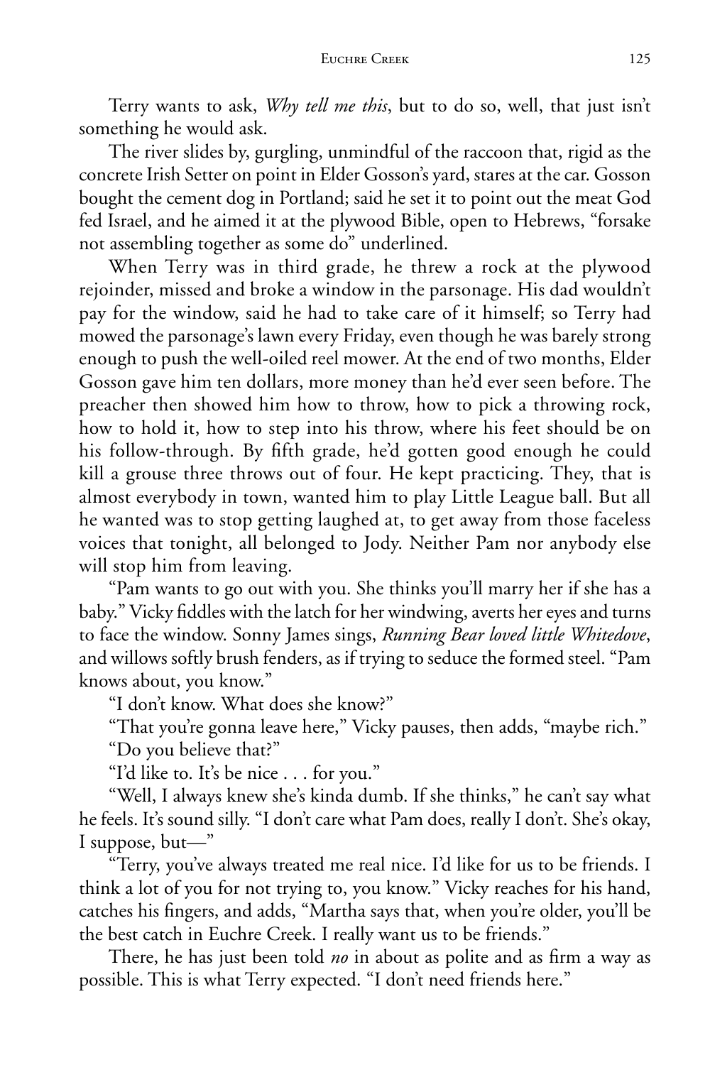Terry wants to ask, *Why tell me this*, but to do so, well, that just isn't something he would ask.

The river slides by, gurgling, unmindful of the raccoon that, rigid as the concrete Irish Setter on point in Elder Gosson's yard, stares at the car. Gosson bought the cement dog in Portland; said he set it to point out the meat God fed Israel, and he aimed it at the plywood Bible, open to Hebrews, "forsake not assembling together as some do" underlined.

When Terry was in third grade, he threw a rock at the plywood rejoinder, missed and broke a window in the parsonage. His dad wouldn't pay for the window, said he had to take care of it himself; so Terry had mowed the parsonage's lawn every Friday, even though he was barely strong enough to push the well-oiled reel mower. At the end of two months, Elder Gosson gave him ten dollars, more money than he'd ever seen before. The preacher then showed him how to throw, how to pick a throwing rock, how to hold it, how to step into his throw, where his feet should be on his follow-through. By fifth grade, he'd gotten good enough he could kill a grouse three throws out of four. He kept practicing. They, that is almost everybody in town, wanted him to play Little League ball. But all he wanted was to stop getting laughed at, to get away from those faceless voices that tonight, all belonged to Jody. Neither Pam nor anybody else will stop him from leaving.

"Pam wants to go out with you. She thinks you'll marry her if she has a baby." Vicky fiddles with the latch for her windwing, averts her eyes and turns to face the window. Sonny James sings, *Running Bear loved little Whitedove*, and willows softly brush fenders, as if trying to seduce the formed steel. "Pam knows about, you know."

"I don't know. What does she know?"

"That you're gonna leave here," Vicky pauses, then adds, "maybe rich."

"Do you believe that?"

"I'd like to. It's be nice . . . for you."

"Well, I always knew she's kinda dumb. If she thinks," he can't say what he feels. It's sound silly. "I don't care what Pam does, really I don't. She's okay, I suppose, but—"

"Terry, you've always treated me real nice. I'd like for us to be friends. I think a lot of you for not trying to, you know." Vicky reaches for his hand, catches his fingers, and adds, "Martha says that, when you're older, you'll be the best catch in Euchre Creek. I really want us to be friends."

There, he has just been told *no* in about as polite and as firm a way as possible. This is what Terry expected. "I don't need friends here."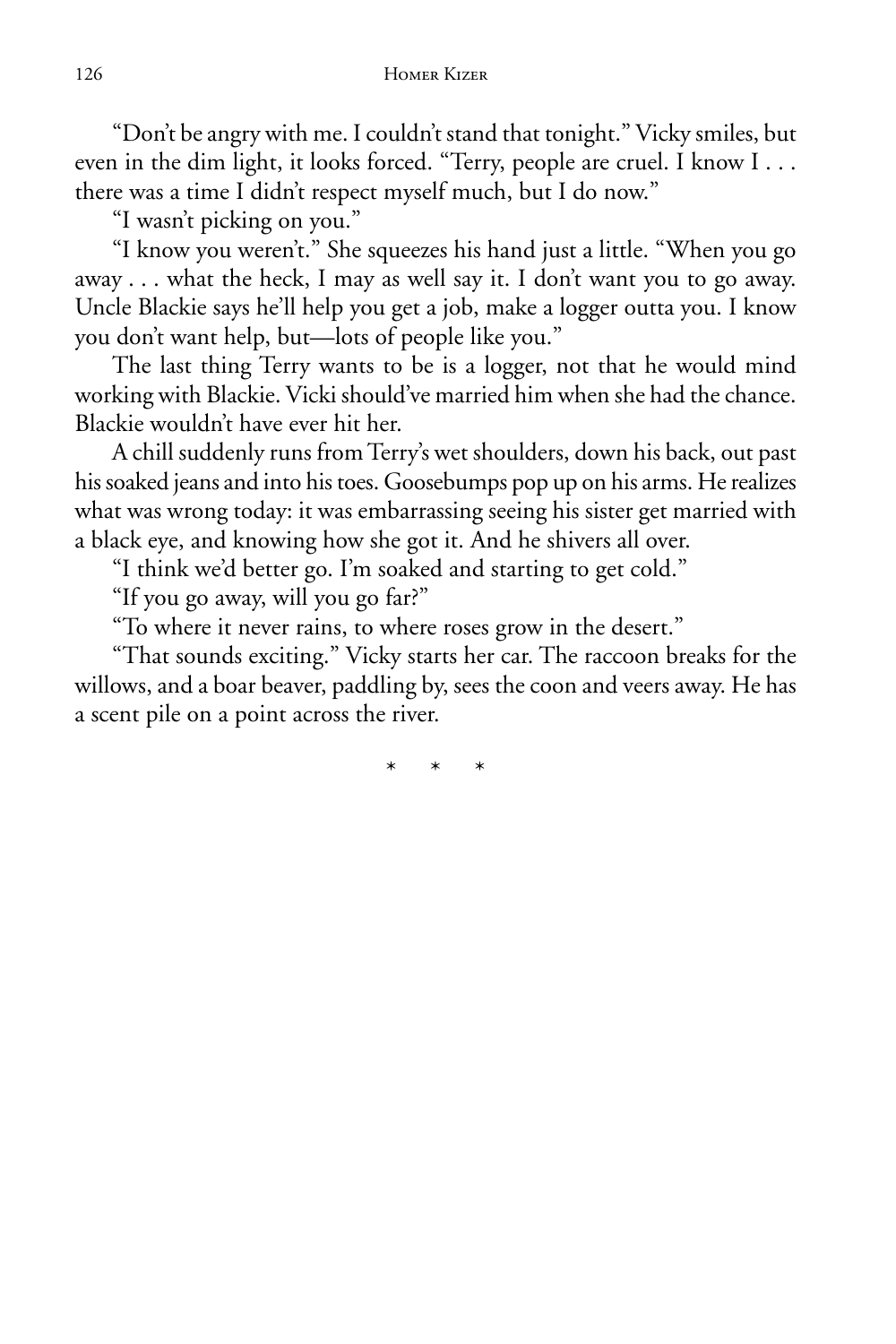"Don't be angry with me. I couldn't stand that tonight." Vicky smiles, but even in the dim light, it looks forced. "Terry, people are cruel. I know I . . . there was a time I didn't respect myself much, but I do now."

"I wasn't picking on you."

"I know you weren't." She squeezes his hand just a little. "When you go away . . . what the heck, I may as well say it. I don't want you to go away. Uncle Blackie says he'll help you get a job, make a logger outta you. I know you don't want help, but—lots of people like you."

The last thing Terry wants to be is a logger, not that he would mind working with Blackie. Vicki should've married him when she had the chance. Blackie wouldn't have ever hit her.

A chill suddenly runs from Terry's wet shoulders, down his back, out past his soaked jeans and into his toes. Goosebumps pop up on his arms. He realizes what was wrong today: it was embarrassing seeing his sister get married with a black eye, and knowing how she got it. And he shivers all over.

"I think we'd better go. I'm soaked and starting to get cold."

"If you go away, will you go far?"

"To where it never rains, to where roses grow in the desert."

"That sounds exciting." Vicky starts her car. The raccoon breaks for the willows, and a boar beaver, paddling by, sees the coon and veers away. He has a scent pile on a point across the river.

\* \* \*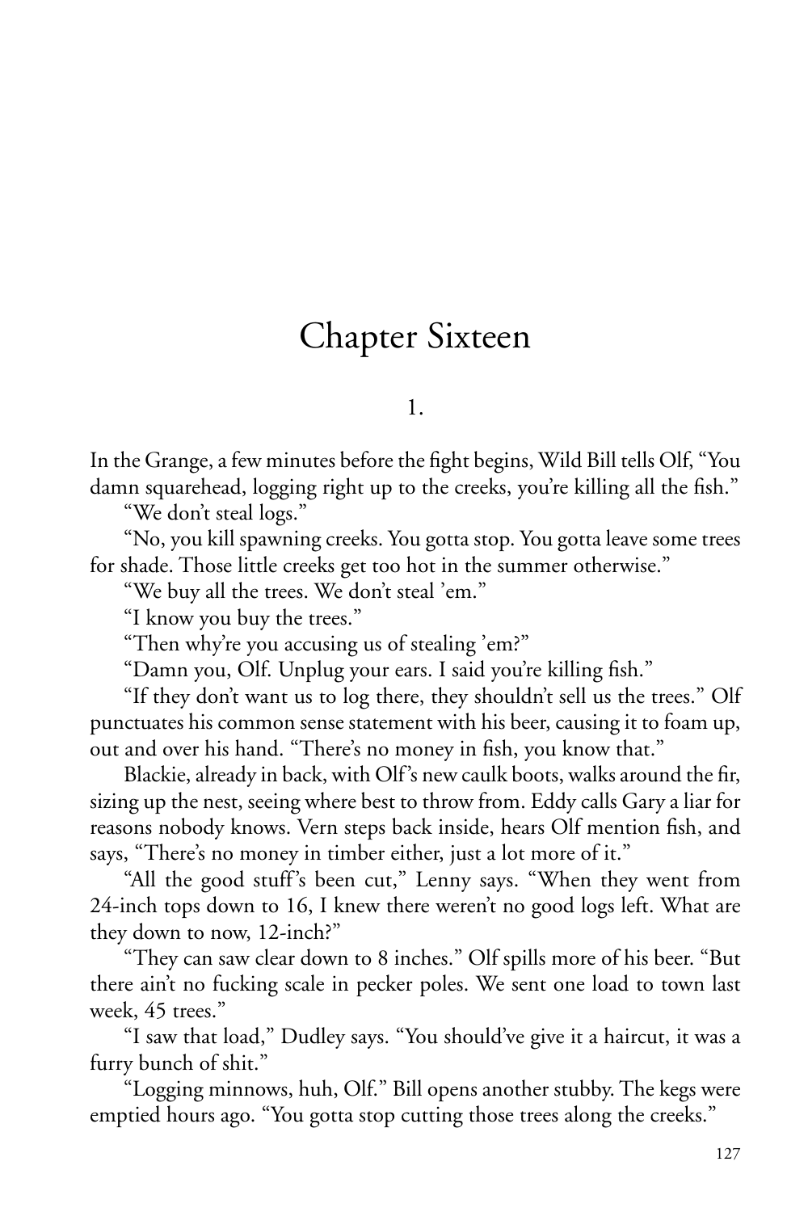# Chapter Sixteen

1.

In the Grange, a few minutes before the fight begins, Wild Bill tells Olf, "You damn squarehead, logging right up to the creeks, you're killing all the fish."

"We don't steal logs."

"No, you kill spawning creeks. You gotta stop. You gotta leave some trees for shade. Those little creeks get too hot in the summer otherwise."

"We buy all the trees. We don't steal 'em."

"I know you buy the trees."

"Then why're you accusing us of stealing 'em?"

"Damn you, Olf. Unplug your ears. I said you're killing fish."

"If they don't want us to log there, they shouldn't sell us the trees." Olf punctuates his common sense statement with his beer, causing it to foam up, out and over his hand. "There's no money in fish, you know that."

Blackie, already in back, with Olf's new caulk boots, walks around the fir, sizing up the nest, seeing where best to throw from. Eddy calls Gary a liar for reasons nobody knows. Vern steps back inside, hears Olf mention fish, and says, "There's no money in timber either, just a lot more of it."

"All the good stuff's been cut," Lenny says. "When they went from 24-inch tops down to 16, I knew there weren't no good logs left. What are they down to now, 12-inch?"

"They can saw clear down to 8 inches." Olf spills more of his beer. "But there ain't no fucking scale in pecker poles. We sent one load to town last week, 45 trees."

"I saw that load," Dudley says. "You should've give it a haircut, it was a furry bunch of shit."

"Logging minnows, huh, Olf." Bill opens another stubby. The kegs were emptied hours ago. "You gotta stop cutting those trees along the creeks."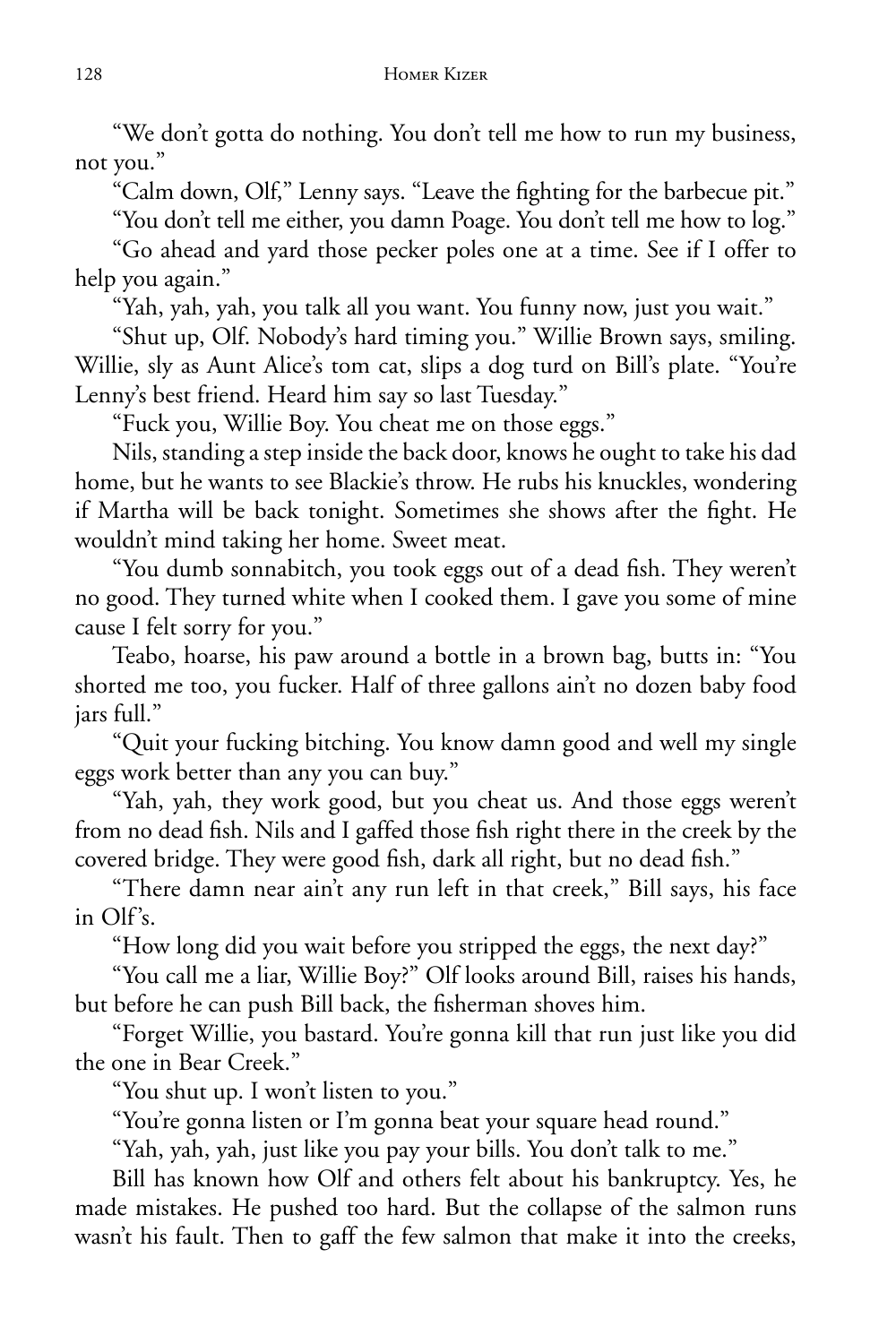"We don't gotta do nothing. You don't tell me how to run my business, not you."

"Calm down, Olf," Lenny says. "Leave the fighting for the barbecue pit."

"You don't tell me either, you damn Poage. You don't tell me how to log."

"Go ahead and yard those pecker poles one at a time. See if I offer to help you again."

"Yah, yah, yah, you talk all you want. You funny now, just you wait."

"Shut up, Olf. Nobody's hard timing you." Willie Brown says, smiling. Willie, sly as Aunt Alice's tom cat, slips a dog turd on Bill's plate. "You're Lenny's best friend. Heard him say so last Tuesday."

"Fuck you, Willie Boy. You cheat me on those eggs."

Nils, standing a step inside the back door, knows he ought to take his dad home, but he wants to see Blackie's throw. He rubs his knuckles, wondering if Martha will be back tonight. Sometimes she shows after the fight. He wouldn't mind taking her home. Sweet meat.

"You dumb sonnabitch, you took eggs out of a dead fish. They weren't no good. They turned white when I cooked them. I gave you some of mine cause I felt sorry for you."

Teabo, hoarse, his paw around a bottle in a brown bag, butts in: "You shorted me too, you fucker. Half of three gallons ain't no dozen baby food jars full."

"Quit your fucking bitching. You know damn good and well my single eggs work better than any you can buy."

"Yah, yah, they work good, but you cheat us. And those eggs weren't from no dead fish. Nils and I gaffed those fish right there in the creek by the covered bridge. They were good fish, dark all right, but no dead fish."

"There damn near ain't any run left in that creek," Bill says, his face in Olf's.

"How long did you wait before you stripped the eggs, the next day?"

"You call me a liar, Willie Boy?" Olf looks around Bill, raises his hands, but before he can push Bill back, the fisherman shoves him.

"Forget Willie, you bastard. You're gonna kill that run just like you did the one in Bear Creek."

"You shut up. I won't listen to you."

"You're gonna listen or I'm gonna beat your square head round."

"Yah, yah, yah, just like you pay your bills. You don't talk to me."

Bill has known how Olf and others felt about his bankruptcy. Yes, he made mistakes. He pushed too hard. But the collapse of the salmon runs wasn't his fault. Then to gaff the few salmon that make it into the creeks,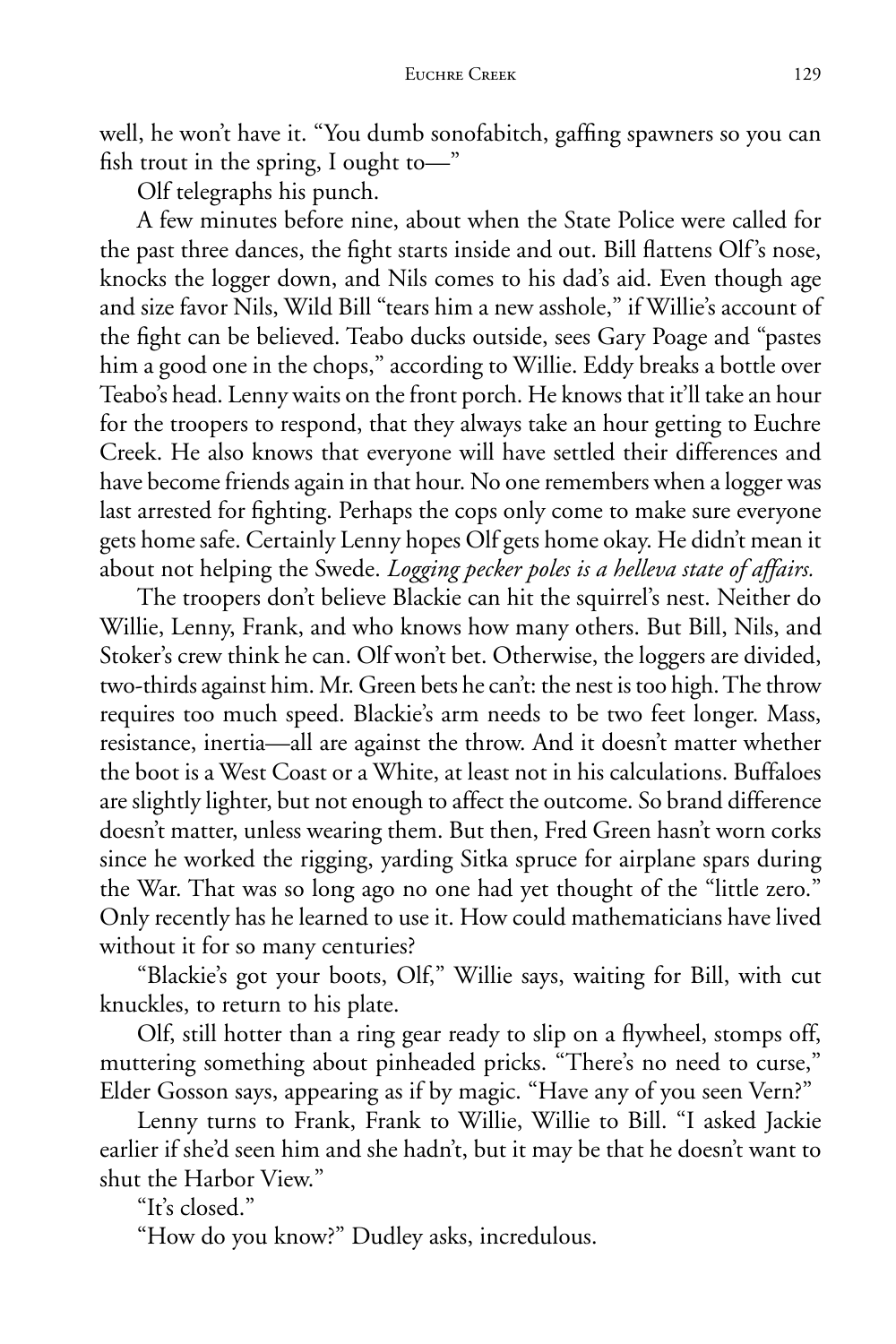well, he won't have it. "You dumb sonofabitch, gaffing spawners so you can fish trout in the spring, I ought to—"

Olf telegraphs his punch.

A few minutes before nine, about when the State Police were called for the past three dances, the fight starts inside and out. Bill flattens Olf's nose, knocks the logger down, and Nils comes to his dad's aid. Even though age and size favor Nils, Wild Bill "tears him a new asshole," if Willie's account of the fight can be believed. Teabo ducks outside, sees Gary Poage and "pastes him a good one in the chops," according to Willie. Eddy breaks a bottle over Teabo's head. Lenny waits on the front porch. He knows that it'll take an hour for the troopers to respond, that they always take an hour getting to Euchre Creek. He also knows that everyone will have settled their differences and have become friends again in that hour. No one remembers when a logger was last arrested for fighting. Perhaps the cops only come to make sure everyone gets home safe. Certainly Lenny hopes Olf gets home okay. He didn't mean it about not helping the Swede. *Logging pecker poles is a helleva state of affairs.*

The troopers don't believe Blackie can hit the squirrel's nest. Neither do Willie, Lenny, Frank, and who knows how many others. But Bill, Nils, and Stoker's crew think he can. Olf won't bet. Otherwise, the loggers are divided, two-thirds against him. Mr. Green bets he can't: the nest is too high. The throw requires too much speed. Blackie's arm needs to be two feet longer. Mass, resistance, inertia—all are against the throw. And it doesn't matter whether the boot is a West Coast or a White, at least not in his calculations. Buffaloes are slightly lighter, but not enough to affect the outcome. So brand difference doesn't matter, unless wearing them. But then, Fred Green hasn't worn corks since he worked the rigging, yarding Sitka spruce for airplane spars during the War. That was so long ago no one had yet thought of the "little zero." Only recently has he learned to use it. How could mathematicians have lived without it for so many centuries?

"Blackie's got your boots, Olf," Willie says, waiting for Bill, with cut knuckles, to return to his plate.

Olf, still hotter than a ring gear ready to slip on a flywheel, stomps off, muttering something about pinheaded pricks. "There's no need to curse," Elder Gosson says, appearing as if by magic. "Have any of you seen Vern?"

Lenny turns to Frank, Frank to Willie, Willie to Bill. "I asked Jackie earlier if she'd seen him and she hadn't, but it may be that he doesn't want to shut the Harbor View."

"It's closed."

"How do you know?" Dudley asks, incredulous.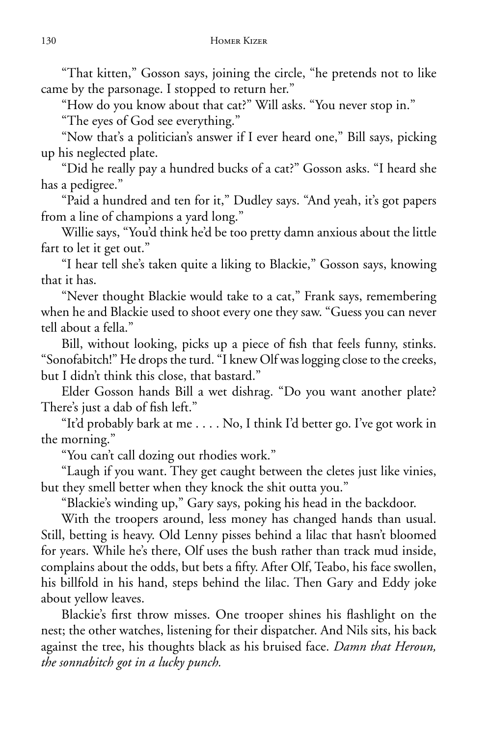"That kitten," Gosson says, joining the circle, "he pretends not to like came by the parsonage. I stopped to return her."

"How do you know about that cat?" Will asks. "You never stop in."

"The eyes of God see everything."

"Now that's a politician's answer if I ever heard one," Bill says, picking up his neglected plate.

"Did he really pay a hundred bucks of a cat?" Gosson asks. "I heard she has a pedigree."

"Paid a hundred and ten for it," Dudley says. "And yeah, it's got papers from a line of champions a yard long."

Willie says, "You'd think he'd be too pretty damn anxious about the little fart to let it get out."

"I hear tell she's taken quite a liking to Blackie," Gosson says, knowing that it has.

"Never thought Blackie would take to a cat," Frank says, remembering when he and Blackie used to shoot every one they saw. "Guess you can never tell about a fella."

Bill, without looking, picks up a piece of fish that feels funny, stinks. "Sonofabitch!" He drops the turd. "I knew Olf was logging close to the creeks, but I didn't think this close, that bastard."

Elder Gosson hands Bill a wet dishrag. "Do you want another plate? There's just a dab of fish left."

"It'd probably bark at me . . . . No, I think I'd better go. I've got work in the morning."

"You can't call dozing out rhodies work."

"Laugh if you want. They get caught between the cletes just like vinies, but they smell better when they knock the shit outta you."

"Blackie's winding up," Gary says, poking his head in the backdoor.

With the troopers around, less money has changed hands than usual. Still, betting is heavy. Old Lenny pisses behind a lilac that hasn't bloomed for years. While he's there, Olf uses the bush rather than track mud inside, complains about the odds, but bets a fifty. After Olf, Teabo, his face swollen, his billfold in his hand, steps behind the lilac. Then Gary and Eddy joke about yellow leaves.

Blackie's first throw misses. One trooper shines his flashlight on the nest; the other watches, listening for their dispatcher. And Nils sits, his back against the tree, his thoughts black as his bruised face. *Damn that Heroun, the sonnabitch got in a lucky punch.*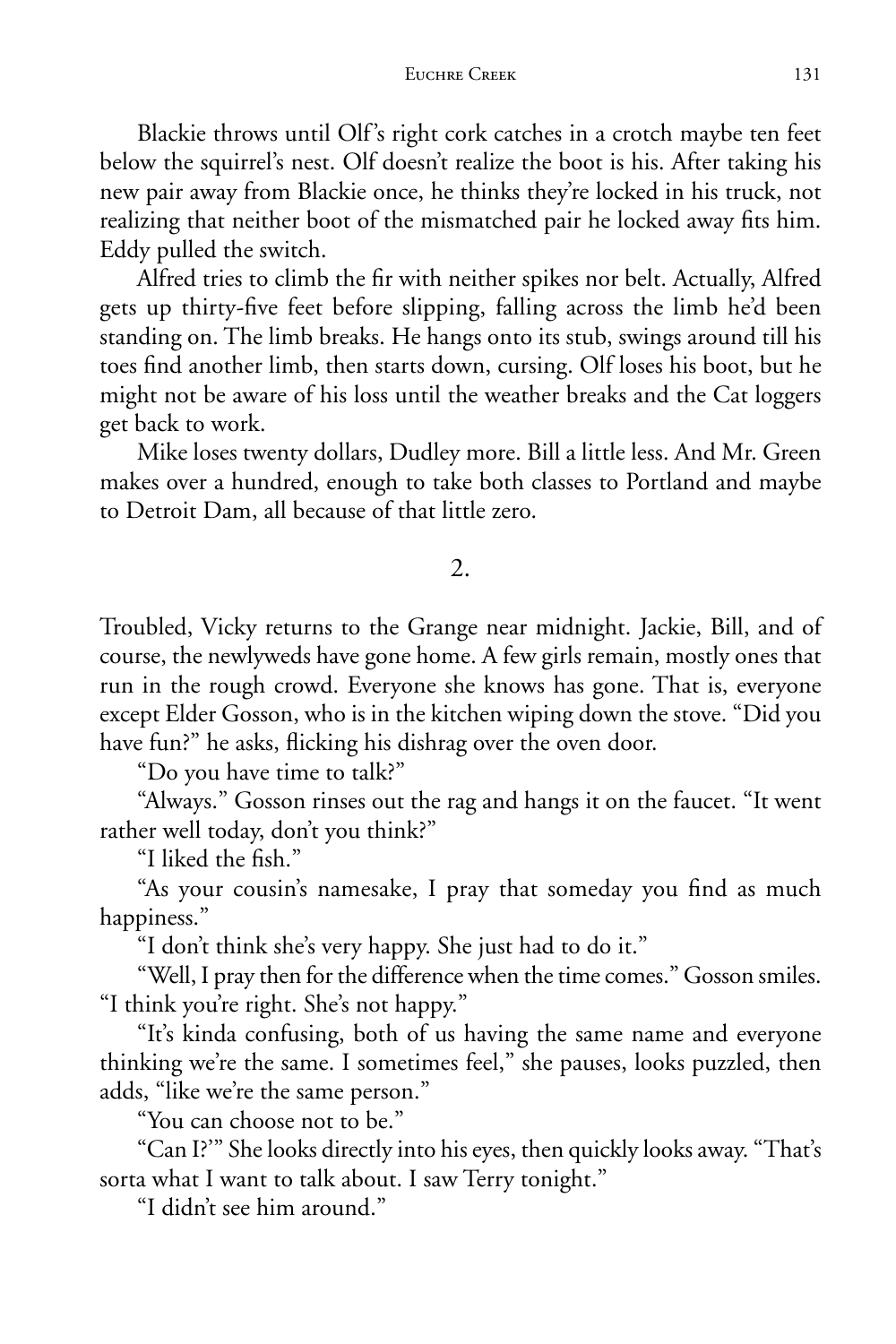Blackie throws until Olf's right cork catches in a crotch maybe ten feet below the squirrel's nest. Olf doesn't realize the boot is his. After taking his new pair away from Blackie once, he thinks they're locked in his truck, not realizing that neither boot of the mismatched pair he locked away fits him. Eddy pulled the switch.

Alfred tries to climb the fir with neither spikes nor belt. Actually, Alfred gets up thirty-five feet before slipping, falling across the limb he'd been standing on. The limb breaks. He hangs onto its stub, swings around till his toes find another limb, then starts down, cursing. Olf loses his boot, but he might not be aware of his loss until the weather breaks and the Cat loggers get back to work.

Mike loses twenty dollars, Dudley more. Bill a little less. And Mr. Green makes over a hundred, enough to take both classes to Portland and maybe to Detroit Dam, all because of that little zero.

## 2.

Troubled, Vicky returns to the Grange near midnight. Jackie, Bill, and of course, the newlyweds have gone home. A few girls remain, mostly ones that run in the rough crowd. Everyone she knows has gone. That is, everyone except Elder Gosson, who is in the kitchen wiping down the stove. "Did you have fun?" he asks, flicking his dishrag over the oven door.

"Do you have time to talk?"

"Always." Gosson rinses out the rag and hangs it on the faucet. "It went rather well today, don't you think?"

"I liked the fish."

"As your cousin's namesake, I pray that someday you find as much happiness."

"I don't think she's very happy. She just had to do it."

"Well, I pray then for the difference when the time comes." Gosson smiles. "I think you're right. She's not happy."

"It's kinda confusing, both of us having the same name and everyone thinking we're the same. I sometimes feel," she pauses, looks puzzled, then adds, "like we're the same person."

"You can choose not to be."

"Can I?'" She looks directly into his eyes, then quickly looks away. "That's sorta what I want to talk about. I saw Terry tonight."

"I didn't see him around."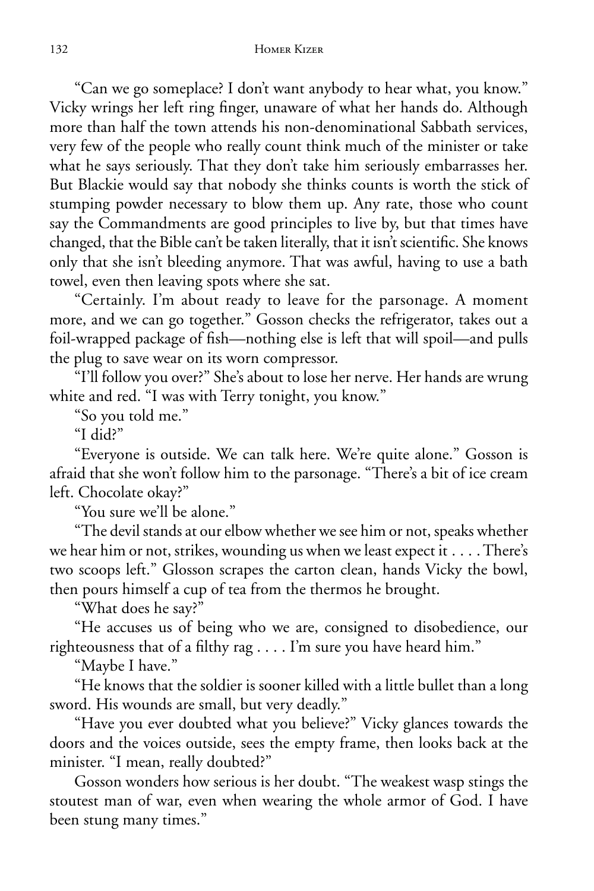"Can we go someplace? I don't want anybody to hear what, you know." Vicky wrings her left ring finger, unaware of what her hands do. Although more than half the town attends his non-denominational Sabbath services, very few of the people who really count think much of the minister or take what he says seriously. That they don't take him seriously embarrasses her. But Blackie would say that nobody she thinks counts is worth the stick of stumping powder necessary to blow them up. Any rate, those who count say the Commandments are good principles to live by, but that times have changed, that the Bible can't be taken literally, that it isn't scientific. She knows only that she isn't bleeding anymore. That was awful, having to use a bath towel, even then leaving spots where she sat.

"Certainly. I'm about ready to leave for the parsonage. A moment more, and we can go together." Gosson checks the refrigerator, takes out a foil-wrapped package of fish—nothing else is left that will spoil—and pulls the plug to save wear on its worn compressor.

"I'll follow you over?" She's about to lose her nerve. Her hands are wrung white and red. "I was with Terry tonight, you know."

"So you told me."

"I did?"

"Everyone is outside. We can talk here. We're quite alone." Gosson is afraid that she won't follow him to the parsonage. "There's a bit of ice cream left. Chocolate okay?"

"You sure we'll be alone."

"The devil stands at our elbow whether we see him or not, speaks whether we hear him or not, strikes, wounding us when we least expect it . . . . There's two scoops left." Glosson scrapes the carton clean, hands Vicky the bowl, then pours himself a cup of tea from the thermos he brought.

"What does he say?"

"He accuses us of being who we are, consigned to disobedience, our righteousness that of a filthy rag . . . . I'm sure you have heard him."

"Maybe I have."

"He knows that the soldier is sooner killed with a little bullet than a long sword. His wounds are small, but very deadly."

"Have you ever doubted what you believe?" Vicky glances towards the doors and the voices outside, sees the empty frame, then looks back at the minister. "I mean, really doubted?"

Gosson wonders how serious is her doubt. "The weakest wasp stings the stoutest man of war, even when wearing the whole armor of God. I have been stung many times."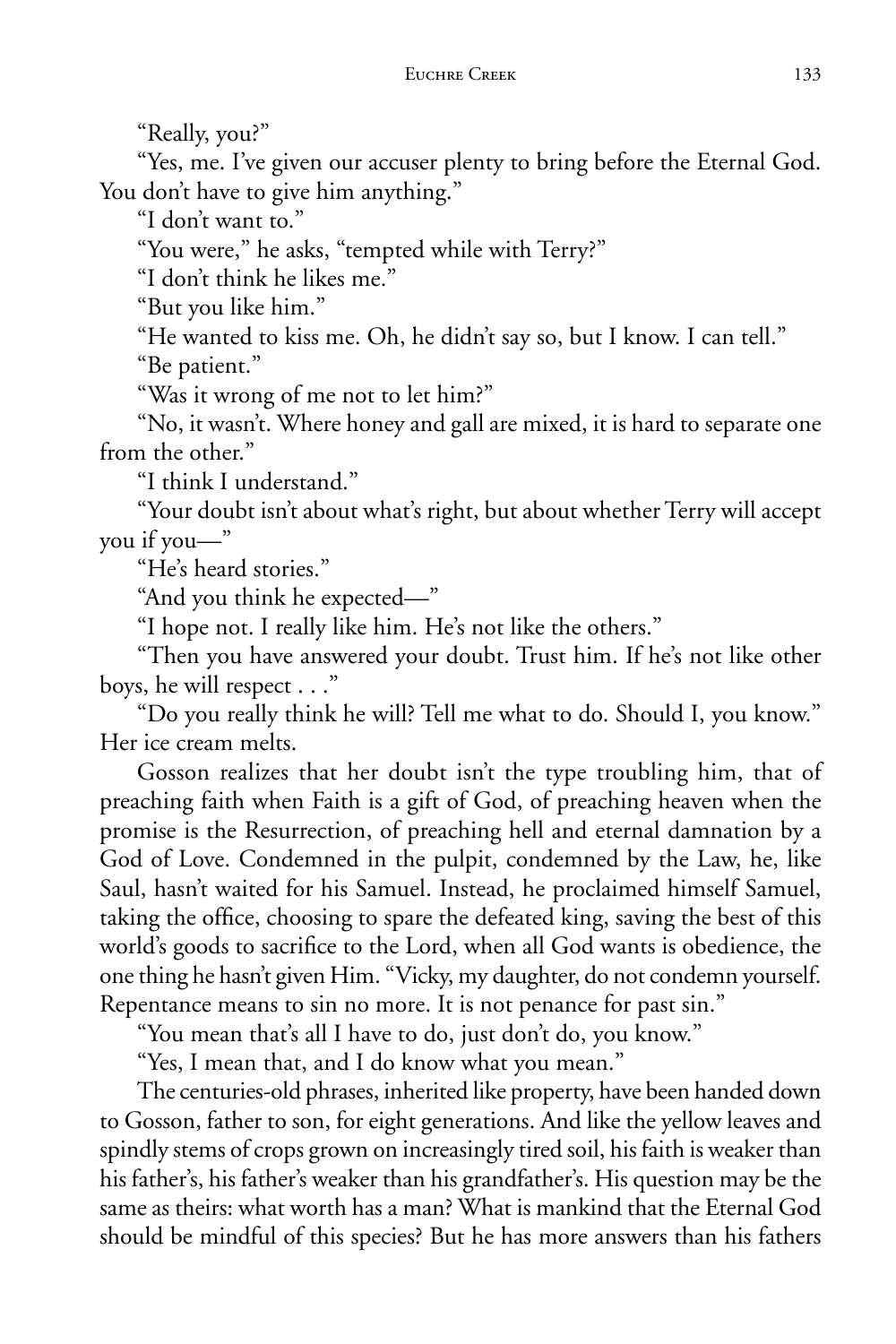"Really, you?"

"Yes, me. I've given our accuser plenty to bring before the Eternal God. You don't have to give him anything."

"I don't want to."

"You were," he asks, "tempted while with Terry?"

"I don't think he likes me."

"But you like him."

"He wanted to kiss me. Oh, he didn't say so, but I know. I can tell."

"Be patient."

"Was it wrong of me not to let him?"

"No, it wasn't. Where honey and gall are mixed, it is hard to separate one from the other."

"I think I understand."

"Your doubt isn't about what's right, but about whether Terry will accept you if you—"

"He's heard stories."

"And you think he expected—"

"I hope not. I really like him. He's not like the others."

"Then you have answered your doubt. Trust him. If he's not like other boys, he will respect . . ."

"Do you really think he will? Tell me what to do. Should I, you know." Her ice cream melts.

Gosson realizes that her doubt isn't the type troubling him, that of preaching faith when Faith is a gift of God, of preaching heaven when the promise is the Resurrection, of preaching hell and eternal damnation by a God of Love. Condemned in the pulpit, condemned by the Law, he, like Saul, hasn't waited for his Samuel. Instead, he proclaimed himself Samuel, taking the office, choosing to spare the defeated king, saving the best of this world's goods to sacrifice to the Lord, when all God wants is obedience, the one thing he hasn't given Him. "Vicky, my daughter, do not condemn yourself. Repentance means to sin no more. It is not penance for past sin."

"You mean that's all I have to do, just don't do, you know."

"Yes, I mean that, and I do know what you mean."

The centuries-old phrases, inherited like property, have been handed down to Gosson, father to son, for eight generations. And like the yellow leaves and spindly stems of crops grown on increasingly tired soil, his faith is weaker than his father's, his father's weaker than his grandfather's. His question may be the same as theirs: what worth has a man? What is mankind that the Eternal God should be mindful of this species? But he has more answers than his fathers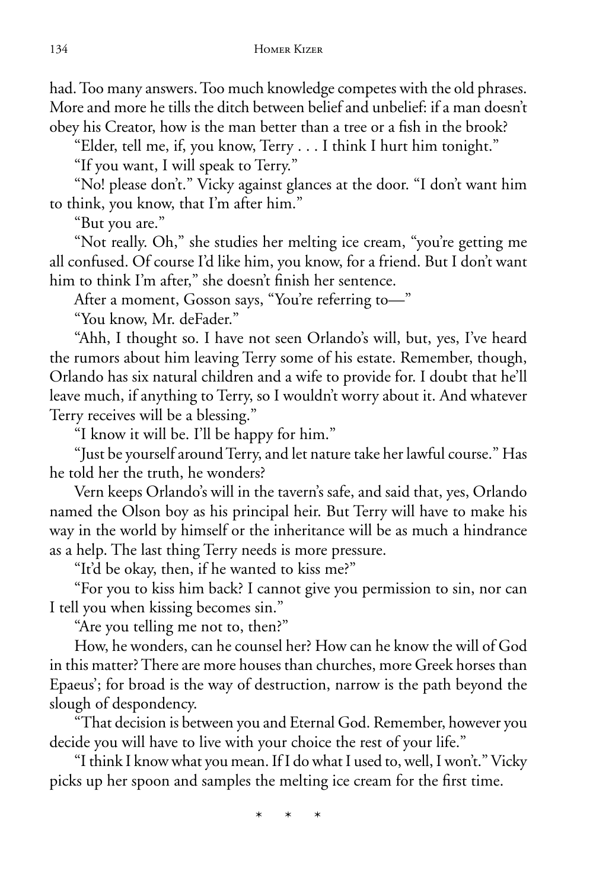had. Too many answers. Too much knowledge competes with the old phrases. More and more he tills the ditch between belief and unbelief: if a man doesn't obey his Creator, how is the man better than a tree or a fish in the brook?

"Elder, tell me, if, you know, Terry . . . I think I hurt him tonight."

"If you want, I will speak to Terry."

"No! please don't." Vicky against glances at the door. "I don't want him to think, you know, that I'm after him."

"But you are."

"Not really. Oh," she studies her melting ice cream, "you're getting me all confused. Of course I'd like him, you know, for a friend. But I don't want him to think I'm after," she doesn't finish her sentence.

After a moment, Gosson says, "You're referring to—"

"You know, Mr. deFader."

"Ahh, I thought so. I have not seen Orlando's will, but, yes, I've heard the rumors about him leaving Terry some of his estate. Remember, though, Orlando has six natural children and a wife to provide for. I doubt that he'll leave much, if anything to Terry, so I wouldn't worry about it. And whatever Terry receives will be a blessing."

"I know it will be. I'll be happy for him."

"Just be yourself around Terry, and let nature take her lawful course." Has he told her the truth, he wonders?

Vern keeps Orlando's will in the tavern's safe, and said that, yes, Orlando named the Olson boy as his principal heir. But Terry will have to make his way in the world by himself or the inheritance will be as much a hindrance as a help. The last thing Terry needs is more pressure.

"It'd be okay, then, if he wanted to kiss me?"

"For you to kiss him back? I cannot give you permission to sin, nor can I tell you when kissing becomes sin."

"Are you telling me not to, then?"

How, he wonders, can he counsel her? How can he know the will of God in this matter? There are more houses than churches, more Greek horses than Epaeus'; for broad is the way of destruction, narrow is the path beyond the slough of despondency.

"That decision is between you and Eternal God. Remember, however you decide you will have to live with your choice the rest of your life."

"I think I know what you mean. If I do what I used to, well, I won't." Vicky picks up her spoon and samples the melting ice cream for the first time.

\* \* \*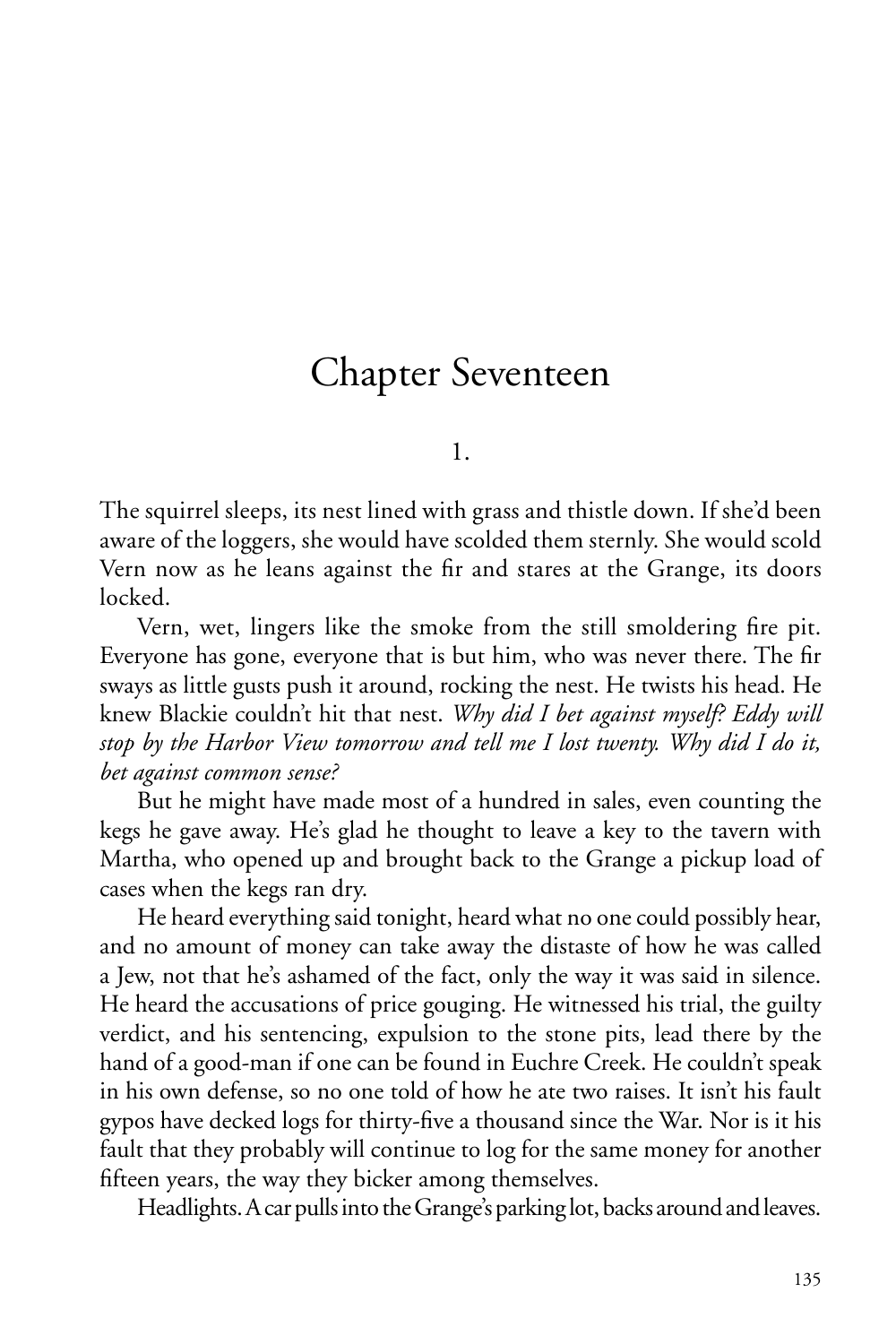# Chapter Seventeen

1.

The squirrel sleeps, its nest lined with grass and thistle down. If she'd been aware of the loggers, she would have scolded them sternly. She would scold Vern now as he leans against the fir and stares at the Grange, its doors locked.

Vern, wet, lingers like the smoke from the still smoldering fire pit. Everyone has gone, everyone that is but him, who was never there. The fir sways as little gusts push it around, rocking the nest. He twists his head. He knew Blackie couldn't hit that nest. *Why did I bet against myself? Eddy will stop by the Harbor View tomorrow and tell me I lost twenty. Why did I do it, bet against common sense?*

But he might have made most of a hundred in sales, even counting the kegs he gave away. He's glad he thought to leave a key to the tavern with Martha, who opened up and brought back to the Grange a pickup load of cases when the kegs ran dry.

He heard everything said tonight, heard what no one could possibly hear, and no amount of money can take away the distaste of how he was called a Jew, not that he's ashamed of the fact, only the way it was said in silence. He heard the accusations of price gouging. He witnessed his trial, the guilty verdict, and his sentencing, expulsion to the stone pits, lead there by the hand of a good-man if one can be found in Euchre Creek. He couldn't speak in his own defense, so no one told of how he ate two raises. It isn't his fault gypos have decked logs for thirty-five a thousand since the War. Nor is it his fault that they probably will continue to log for the same money for another fifteen years, the way they bicker among themselves.

Headlights. A car pulls into the Grange's parking lot, backs around and leaves.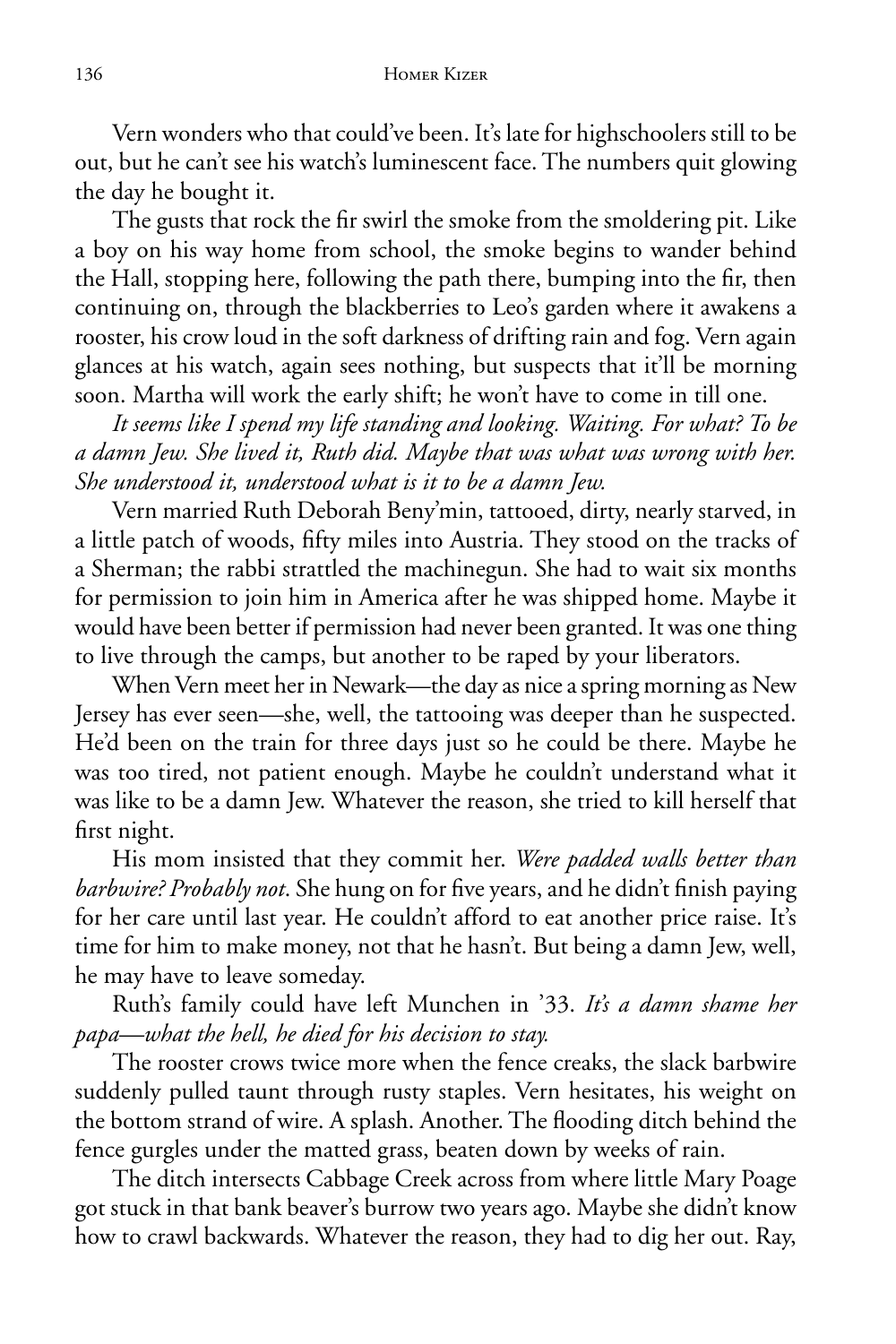Vern wonders who that could've been. It's late for highschoolers still to be out, but he can't see his watch's luminescent face. The numbers quit glowing the day he bought it.

The gusts that rock the fir swirl the smoke from the smoldering pit. Like a boy on his way home from school, the smoke begins to wander behind the Hall, stopping here, following the path there, bumping into the fir, then continuing on, through the blackberries to Leo's garden where it awakens a rooster, his crow loud in the soft darkness of drifting rain and fog. Vern again glances at his watch, again sees nothing, but suspects that it'll be morning soon. Martha will work the early shift; he won't have to come in till one.

*It seems like I spend my life standing and looking. Waiting. For what? To be a damn Jew. She lived it, Ruth did. Maybe that was what was wrong with her. She understood it, understood what is it to be a damn Jew.*

Vern married Ruth Deborah Beny'min, tattooed, dirty, nearly starved, in a little patch of woods, fifty miles into Austria. They stood on the tracks of a Sherman; the rabbi strattled the machinegun. She had to wait six months for permission to join him in America after he was shipped home. Maybe it would have been better if permission had never been granted. It was one thing to live through the camps, but another to be raped by your liberators.

When Vern meet her in Newark—the day as nice a spring morning as New Jersey has ever seen—she, well, the tattooing was deeper than he suspected. He'd been on the train for three days just so he could be there. Maybe he was too tired, not patient enough. Maybe he couldn't understand what it was like to be a damn Jew. Whatever the reason, she tried to kill herself that first night.

His mom insisted that they commit her. *Were padded walls better than barbwire? Probably not*. She hung on for five years, and he didn't finish paying for her care until last year. He couldn't afford to eat another price raise. It's time for him to make money, not that he hasn't. But being a damn Jew, well, he may have to leave someday.

Ruth's family could have left Munchen in '33. *It's a damn shame her papa—what the hell, he died for his decision to stay.*

The rooster crows twice more when the fence creaks, the slack barbwire suddenly pulled taunt through rusty staples. Vern hesitates, his weight on the bottom strand of wire. A splash. Another. The flooding ditch behind the fence gurgles under the matted grass, beaten down by weeks of rain.

The ditch intersects Cabbage Creek across from where little Mary Poage got stuck in that bank beaver's burrow two years ago. Maybe she didn't know how to crawl backwards. Whatever the reason, they had to dig her out. Ray,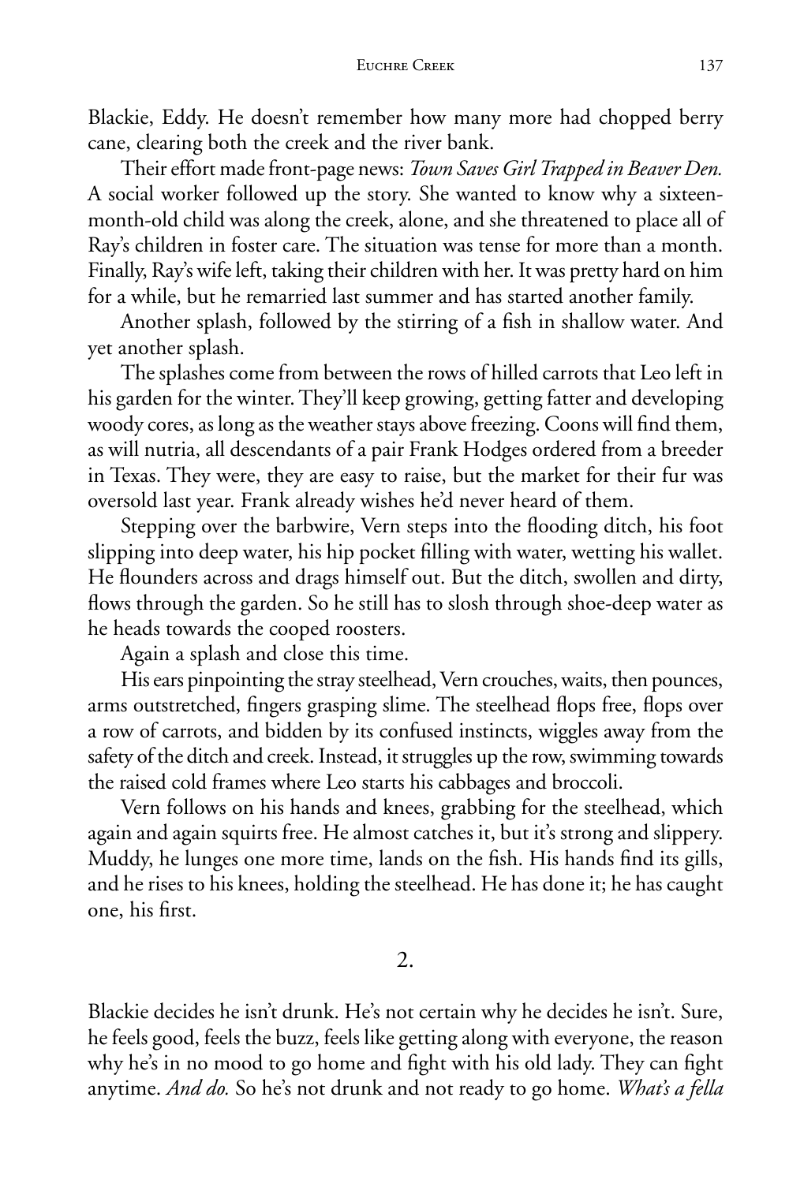Blackie, Eddy. He doesn't remember how many more had chopped berry cane, clearing both the creek and the river bank.

Their effort made front-page news: *Town Saves Girl Trapped in Beaver Den.* A social worker followed up the story. She wanted to know why a sixteen-month-old child was along the creek, alone, and she threatened to place all of Ray's children in foster care. The situation was tense for more than a month. Finally, Ray's wife left, taking their children with her. It was pretty hard on him for a while, but he remarried last summer and has started another family.

Another splash, followed by the stirring of a fish in shallow water. And yet another splash.

The splashes come from between the rows of hilled carrots that Leo left in his garden for the winter. They'll keep growing, getting fatter and developing woody cores, as long as the weather stays above freezing. Coons will find them, as will nutria, all descendants of a pair Frank Hodges ordered from a breeder in Texas. They were, they are easy to raise, but the market for their fur was oversold last year. Frank already wishes he'd never heard of them.

Stepping over the barbwire, Vern steps into the flooding ditch, his foot slipping into deep water, his hip pocket filling with water, wetting his wallet. He flounders across and drags himself out. But the ditch, swollen and dirty, flows through the garden. So he still has to slosh through shoe-deep water as he heads towards the cooped roosters.

Again a splash and close this time.

His ears pinpointing the stray steelhead, Vern crouches, waits, then pounces, arms outstretched, fingers grasping slime. The steelhead flops free, flops over a row of carrots, and bidden by its confused instincts, wiggles away from the safety of the ditch and creek. Instead, it struggles up the row, swimming towards the raised cold frames where Leo starts his cabbages and broccoli.

Vern follows on his hands and knees, grabbing for the steelhead, which again and again squirts free. He almost catches it, but it's strong and slippery. Muddy, he lunges one more time, lands on the fish. His hands find its gills, and he rises to his knees, holding the steelhead. He has done it; he has caught one, his first.

## 2.

Blackie decides he isn't drunk. He's not certain why he decides he isn't. Sure, he feels good, feels the buzz, feels like getting along with everyone, the reason why he's in no mood to go home and fight with his old lady. They can fight anytime. *And do.* So he's not drunk and not ready to go home. *What's a fella*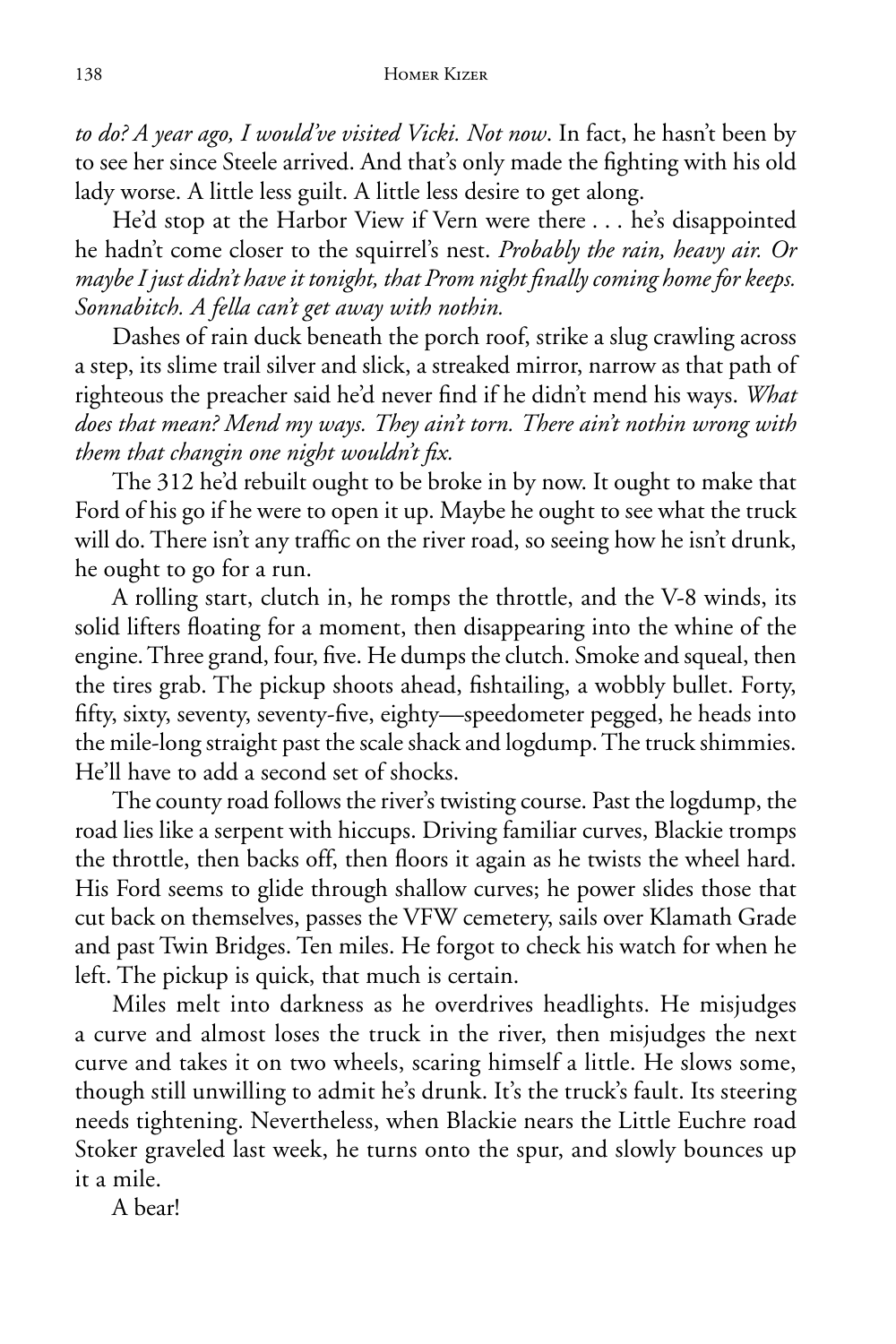*to do? A year ago, I would've visited Vicki. Not now*. In fact, he hasn't been by to see her since Steele arrived. And that's only made the fighting with his old lady worse. A little less guilt. A little less desire to get along.

He'd stop at the Harbor View if Vern were there . . . he's disappointed he hadn't come closer to the squirrel's nest. *Probably the rain, heavy air. Or maybe I just didn't have it tonight, that Prom night finally coming home for keeps. Sonnabitch. A fella can't get away with nothin.*

Dashes of rain duck beneath the porch roof, strike a slug crawling across a step, its slime trail silver and slick, a streaked mirror, narrow as that path of righteous the preacher said he'd never find if he didn't mend his ways. *What does that mean? Mend my ways. They ain't torn. There ain't nothin wrong with them that changin one night wouldn't fix.*

The 312 he'd rebuilt ought to be broke in by now. It ought to make that Ford of his go if he were to open it up. Maybe he ought to see what the truck will do. There isn't any traffic on the river road, so seeing how he isn't drunk, he ought to go for a run.

A rolling start, clutch in, he romps the throttle, and the V-8 winds, its solid lifters floating for a moment, then disappearing into the whine of the engine. Three grand, four, five. He dumps the clutch. Smoke and squeal, then the tires grab. The pickup shoots ahead, fishtailing, a wobbly bullet. Forty, fifty, sixty, seventy, seventy-five, eighty—speedometer pegged, he heads into the mile-long straight past the scale shack and logdump. The truck shimmies. He'll have to add a second set of shocks.

The county road follows the river's twisting course. Past the logdump, the road lies like a serpent with hiccups. Driving familiar curves, Blackie tromps the throttle, then backs off, then floors it again as he twists the wheel hard. His Ford seems to glide through shallow curves; he power slides those that cut back on themselves, passes the VFW cemetery, sails over Klamath Grade and past Twin Bridges. Ten miles. He forgot to check his watch for when he left. The pickup is quick, that much is certain.

Miles melt into darkness as he overdrives headlights. He misjudges a curve and almost loses the truck in the river, then misjudges the next curve and takes it on two wheels, scaring himself a little. He slows some, though still unwilling to admit he's drunk. It's the truck's fault. Its steering needs tightening. Nevertheless, when Blackie nears the Little Euchre road Stoker graveled last week, he turns onto the spur, and slowly bounces up it a mile.

A bear!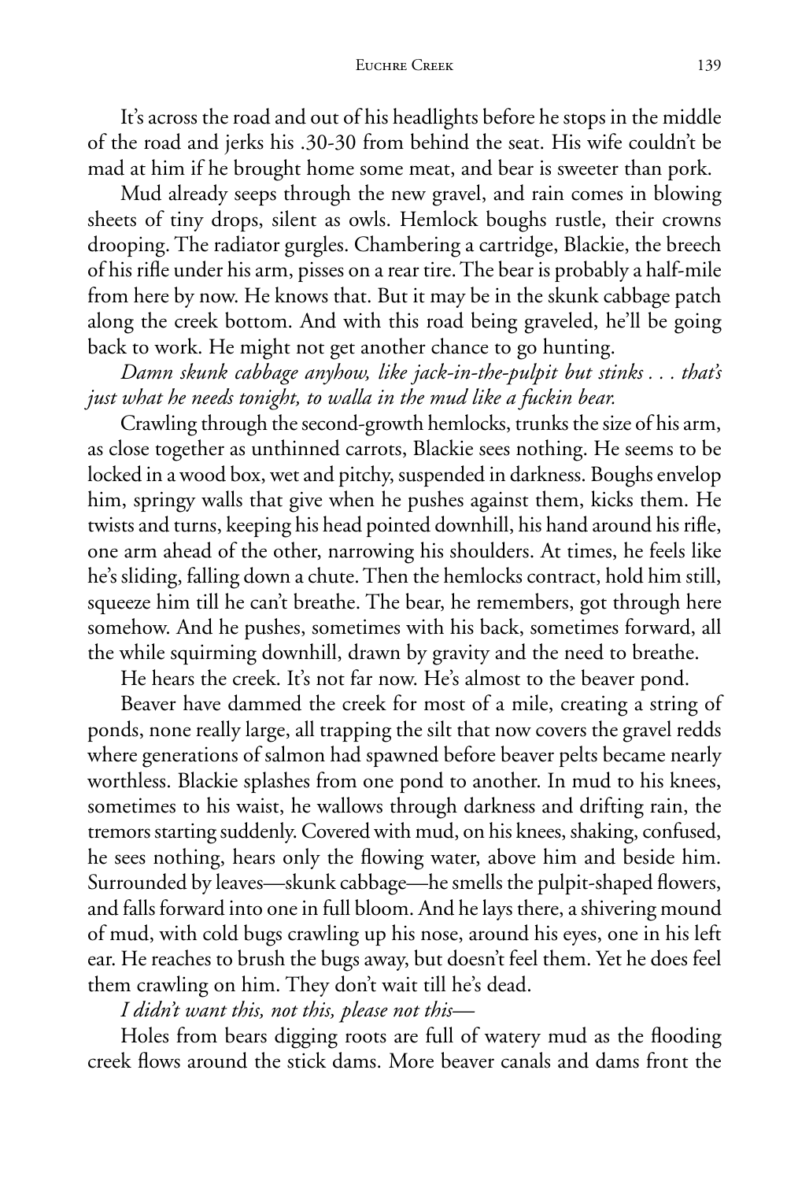It's across the road and out of his headlights before he stops in the middle of the road and jerks his .30-30 from behind the seat. His wife couldn't be mad at him if he brought home some meat, and bear is sweeter than pork.

Mud already seeps through the new gravel, and rain comes in blowing sheets of tiny drops, silent as owls. Hemlock boughs rustle, their crowns drooping. The radiator gurgles. Chambering a cartridge, Blackie, the breech of his rifle under his arm, pisses on a rear tire. The bear is probably a half-mile from here by now. He knows that. But it may be in the skunk cabbage patch along the creek bottom. And with this road being graveled, he'll be going back to work. He might not get another chance to go hunting.

*Damn skunk cabbage anyhow, like jack-in-the-pulpit but stinks . . . that's just what he needs tonight, to walla in the mud like a fuckin bear.*

Crawling through the second-growth hemlocks, trunks the size of his arm, as close together as unthinned carrots, Blackie sees nothing. He seems to be locked in a wood box, wet and pitchy, suspended in darkness. Boughs envelop him, springy walls that give when he pushes against them, kicks them. He twists and turns, keeping his head pointed downhill, his hand around his rifle, one arm ahead of the other, narrowing his shoulders. At times, he feels like he's sliding, falling down a chute. Then the hemlocks contract, hold him still, squeeze him till he can't breathe. The bear, he remembers, got through here somehow. And he pushes, sometimes with his back, sometimes forward, all the while squirming downhill, drawn by gravity and the need to breathe.

He hears the creek. It's not far now. He's almost to the beaver pond.

Beaver have dammed the creek for most of a mile, creating a string of ponds, none really large, all trapping the silt that now covers the gravel redds where generations of salmon had spawned before beaver pelts became nearly worthless. Blackie splashes from one pond to another. In mud to his knees, sometimes to his waist, he wallows through darkness and drifting rain, the tremors starting suddenly. Covered with mud, on his knees, shaking, confused, he sees nothing, hears only the flowing water, above him and beside him. Surrounded by leaves—skunk cabbage—he smells the pulpit-shaped flowers, and falls forward into one in full bloom. And he lays there, a shivering mound of mud, with cold bugs crawling up his nose, around his eyes, one in his left ear. He reaches to brush the bugs away, but doesn't feel them. Yet he does feel them crawling on him. They don't wait till he's dead.

*I didn't want this, not this, please not this—*

Holes from bears digging roots are full of watery mud as the flooding creek flows around the stick dams. More beaver canals and dams front the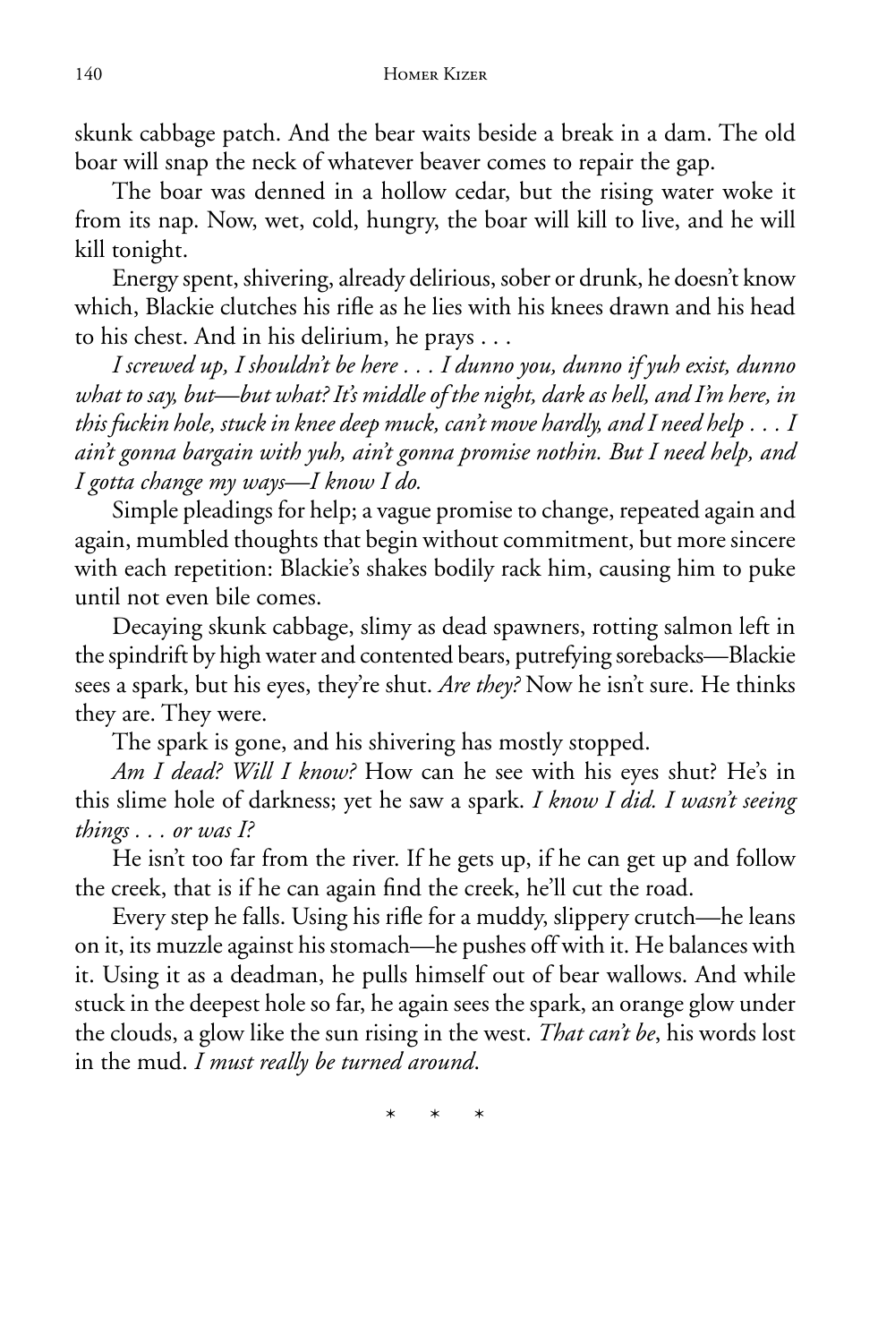skunk cabbage patch. And the bear waits beside a break in a dam. The old boar will snap the neck of whatever beaver comes to repair the gap.

The boar was denned in a hollow cedar, but the rising water woke it from its nap. Now, wet, cold, hungry, the boar will kill to live, and he will kill tonight.

Energy spent, shivering, already delirious, sober or drunk, he doesn't know which, Blackie clutches his rifle as he lies with his knees drawn and his head to his chest. And in his delirium, he prays . . .

*I screwed up, I shouldn't be here . . . I dunno you, dunno if yuh exist, dunno what to say, but—but what? It's middle of the night, dark as hell, and I'm here, in this fuckin hole, stuck in knee deep muck, can't move hardly, and I need help . . . I ain't gonna bargain with yuh, ain't gonna promise nothin. But I need help, and I gotta change my ways—I know I do.*

Simple pleadings for help; a vague promise to change, repeated again and again, mumbled thoughts that begin without commitment, but more sincere with each repetition: Blackie's shakes bodily rack him, causing him to puke until not even bile comes.

Decaying skunk cabbage, slimy as dead spawners, rotting salmon left in the spindrift by high water and contented bears, putrefying sorebacks—Blackie sees a spark, but his eyes, they're shut. *Are they?* Now he isn't sure. He thinks they are. They were.

The spark is gone, and his shivering has mostly stopped.

*Am I dead? Will I know?* How can he see with his eyes shut? He's in this slime hole of darkness; yet he saw a spark. *I know I did. I wasn't seeing things . . . or was I?*

He isn't too far from the river. If he gets up, if he can get up and follow the creek, that is if he can again find the creek, he'll cut the road.

Every step he falls. Using his rifle for a muddy, slippery crutch—he leans on it, its muzzle against his stomach—he pushes off with it. He balances with it. Using it as a deadman, he pulls himself out of bear wallows. And while stuck in the deepest hole so far, he again sees the spark, an orange glow under the clouds, a glow like the sun rising in the west. *That can't be*, his words lost in the mud. *I must really be turned around*.

\* \* \*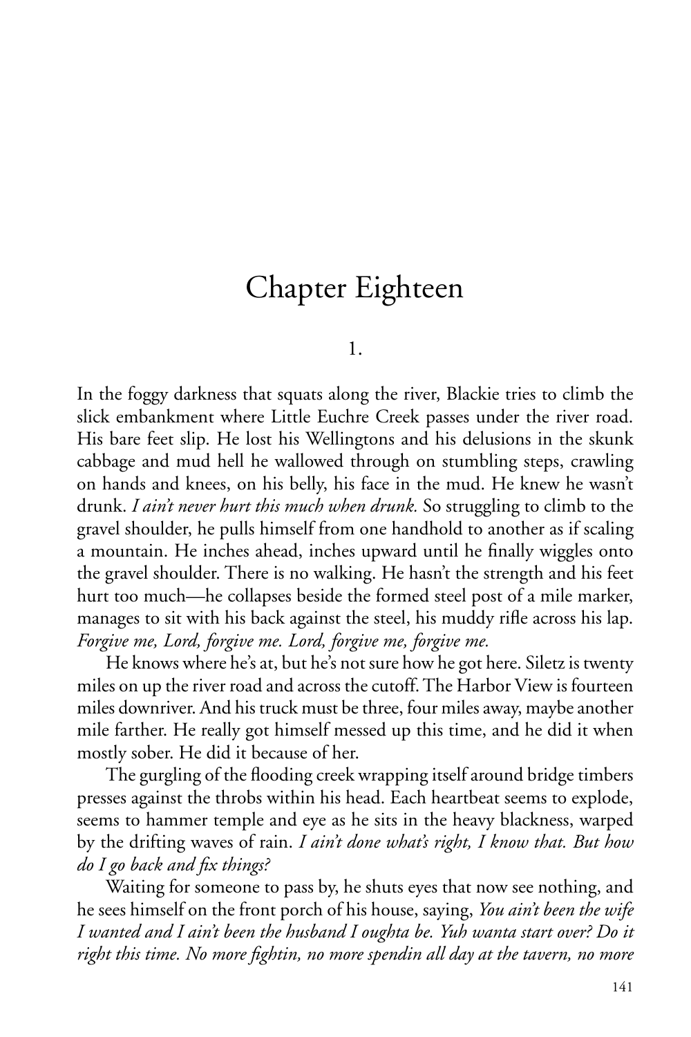# Chapter Eighteen

## 1.

In the foggy darkness that squats along the river, Blackie tries to climb the slick embankment where Little Euchre Creek passes under the river road. His bare feet slip. He lost his Wellingtons and his delusions in the skunk cabbage and mud hell he wallowed through on stumbling steps, crawling on hands and knees, on his belly, his face in the mud. He knew he wasn't drunk. *I ain't never hurt this much when drunk.* So struggling to climb to the gravel shoulder, he pulls himself from one handhold to another as if scaling a mountain. He inches ahead, inches upward until he finally wiggles onto the gravel shoulder. There is no walking. He hasn't the strength and his feet hurt too much—he collapses beside the formed steel post of a mile marker, manages to sit with his back against the steel, his muddy rifle across his lap. *Forgive me, Lord, forgive me. Lord, forgive me, forgive me.*

He knows where he's at, but he's not sure how he got here. Siletz is twenty miles on up the river road and across the cutoff. The Harbor View is fourteen miles downriver. And his truck must be three, four miles away, maybe another mile farther. He really got himself messed up this time, and he did it when mostly sober. He did it because of her.

The gurgling of the flooding creek wrapping itself around bridge timbers presses against the throbs within his head. Each heartbeat seems to explode, seems to hammer temple and eye as he sits in the heavy blackness, warped by the drifting waves of rain. *I ain't done what's right, I know that. But how do I go back and fix things?*

Waiting for someone to pass by, he shuts eyes that now see nothing, and he sees himself on the front porch of his house, saying, *You ain't been the wife I wanted and I ain't been the husband I oughta be. Yuh wanta start over? Do it right this time. No more fightin, no more spendin all day at the tavern, no more*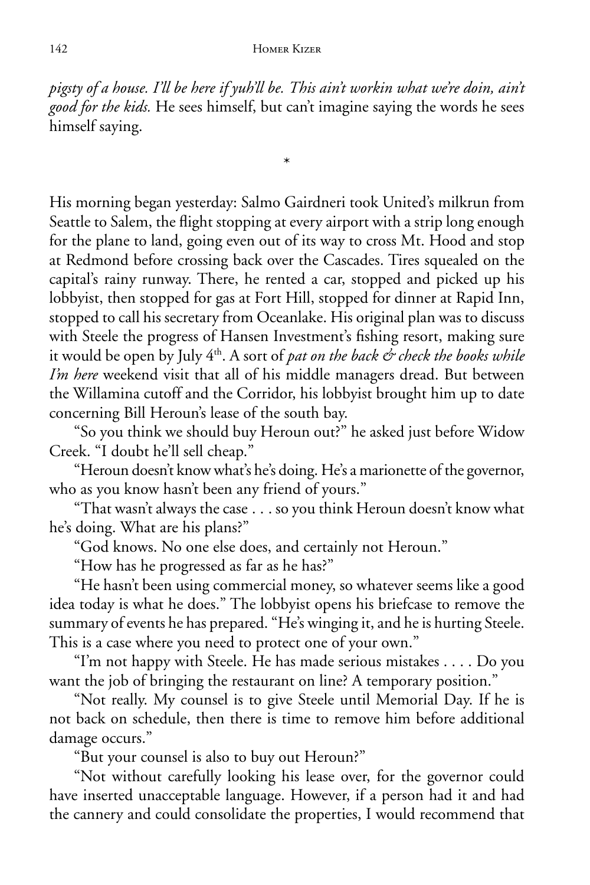*pigsty of a house. I'll be here if yuh'll be. This ain't workin what we're doin, ain't good for the kids.* He sees himself, but can't imagine saying the words he sees himself saying.

*

His morning began yesterday: Salmo Gairdneri took United's milkrun from Seattle to Salem, the flight stopping at every airport with a strip long enough for the plane to land, going even out of its way to cross Mt. Hood and stop at Redmond before crossing back over the Cascades. Tires squealed on the capital's rainy runway. There, he rented a car, stopped and picked up his lobbyist, then stopped for gas at Fort Hill, stopped for dinner at Rapid Inn, stopped to call his secretary from Oceanlake. His original plan was to discuss with Steele the progress of Hansen Investment's fishing resort, making sure it would be open by July 4th. A sort of *pat on the back & check the books while I'm here* weekend visit that all of his middle managers dread. But between the Willamina cutoff and the Corridor, his lobbyist brought him up to date concerning Bill Heroun's lease of the south bay.

"So you think we should buy Heroun out?" he asked just before Widow Creek. "I doubt he'll sell cheap."

"Heroun doesn't know what's he's doing. He's a marionette of the governor, who as you know hasn't been any friend of yours."

"That wasn't always the case . . . so you think Heroun doesn't know what he's doing. What are his plans?"

"God knows. No one else does, and certainly not Heroun."

"How has he progressed as far as he has?"

"He hasn't been using commercial money, so whatever seems like a good idea today is what he does." The lobbyist opens his briefcase to remove the summary of events he has prepared. "He's winging it, and he is hurting Steele. This is a case where you need to protect one of your own."

"I'm not happy with Steele. He has made serious mistakes . . . . Do you want the job of bringing the restaurant on line? A temporary position."

"Not really. My counsel is to give Steele until Memorial Day. If he is not back on schedule, then there is time to remove him before additional damage occurs."

"But your counsel is also to buy out Heroun?"

"Not without carefully looking his lease over, for the governor could have inserted unacceptable language. However, if a person had it and had the cannery and could consolidate the properties, I would recommend that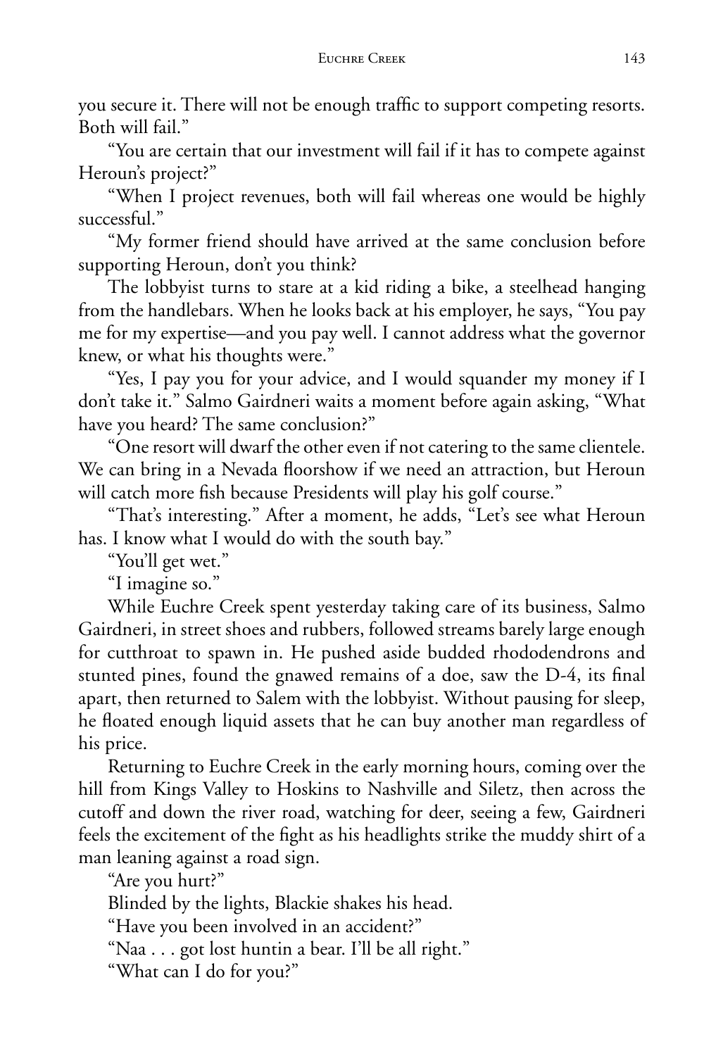you secure it. There will not be enough traffic to support competing resorts. Both will fail."

"You are certain that our investment will fail if it has to compete against Heroun's project?"

"When I project revenues, both will fail whereas one would be highly successful."

"My former friend should have arrived at the same conclusion before supporting Heroun, don't you think?

The lobbyist turns to stare at a kid riding a bike, a steelhead hanging from the handlebars. When he looks back at his employer, he says, "You pay me for my expertise—and you pay well. I cannot address what the governor knew, or what his thoughts were."

"Yes, I pay you for your advice, and I would squander my money if I don't take it." Salmo Gairdneri waits a moment before again asking, "What have you heard? The same conclusion?"

"One resort will dwarf the other even if not catering to the same clientele. We can bring in a Nevada floorshow if we need an attraction, but Heroun will catch more fish because Presidents will play his golf course."

"That's interesting." After a moment, he adds, "Let's see what Heroun has. I know what I would do with the south bay."

"You'll get wet."

"I imagine so."

While Euchre Creek spent yesterday taking care of its business, Salmo Gairdneri, in street shoes and rubbers, followed streams barely large enough for cutthroat to spawn in. He pushed aside budded rhododendrons and stunted pines, found the gnawed remains of a doe, saw the D-4, its final apart, then returned to Salem with the lobbyist. Without pausing for sleep, he floated enough liquid assets that he can buy another man regardless of his price.

Returning to Euchre Creek in the early morning hours, coming over the hill from Kings Valley to Hoskins to Nashville and Siletz, then across the cutoff and down the river road, watching for deer, seeing a few, Gairdneri feels the excitement of the fight as his headlights strike the muddy shirt of a man leaning against a road sign.

"Are you hurt?"

Blinded by the lights, Blackie shakes his head.

"Have you been involved in an accident?"

"Naa . . . got lost huntin a bear. I'll be all right."

"What can I do for you?"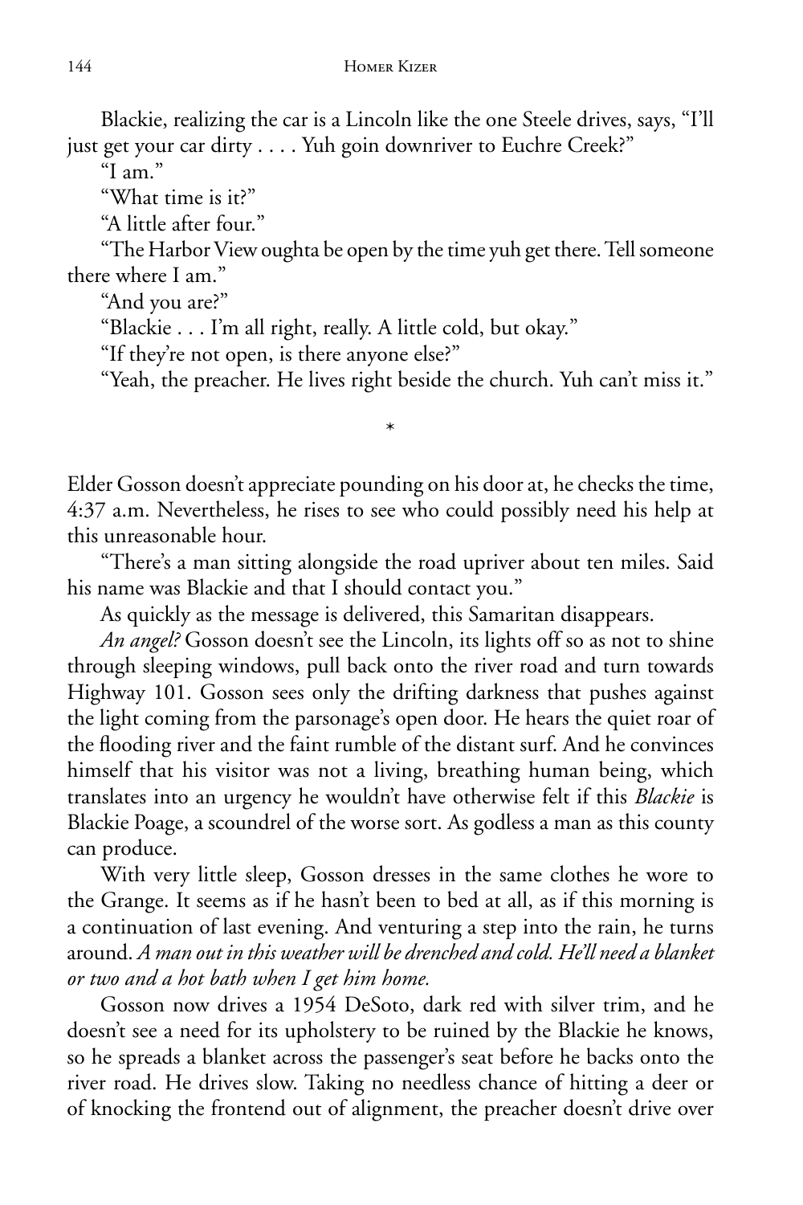Blackie, realizing the car is a Lincoln like the one Steele drives, says, "I'll just get your car dirty . . . . Yuh goin downriver to Euchre Creek?"

"I am."

"What time is it?"

"A little after four."

"The Harbor View oughta be open by the time yuh get there. Tell someone there where I am."

"And you are?"

"Blackie . . . I'm all right, really. A little cold, but okay."

"If they're not open, is there anyone else?"

"Yeah, the preacher. He lives right beside the church. Yuh can't miss it."

*

Elder Gosson doesn't appreciate pounding on his door at, he checks the time, 4:37 a.m. Nevertheless, he rises to see who could possibly need his help at this unreasonable hour.

"There's a man sitting alongside the road upriver about ten miles. Said his name was Blackie and that I should contact you."

As quickly as the message is delivered, this Samaritan disappears.

*An angel?* Gosson doesn't see the Lincoln, its lights off so as not to shine through sleeping windows, pull back onto the river road and turn towards Highway 101. Gosson sees only the drifting darkness that pushes against the light coming from the parsonage's open door. He hears the quiet roar of the flooding river and the faint rumble of the distant surf. And he convinces himself that his visitor was not a living, breathing human being, which translates into an urgency he wouldn't have otherwise felt if this *Blackie* is Blackie Poage, a scoundrel of the worse sort. As godless a man as this county can produce.

With very little sleep, Gosson dresses in the same clothes he wore to the Grange. It seems as if he hasn't been to bed at all, as if this morning is a continuation of last evening. And venturing a step into the rain, he turns around. *A man out in this weather will be drenched and cold. He'll need a blanket or two and a hot bath when I get him home.*

Gosson now drives a 1954 DeSoto, dark red with silver trim, and he doesn't see a need for its upholstery to be ruined by the Blackie he knows, so he spreads a blanket across the passenger's seat before he backs onto the river road. He drives slow. Taking no needless chance of hitting a deer or of knocking the frontend out of alignment, the preacher doesn't drive over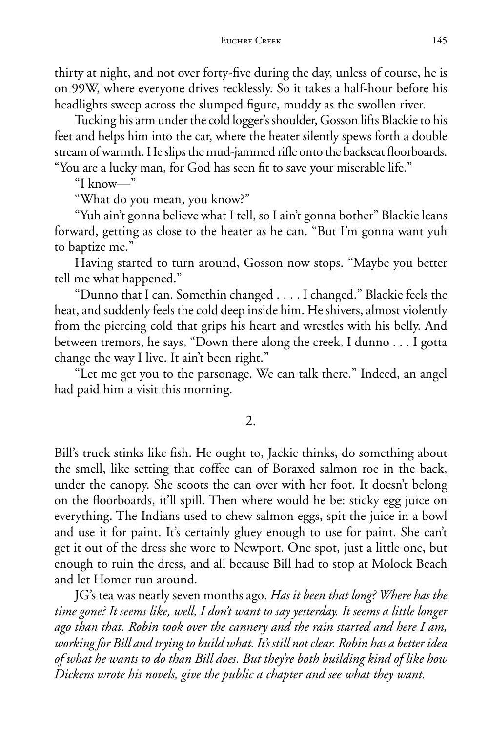thirty at night, and not over forty-five during the day, unless of course, he is on 99W, where everyone drives recklessly. So it takes a half-hour before his headlights sweep across the slumped figure, muddy as the swollen river.

Tucking his arm under the cold logger's shoulder, Gosson lifts Blackie to his feet and helps him into the car, where the heater silently spews forth a double stream of warmth. He slips the mud-jammed rifle onto the backseat floorboards. "You are a lucky man, for God has seen fit to save your miserable life."

"I know—"

"What do you mean, you know?"

"Yuh ain't gonna believe what I tell, so I ain't gonna bother" Blackie leans forward, getting as close to the heater as he can. "But I'm gonna want yuh to baptize me."

Having started to turn around, Gosson now stops. "Maybe you better tell me what happened."

"Dunno that I can. Somethin changed . . . . I changed." Blackie feels the heat, and suddenly feels the cold deep inside him. He shivers, almost violently from the piercing cold that grips his heart and wrestles with his belly. And between tremors, he says, "Down there along the creek, I dunno . . . I gotta change the way I live. It ain't been right."

"Let me get you to the parsonage. We can talk there." Indeed, an angel had paid him a visit this morning.

## 2.

Bill's truck stinks like fish. He ought to, Jackie thinks, do something about the smell, like setting that coffee can of Boraxed salmon roe in the back, under the canopy. She scoots the can over with her foot. It doesn't belong on the floorboards, it'll spill. Then where would he be: sticky egg juice on everything. The Indians used to chew salmon eggs, spit the juice in a bowl and use it for paint. It's certainly gluey enough to use for paint. She can't get it out of the dress she wore to Newport. One spot, just a little one, but enough to ruin the dress, and all because Bill had to stop at Molock Beach and let Homer run around.

JG's tea was nearly seven months ago. *Has it been that long? Where has the time gone? It seems like, well, I don't want to say yesterday. It seems a little longer ago than that. Robin took over the cannery and the rain started and here I am, working for Bill and trying to build what. It's still not clear. Robin has a better idea of what he wants to do than Bill does. But they're both building kind of like how Dickens wrote his novels, give the public a chapter and see what they want.*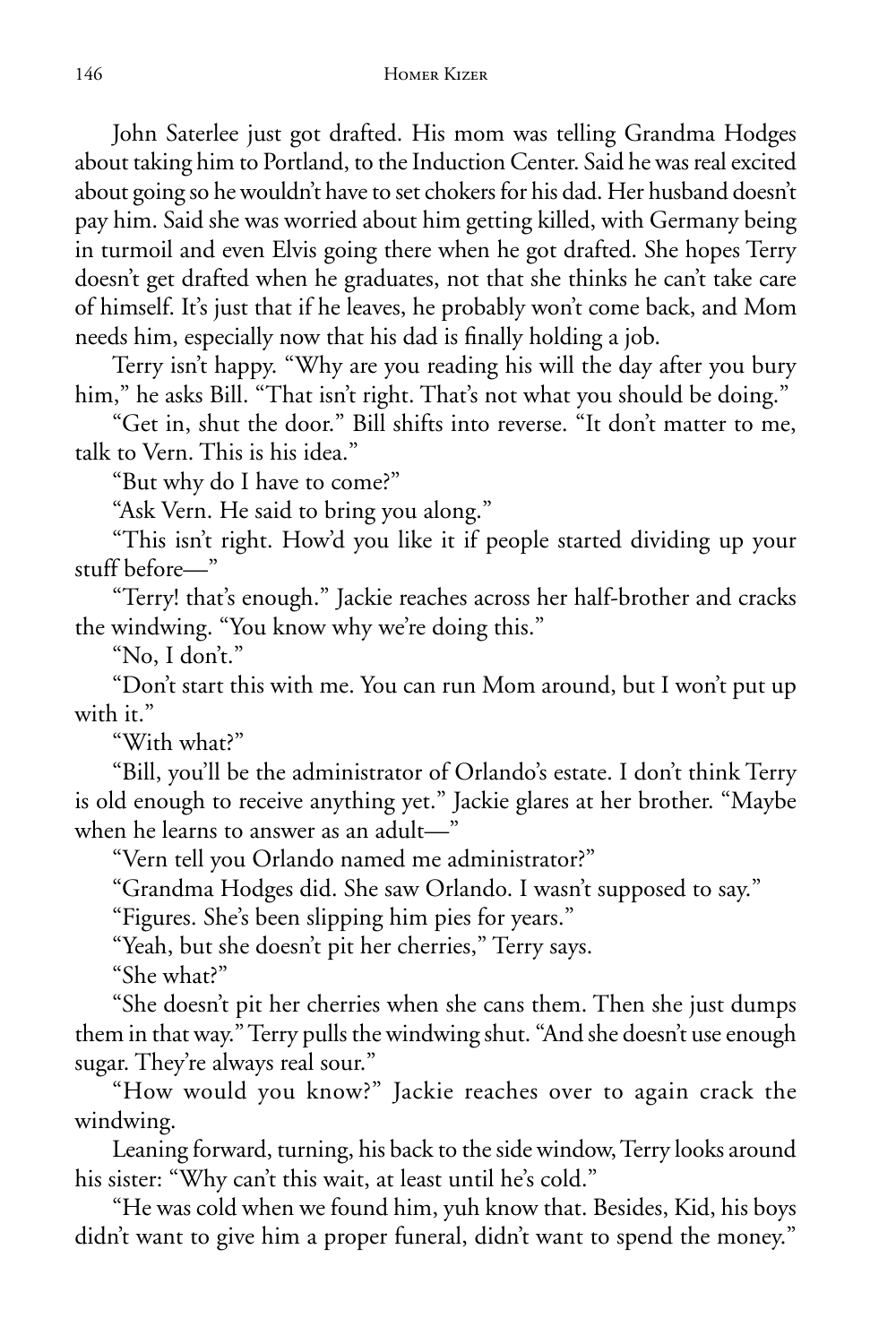John Saterlee just got drafted. His mom was telling Grandma Hodges about taking him to Portland, to the Induction Center. Said he was real excited about going so he wouldn't have to set chokers for his dad. Her husband doesn't pay him. Said she was worried about him getting killed, with Germany being in turmoil and even Elvis going there when he got drafted. She hopes Terry doesn't get drafted when he graduates, not that she thinks he can't take care of himself. It's just that if he leaves, he probably won't come back, and Mom needs him, especially now that his dad is finally holding a job.

Terry isn't happy. "Why are you reading his will the day after you bury him," he asks Bill. "That isn't right. That's not what you should be doing."

"Get in, shut the door." Bill shifts into reverse. "It don't matter to me, talk to Vern. This is his idea."

"But why do I have to come?"

"Ask Vern. He said to bring you along."

"This isn't right. How'd you like it if people started dividing up your stuff before—"

"Terry! that's enough." Jackie reaches across her half-brother and cracks the windwing. "You know why we're doing this."

"No, I don't."

"Don't start this with me. You can run Mom around, but I won't put up with it."

"With what?"

"Bill, you'll be the administrator of Orlando's estate. I don't think Terry is old enough to receive anything yet." Jackie glares at her brother. "Maybe when he learns to answer as an adult—"

"Vern tell you Orlando named me administrator?"

"Grandma Hodges did. She saw Orlando. I wasn't supposed to say."

"Figures. She's been slipping him pies for years."

"Yeah, but she doesn't pit her cherries," Terry says.

"She what?"

"She doesn't pit her cherries when she cans them. Then she just dumps them in that way." Terry pulls the windwing shut. "And she doesn't use enough sugar. They're always real sour."

"How would you know?" Jackie reaches over to again crack the windwing.

Leaning forward, turning, his back to the side window, Terry looks around his sister: "Why can't this wait, at least until he's cold."

"He was cold when we found him, yuh know that. Besides, Kid, his boys didn't want to give him a proper funeral, didn't want to spend the money."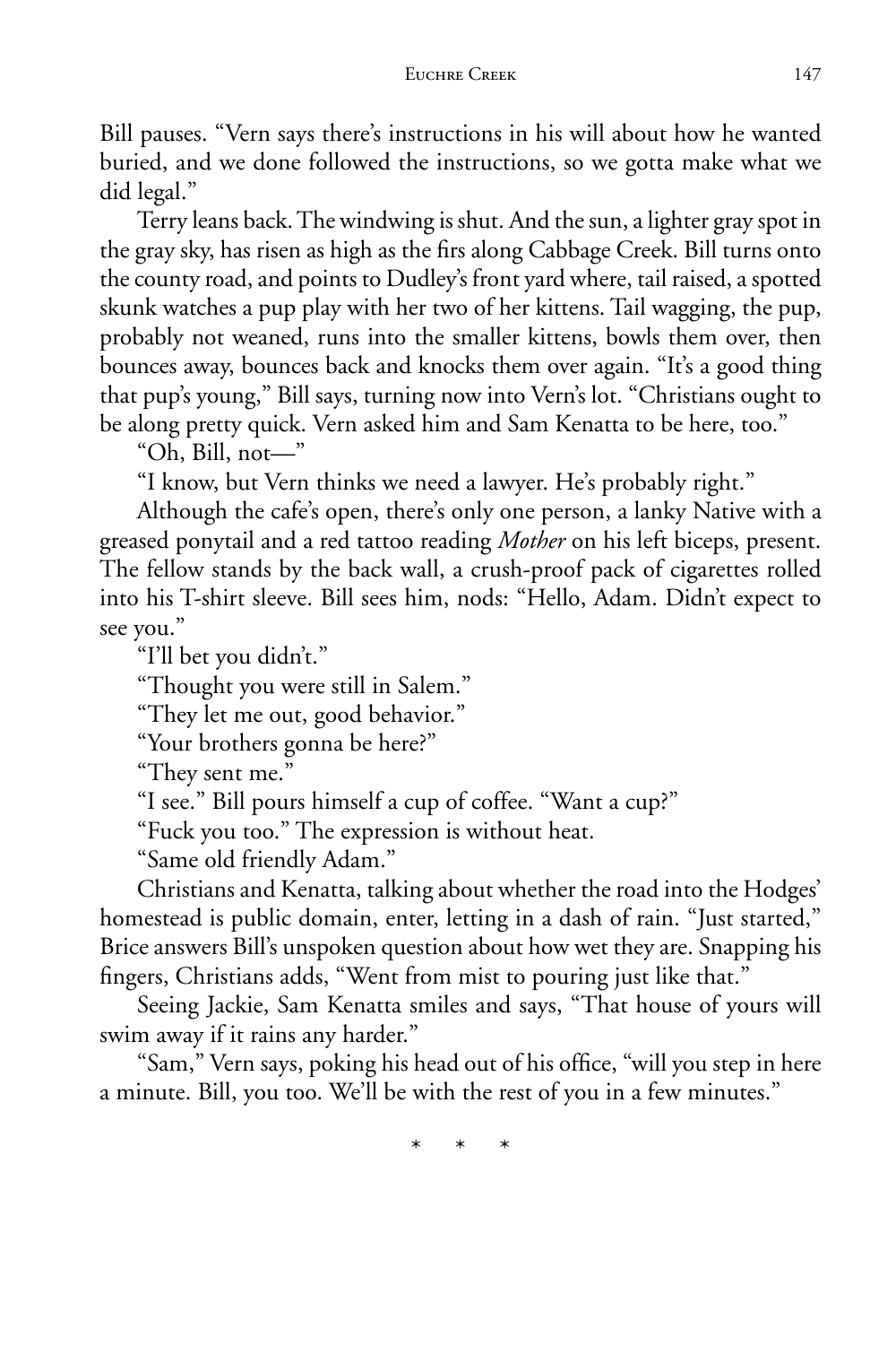Bill pauses. "Vern says there's instructions in his will about how he wanted buried, and we done followed the instructions, so we gotta make what we did legal."

Terry leans back. The windwing is shut. And the sun, a lighter gray spot in the gray sky, has risen as high as the firs along Cabbage Creek. Bill turns onto the county road, and points to Dudley's front yard where, tail raised, a spotted skunk watches a pup play with her two of her kittens. Tail wagging, the pup, probably not weaned, runs into the smaller kittens, bowls them over, then bounces away, bounces back and knocks them over again. "It's a good thing that pup's young," Bill says, turning now into Vern's lot. "Christians ought to be along pretty quick. Vern asked him and Sam Kenatta to be here, too."

"Oh, Bill, not—"

"I know, but Vern thinks we need a lawyer. He's probably right."

Although the cafe's open, there's only one person, a lanky Native with a greased ponytail and a red tattoo reading *Mother* on his left biceps, present. The fellow stands by the back wall, a crush-proof pack of cigarettes rolled into his T-shirt sleeve. Bill sees him, nods: "Hello, Adam. Didn't expect to see you."

"I'll bet you didn't."

"Thought you were still in Salem."

"They let me out, good behavior."

"Your brothers gonna be here?"

"They sent me."

"I see." Bill pours himself a cup of coffee. "Want a cup?"

"Fuck you too." The expression is without heat.

"Same old friendly Adam."

Christians and Kenatta, talking about whether the road into the Hodges' homestead is public domain, enter, letting in a dash of rain. "Just started," Brice answers Bill's unspoken question about how wet they are. Snapping his fingers, Christians adds, "Went from mist to pouring just like that."

Seeing Jackie, Sam Kenatta smiles and says, "That house of yours will swim away if it rains any harder."

"Sam," Vern says, poking his head out of his office, "will you step in here a minute. Bill, you too. We'll be with the rest of you in a few minutes."

\* \* \*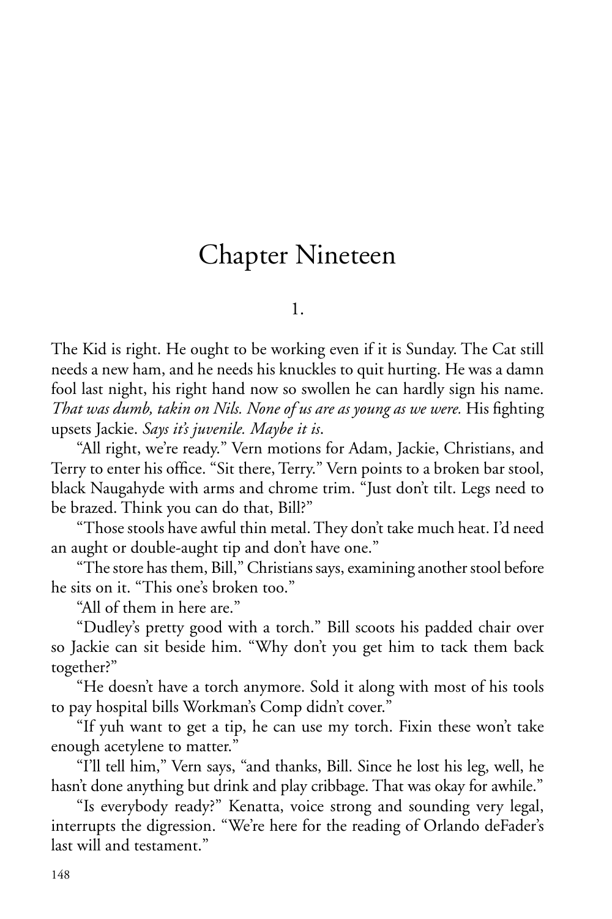# Chapter Nineteen

1.

The Kid is right. He ought to be working even if it is Sunday. The Cat still needs a new ham, and he needs his knuckles to quit hurting. He was a damn fool last night, his right hand now so swollen he can hardly sign his name. *That was dumb, takin on Nils. None of us are as young as we were.* His fighting upsets Jackie. *Says it's juvenile. Maybe it is.*

"All right, we're ready." Vern motions for Adam, Jackie, Christians, and Terry to enter his office. "Sit there, Terry." Vern points to a broken bar stool, black Naugahyde with arms and chrome trim. "Just don't tilt. Legs need to be brazed. Think you can do that, Bill?"

"Those stools have awful thin metal. They don't take much heat. I'd need an aught or double-aught tip and don't have one."

"The store has them, Bill," Christians says, examining another stool before he sits on it. "This one's broken too."

"All of them in here are."

"Dudley's pretty good with a torch." Bill scoots his padded chair over so Jackie can sit beside him. "Why don't you get him to tack them back together?"

"He doesn't have a torch anymore. Sold it along with most of his tools to pay hospital bills Workman's Comp didn't cover."

"If yuh want to get a tip, he can use my torch. Fixin these won't take enough acetylene to matter."

"I'll tell him," Vern says, "and thanks, Bill. Since he lost his leg, well, he hasn't done anything but drink and play cribbage. That was okay for awhile."

"Is everybody ready?" Kenatta, voice strong and sounding very legal, interrupts the digression. "We're here for the reading of Orlando deFader's last will and testament."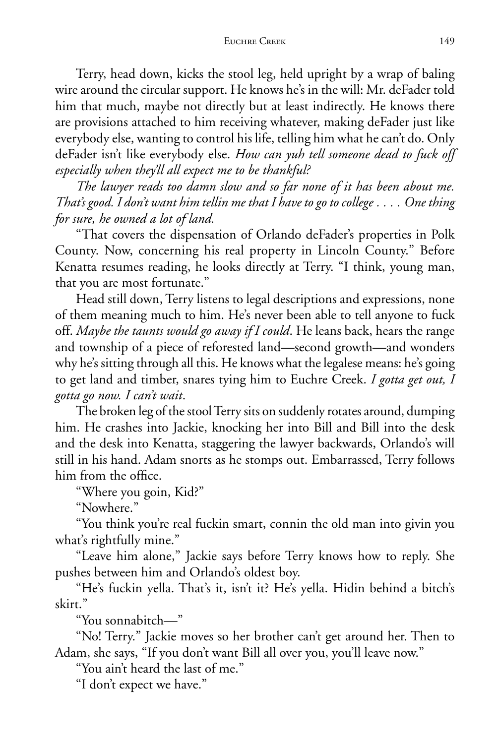Terry, head down, kicks the stool leg, held upright by a wrap of baling wire around the circular support. He knows he's in the will: Mr. deFader told him that much, maybe not directly but at least indirectly. He knows there are provisions attached to him receiving whatever, making deFader just like everybody else, wanting to control his life, telling him what he can't do. Only deFader isn't like everybody else. *How can yuh tell someone dead to fuck off especially when they'll all expect me to be thankful?*

*The lawyer reads too damn slow and so far none of it has been about me. That's good. I don't want him tellin me that I have to go to college . . . . One thing for sure, he owned a lot of land.*

"That covers the dispensation of Orlando deFader's properties in Polk County. Now, concerning his real property in Lincoln County." Before Kenatta resumes reading, he looks directly at Terry. "I think, young man, that you are most fortunate."

Head still down, Terry listens to legal descriptions and expressions, none of them meaning much to him. He's never been able to tell anyone to fuck off. *Maybe the taunts would go away if I could*. He leans back, hears the range and township of a piece of reforested land—second growth—and wonders why he's sitting through all this. He knows what the legalese means: he's going to get land and timber, snares tying him to Euchre Creek. *I gotta get out, I gotta go now. I can't wait*.

The broken leg of the stool Terry sits on suddenly rotates around, dumping him. He crashes into Jackie, knocking her into Bill and Bill into the desk and the desk into Kenatta, staggering the lawyer backwards, Orlando's will still in his hand. Adam snorts as he stomps out. Embarrassed, Terry follows him from the office.

"Where you goin, Kid?"

"Nowhere."

"You think you're real fuckin smart, connin the old man into givin you what's rightfully mine."

"Leave him alone," Jackie says before Terry knows how to reply. She pushes between him and Orlando's oldest boy.

"He's fuckin yella. That's it, isn't it? He's yella. Hidin behind a bitch's skirt."

"You sonnabitch—"

"No! Terry." Jackie moves so her brother can't get around her. Then to Adam, she says, "If you don't want Bill all over you, you'll leave now."

"You ain't heard the last of me."

"I don't expect we have."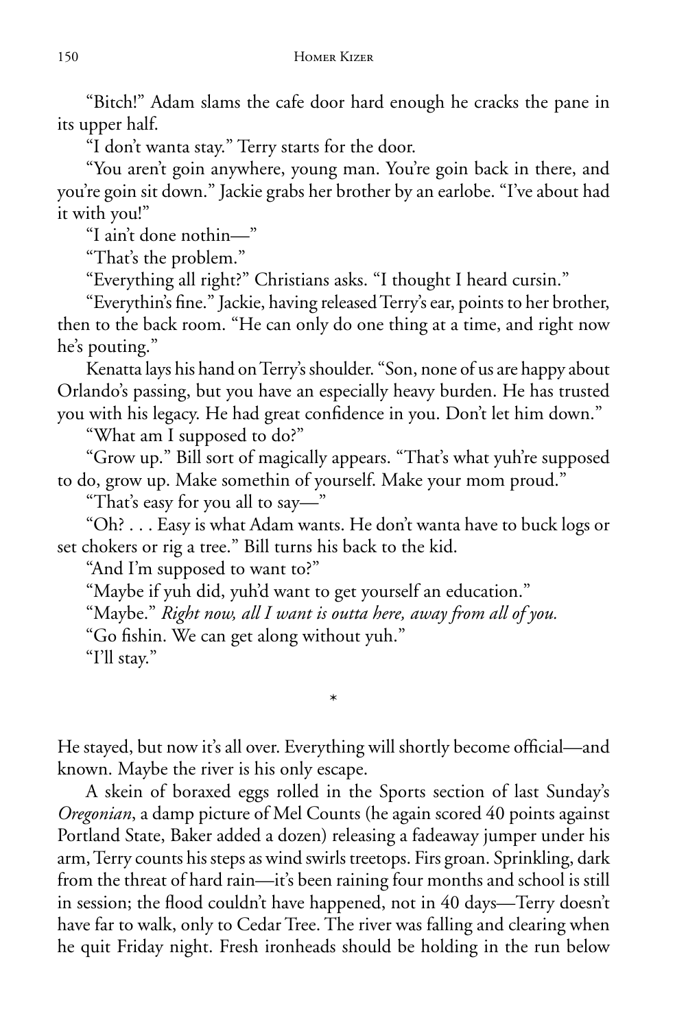"Bitch!" Adam slams the cafe door hard enough he cracks the pane in its upper half.

"I don't wanta stay." Terry starts for the door.

"You aren't goin anywhere, young man. You're goin back in there, and you're goin sit down." Jackie grabs her brother by an earlobe. "I've about had it with you!"

"I ain't done nothin—"

"That's the problem."

"Everything all right?" Christians asks. "I thought I heard cursin."

"Everythin's fine." Jackie, having released Terry's ear, points to her brother, then to the back room. "He can only do one thing at a time, and right now he's pouting."

Kenatta lays his hand on Terry's shoulder. "Son, none of us are happy about Orlando's passing, but you have an especially heavy burden. He has trusted you with his legacy. He had great confidence in you. Don't let him down."

"What am I supposed to do?"

"Grow up." Bill sort of magically appears. "That's what yuh're supposed to do, grow up. Make somethin of yourself. Make your mom proud."

"That's easy for you all to say—"

"Oh? . . . Easy is what Adam wants. He don't wanta have to buck logs or set chokers or rig a tree." Bill turns his back to the kid.

"And I'm supposed to want to?"

"Maybe if yuh did, yuh'd want to get yourself an education."

"Maybe." *Right now, all I want is outta here, away from all of you.*

"Go fishin. We can get along without yuh."

"I'll stay."

*

He stayed, but now it's all over. Everything will shortly become official—and known. Maybe the river is his only escape.

A skein of boraxed eggs rolled in the Sports section of last Sunday's *Oregonian*, a damp picture of Mel Counts (he again scored 40 points against Portland State, Baker added a dozen) releasing a fadeaway jumper under his arm, Terry counts his steps as wind swirls treetops. Firs groan. Sprinkling, dark from the threat of hard rain—it's been raining four months and school is still in session; the flood couldn't have happened, not in 40 days—Terry doesn't have far to walk, only to Cedar Tree. The river was falling and clearing when he quit Friday night. Fresh ironheads should be holding in the run below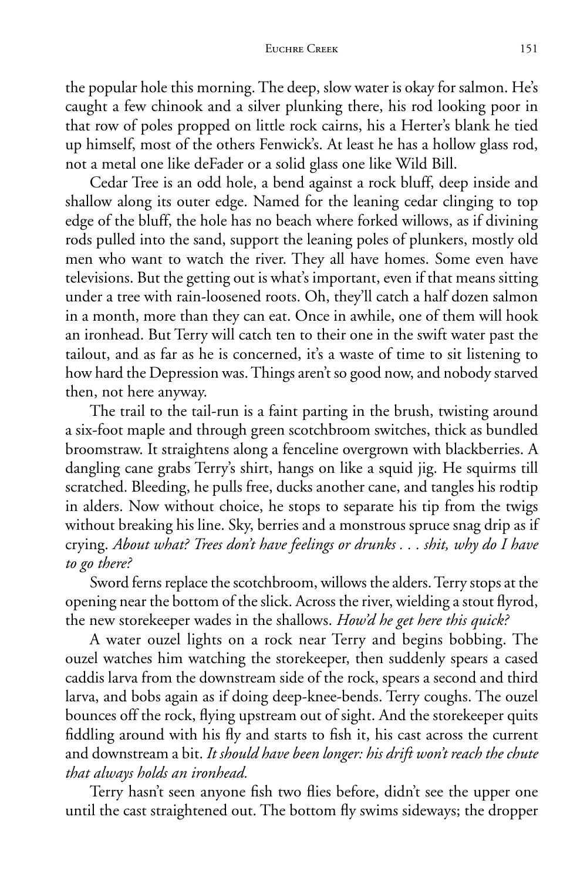the popular hole this morning. The deep, slow water is okay for salmon. He's caught a few chinook and a silver plunking there, his rod looking poor in that row of poles propped on little rock cairns, his a Herter's blank he tied up himself, most of the others Fenwick's. At least he has a hollow glass rod, not a metal one like deFader or a solid glass one like Wild Bill.

Cedar Tree is an odd hole, a bend against a rock bluff, deep inside and shallow along its outer edge. Named for the leaning cedar clinging to top edge of the bluff, the hole has no beach where forked willows, as if divining rods pulled into the sand, support the leaning poles of plunkers, mostly old men who want to watch the river. They all have homes. Some even have televisions. But the getting out is what's important, even if that means sitting under a tree with rain-loosened roots. Oh, they'll catch a half dozen salmon in a month, more than they can eat. Once in awhile, one of them will hook an ironhead. But Terry will catch ten to their one in the swift water past the tailout, and as far as he is concerned, it's a waste of time to sit listening to how hard the Depression was. Things aren't so good now, and nobody starved then, not here anyway.

The trail to the tail-run is a faint parting in the brush, twisting around a six-foot maple and through green scotchbroom switches, thick as bundled broomstraw. It straightens along a fenceline overgrown with blackberries. A dangling cane grabs Terry's shirt, hangs on like a squid jig. He squirms till scratched. Bleeding, he pulls free, ducks another cane, and tangles his rodtip in alders. Now without choice, he stops to separate his tip from the twigs without breaking his line. Sky, berries and a monstrous spruce snag drip as if crying. *About what? Trees don't have feelings or drunks . . . shit, why do I have to go there?*

Sword ferns replace the scotchbroom, willows the alders. Terry stops at the opening near the bottom of the slick. Across the river, wielding a stout flyrod, the new storekeeper wades in the shallows. *How'd he get here this quick?*

A water ouzel lights on a rock near Terry and begins bobbing. The ouzel watches him watching the storekeeper, then suddenly spears a cased caddis larva from the downstream side of the rock, spears a second and third larva, and bobs again as if doing deep-knee-bends. Terry coughs. The ouzel bounces off the rock, flying upstream out of sight. And the storekeeper quits fiddling around with his fly and starts to fish it, his cast across the current and downstream a bit. *It should have been longer: his drift won't reach the chute that always holds an ironhead.*

Terry hasn't seen anyone fish two flies before, didn't see the upper one until the cast straightened out. The bottom fly swims sideways; the dropper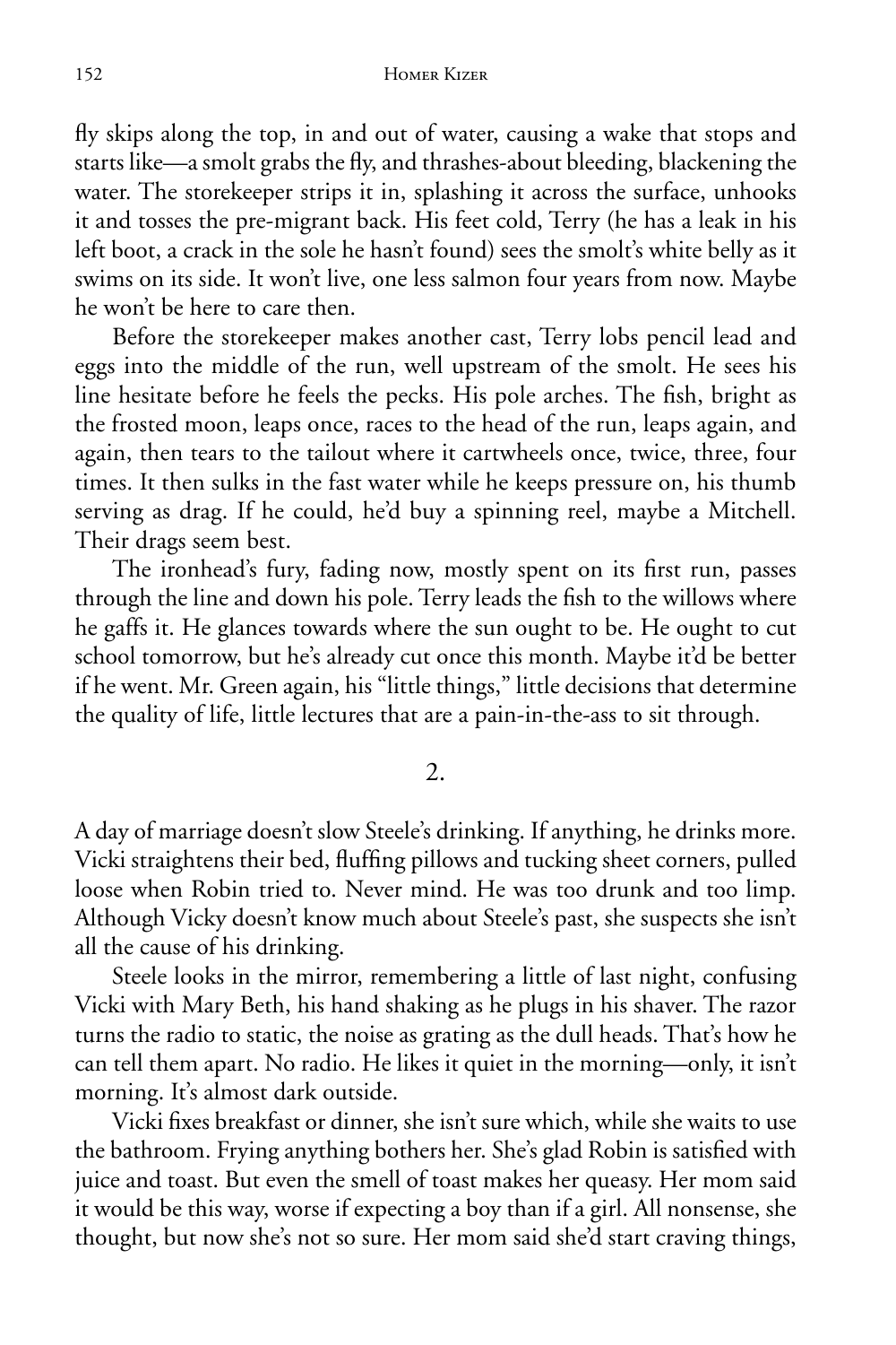fly skips along the top, in and out of water, causing a wake that stops and starts like—a smolt grabs the fly, and thrashes-about bleeding, blackening the water. The storekeeper strips it in, splashing it across the surface, unhooks it and tosses the pre-migrant back. His feet cold, Terry (he has a leak in his left boot, a crack in the sole he hasn't found) sees the smolt's white belly as it swims on its side. It won't live, one less salmon four years from now. Maybe he won't be here to care then.

Before the storekeeper makes another cast, Terry lobs pencil lead and eggs into the middle of the run, well upstream of the smolt. He sees his line hesitate before he feels the pecks. His pole arches. The fish, bright as the frosted moon, leaps once, races to the head of the run, leaps again, and again, then tears to the tailout where it cartwheels once, twice, three, four times. It then sulks in the fast water while he keeps pressure on, his thumb serving as drag. If he could, he'd buy a spinning reel, maybe a Mitchell. Their drags seem best.

The ironhead's fury, fading now, mostly spent on its first run, passes through the line and down his pole. Terry leads the fish to the willows where he gaffs it. He glances towards where the sun ought to be. He ought to cut school tomorrow, but he's already cut once this month. Maybe it'd be better if he went. Mr. Green again, his "little things," little decisions that determine the quality of life, little lectures that are a pain-in-the-ass to sit through.

## 2.

A day of marriage doesn't slow Steele's drinking. If anything, he drinks more. Vicki straightens their bed, fluffing pillows and tucking sheet corners, pulled loose when Robin tried to. Never mind. He was too drunk and too limp. Although Vicky doesn't know much about Steele's past, she suspects she isn't all the cause of his drinking.

Steele looks in the mirror, remembering a little of last night, confusing Vicki with Mary Beth, his hand shaking as he plugs in his shaver. The razor turns the radio to static, the noise as grating as the dull heads. That's how he can tell them apart. No radio. He likes it quiet in the morning—only, it isn't morning. It's almost dark outside.

Vicki fixes breakfast or dinner, she isn't sure which, while she waits to use the bathroom. Frying anything bothers her. She's glad Robin is satisfied with juice and toast. But even the smell of toast makes her queasy. Her mom said it would be this way, worse if expecting a boy than if a girl. All nonsense, she thought, but now she's not so sure. Her mom said she'd start craving things,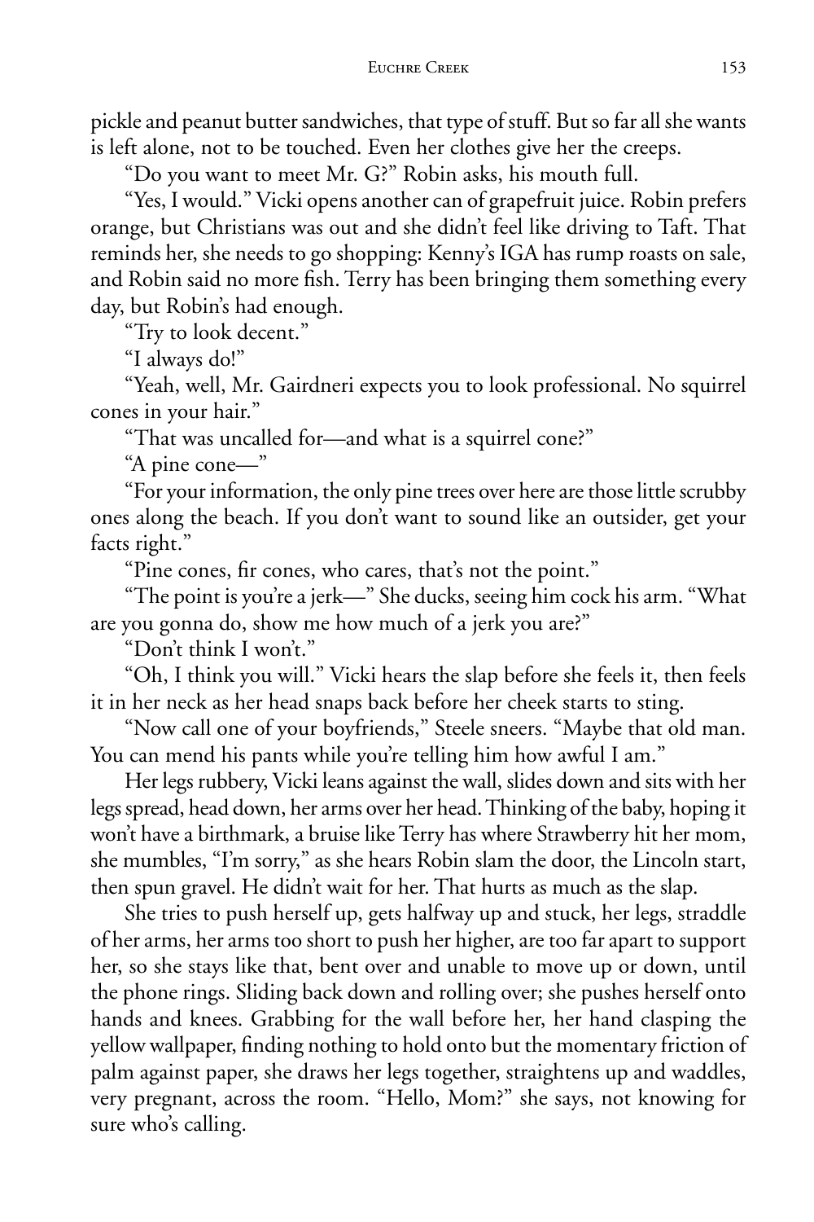pickle and peanut butter sandwiches, that type of stuff. But so far all she wants is left alone, not to be touched. Even her clothes give her the creeps.

"Do you want to meet Mr. G?" Robin asks, his mouth full.

"Yes, I would." Vicki opens another can of grapefruit juice. Robin prefers orange, but Christians was out and she didn't feel like driving to Taft. That reminds her, she needs to go shopping: Kenny's IGA has rump roasts on sale, and Robin said no more fish. Terry has been bringing them something every day, but Robin's had enough.

"Try to look decent."

"I always do!"

"Yeah, well, Mr. Gairdneri expects you to look professional. No squirrel cones in your hair."

"That was uncalled for—and what is a squirrel cone?"

"A pine cone—"

"For your information, the only pine trees over here are those little scrubby ones along the beach. If you don't want to sound like an outsider, get your facts right."

"Pine cones, fir cones, who cares, that's not the point."

"The point is you're a jerk—" She ducks, seeing him cock his arm. "What are you gonna do, show me how much of a jerk you are?"

"Don't think I won't."

"Oh, I think you will." Vicki hears the slap before she feels it, then feels it in her neck as her head snaps back before her cheek starts to sting.

"Now call one of your boyfriends," Steele sneers. "Maybe that old man. You can mend his pants while you're telling him how awful I am."

Her legs rubbery, Vicki leans against the wall, slides down and sits with her legs spread, head down, her arms over her head. Thinking of the baby, hoping it won't have a birthmark, a bruise like Terry has where Strawberry hit her mom, she mumbles, "I'm sorry," as she hears Robin slam the door, the Lincoln start, then spun gravel. He didn't wait for her. That hurts as much as the slap.

She tries to push herself up, gets halfway up and stuck, her legs, straddle of her arms, her arms too short to push her higher, are too far apart to support her, so she stays like that, bent over and unable to move up or down, until the phone rings. Sliding back down and rolling over; she pushes herself onto hands and knees. Grabbing for the wall before her, her hand clasping the yellow wallpaper, finding nothing to hold onto but the momentary friction of palm against paper, she draws her legs together, straightens up and waddles, very pregnant, across the room. "Hello, Mom?" she says, not knowing for sure who's calling.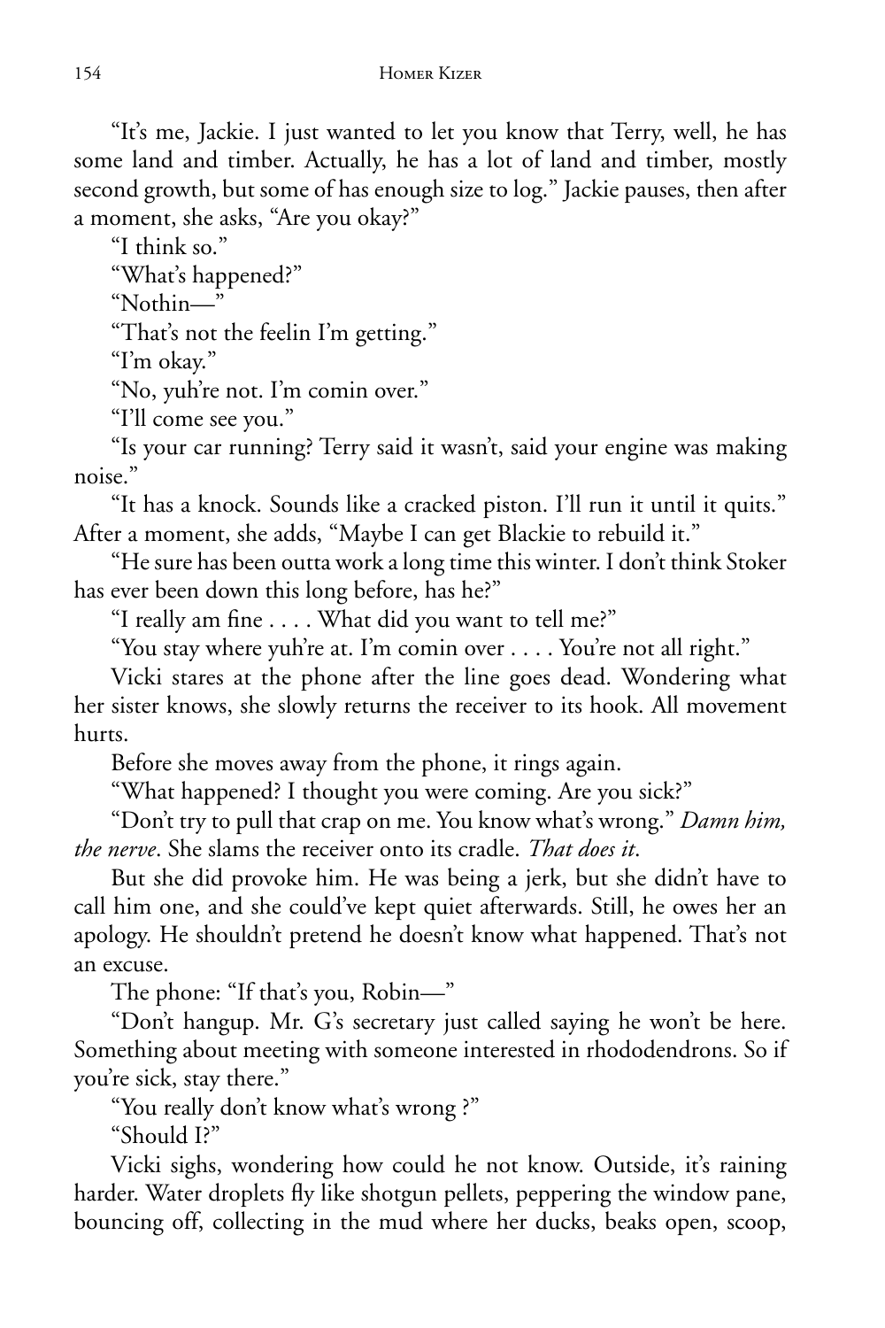"It's me, Jackie. I just wanted to let you know that Terry, well, he has some land and timber. Actually, he has a lot of land and timber, mostly second growth, but some of has enough size to log." Jackie pauses, then after a moment, she asks, "Are you okay?"

"I think so."

"What's happened?"

"Nothin—"

"That's not the feelin I'm getting."

"I'm okay."

"No, yuh're not. I'm comin over."

"I'll come see you."

"Is your car running? Terry said it wasn't, said your engine was making noise."

"It has a knock. Sounds like a cracked piston. I'll run it until it quits." After a moment, she adds, "Maybe I can get Blackie to rebuild it."

"He sure has been outta work a long time this winter. I don't think Stoker has ever been down this long before, has he?"

"I really am fine . . . . What did you want to tell me?"

"You stay where yuh're at. I'm comin over . . . . You're not all right."

Vicki stares at the phone after the line goes dead. Wondering what her sister knows, she slowly returns the receiver to its hook. All movement hurts.

Before she moves away from the phone, it rings again.

"What happened? I thought you were coming. Are you sick?"

"Don't try to pull that crap on me. You know what's wrong." *Damn him, the nerve*. She slams the receiver onto its cradle. *That does it*.

But she did provoke him. He was being a jerk, but she didn't have to call him one, and she could've kept quiet afterwards. Still, he owes her an apology. He shouldn't pretend he doesn't know what happened. That's not an excuse.

The phone: "If that's you, Robin—"

"Don't hangup. Mr. G's secretary just called saying he won't be here. Something about meeting with someone interested in rhododendrons. So if you're sick, stay there."

"You really don't know what's wrong ?"

"Should I?"

Vicki sighs, wondering how could he not know. Outside, it's raining harder. Water droplets fly like shotgun pellets, peppering the window pane, bouncing off, collecting in the mud where her ducks, beaks open, scoop,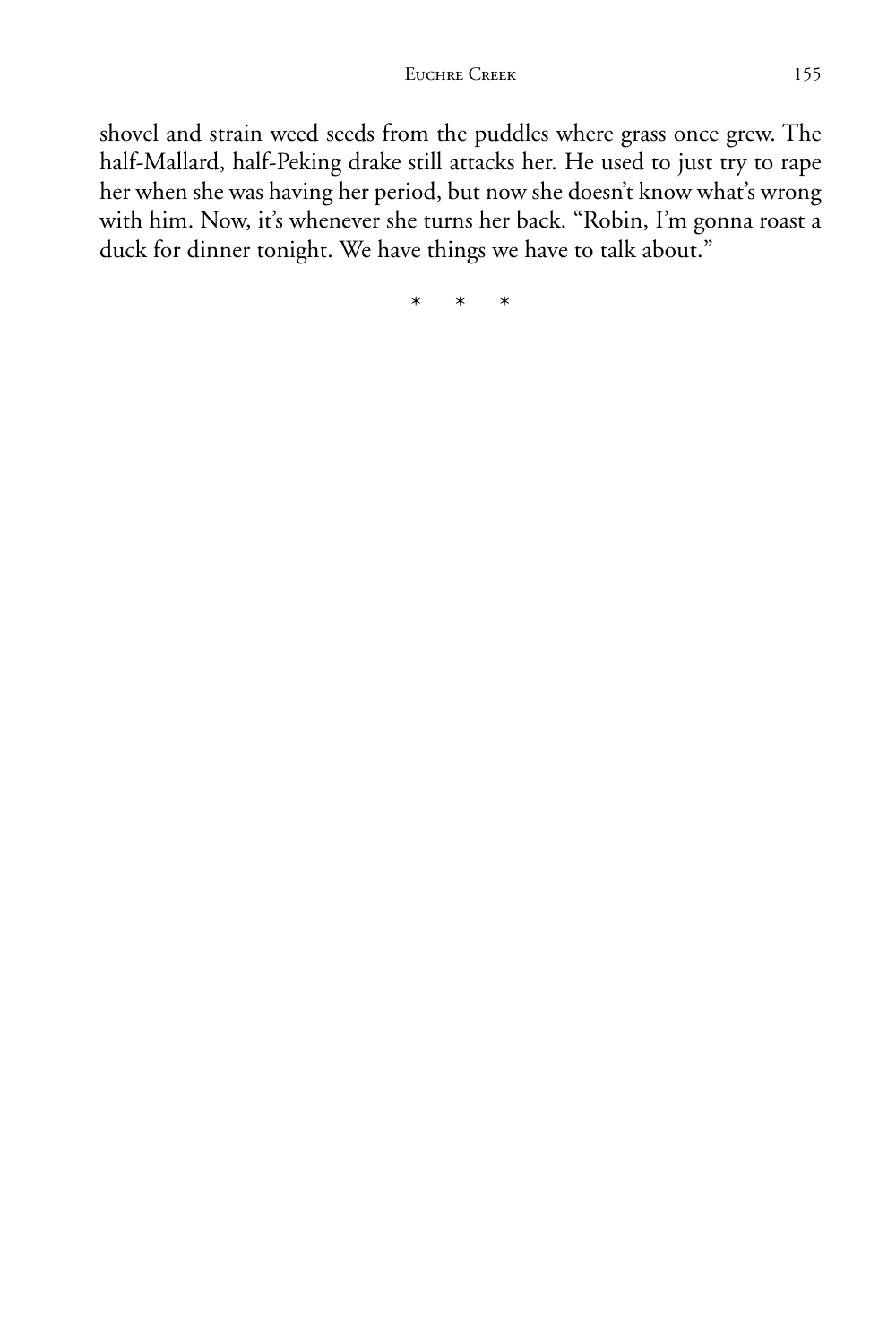shovel and strain weed seeds from the puddles where grass once grew. The half-Mallard, half-Peking drake still attacks her. He used to just try to rape her when she was having her period, but now she doesn't know what's wrong with him. Now, it's whenever she turns her back. "Robin, I'm gonna roast a duck for dinner tonight. We have things we have to talk about."

\* \* \*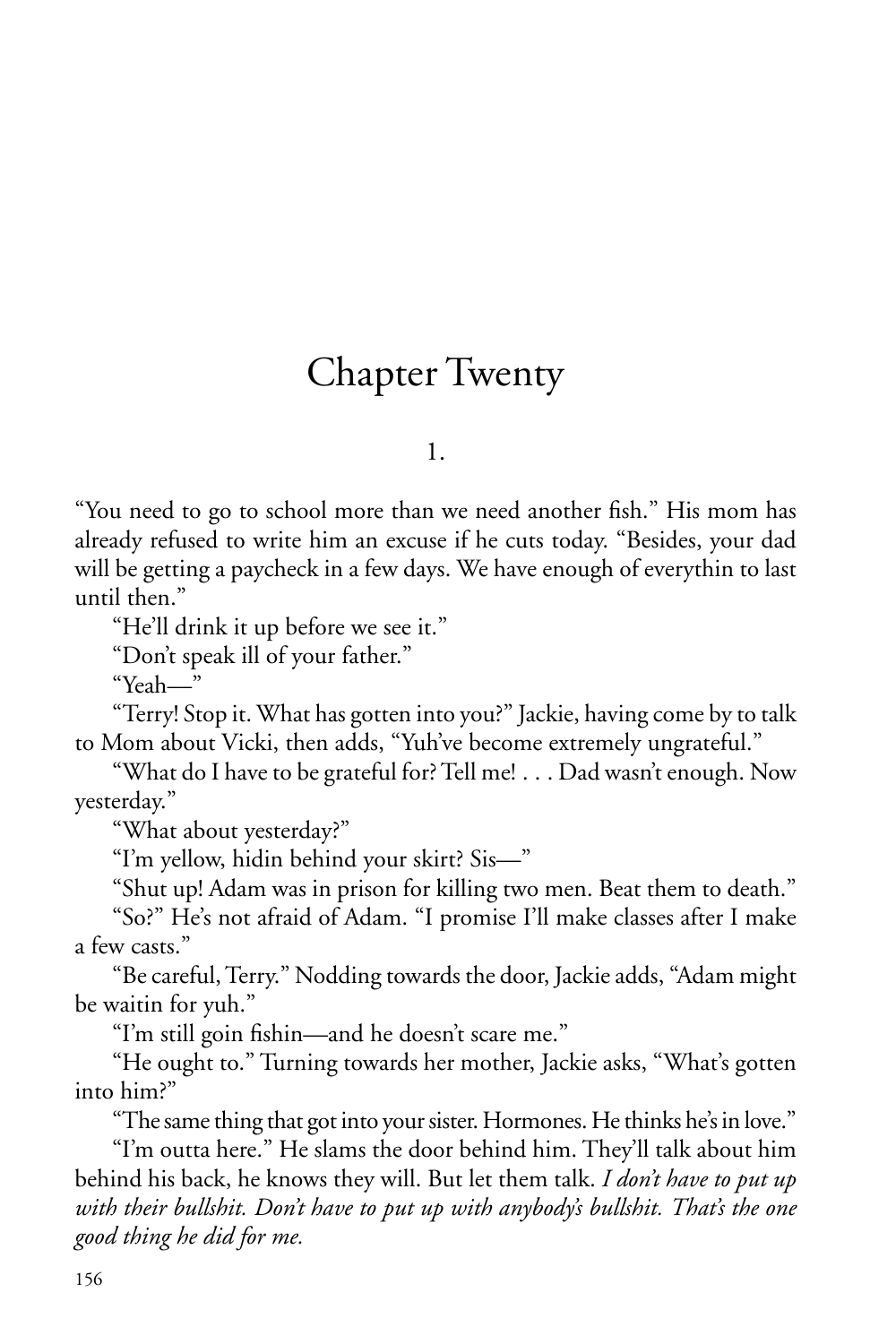# Chapter Twenty

1.

"You need to go to school more than we need another fish." His mom has already refused to write him an excuse if he cuts today. "Besides, your dad will be getting a paycheck in a few days. We have enough of everythin to last until then."

"He'll drink it up before we see it."

"Don't speak ill of your father."

"Yeah—"

"Terry! Stop it. What has gotten into you?" Jackie, having come by to talk to Mom about Vicki, then adds, "Yuh've become extremely ungrateful."

"What do I have to be grateful for? Tell me! . . . Dad wasn't enough. Now yesterday."

"What about yesterday?"

"I'm yellow, hidin behind your skirt? Sis—"

"Shut up! Adam was in prison for killing two men. Beat them to death."

"So?" He's not afraid of Adam. "I promise I'll make classes after I make a few casts."

"Be careful, Terry." Nodding towards the door, Jackie adds, "Adam might be waitin for yuh."

"I'm still goin fishin—and he doesn't scare me."

"He ought to." Turning towards her mother, Jackie asks, "What's gotten into him?"

"The same thing that got into your sister. Hormones. He thinks he's in love."

"I'm outta here." He slams the door behind him. They'll talk about him behind his back, he knows they will. But let them talk. *I don't have to put up with their bullshit. Don't have to put up with anybody's bullshit. That's the one good thing he did for me.*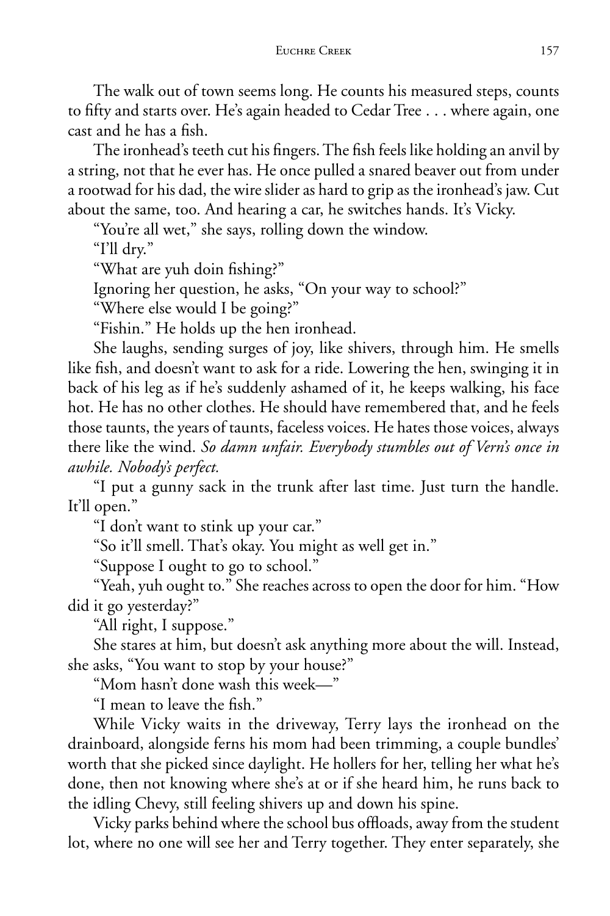The walk out of town seems long. He counts his measured steps, counts to fifty and starts over. He's again headed to Cedar Tree . . . where again, one cast and he has a fish.

The ironhead's teeth cut his fingers. The fish feels like holding an anvil by a string, not that he ever has. He once pulled a snared beaver out from under a rootwad for his dad, the wire slider as hard to grip as the ironhead's jaw. Cut about the same, too. And hearing a car, he switches hands. It's Vicky.

"You're all wet," she says, rolling down the window.

"I'll dry."

"What are yuh doin fishing?"

Ignoring her question, he asks, "On your way to school?"

"Where else would I be going?"

"Fishin." He holds up the hen ironhead.

She laughs, sending surges of joy, like shivers, through him. He smells like fish, and doesn't want to ask for a ride. Lowering the hen, swinging it in back of his leg as if he's suddenly ashamed of it, he keeps walking, his face hot. He has no other clothes. He should have remembered that, and he feels those taunts, the years of taunts, faceless voices. He hates those voices, always there like the wind. *So damn unfair. Everybody stumbles out of Vern's once in awhile. Nobody's perfect.*

"I put a gunny sack in the trunk after last time. Just turn the handle. It'll open."

"I don't want to stink up your car."

"So it'll smell. That's okay. You might as well get in."

"Suppose I ought to go to school."

"Yeah, yuh ought to." She reaches across to open the door for him. "How did it go yesterday?"

"All right, I suppose."

She stares at him, but doesn't ask anything more about the will. Instead, she asks, "You want to stop by your house?"

"Mom hasn't done wash this week—"

"I mean to leave the fish."

While Vicky waits in the driveway, Terry lays the ironhead on the drainboard, alongside ferns his mom had been trimming, a couple bundles' worth that she picked since daylight. He hollers for her, telling her what he's done, then not knowing where she's at or if she heard him, he runs back to the idling Chevy, still feeling shivers up and down his spine.

Vicky parks behind where the school bus offloads, away from the student lot, where no one will see her and Terry together. They enter separately, she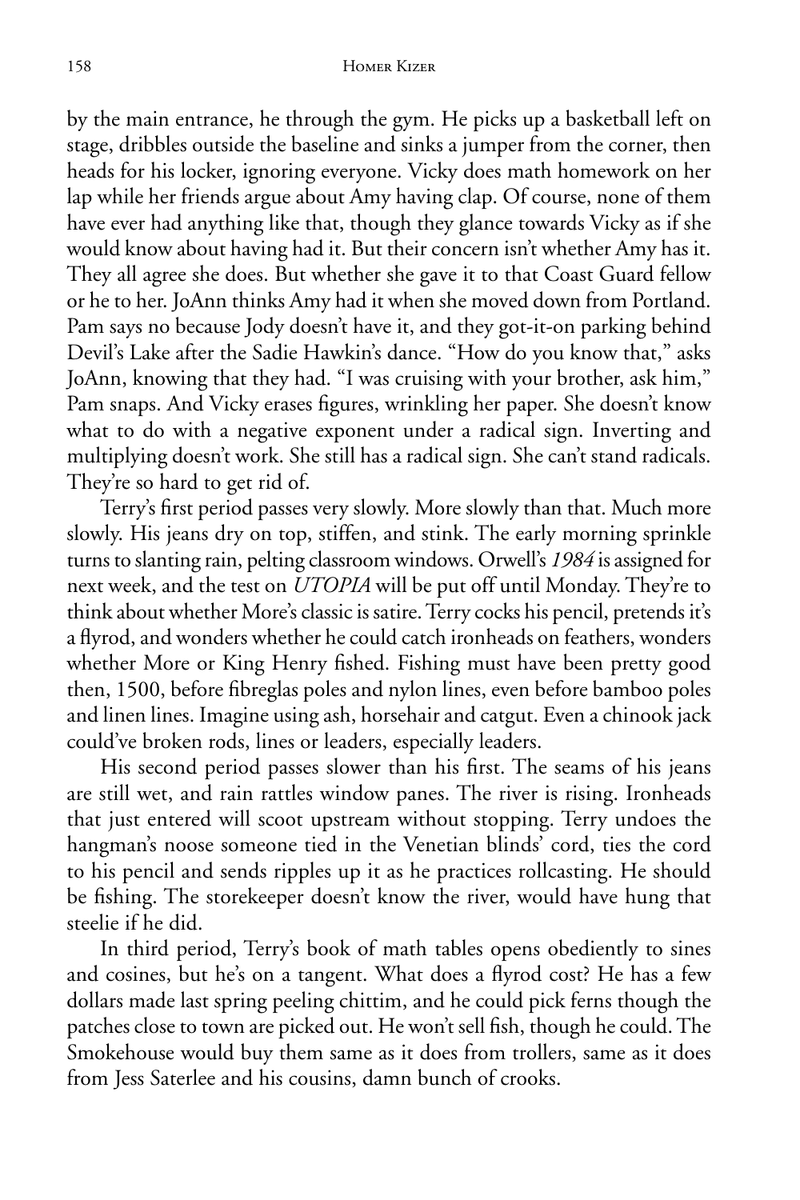by the main entrance, he through the gym. He picks up a basketball left on stage, dribbles outside the baseline and sinks a jumper from the corner, then heads for his locker, ignoring everyone. Vicky does math homework on her lap while her friends argue about Amy having clap. Of course, none of them have ever had anything like that, though they glance towards Vicky as if she would know about having had it. But their concern isn't whether Amy has it. They all agree she does. But whether she gave it to that Coast Guard fellow or he to her. JoAnn thinks Amy had it when she moved down from Portland. Pam says no because Jody doesn't have it, and they got-it-on parking behind Devil's Lake after the Sadie Hawkin's dance. "How do you know that," asks JoAnn, knowing that they had. "I was cruising with your brother, ask him," Pam snaps. And Vicky erases figures, wrinkling her paper. She doesn't know what to do with a negative exponent under a radical sign. Inverting and multiplying doesn't work. She still has a radical sign. She can't stand radicals. They're so hard to get rid of.

Terry's first period passes very slowly. More slowly than that. Much more slowly. His jeans dry on top, stiffen, and stink. The early morning sprinkle turns to slanting rain, pelting classroom windows. Orwell's *1984* is assigned for next week, and the test on *UTOPIA* will be put off until Monday. They're to think about whether More's classic is satire. Terry cocks his pencil, pretends it's a flyrod, and wonders whether he could catch ironheads on feathers, wonders whether More or King Henry fished. Fishing must have been pretty good then, 1500, before fibreglas poles and nylon lines, even before bamboo poles and linen lines. Imagine using ash, horsehair and catgut. Even a chinook jack could've broken rods, lines or leaders, especially leaders.

His second period passes slower than his first. The seams of his jeans are still wet, and rain rattles window panes. The river is rising. Ironheads that just entered will scoot upstream without stopping. Terry undoes the hangman's noose someone tied in the Venetian blinds' cord, ties the cord to his pencil and sends ripples up it as he practices rollcasting. He should be fishing. The storekeeper doesn't know the river, would have hung that steelie if he did.

In third period, Terry's book of math tables opens obediently to sines and cosines, but he's on a tangent. What does a flyrod cost? He has a few dollars made last spring peeling chittim, and he could pick ferns though the patches close to town are picked out. He won't sell fish, though he could. The Smokehouse would buy them same as it does from trollers, same as it does from Jess Saterlee and his cousins, damn bunch of crooks.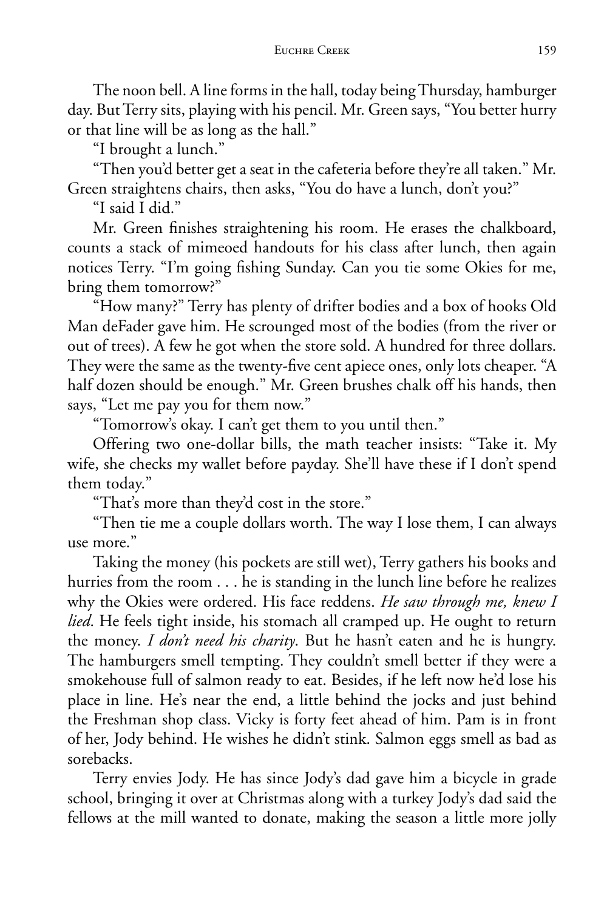The noon bell. A line forms in the hall, today being Thursday, hamburger day. But Terry sits, playing with his pencil. Mr. Green says, "You better hurry or that line will be as long as the hall."

"I brought a lunch."

"Then you'd better get a seat in the cafeteria before they're all taken." Mr. Green straightens chairs, then asks, "You do have a lunch, don't you?"

"I said I did."

Mr. Green finishes straightening his room. He erases the chalkboard, counts a stack of mimeoed handouts for his class after lunch, then again notices Terry. "I'm going fishing Sunday. Can you tie some Okies for me, bring them tomorrow?"

"How many?" Terry has plenty of drifter bodies and a box of hooks Old Man deFader gave him. He scrounged most of the bodies (from the river or out of trees). A few he got when the store sold. A hundred for three dollars. They were the same as the twenty-five cent apiece ones, only lots cheaper. "A half dozen should be enough." Mr. Green brushes chalk off his hands, then says, "Let me pay you for them now."

"Tomorrow's okay. I can't get them to you until then."

Offering two one-dollar bills, the math teacher insists: "Take it. My wife, she checks my wallet before payday. She'll have these if I don't spend them today."

"That's more than they'd cost in the store."

"Then tie me a couple dollars worth. The way I lose them, I can always use more."

Taking the money (his pockets are still wet), Terry gathers his books and hurries from the room . . . he is standing in the lunch line before he realizes why the Okies were ordered. His face reddens. *He saw through me, knew I lied*. He feels tight inside, his stomach all cramped up. He ought to return the money. *I don't need his charity*. But he hasn't eaten and he is hungry. The hamburgers smell tempting. They couldn't smell better if they were a smokehouse full of salmon ready to eat. Besides, if he left now he'd lose his place in line. He's near the end, a little behind the jocks and just behind the Freshman shop class. Vicky is forty feet ahead of him. Pam is in front of her, Jody behind. He wishes he didn't stink. Salmon eggs smell as bad as sorebacks.

Terry envies Jody. He has since Jody's dad gave him a bicycle in grade school, bringing it over at Christmas along with a turkey Jody's dad said the fellows at the mill wanted to donate, making the season a little more jolly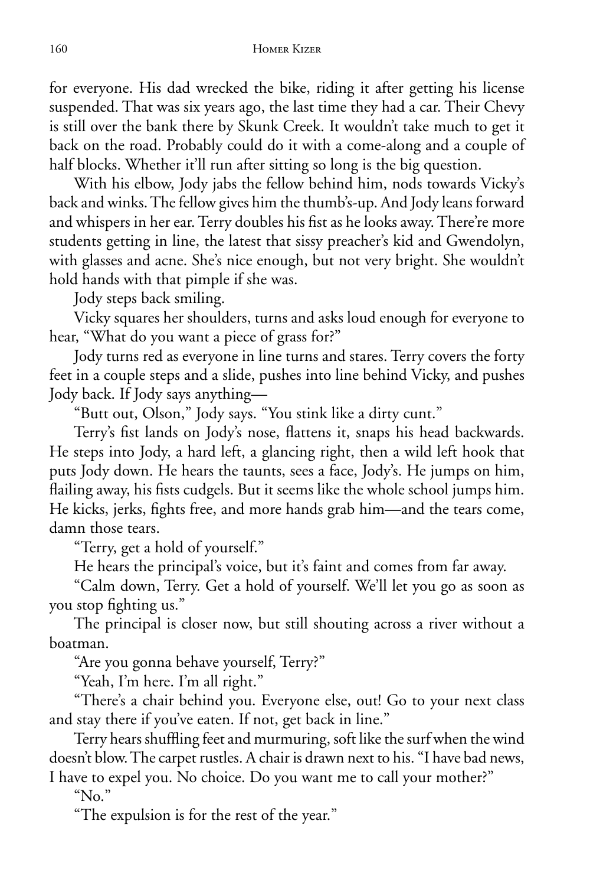for everyone. His dad wrecked the bike, riding it after getting his license suspended. That was six years ago, the last time they had a car. Their Chevy is still over the bank there by Skunk Creek. It wouldn't take much to get it back on the road. Probably could do it with a come-along and a couple of half blocks. Whether it'll run after sitting so long is the big question.

With his elbow, Jody jabs the fellow behind him, nods towards Vicky's back and winks. The fellow gives him the thumb's-up. And Jody leans forward and whispers in her ear. Terry doubles his fist as he looks away. There're more students getting in line, the latest that sissy preacher's kid and Gwendolyn, with glasses and acne. She's nice enough, but not very bright. She wouldn't hold hands with that pimple if she was.

Jody steps back smiling.

Vicky squares her shoulders, turns and asks loud enough for everyone to hear, "What do you want a piece of grass for?"

Jody turns red as everyone in line turns and stares. Terry covers the forty feet in a couple steps and a slide, pushes into line behind Vicky, and pushes Jody back. If Jody says anything—

"Butt out, Olson," Jody says. "You stink like a dirty cunt."

Terry's fist lands on Jody's nose, flattens it, snaps his head backwards. He steps into Jody, a hard left, a glancing right, then a wild left hook that puts Jody down. He hears the taunts, sees a face, Jody's. He jumps on him, flailing away, his fists cudgels. But it seems like the whole school jumps him. He kicks, jerks, fights free, and more hands grab him—and the tears come, damn those tears.

"Terry, get a hold of yourself."

He hears the principal's voice, but it's faint and comes from far away.

"Calm down, Terry. Get a hold of yourself. We'll let you go as soon as you stop fighting us."

The principal is closer now, but still shouting across a river without a boatman.

"Are you gonna behave yourself, Terry?"

"Yeah, I'm here. I'm all right."

"There's a chair behind you. Everyone else, out! Go to your next class and stay there if you've eaten. If not, get back in line."

Terry hears shuffling feet and murmuring, soft like the surf when the wind doesn't blow. The carpet rustles. A chair is drawn next to his. "I have bad news, I have to expel you. No choice. Do you want me to call your mother?"

"No."

"The expulsion is for the rest of the year."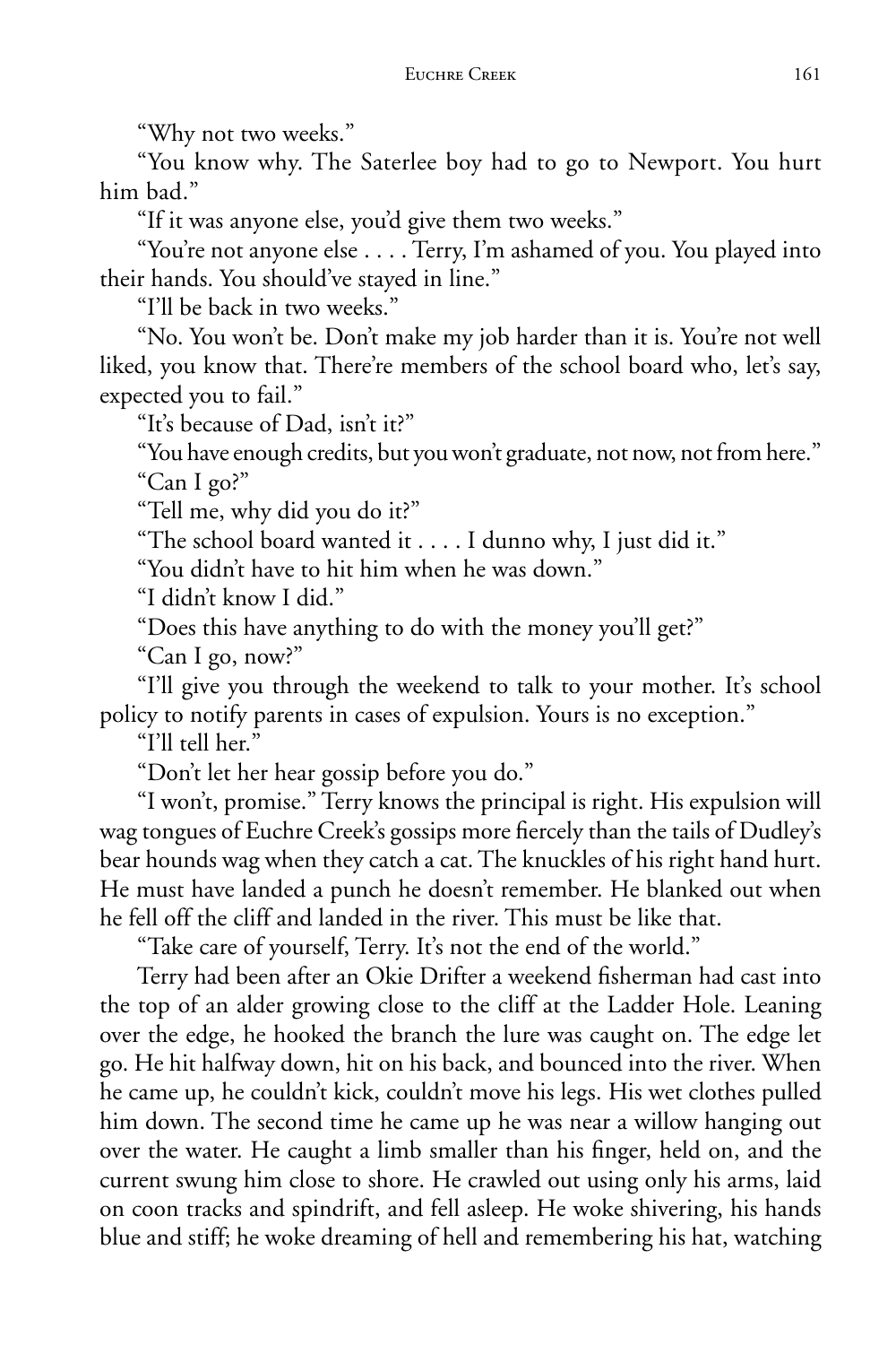"Why not two weeks."

"You know why. The Saterlee boy had to go to Newport. You hurt him bad."

"If it was anyone else, you'd give them two weeks."

"You're not anyone else . . . . Terry, I'm ashamed of you. You played into their hands. You should've stayed in line."

"I'll be back in two weeks."

"No. You won't be. Don't make my job harder than it is. You're not well liked, you know that. There're members of the school board who, let's say, expected you to fail."

"It's because of Dad, isn't it?"

"You have enough credits, but you won't graduate, not now, not from here."

"Can I go?"

"Tell me, why did you do it?"

"The school board wanted it . . . . I dunno why, I just did it."

"You didn't have to hit him when he was down."

"I didn't know I did."

"Does this have anything to do with the money you'll get?"

"Can I go, now?"

"I'll give you through the weekend to talk to your mother. It's school policy to notify parents in cases of expulsion. Yours is no exception."

"I'll tell her."

"Don't let her hear gossip before you do."

"I won't, promise." Terry knows the principal is right. His expulsion will wag tongues of Euchre Creek's gossips more fiercely than the tails of Dudley's bear hounds wag when they catch a cat. The knuckles of his right hand hurt. He must have landed a punch he doesn't remember. He blanked out when he fell off the cliff and landed in the river. This must be like that.

"Take care of yourself, Terry. It's not the end of the world."

Terry had been after an Okie Drifter a weekend fisherman had cast into the top of an alder growing close to the cliff at the Ladder Hole. Leaning over the edge, he hooked the branch the lure was caught on. The edge let go. He hit halfway down, hit on his back, and bounced into the river. When he came up, he couldn't kick, couldn't move his legs. His wet clothes pulled him down. The second time he came up he was near a willow hanging out over the water. He caught a limb smaller than his finger, held on, and the current swung him close to shore. He crawled out using only his arms, laid on coon tracks and spindrift, and fell asleep. He woke shivering, his hands blue and stiff; he woke dreaming of hell and remembering his hat, watching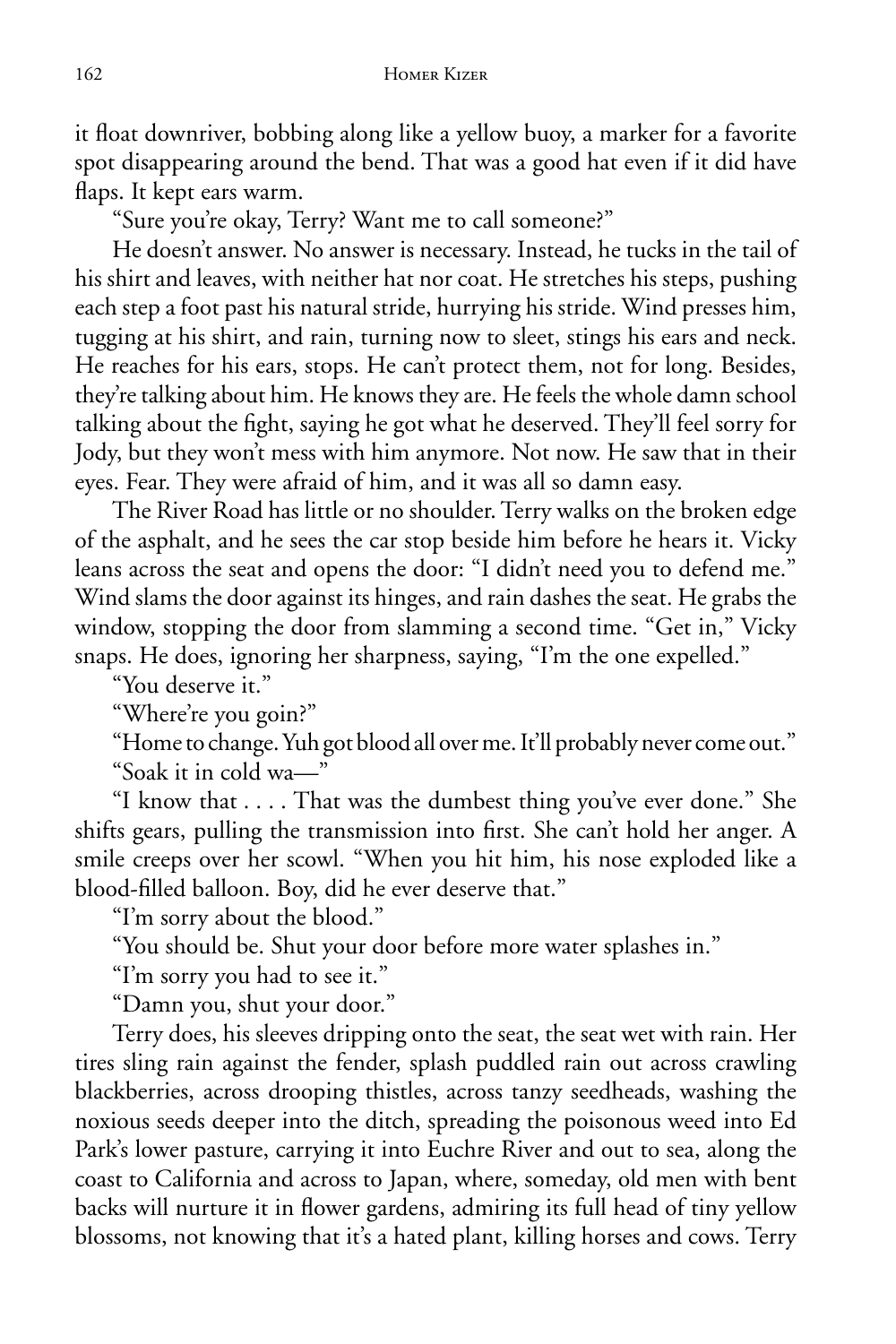it float downriver, bobbing along like a yellow buoy, a marker for a favorite spot disappearing around the bend. That was a good hat even if it did have flaps. It kept ears warm.

"Sure you're okay, Terry? Want me to call someone?"

He doesn't answer. No answer is necessary. Instead, he tucks in the tail of his shirt and leaves, with neither hat nor coat. He stretches his steps, pushing each step a foot past his natural stride, hurrying his stride. Wind presses him, tugging at his shirt, and rain, turning now to sleet, stings his ears and neck. He reaches for his ears, stops. He can't protect them, not for long. Besides, they're talking about him. He knows they are. He feels the whole damn school talking about the fight, saying he got what he deserved. They'll feel sorry for Jody, but they won't mess with him anymore. Not now. He saw that in their eyes. Fear. They were afraid of him, and it was all so damn easy.

The River Road has little or no shoulder. Terry walks on the broken edge of the asphalt, and he sees the car stop beside him before he hears it. Vicky leans across the seat and opens the door: "I didn't need you to defend me." Wind slams the door against its hinges, and rain dashes the seat. He grabs the window, stopping the door from slamming a second time. "Get in," Vicky snaps. He does, ignoring her sharpness, saying, "I'm the one expelled."

"You deserve it."

"Where're you goin?"

"Home to change. Yuh got blood all over me. It'll probably never come out."

"Soak it in cold wa—"

"I know that . . . . That was the dumbest thing you've ever done." She shifts gears, pulling the transmission into first. She can't hold her anger. A smile creeps over her scowl. "When you hit him, his nose exploded like a blood-filled balloon. Boy, did he ever deserve that."

"I'm sorry about the blood."

"You should be. Shut your door before more water splashes in."

"I'm sorry you had to see it."

"Damn you, shut your door."

Terry does, his sleeves dripping onto the seat, the seat wet with rain. Her tires sling rain against the fender, splash puddled rain out across crawling blackberries, across drooping thistles, across tanzy seedheads, washing the noxious seeds deeper into the ditch, spreading the poisonous weed into Ed Park's lower pasture, carrying it into Euchre River and out to sea, along the coast to California and across to Japan, where, someday, old men with bent backs will nurture it in flower gardens, admiring its full head of tiny yellow blossoms, not knowing that it's a hated plant, killing horses and cows. Terry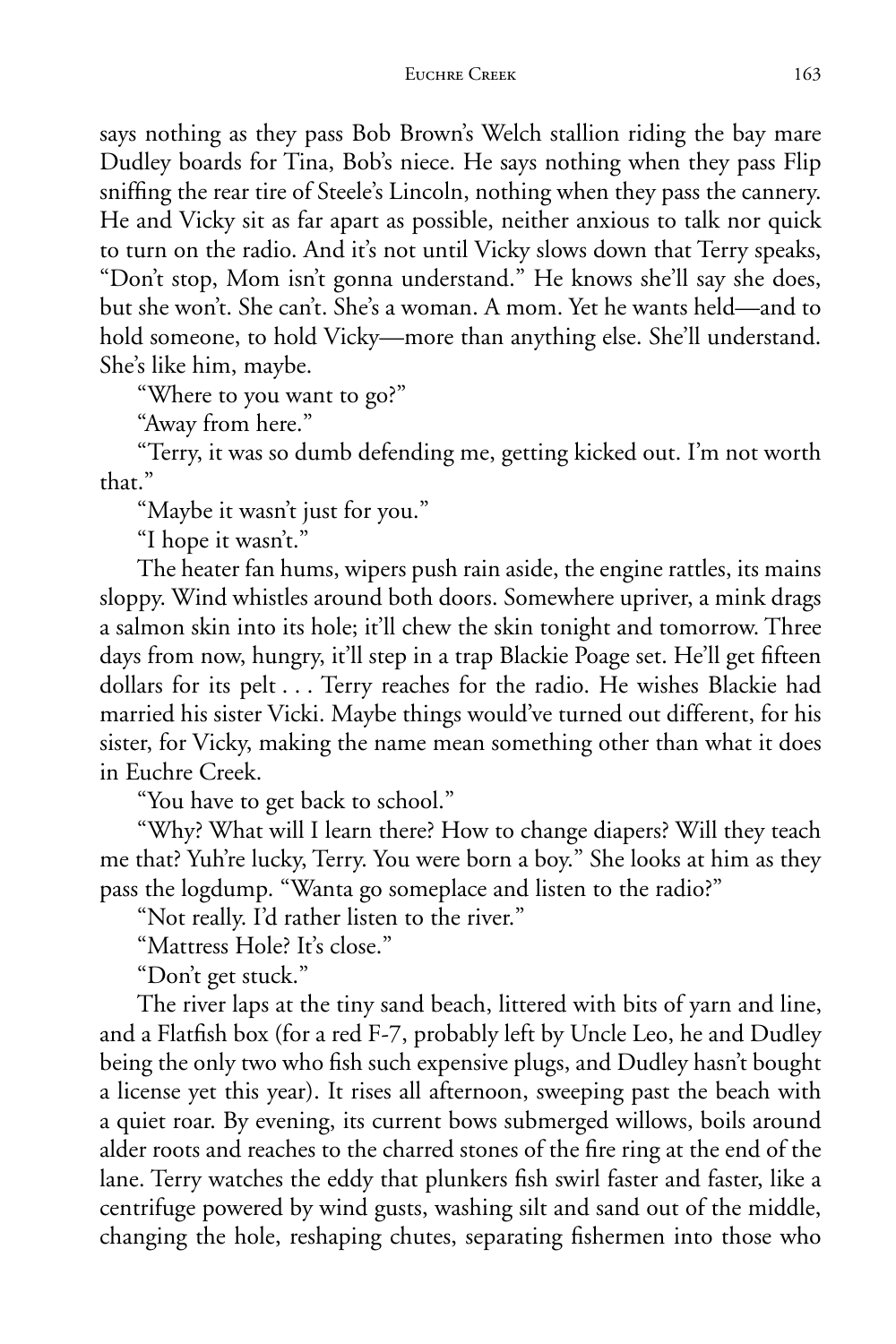says nothing as they pass Bob Brown's Welch stallion riding the bay mare Dudley boards for Tina, Bob's niece. He says nothing when they pass Flip sniffing the rear tire of Steele's Lincoln, nothing when they pass the cannery. He and Vicky sit as far apart as possible, neither anxious to talk nor quick to turn on the radio. And it's not until Vicky slows down that Terry speaks, "Don't stop, Mom isn't gonna understand." He knows she'll say she does, but she won't. She can't. She's a woman. A mom. Yet he wants held—and to hold someone, to hold Vicky—more than anything else. She'll understand. She's like him, maybe.

"Where to you want to go?"

"Away from here."

"Terry, it was so dumb defending me, getting kicked out. I'm not worth that."

"Maybe it wasn't just for you."

"I hope it wasn't."

The heater fan hums, wipers push rain aside, the engine rattles, its mains sloppy. Wind whistles around both doors. Somewhere upriver, a mink drags a salmon skin into its hole; it'll chew the skin tonight and tomorrow. Three days from now, hungry, it'll step in a trap Blackie Poage set. He'll get fifteen dollars for its pelt . . . Terry reaches for the radio. He wishes Blackie had married his sister Vicki. Maybe things would've turned out different, for his sister, for Vicky, making the name mean something other than what it does in Euchre Creek.

"You have to get back to school."

"Why? What will I learn there? How to change diapers? Will they teach me that? Yuh're lucky, Terry. You were born a boy." She looks at him as they pass the logdump. "Wanta go someplace and listen to the radio?"

"Not really. I'd rather listen to the river."

"Mattress Hole? It's close."

"Don't get stuck."

The river laps at the tiny sand beach, littered with bits of yarn and line, and a Flatfish box (for a red F-7, probably left by Uncle Leo, he and Dudley being the only two who fish such expensive plugs, and Dudley hasn't bought a license yet this year). It rises all afternoon, sweeping past the beach with a quiet roar. By evening, its current bows submerged willows, boils around alder roots and reaches to the charred stones of the fire ring at the end of the lane. Terry watches the eddy that plunkers fish swirl faster and faster, like a centrifuge powered by wind gusts, washing silt and sand out of the middle, changing the hole, reshaping chutes, separating fishermen into those who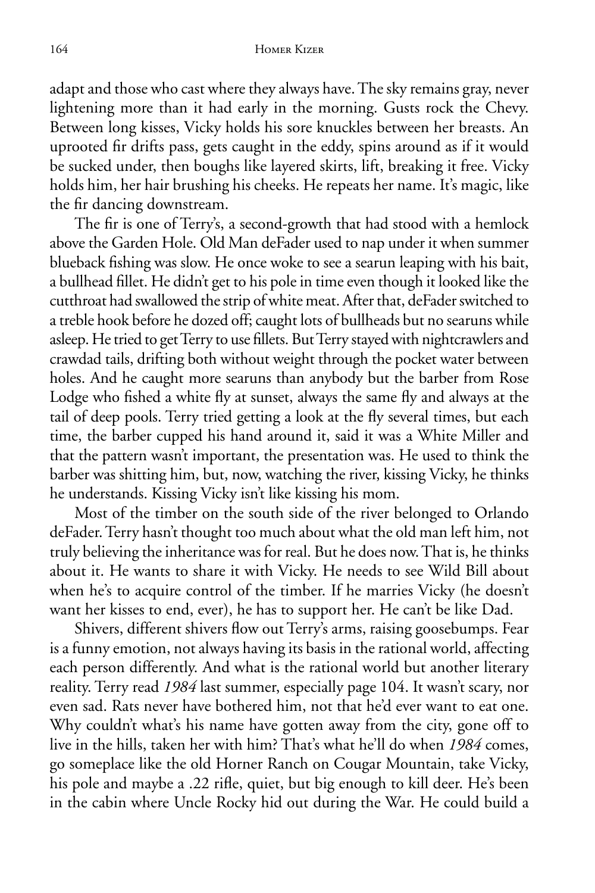adapt and those who cast where they always have. The sky remains gray, never lightening more than it had early in the morning. Gusts rock the Chevy. Between long kisses, Vicky holds his sore knuckles between her breasts. An uprooted fir drifts pass, gets caught in the eddy, spins around as if it would be sucked under, then boughs like layered skirts, lift, breaking it free. Vicky holds him, her hair brushing his cheeks. He repeats her name. It's magic, like the fir dancing downstream.

The fir is one of Terry's, a second-growth that had stood with a hemlock above the Garden Hole. Old Man deFader used to nap under it when summer blueback fishing was slow. He once woke to see a searun leaping with his bait, a bullhead fillet. He didn't get to his pole in time even though it looked like the cutthroat had swallowed the strip of white meat. After that, deFader switched to a treble hook before he dozed off; caught lots of bullheads but no searuns while asleep. He tried to get Terry to use fillets. But Terry stayed with nightcrawlers and crawdad tails, drifting both without weight through the pocket water between holes. And he caught more searuns than anybody but the barber from Rose Lodge who fished a white fly at sunset, always the same fly and always at the tail of deep pools. Terry tried getting a look at the fly several times, but each time, the barber cupped his hand around it, said it was a White Miller and that the pattern wasn't important, the presentation was. He used to think the barber was shitting him, but, now, watching the river, kissing Vicky, he thinks he understands. Kissing Vicky isn't like kissing his mom.

Most of the timber on the south side of the river belonged to Orlando deFader. Terry hasn't thought too much about what the old man left him, not truly believing the inheritance was for real. But he does now. That is, he thinks about it. He wants to share it with Vicky. He needs to see Wild Bill about when he's to acquire control of the timber. If he marries Vicky (he doesn't want her kisses to end, ever), he has to support her. He can't be like Dad.

Shivers, different shivers flow out Terry's arms, raising goosebumps. Fear is a funny emotion, not always having its basis in the rational world, affecting each person differently. And what is the rational world but another literary reality. Terry read *1984* last summer, especially page 104. It wasn't scary, nor even sad. Rats never have bothered him, not that he'd ever want to eat one. Why couldn't what's his name have gotten away from the city, gone off to live in the hills, taken her with him? That's what he'll do when *1984* comes, go someplace like the old Horner Ranch on Cougar Mountain, take Vicky, his pole and maybe a .22 rifle, quiet, but big enough to kill deer. He's been in the cabin where Uncle Rocky hid out during the War. He could build a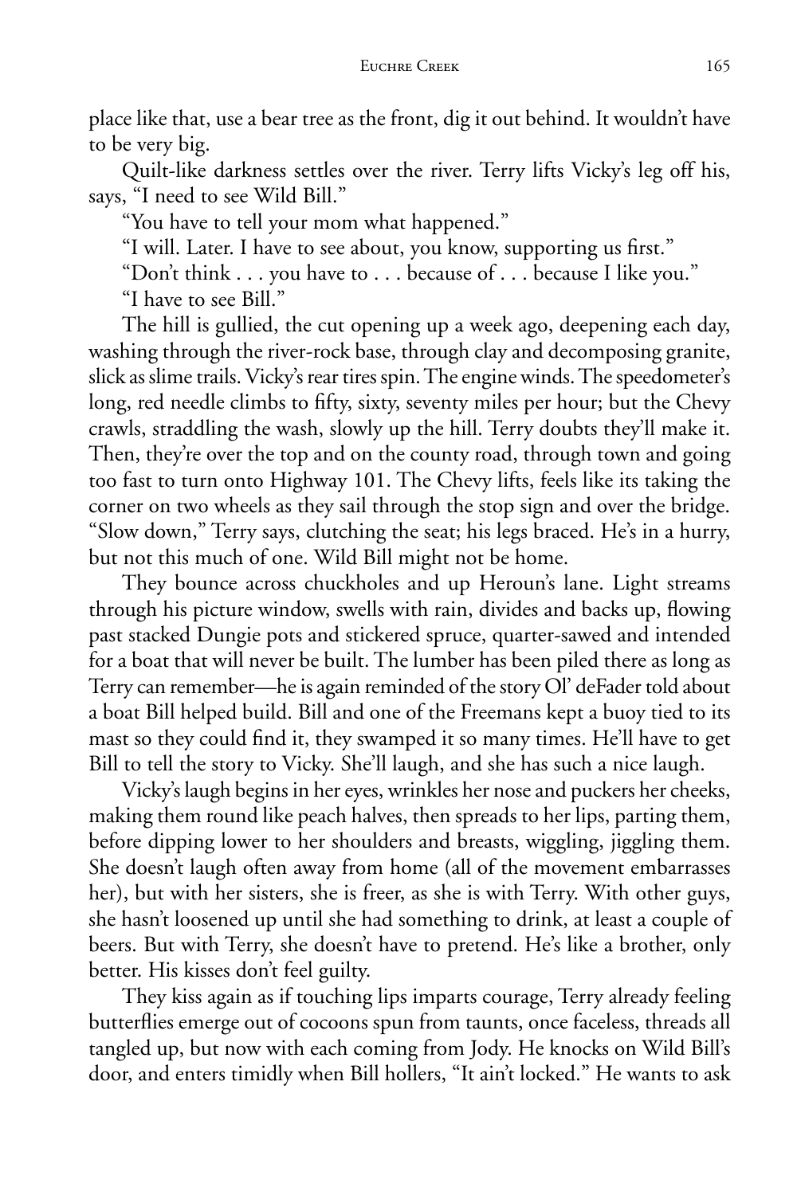place like that, use a bear tree as the front, dig it out behind. It wouldn't have to be very big.

Quilt-like darkness settles over the river. Terry lifts Vicky's leg off his, says, "I need to see Wild Bill."

"You have to tell your mom what happened."

"I will. Later. I have to see about, you know, supporting us first."

"Don't think . . . you have to . . . because of . . . because I like you."

"I have to see Bill."

The hill is gullied, the cut opening up a week ago, deepening each day, washing through the river-rock base, through clay and decomposing granite, slick as slime trails. Vicky's rear tires spin. The engine winds. The speedometer's long, red needle climbs to fifty, sixty, seventy miles per hour; but the Chevy crawls, straddling the wash, slowly up the hill. Terry doubts they'll make it. Then, they're over the top and on the county road, through town and going too fast to turn onto Highway 101. The Chevy lifts, feels like its taking the corner on two wheels as they sail through the stop sign and over the bridge. "Slow down," Terry says, clutching the seat; his legs braced. He's in a hurry, but not this much of one. Wild Bill might not be home.

They bounce across chuckholes and up Heroun's lane. Light streams through his picture window, swells with rain, divides and backs up, flowing past stacked Dungie pots and stickered spruce, quarter-sawed and intended for a boat that will never be built. The lumber has been piled there as long as Terry can remember—he is again reminded of the story Ol' deFader told about a boat Bill helped build. Bill and one of the Freemans kept a buoy tied to its mast so they could find it, they swamped it so many times. He'll have to get Bill to tell the story to Vicky. She'll laugh, and she has such a nice laugh.

Vicky's laugh begins in her eyes, wrinkles her nose and puckers her cheeks, making them round like peach halves, then spreads to her lips, parting them, before dipping lower to her shoulders and breasts, wiggling, jiggling them. She doesn't laugh often away from home (all of the movement embarrasses her), but with her sisters, she is freer, as she is with Terry. With other guys, she hasn't loosened up until she had something to drink, at least a couple of beers. But with Terry, she doesn't have to pretend. He's like a brother, only better. His kisses don't feel guilty.

They kiss again as if touching lips imparts courage, Terry already feeling butterflies emerge out of cocoons spun from taunts, once faceless, threads all tangled up, but now with each coming from Jody. He knocks on Wild Bill's door, and enters timidly when Bill hollers, "It ain't locked." He wants to ask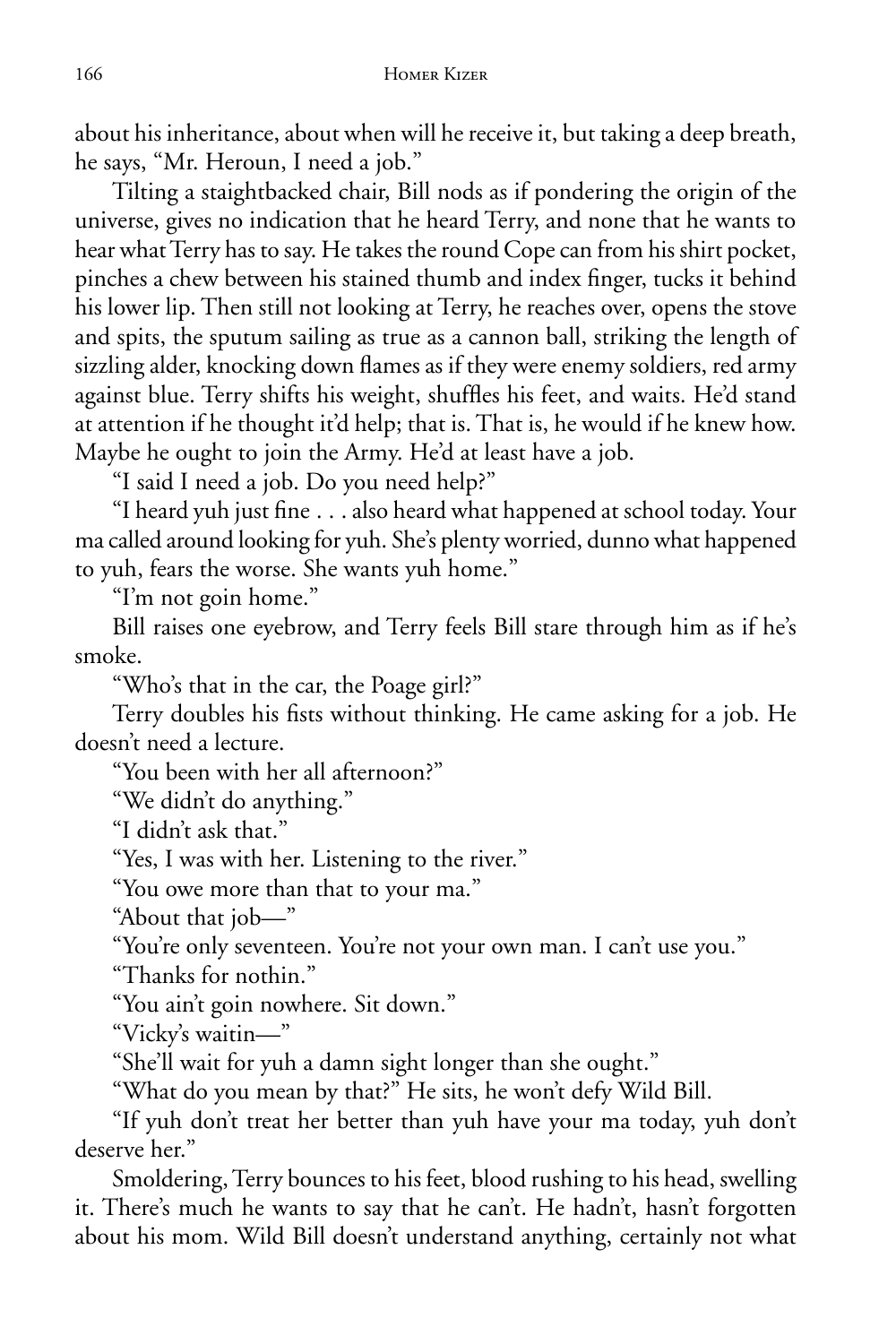about his inheritance, about when will he receive it, but taking a deep breath, he says, "Mr. Heroun, I need a job."

Tilting a staightbacked chair, Bill nods as if pondering the origin of the universe, gives no indication that he heard Terry, and none that he wants to hear what Terry has to say. He takes the round Cope can from his shirt pocket, pinches a chew between his stained thumb and index finger, tucks it behind his lower lip. Then still not looking at Terry, he reaches over, opens the stove and spits, the sputum sailing as true as a cannon ball, striking the length of sizzling alder, knocking down flames as if they were enemy soldiers, red army against blue. Terry shifts his weight, shuffles his feet, and waits. He'd stand at attention if he thought it'd help; that is. That is, he would if he knew how. Maybe he ought to join the Army. He'd at least have a job.

"I said I need a job. Do you need help?"

"I heard yuh just fine . . . also heard what happened at school today. Your ma called around looking for yuh. She's plenty worried, dunno what happened to yuh, fears the worse. She wants yuh home."

"I'm not goin home."

Bill raises one eyebrow, and Terry feels Bill stare through him as if he's smoke.

"Who's that in the car, the Poage girl?"

Terry doubles his fists without thinking. He came asking for a job. He doesn't need a lecture.

"You been with her all afternoon?"

"We didn't do anything."

"I didn't ask that."

"Yes, I was with her. Listening to the river."

"You owe more than that to your ma."

"About that job—"

"You're only seventeen. You're not your own man. I can't use you."

"Thanks for nothin."

"You ain't goin nowhere. Sit down."

"Vicky's waitin—"

"She'll wait for yuh a damn sight longer than she ought."

"What do you mean by that?" He sits, he won't defy Wild Bill.

"If yuh don't treat her better than yuh have your ma today, yuh don't deserve her."

Smoldering, Terry bounces to his feet, blood rushing to his head, swelling it. There's much he wants to say that he can't. He hadn't, hasn't forgotten about his mom. Wild Bill doesn't understand anything, certainly not what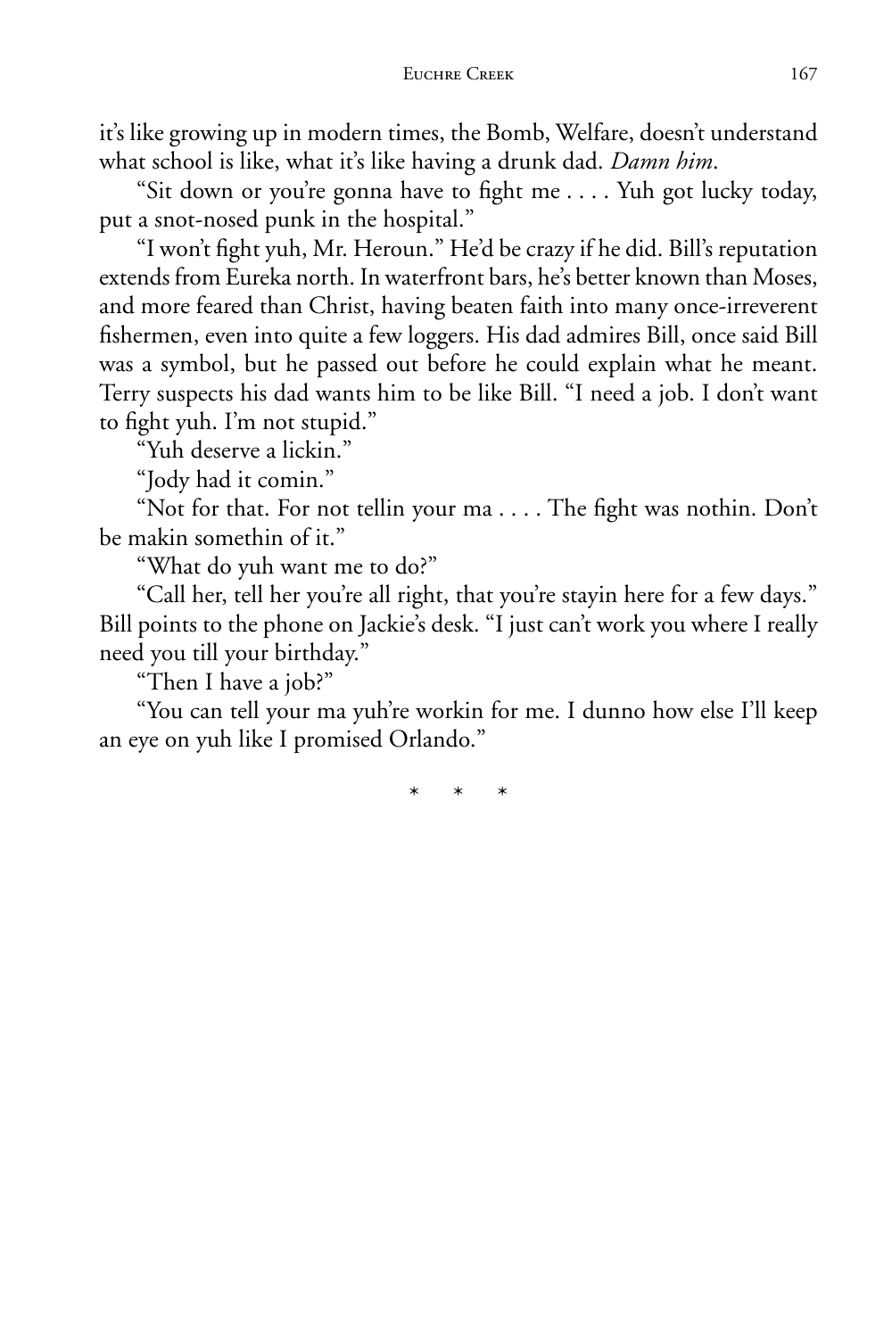it's like growing up in modern times, the Bomb, Welfare, doesn't understand what school is like, what it's like having a drunk dad. *Damn him*.

"Sit down or you're gonna have to fight me . . . . Yuh got lucky today, put a snot-nosed punk in the hospital."

"I won't fight yuh, Mr. Heroun." He'd be crazy if he did. Bill's reputation extends from Eureka north. In waterfront bars, he's better known than Moses, and more feared than Christ, having beaten faith into many once-irreverent fishermen, even into quite a few loggers. His dad admires Bill, once said Bill was a symbol, but he passed out before he could explain what he meant. Terry suspects his dad wants him to be like Bill. "I need a job. I don't want to fight yuh. I'm not stupid."

"Yuh deserve a lickin."

"Jody had it comin."

"Not for that. For not tellin your ma . . . . The fight was nothin. Don't be makin somethin of it."

"What do yuh want me to do?"

"Call her, tell her you're all right, that you're stayin here for a few days." Bill points to the phone on Jackie's desk. "I just can't work you where I really need you till your birthday."

"Then I have a job?"

"You can tell your ma yuh're workin for me. I dunno how else I'll keep an eye on yuh like I promised Orlando."

\* \* \*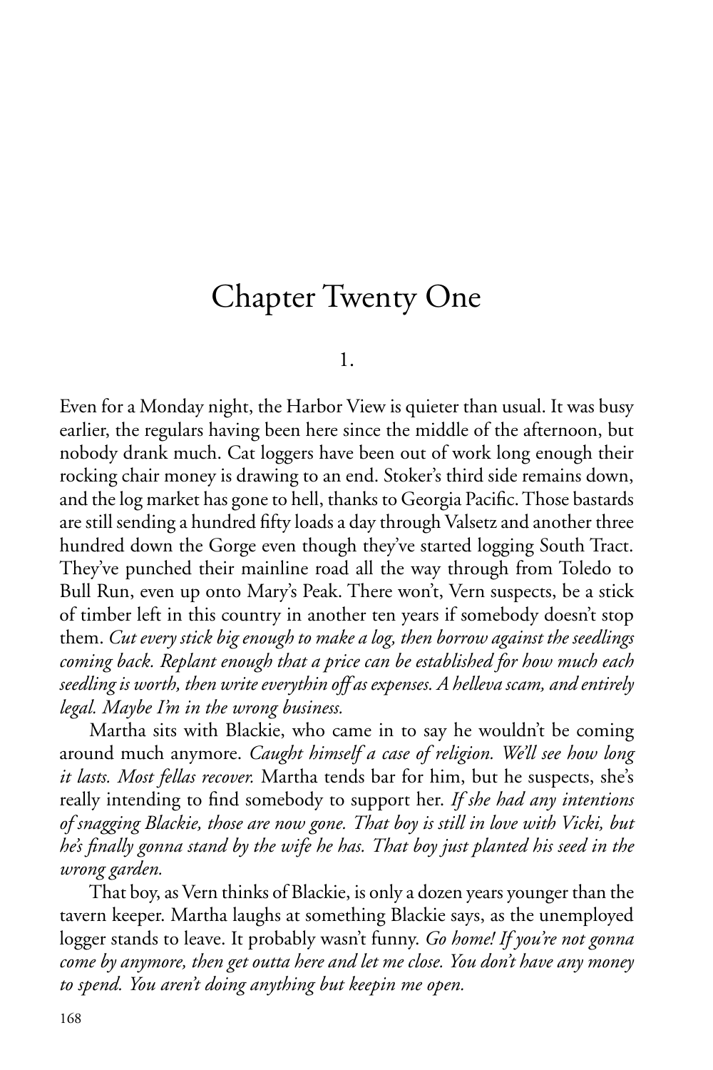# Chapter Twenty One

1.

Even for a Monday night, the Harbor View is quieter than usual. It was busy earlier, the regulars having been here since the middle of the afternoon, but nobody drank much. Cat loggers have been out of work long enough their rocking chair money is drawing to an end. Stoker's third side remains down, and the log market has gone to hell, thanks to Georgia Pacific. Those bastards are still sending a hundred fifty loads a day through Valsetz and another three hundred down the Gorge even though they've started logging South Tract. They've punched their mainline road all the way through from Toledo to Bull Run, even up onto Mary's Peak. There won't, Vern suspects, be a stick of timber left in this country in another ten years if somebody doesn't stop them. *Cut every stick big enough to make a log, then borrow against the seedlings coming back. Replant enough that a price can be established for how much each seedling is worth, then write everythin off as expenses. A helleva scam, and entirely legal. Maybe I'm in the wrong business.*

Martha sits with Blackie, who came in to say he wouldn't be coming around much anymore. *Caught himself a case of religion. We'll see how long it lasts. Most fellas recover.* Martha tends bar for him, but he suspects, she's really intending to find somebody to support her. *If she had any intentions of snagging Blackie, those are now gone. That boy is still in love with Vicki, but he's finally gonna stand by the wife he has. That boy just planted his seed in the wrong garden.*

That boy, as Vern thinks of Blackie, is only a dozen years younger than the tavern keeper. Martha laughs at something Blackie says, as the unemployed logger stands to leave. It probably wasn't funny. *Go home! If you're not gonna come by anymore, then get outta here and let me close. You don't have any money to spend. You aren't doing anything but keepin me open.*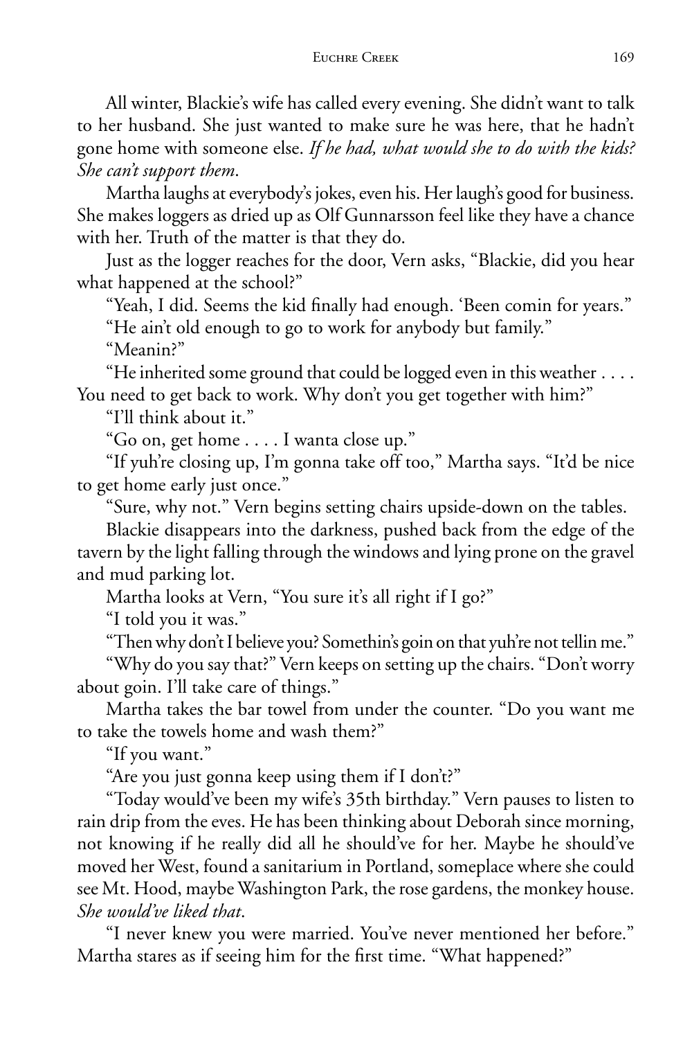All winter, Blackie's wife has called every evening. She didn't want to talk to her husband. She just wanted to make sure he was here, that he hadn't gone home with someone else. *If he had, what would she to do with the kids? She can't support them*.

Martha laughs at everybody's jokes, even his. Her laugh's good for business. She makes loggers as dried up as Olf Gunnarsson feel like they have a chance with her. Truth of the matter is that they do.

Just as the logger reaches for the door, Vern asks, "Blackie, did you hear what happened at the school?"

"Yeah, I did. Seems the kid finally had enough. 'Been comin for years."

"He ain't old enough to go to work for anybody but family."

"Meanin?"

"He inherited some ground that could be logged even in this weather . . . . You need to get back to work. Why don't you get together with him?"

"I'll think about it."

"Go on, get home . . . . I wanta close up."

"If yuh're closing up, I'm gonna take off too," Martha says. "It'd be nice to get home early just once."

"Sure, why not." Vern begins setting chairs upside-down on the tables.

Blackie disappears into the darkness, pushed back from the edge of the tavern by the light falling through the windows and lying prone on the gravel and mud parking lot.

Martha looks at Vern, "You sure it's all right if I go?"

"I told you it was."

"Then why don't I believe you? Somethin's goin on that yuh're not tellin me."

"Why do you say that?" Vern keeps on setting up the chairs. "Don't worry about goin. I'll take care of things."

Martha takes the bar towel from under the counter. "Do you want me to take the towels home and wash them?"

"If you want."

"Are you just gonna keep using them if I don't?"

"Today would've been my wife's 35th birthday." Vern pauses to listen to rain drip from the eves. He has been thinking about Deborah since morning, not knowing if he really did all he should've for her. Maybe he should've moved her West, found a sanitarium in Portland, someplace where she could see Mt. Hood, maybe Washington Park, the rose gardens, the monkey house. *She would've liked that*.

"I never knew you were married. You've never mentioned her before." Martha stares as if seeing him for the first time. "What happened?"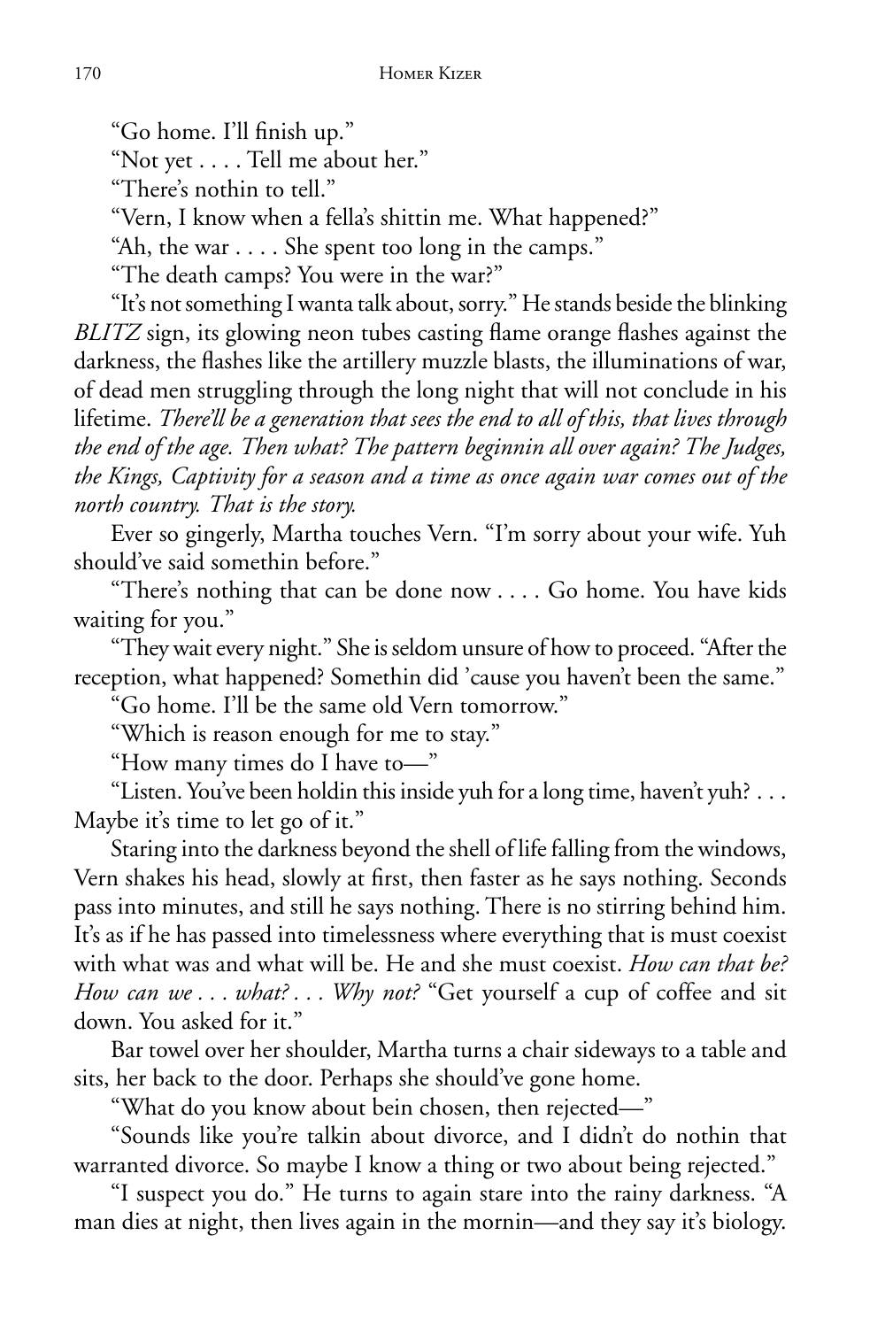"Go home. I'll finish up."

"Not yet . . . . Tell me about her."

"There's nothin to tell."

"Vern, I know when a fella's shittin me. What happened?"

"Ah, the war . . . . She spent too long in the camps."

"The death camps? You were in the war?"

"It's not something I wanta talk about, sorry." He stands beside the blinking *BLITZ* sign, its glowing neon tubes casting flame orange flashes against the darkness, the flashes like the artillery muzzle blasts, the illuminations of war, of dead men struggling through the long night that will not conclude in his lifetime. *There'll be a generation that sees the end to all of this, that lives through the end of the age. Then what? The pattern beginnin all over again? The Judges, the Kings, Captivity for a season and a time as once again war comes out of the north country. That is the story.*

Ever so gingerly, Martha touches Vern. "I'm sorry about your wife. Yuh should've said somethin before."

"There's nothing that can be done now . . . . Go home. You have kids waiting for you."

"They wait every night." She is seldom unsure of how to proceed. "After the reception, what happened? Somethin did 'cause you haven't been the same."

"Go home. I'll be the same old Vern tomorrow."

"Which is reason enough for me to stay."

"How many times do I have to—"

"Listen. You've been holdin this inside yuh for a long time, haven't yuh? . . . Maybe it's time to let go of it."

Staring into the darkness beyond the shell of life falling from the windows, Vern shakes his head, slowly at first, then faster as he says nothing. Seconds pass into minutes, and still he says nothing. There is no stirring behind him. It's as if he has passed into timelessness where everything that is must coexist with what was and what will be. He and she must coexist. *How can that be? How can we . . . what? . . . Why not?* "Get yourself a cup of coffee and sit down. You asked for it."

Bar towel over her shoulder, Martha turns a chair sideways to a table and sits, her back to the door. Perhaps she should've gone home.

"What do you know about bein chosen, then rejected—"

"Sounds like you're talkin about divorce, and I didn't do nothin that warranted divorce. So maybe I know a thing or two about being rejected."

"I suspect you do." He turns to again stare into the rainy darkness. "A man dies at night, then lives again in the mornin—and they say it's biology.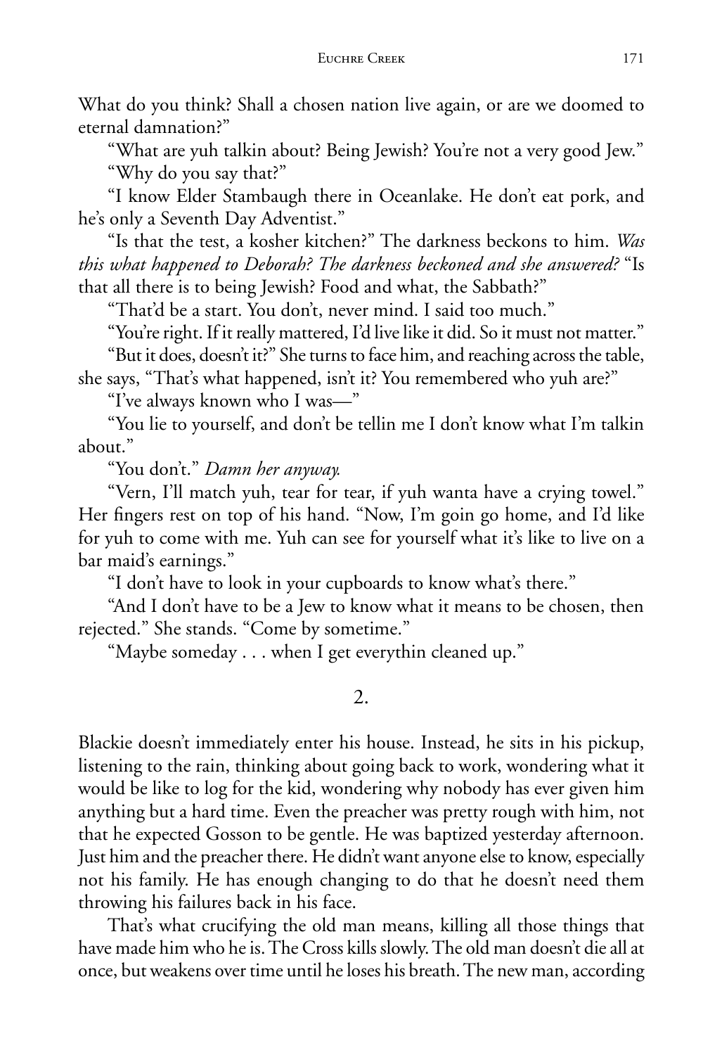What do you think? Shall a chosen nation live again, or are we doomed to eternal damnation?"

"What are yuh talkin about? Being Jewish? You're not a very good Jew."

"Why do you say that?"

"I know Elder Stambaugh there in Oceanlake. He don't eat pork, and he's only a Seventh Day Adventist."

"Is that the test, a kosher kitchen?" The darkness beckons to him. *Was this what happened to Deborah? The darkness beckoned and she answered?* "Is that all there is to being Jewish? Food and what, the Sabbath?"

"That'd be a start. You don't, never mind. I said too much."

"You're right. If it really mattered, I'd live like it did. So it must not matter."

"But it does, doesn't it?" She turns to face him, and reaching across the table, she says, "That's what happened, isn't it? You remembered who yuh are?"

"I've always known who I was—"

"You lie to yourself, and don't be tellin me I don't know what I'm talkin about."

"You don't." *Damn her anyway.*

"Vern, I'll match yuh, tear for tear, if yuh wanta have a crying towel." Her fingers rest on top of his hand. "Now, I'm goin go home, and I'd like for yuh to come with me. Yuh can see for yourself what it's like to live on a bar maid's earnings."

"I don't have to look in your cupboards to know what's there."

"And I don't have to be a Jew to know what it means to be chosen, then rejected." She stands. "Come by sometime."

"Maybe someday . . . when I get everythin cleaned up."

## 2.

Blackie doesn't immediately enter his house. Instead, he sits in his pickup, listening to the rain, thinking about going back to work, wondering what it would be like to log for the kid, wondering why nobody has ever given him anything but a hard time. Even the preacher was pretty rough with him, not that he expected Gosson to be gentle. He was baptized yesterday afternoon. Just him and the preacher there. He didn't want anyone else to know, especially not his family. He has enough changing to do that he doesn't need them throwing his failures back in his face.

That's what crucifying the old man means, killing all those things that have made him who he is. The Cross kills slowly. The old man doesn't die all at once, but weakens over time until he loses his breath. The new man, according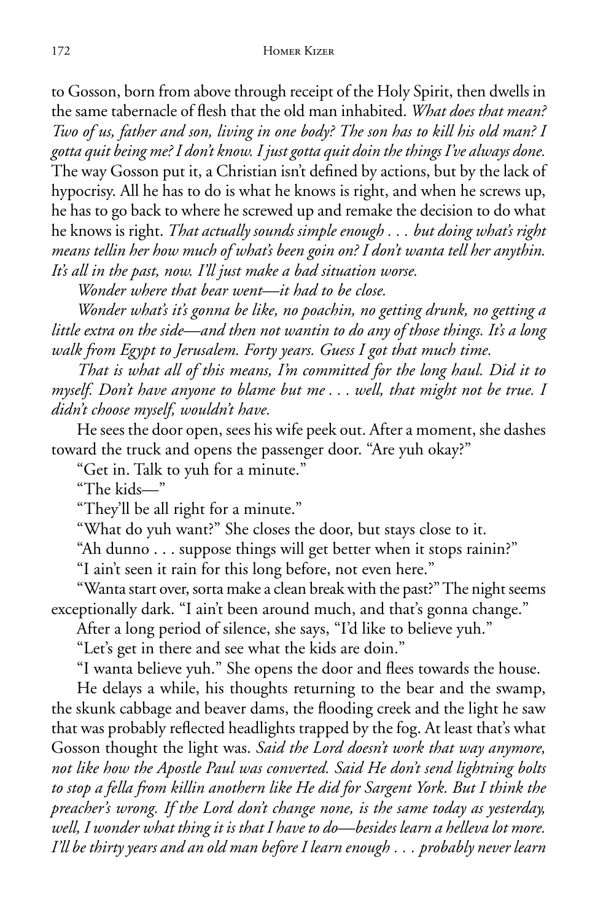to Gosson, born from above through receipt of the Holy Spirit, then dwells in the same tabernacle of flesh that the old man inhabited. *What does that mean? Two of us, father and son, living in one body? The son has to kill his old man? I gotta quit being me? I don't know. I just gotta quit doin the things I've always done.* The way Gosson put it, a Christian isn't defined by actions, but by the lack of hypocrisy. All he has to do is what he knows is right, and when he screws up, he has to go back to where he screwed up and remake the decision to do what he knows is right. *That actually sounds simple enough . . . but doing what's right means tellin her how much of what's been goin on? I don't wanta tell her anythin. It's all in the past, now. I'll just make a bad situation worse.*

*Wonder where that bear went—it had to be close.*

*Wonder what's it's gonna be like, no poachin, no getting drunk, no getting a little extra on the side—and then not wantin to do any of those things. It's a long walk from Egypt to Jerusalem. Forty years. Guess I got that much time.*

*That is what all of this means, I'm committed for the long haul. Did it to myself. Don't have anyone to blame but me . . . well, that might not be true. I didn't choose myself, wouldn't have.*

He sees the door open, sees his wife peek out. After a moment, she dashes toward the truck and opens the passenger door. "Are yuh okay?"

"Get in. Talk to yuh for a minute."

"The kids—"

"They'll be all right for a minute."

"What do yuh want?" She closes the door, but stays close to it.

"Ah dunno . . . suppose things will get better when it stops rainin?"

"I ain't seen it rain for this long before, not even here."

"Wanta start over, sorta make a clean break with the past?" The night seems exceptionally dark. "I ain't been around much, and that's gonna change."

After a long period of silence, she says, "I'd like to believe yuh."

"Let's get in there and see what the kids are doin."

"I wanta believe yuh." She opens the door and flees towards the house.

He delays a while, his thoughts returning to the bear and the swamp, the skunk cabbage and beaver dams, the flooding creek and the light he saw that was probably reflected headlights trapped by the fog. At least that's what Gosson thought the light was. *Said the Lord doesn't work that way anymore, not like how the Apostle Paul was converted. Said He don't send lightning bolts to stop a fella from killin anothern like He did for Sargent York. But I think the preacher's wrong. If the Lord don't change none, is the same today as yesterday, well, I wonder what thing it is that I have to do—besides learn a helleva lot more. I'll be thirty years and an old man before I learn enough . . . probably never learn*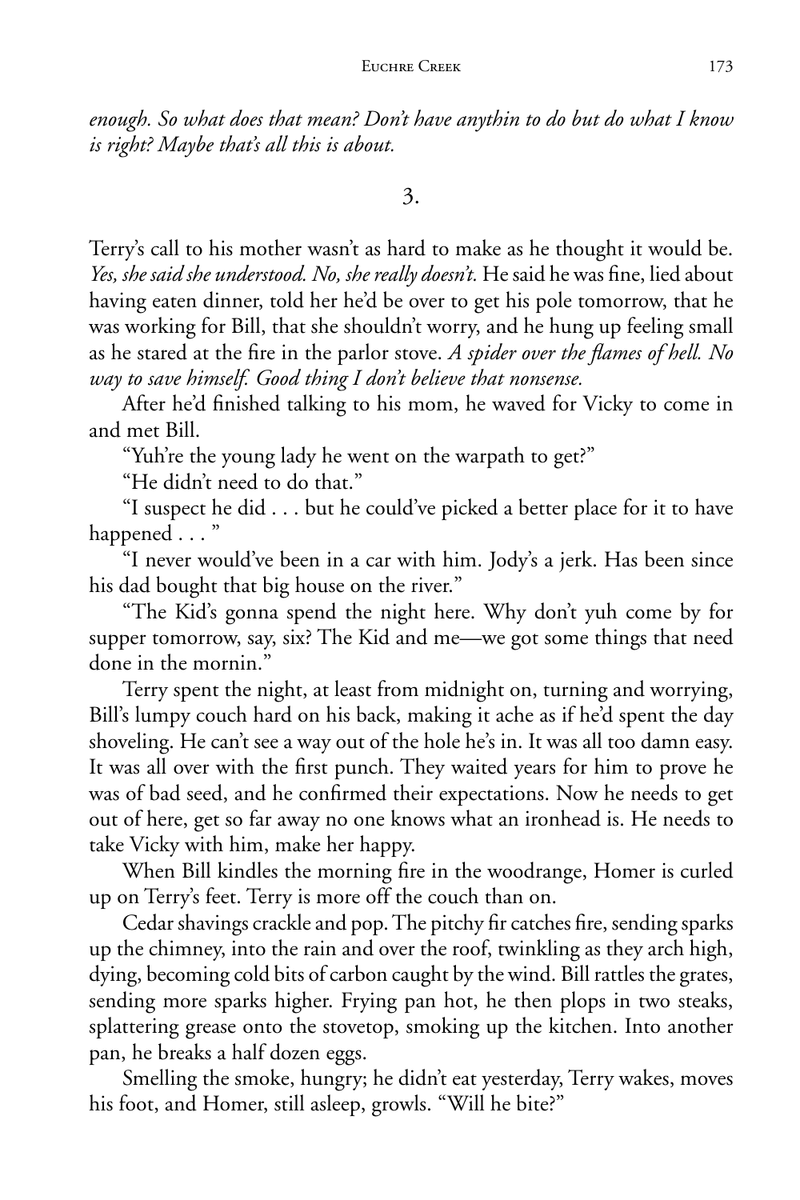*enough. So what does that mean? Don't have anythin to do but do what I know is right? Maybe that's all this is about.*

3.

Terry's call to his mother wasn't as hard to make as he thought it would be. *Yes, she said she understood. No, she really doesn't.* He said he was fine, lied about having eaten dinner, told her he'd be over to get his pole tomorrow, that he was working for Bill, that she shouldn't worry, and he hung up feeling small as he stared at the fire in the parlor stove. *A spider over the flames of hell. No way to save himself. Good thing I don't believe that nonsense.*

After he'd finished talking to his mom, he waved for Vicky to come in and met Bill.

"Yuh're the young lady he went on the warpath to get?"

"He didn't need to do that."

"I suspect he did . . . but he could've picked a better place for it to have happened . . . "

"I never would've been in a car with him. Jody's a jerk. Has been since his dad bought that big house on the river."

"The Kid's gonna spend the night here. Why don't yuh come by for supper tomorrow, say, six? The Kid and me—we got some things that need done in the mornin."

Terry spent the night, at least from midnight on, turning and worrying, Bill's lumpy couch hard on his back, making it ache as if he'd spent the day shoveling. He can't see a way out of the hole he's in. It was all too damn easy. It was all over with the first punch. They waited years for him to prove he was of bad seed, and he confirmed their expectations. Now he needs to get out of here, get so far away no one knows what an ironhead is. He needs to take Vicky with him, make her happy.

When Bill kindles the morning fire in the woodrange, Homer is curled up on Terry's feet. Terry is more off the couch than on.

Cedar shavings crackle and pop. The pitchy fir catches fire, sending sparks up the chimney, into the rain and over the roof, twinkling as they arch high, dying, becoming cold bits of carbon caught by the wind. Bill rattles the grates, sending more sparks higher. Frying pan hot, he then plops in two steaks, splattering grease onto the stovetop, smoking up the kitchen. Into another pan, he breaks a half dozen eggs.

Smelling the smoke, hungry; he didn't eat yesterday, Terry wakes, moves his foot, and Homer, still asleep, growls. "Will he bite?"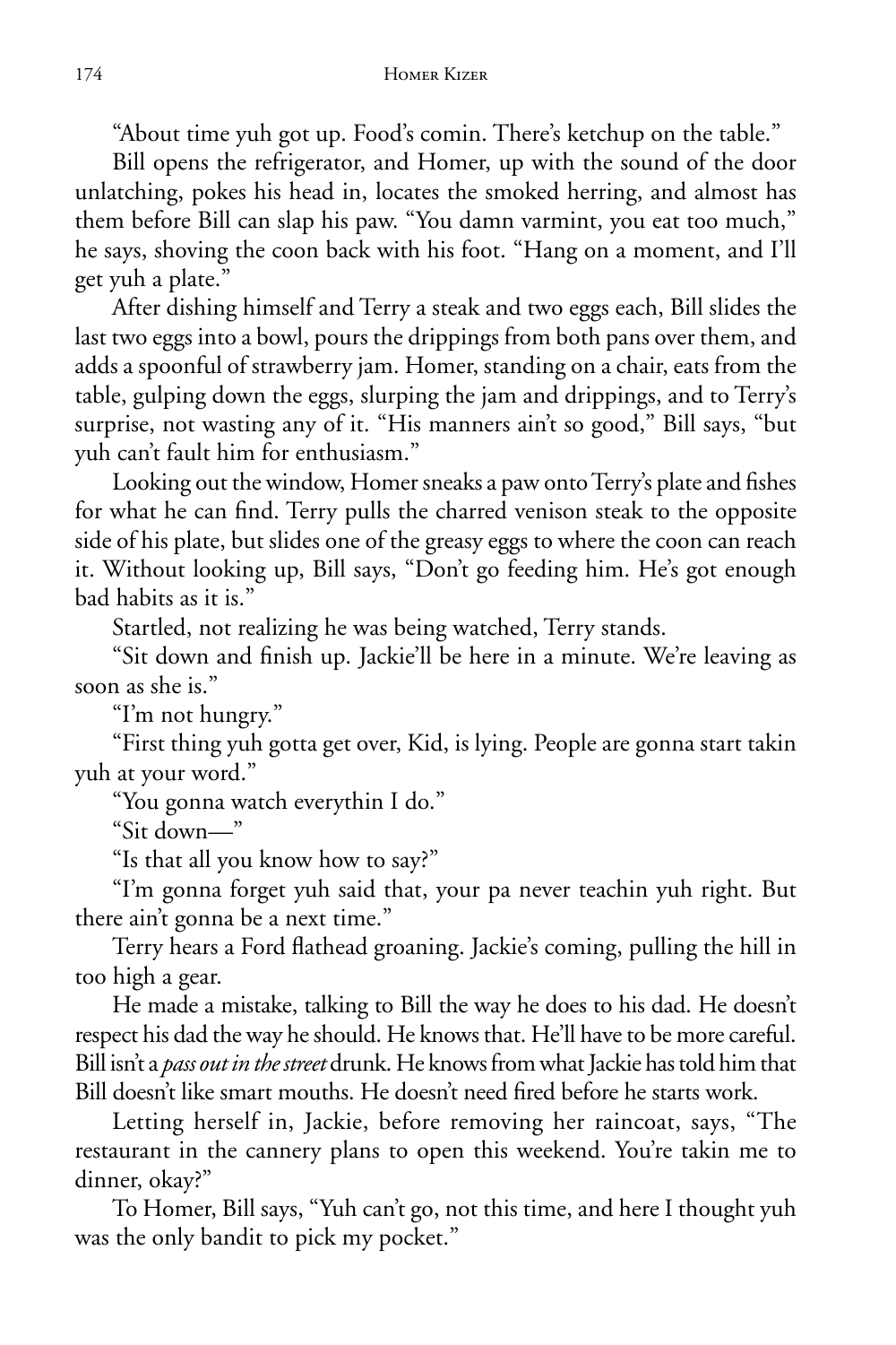"About time yuh got up. Food's comin. There's ketchup on the table."

Bill opens the refrigerator, and Homer, up with the sound of the door unlatching, pokes his head in, locates the smoked herring, and almost has them before Bill can slap his paw. "You damn varmint, you eat too much," he says, shoving the coon back with his foot. "Hang on a moment, and I'll get yuh a plate."

After dishing himself and Terry a steak and two eggs each, Bill slides the last two eggs into a bowl, pours the drippings from both pans over them, and adds a spoonful of strawberry jam. Homer, standing on a chair, eats from the table, gulping down the eggs, slurping the jam and drippings, and to Terry's surprise, not wasting any of it. "His manners ain't so good," Bill says, "but yuh can't fault him for enthusiasm."

Looking out the window, Homer sneaks a paw onto Terry's plate and fishes for what he can find. Terry pulls the charred venison steak to the opposite side of his plate, but slides one of the greasy eggs to where the coon can reach it. Without looking up, Bill says, "Don't go feeding him. He's got enough bad habits as it is."

Startled, not realizing he was being watched, Terry stands.

"Sit down and finish up. Jackie'll be here in a minute. We're leaving as soon as she is."

"I'm not hungry."

"First thing yuh gotta get over, Kid, is lying. People are gonna start takin yuh at your word."

"You gonna watch everythin I do."

"Sit down—"

"Is that all you know how to say?"

"I'm gonna forget yuh said that, your pa never teachin yuh right. But there ain't gonna be a next time."

Terry hears a Ford flathead groaning. Jackie's coming, pulling the hill in too high a gear.

He made a mistake, talking to Bill the way he does to his dad. He doesn't respect his dad the way he should. He knows that. He'll have to be more careful. Bill isn't a *pass out in the street* drunk. He knows from what Jackie has told him that Bill doesn't like smart mouths. He doesn't need fired before he starts work.

Letting herself in, Jackie, before removing her raincoat, says, "The restaurant in the cannery plans to open this weekend. You're takin me to dinner, okay?"

To Homer, Bill says, "Yuh can't go, not this time, and here I thought yuh was the only bandit to pick my pocket."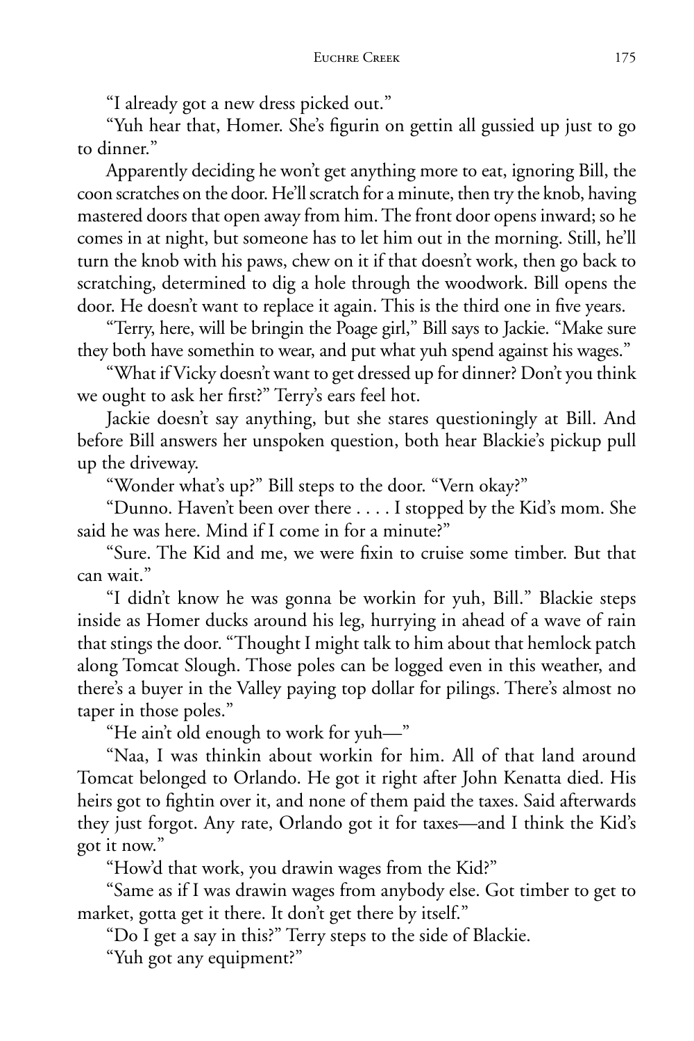"I already got a new dress picked out."

"Yuh hear that, Homer. She's figurin on gettin all gussied up just to go to dinner."

Apparently deciding he won't get anything more to eat, ignoring Bill, the coon scratches on the door. He'll scratch for a minute, then try the knob, having mastered doors that open away from him. The front door opens inward; so he comes in at night, but someone has to let him out in the morning. Still, he'll turn the knob with his paws, chew on it if that doesn't work, then go back to scratching, determined to dig a hole through the woodwork. Bill opens the door. He doesn't want to replace it again. This is the third one in five years.

"Terry, here, will be bringin the Poage girl," Bill says to Jackie. "Make sure they both have somethin to wear, and put what yuh spend against his wages."

"What if Vicky doesn't want to get dressed up for dinner? Don't you think we ought to ask her first?" Terry's ears feel hot.

Jackie doesn't say anything, but she stares questioningly at Bill. And before Bill answers her unspoken question, both hear Blackie's pickup pull up the driveway.

"Wonder what's up?" Bill steps to the door. "Vern okay?"

"Dunno. Haven't been over there . . . . I stopped by the Kid's mom. She said he was here. Mind if I come in for a minute?"

"Sure. The Kid and me, we were fixin to cruise some timber. But that can wait."

"I didn't know he was gonna be workin for yuh, Bill." Blackie steps inside as Homer ducks around his leg, hurrying in ahead of a wave of rain that stings the door. "Thought I might talk to him about that hemlock patch along Tomcat Slough. Those poles can be logged even in this weather, and there's a buyer in the Valley paying top dollar for pilings. There's almost no taper in those poles."

"He ain't old enough to work for yuh—"

"Naa, I was thinkin about workin for him. All of that land around Tomcat belonged to Orlando. He got it right after John Kenatta died. His heirs got to fightin over it, and none of them paid the taxes. Said afterwards they just forgot. Any rate, Orlando got it for taxes—and I think the Kid's got it now."

"How'd that work, you drawin wages from the Kid?"

"Same as if I was drawin wages from anybody else. Got timber to get to market, gotta get it there. It don't get there by itself."

"Do I get a say in this?" Terry steps to the side of Blackie.

"Yuh got any equipment?"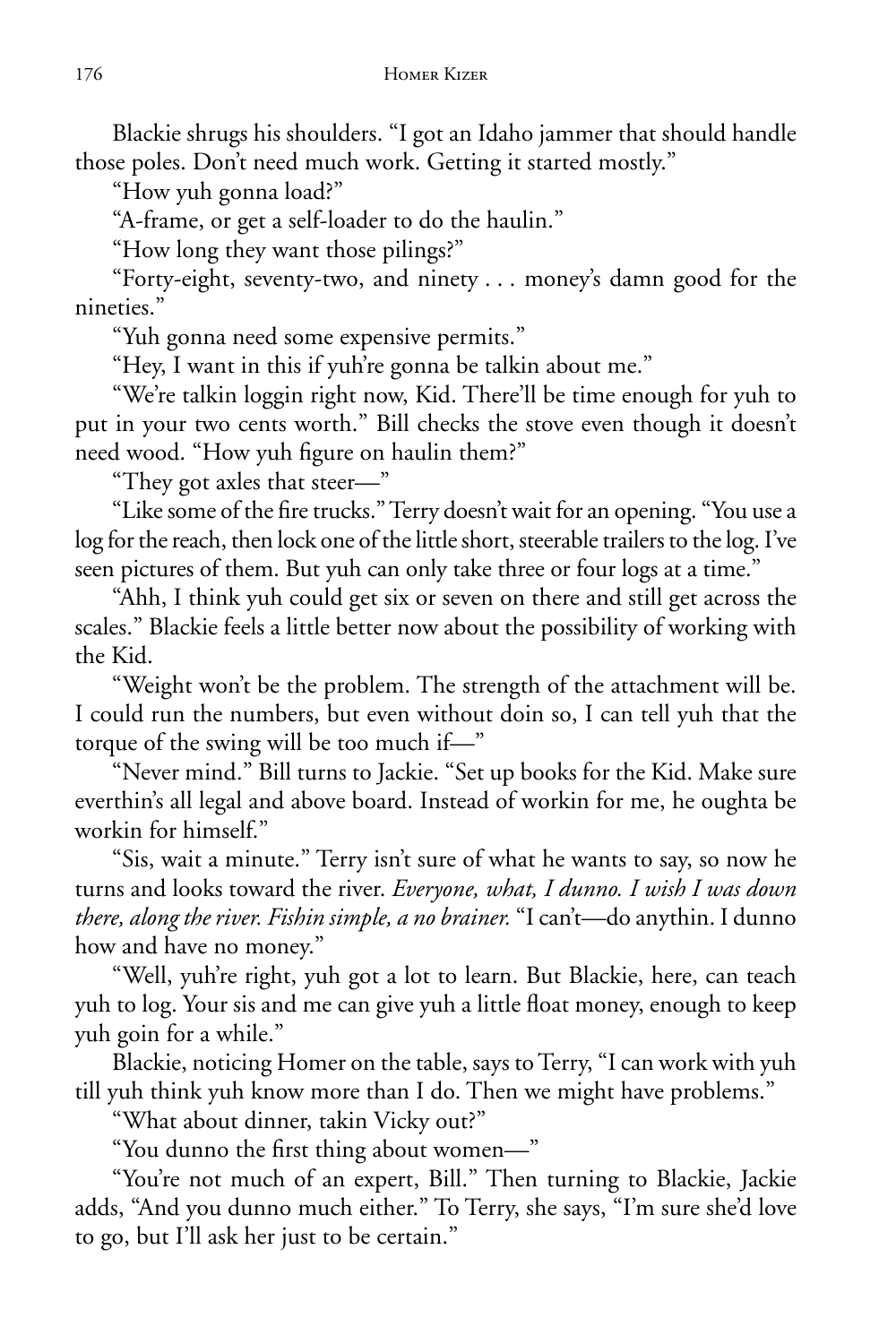Blackie shrugs his shoulders. "I got an Idaho jammer that should handle those poles. Don't need much work. Getting it started mostly."

"How yuh gonna load?"

"A-frame, or get a self-loader to do the haulin."

"How long they want those pilings?"

"Forty-eight, seventy-two, and ninety . . . money's damn good for the nineties."

"Yuh gonna need some expensive permits."

"Hey, I want in this if yuh're gonna be talkin about me."

"We're talkin loggin right now, Kid. There'll be time enough for yuh to put in your two cents worth." Bill checks the stove even though it doesn't need wood. "How yuh figure on haulin them?"

"They got axles that steer—"

"Like some of the fire trucks." Terry doesn't wait for an opening. "You use a log for the reach, then lock one of the little short, steerable trailers to the log. I've seen pictures of them. But yuh can only take three or four logs at a time."

"Ahh, I think yuh could get six or seven on there and still get across the scales." Blackie feels a little better now about the possibility of working with the Kid.

"Weight won't be the problem. The strength of the attachment will be. I could run the numbers, but even without doin so, I can tell yuh that the torque of the swing will be too much if—"

"Never mind." Bill turns to Jackie. "Set up books for the Kid. Make sure everthin's all legal and above board. Instead of workin for me, he oughta be workin for himself."

"Sis, wait a minute." Terry isn't sure of what he wants to say, so now he turns and looks toward the river. *Everyone, what, I dunno. I wish I was down there, along the river. Fishin simple, a no brainer.* "I can't—do anythin. I dunno how and have no money."

"Well, yuh're right, yuh got a lot to learn. But Blackie, here, can teach yuh to log. Your sis and me can give yuh a little float money, enough to keep yuh goin for a while."

Blackie, noticing Homer on the table, says to Terry, "I can work with yuh till yuh think yuh know more than I do. Then we might have problems."

"What about dinner, takin Vicky out?"

"You dunno the first thing about women—"

"You're not much of an expert, Bill." Then turning to Blackie, Jackie adds, "And you dunno much either." To Terry, she says, "I'm sure she'd love to go, but I'll ask her just to be certain."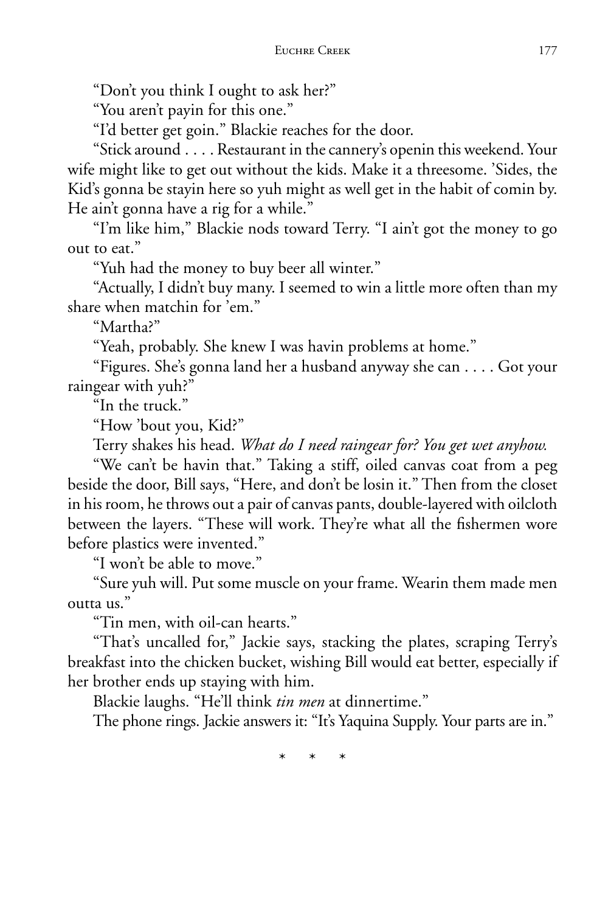"Don't you think I ought to ask her?"

"You aren't payin for this one."

"I'd better get goin." Blackie reaches for the door.

"Stick around . . . . Restaurant in the cannery's openin this weekend. Your wife might like to get out without the kids. Make it a threesome. 'Sides, the Kid's gonna be stayin here so yuh might as well get in the habit of comin by. He ain't gonna have a rig for a while."

"I'm like him," Blackie nods toward Terry. "I ain't got the money to go out to eat."

"Yuh had the money to buy beer all winter."

"Actually, I didn't buy many. I seemed to win a little more often than my share when matchin for 'em."

"Martha?"

"Yeah, probably. She knew I was havin problems at home."

"Figures. She's gonna land her a husband anyway she can . . . . Got your raingear with yuh?"

"In the truck."

"How 'bout you, Kid?"

Terry shakes his head. *What do I need raingear for? You get wet anyhow.*

"We can't be havin that." Taking a stiff, oiled canvas coat from a peg beside the door, Bill says, "Here, and don't be losin it." Then from the closet in his room, he throws out a pair of canvas pants, double-layered with oilcloth between the layers. "These will work. They're what all the fishermen wore before plastics were invented."

"I won't be able to move."

"Sure yuh will. Put some muscle on your frame. Wearin them made men outta us."

"Tin men, with oil-can hearts."

"That's uncalled for," Jackie says, stacking the plates, scraping Terry's breakfast into the chicken bucket, wishing Bill would eat better, especially if her brother ends up staying with him.

Blackie laughs. "He'll think *tin men* at dinnertime."

The phone rings. Jackie answers it: "It's Yaquina Supply. Your parts are in."

\* \* \*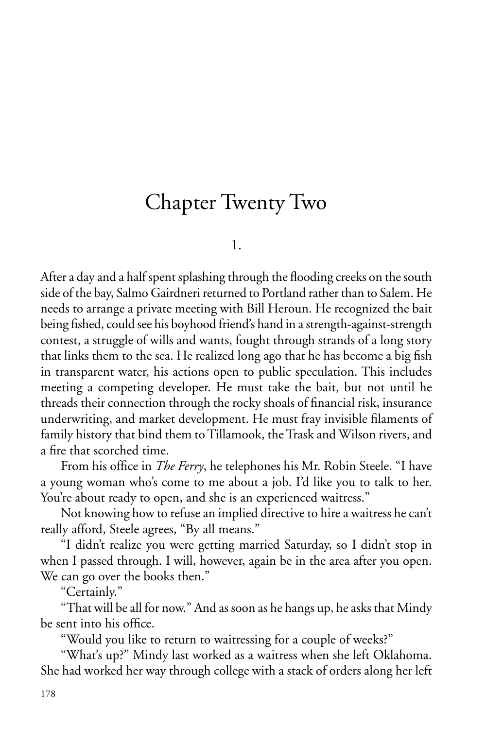# Chapter Twenty Two

1.

After a day and a half spent splashing through the flooding creeks on the south side of the bay, Salmo Gairdneri returned to Portland rather than to Salem. He needs to arrange a private meeting with Bill Heroun. He recognized the bait being fished, could see his boyhood friend's hand in a strength-against-strength contest, a struggle of wills and wants, fought through strands of a long story that links them to the sea. He realized long ago that he has become a big fish in transparent water, his actions open to public speculation. This includes meeting a competing developer. He must take the bait, but not until he threads their connection through the rocky shoals of financial risk, insurance underwriting, and market development. He must fray invisible filaments of family history that bind them to Tillamook, the Trask and Wilson rivers, and a fire that scorched time.

From his office in *The Ferry*, he telephones his Mr. Robin Steele. "I have a young woman who's come to me about a job. I'd like you to talk to her. You're about ready to open, and she is an experienced waitress."

Not knowing how to refuse an implied directive to hire a waitress he can't really afford, Steele agrees, "By all means."

"I didn't realize you were getting married Saturday, so I didn't stop in when I passed through. I will, however, again be in the area after you open. We can go over the books then."

"Certainly."

"That will be all for now." And as soon as he hangs up, he asks that Mindy be sent into his office.

"Would you like to return to waitressing for a couple of weeks?"

"What's up?" Mindy last worked as a waitress when she left Oklahoma. She had worked her way through college with a stack of orders along her left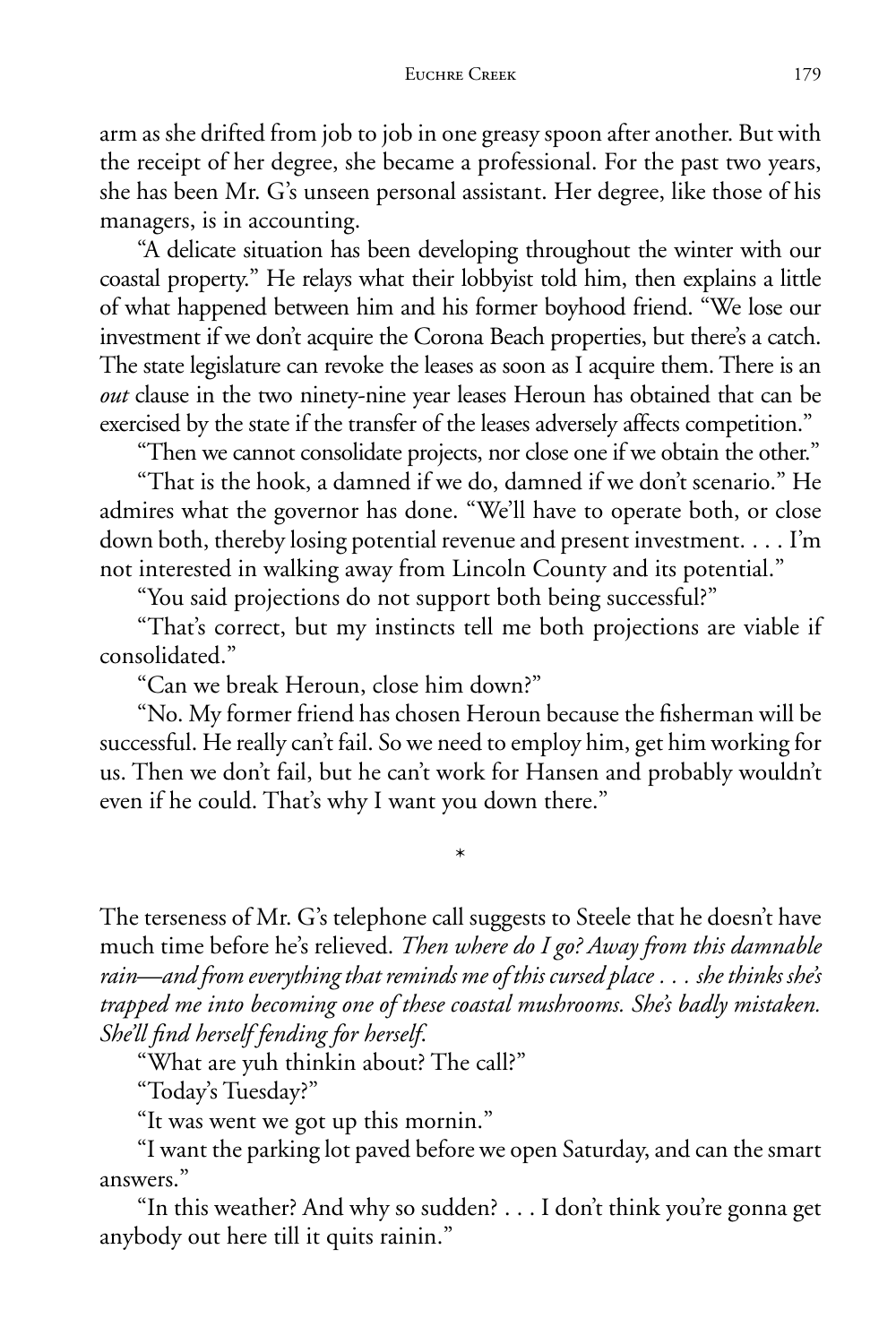arm as she drifted from job to job in one greasy spoon after another. But with the receipt of her degree, she became a professional. For the past two years, she has been Mr. G's unseen personal assistant. Her degree, like those of his managers, is in accounting.

"A delicate situation has been developing throughout the winter with our coastal property." He relays what their lobbyist told him, then explains a little of what happened between him and his former boyhood friend. "We lose our investment if we don't acquire the Corona Beach properties, but there's a catch. The state legislature can revoke the leases as soon as I acquire them. There is an *out* clause in the two ninety-nine year leases Heroun has obtained that can be exercised by the state if the transfer of the leases adversely affects competition."

"Then we cannot consolidate projects, nor close one if we obtain the other."

"That is the hook, a damned if we do, damned if we don't scenario." He admires what the governor has done. "We'll have to operate both, or close down both, thereby losing potential revenue and present investment. . . . I'm not interested in walking away from Lincoln County and its potential."

"You said projections do not support both being successful?"

"That's correct, but my instincts tell me both projections are viable if consolidated."

"Can we break Heroun, close him down?"

"No. My former friend has chosen Heroun because the fisherman will be successful. He really can't fail. So we need to employ him, get him working for us. Then we don't fail, but he can't work for Hansen and probably wouldn't even if he could. That's why I want you down there."

*

The terseness of Mr. G's telephone call suggests to Steele that he doesn't have much time before he's relieved. *Then where do I go? Away from this damnable rain—and from everything that reminds me of this cursed place . . . she thinks she's trapped me into becoming one of these coastal mushrooms. She's badly mistaken. She'll find herself fending for herself.*

"What are yuh thinkin about? The call?"

"Today's Tuesday?"

"It was went we got up this mornin."

"I want the parking lot paved before we open Saturday, and can the smart answers."

"In this weather? And why so sudden? . . . I don't think you're gonna get anybody out here till it quits rainin."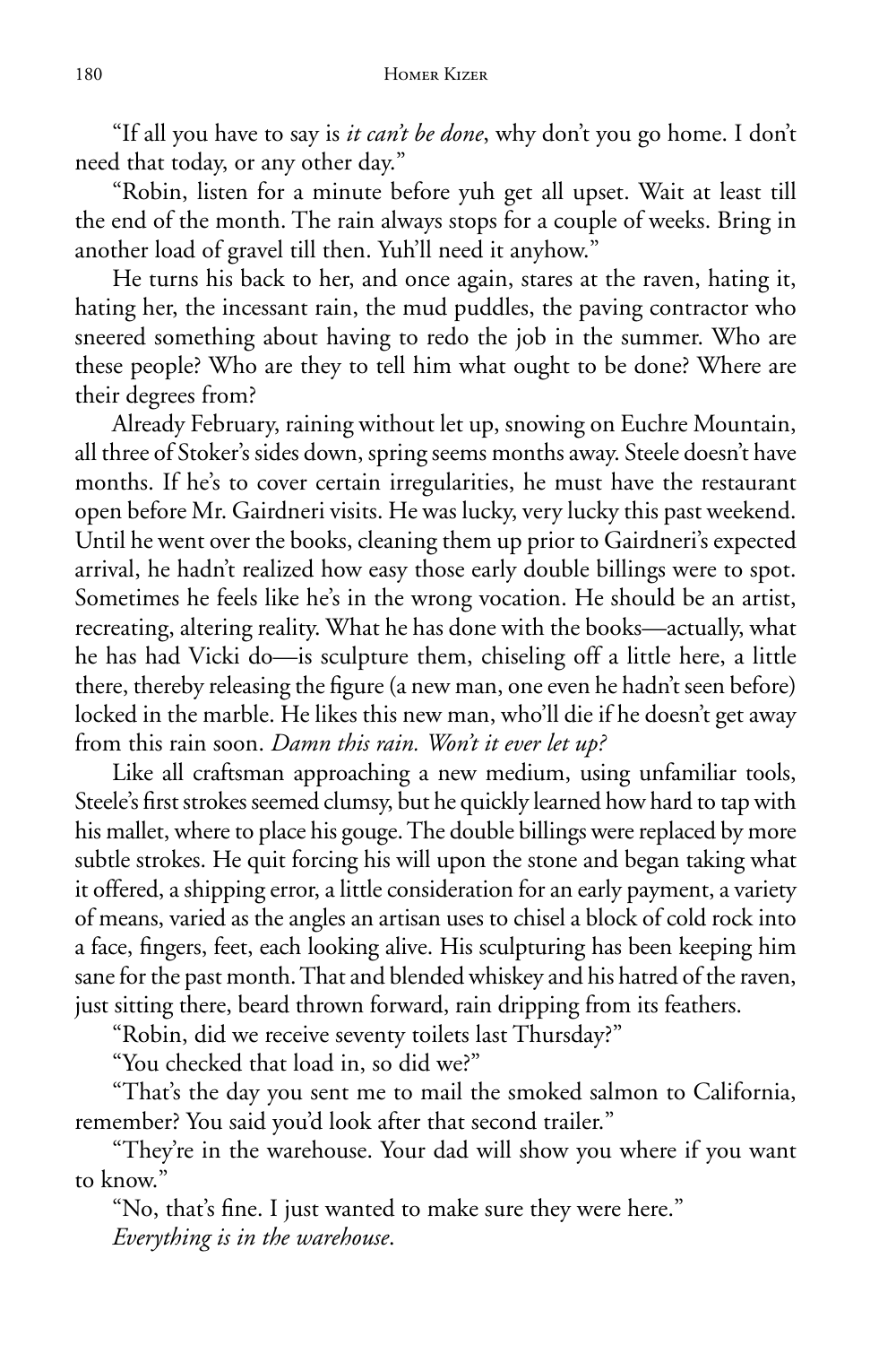"If all you have to say is *it can't be done*, why don't you go home. I don't need that today, or any other day."

"Robin, listen for a minute before yuh get all upset. Wait at least till the end of the month. The rain always stops for a couple of weeks. Bring in another load of gravel till then. Yuh'll need it anyhow."

He turns his back to her, and once again, stares at the raven, hating it, hating her, the incessant rain, the mud puddles, the paving contractor who sneered something about having to redo the job in the summer. Who are these people? Who are they to tell him what ought to be done? Where are their degrees from?

Already February, raining without let up, snowing on Euchre Mountain, all three of Stoker's sides down, spring seems months away. Steele doesn't have months. If he's to cover certain irregularities, he must have the restaurant open before Mr. Gairdneri visits. He was lucky, very lucky this past weekend. Until he went over the books, cleaning them up prior to Gairdneri's expected arrival, he hadn't realized how easy those early double billings were to spot. Sometimes he feels like he's in the wrong vocation. He should be an artist, recreating, altering reality. What he has done with the books—actually, what he has had Vicki do—is sculpture them, chiseling off a little here, a little there, thereby releasing the figure (a new man, one even he hadn't seen before) locked in the marble. He likes this new man, who'll die if he doesn't get away from this rain soon. *Damn this rain. Won't it ever let up?*

Like all craftsman approaching a new medium, using unfamiliar tools, Steele's first strokes seemed clumsy, but he quickly learned how hard to tap with his mallet, where to place his gouge. The double billings were replaced by more subtle strokes. He quit forcing his will upon the stone and began taking what it offered, a shipping error, a little consideration for an early payment, a variety of means, varied as the angles an artisan uses to chisel a block of cold rock into a face, fingers, feet, each looking alive. His sculpturing has been keeping him sane for the past month. That and blended whiskey and his hatred of the raven, just sitting there, beard thrown forward, rain dripping from its feathers.

"Robin, did we receive seventy toilets last Thursday?"

"You checked that load in, so did we?"

"That's the day you sent me to mail the smoked salmon to California, remember? You said you'd look after that second trailer."

"They're in the warehouse. Your dad will show you where if you want to know."

"No, that's fine. I just wanted to make sure they were here."

*Everything is in the warehouse.*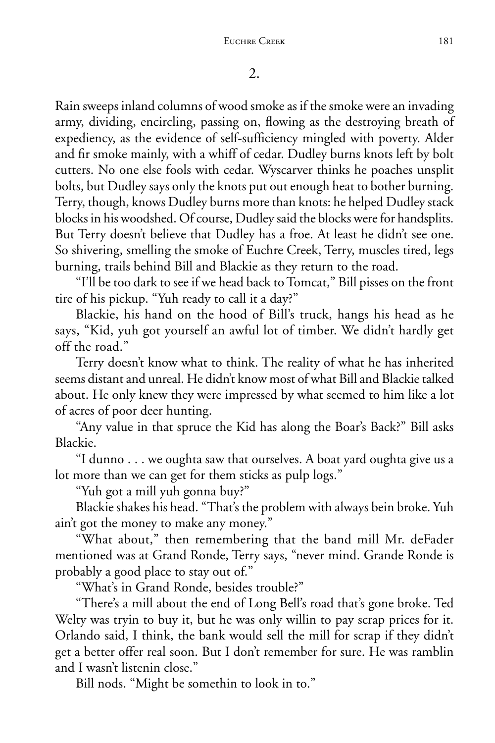## 2.

Rain sweeps inland columns of wood smoke as if the smoke were an invading army, dividing, encircling, passing on, flowing as the destroying breath of expediency, as the evidence of self-sufficiency mingled with poverty. Alder and fir smoke mainly, with a whiff of cedar. Dudley burns knots left by bolt cutters. No one else fools with cedar. Wyscarver thinks he poaches unsplit bolts, but Dudley says only the knots put out enough heat to bother burning. Terry, though, knows Dudley burns more than knots: he helped Dudley stack blocks in his woodshed. Of course, Dudley said the blocks were for handsplits. But Terry doesn't believe that Dudley has a froe. At least he didn't see one. So shivering, smelling the smoke of Euchre Creek, Terry, muscles tired, legs burning, trails behind Bill and Blackie as they return to the road.

"I'll be too dark to see if we head back to Tomcat," Bill pisses on the front tire of his pickup. "Yuh ready to call it a day?"

Blackie, his hand on the hood of Bill's truck, hangs his head as he says, "Kid, yuh got yourself an awful lot of timber. We didn't hardly get off the road."

Terry doesn't know what to think. The reality of what he has inherited seems distant and unreal. He didn't know most of what Bill and Blackie talked about. He only knew they were impressed by what seemed to him like a lot of acres of poor deer hunting.

"Any value in that spruce the Kid has along the Boar's Back?" Bill asks Blackie.

"I dunno . . . we oughta saw that ourselves. A boat yard oughta give us a lot more than we can get for them sticks as pulp logs."

"Yuh got a mill yuh gonna buy?"

Blackie shakes his head. "That's the problem with always bein broke. Yuh ain't got the money to make any money."

"What about," then remembering that the band mill Mr. deFader mentioned was at Grand Ronde, Terry says, "never mind. Grande Ronde is probably a good place to stay out of."

"What's in Grand Ronde, besides trouble?"

"There's a mill about the end of Long Bell's road that's gone broke. Ted Welty was tryin to buy it, but he was only willin to pay scrap prices for it. Orlando said, I think, the bank would sell the mill for scrap if they didn't get a better offer real soon. But I don't remember for sure. He was ramblin and I wasn't listenin close."

Bill nods. "Might be somethin to look in to."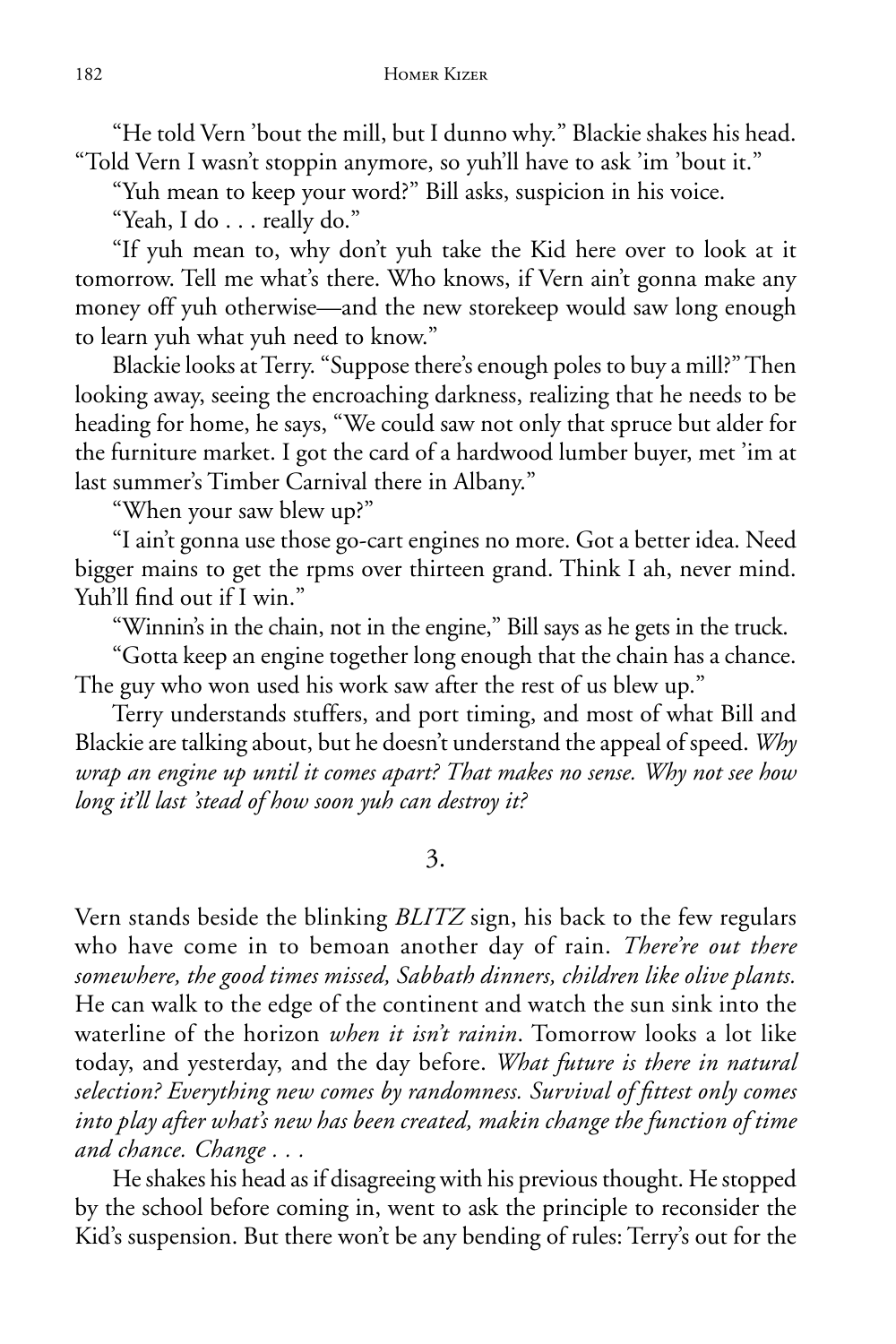"He told Vern 'bout the mill, but I dunno why." Blackie shakes his head. "Told Vern I wasn't stoppin anymore, so yuh'll have to ask 'im 'bout it."

"Yuh mean to keep your word?" Bill asks, suspicion in his voice.

"Yeah, I do . . . really do."

"If yuh mean to, why don't yuh take the Kid here over to look at it tomorrow. Tell me what's there. Who knows, if Vern ain't gonna make any money off yuh otherwise—and the new storekeep would saw long enough to learn yuh what yuh need to know."

Blackie looks at Terry. "Suppose there's enough poles to buy a mill?" Then looking away, seeing the encroaching darkness, realizing that he needs to be heading for home, he says, "We could saw not only that spruce but alder for the furniture market. I got the card of a hardwood lumber buyer, met 'im at last summer's Timber Carnival there in Albany."

"When your saw blew up?"

"I ain't gonna use those go-cart engines no more. Got a better idea. Need bigger mains to get the rpms over thirteen grand. Think I ah, never mind. Yuh'll find out if I win."

"Winnin's in the chain, not in the engine," Bill says as he gets in the truck.

"Gotta keep an engine together long enough that the chain has a chance. The guy who won used his work saw after the rest of us blew up."

Terry understands stuffers, and port timing, and most of what Bill and Blackie are talking about, but he doesn't understand the appeal of speed. *Why wrap an engine up until it comes apart? That makes no sense. Why not see how long it'll last 'stead of how soon yuh can destroy it?*

## 3.

Vern stands beside the blinking *BLITZ* sign, his back to the few regulars who have come in to bemoan another day of rain. *There're out there somewhere, the good times missed, Sabbath dinners, children like olive plants.* He can walk to the edge of the continent and watch the sun sink into the waterline of the horizon *when it isn't rainin*. Tomorrow looks a lot like today, and yesterday, and the day before. *What future is there in natural selection? Everything new comes by randomness. Survival of fittest only comes into play after what's new has been created, makin change the function of time and chance. Change . . .*

He shakes his head as if disagreeing with his previous thought. He stopped by the school before coming in, went to ask the principle to reconsider the Kid's suspension. But there won't be any bending of rules: Terry's out for the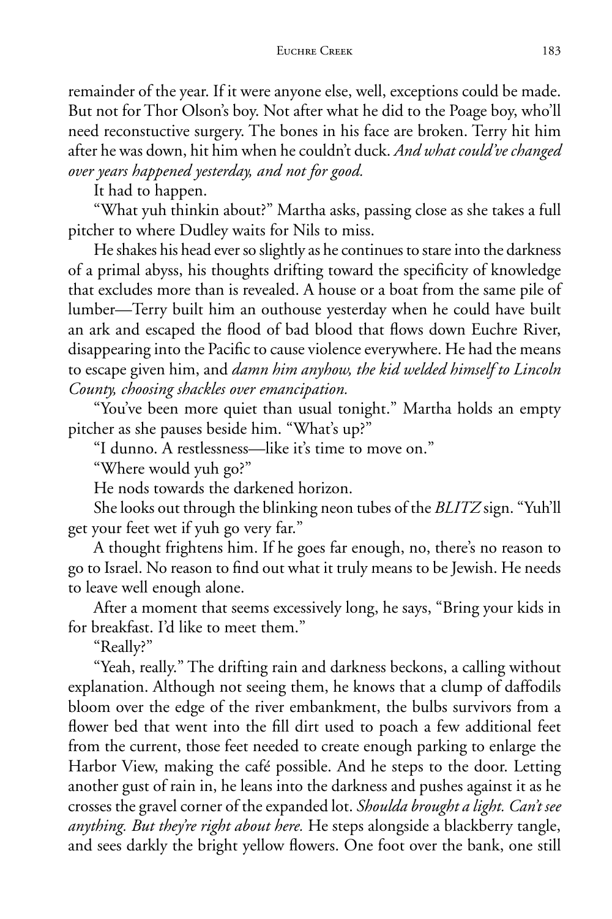remainder of the year. If it were anyone else, well, exceptions could be made. But not for Thor Olson's boy. Not after what he did to the Poage boy, who'll need reconstuctive surgery. The bones in his face are broken. Terry hit him after he was down, hit him when he couldn't duck. *And what could've changed over years happened yesterday, and not for good.*

It had to happen.

"What yuh thinkin about?" Martha asks, passing close as she takes a full pitcher to where Dudley waits for Nils to miss.

He shakes his head ever so slightly as he continues to stare into the darkness of a primal abyss, his thoughts drifting toward the specificity of knowledge that excludes more than is revealed. A house or a boat from the same pile of lumber—Terry built him an outhouse yesterday when he could have built an ark and escaped the flood of bad blood that flows down Euchre River, disappearing into the Pacific to cause violence everywhere. He had the means to escape given him, and *damn him anyhow, the kid welded himself to Lincoln County, choosing shackles over emancipation.*

"You've been more quiet than usual tonight." Martha holds an empty pitcher as she pauses beside him. "What's up?"

"I dunno. A restlessness—like it's time to move on."

"Where would yuh go?"

He nods towards the darkened horizon.

She looks out through the blinking neon tubes of the *BLITZ* sign. "Yuh'll get your feet wet if yuh go very far."

A thought frightens him. If he goes far enough, no, there's no reason to go to Israel. No reason to find out what it truly means to be Jewish. He needs to leave well enough alone.

After a moment that seems excessively long, he says, "Bring your kids in for breakfast. I'd like to meet them."

"Really?"

"Yeah, really." The drifting rain and darkness beckons, a calling without explanation. Although not seeing them, he knows that a clump of daffodils bloom over the edge of the river embankment, the bulbs survivors from a flower bed that went into the fill dirt used to poach a few additional feet from the current, those feet needed to create enough parking to enlarge the Harbor View, making the café possible. And he steps to the door. Letting another gust of rain in, he leans into the darkness and pushes against it as he crosses the gravel corner of the expanded lot. *Shoulda brought a light. Can't see anything. But they're right about here.* He steps alongside a blackberry tangle, and sees darkly the bright yellow flowers. One foot over the bank, one still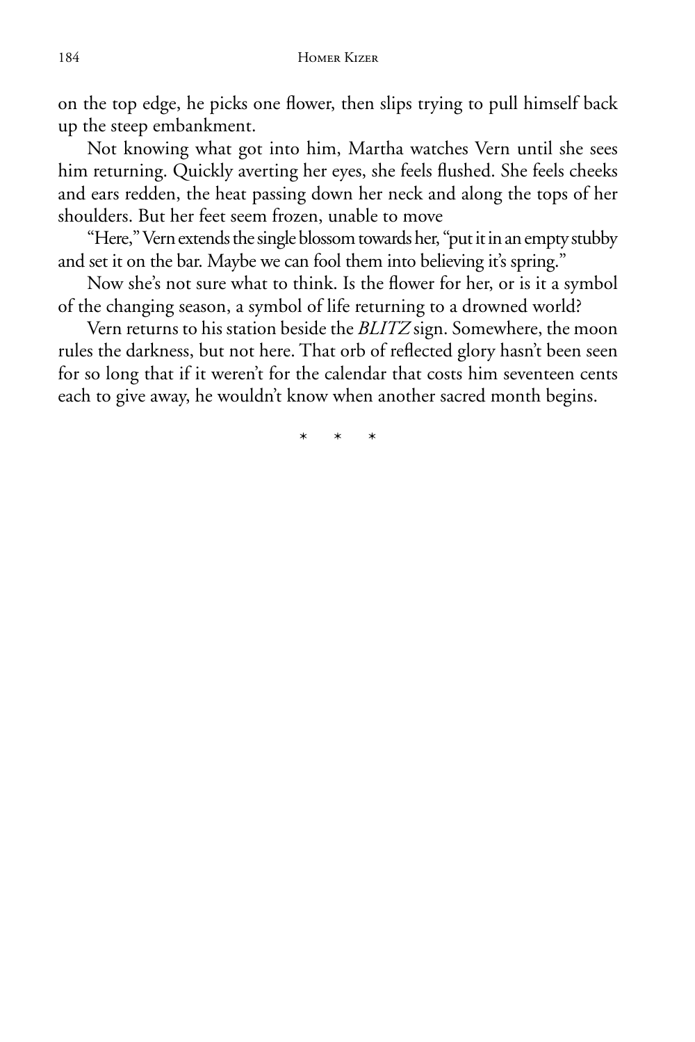on the top edge, he picks one flower, then slips trying to pull himself back up the steep embankment.

Not knowing what got into him, Martha watches Vern until she sees him returning. Quickly averting her eyes, she feels flushed. She feels cheeks and ears redden, the heat passing down her neck and along the tops of her shoulders. But her feet seem frozen, unable to move

"Here," Vern extends the single blossom towards her, "put it in an empty stubby and set it on the bar. Maybe we can fool them into believing it's spring."

Now she's not sure what to think. Is the flower for her, or is it a symbol of the changing season, a symbol of life returning to a drowned world?

Vern returns to his station beside the *BLITZ* sign. Somewhere, the moon rules the darkness, but not here. That orb of reflected glory hasn't been seen for so long that if it weren't for the calendar that costs him seventeen cents each to give away, he wouldn't know when another sacred month begins.

\*   \*   \*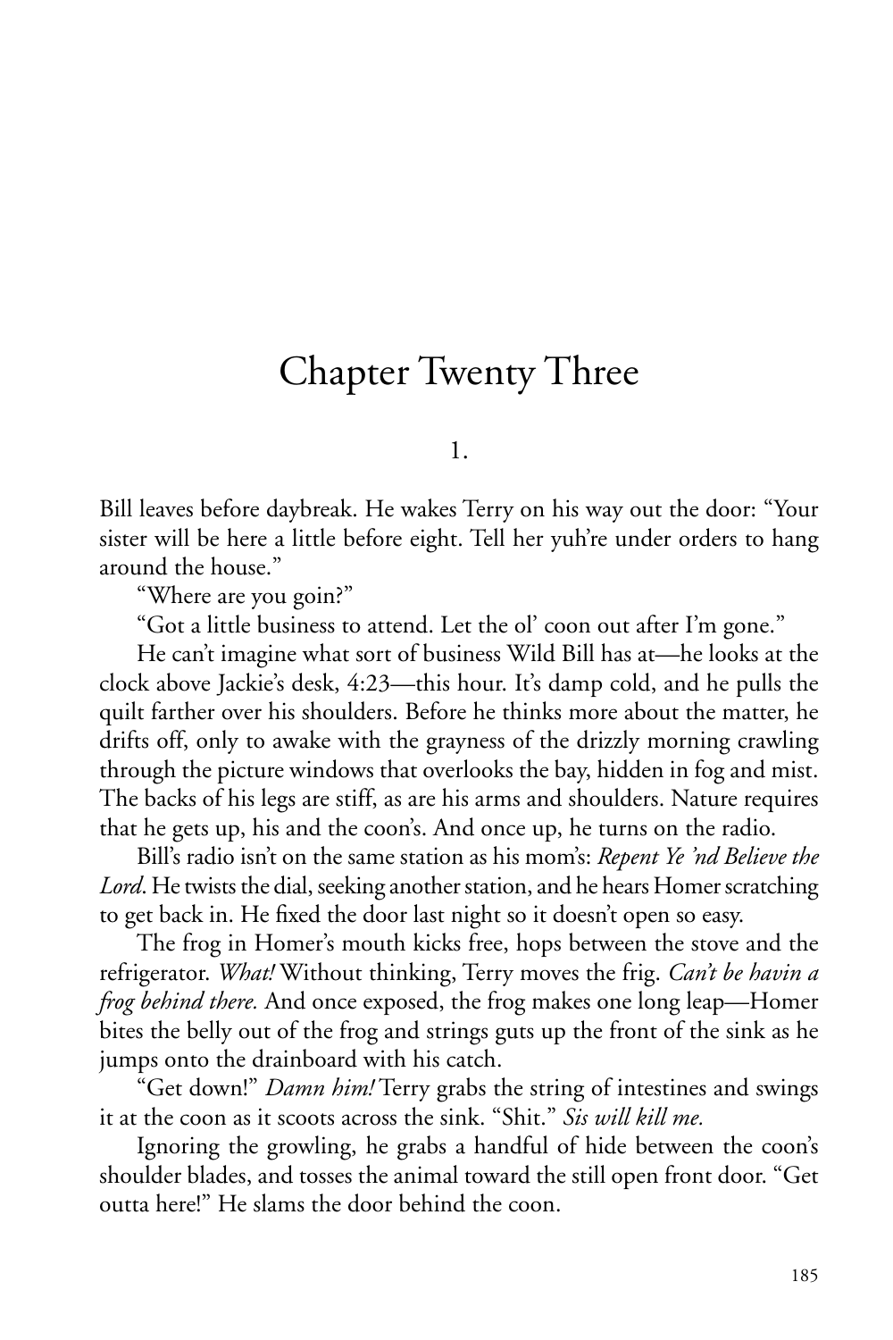# Chapter Twenty Three

1.

Bill leaves before daybreak. He wakes Terry on his way out the door: "Your sister will be here a little before eight. Tell her yuh're under orders to hang around the house."

"Where are you goin?"

"Got a little business to attend. Let the ol' coon out after I'm gone."

He can't imagine what sort of business Wild Bill has at—he looks at the clock above Jackie's desk, 4:23—this hour. It's damp cold, and he pulls the quilt farther over his shoulders. Before he thinks more about the matter, he drifts off, only to awake with the grayness of the drizzly morning crawling through the picture windows that overlooks the bay, hidden in fog and mist. The backs of his legs are stiff, as are his arms and shoulders. Nature requires that he gets up, his and the coon's. And once up, he turns on the radio.

Bill's radio isn't on the same station as his mom's: *Repent Ye 'nd Believe the Lord*. He twists the dial, seeking another station, and he hears Homer scratching to get back in. He fixed the door last night so it doesn't open so easy.

The frog in Homer's mouth kicks free, hops between the stove and the refrigerator. *What!* Without thinking, Terry moves the frig. *Can't be havin a frog behind there.* And once exposed, the frog makes one long leap—Homer bites the belly out of the frog and strings guts up the front of the sink as he jumps onto the drainboard with his catch.

"Get down!" *Damn him!* Terry grabs the string of intestines and swings it at the coon as it scoots across the sink. "Shit." *Sis will kill me.*

Ignoring the growling, he grabs a handful of hide between the coon's shoulder blades, and tosses the animal toward the still open front door. "Get outta here!" He slams the door behind the coon.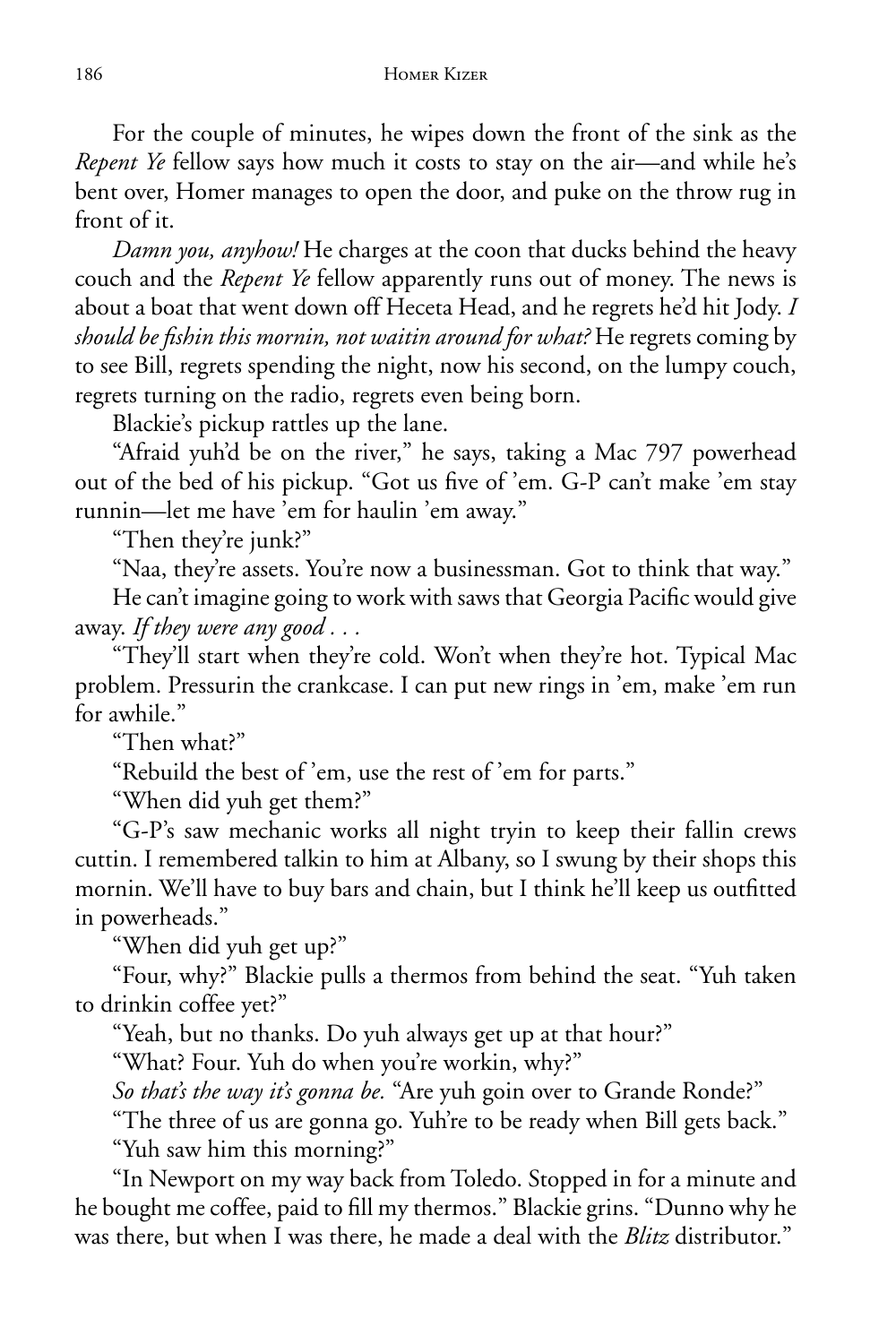For the couple of minutes, he wipes down the front of the sink as the *Repent Ye* fellow says how much it costs to stay on the air—and while he's bent over, Homer manages to open the door, and puke on the throw rug in front of it.

*Damn you, anyhow!* He charges at the coon that ducks behind the heavy couch and the *Repent Ye* fellow apparently runs out of money. The news is about a boat that went down off Heceta Head, and he regrets he'd hit Jody. *I should be fishin this mornin, not waitin around for what?* He regrets coming by to see Bill, regrets spending the night, now his second, on the lumpy couch, regrets turning on the radio, regrets even being born.

Blackie's pickup rattles up the lane.

"Afraid yuh'd be on the river," he says, taking a Mac 797 powerhead out of the bed of his pickup. "Got us five of 'em. G-P can't make 'em stay runnin—let me have 'em for haulin 'em away."

"Then they're junk?"

"Naa, they're assets. You're now a businessman. Got to think that way."

He can't imagine going to work with saws that Georgia Pacific would give away. *If they were any good . . .*

"They'll start when they're cold. Won't when they're hot. Typical Mac problem. Pressurin the crankcase. I can put new rings in 'em, make 'em run for awhile."

"Then what?"

"Rebuild the best of 'em, use the rest of 'em for parts."

"When did yuh get them?"

"G-P's saw mechanic works all night tryin to keep their fallin crews cuttin. I remembered talkin to him at Albany, so I swung by their shops this mornin. We'll have to buy bars and chain, but I think he'll keep us outfitted in powerheads."

"When did yuh get up?"

"Four, why?" Blackie pulls a thermos from behind the seat. "Yuh taken to drinkin coffee yet?"

"Yeah, but no thanks. Do yuh always get up at that hour?"

"What? Four. Yuh do when you're workin, why?"

*So that's the way it's gonna be.* "Are yuh goin over to Grande Ronde?"

"The three of us are gonna go. Yuh're to be ready when Bill gets back."

"Yuh saw him this morning?"

"In Newport on my way back from Toledo. Stopped in for a minute and he bought me coffee, paid to fill my thermos." Blackie grins. "Dunno why he was there, but when I was there, he made a deal with the *Blitz* distributor."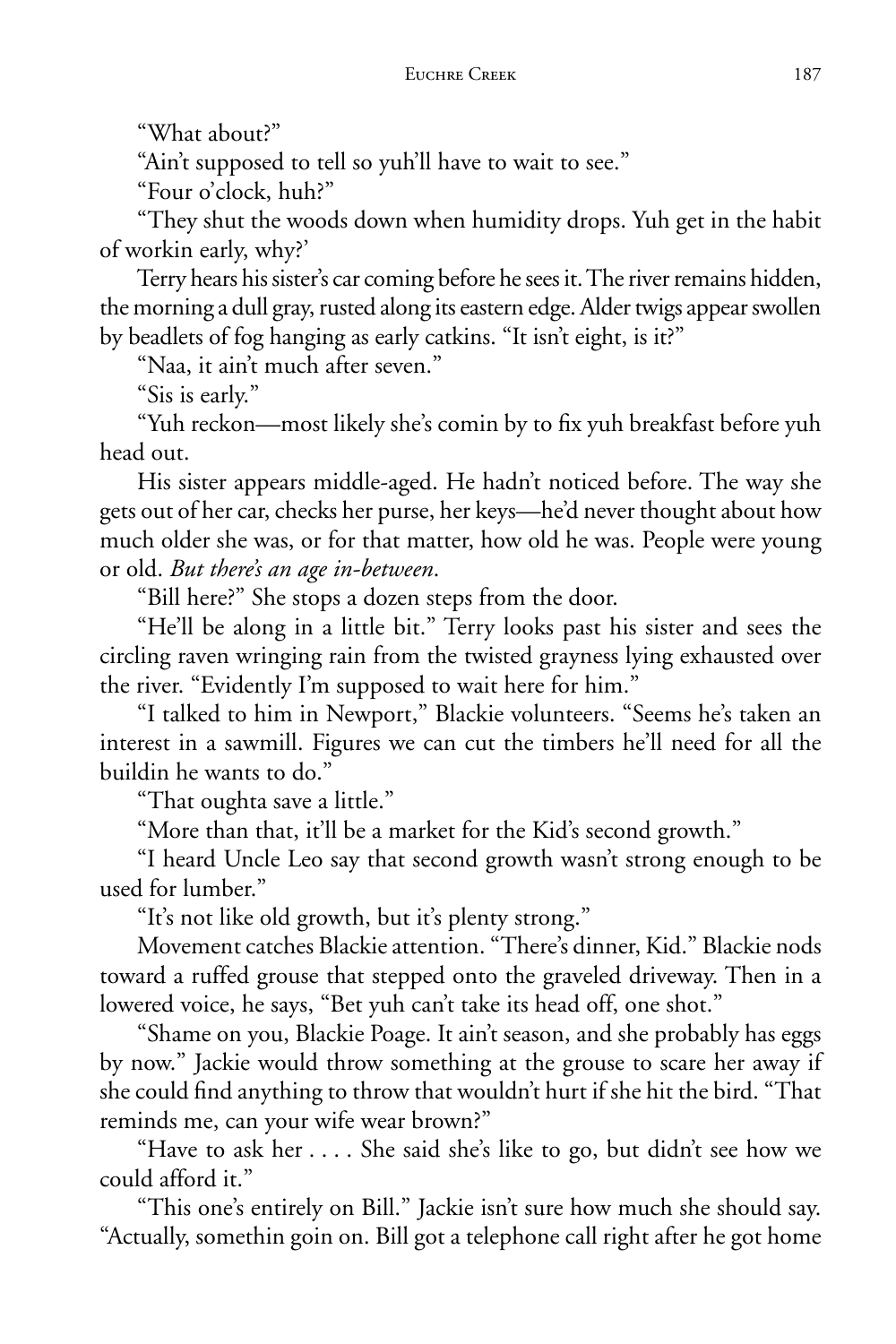"What about?"

"Ain't supposed to tell so yuh'll have to wait to see."

"Four o'clock, huh?"

"They shut the woods down when humidity drops. Yuh get in the habit of workin early, why?'

Terry hears his sister's car coming before he sees it. The river remains hidden, the morning a dull gray, rusted along its eastern edge. Alder twigs appear swollen by beadlets of fog hanging as early catkins. "It isn't eight, is it?"

"Naa, it ain't much after seven."

"Sis is early."

"Yuh reckon—most likely she's comin by to fix yuh breakfast before yuh head out.

His sister appears middle-aged. He hadn't noticed before. The way she gets out of her car, checks her purse, her keys—he'd never thought about how much older she was, or for that matter, how old he was. People were young or old. *But there's an age in-between*.

"Bill here?" She stops a dozen steps from the door.

"He'll be along in a little bit." Terry looks past his sister and sees the circling raven wringing rain from the twisted grayness lying exhausted over the river. "Evidently I'm supposed to wait here for him."

"I talked to him in Newport," Blackie volunteers. "Seems he's taken an interest in a sawmill. Figures we can cut the timbers he'll need for all the buildin he wants to do."

"That oughta save a little."

"More than that, it'll be a market for the Kid's second growth."

"I heard Uncle Leo say that second growth wasn't strong enough to be used for lumber."

"It's not like old growth, but it's plenty strong."

Movement catches Blackie attention. "There's dinner, Kid." Blackie nods toward a ruffed grouse that stepped onto the graveled driveway. Then in a lowered voice, he says, "Bet yuh can't take its head off, one shot."

"Shame on you, Blackie Poage. It ain't season, and she probably has eggs by now." Jackie would throw something at the grouse to scare her away if she could find anything to throw that wouldn't hurt if she hit the bird. "That reminds me, can your wife wear brown?"

"Have to ask her . . . . She said she's like to go, but didn't see how we could afford it."

"This one's entirely on Bill." Jackie isn't sure how much she should say. "Actually, somethin goin on. Bill got a telephone call right after he got home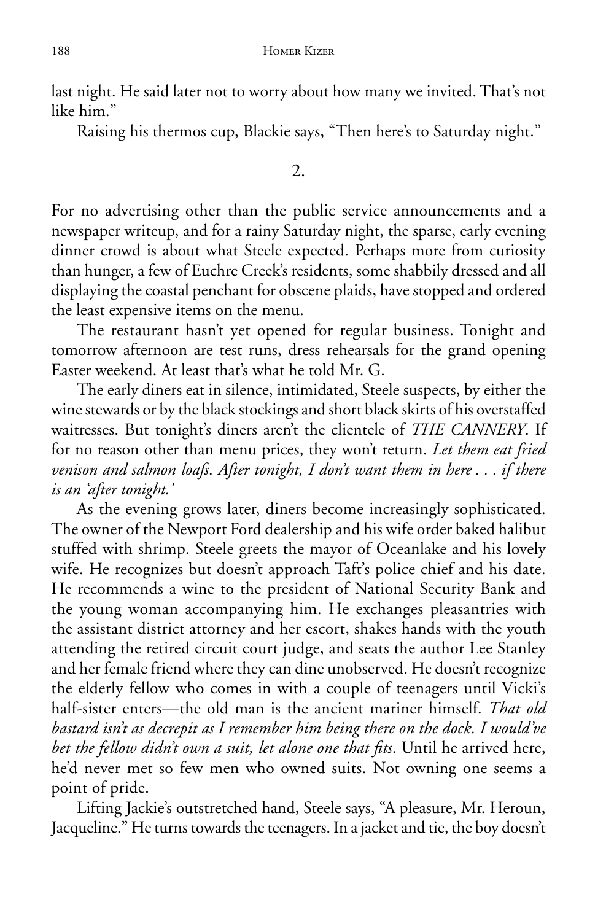last night. He said later not to worry about how many we invited. That's not like him."

Raising his thermos cup, Blackie says, "Then here's to Saturday night."

2.

For no advertising other than the public service announcements and a newspaper writeup, and for a rainy Saturday night, the sparse, early evening dinner crowd is about what Steele expected. Perhaps more from curiosity than hunger, a few of Euchre Creek's residents, some shabbily dressed and all displaying the coastal penchant for obscene plaids, have stopped and ordered the least expensive items on the menu.

The restaurant hasn't yet opened for regular business. Tonight and tomorrow afternoon are test runs, dress rehearsals for the grand opening Easter weekend. At least that's what he told Mr. G.

The early diners eat in silence, intimidated, Steele suspects, by either the wine stewards or by the black stockings and short black skirts of his overstaffed waitresses. But tonight's diners aren't the clientele of *THE CANNERY*. If for no reason other than menu prices, they won't return. *Let them eat fried venison and salmon loafs. After tonight, I don't want them in here . . . if there is an 'after tonight.'*

As the evening grows later, diners become increasingly sophisticated. The owner of the Newport Ford dealership and his wife order baked halibut stuffed with shrimp. Steele greets the mayor of Oceanlake and his lovely wife. He recognizes but doesn't approach Taft's police chief and his date. He recommends a wine to the president of National Security Bank and the young woman accompanying him. He exchanges pleasantries with the assistant district attorney and her escort, shakes hands with the youth attending the retired circuit court judge, and seats the author Lee Stanley and her female friend where they can dine unobserved. He doesn't recognize the elderly fellow who comes in with a couple of teenagers until Vicki's half-sister enters—the old man is the ancient mariner himself. *That old bastard isn't as decrepit as I remember him being there on the dock. I would've bet the fellow didn't own a suit, let alone one that fits*. Until he arrived here, he'd never met so few men who owned suits. Not owning one seems a point of pride.

Lifting Jackie's outstretched hand, Steele says, "A pleasure, Mr. Heroun, Jacqueline." He turns towards the teenagers. In a jacket and tie, the boy doesn't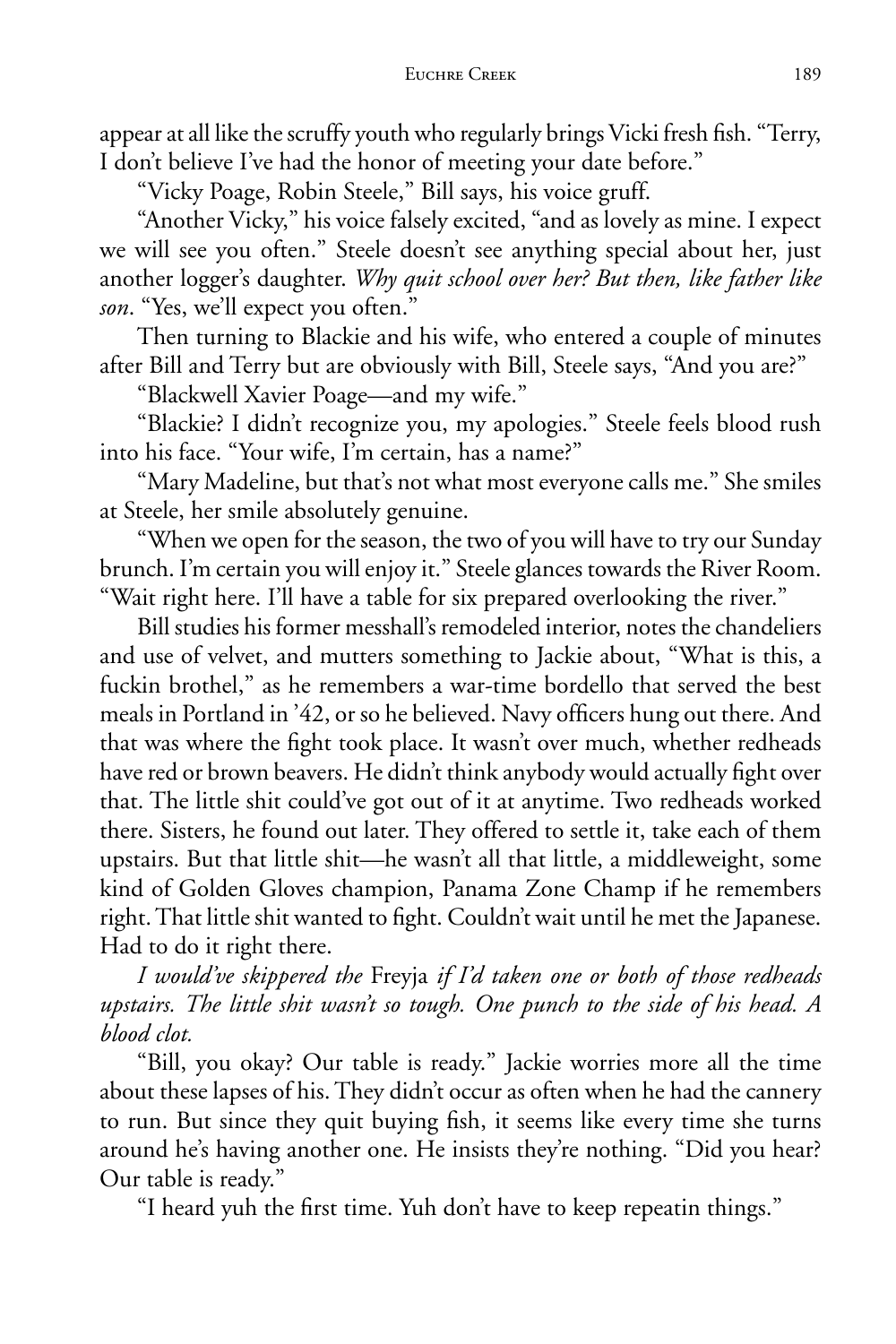appear at all like the scruffy youth who regularly brings Vicki fresh fish. "Terry, I don't believe I've had the honor of meeting your date before."

"Vicky Poage, Robin Steele," Bill says, his voice gruff.

"Another Vicky," his voice falsely excited, "and as lovely as mine. I expect we will see you often." Steele doesn't see anything special about her, just another logger's daughter. *Why quit school over her? But then, like father like son*. "Yes, we'll expect you often."

Then turning to Blackie and his wife, who entered a couple of minutes after Bill and Terry but are obviously with Bill, Steele says, "And you are?"

"Blackwell Xavier Poage—and my wife."

"Blackie? I didn't recognize you, my apologies." Steele feels blood rush into his face. "Your wife, I'm certain, has a name?"

"Mary Madeline, but that's not what most everyone calls me." She smiles at Steele, her smile absolutely genuine.

"When we open for the season, the two of you will have to try our Sunday brunch. I'm certain you will enjoy it." Steele glances towards the River Room. "Wait right here. I'll have a table for six prepared overlooking the river."

Bill studies his former messhall's remodeled interior, notes the chandeliers and use of velvet, and mutters something to Jackie about, "What is this, a fuckin brothel," as he remembers a war-time bordello that served the best meals in Portland in '42, or so he believed. Navy officers hung out there. And that was where the fight took place. It wasn't over much, whether redheads have red or brown beavers. He didn't think anybody would actually fight over that. The little shit could've got out of it at anytime. Two redheads worked there. Sisters, he found out later. They offered to settle it, take each of them upstairs. But that little shit—he wasn't all that little, a middleweight, some kind of Golden Gloves champion, Panama Zone Champ if he remembers right. That little shit wanted to fight. Couldn't wait until he met the Japanese. Had to do it right there.

*I would've skippered the* Freyja *if I'd taken one or both of those redheads upstairs. The little shit wasn't so tough. One punch to the side of his head. A blood clot.*

"Bill, you okay? Our table is ready." Jackie worries more all the time about these lapses of his. They didn't occur as often when he had the cannery to run. But since they quit buying fish, it seems like every time she turns around he's having another one. He insists they're nothing. "Did you hear? Our table is ready."

"I heard yuh the first time. Yuh don't have to keep repeatin things."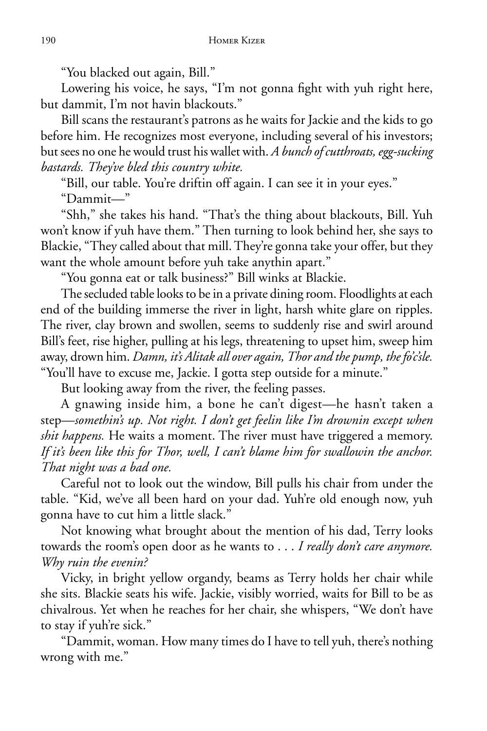"You blacked out again, Bill."

Lowering his voice, he says, "I'm not gonna fight with yuh right here, but dammit, I'm not havin blackouts."

Bill scans the restaurant's patrons as he waits for Jackie and the kids to go before him. He recognizes most everyone, including several of his investors; but sees no one he would trust his wallet with. *A bunch of cutthroats, egg-sucking bastards. They've bled this country white.*

"Bill, our table. You're driftin off again. I can see it in your eyes."

"Dammit—"

"Shh," she takes his hand. "That's the thing about blackouts, Bill. Yuh won't know if yuh have them." Then turning to look behind her, she says to Blackie, "They called about that mill. They're gonna take your offer, but they want the whole amount before yuh take anythin apart."

"You gonna eat or talk business?" Bill winks at Blackie.

The secluded table looks to be in a private dining room. Floodlights at each end of the building immerse the river in light, harsh white glare on ripples. The river, clay brown and swollen, seems to suddenly rise and swirl around Bill's feet, rise higher, pulling at his legs, threatening to upset him, sweep him away, drown him. *Damn, it's Alitak all over again, Thor and the pump, the fo'c'sle.* "You'll have to excuse me, Jackie. I gotta step outside for a minute."

But looking away from the river, the feeling passes.

A gnawing inside him, a bone he can't digest—he hasn't taken a step—*somethin's up. Not right. I don't get feelin like I'm drownin except when shit happens.* He waits a moment. The river must have triggered a memory. *If it's been like this for Thor, well, I can't blame him for swallowin the anchor. That night was a bad one.*

Careful not to look out the window, Bill pulls his chair from under the table. "Kid, we've all been hard on your dad. Yuh're old enough now, yuh gonna have to cut him a little slack."

Not knowing what brought about the mention of his dad, Terry looks towards the room's open door as he wants to . . . *I really don't care anymore. Why ruin the evenin?*

Vicky, in bright yellow organdy, beams as Terry holds her chair while she sits. Blackie seats his wife. Jackie, visibly worried, waits for Bill to be as chivalrous. Yet when he reaches for her chair, she whispers, "We don't have to stay if yuh're sick."

"Dammit, woman. How many times do I have to tell yuh, there's nothing wrong with me."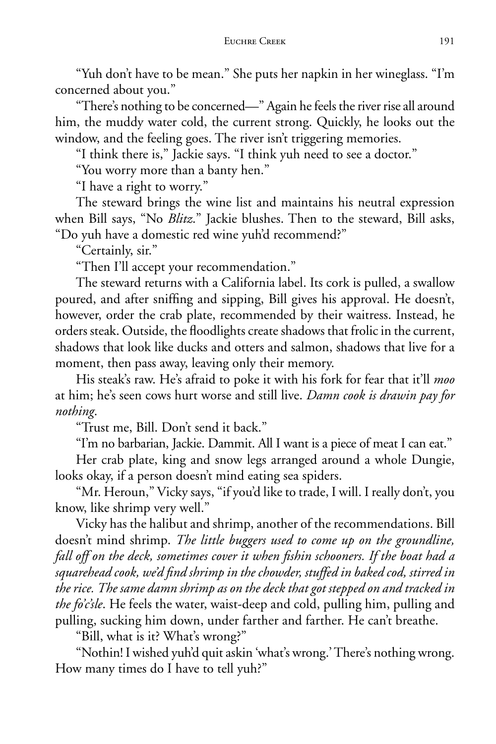"Yuh don't have to be mean." She puts her napkin in her wineglass. "I'm concerned about you."

"There's nothing to be concerned—" Again he feels the river rise all around him, the muddy water cold, the current strong. Quickly, he looks out the window, and the feeling goes. The river isn't triggering memories.

"I think there is," Jackie says. "I think yuh need to see a doctor."

"You worry more than a banty hen."

"I have a right to worry."

The steward brings the wine list and maintains his neutral expression when Bill says, "No *Blitz*." Jackie blushes. Then to the steward, Bill asks, "Do yuh have a domestic red wine yuh'd recommend?"

"Certainly, sir."

"Then I'll accept your recommendation."

The steward returns with a California label. Its cork is pulled, a swallow poured, and after sniffing and sipping, Bill gives his approval. He doesn't, however, order the crab plate, recommended by their waitress. Instead, he orders steak. Outside, the floodlights create shadows that frolic in the current, shadows that look like ducks and otters and salmon, shadows that live for a moment, then pass away, leaving only their memory.

His steak's raw. He's afraid to poke it with his fork for fear that it'll *moo* at him; he's seen cows hurt worse and still live. *Damn cook is drawin pay for nothing*.

"Trust me, Bill. Don't send it back."

"I'm no barbarian, Jackie. Dammit. All I want is a piece of meat I can eat."

Her crab plate, king and snow legs arranged around a whole Dungie, looks okay, if a person doesn't mind eating sea spiders.

"Mr. Heroun," Vicky says, "if you'd like to trade, I will. I really don't, you know, like shrimp very well."

Vicky has the halibut and shrimp, another of the recommendations. Bill doesn't mind shrimp. *The little buggers used to come up on the groundline, fall off on the deck, sometimes cover it when fishin schooners. If the boat had a squarehead cook, we'd find shrimp in the chowder, stuffed in baked cod, stirred in the rice. The same damn shrimp as on the deck that got stepped on and tracked in the fo'c'sle*. He feels the water, waist-deep and cold, pulling him, pulling and pulling, sucking him down, under farther and farther. He can't breathe.

"Bill, what is it? What's wrong?"

"Nothin! I wished yuh'd quit askin 'what's wrong.' There's nothing wrong. How many times do I have to tell yuh?"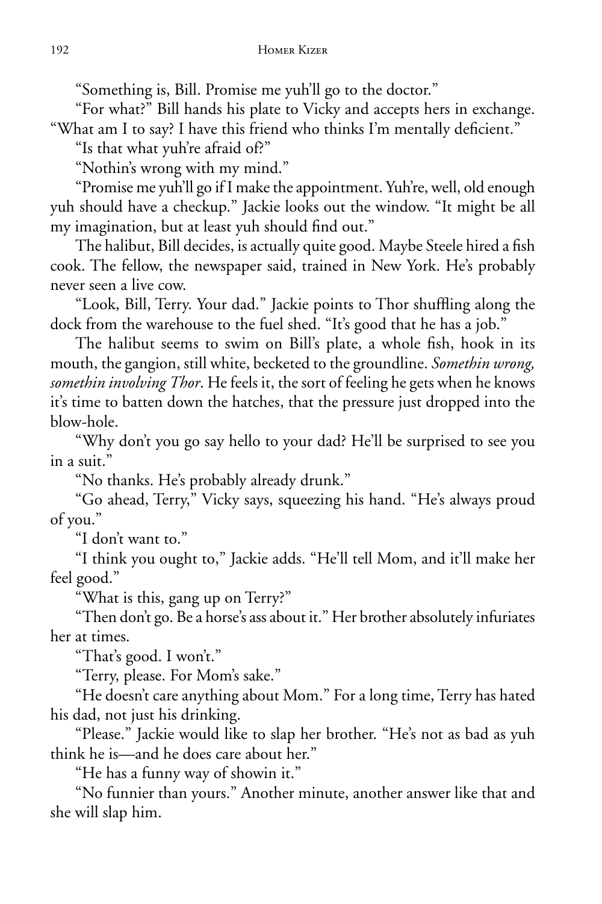"Something is, Bill. Promise me yuh'll go to the doctor."

"For what?" Bill hands his plate to Vicky and accepts hers in exchange. "What am I to say? I have this friend who thinks I'm mentally deficient."

"Is that what yuh're afraid of?"

"Nothin's wrong with my mind."

"Promise me yuh'll go if I make the appointment. Yuh're, well, old enough yuh should have a checkup." Jackie looks out the window. "It might be all my imagination, but at least yuh should find out."

The halibut, Bill decides, is actually quite good. Maybe Steele hired a fish cook. The fellow, the newspaper said, trained in New York. He's probably never seen a live cow.

"Look, Bill, Terry. Your dad." Jackie points to Thor shuffling along the dock from the warehouse to the fuel shed. "It's good that he has a job."

The halibut seems to swim on Bill's plate, a whole fish, hook in its mouth, the gangion, still white, becketed to the groundline. *Somethin wrong, somethin involving Thor*. He feels it, the sort of feeling he gets when he knows it's time to batten down the hatches, that the pressure just dropped into the blow-hole.

"Why don't you go say hello to your dad? He'll be surprised to see you in a suit."

"No thanks. He's probably already drunk."

"Go ahead, Terry," Vicky says, squeezing his hand. "He's always proud of you."

"I don't want to."

"I think you ought to," Jackie adds. "He'll tell Mom, and it'll make her feel good."

"What is this, gang up on Terry?"

"Then don't go. Be a horse's ass about it." Her brother absolutely infuriates her at times.

"That's good. I won't."

"Terry, please. For Mom's sake."

"He doesn't care anything about Mom." For a long time, Terry has hated his dad, not just his drinking.

"Please." Jackie would like to slap her brother. "He's not as bad as yuh think he is—and he does care about her."

"He has a funny way of showin it."

"No funnier than yours." Another minute, another answer like that and she will slap him.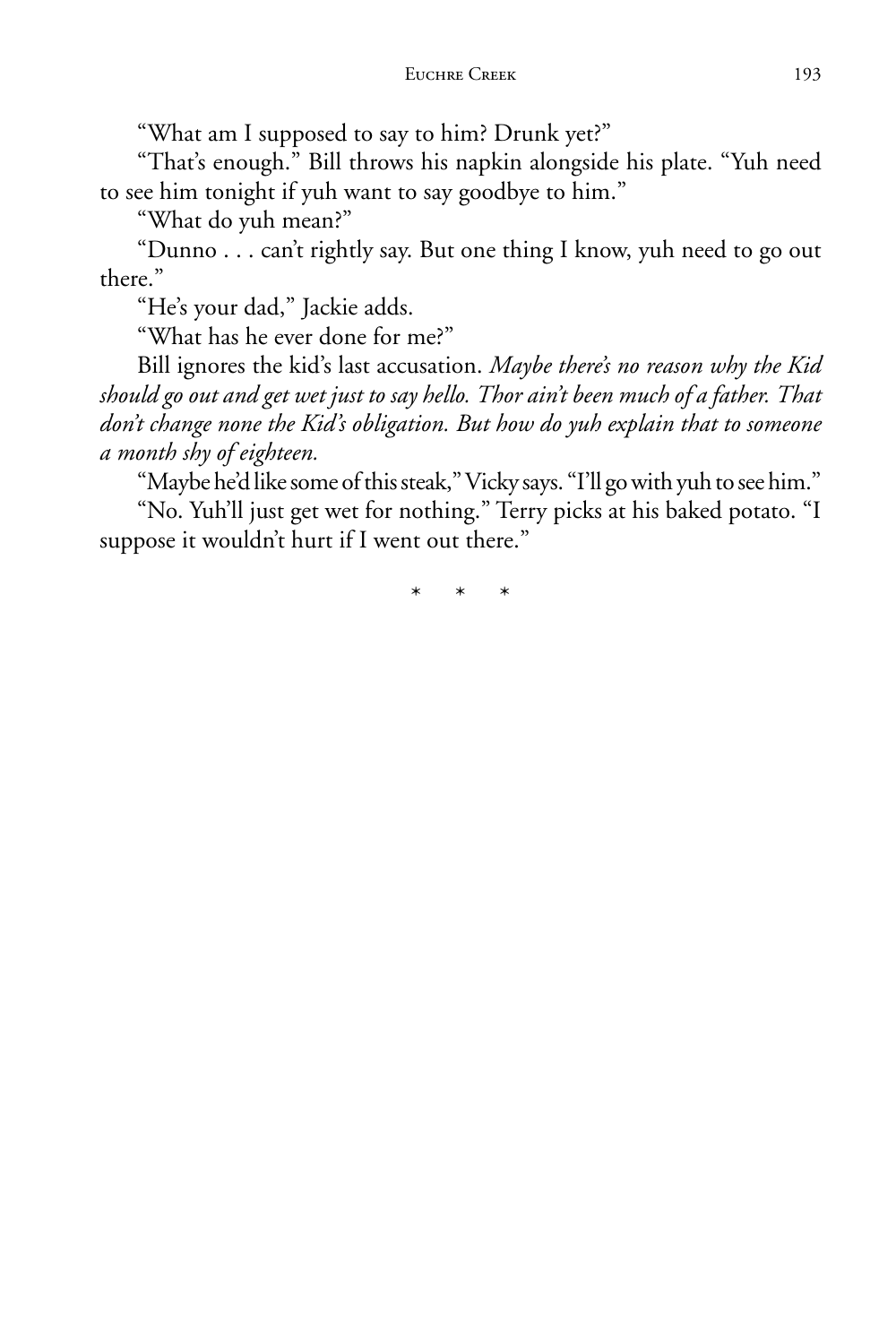"What am I supposed to say to him? Drunk yet?"

"That's enough." Bill throws his napkin alongside his plate. "Yuh need to see him tonight if yuh want to say goodbye to him."

"What do yuh mean?"

"Dunno . . . can't rightly say. But one thing I know, yuh need to go out there."

"He's your dad," Jackie adds.

"What has he ever done for me?"

Bill ignores the kid's last accusation. *Maybe there's no reason why the Kid should go out and get wet just to say hello. Thor ain't been much of a father. That don't change none the Kid's obligation. But how do yuh explain that to someone a month shy of eighteen.*

"Maybe he'd like some of this steak," Vicky says. "I'll go with yuh to see him."

"No. Yuh'll just get wet for nothing." Terry picks at his baked potato. "I suppose it wouldn't hurt if I went out there."

\* \* \*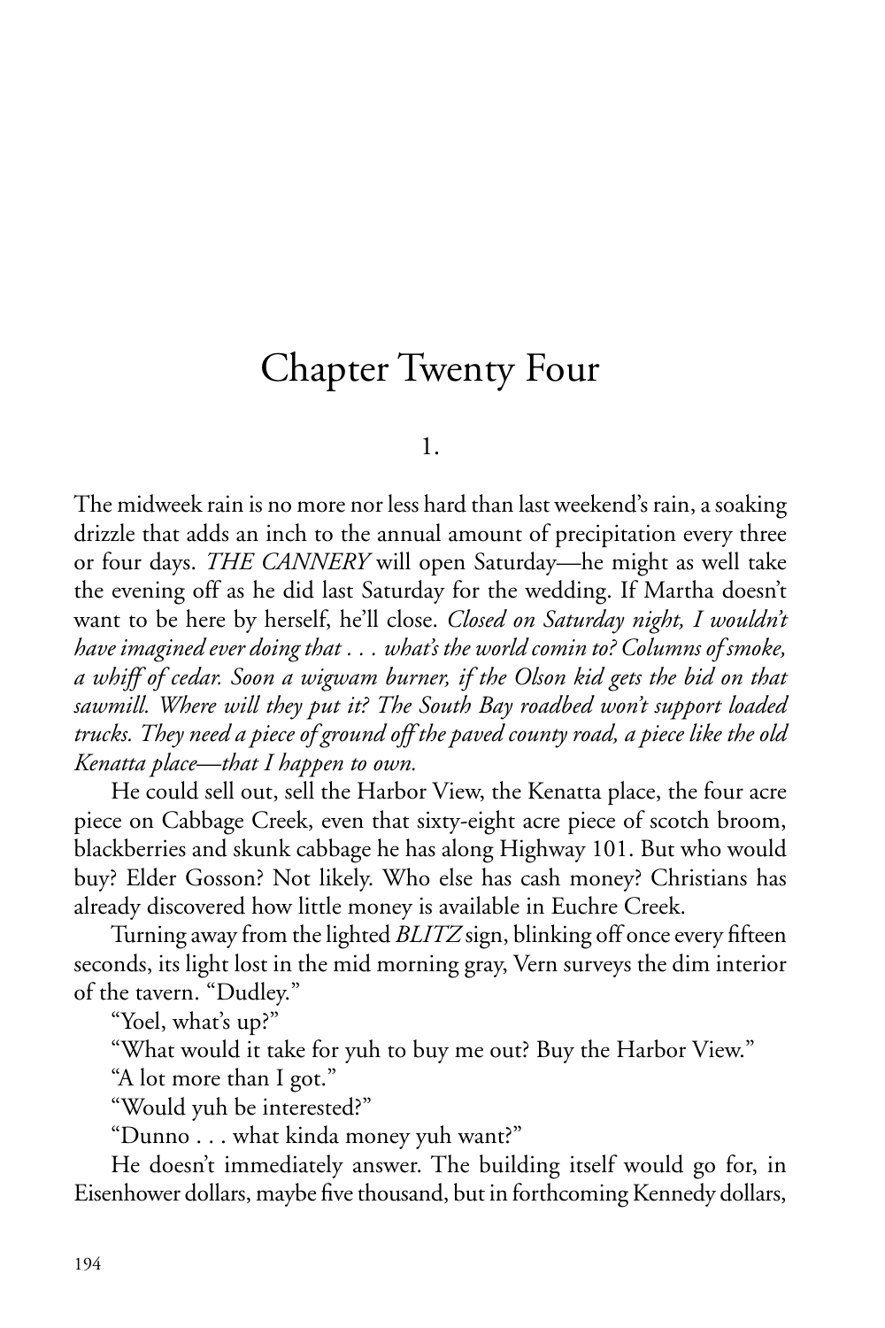# Chapter Twenty Four

1.

The midweek rain is no more nor less hard than last weekend's rain, a soaking drizzle that adds an inch to the annual amount of precipitation every three or four days. *THE CANNERY* will open Saturday—he might as well take the evening off as he did last Saturday for the wedding. If Martha doesn't want to be here by herself, he'll close. *Closed on Saturday night, I wouldn't have imagined ever doing that . . . what's the world comin to? Columns of smoke, a whiff of cedar. Soon a wigwam burner, if the Olson kid gets the bid on that sawmill. Where will they put it? The South Bay roadbed won't support loaded trucks. They need a piece of ground off the paved county road, a piece like the old Kenatta place—that I happen to own.*

He could sell out, sell the Harbor View, the Kenatta place, the four acre piece on Cabbage Creek, even that sixty-eight acre piece of scotch broom, blackberries and skunk cabbage he has along Highway 101. But who would buy? Elder Gosson? Not likely. Who else has cash money? Christians has already discovered how little money is available in Euchre Creek.

Turning away from the lighted *BLITZ* sign, blinking off once every fifteen seconds, its light lost in the mid morning gray, Vern surveys the dim interior of the tavern. "Dudley."

"Yoel, what's up?"

"What would it take for yuh to buy me out? Buy the Harbor View."

"A lot more than I got."

"Would yuh be interested?"

"Dunno . . . what kinda money yuh want?"

He doesn't immediately answer. The building itself would go for, in Eisenhower dollars, maybe five thousand, but in forthcoming Kennedy dollars,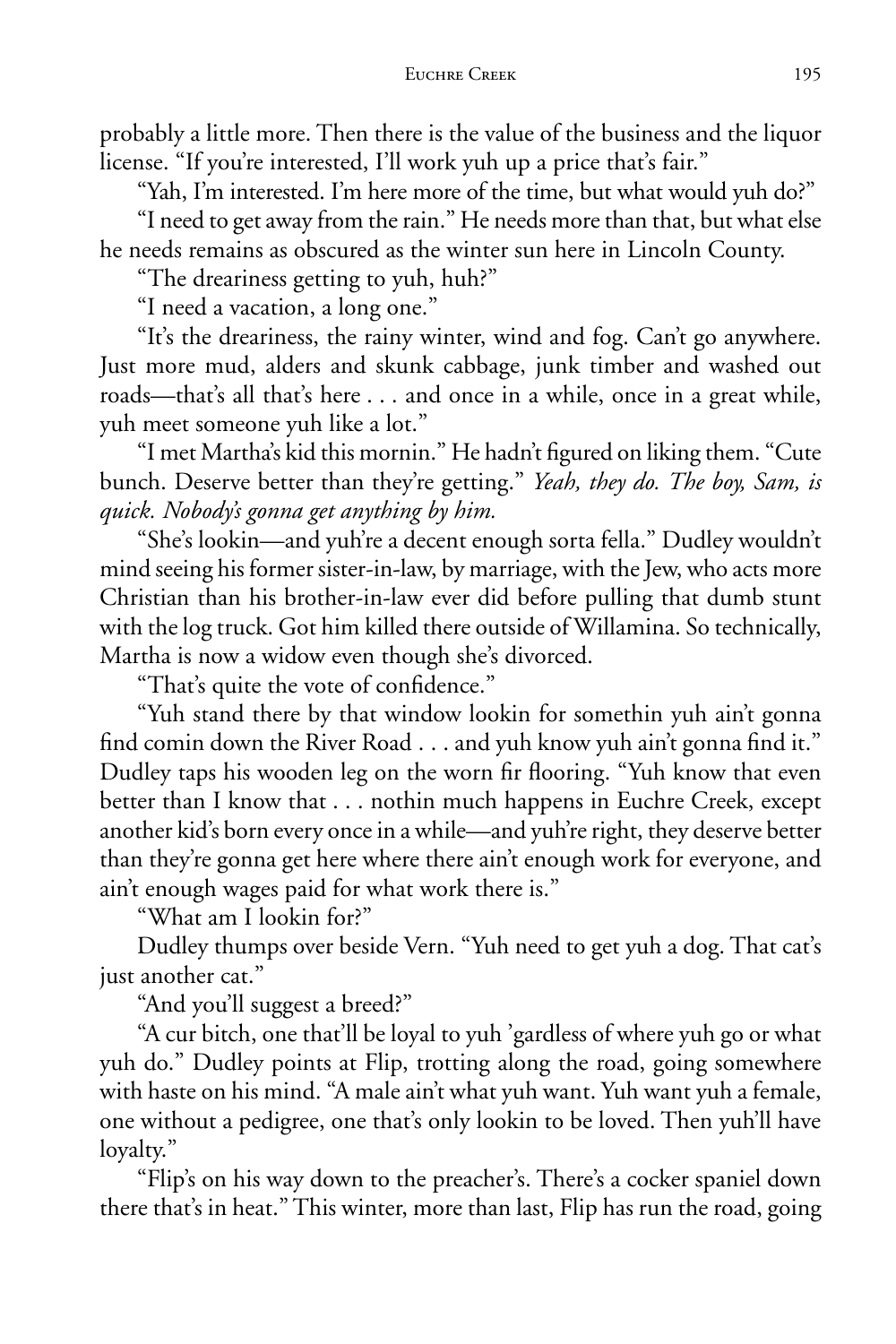probably a little more. Then there is the value of the business and the liquor license. "If you're interested, I'll work yuh up a price that's fair."

"Yah, I'm interested. I'm here more of the time, but what would yuh do?"

"I need to get away from the rain." He needs more than that, but what else he needs remains as obscured as the winter sun here in Lincoln County.

"The dreariness getting to yuh, huh?"

"I need a vacation, a long one."

"It's the dreariness, the rainy winter, wind and fog. Can't go anywhere. Just more mud, alders and skunk cabbage, junk timber and washed out roads—that's all that's here . . . and once in a while, once in a great while, yuh meet someone yuh like a lot."

"I met Martha's kid this mornin." He hadn't figured on liking them. "Cute bunch. Deserve better than they're getting." *Yeah, they do. The boy, Sam, is quick. Nobody's gonna get anything by him.*

"She's lookin—and yuh're a decent enough sorta fella." Dudley wouldn't mind seeing his former sister-in-law, by marriage, with the Jew, who acts more Christian than his brother-in-law ever did before pulling that dumb stunt with the log truck. Got him killed there outside of Willamina. So technically, Martha is now a widow even though she's divorced.

"That's quite the vote of confidence."

"Yuh stand there by that window lookin for somethin yuh ain't gonna find comin down the River Road . . . and yuh know yuh ain't gonna find it." Dudley taps his wooden leg on the worn fir flooring. "Yuh know that even better than I know that . . . nothin much happens in Euchre Creek, except another kid's born every once in a while—and yuh're right, they deserve better than they're gonna get here where there ain't enough work for everyone, and ain't enough wages paid for what work there is."

"What am I lookin for?"

Dudley thumps over beside Vern. "Yuh need to get yuh a dog. That cat's just another cat."

"And you'll suggest a breed?"

"A cur bitch, one that'll be loyal to yuh 'gardless of where yuh go or what yuh do." Dudley points at Flip, trotting along the road, going somewhere with haste on his mind. "A male ain't what yuh want. Yuh want yuh a female, one without a pedigree, one that's only lookin to be loved. Then yuh'll have loyalty."

"Flip's on his way down to the preacher's. There's a cocker spaniel down there that's in heat." This winter, more than last, Flip has run the road, going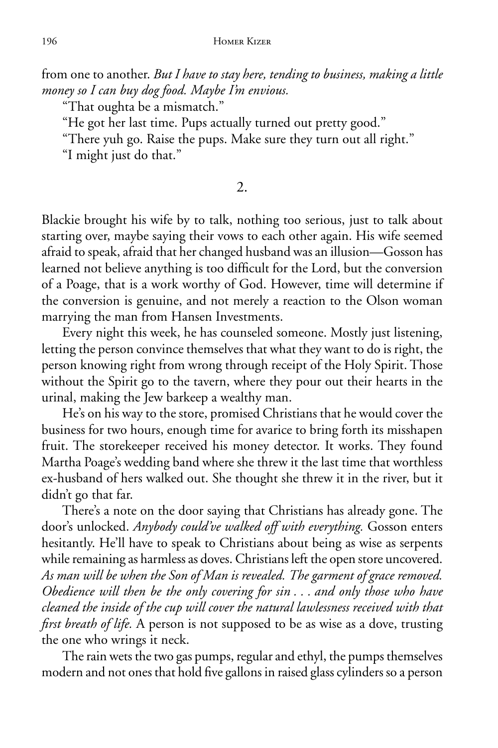from one to another. *But I have to stay here, tending to business, making a little money so I can buy dog food. Maybe I'm envious.*

"That oughta be a mismatch."

"He got her last time. Pups actually turned out pretty good."

"There yuh go. Raise the pups. Make sure they turn out all right."

"I might just do that."

2.

Blackie brought his wife by to talk, nothing too serious, just to talk about starting over, maybe saying their vows to each other again. His wife seemed afraid to speak, afraid that her changed husband was an illusion—Gosson has learned not believe anything is too difficult for the Lord, but the conversion of a Poage, that is a work worthy of God. However, time will determine if the conversion is genuine, and not merely a reaction to the Olson woman marrying the man from Hansen Investments.

Every night this week, he has counseled someone. Mostly just listening, letting the person convince themselves that what they want to do is right, the person knowing right from wrong through receipt of the Holy Spirit. Those without the Spirit go to the tavern, where they pour out their hearts in the urinal, making the Jew barkeep a wealthy man.

He's on his way to the store, promised Christians that he would cover the business for two hours, enough time for avarice to bring forth its misshapen fruit. The storekeeper received his money detector. It works. They found Martha Poage's wedding band where she threw it the last time that worthless ex-husband of hers walked out. She thought she threw it in the river, but it didn't go that far.

There's a note on the door saying that Christians has already gone. The door's unlocked. *Anybody could've walked off with everything.* Gosson enters hesitantly. He'll have to speak to Christians about being as wise as serpents while remaining as harmless as doves. Christians left the open store uncovered. *As man will be when the Son of Man is revealed. The garment of grace removed. Obedience will then be the only covering for sin . . . and only those who have cleaned the inside of the cup will cover the natural lawlessness received with that first breath of life.* A person is not supposed to be as wise as a dove, trusting the one who wrings it neck.

The rain wets the two gas pumps, regular and ethyl, the pumps themselves modern and not ones that hold five gallons in raised glass cylinders so a person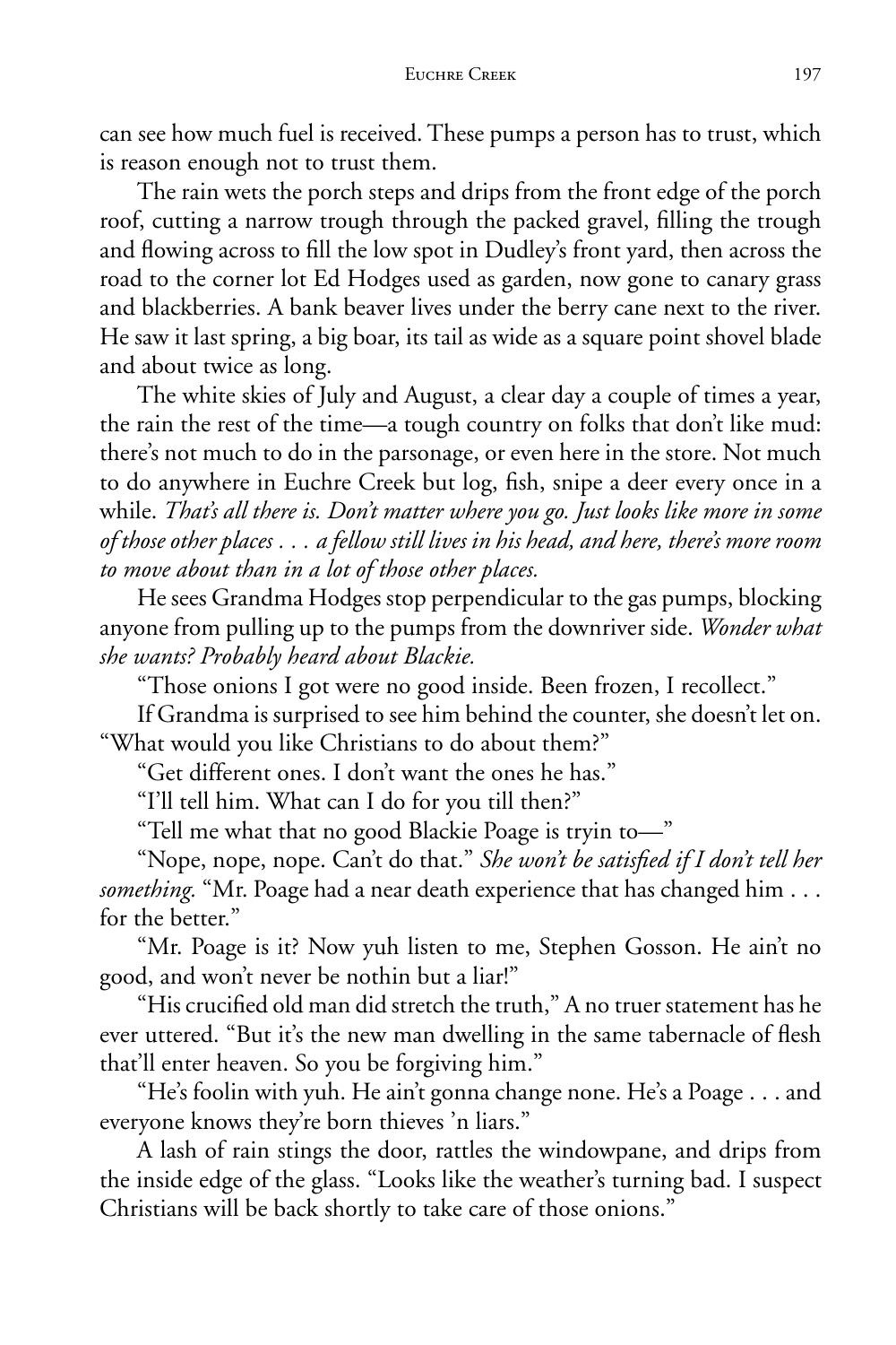can see how much fuel is received. These pumps a person has to trust, which is reason enough not to trust them.

The rain wets the porch steps and drips from the front edge of the porch roof, cutting a narrow trough through the packed gravel, filling the trough and flowing across to fill the low spot in Dudley's front yard, then across the road to the corner lot Ed Hodges used as garden, now gone to canary grass and blackberries. A bank beaver lives under the berry cane next to the river. He saw it last spring, a big boar, its tail as wide as a square point shovel blade and about twice as long.

The white skies of July and August, a clear day a couple of times a year, the rain the rest of the time—a tough country on folks that don't like mud: there's not much to do in the parsonage, or even here in the store. Not much to do anywhere in Euchre Creek but log, fish, snipe a deer every once in a while. *That's all there is. Don't matter where you go. Just looks like more in some of those other places . . . a fellow still lives in his head, and here, there's more room to move about than in a lot of those other places.*

He sees Grandma Hodges stop perpendicular to the gas pumps, blocking anyone from pulling up to the pumps from the downriver side. *Wonder what she wants? Probably heard about Blackie.*

"Those onions I got were no good inside. Been frozen, I recollect."

If Grandma is surprised to see him behind the counter, she doesn't let on. "What would you like Christians to do about them?"

"Get different ones. I don't want the ones he has."

"I'll tell him. What can I do for you till then?"

"Tell me what that no good Blackie Poage is tryin to—"

"Nope, nope, nope. Can't do that." *She won't be satisfied if I don't tell her something.* "Mr. Poage had a near death experience that has changed him . . . for the better."

"Mr. Poage is it? Now yuh listen to me, Stephen Gosson. He ain't no good, and won't never be nothin but a liar!"

"His crucified old man did stretch the truth," A no truer statement has he ever uttered. "But it's the new man dwelling in the same tabernacle of flesh that'll enter heaven. So you be forgiving him."

"He's foolin with yuh. He ain't gonna change none. He's a Poage . . . and everyone knows they're born thieves 'n liars."

A lash of rain stings the door, rattles the windowpane, and drips from the inside edge of the glass. "Looks like the weather's turning bad. I suspect Christians will be back shortly to take care of those onions."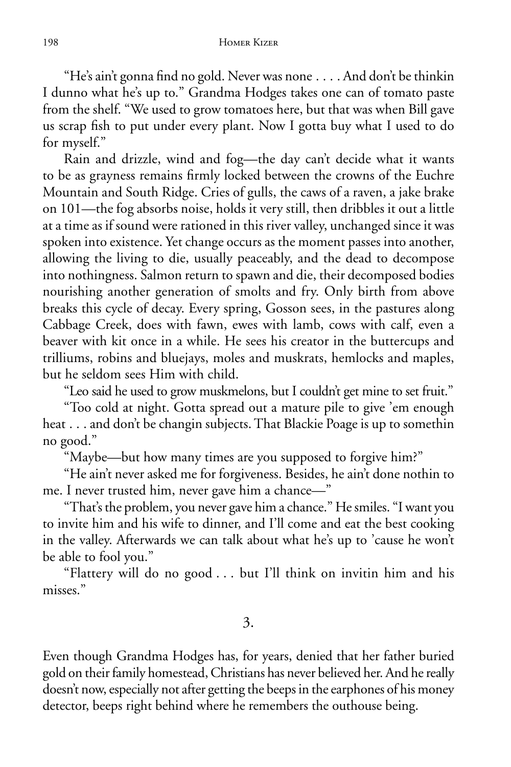"He's ain't gonna find no gold. Never was none . . . . And don't be thinkin I dunno what he's up to." Grandma Hodges takes one can of tomato paste from the shelf. "We used to grow tomatoes here, but that was when Bill gave us scrap fish to put under every plant. Now I gotta buy what I used to do for myself."

Rain and drizzle, wind and fog—the day can't decide what it wants to be as grayness remains firmly locked between the crowns of the Euchre Mountain and South Ridge. Cries of gulls, the caws of a raven, a jake brake on 101—the fog absorbs noise, holds it very still, then dribbles it out a little at a time as if sound were rationed in this river valley, unchanged since it was spoken into existence. Yet change occurs as the moment passes into another, allowing the living to die, usually peaceably, and the dead to decompose into nothingness. Salmon return to spawn and die, their decomposed bodies nourishing another generation of smolts and fry. Only birth from above breaks this cycle of decay. Every spring, Gosson sees, in the pastures along Cabbage Creek, does with fawn, ewes with lamb, cows with calf, even a beaver with kit once in a while. He sees his creator in the buttercups and trilliums, robins and bluejays, moles and muskrats, hemlocks and maples, but he seldom sees Him with child.

"Leo said he used to grow muskmelons, but I couldn't get mine to set fruit."

"Too cold at night. Gotta spread out a mature pile to give 'em enough heat . . . and don't be changin subjects. That Blackie Poage is up to somethin no good."

"Maybe—but how many times are you supposed to forgive him?"

"He ain't never asked me for forgiveness. Besides, he ain't done nothin to me. I never trusted him, never gave him a chance—"

"That's the problem, you never gave him a chance." He smiles. "I want you to invite him and his wife to dinner, and I'll come and eat the best cooking in the valley. Afterwards we can talk about what he's up to 'cause he won't be able to fool you."

"Flattery will do no good . . . but I'll think on invitin him and his misses."

## 3.

Even though Grandma Hodges has, for years, denied that her father buried gold on their family homestead, Christians has never believed her. And he really doesn't now, especially not after getting the beeps in the earphones of his money detector, beeps right behind where he remembers the outhouse being.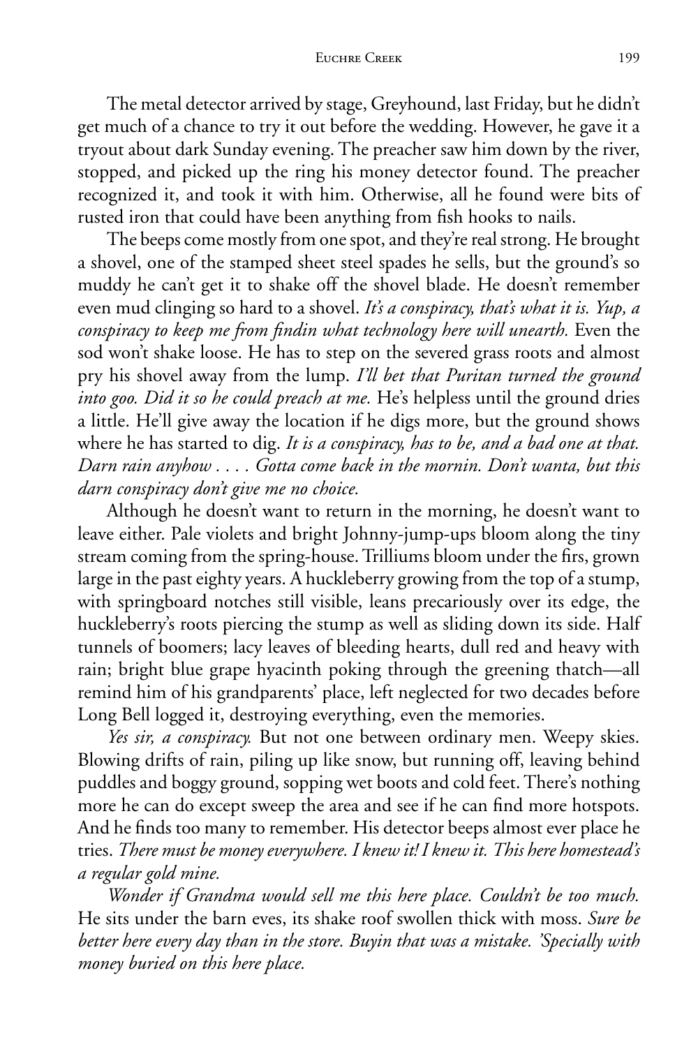The metal detector arrived by stage, Greyhound, last Friday, but he didn't get much of a chance to try it out before the wedding. However, he gave it a tryout about dark Sunday evening. The preacher saw him down by the river, stopped, and picked up the ring his money detector found. The preacher recognized it, and took it with him. Otherwise, all he found were bits of rusted iron that could have been anything from fish hooks to nails.

The beeps come mostly from one spot, and they're real strong. He brought a shovel, one of the stamped sheet steel spades he sells, but the ground's so muddy he can't get it to shake off the shovel blade. He doesn't remember even mud clinging so hard to a shovel. *It's a conspiracy, that's what it is. Yup, a conspiracy to keep me from findin what technology here will unearth.* Even the sod won't shake loose. He has to step on the severed grass roots and almost pry his shovel away from the lump. *I'll bet that Puritan turned the ground into goo. Did it so he could preach at me.* He's helpless until the ground dries a little. He'll give away the location if he digs more, but the ground shows where he has started to dig. *It is a conspiracy, has to be, and a bad one at that. Darn rain anyhow . . . . Gotta come back in the mornin. Don't wanta, but this darn conspiracy don't give me no choice.*

Although he doesn't want to return in the morning, he doesn't want to leave either. Pale violets and bright Johnny-jump-ups bloom along the tiny stream coming from the spring-house. Trilliums bloom under the firs, grown large in the past eighty years. A huckleberry growing from the top of a stump, with springboard notches still visible, leans precariously over its edge, the huckleberry's roots piercing the stump as well as sliding down its side. Half tunnels of boomers; lacy leaves of bleeding hearts, dull red and heavy with rain; bright blue grape hyacinth poking through the greening thatch—all remind him of his grandparents' place, left neglected for two decades before Long Bell logged it, destroying everything, even the memories.

*Yes sir, a conspiracy.* But not one between ordinary men. Weepy skies. Blowing drifts of rain, piling up like snow, but running off, leaving behind puddles and boggy ground, sopping wet boots and cold feet. There's nothing more he can do except sweep the area and see if he can find more hotspots. And he finds too many to remember. His detector beeps almost ever place he tries. *There must be money everywhere. I knew it! I knew it. This here homestead's a regular gold mine.*

*Wonder if Grandma would sell me this here place. Couldn't be too much.* He sits under the barn eves, its shake roof swollen thick with moss. *Sure be better here every day than in the store. Buyin that was a mistake. 'Specially with money buried on this here place.*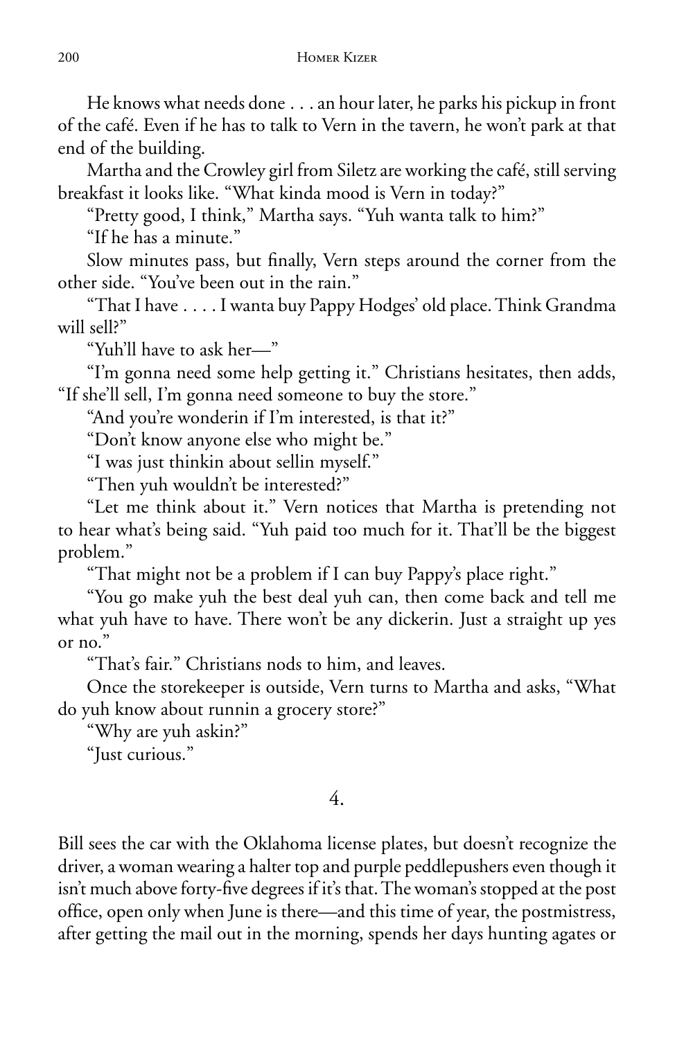He knows what needs done . . . an hour later, he parks his pickup in front of the café. Even if he has to talk to Vern in the tavern, he won't park at that end of the building.

Martha and the Crowley girl from Siletz are working the café, still serving breakfast it looks like. "What kinda mood is Vern in today?"

"Pretty good, I think," Martha says. "Yuh wanta talk to him?"

"If he has a minute."

Slow minutes pass, but finally, Vern steps around the corner from the other side. "You've been out in the rain."

"That I have . . . . I wanta buy Pappy Hodges' old place. Think Grandma will sell?"

"Yuh'll have to ask her—"

"I'm gonna need some help getting it." Christians hesitates, then adds, "If she'll sell, I'm gonna need someone to buy the store."

"And you're wonderin if I'm interested, is that it?"

"Don't know anyone else who might be."

"I was just thinkin about sellin myself."

"Then yuh wouldn't be interested?"

"Let me think about it." Vern notices that Martha is pretending not to hear what's being said. "Yuh paid too much for it. That'll be the biggest problem."

"That might not be a problem if I can buy Pappy's place right."

"You go make yuh the best deal yuh can, then come back and tell me what yuh have to have. There won't be any dickerin. Just a straight up yes or no."

"That's fair." Christians nods to him, and leaves.

Once the storekeeper is outside, Vern turns to Martha and asks, "What do yuh know about runnin a grocery store?"

"Why are yuh askin?"

"Just curious."

## 4.

Bill sees the car with the Oklahoma license plates, but doesn't recognize the driver, a woman wearing a halter top and purple peddlepushers even though it isn't much above forty-five degrees if it's that. The woman's stopped at the post office, open only when June is there—and this time of year, the postmistress, after getting the mail out in the morning, spends her days hunting agates or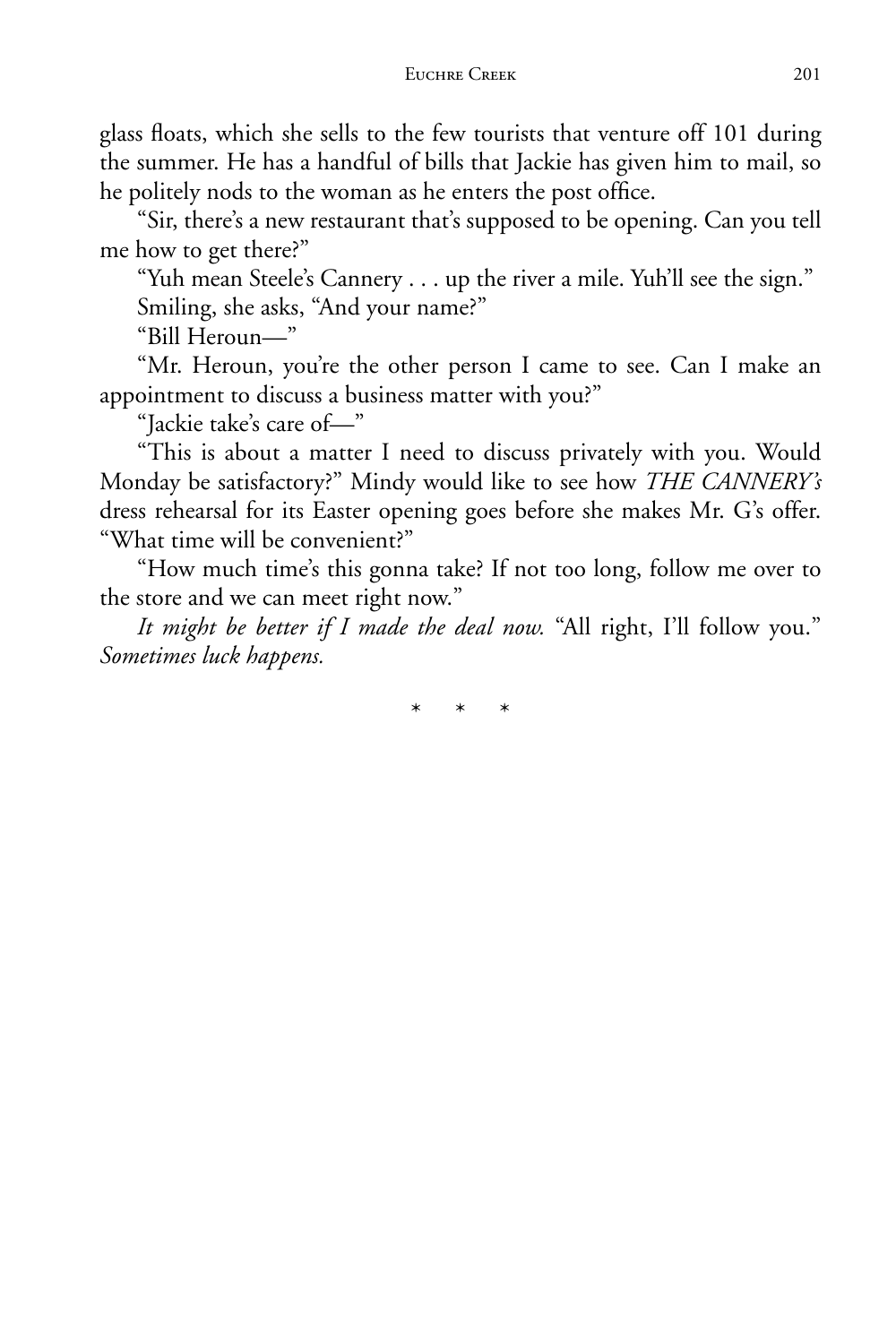glass floats, which she sells to the few tourists that venture off 101 during the summer. He has a handful of bills that Jackie has given him to mail, so he politely nods to the woman as he enters the post office.

"Sir, there's a new restaurant that's supposed to be opening. Can you tell me how to get there?"

"Yuh mean Steele's Cannery . . . up the river a mile. Yuh'll see the sign."

Smiling, she asks, "And your name?"

"Bill Heroun—"

"Mr. Heroun, you're the other person I came to see. Can I make an appointment to discuss a business matter with you?"

"Jackie take's care of—"

"This is about a matter I need to discuss privately with you. Would Monday be satisfactory?" Mindy would like to see how *THE CANNERY's* dress rehearsal for its Easter opening goes before she makes Mr. G's offer. "What time will be convenient?"

"How much time's this gonna take? If not too long, follow me over to the store and we can meet right now."

*It might be better if I made the deal now.* "All right, I'll follow you." *Sometimes luck happens.*

\* \* \*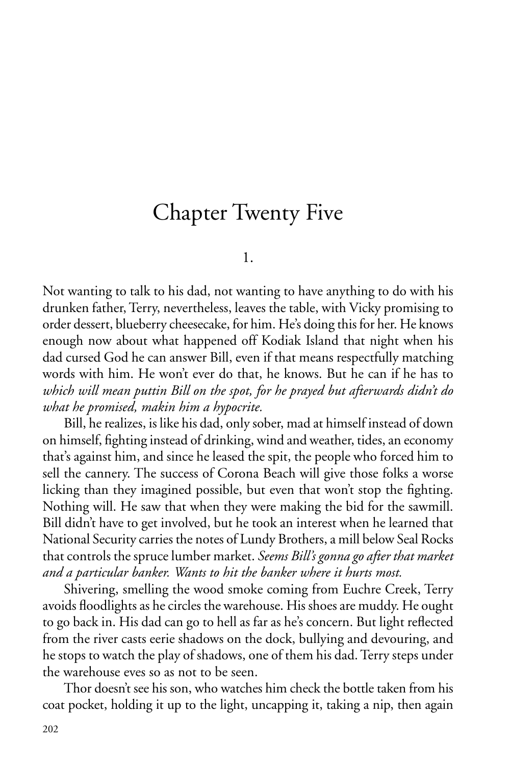# Chapter Twenty Five

1.

Not wanting to talk to his dad, not wanting to have anything to do with his drunken father, Terry, nevertheless, leaves the table, with Vicky promising to order dessert, blueberry cheesecake, for him. He's doing this for her. He knows enough now about what happened off Kodiak Island that night when his dad cursed God he can answer Bill, even if that means respectfully matching words with him. He won't ever do that, he knows. But he can if he has to *which will mean puttin Bill on the spot, for he prayed but afterwards didn't do what he promised, makin him a hypocrite.*

Bill, he realizes, is like his dad, only sober, mad at himself instead of down on himself, fighting instead of drinking, wind and weather, tides, an economy that's against him, and since he leased the spit, the people who forced him to sell the cannery. The success of Corona Beach will give those folks a worse licking than they imagined possible, but even that won't stop the fighting. Nothing will. He saw that when they were making the bid for the sawmill. Bill didn't have to get involved, but he took an interest when he learned that National Security carries the notes of Lundy Brothers, a mill below Seal Rocks that controls the spruce lumber market. *Seems Bill's gonna go after that market and a particular banker. Wants to hit the banker where it hurts most.*

Shivering, smelling the wood smoke coming from Euchre Creek, Terry avoids floodlights as he circles the warehouse. His shoes are muddy. He ought to go back in. His dad can go to hell as far as he's concern. But light reflected from the river casts eerie shadows on the dock, bullying and devouring, and he stops to watch the play of shadows, one of them his dad. Terry steps under the warehouse eves so as not to be seen.

Thor doesn't see his son, who watches him check the bottle taken from his coat pocket, holding it up to the light, uncapping it, taking a nip, then again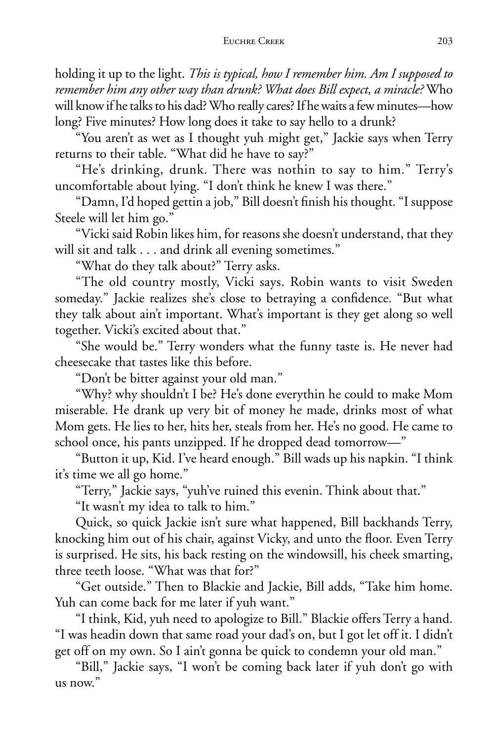holding it up to the light. *This is typical, how I remember him. Am I supposed to remember him any other way than drunk? What does Bill expect, a miracle?* Who will know if he talks to his dad? Who really cares? If he waits a few minutes—how long? Five minutes? How long does it take to say hello to a drunk?

"You aren't as wet as I thought yuh might get," Jackie says when Terry returns to their table. "What did he have to say?"

"He's drinking, drunk. There was nothin to say to him." Terry's uncomfortable about lying. "I don't think he knew I was there."

"Damn, I'd hoped gettin a job," Bill doesn't finish his thought. "I suppose Steele will let him go."

"Vicki said Robin likes him, for reasons she doesn't understand, that they will sit and talk . . . and drink all evening sometimes."

"What do they talk about?" Terry asks.

"The old country mostly, Vicki says. Robin wants to visit Sweden someday." Jackie realizes she's close to betraying a confidence. "But what they talk about ain't important. What's important is they get along so well together. Vicki's excited about that."

"She would be." Terry wonders what the funny taste is. He never had cheesecake that tastes like this before.

"Don't be bitter against your old man."

"Why? why shouldn't I be? He's done everythin he could to make Mom miserable. He drank up very bit of money he made, drinks most of what Mom gets. He lies to her, hits her, steals from her. He's no good. He came to school once, his pants unzipped. If he dropped dead tomorrow—"

"Button it up, Kid. I've heard enough." Bill wads up his napkin. "I think it's time we all go home."

"Terry," Jackie says, "yuh've ruined this evenin. Think about that."

"It wasn't my idea to talk to him."

Quick, so quick Jackie isn't sure what happened, Bill backhands Terry, knocking him out of his chair, against Vicky, and unto the floor. Even Terry is surprised. He sits, his back resting on the windowsill, his cheek smarting, three teeth loose. "What was that for?"

"Get outside." Then to Blackie and Jackie, Bill adds, "Take him home. Yuh can come back for me later if yuh want."

"I think, Kid, yuh need to apologize to Bill." Blackie offers Terry a hand. "I was headin down that same road your dad's on, but I got let off it. I didn't get off on my own. So I ain't gonna be quick to condemn your old man."

"Bill," Jackie says, "I won't be coming back later if yuh don't go with us now."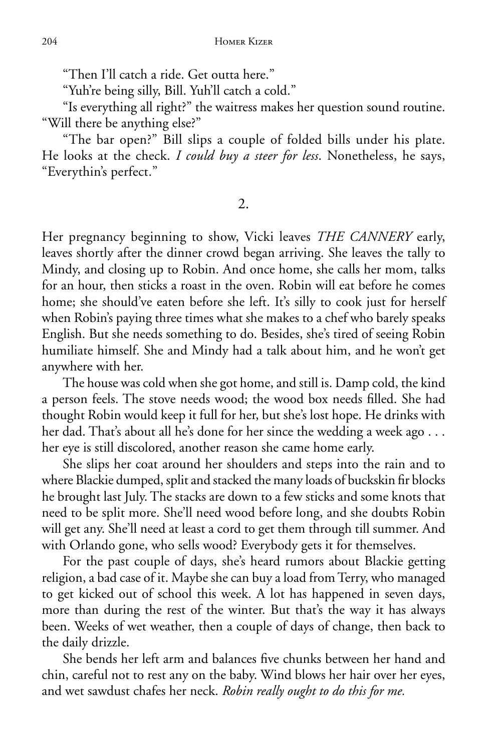"Then I'll catch a ride. Get outta here."

"Yuh're being silly, Bill. Yuh'll catch a cold."

"Is everything all right?" the waitress makes her question sound routine. "Will there be anything else?"

"The bar open?" Bill slips a couple of folded bills under his plate. He looks at the check. *I could buy a steer for less*. Nonetheless, he says, "Everythin's perfect."

2.

Her pregnancy beginning to show, Vicki leaves *THE CANNERY* early, leaves shortly after the dinner crowd began arriving. She leaves the tally to Mindy, and closing up to Robin. And once home, she calls her mom, talks for an hour, then sticks a roast in the oven. Robin will eat before he comes home; she should've eaten before she left. It's silly to cook just for herself when Robin's paying three times what she makes to a chef who barely speaks English. But she needs something to do. Besides, she's tired of seeing Robin humiliate himself. She and Mindy had a talk about him, and he won't get anywhere with her.

The house was cold when she got home, and still is. Damp cold, the kind a person feels. The stove needs wood; the wood box needs filled. She had thought Robin would keep it full for her, but she's lost hope. He drinks with her dad. That's about all he's done for her since the wedding a week ago . . . her eye is still discolored, another reason she came home early.

She slips her coat around her shoulders and steps into the rain and to where Blackie dumped, split and stacked the many loads of buckskin fir blocks he brought last July. The stacks are down to a few sticks and some knots that need to be split more. She'll need wood before long, and she doubts Robin will get any. She'll need at least a cord to get them through till summer. And with Orlando gone, who sells wood? Everybody gets it for themselves.

For the past couple of days, she's heard rumors about Blackie getting religion, a bad case of it. Maybe she can buy a load from Terry, who managed to get kicked out of school this week. A lot has happened in seven days, more than during the rest of the winter. But that's the way it has always been. Weeks of wet weather, then a couple of days of change, then back to the daily drizzle.

She bends her left arm and balances five chunks between her hand and chin, careful not to rest any on the baby. Wind blows her hair over her eyes, and wet sawdust chafes her neck. *Robin really ought to do this for me.*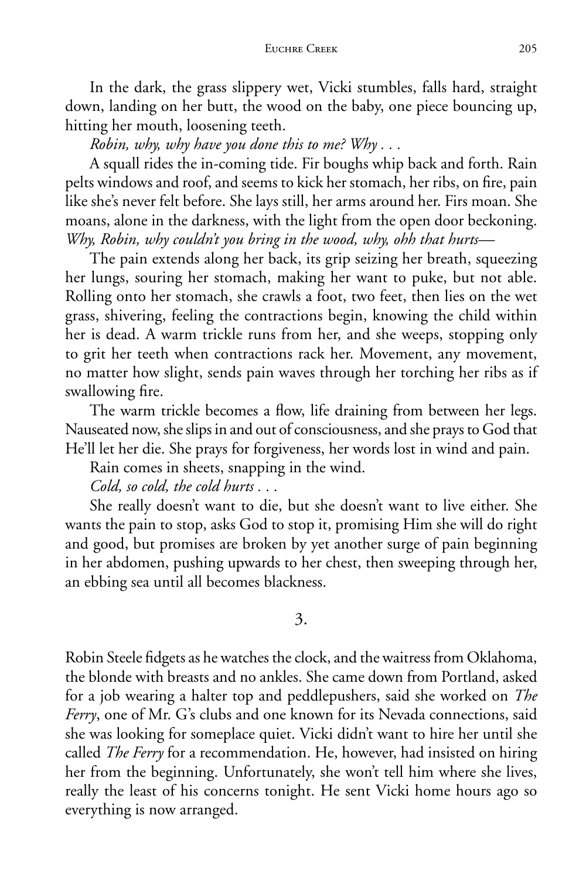In the dark, the grass slippery wet, Vicki stumbles, falls hard, straight down, landing on her butt, the wood on the baby, one piece bouncing up, hitting her mouth, loosening teeth.

*Robin, why, why have you done this to me? Why . . .*

A squall rides the in-coming tide. Fir boughs whip back and forth. Rain pelts windows and roof, and seems to kick her stomach, her ribs, on fire, pain like she's never felt before. She lays still, her arms around her. Firs moan. She moans, alone in the darkness, with the light from the open door beckoning. *Why, Robin, why couldn't you bring in the wood, why, ohh that hurts—*

The pain extends along her back, its grip seizing her breath, squeezing her lungs, souring her stomach, making her want to puke, but not able. Rolling onto her stomach, she crawls a foot, two feet, then lies on the wet grass, shivering, feeling the contractions begin, knowing the child within her is dead. A warm trickle runs from her, and she weeps, stopping only to grit her teeth when contractions rack her. Movement, any movement, no matter how slight, sends pain waves through her torching her ribs as if swallowing fire.

The warm trickle becomes a flow, life draining from between her legs. Nauseated now, she slips in and out of consciousness, and she prays to God that He'll let her die. She prays for forgiveness, her words lost in wind and pain.

Rain comes in sheets, snapping in the wind.

*Cold, so cold, the cold hurts . . .*

She really doesn't want to die, but she doesn't want to live either. She wants the pain to stop, asks God to stop it, promising Him she will do right and good, but promises are broken by yet another surge of pain beginning in her abdomen, pushing upwards to her chest, then sweeping through her, an ebbing sea until all becomes blackness.

## 3.

Robin Steele fidgets as he watches the clock, and the waitress from Oklahoma, the blonde with breasts and no ankles. She came down from Portland, asked for a job wearing a halter top and peddlepushers, said she worked on *The Ferry*, one of Mr. G's clubs and one known for its Nevada connections, said she was looking for someplace quiet. Vicki didn't want to hire her until she called *The Ferry* for a recommendation. He, however, had insisted on hiring her from the beginning. Unfortunately, she won't tell him where she lives, really the least of his concerns tonight. He sent Vicki home hours ago so everything is now arranged.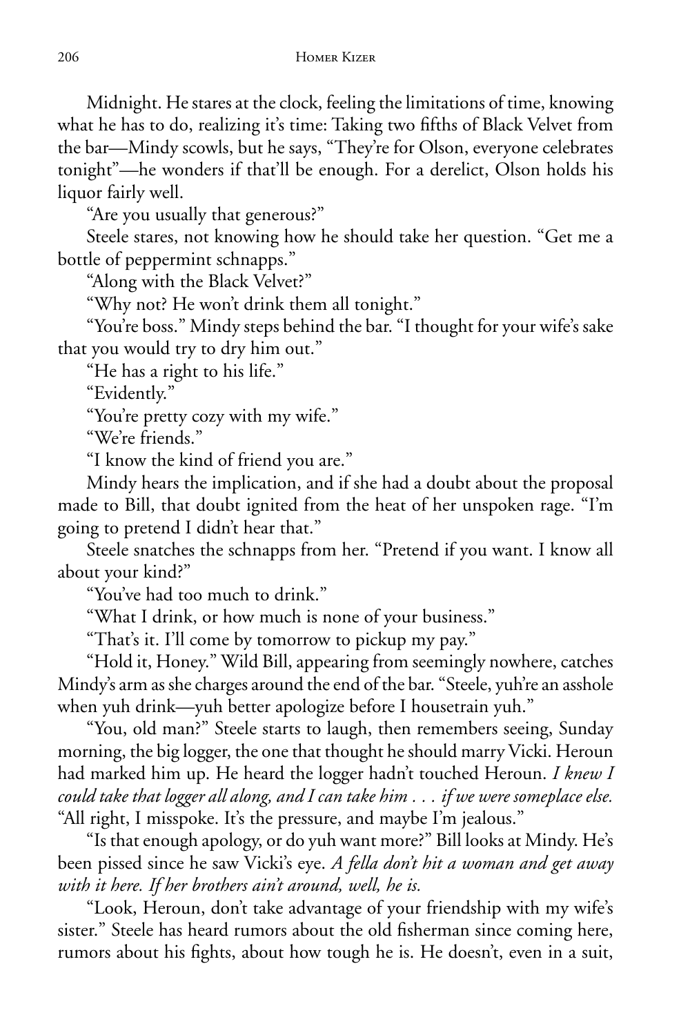Midnight. He stares at the clock, feeling the limitations of time, knowing what he has to do, realizing it's time: Taking two fifths of Black Velvet from the bar—Mindy scowls, but he says, "They're for Olson, everyone celebrates tonight"—he wonders if that'll be enough. For a derelict, Olson holds his liquor fairly well.

"Are you usually that generous?"

Steele stares, not knowing how he should take her question. "Get me a bottle of peppermint schnapps."

"Along with the Black Velvet?"

"Why not? He won't drink them all tonight."

"You're boss." Mindy steps behind the bar. "I thought for your wife's sake that you would try to dry him out."

"He has a right to his life."

"Evidently."

"You're pretty cozy with my wife."

"We're friends."

"I know the kind of friend you are."

Mindy hears the implication, and if she had a doubt about the proposal made to Bill, that doubt ignited from the heat of her unspoken rage. "I'm going to pretend I didn't hear that."

Steele snatches the schnapps from her. "Pretend if you want. I know all about your kind?"

"You've had too much to drink."

"What I drink, or how much is none of your business."

"That's it. I'll come by tomorrow to pickup my pay."

"Hold it, Honey." Wild Bill, appearing from seemingly nowhere, catches Mindy's arm as she charges around the end of the bar. "Steele, yuh're an asshole when yuh drink—yuh better apologize before I housetrain yuh."

"You, old man?" Steele starts to laugh, then remembers seeing, Sunday morning, the big logger, the one that thought he should marry Vicki. Heroun had marked him up. He heard the logger hadn't touched Heroun. *I knew I could take that logger all along, and I can take him . . . if we were someplace else.* "All right, I misspoke. It's the pressure, and maybe I'm jealous."

"Is that enough apology, or do yuh want more?" Bill looks at Mindy. He's been pissed since he saw Vicki's eye. *A fella don't hit a woman and get away with it here. If her brothers ain't around, well, he is.*

"Look, Heroun, don't take advantage of your friendship with my wife's sister." Steele has heard rumors about the old fisherman since coming here, rumors about his fights, about how tough he is. He doesn't, even in a suit,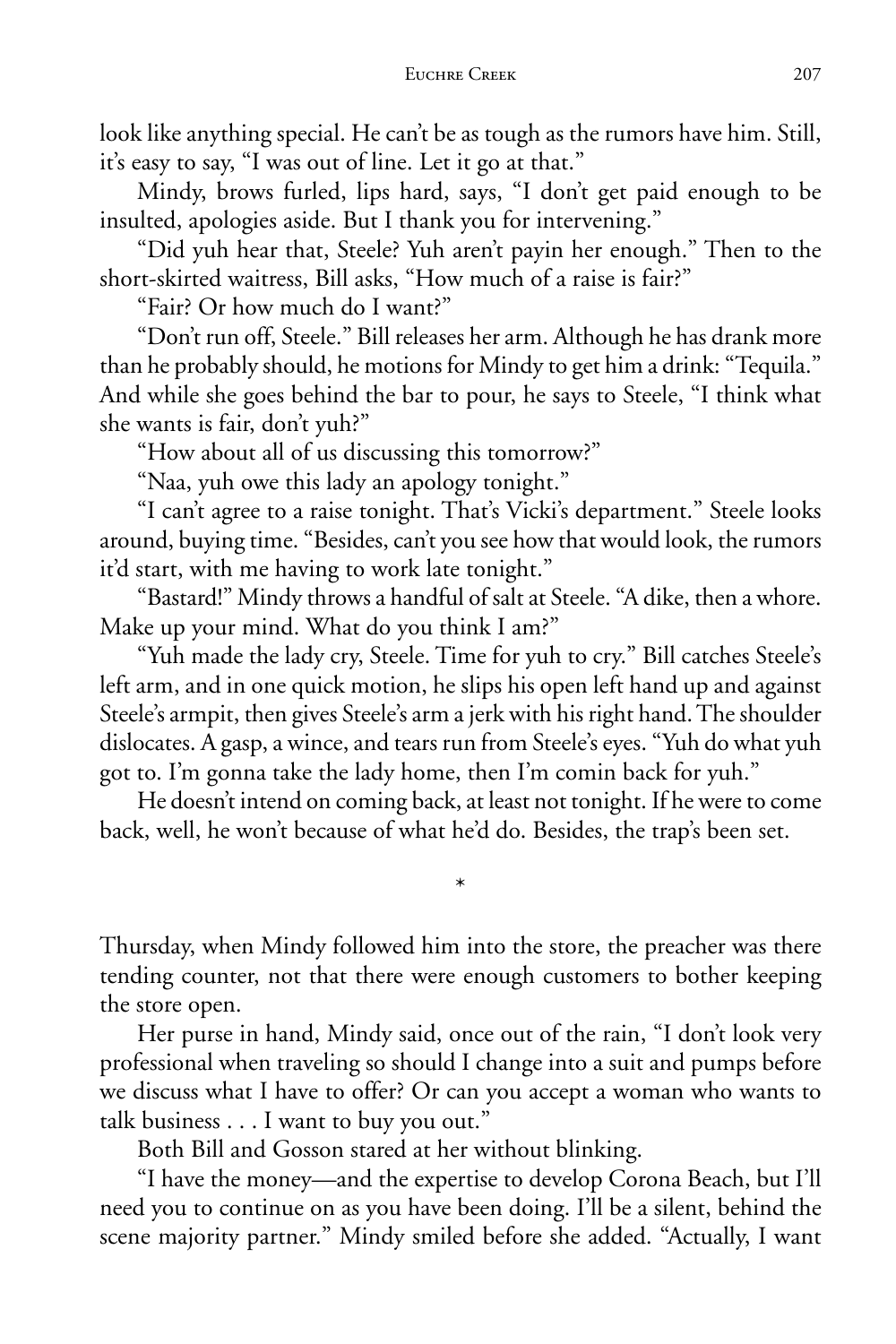look like anything special. He can't be as tough as the rumors have him. Still, it's easy to say, "I was out of line. Let it go at that."

Mindy, brows furled, lips hard, says, "I don't get paid enough to be insulted, apologies aside. But I thank you for intervening."

"Did yuh hear that, Steele? Yuh aren't payin her enough." Then to the short-skirted waitress, Bill asks, "How much of a raise is fair?"

"Fair? Or how much do I want?"

"Don't run off, Steele." Bill releases her arm. Although he has drank more than he probably should, he motions for Mindy to get him a drink: "Tequila." And while she goes behind the bar to pour, he says to Steele, "I think what she wants is fair, don't yuh?"

"How about all of us discussing this tomorrow?"

"Naa, yuh owe this lady an apology tonight."

"I can't agree to a raise tonight. That's Vicki's department." Steele looks around, buying time. "Besides, can't you see how that would look, the rumors it'd start, with me having to work late tonight."

"Bastard!" Mindy throws a handful of salt at Steele. "A dike, then a whore. Make up your mind. What do you think I am?"

"Yuh made the lady cry, Steele. Time for yuh to cry." Bill catches Steele's left arm, and in one quick motion, he slips his open left hand up and against Steele's armpit, then gives Steele's arm a jerk with his right hand. The shoulder dislocates. A gasp, a wince, and tears run from Steele's eyes. "Yuh do what yuh got to. I'm gonna take the lady home, then I'm comin back for yuh."

He doesn't intend on coming back, at least not tonight. If he were to come back, well, he won't because of what he'd do. Besides, the trap's been set.

*

Thursday, when Mindy followed him into the store, the preacher was there tending counter, not that there were enough customers to bother keeping the store open.

Her purse in hand, Mindy said, once out of the rain, "I don't look very professional when traveling so should I change into a suit and pumps before we discuss what I have to offer? Or can you accept a woman who wants to talk business . . . I want to buy you out."

Both Bill and Gosson stared at her without blinking.

"I have the money—and the expertise to develop Corona Beach, but I'll need you to continue on as you have been doing. I'll be a silent, behind the scene majority partner." Mindy smiled before she added. "Actually, I want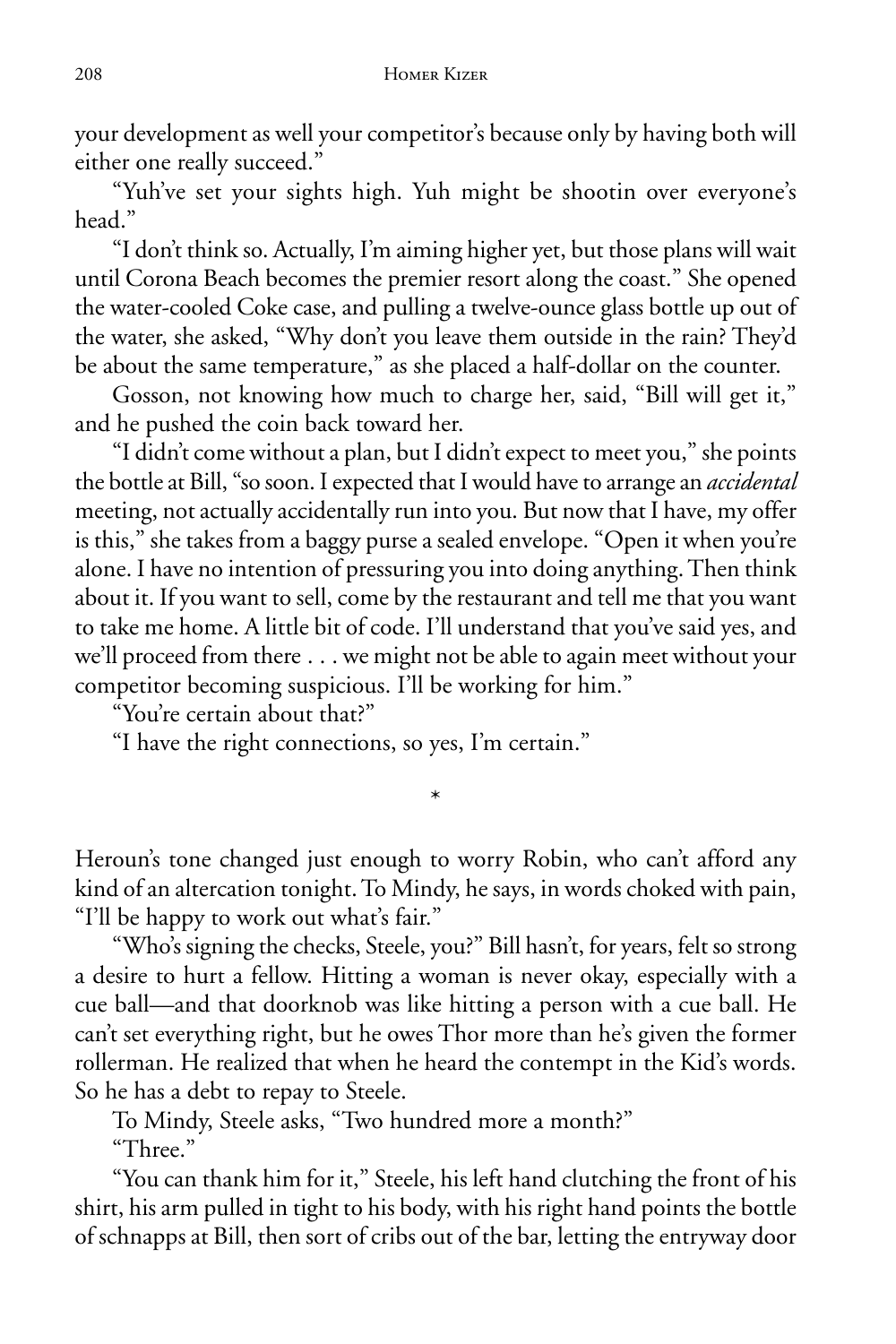your development as well your competitor's because only by having both will either one really succeed."

"Yuh've set your sights high. Yuh might be shootin over everyone's head."

"I don't think so. Actually, I'm aiming higher yet, but those plans will wait until Corona Beach becomes the premier resort along the coast." She opened the water-cooled Coke case, and pulling a twelve-ounce glass bottle up out of the water, she asked, "Why don't you leave them outside in the rain? They'd be about the same temperature," as she placed a half-dollar on the counter.

Gosson, not knowing how much to charge her, said, "Bill will get it," and he pushed the coin back toward her.

"I didn't come without a plan, but I didn't expect to meet you," she points the bottle at Bill, "so soon. I expected that I would have to arrange an *accidental* meeting, not actually accidentally run into you. But now that I have, my offer is this," she takes from a baggy purse a sealed envelope. "Open it when you're alone. I have no intention of pressuring you into doing anything. Then think about it. If you want to sell, come by the restaurant and tell me that you want to take me home. A little bit of code. I'll understand that you've said yes, and we'll proceed from there . . . we might not be able to again meet without your competitor becoming suspicious. I'll be working for him."

"You're certain about that?"

"I have the right connections, so yes, I'm certain."

*

Heroun's tone changed just enough to worry Robin, who can't afford any kind of an altercation tonight. To Mindy, he says, in words choked with pain, "I'll be happy to work out what's fair."

"Who's signing the checks, Steele, you?" Bill hasn't, for years, felt so strong a desire to hurt a fellow. Hitting a woman is never okay, especially with a cue ball—and that doorknob was like hitting a person with a cue ball. He can't set everything right, but he owes Thor more than he's given the former rollerman. He realized that when he heard the contempt in the Kid's words. So he has a debt to repay to Steele.

To Mindy, Steele asks, "Two hundred more a month?"

"Three."

"You can thank him for it," Steele, his left hand clutching the front of his shirt, his arm pulled in tight to his body, with his right hand points the bottle of schnapps at Bill, then sort of cribs out of the bar, letting the entryway door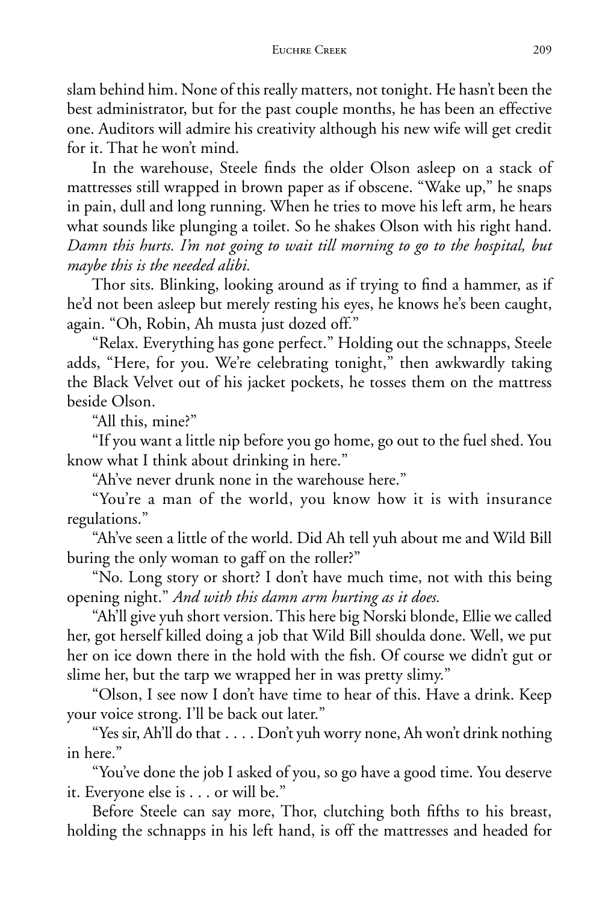slam behind him. None of this really matters, not tonight. He hasn't been the best administrator, but for the past couple months, he has been an effective one. Auditors will admire his creativity although his new wife will get credit for it. That he won't mind.

In the warehouse, Steele finds the older Olson asleep on a stack of mattresses still wrapped in brown paper as if obscene. "Wake up," he snaps in pain, dull and long running. When he tries to move his left arm, he hears what sounds like plunging a toilet. So he shakes Olson with his right hand. *Damn this hurts. I'm not going to wait till morning to go to the hospital, but maybe this is the needed alibi.*

Thor sits. Blinking, looking around as if trying to find a hammer, as if he'd not been asleep but merely resting his eyes, he knows he's been caught, again. "Oh, Robin, Ah musta just dozed off."

"Relax. Everything has gone perfect." Holding out the schnapps, Steele adds, "Here, for you. We're celebrating tonight," then awkwardly taking the Black Velvet out of his jacket pockets, he tosses them on the mattress beside Olson.

"All this, mine?"

"If you want a little nip before you go home, go out to the fuel shed. You know what I think about drinking in here."

"Ah've never drunk none in the warehouse here."

"You're a man of the world, you know how it is with insurance regulations."

"Ah've seen a little of the world. Did Ah tell yuh about me and Wild Bill buring the only woman to gaff on the roller?"

"No. Long story or short? I don't have much time, not with this being opening night." *And with this damn arm hurting as it does.*

"Ah'll give yuh short version. This here big Norski blonde, Ellie we called her, got herself killed doing a job that Wild Bill shoulda done. Well, we put her on ice down there in the hold with the fish. Of course we didn't gut or slime her, but the tarp we wrapped her in was pretty slimy."

"Olson, I see now I don't have time to hear of this. Have a drink. Keep your voice strong. I'll be back out later."

"Yes sir, Ah'll do that . . . . Don't yuh worry none, Ah won't drink nothing in here."

"You've done the job I asked of you, so go have a good time. You deserve it. Everyone else is . . . or will be."

Before Steele can say more, Thor, clutching both fifths to his breast, holding the schnapps in his left hand, is off the mattresses and headed for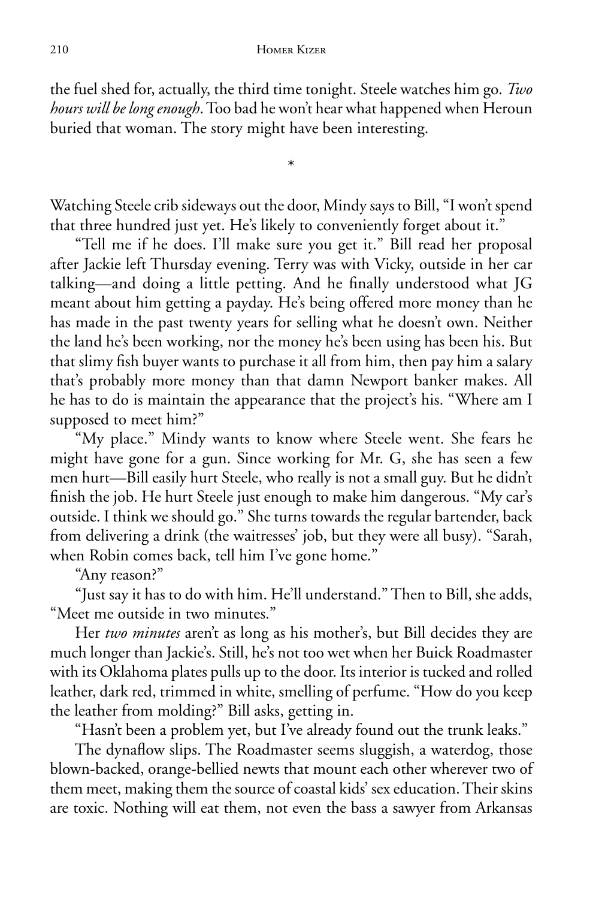the fuel shed for, actually, the third time tonight. Steele watches him go. *Two hours will be long enough*. Too bad he won't hear what happened when Heroun buried that woman. The story might have been interesting.

*

Watching Steele crib sideways out the door, Mindy says to Bill, "I won't spend that three hundred just yet. He's likely to conveniently forget about it."

"Tell me if he does. I'll make sure you get it." Bill read her proposal after Jackie left Thursday evening. Terry was with Vicky, outside in her car talking—and doing a little petting. And he finally understood what JG meant about him getting a payday. He's being offered more money than he has made in the past twenty years for selling what he doesn't own. Neither the land he's been working, nor the money he's been using has been his. But that slimy fish buyer wants to purchase it all from him, then pay him a salary that's probably more money than that damn Newport banker makes. All he has to do is maintain the appearance that the project's his. "Where am I supposed to meet him?"

"My place." Mindy wants to know where Steele went. She fears he might have gone for a gun. Since working for Mr. G, she has seen a few men hurt—Bill easily hurt Steele, who really is not a small guy. But he didn't finish the job. He hurt Steele just enough to make him dangerous. "My car's outside. I think we should go." She turns towards the regular bartender, back from delivering a drink (the waitresses' job, but they were all busy). "Sarah, when Robin comes back, tell him I've gone home."

"Any reason?"

"Just say it has to do with him. He'll understand." Then to Bill, she adds, "Meet me outside in two minutes."

Her *two minutes* aren't as long as his mother's, but Bill decides they are much longer than Jackie's. Still, he's not too wet when her Buick Roadmaster with its Oklahoma plates pulls up to the door. Its interior is tucked and rolled leather, dark red, trimmed in white, smelling of perfume. "How do you keep the leather from molding?" Bill asks, getting in.

"Hasn't been a problem yet, but I've already found out the trunk leaks."

The dynaflow slips. The Roadmaster seems sluggish, a waterdog, those blown-backed, orange-bellied newts that mount each other wherever two of them meet, making them the source of coastal kids' sex education. Their skins are toxic. Nothing will eat them, not even the bass a sawyer from Arkansas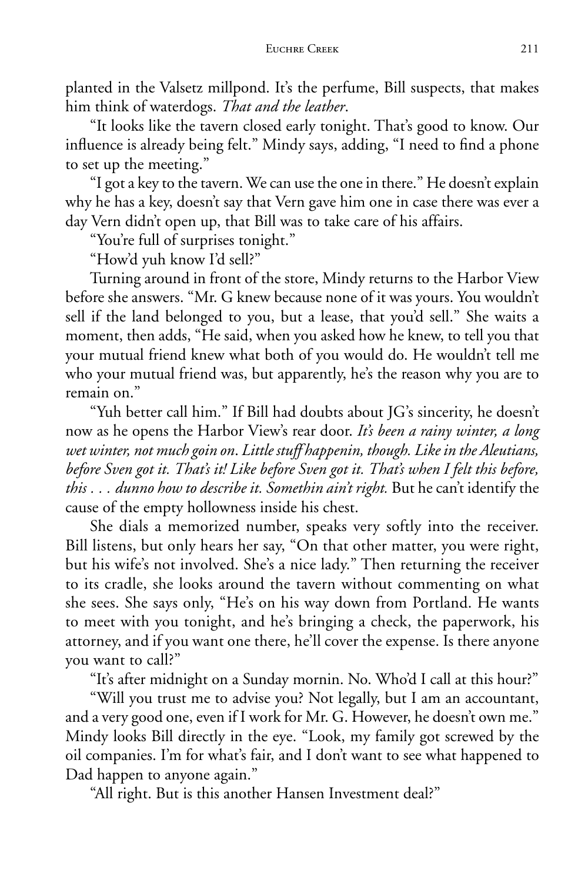planted in the Valsetz millpond. It's the perfume, Bill suspects, that makes him think of waterdogs. *That and the leather*.

"It looks like the tavern closed early tonight. That's good to know. Our influence is already being felt." Mindy says, adding, "I need to find a phone to set up the meeting."

"I got a key to the tavern. We can use the one in there." He doesn't explain why he has a key, doesn't say that Vern gave him one in case there was ever a day Vern didn't open up, that Bill was to take care of his affairs.

"You're full of surprises tonight."

"How'd yuh know I'd sell?"

Turning around in front of the store, Mindy returns to the Harbor View before she answers. "Mr. G knew because none of it was yours. You wouldn't sell if the land belonged to you, but a lease, that you'd sell." She waits a moment, then adds, "He said, when you asked how he knew, to tell you that your mutual friend knew what both of you would do. He wouldn't tell me who your mutual friend was, but apparently, he's the reason why you are to remain on."

"Yuh better call him." If Bill had doubts about JG's sincerity, he doesn't now as he opens the Harbor View's rear door. *It's been a rainy winter, a long wet winter, not much goin on. Little stuff happenin, though. Like in the Aleutians, before Sven got it. That's it! Like before Sven got it. That's when I felt this before, this . . . dunno how to describe it. Somethin ain't right.* But he can't identify the cause of the empty hollowness inside his chest.

She dials a memorized number, speaks very softly into the receiver. Bill listens, but only hears her say, "On that other matter, you were right, but his wife's not involved. She's a nice lady." Then returning the receiver to its cradle, she looks around the tavern without commenting on what she sees. She says only, "He's on his way down from Portland. He wants to meet with you tonight, and he's bringing a check, the paperwork, his attorney, and if you want one there, he'll cover the expense. Is there anyone you want to call?"

"It's after midnight on a Sunday mornin. No. Who'd I call at this hour?"

"Will you trust me to advise you? Not legally, but I am an accountant, and a very good one, even if I work for Mr. G. However, he doesn't own me." Mindy looks Bill directly in the eye. "Look, my family got screwed by the oil companies. I'm for what's fair, and I don't want to see what happened to Dad happen to anyone again."

"All right. But is this another Hansen Investment deal?"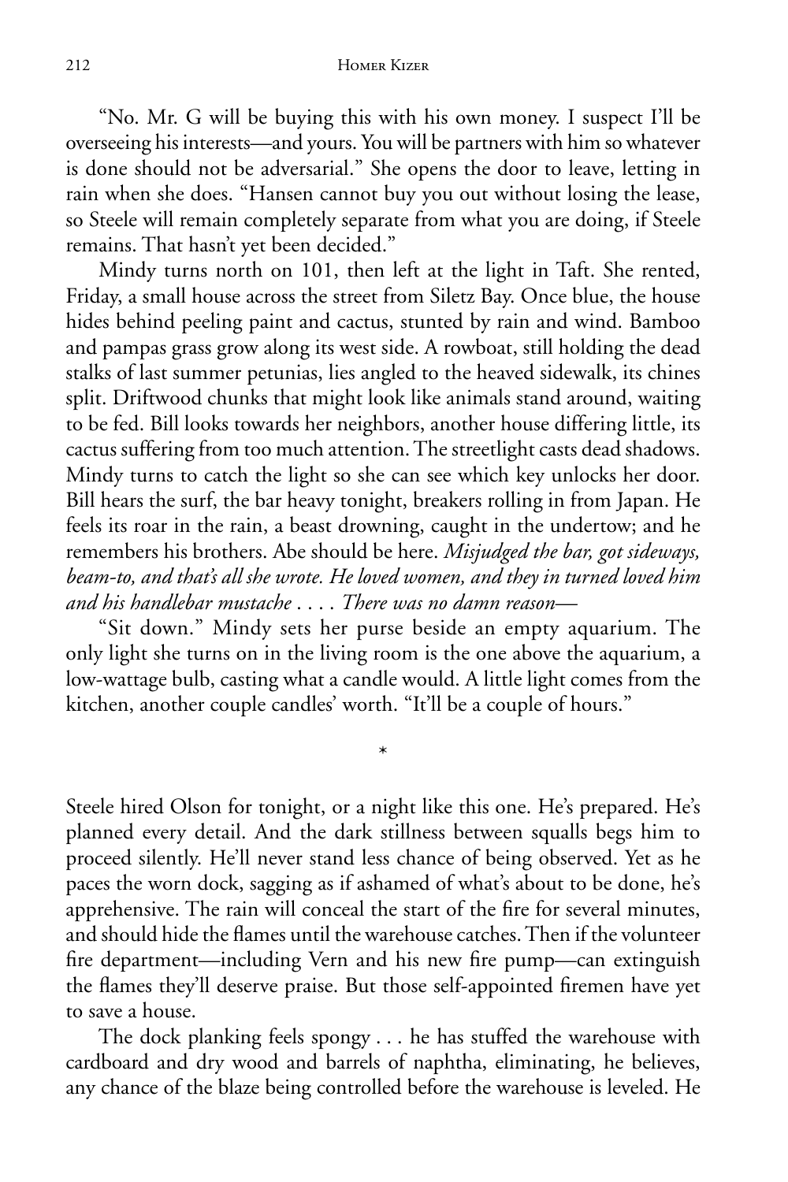"No. Mr. G will be buying this with his own money. I suspect I'll be overseeing his interests—and yours. You will be partners with him so whatever is done should not be adversarial." She opens the door to leave, letting in rain when she does. "Hansen cannot buy you out without losing the lease, so Steele will remain completely separate from what you are doing, if Steele remains. That hasn't yet been decided."

Mindy turns north on 101, then left at the light in Taft. She rented, Friday, a small house across the street from Siletz Bay. Once blue, the house hides behind peeling paint and cactus, stunted by rain and wind. Bamboo and pampas grass grow along its west side. A rowboat, still holding the dead stalks of last summer petunias, lies angled to the heaved sidewalk, its chines split. Driftwood chunks that might look like animals stand around, waiting to be fed. Bill looks towards her neighbors, another house differing little, its cactus suffering from too much attention. The streetlight casts dead shadows. Mindy turns to catch the light so she can see which key unlocks her door. Bill hears the surf, the bar heavy tonight, breakers rolling in from Japan. He feels its roar in the rain, a beast drowning, caught in the undertow; and he remembers his brothers. Abe should be here. *Misjudged the bar, got sideways, beam-to, and that's all she wrote. He loved women, and they in turned loved him and his handlebar mustache . . . . There was no damn reason—*

"Sit down." Mindy sets her purse beside an empty aquarium. The only light she turns on in the living room is the one above the aquarium, a low-wattage bulb, casting what a candle would. A little light comes from the kitchen, another couple candles' worth. "It'll be a couple of hours."

*

Steele hired Olson for tonight, or a night like this one. He's prepared. He's planned every detail. And the dark stillness between squalls begs him to proceed silently. He'll never stand less chance of being observed. Yet as he paces the worn dock, sagging as if ashamed of what's about to be done, he's apprehensive. The rain will conceal the start of the fire for several minutes, and should hide the flames until the warehouse catches. Then if the volunteer fire department—including Vern and his new fire pump—can extinguish the flames they'll deserve praise. But those self-appointed firemen have yet to save a house.

The dock planking feels spongy . . . he has stuffed the warehouse with cardboard and dry wood and barrels of naphtha, eliminating, he believes, any chance of the blaze being controlled before the warehouse is leveled. He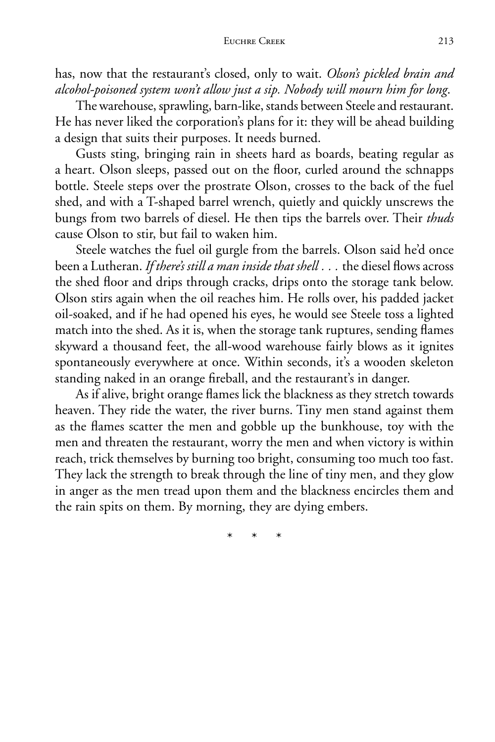has, now that the restaurant's closed, only to wait. *Olson's pickled brain and alcohol-poisoned system won't allow just a sip. Nobody will mourn him for long.*

The warehouse, sprawling, barn-like, stands between Steele and restaurant. He has never liked the corporation's plans for it: they will be ahead building a design that suits their purposes. It needs burned.

Gusts sting, bringing rain in sheets hard as boards, beating regular as a heart. Olson sleeps, passed out on the floor, curled around the schnapps bottle. Steele steps over the prostrate Olson, crosses to the back of the fuel shed, and with a T-shaped barrel wrench, quietly and quickly unscrews the bungs from two barrels of diesel. He then tips the barrels over. Their *thuds* cause Olson to stir, but fail to waken him.

Steele watches the fuel oil gurgle from the barrels. Olson said he'd once been a Lutheran. *If there's still a man inside that shell . . .* the diesel flows across the shed floor and drips through cracks, drips onto the storage tank below. Olson stirs again when the oil reaches him. He rolls over, his padded jacket oil-soaked, and if he had opened his eyes, he would see Steele toss a lighted match into the shed. As it is, when the storage tank ruptures, sending flames skyward a thousand feet, the all-wood warehouse fairly blows as it ignites spontaneously everywhere at once. Within seconds, it's a wooden skeleton standing naked in an orange fireball, and the restaurant's in danger.

As if alive, bright orange flames lick the blackness as they stretch towards heaven. They ride the water, the river burns. Tiny men stand against them as the flames scatter the men and gobble up the bunkhouse, toy with the men and threaten the restaurant, worry the men and when victory is within reach, trick themselves by burning too bright, consuming too much too fast. They lack the strength to break through the line of tiny men, and they glow in anger as the men tread upon them and the blackness encircles them and the rain spits on them. By morning, they are dying embers.

\* \* \*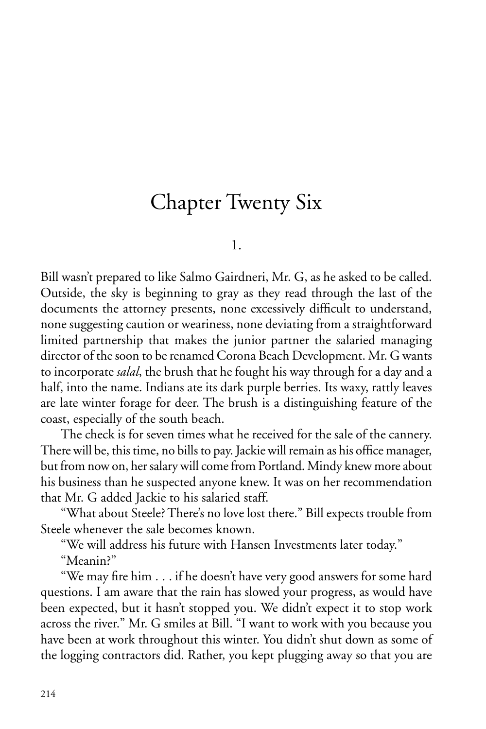# Chapter Twenty Six

1.

Bill wasn't prepared to like Salmo Gairdneri, Mr. G, as he asked to be called. Outside, the sky is beginning to gray as they read through the last of the documents the attorney presents, none excessively difficult to understand, none suggesting caution or weariness, none deviating from a straightforward limited partnership that makes the junior partner the salaried managing director of the soon to be renamed Corona Beach Development. Mr. G wants to incorporate *salal*, the brush that he fought his way through for a day and a half, into the name. Indians ate its dark purple berries. Its waxy, rattly leaves are late winter forage for deer. The brush is a distinguishing feature of the coast, especially of the south beach.

The check is for seven times what he received for the sale of the cannery. There will be, this time, no bills to pay. Jackie will remain as his office manager, but from now on, her salary will come from Portland. Mindy knew more about his business than he suspected anyone knew. It was on her recommendation that Mr. G added Jackie to his salaried staff.

"What about Steele? There's no love lost there." Bill expects trouble from Steele whenever the sale becomes known.

"We will address his future with Hansen Investments later today."

"Meanin?"

"We may fire him . . . if he doesn't have very good answers for some hard questions. I am aware that the rain has slowed your progress, as would have been expected, but it hasn't stopped you. We didn't expect it to stop work across the river." Mr. G smiles at Bill. "I want to work with you because you have been at work throughout this winter. You didn't shut down as some of the logging contractors did. Rather, you kept plugging away so that you are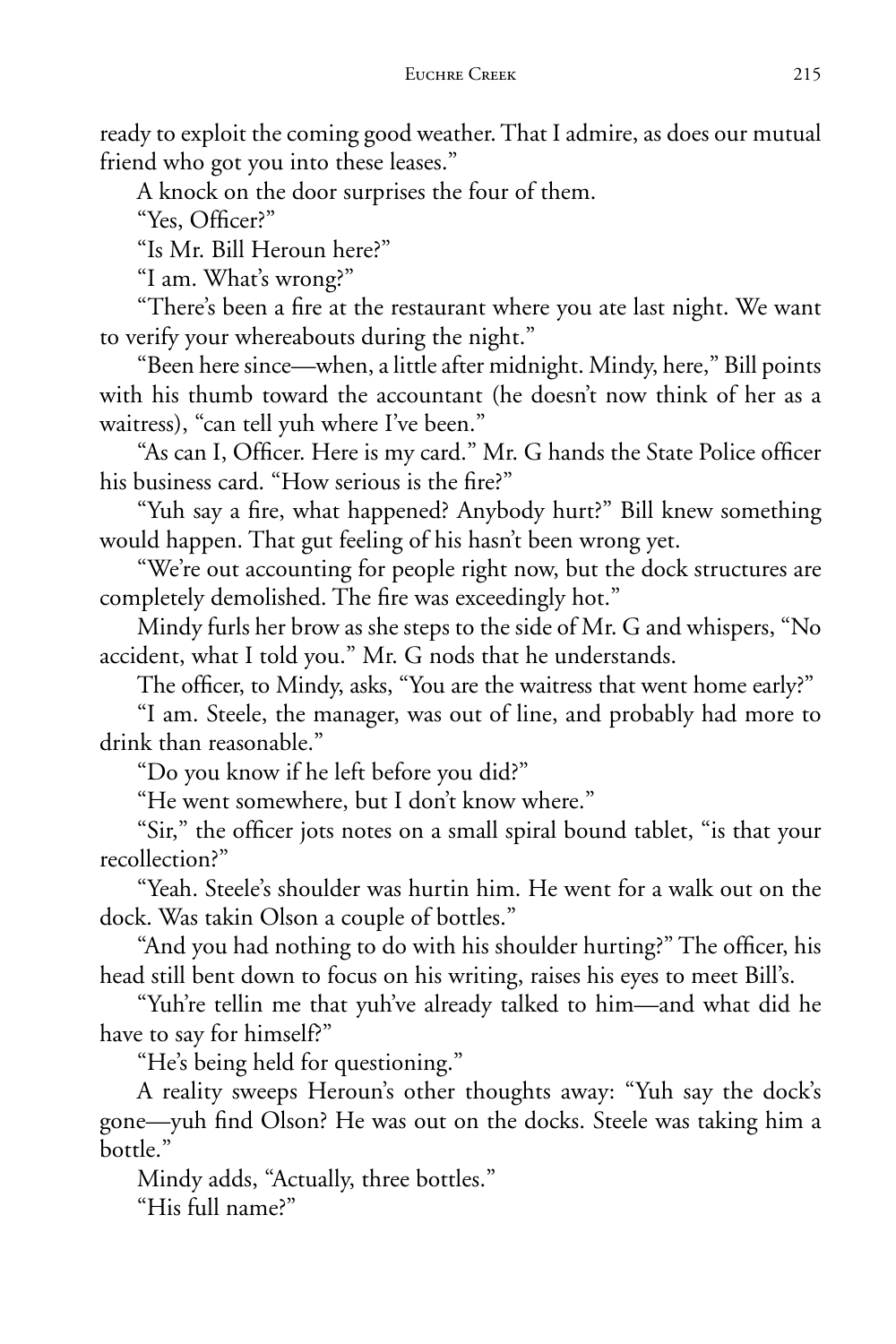ready to exploit the coming good weather. That I admire, as does our mutual friend who got you into these leases."

A knock on the door surprises the four of them.

"Yes, Officer?"

"Is Mr. Bill Heroun here?"

"I am. What's wrong?"

"There's been a fire at the restaurant where you ate last night. We want to verify your whereabouts during the night."

"Been here since—when, a little after midnight. Mindy, here," Bill points with his thumb toward the accountant (he doesn't now think of her as a waitress), "can tell yuh where I've been."

"As can I, Officer. Here is my card." Mr. G hands the State Police officer his business card. "How serious is the fire?"

"Yuh say a fire, what happened? Anybody hurt?" Bill knew something would happen. That gut feeling of his hasn't been wrong yet.

"We're out accounting for people right now, but the dock structures are completely demolished. The fire was exceedingly hot."

Mindy furls her brow as she steps to the side of Mr. G and whispers, "No accident, what I told you." Mr. G nods that he understands.

The officer, to Mindy, asks, "You are the waitress that went home early?"

"I am. Steele, the manager, was out of line, and probably had more to drink than reasonable."

"Do you know if he left before you did?"

"He went somewhere, but I don't know where."

"Sir," the officer jots notes on a small spiral bound tablet, "is that your recollection?"

"Yeah. Steele's shoulder was hurtin him. He went for a walk out on the dock. Was takin Olson a couple of bottles."

"And you had nothing to do with his shoulder hurting?" The officer, his head still bent down to focus on his writing, raises his eyes to meet Bill's.

"Yuh're tellin me that yuh've already talked to him—and what did he have to say for himself?"

"He's being held for questioning."

A reality sweeps Heroun's other thoughts away: "Yuh say the dock's gone—yuh find Olson? He was out on the docks. Steele was taking him a bottle."

Mindy adds, "Actually, three bottles."

"His full name?"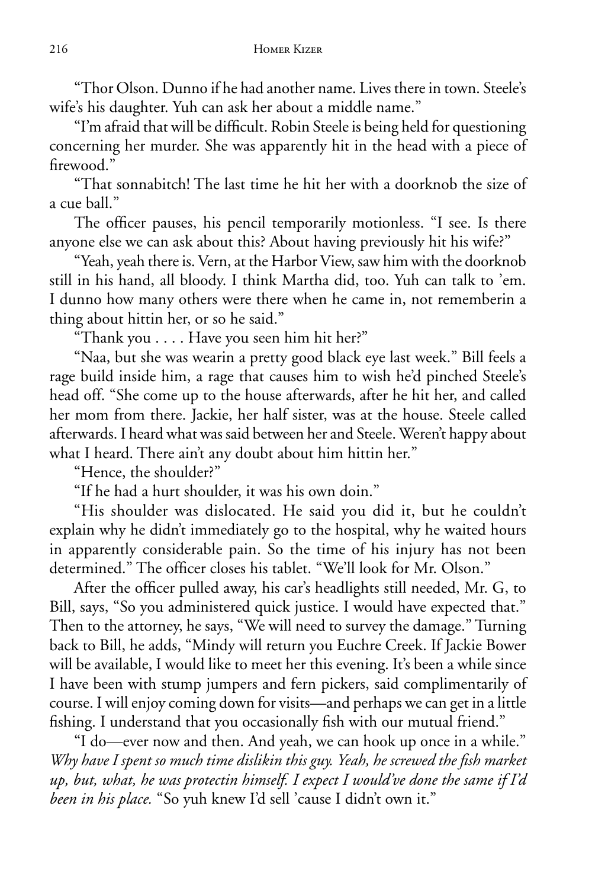"Thor Olson. Dunno if he had another name. Lives there in town. Steele's wife's his daughter. Yuh can ask her about a middle name."

"I'm afraid that will be difficult. Robin Steele is being held for questioning concerning her murder. She was apparently hit in the head with a piece of firewood."

"That sonnabitch! The last time he hit her with a doorknob the size of a cue ball."

The officer pauses, his pencil temporarily motionless. "I see. Is there anyone else we can ask about this? About having previously hit his wife?"

"Yeah, yeah there is. Vern, at the Harbor View, saw him with the doorknob still in his hand, all bloody. I think Martha did, too. Yuh can talk to 'em. I dunno how many others were there when he came in, not rememberin a thing about hittin her, or so he said."

"Thank you . . . . Have you seen him hit her?"

"Naa, but she was wearin a pretty good black eye last week." Bill feels a rage build inside him, a rage that causes him to wish he'd pinched Steele's head off. "She come up to the house afterwards, after he hit her, and called her mom from there. Jackie, her half sister, was at the house. Steele called afterwards. I heard what was said between her and Steele. Weren't happy about what I heard. There ain't any doubt about him hittin her."

"Hence, the shoulder?"

"If he had a hurt shoulder, it was his own doin."

"His shoulder was dislocated. He said you did it, but he couldn't explain why he didn't immediately go to the hospital, why he waited hours in apparently considerable pain. So the time of his injury has not been determined." The officer closes his tablet. "We'll look for Mr. Olson."

After the officer pulled away, his car's headlights still needed, Mr. G, to Bill, says, "So you administered quick justice. I would have expected that." Then to the attorney, he says, "We will need to survey the damage." Turning back to Bill, he adds, "Mindy will return you Euchre Creek. If Jackie Bower will be available, I would like to meet her this evening. It's been a while since I have been with stump jumpers and fern pickers, said complimentarily of course. I will enjoy coming down for visits—and perhaps we can get in a little fishing. I understand that you occasionally fish with our mutual friend."

"I do—ever now and then. And yeah, we can hook up once in a while." *Why have I spent so much time dislikin this guy. Yeah, he screwed the fish market up, but, what, he was protectin himself. I expect I would've done the same if I'd been in his place.* "So yuh knew I'd sell 'cause I didn't own it."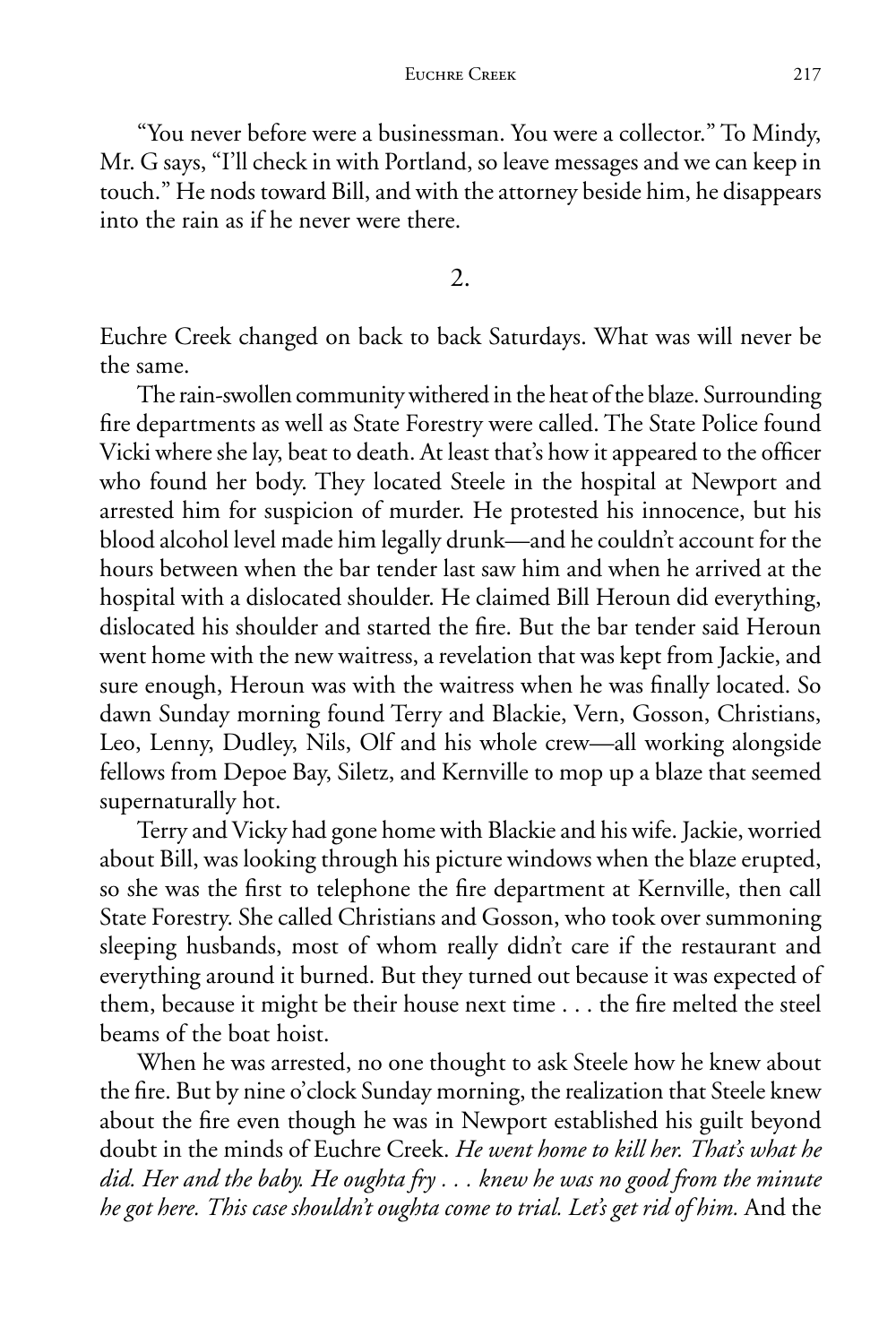"You never before were a businessman. You were a collector." To Mindy, Mr. G says, "I'll check in with Portland, so leave messages and we can keep in touch." He nods toward Bill, and with the attorney beside him, he disappears into the rain as if he never were there.

## 2.

Euchre Creek changed on back to back Saturdays. What was will never be the same.

The rain-swollen community withered in the heat of the blaze. Surrounding fire departments as well as State Forestry were called. The State Police found Vicki where she lay, beat to death. At least that's how it appeared to the officer who found her body. They located Steele in the hospital at Newport and arrested him for suspicion of murder. He protested his innocence, but his blood alcohol level made him legally drunk—and he couldn't account for the hours between when the bar tender last saw him and when he arrived at the hospital with a dislocated shoulder. He claimed Bill Heroun did everything, dislocated his shoulder and started the fire. But the bar tender said Heroun went home with the new waitress, a revelation that was kept from Jackie, and sure enough, Heroun was with the waitress when he was finally located. So dawn Sunday morning found Terry and Blackie, Vern, Gosson, Christians, Leo, Lenny, Dudley, Nils, Olf and his whole crew—all working alongside fellows from Depoe Bay, Siletz, and Kernville to mop up a blaze that seemed supernaturally hot.

Terry and Vicky had gone home with Blackie and his wife. Jackie, worried about Bill, was looking through his picture windows when the blaze erupted, so she was the first to telephone the fire department at Kernville, then call State Forestry. She called Christians and Gosson, who took over summoning sleeping husbands, most of whom really didn't care if the restaurant and everything around it burned. But they turned out because it was expected of them, because it might be their house next time . . . the fire melted the steel beams of the boat hoist.

When he was arrested, no one thought to ask Steele how he knew about the fire. But by nine o'clock Sunday morning, the realization that Steele knew about the fire even though he was in Newport established his guilt beyond doubt in the minds of Euchre Creek. *He went home to kill her. That's what he did. Her and the baby. He oughta fry . . . knew he was no good from the minute he got here. This case shouldn't oughta come to trial. Let's get rid of him.* And the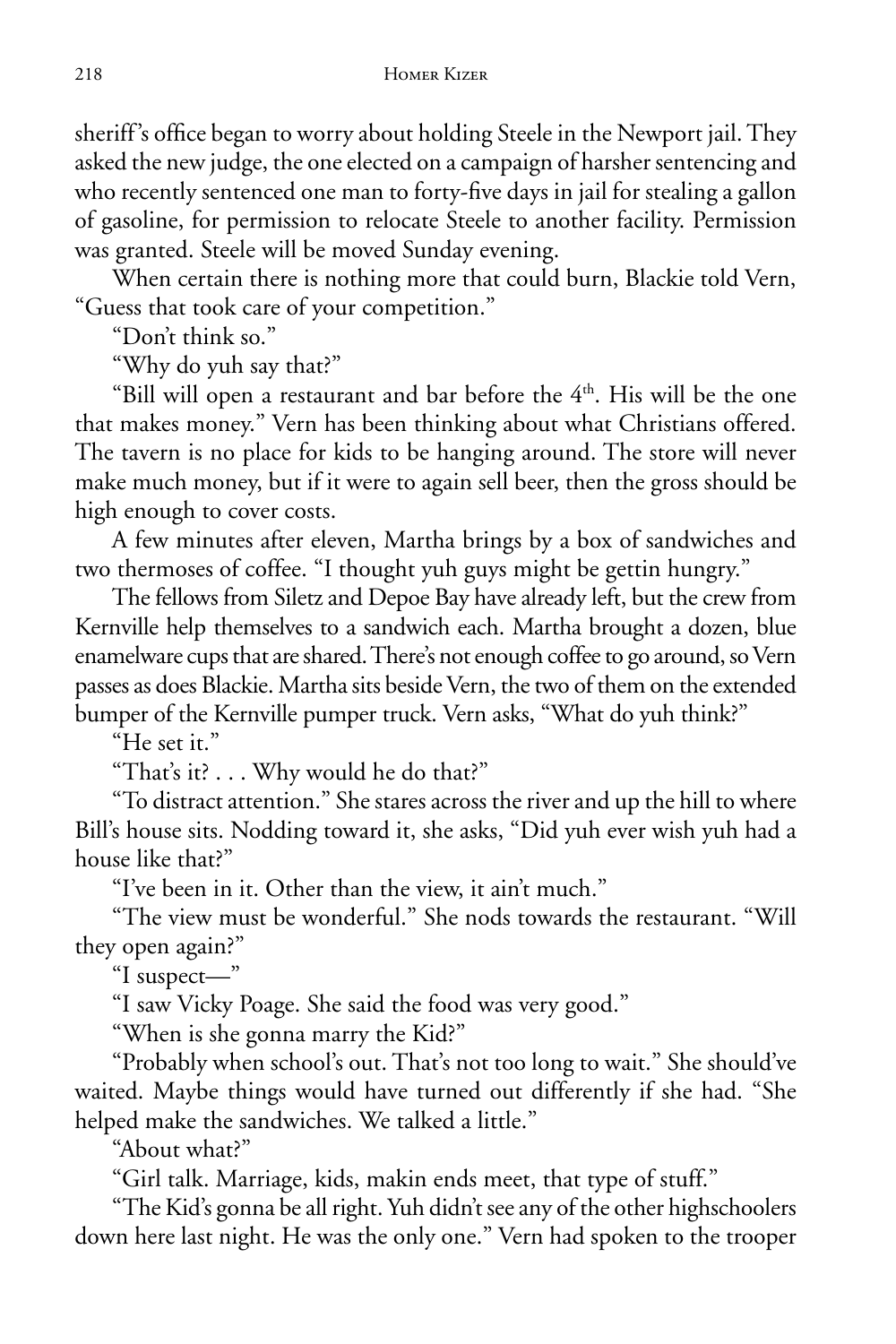sheriff's office began to worry about holding Steele in the Newport jail. They asked the new judge, the one elected on a campaign of harsher sentencing and who recently sentenced one man to forty-five days in jail for stealing a gallon of gasoline, for permission to relocate Steele to another facility. Permission was granted. Steele will be moved Sunday evening.

When certain there is nothing more that could burn, Blackie told Vern, "Guess that took care of your competition."

"Don't think so."

"Why do yuh say that?"

"Bill will open a restaurant and bar before the 4th. His will be the one that makes money." Vern has been thinking about what Christians offered. The tavern is no place for kids to be hanging around. The store will never make much money, but if it were to again sell beer, then the gross should be high enough to cover costs.

A few minutes after eleven, Martha brings by a box of sandwiches and two thermoses of coffee. "I thought yuh guys might be gettin hungry."

The fellows from Siletz and Depoe Bay have already left, but the crew from Kernville help themselves to a sandwich each. Martha brought a dozen, blue enamelware cups that are shared. There's not enough coffee to go around, so Vern passes as does Blackie. Martha sits beside Vern, the two of them on the extended bumper of the Kernville pumper truck. Vern asks, "What do yuh think?"

"He set it."

"That's it? . . . Why would he do that?"

"To distract attention." She stares across the river and up the hill to where Bill's house sits. Nodding toward it, she asks, "Did yuh ever wish yuh had a house like that?"

"I've been in it. Other than the view, it ain't much."

"The view must be wonderful." She nods towards the restaurant. "Will they open again?"

"I suspect—"

"I saw Vicky Poage. She said the food was very good."

"When is she gonna marry the Kid?"

"Probably when school's out. That's not too long to wait." She should've waited. Maybe things would have turned out differently if she had. "She helped make the sandwiches. We talked a little."

"About what?"

"Girl talk. Marriage, kids, makin ends meet, that type of stuff."

"The Kid's gonna be all right. Yuh didn't see any of the other highschoolers down here last night. He was the only one." Vern had spoken to the trooper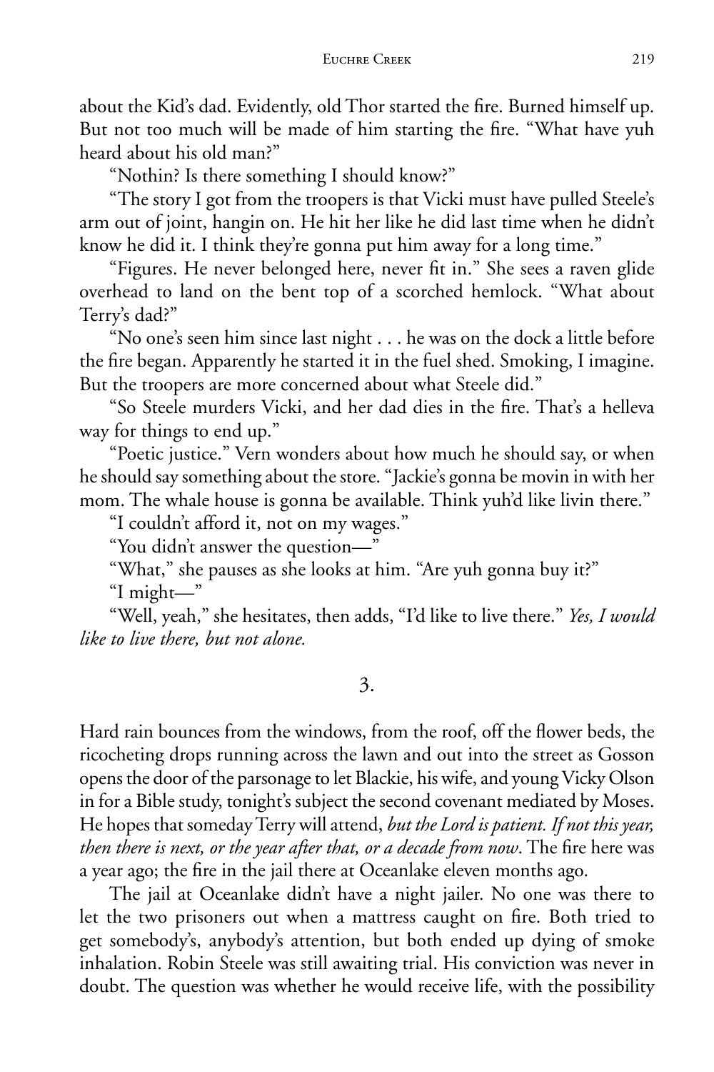about the Kid's dad. Evidently, old Thor started the fire. Burned himself up. But not too much will be made of him starting the fire. "What have yuh heard about his old man?"

"Nothin? Is there something I should know?"

"The story I got from the troopers is that Vicki must have pulled Steele's arm out of joint, hangin on. He hit her like he did last time when he didn't know he did it. I think they're gonna put him away for a long time."

"Figures. He never belonged here, never fit in." She sees a raven glide overhead to land on the bent top of a scorched hemlock. "What about Terry's dad?"

"No one's seen him since last night . . . he was on the dock a little before the fire began. Apparently he started it in the fuel shed. Smoking, I imagine. But the troopers are more concerned about what Steele did."

"So Steele murders Vicki, and her dad dies in the fire. That's a helleva way for things to end up."

"Poetic justice." Vern wonders about how much he should say, or when he should say something about the store. "Jackie's gonna be movin in with her mom. The whale house is gonna be available. Think yuh'd like livin there."

"I couldn't afford it, not on my wages."

"You didn't answer the question—"

"What," she pauses as she looks at him. "Are yuh gonna buy it?"

"I might—"

"Well, yeah," she hesitates, then adds, "I'd like to live there." *Yes, I would like to live there, but not alone.*

## 3.

Hard rain bounces from the windows, from the roof, off the flower beds, the ricocheting drops running across the lawn and out into the street as Gosson opens the door of the parsonage to let Blackie, his wife, and young Vicky Olson in for a Bible study, tonight's subject the second covenant mediated by Moses. He hopes that someday Terry will attend, *but the Lord is patient. If not this year, then there is next, or the year after that, or a decade from now*. The fire here was a year ago; the fire in the jail there at Oceanlake eleven months ago.

The jail at Oceanlake didn't have a night jailer. No one was there to let the two prisoners out when a mattress caught on fire. Both tried to get somebody's, anybody's attention, but both ended up dying of smoke inhalation. Robin Steele was still awaiting trial. His conviction was never in doubt. The question was whether he would receive life, with the possibility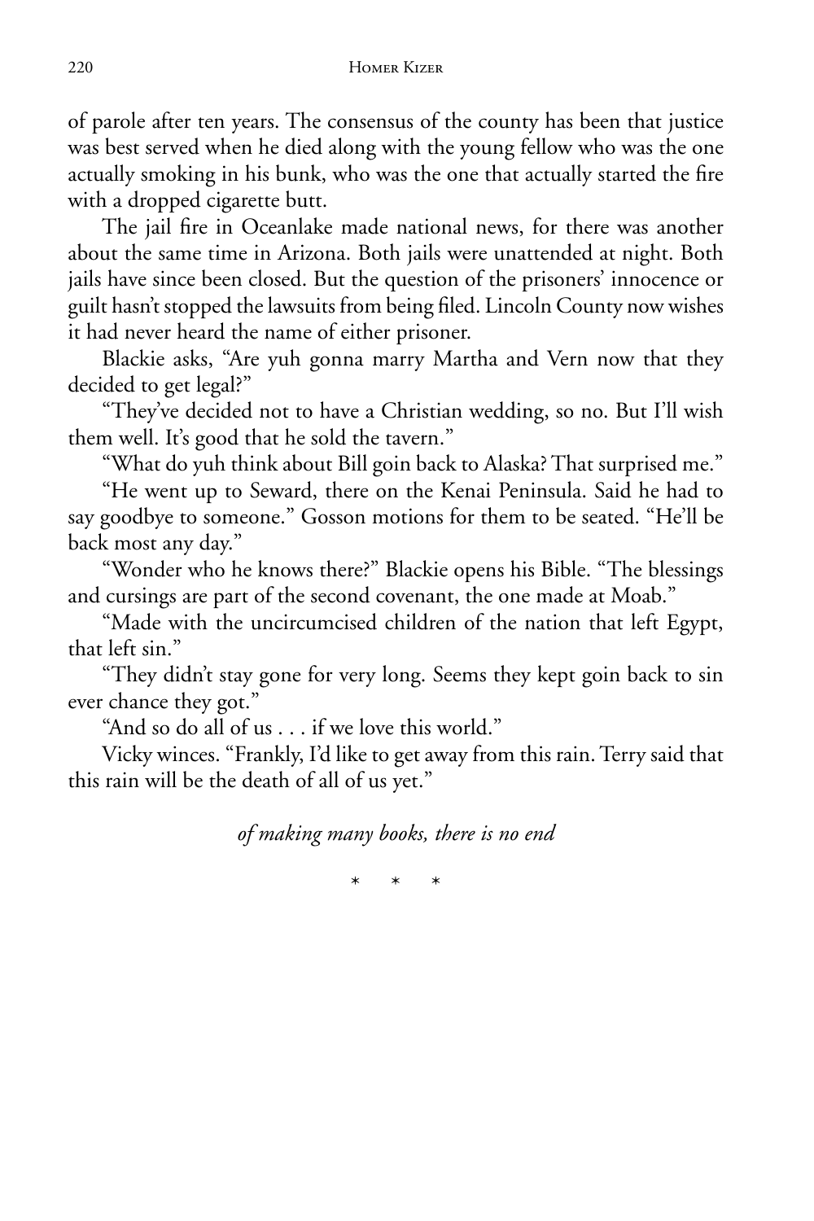of parole after ten years. The consensus of the county has been that justice was best served when he died along with the young fellow who was the one actually smoking in his bunk, who was the one that actually started the fire with a dropped cigarette butt.

The jail fire in Oceanlake made national news, for there was another about the same time in Arizona. Both jails were unattended at night. Both jails have since been closed. But the question of the prisoners' innocence or guilt hasn't stopped the lawsuits from being filed. Lincoln County now wishes it had never heard the name of either prisoner.

Blackie asks, "Are yuh gonna marry Martha and Vern now that they decided to get legal?"

"They've decided not to have a Christian wedding, so no. But I'll wish them well. It's good that he sold the tavern."

"What do yuh think about Bill goin back to Alaska? That surprised me."

"He went up to Seward, there on the Kenai Peninsula. Said he had to say goodbye to someone." Gosson motions for them to be seated. "He'll be back most any day."

"Wonder who he knows there?" Blackie opens his Bible. "The blessings and cursings are part of the second covenant, the one made at Moab."

"Made with the uncircumcised children of the nation that left Egypt, that left sin."

"They didn't stay gone for very long. Seems they kept goin back to sin ever chance they got."

"And so do all of us . . . if we love this world."

Vicky winces. "Frankly, I'd like to get away from this rain. Terry said that this rain will be the death of all of us yet."

*of making many books, there is no end*

\* \* \*